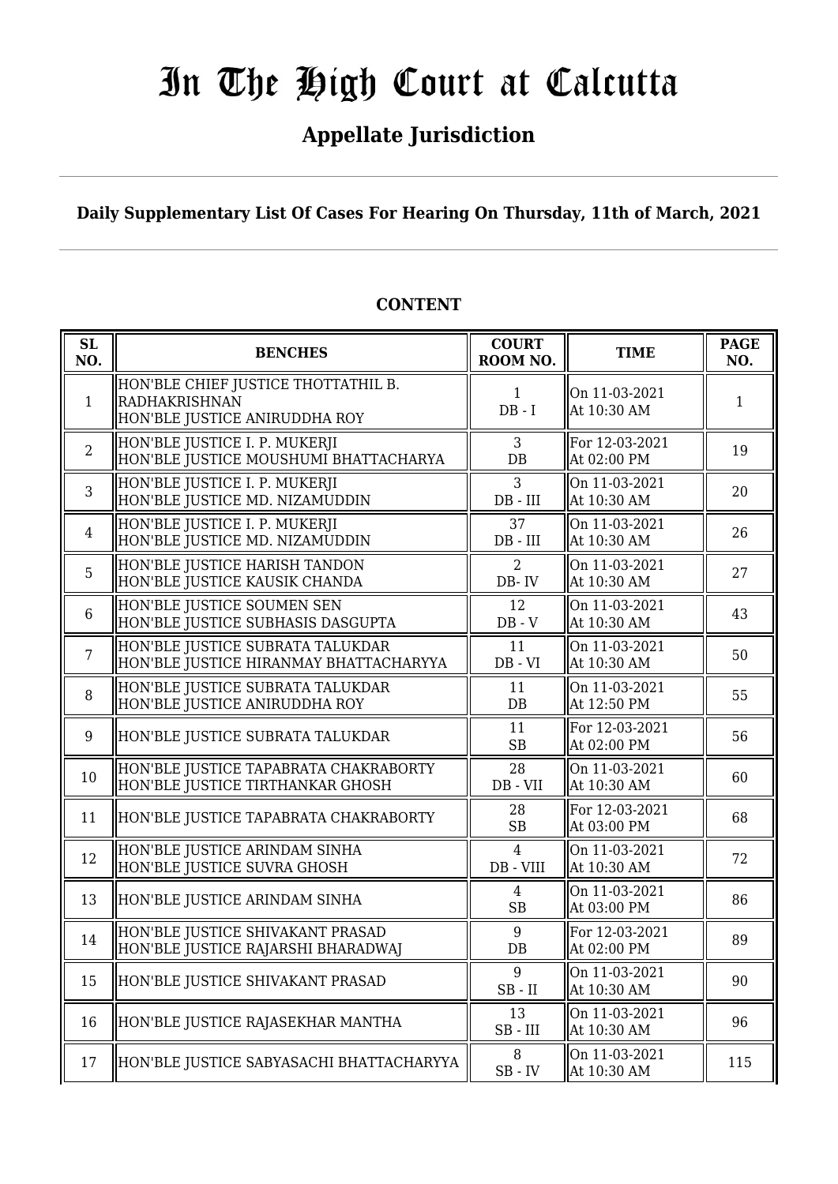# In The High Court at Calcutta

## Appellate Jurisdiction

**Daily Supplementary List Of Cases For Hearing On Thursday, 11th of March, 2021**

### CONTENT

| SL NO. | BENCHES | COURT ROOM NO. | TIME | PAGE NO. |
|---|---|---|---|---|
| 1 | HON'BLE CHIEF JUSTICE THOTTATHIL B. RADHAKRISHNAN<br>HON'BLE JUSTICE ANIRUDDHA ROY | 1<br>DB - I | On 11-03-2021<br>At 10:30 AM | 1 |
| 2 | HON'BLE JUSTICE I. P. MUKERJI<br>HON'BLE JUSTICE MOUSHUMI BHATTACHARYA | 3<br>DB | For 12-03-2021<br>At 02:00 PM | 19 |
| 3 | HON'BLE JUSTICE I. P. MUKERJI<br>HON'BLE JUSTICE MD. NIZAMUDDIN | 3<br>DB - III | On 11-03-2021<br>At 10:30 AM | 20 |
| 4 | HON'BLE JUSTICE I. P. MUKERJI<br>HON'BLE JUSTICE MD. NIZAMUDDIN | 37<br>DB - III | On 11-03-2021<br>At 10:30 AM | 26 |
| 5 | HON'BLE JUSTICE HARISH TANDON<br>HON'BLE JUSTICE KAUSIK CHANDA | 2<br>DB- IV | On 11-03-2021<br>At 10:30 AM | 27 |
| 6 | HON'BLE JUSTICE SOUMEN SEN<br>HON'BLE JUSTICE SUBHASIS DASGUPTA | 12<br>DB - V | On 11-03-2021<br>At 10:30 AM | 43 |
| 7 | HON'BLE JUSTICE SUBRATA TALUKDAR<br>HON'BLE JUSTICE HIRANMAY BHATTACHARYYA | 11<br>DB - VI | On 11-03-2021<br>At 10:30 AM | 50 |
| 8 | HON'BLE JUSTICE SUBRATA TALUKDAR<br>HON'BLE JUSTICE ANIRUDDHA ROY | 11<br>DB | On 11-03-2021<br>At 12:50 PM | 55 |
| 9 | HON'BLE JUSTICE SUBRATA TALUKDAR | 11<br>SB | For 12-03-2021<br>At 02:00 PM | 56 |
| 10 | HON'BLE JUSTICE TAPABRATA CHAKRABORTY<br>HON'BLE JUSTICE TIRTHANKAR GHOSH | 28<br>DB - VII | On 11-03-2021<br>At 10:30 AM | 60 |
| 11 | HON'BLE JUSTICE TAPABRATA CHAKRABORTY | 28<br>SB | For 12-03-2021<br>At 03:00 PM | 68 |
| 12 | HON'BLE JUSTICE ARINDAM SINHA<br>HON'BLE JUSTICE SUVRA GHOSH | 4<br>DB - VIII | On 11-03-2021<br>At 10:30 AM | 72 |
| 13 | HON'BLE JUSTICE ARINDAM SINHA | 4<br>SB | On 11-03-2021<br>At 03:00 PM | 86 |
| 14 | HON'BLE JUSTICE SHIVAKANT PRASAD<br>HON'BLE JUSTICE RAJARSHI BHARADWAJ | 9<br>DB | For 12-03-2021<br>At 02:00 PM | 89 |
| 15 | HON'BLE JUSTICE SHIVAKANT PRASAD | 9<br>SB - II | On 11-03-2021<br>At 10:30 AM | 90 |
| 16 | HON'BLE JUSTICE RAJASEKHAR MANTHA | 13<br>SB - III | On 11-03-2021<br>At 10:30 AM | 96 |
| 17 | HON'BLE JUSTICE SABYASACHI BHATTACHARYYA | 8<br>SB - IV | On 11-03-2021<br>At 10:30 AM | 115 |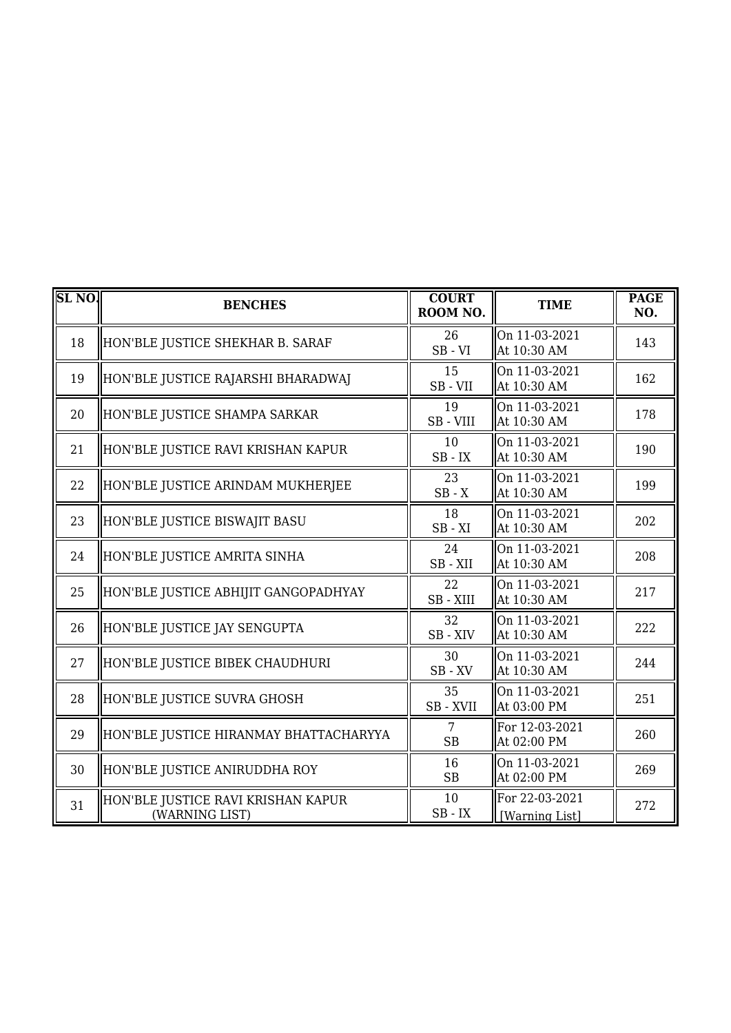| SL NO. | BENCHES | COURT ROOM NO. | TIME | PAGE NO. |
|---|---|---|---|---|
| 18 | HON'BLE JUSTICE SHEKHAR B. SARAF | 26 SB - VI | On 11-03-2021 At 10:30 AM | 143 |
| 19 | HON'BLE JUSTICE RAJARSHI BHARADWAJ | 15 SB - VII | On 11-03-2021 At 10:30 AM | 162 |
| 20 | HON'BLE JUSTICE SHAMPA SARKAR | 19 SB - VIII | On 11-03-2021 At 10:30 AM | 178 |
| 21 | HON'BLE JUSTICE RAVI KRISHAN KAPUR | 10 SB - IX | On 11-03-2021 At 10:30 AM | 190 |
| 22 | HON'BLE JUSTICE ARINDAM MUKHERJEE | 23 SB - X | On 11-03-2021 At 10:30 AM | 199 |
| 23 | HON'BLE JUSTICE BISWAJIT BASU | 18 SB - XI | On 11-03-2021 At 10:30 AM | 202 |
| 24 | HON'BLE JUSTICE AMRITA SINHA | 24 SB - XII | On 11-03-2021 At 10:30 AM | 208 |
| 25 | HON'BLE JUSTICE ABHIJIT GANGOPADHYAY | 22 SB - XIII | On 11-03-2021 At 10:30 AM | 217 |
| 26 | HON'BLE JUSTICE JAY SENGUPTA | 32 SB - XIV | On 11-03-2021 At 10:30 AM | 222 |
| 27 | HON'BLE JUSTICE BIBEK CHAUDHURI | 30 SB - XV | On 11-03-2021 At 10:30 AM | 244 |
| 28 | HON'BLE JUSTICE SUVRA GHOSH | 35 SB - XVII | On 11-03-2021 At 03:00 PM | 251 |
| 29 | HON'BLE JUSTICE HIRANMAY BHATTACHARYYA | 7 SB | For 12-03-2021 At 02:00 PM | 260 |
| 30 | HON'BLE JUSTICE ANIRUDDHA ROY | 16 SB | On 11-03-2021 At 02:00 PM | 269 |
| 31 | HON'BLE JUSTICE RAVI KRISHAN KAPUR (WARNING LIST) | 10 SB - IX | For 22-03-2021 [Warning List] | 272 |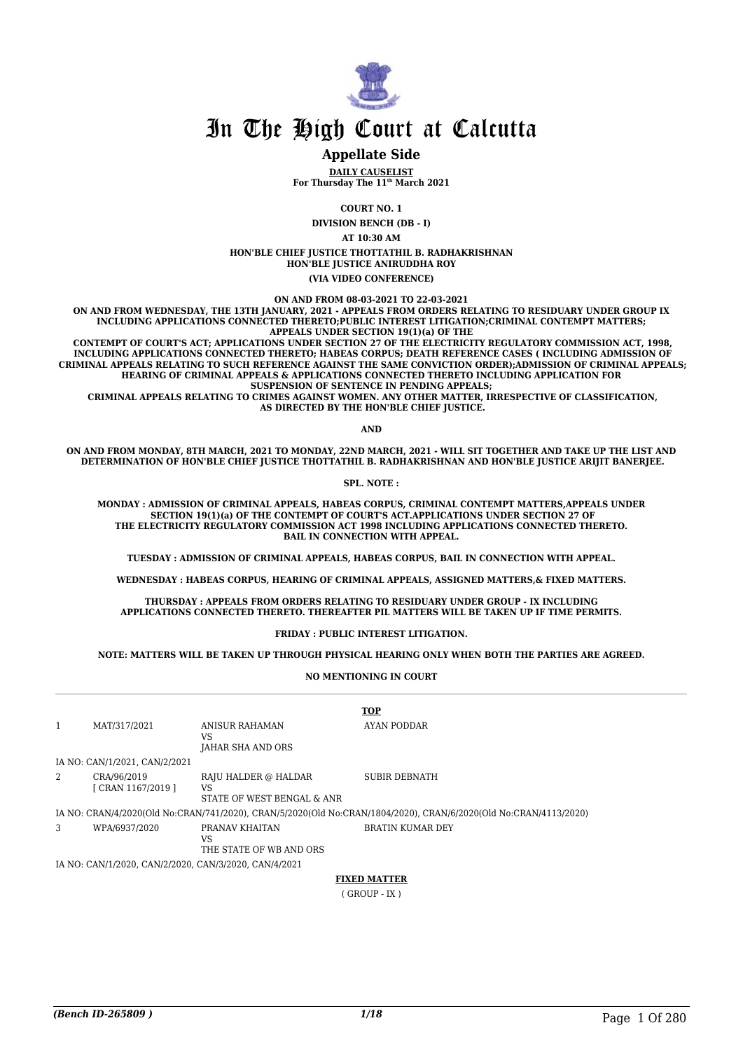# In The High Court at Calcutta

## Appellate Side

**DAILY CAUSELIST**

**For Thursday The 11th March 2021**

**COURT NO. 1**

**DIVISION BENCH (DB - I)**

**AT 10:30 AM**

**HON'BLE CHIEF JUSTICE THOTTATHIL B. RADHAKRISHNAN**
**HON'BLE JUSTICE ANIRUDDHA ROY**

**(VIA VIDEO CONFERENCE)**

**ON AND FROM 08-03-2021 TO 22-03-2021**

**ON AND FROM WEDNESDAY, THE 13TH JANUARY, 2021 - APPEALS FROM ORDERS RELATING TO RESIDUARY UNDER GROUP IX INCLUDING APPLICATIONS CONNECTED THERETO;PUBLIC INTEREST LITIGATION;CRIMINAL CONTEMPT MATTERS; APPEALS UNDER SECTION 19(1)(a) OF THE CONTEMPT OF COURT'S ACT; APPLICATIONS UNDER SECTION 27 OF THE ELECTRICITY REGULATORY COMMISSION ACT, 1998, INCLUDING APPLICATIONS CONNECTED THERETO; HABEAS CORPUS; DEATH REFERENCE CASES ( INCLUDING ADMISSION OF CRIMINAL APPEALS RELATING TO SUCH REFERENCE AGAINST THE SAME CONVICTION ORDER);ADMISSION OF CRIMINAL APPEALS; HEARING OF CRIMINAL APPEALS & APPLICATIONS CONNECTED THERETO INCLUDING APPLICATION FOR SUSPENSION OF SENTENCE IN PENDING APPEALS; CRIMINAL APPEALS RELATING TO CRIMES AGAINST WOMEN. ANY OTHER MATTER, IRRESPECTIVE OF CLASSIFICATION, AS DIRECTED BY THE HON'BLE CHIEF JUSTICE.**

**AND**

**ON AND FROM MONDAY, 8TH MARCH, 2021 TO MONDAY, 22ND MARCH, 2021 - WILL SIT TOGETHER AND TAKE UP THE LIST AND DETERMINATION OF HON'BLE CHIEF JUSTICE THOTTATHIL B. RADHAKRISHNAN AND HON'BLE JUSTICE ARIJIT BANERJEE.**

**SPL. NOTE :**

**MONDAY : ADMISSION OF CRIMINAL APPEALS, HABEAS CORPUS, CRIMINAL CONTEMPT MATTERS,APPEALS UNDER SECTION 19(1)(a) OF THE CONTEMPT OF COURT'S ACT.APPLICATIONS UNDER SECTION 27 OF THE ELECTRICITY REGULATORY COMMISSION ACT 1998 INCLUDING APPLICATIONS CONNECTED THERETO. BAIL IN CONNECTION WITH APPEAL.**

**TUESDAY : ADMISSION OF CRIMINAL APPEALS, HABEAS CORPUS, BAIL IN CONNECTION WITH APPEAL.**

**WEDNESDAY : HABEAS CORPUS, HEARING OF CRIMINAL APPEALS, ASSIGNED MATTERS,& FIXED MATTERS.**

**THURSDAY : APPEALS FROM ORDERS RELATING TO RESIDUARY UNDER GROUP - IX INCLUDING APPLICATIONS CONNECTED THERETO. THEREAFTER PIL MATTERS WILL BE TAKEN UP IF TIME PERMITS.**

**FRIDAY : PUBLIC INTEREST LITIGATION.**

**NOTE: MATTERS WILL BE TAKEN UP THROUGH PHYSICAL HEARING ONLY WHEN BOTH THE PARTIES ARE AGREED.**

**NO MENTIONING IN COURT**

**TOP**

| | | | |
|---|---|---|---|
| 1 | MAT/317/2021 | ANISUR RAHAMAN VS JAHAR SHA AND ORS | AYAN PODDAR |
| | IA NO: CAN/1/2021, CAN/2/2021 | | |
| 2 | CRA/96/2019 [ CRAN 1167/2019 ] | RAJU HALDER @ HALDAR VS STATE OF WEST BENGAL & ANR | SUBIR DEBNATH |
| | IA NO: CRAN/4/2020(Old No:CRAN/741/2020), CRAN/5/2020(Old No:CRAN/1804/2020), CRAN/6/2020(Old No:CRAN/4113/2020) | | |
| 3 | WPA/6937/2020 | PRANAV KHAITAN VS THE STATE OF WB AND ORS | BRATIN KUMAR DEY |
| | IA NO: CAN/1/2020, CAN/2/2020, CAN/3/2020, CAN/4/2021 | | |

**FIXED MATTER**

( GROUP - IX )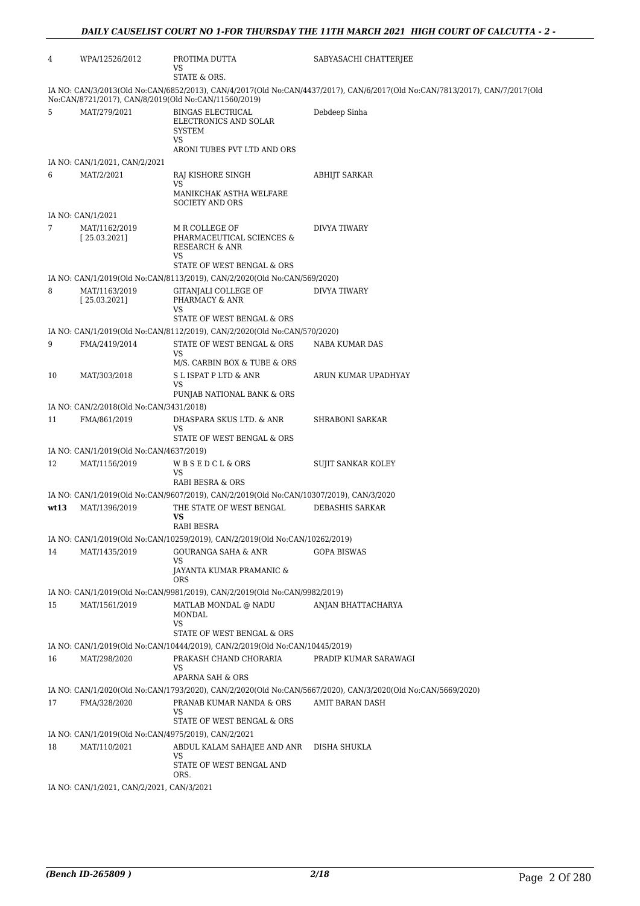| | | | |
|---|---|---|---|
| 4 | WPA/12526/2012 | PROTIMA DUTTA<br>VS<br>STATE & ORS. | SABYASACHI CHATTERJEE |

IA NO: CAN/3/2013(Old No:CAN/6852/2013), CAN/4/2017(Old No:CAN/4437/2017), CAN/6/2017(Old No:CAN/7813/2017), CAN/7/2017(Old No:CAN/8721/2017), CAN/8/2019(Old No:CAN/11560/2019)

| | | | |
|---|---|---|---|
| 5 | MAT/279/2021 | BINGAS ELECTRICAL ELECTRONICS AND SOLAR SYSTEM<br>VS<br>ARONI TUBES PVT LTD AND ORS | Debdeep Sinha |

IA NO: CAN/1/2021, CAN/2/2021

| | | | |
|---|---|---|---|
| 6 | MAT/2/2021 | RAJ KISHORE SINGH<br>VS<br>MANIKCHAK ASTHA WELFARE SOCIETY AND ORS | ABHIJT SARKAR |

IA NO: CAN/1/2021

| | | | |
|---|---|---|---|
| 7 | MAT/1162/2019<br>[ 25.03.2021] | M R COLLEGE OF PHARMACEUTICAL SCIENCES & RESEARCH & ANR<br>VS<br>STATE OF WEST BENGAL & ORS | DIVYA TIWARY |

IA NO: CAN/1/2019(Old No:CAN/8113/2019), CAN/2/2020(Old No:CAN/569/2020)

| | | | |
|---|---|---|---|
| 8 | MAT/1163/2019<br>[ 25.03.2021] | GITANJALI COLLEGE OF PHARMACY & ANR<br>VS<br>STATE OF WEST BENGAL & ORS | DIVYA TIWARY |

IA NO: CAN/1/2019(Old No:CAN/8112/2019), CAN/2/2020(Old No:CAN/570/2020)

| | | | |
|---|---|---|---|
| 9 | FMA/2419/2014 | STATE OF WEST BENGAL & ORS<br>VS<br>M/S. CARBIN BOX & TUBE & ORS | NABA KUMAR DAS |
| 10 | MAT/303/2018 | S L ISPAT P LTD & ANR<br>VS<br>PUNJAB NATIONAL BANK & ORS | ARUN KUMAR UPADHYAY |

IA NO: CAN/2/2018(Old No:CAN/3431/2018)

| | | | |
|---|---|---|---|
| 11 | FMA/861/2019 | DHASPARA SKUS LTD. & ANR<br>VS<br>STATE OF WEST BENGAL & ORS | SHRABONI SARKAR |

IA NO: CAN/1/2019(Old No:CAN/4637/2019)

| | | | |
|---|---|---|---|
| 12 | MAT/1156/2019 | W B S E D C L & ORS<br>VS<br>RABI BESRA & ORS | SUJIT SANKAR KOLEY |

IA NO: CAN/1/2019(Old No:CAN/9607/2019), CAN/2/2019(Old No:CAN/10307/2019), CAN/3/2020

| | | | |
|---|---|---|---|
| **wt13** | MAT/1396/2019 | THE STATE OF WEST BENGAL<br>**VS**<br>RABI BESRA | DEBASHIS SARKAR |

IA NO: CAN/1/2019(Old No:CAN/10259/2019), CAN/2/2019(Old No:CAN/10262/2019)

| | | | |
|---|---|---|---|
| 14 | MAT/1435/2019 | GOURANGA SAHA & ANR<br>VS<br>JAYANTA KUMAR PRAMANIC & ORS | GOPA BISWAS |

IA NO: CAN/1/2019(Old No:CAN/9981/2019), CAN/2/2019(Old No:CAN/9982/2019)

| | | | |
|---|---|---|---|
| 15 | MAT/1561/2019 | MATLAB MONDAL @ NADU MONDAL<br>VS<br>STATE OF WEST BENGAL & ORS | ANJAN BHATTACHARYA |

IA NO: CAN/1/2019(Old No:CAN/10444/2019), CAN/2/2019(Old No:CAN/10445/2019)

| | | | |
|---|---|---|---|
| 16 | MAT/298/2020 | PRAKASH CHAND CHORARIA<br>VS<br>APARNA SAH & ORS | PRADIP KUMAR SARAWAGI |

IA NO: CAN/1/2020(Old No:CAN/1793/2020), CAN/2/2020(Old No:CAN/5667/2020), CAN/3/2020(Old No:CAN/5669/2020)

| | | | |
|---|---|---|---|
| 17 | FMA/328/2020 | PRANAB KUMAR NANDA & ORS<br>VS<br>STATE OF WEST BENGAL & ORS | AMIT BARAN DASH |

IA NO: CAN/1/2019(Old No:CAN/4975/2019), CAN/2/2021

| | | | |
|---|---|---|---|
| 18 | MAT/110/2021 | ABDUL KALAM SAHAJEE AND ANR<br>VS<br>STATE OF WEST BENGAL AND ORS. | DISHA SHUKLA |

IA NO: CAN/1/2021, CAN/2/2021, CAN/3/2021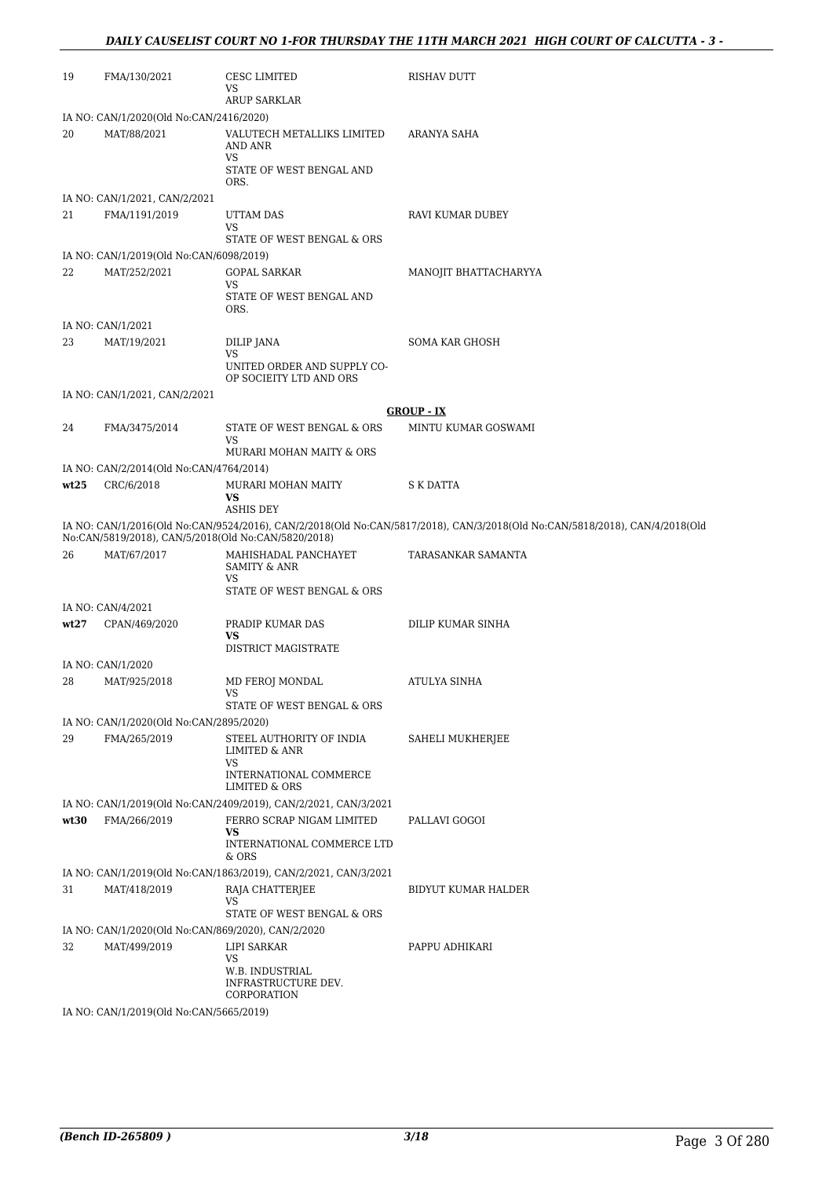| | | | |
|---|---|---|---|
| 19 | FMA/130/2021 | CESC LIMITED<br>VS<br>ARUP SARKLAR | RISHAV DUTT |
| IA NO: CAN/1/2020(Old No:CAN/2416/2020) | | | |
| 20 | MAT/88/2021 | VALUTECH METALLIKS LIMITED AND ANR<br>VS<br>STATE OF WEST BENGAL AND ORS. | ARANYA SAHA |
| IA NO: CAN/1/2021, CAN/2/2021 | | | |
| 21 | FMA/1191/2019 | UTTAM DAS<br>VS<br>STATE OF WEST BENGAL & ORS | RAVI KUMAR DUBEY |
| IA NO: CAN/1/2019(Old No:CAN/6098/2019) | | | |
| 22 | MAT/252/2021 | GOPAL SARKAR<br>VS<br>STATE OF WEST BENGAL AND ORS. | MANOJIT BHATTACHARYYA |
| IA NO: CAN/1/2021 | | | |
| 23 | MAT/19/2021 | DILIP JANA<br>VS<br>UNITED ORDER AND SUPPLY CO-OP SOCIEITY LTD AND ORS | SOMA KAR GHOSH |
| IA NO: CAN/1/2021, CAN/2/2021 | | | |

**GROUP - IX**

| | | | |
|---|---|---|---|
| 24 | FMA/3475/2014 | STATE OF WEST BENGAL & ORS<br>VS<br>MURARI MOHAN MAITY & ORS | MINTU KUMAR GOSWAMI |
| IA NO: CAN/2/2014(Old No:CAN/4764/2014) | | | |
| wt25 | CRC/6/2018 | MURARI MOHAN MAITY<br>**VS**<br>ASHIS DEY | S K DATTA |
| IA NO: CAN/1/2016(Old No:CAN/9524/2016), CAN/2/2018(Old No:CAN/5817/2018), CAN/3/2018(Old No:CAN/5818/2018), CAN/4/2018(Old No:CAN/5819/2018), CAN/5/2018(Old No:CAN/5820/2018) | | | |
| 26 | MAT/67/2017 | MAHISHADAL PANCHAYET SAMITY & ANR<br>VS<br>STATE OF WEST BENGAL & ORS | TARASANKAR SAMANTA |
| IA NO: CAN/4/2021 | | | |
| wt27 | CPAN/469/2020 | PRADIP KUMAR DAS<br>**VS**<br>DISTRICT MAGISTRATE | DILIP KUMAR SINHA |
| IA NO: CAN/1/2020 | | | |
| 28 | MAT/925/2018 | MD FEROJ MONDAL<br>VS<br>STATE OF WEST BENGAL & ORS | ATULYA SINHA |
| IA NO: CAN/1/2020(Old No:CAN/2895/2020) | | | |
| 29 | FMA/265/2019 | STEEL AUTHORITY OF INDIA LIMITED & ANR<br>VS<br>INTERNATIONAL COMMERCE LIMITED & ORS | SAHELI MUKHERJEE |
| IA NO: CAN/1/2019(Old No:CAN/2409/2019), CAN/2/2021, CAN/3/2021 | | | |
| wt30 | FMA/266/2019 | FERRO SCRAP NIGAM LIMITED<br>**VS**<br>INTERNATIONAL COMMERCE LTD & ORS | PALLAVI GOGOI |
| IA NO: CAN/1/2019(Old No:CAN/1863/2019), CAN/2/2021, CAN/3/2021 | | | |
| 31 | MAT/418/2019 | RAJA CHATTERJEE<br>VS<br>STATE OF WEST BENGAL & ORS | BIDYUT KUMAR HALDER |
| IA NO: CAN/1/2020(Old No:CAN/869/2020), CAN/2/2020 | | | |
| 32 | MAT/499/2019 | LIPI SARKAR<br>VS<br>W.B. INDUSTRIAL INFRASTRUCTURE DEV. CORPORATION | PAPPU ADHIKARI |
| IA NO: CAN/1/2019(Old No:CAN/5665/2019) | | | |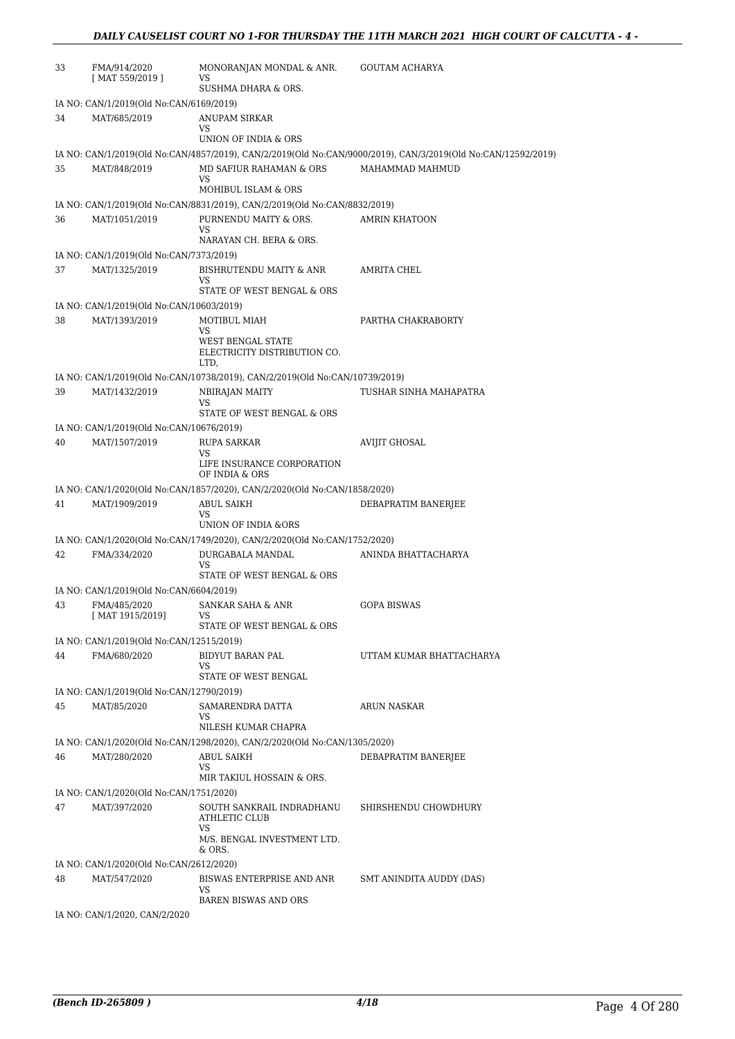| | | | |
|---|---|---|---|
| 33 | FMA/914/2020<br>[ MAT 559/2019 ] | MONORANJAN MONDAL & ANR.<br>VS<br>SUSHMA DHARA & ORS. | GOUTAM ACHARYA |
| | IA NO: CAN/1/2019(Old No:CAN/6169/2019) | | |
| 34 | MAT/685/2019 | ANUPAM SIRKAR<br>VS<br>UNION OF INDIA & ORS | |
| | IA NO: CAN/1/2019(Old No:CAN/4857/2019), CAN/2/2019(Old No:CAN/9000/2019), CAN/3/2019(Old No:CAN/12592/2019) | | |
| 35 | MAT/848/2019 | MD SAFIUR RAHAMAN & ORS<br>VS<br>MOHIBUL ISLAM & ORS | MAHAMMAD MAHMUD |
| | IA NO: CAN/1/2019(Old No:CAN/8831/2019), CAN/2/2019(Old No:CAN/8832/2019) | | |
| 36 | MAT/1051/2019 | PURNENDU MAITY & ORS.<br>VS<br>NARAYAN CH. BERA & ORS. | AMRIN KHATOON |
| | IA NO: CAN/1/2019(Old No:CAN/7373/2019) | | |
| 37 | MAT/1325/2019 | BISHRUTENDU MAITY & ANR<br>VS<br>STATE OF WEST BENGAL & ORS | AMRITA CHEL |
| | IA NO: CAN/1/2019(Old No:CAN/10603/2019) | | |
| 38 | MAT/1393/2019 | MOTIBUL MIAH<br>VS<br>WEST BENGAL STATE ELECTRICITY DISTRIBUTION CO. LTD, | PARTHA CHAKRABORTY |
| | IA NO: CAN/1/2019(Old No:CAN/10738/2019), CAN/2/2019(Old No:CAN/10739/2019) | | |
| 39 | MAT/1432/2019 | NBIRAJAN MAITY<br>VS<br>STATE OF WEST BENGAL & ORS | TUSHAR SINHA MAHAPATRA |
| | IA NO: CAN/1/2019(Old No:CAN/10676/2019) | | |
| 40 | MAT/1507/2019 | RUPA SARKAR<br>VS<br>LIFE INSURANCE CORPORATION OF INDIA & ORS | AVIJIT GHOSAL |
| | IA NO: CAN/1/2020(Old No:CAN/1857/2020), CAN/2/2020(Old No:CAN/1858/2020) | | |
| 41 | MAT/1909/2019 | ABUL SAIKH<br>VS<br>UNION OF INDIA &ORS | DEBAPRATIM BANERJEE |
| | IA NO: CAN/1/2020(Old No:CAN/1749/2020), CAN/2/2020(Old No:CAN/1752/2020) | | |
| 42 | FMA/334/2020 | DURGABALA MANDAL<br>VS<br>STATE OF WEST BENGAL & ORS | ANINDA BHATTACHARYA |
| | IA NO: CAN/1/2019(Old No:CAN/6604/2019) | | |
| 43 | FMA/485/2020<br>[ MAT 1915/2019] | SANKAR SAHA & ANR<br>VS<br>STATE OF WEST BENGAL & ORS | GOPA BISWAS |
| | IA NO: CAN/1/2019(Old No:CAN/12515/2019) | | |
| 44 | FMA/680/2020 | BIDYUT BARAN PAL<br>VS<br>STATE OF WEST BENGAL | UTTAM KUMAR BHATTACHARYA |
| | IA NO: CAN/1/2019(Old No:CAN/12790/2019) | | |
| 45 | MAT/85/2020 | SAMARENDRA DATTA<br>VS<br>NILESH KUMAR CHAPRA | ARUN NASKAR |
| | IA NO: CAN/1/2020(Old No:CAN/1298/2020), CAN/2/2020(Old No:CAN/1305/2020) | | |
| 46 | MAT/280/2020 | ABUL SAIKH<br>VS<br>MIR TAKIUL HOSSAIN & ORS. | DEBAPRATIM BANERJEE |
| | IA NO: CAN/1/2020(Old No:CAN/1751/2020) | | |
| 47 | MAT/397/2020 | SOUTH SANKRAIL INDRADHANU ATHLETIC CLUB<br>VS<br>M/S. BENGAL INVESTMENT LTD. & ORS. | SHIRSHENDU CHOWDHURY |
| | IA NO: CAN/1/2020(Old No:CAN/2612/2020) | | |
| 48 | MAT/547/2020 | BISWAS ENTERPRISE AND ANR<br>VS<br>BAREN BISWAS AND ORS | SMT ANINDITA AUDDY (DAS) |
| | IA NO: CAN/1/2020, CAN/2/2020 | | |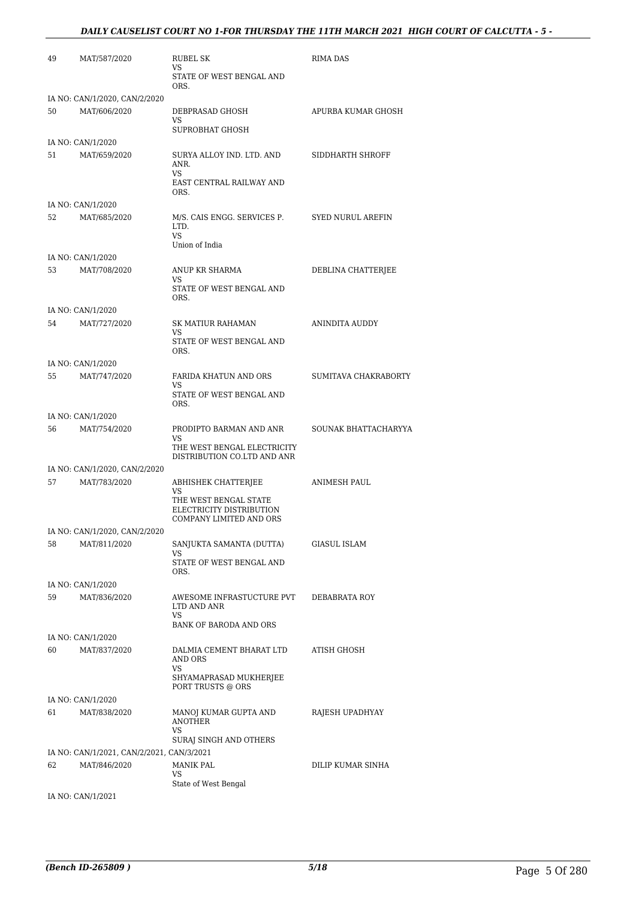| | | | |
|---|---|---|---|
| 49 | MAT/587/2020 | RUBEL SK<br>VS<br>STATE OF WEST BENGAL AND ORS. | RIMA DAS |
| | IA NO: CAN/1/2020, CAN/2/2020 | | |
| 50 | MAT/606/2020 | DEBPRASAD GHOSH<br>VS<br>SUPROBHAT GHOSH | APURBA KUMAR GHOSH |
| | IA NO: CAN/1/2020 | | |
| 51 | MAT/659/2020 | SURYA ALLOY IND. LTD. AND ANR.<br>VS<br>EAST CENTRAL RAILWAY AND ORS. | SIDDHARTH SHROFF |
| | IA NO: CAN/1/2020 | | |
| 52 | MAT/685/2020 | M/S. CAIS ENGG. SERVICES P. LTD.<br>VS<br>Union of India | SYED NURUL AREFIN |
| | IA NO: CAN/1/2020 | | |
| 53 | MAT/708/2020 | ANUP KR SHARMA<br>VS<br>STATE OF WEST BENGAL AND ORS. | DEBLINA CHATTERJEE |
| | IA NO: CAN/1/2020 | | |
| 54 | MAT/727/2020 | SK MATIUR RAHAMAN<br>VS<br>STATE OF WEST BENGAL AND ORS. | ANINDITA AUDDY |
| | IA NO: CAN/1/2020 | | |
| 55 | MAT/747/2020 | FARIDA KHATUN AND ORS<br>VS<br>STATE OF WEST BENGAL AND ORS. | SUMITAVA CHAKRABORTY |
| | IA NO: CAN/1/2020 | | |
| 56 | MAT/754/2020 | PRODIPTO BARMAN AND ANR<br>VS<br>THE WEST BENGAL ELECTRICITY DISTRIBUTION CO.LTD AND ANR | SOUNAK BHATTACHARYYA |
| | IA NO: CAN/1/2020, CAN/2/2020 | | |
| 57 | MAT/783/2020 | ABHISHEK CHATTERJEE<br>VS<br>THE WEST BENGAL STATE ELECTRICITY DISTRIBUTION COMPANY LIMITED AND ORS | ANIMESH PAUL |
| | IA NO: CAN/1/2020, CAN/2/2020 | | |
| 58 | MAT/811/2020 | SANJUKTA SAMANTA (DUTTA)<br>VS<br>STATE OF WEST BENGAL AND ORS. | GIASUL ISLAM |
| | IA NO: CAN/1/2020 | | |
| 59 | MAT/836/2020 | AWESOME INFRASTUCTURE PVT LTD AND ANR<br>VS<br>BANK OF BARODA AND ORS | DEBABRATA ROY |
| | IA NO: CAN/1/2020 | | |
| 60 | MAT/837/2020 | DALMIA CEMENT BHARAT LTD AND ORS<br>VS<br>SHYAMAPRASAD MUKHERJEE PORT TRUSTS @ ORS | ATISH GHOSH |
| | IA NO: CAN/1/2020 | | |
| 61 | MAT/838/2020 | MANOJ KUMAR GUPTA AND ANOTHER<br>VS<br>SURAJ SINGH AND OTHERS | RAJESH UPADHYAY |
| | IA NO: CAN/1/2021, CAN/2/2021, CAN/3/2021 | | |
| 62 | MAT/846/2020 | MANIK PAL<br>VS<br>State of West Bengal | DILIP KUMAR SINHA |
| | IA NO: CAN/1/2021 | | |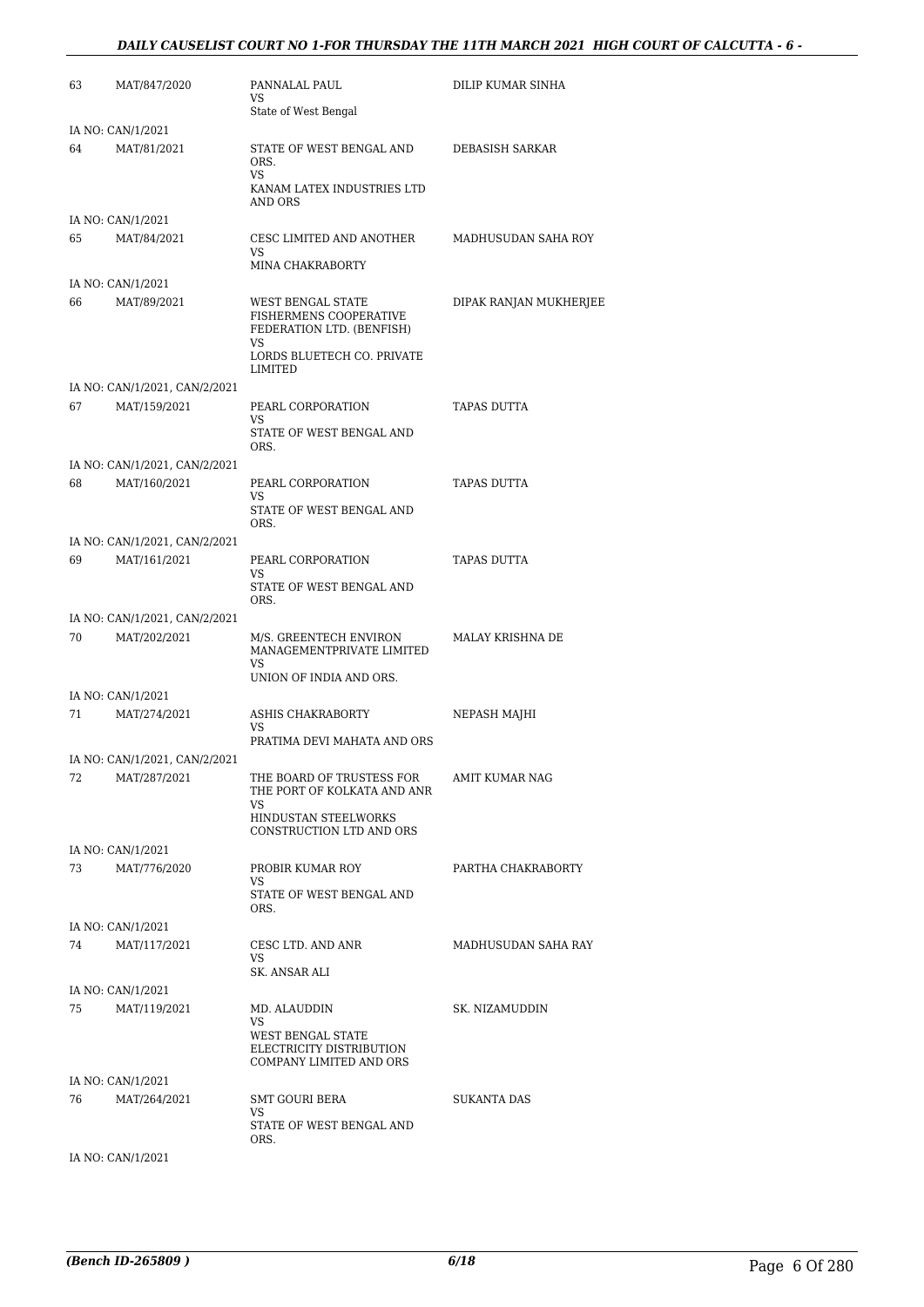| | | | |
|---|---|---|---|
| 63 | MAT/847/2020 | PANNALAL PAUL<br>VS<br>State of West Bengal | DILIP KUMAR SINHA |
| | IA NO: CAN/1/2021 | | |
| 64 | MAT/81/2021 | STATE OF WEST BENGAL AND ORS.<br>VS<br>KANAM LATEX INDUSTRIES LTD AND ORS | DEBASISH SARKAR |
| | IA NO: CAN/1/2021 | | |
| 65 | MAT/84/2021 | CESC LIMITED AND ANOTHER<br>VS<br>MINA CHAKRABORTY | MADHUSUDAN SAHA ROY |
| | IA NO: CAN/1/2021 | | |
| 66 | MAT/89/2021 | WEST BENGAL STATE FISHERMENS COOPERATIVE FEDERATION LTD. (BENFISH)<br>VS<br>LORDS BLUETECH CO. PRIVATE LIMITED | DIPAK RANJAN MUKHERJEE |
| | IA NO: CAN/1/2021, CAN/2/2021 | | |
| 67 | MAT/159/2021 | PEARL CORPORATION<br>VS<br>STATE OF WEST BENGAL AND ORS. | TAPAS DUTTA |
| | IA NO: CAN/1/2021, CAN/2/2021 | | |
| 68 | MAT/160/2021 | PEARL CORPORATION<br>VS<br>STATE OF WEST BENGAL AND ORS. | TAPAS DUTTA |
| | IA NO: CAN/1/2021, CAN/2/2021 | | |
| 69 | MAT/161/2021 | PEARL CORPORATION<br>VS<br>STATE OF WEST BENGAL AND ORS. | TAPAS DUTTA |
| | IA NO: CAN/1/2021, CAN/2/2021 | | |
| 70 | MAT/202/2021 | M/S. GREENTECH ENVIRON MANAGEMENTPRIVATE LIMITED<br>VS<br>UNION OF INDIA AND ORS. | MALAY KRISHNA DE |
| | IA NO: CAN/1/2021 | | |
| 71 | MAT/274/2021 | ASHIS CHAKRABORTY<br>VS<br>PRATIMA DEVI MAHATA AND ORS | NEPASH MAJHI |
| | IA NO: CAN/1/2021, CAN/2/2021 | | |
| 72 | MAT/287/2021 | THE BOARD OF TRUSTESS FOR THE PORT OF KOLKATA AND ANR<br>VS<br>HINDUSTAN STEELWORKS CONSTRUCTION LTD AND ORS | AMIT KUMAR NAG |
| | IA NO: CAN/1/2021 | | |
| 73 | MAT/776/2020 | PROBIR KUMAR ROY<br>VS<br>STATE OF WEST BENGAL AND ORS. | PARTHA CHAKRABORTY |
| | IA NO: CAN/1/2021 | | |
| 74 | MAT/117/2021 | CESC LTD. AND ANR<br>VS<br>SK. ANSAR ALI | MADHUSUDAN SAHA RAY |
| | IA NO: CAN/1/2021 | | |
| 75 | MAT/119/2021 | MD. ALAUDDIN<br>VS<br>WEST BENGAL STATE ELECTRICITY DISTRIBUTION COMPANY LIMITED AND ORS | SK. NIZAMUDDIN |
| | IA NO: CAN/1/2021 | | |
| 76 | MAT/264/2021 | SMT GOURI BERA<br>VS<br>STATE OF WEST BENGAL AND ORS. | SUKANTA DAS |
| | IA NO: CAN/1/2021 | | |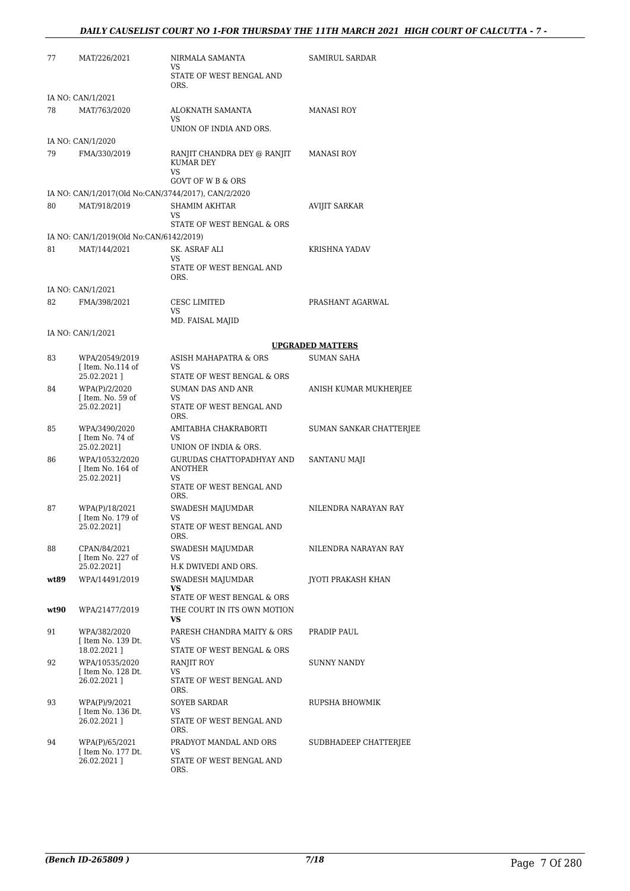| | | | |
|---|---|---|---|
| 77 | MAT/226/2021 | NIRMALA SAMANTA<br>VS<br>STATE OF WEST BENGAL AND ORS. | SAMIRUL SARDAR |
| | IA NO: CAN/1/2021 | | |
| 78 | MAT/763/2020 | ALOKNATH SAMANTA<br>VS<br>UNION OF INDIA AND ORS. | MANASI ROY |
| | IA NO: CAN/1/2020 | | |
| 79 | FMA/330/2019 | RANJIT CHANDRA DEY @ RANJIT KUMAR DEY<br>VS<br>GOVT OF W B & ORS | MANASI ROY |
| | IA NO: CAN/1/2017(Old No:CAN/3744/2017), CAN/2/2020 | | |
| 80 | MAT/918/2019 | SHAMIM AKHTAR<br>VS<br>STATE OF WEST BENGAL & ORS | AVIJIT SARKAR |
| | IA NO: CAN/1/2019(Old No:CAN/6142/2019) | | |
| 81 | MAT/144/2021 | SK. ASRAF ALI<br>VS<br>STATE OF WEST BENGAL AND ORS. | KRISHNA YADAV |
| | IA NO: CAN/1/2021 | | |
| 82 | FMA/398/2021 | CESC LIMITED<br>VS<br>MD. FAISAL MAJID | PRASHANT AGARWAL |
| | IA NO: CAN/1/2021 | | |

**UPGRADED MATTERS**

| | | | |
|---|---|---|---|
| 83 | WPA/20549/2019<br>[ Item. No.114 of 25.02.2021 ] | ASISH MAHAPATRA & ORS<br>VS<br>STATE OF WEST BENGAL & ORS | SUMAN SAHA |
| 84 | WPA(P)/2/2020<br>[ Item. No. 59 of 25.02.2021] | SUMAN DAS AND ANR<br>VS<br>STATE OF WEST BENGAL AND ORS. | ANISH KUMAR MUKHERJEE |
| 85 | WPA/3490/2020<br>[ Item No. 74 of 25.02.2021] | AMITABHA CHAKRABORTI<br>VS<br>UNION OF INDIA & ORS. | SUMAN SANKAR CHATTERJEE |
| 86 | WPA/10532/2020<br>[ Item No. 164 of 25.02.2021] | GURUDAS CHATTOPADHYAY AND ANOTHER<br>VS<br>STATE OF WEST BENGAL AND ORS. | SANTANU MAJI |
| 87 | WPA(P)/18/2021<br>[ Item No. 179 of 25.02.2021] | SWADESH MAJUMDAR<br>VS<br>STATE OF WEST BENGAL AND ORS. | NILENDRA NARAYAN RAY |
| 88 | CPAN/84/2021<br>[ Item No. 227 of 25.02.2021] | SWADESH MAJUMDAR<br>VS<br>H.K DWIVEDI AND ORS. | NILENDRA NARAYAN RAY |
| **wt89** | WPA/14491/2019 | SWADESH MAJUMDAR<br>**VS**<br>STATE OF WEST BENGAL & ORS | JYOTI PRAKASH KHAN |
| **wt90** | WPA/21477/2019 | THE COURT IN ITS OWN MOTION<br>**VS** | |
| 91 | WPA/382/2020<br>[ Item No. 139 Dt. 18.02.2021 ] | PARESH CHANDRA MAITY & ORS<br>VS<br>STATE OF WEST BENGAL & ORS | PRADIP PAUL |
| 92 | WPA/10535/2020<br>[ Item No. 128 Dt. 26.02.2021 ] | RANJIT ROY<br>VS<br>STATE OF WEST BENGAL AND ORS. | SUNNY NANDY |
| 93 | WPA(P)/9/2021<br>[ Item No. 136 Dt. 26.02.2021 ] | SOYEB SARDAR<br>VS<br>STATE OF WEST BENGAL AND ORS. | RUPSHA BHOWMIK |
| 94 | WPA(P)/65/2021<br>[ Item No. 177 Dt. 26.02.2021 ] | PRADYOT MANDAL AND ORS<br>VS<br>STATE OF WEST BENGAL AND ORS. | SUDBHADEEP CHATTERJEE |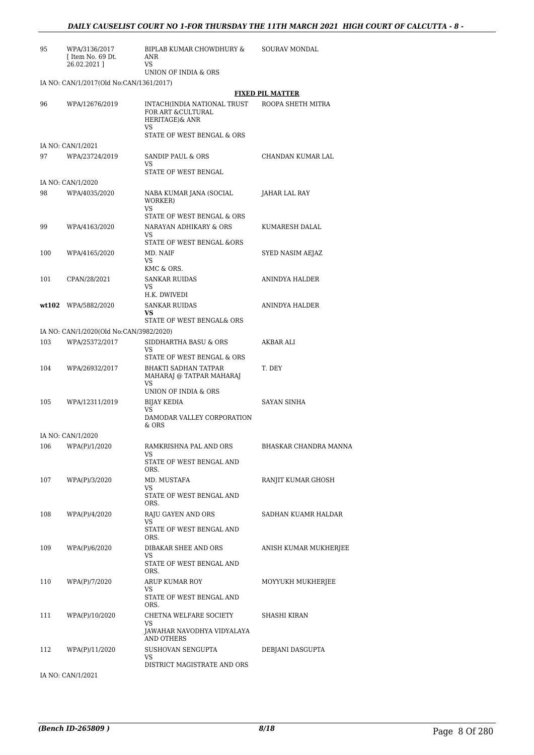| | | | |
|---|---|---|---|
| 95 | WPA/3136/2017 [ Item No. 69 Dt. 26.02.2021 ] | BIPLAB KUMAR CHOWDHURY & ANR VS UNION OF INDIA & ORS | SOURAV MONDAL |

IA NO: CAN/1/2017(Old No:CAN/1361/2017)

**FIXED PIL MATTER**

| | | | |
|---|---|---|---|
| 96 | WPA/12676/2019 | INTACH(INDIA NATIONAL TRUST FOR ART &CULTURAL HERITAGE)& ANR VS STATE OF WEST BENGAL & ORS | ROOPA SHETH MITRA |

IA NO: CAN/1/2021

| | | | |
|---|---|---|---|
| 97 | WPA/23724/2019 | SANDIP PAUL & ORS VS STATE OF WEST BENGAL | CHANDAN KUMAR LAL |

IA NO: CAN/1/2020

| | | | |
|---|---|---|---|
| 98 | WPA/4035/2020 | NABA KUMAR JANA (SOCIAL WORKER) VS STATE OF WEST BENGAL & ORS | JAHAR LAL RAY |
| 99 | WPA/4163/2020 | NARAYAN ADHIKARY & ORS VS STATE OF WEST BENGAL &ORS | KUMARESH DALAL |
| 100 | WPA/4165/2020 | MD. NAIF VS KMC & ORS. | SYED NASIM AEJAZ |
| 101 | CPAN/28/2021 | SANKAR RUIDAS VS H.K. DWIVEDI | ANINDYA HALDER |
| **wt102** | WPA/5882/2020 | SANKAR RUIDAS **VS** STATE OF WEST BENGAL& ORS | ANINDYA HALDER |

IA NO: CAN/1/2020(Old No:CAN/3982/2020)

| | | | |
|---|---|---|---|
| 103 | WPA/25372/2017 | SIDDHARTHA BASU & ORS VS STATE OF WEST BENGAL & ORS | AKBAR ALI |
| 104 | WPA/26932/2017 | BHAKTI SADHAN TATPAR MAHARAJ @ TATPAR MAHARAJ VS UNION OF INDIA & ORS | T. DEY |
| 105 | WPA/12311/2019 | BIJAY KEDIA VS DAMODAR VALLEY CORPORATION & ORS | SAYAN SINHA |

IA NO: CAN/1/2020

| | | | |
|---|---|---|---|
| 106 | WPA(P)/1/2020 | RAMKRISHNA PAL AND ORS VS STATE OF WEST BENGAL AND ORS. | BHASKAR CHANDRA MANNA |
| 107 | WPA(P)/3/2020 | MD. MUSTAFA VS STATE OF WEST BENGAL AND ORS. | RANJIT KUMAR GHOSH |
| 108 | WPA(P)/4/2020 | RAJU GAYEN AND ORS VS STATE OF WEST BENGAL AND ORS. | SADHAN KUAMR HALDAR |
| 109 | WPA(P)/6/2020 | DIBAKAR SHEE AND ORS VS STATE OF WEST BENGAL AND ORS. | ANISH KUMAR MUKHERJEE |
| 110 | WPA(P)/7/2020 | ARUP KUMAR ROY VS STATE OF WEST BENGAL AND ORS. | MOYYUKH MUKHERJEE |
| 111 | WPA(P)/10/2020 | CHETNA WELFARE SOCIETY VS JAWAHAR NAVODHYA VIDYALAYA AND OTHERS | SHASHI KIRAN |
| 112 | WPA(P)/11/2020 | SUSHOVAN SENGUPTA VS DISTRICT MAGISTRATE AND ORS | DEBJANI DASGUPTA |

IA NO: CAN/1/2021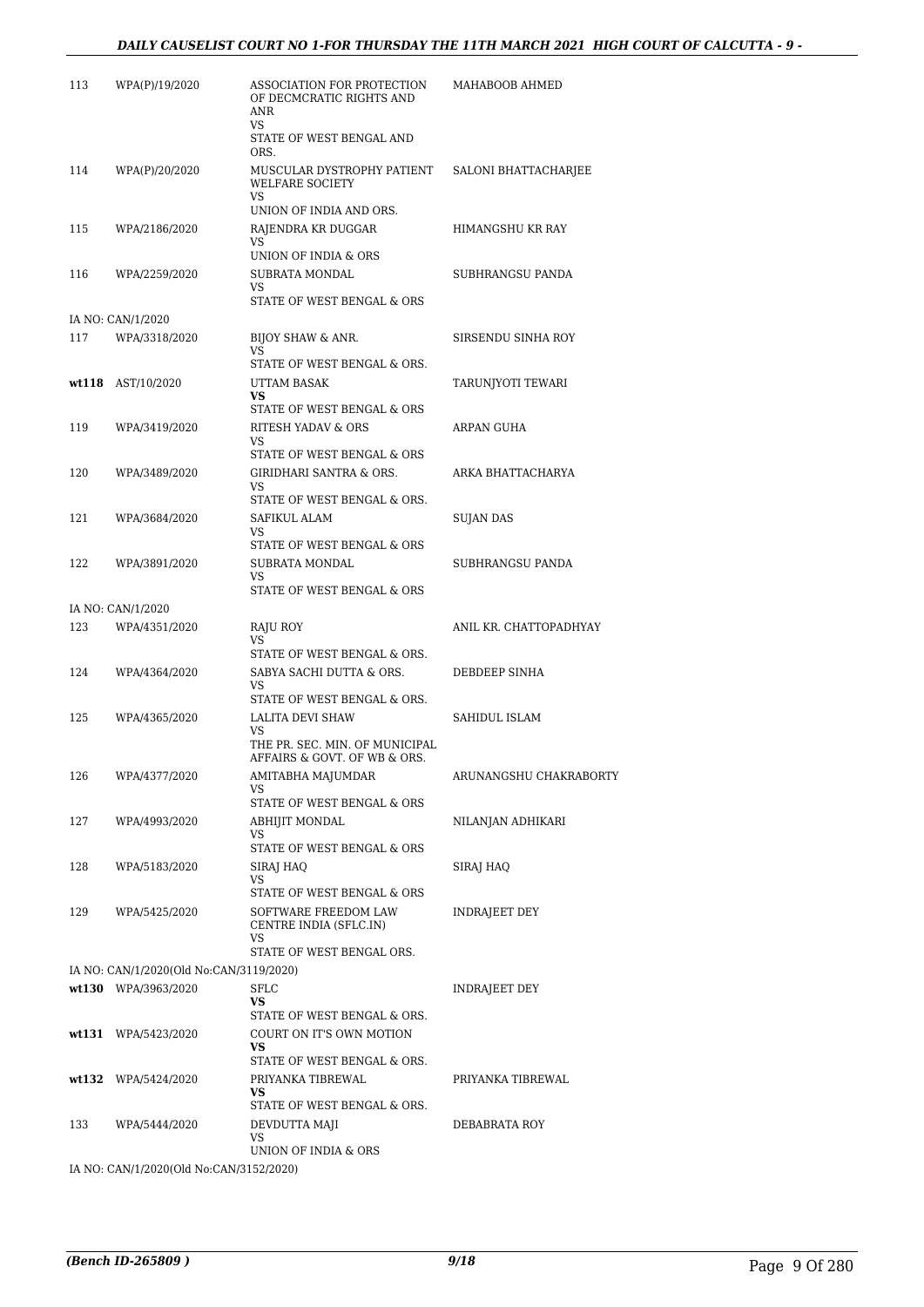| | | | |
|---|---|---|---|
| 113 | WPA(P)/19/2020 | ASSOCIATION FOR PROTECTION OF DECMCRATIC RIGHTS AND ANR<br>VS<br>STATE OF WEST BENGAL AND ORS. | MAHABOOB AHMED |
| 114 | WPA(P)/20/2020 | MUSCULAR DYSTROPHY PATIENT WELFARE SOCIETY<br>VS<br>UNION OF INDIA AND ORS. | SALONI BHATTACHARJEE |
| 115 | WPA/2186/2020 | RAJENDRA KR DUGGAR<br>VS<br>UNION OF INDIA & ORS | HIMANGSHU KR RAY |
| 116 | WPA/2259/2020 | SUBRATA MONDAL<br>VS<br>STATE OF WEST BENGAL & ORS | SUBHRANGSU PANDA |
| IA NO: CAN/1/2020 | | | |
| 117 | WPA/3318/2020 | BIJOY SHAW & ANR.<br>VS<br>STATE OF WEST BENGAL & ORS. | SIRSENDU SINHA ROY |
| wt118 | AST/10/2020 | UTTAM BASAK<br>**VS**<br>STATE OF WEST BENGAL & ORS | TARUNJYOTI TEWARI |
| 119 | WPA/3419/2020 | RITESH YADAV & ORS<br>VS<br>STATE OF WEST BENGAL & ORS | ARPAN GUHA |
| 120 | WPA/3489/2020 | GIRIDHARI SANTRA & ORS.<br>VS<br>STATE OF WEST BENGAL & ORS. | ARKA BHATTACHARYA |
| 121 | WPA/3684/2020 | SAFIKUL ALAM<br>VS<br>STATE OF WEST BENGAL & ORS | SUJAN DAS |
| 122 | WPA/3891/2020 | SUBRATA MONDAL<br>VS<br>STATE OF WEST BENGAL & ORS | SUBHRANGSU PANDA |
| IA NO: CAN/1/2020 | | | |
| 123 | WPA/4351/2020 | RAJU ROY<br>VS<br>STATE OF WEST BENGAL & ORS. | ANIL KR. CHATTOPADHYAY |
| 124 | WPA/4364/2020 | SABYA SACHI DUTTA & ORS.<br>VS<br>STATE OF WEST BENGAL & ORS. | DEBDEEP SINHA |
| 125 | WPA/4365/2020 | LALITA DEVI SHAW<br>VS<br>THE PR. SEC. MIN. OF MUNICIPAL AFFAIRS & GOVT. OF WB & ORS. | SAHIDUL ISLAM |
| 126 | WPA/4377/2020 | AMITABHA MAJUMDAR<br>VS<br>STATE OF WEST BENGAL & ORS | ARUNANGSHU CHAKRABORTY |
| 127 | WPA/4993/2020 | ABHIJIT MONDAL<br>VS<br>STATE OF WEST BENGAL & ORS | NILANJAN ADHIKARI |
| 128 | WPA/5183/2020 | SIRAJ HAQ<br>VS<br>STATE OF WEST BENGAL & ORS | SIRAJ HAQ |
| 129 | WPA/5425/2020 | SOFTWARE FREEDOM LAW CENTRE INDIA (SFLC.IN)<br>VS<br>STATE OF WEST BENGAL ORS. | INDRAJEET DEY |
| IA NO: CAN/1/2020(Old No:CAN/3119/2020) | | | |
| wt130 | WPA/3963/2020 | SFLC<br>**VS**<br>STATE OF WEST BENGAL & ORS. | INDRAJEET DEY |
| wt131 | WPA/5423/2020 | COURT ON IT'S OWN MOTION<br>**VS**<br>STATE OF WEST BENGAL & ORS. | |
| wt132 | WPA/5424/2020 | PRIYANKA TIBREWAL<br>**VS**<br>STATE OF WEST BENGAL & ORS. | PRIYANKA TIBREWAL |
| 133 | WPA/5444/2020 | DEVDUTTA MAJI<br>VS<br>UNION OF INDIA & ORS | DEBABRATA ROY |
| IA NO: CAN/1/2020(Old No:CAN/3152/2020) | | | |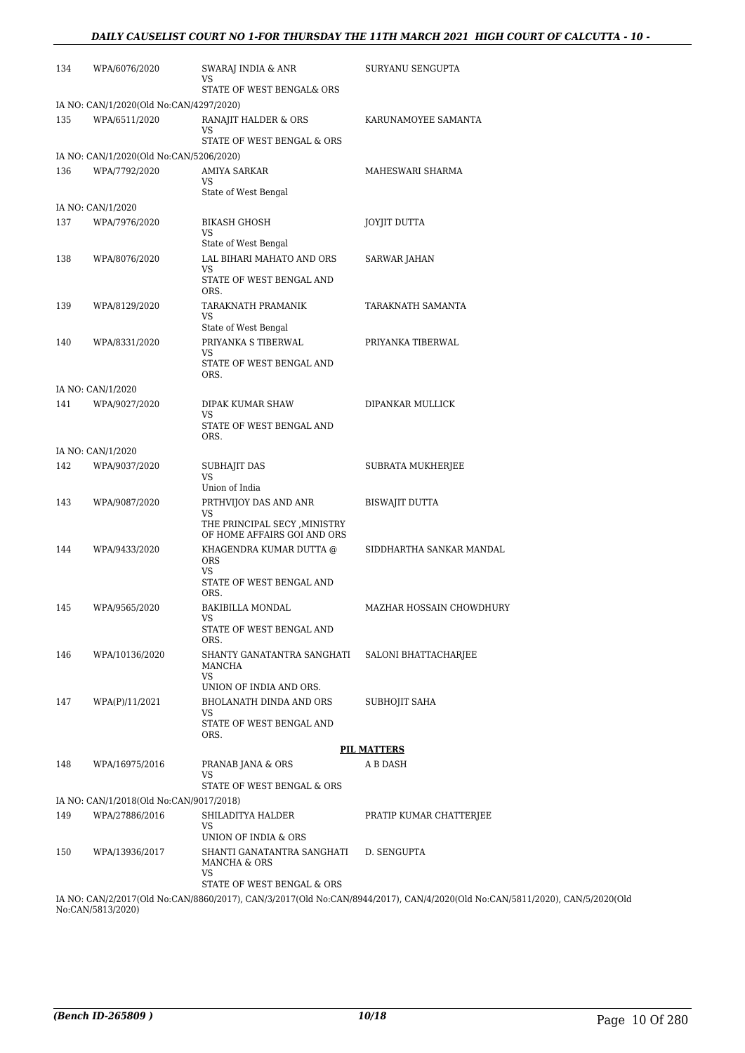| | | | |
|---|---|---|---|
| 134 | WPA/6076/2020 | SWARAJ INDIA & ANR<br>VS<br>STATE OF WEST BENGAL& ORS | SURYANU SENGUPTA |
| IA NO: CAN/1/2020(Old No:CAN/4297/2020) | | | |
| 135 | WPA/6511/2020 | RANAJIT HALDER & ORS<br>VS<br>STATE OF WEST BENGAL & ORS | KARUNAMOYEE SAMANTA |
| IA NO: CAN/1/2020(Old No:CAN/5206/2020) | | | |
| 136 | WPA/7792/2020 | AMIYA SARKAR<br>VS<br>State of West Bengal | MAHESWARI SHARMA |
| IA NO: CAN/1/2020 | | | |
| 137 | WPA/7976/2020 | BIKASH GHOSH<br>VS<br>State of West Bengal | JOYJIT DUTTA |
| 138 | WPA/8076/2020 | LAL BIHARI MAHATO AND ORS<br>VS<br>STATE OF WEST BENGAL AND ORS. | SARWAR JAHAN |
| 139 | WPA/8129/2020 | TARAKNATH PRAMANIK<br>VS<br>State of West Bengal | TARAKNATH SAMANTA |
| 140 | WPA/8331/2020 | PRIYANKA S TIBERWAL<br>VS<br>STATE OF WEST BENGAL AND ORS. | PRIYANKA TIBERWAL |
| IA NO: CAN/1/2020 | | | |
| 141 | WPA/9027/2020 | DIPAK KUMAR SHAW<br>VS<br>STATE OF WEST BENGAL AND ORS. | DIPANKAR MULLICK |
| IA NO: CAN/1/2020 | | | |
| 142 | WPA/9037/2020 | SUBHAJIT DAS<br>VS<br>Union of India | SUBRATA MUKHERJEE |
| 143 | WPA/9087/2020 | PRTHVIJOY DAS AND ANR<br>VS<br>THE PRINCIPAL SECY ,MINISTRY OF HOME AFFAIRS GOI AND ORS | BISWAJIT DUTTA |
| 144 | WPA/9433/2020 | KHAGENDRA KUMAR DUTTA @ ORS<br>VS<br>STATE OF WEST BENGAL AND ORS. | SIDDHARTHA SANKAR MANDAL |
| 145 | WPA/9565/2020 | BAKIBILLA MONDAL<br>VS<br>STATE OF WEST BENGAL AND ORS. | MAZHAR HOSSAIN CHOWDHURY |
| 146 | WPA/10136/2020 | SHANTY GANATANTRA SANGHATI MANCHA<br>VS<br>UNION OF INDIA AND ORS. | SALONI BHATTACHARJEE |
| 147 | WPA(P)/11/2021 | BHOLANATH DINDA AND ORS<br>VS<br>STATE OF WEST BENGAL AND ORS. | SUBHOJIT SAHA |

**PIL MATTERS**

| | | | |
|---|---|---|---|
| 148 | WPA/16975/2016 | PRANAB JANA & ORS<br>VS<br>STATE OF WEST BENGAL & ORS | A B DASH |
| IA NO: CAN/1/2018(Old No:CAN/9017/2018) | | | |
| 149 | WPA/27886/2016 | SHILADITYA HALDER<br>VS<br>UNION OF INDIA & ORS | PRATIP KUMAR CHATTERJEE |
| 150 | WPA/13936/2017 | SHANTI GANATANTRA SANGHATI MANCHA & ORS<br>VS<br>STATE OF WEST BENGAL & ORS | D. SENGUPTA |

IA NO: CAN/2/2017(Old No:CAN/8860/2017), CAN/3/2017(Old No:CAN/8944/2017), CAN/4/2020(Old No:CAN/5811/2020), CAN/5/2020(Old No:CAN/5813/2020)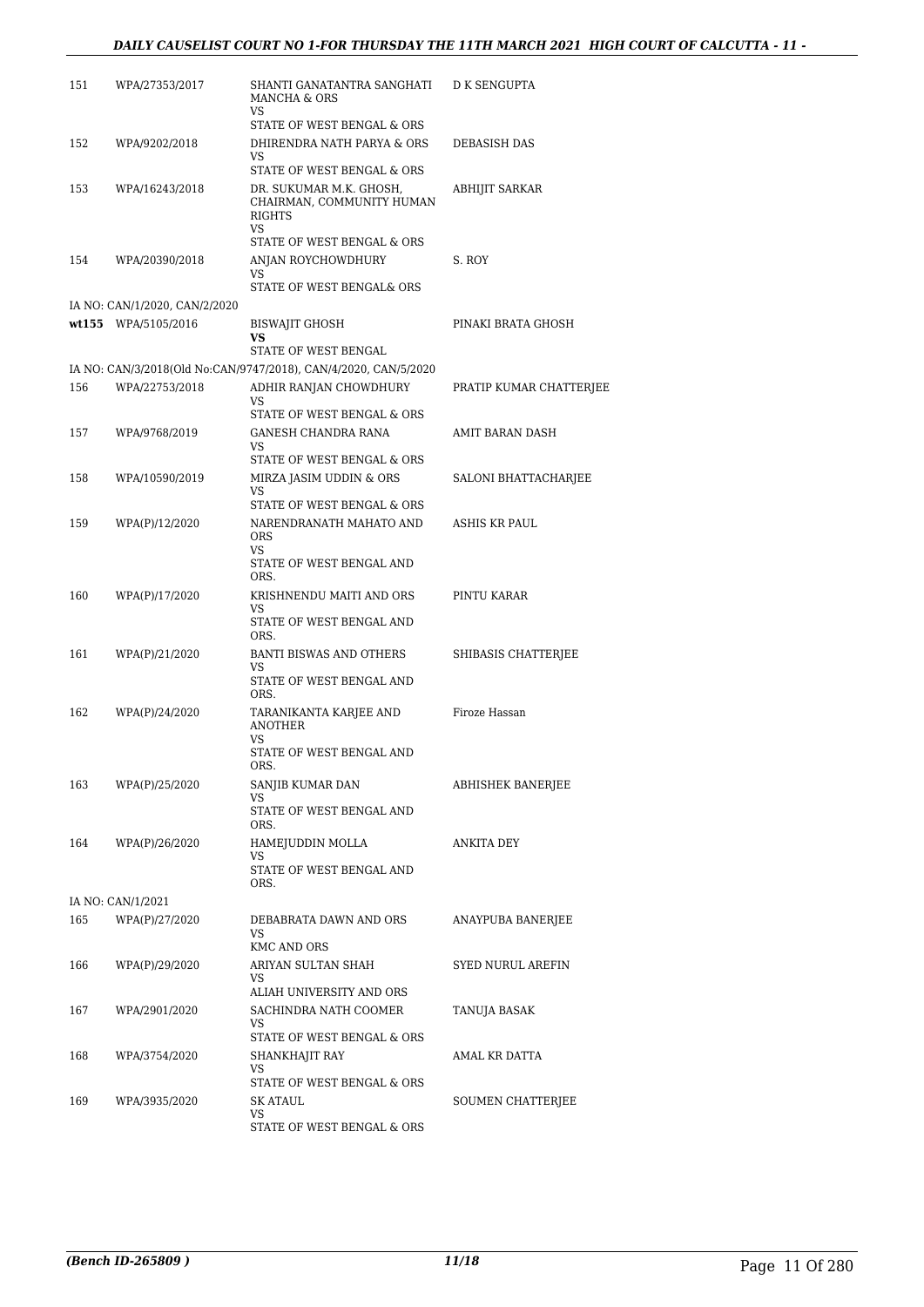| | | | |
|---|---|---|---|
| 151 | WPA/27353/2017 | SHANTI GANATANTRA SANGHATI MANCHA & ORS<br>VS<br>STATE OF WEST BENGAL & ORS | D K SENGUPTA |
| 152 | WPA/9202/2018 | DHIRENDRA NATH PARYA & ORS<br>VS<br>STATE OF WEST BENGAL & ORS | DEBASISH DAS |
| 153 | WPA/16243/2018 | DR. SUKUMAR M.K. GHOSH, CHAIRMAN, COMMUNITY HUMAN RIGHTS<br>VS<br>STATE OF WEST BENGAL & ORS | ABHIJIT SARKAR |
| 154 | WPA/20390/2018 | ANJAN ROYCHOWDHURY<br>VS<br>STATE OF WEST BENGAL& ORS | S. ROY |
| | IA NO: CAN/1/2020, CAN/2/2020 | | |
| **wt155** | WPA/5105/2016 | BISWAJIT GHOSH<br>**VS**<br>STATE OF WEST BENGAL | PINAKI BRATA GHOSH |
| | IA NO: CAN/3/2018(Old No:CAN/9747/2018), CAN/4/2020, CAN/5/2020 | | |
| 156 | WPA/22753/2018 | ADHIR RANJAN CHOWDHURY<br>VS<br>STATE OF WEST BENGAL & ORS | PRATIP KUMAR CHATTERJEE |
| 157 | WPA/9768/2019 | GANESH CHANDRA RANA<br>VS<br>STATE OF WEST BENGAL & ORS | AMIT BARAN DASH |
| 158 | WPA/10590/2019 | MIRZA JASIM UDDIN & ORS<br>VS<br>STATE OF WEST BENGAL & ORS | SALONI BHATTACHARJEE |
| 159 | WPA(P)/12/2020 | NARENDRANATH MAHATO AND ORS<br>VS<br>STATE OF WEST BENGAL AND ORS. | ASHIS KR PAUL |
| 160 | WPA(P)/17/2020 | KRISHNENDU MAITI AND ORS<br>VS<br>STATE OF WEST BENGAL AND ORS. | PINTU KARAR |
| 161 | WPA(P)/21/2020 | BANTI BISWAS AND OTHERS<br>VS<br>STATE OF WEST BENGAL AND ORS. | SHIBASIS CHATTERJEE |
| 162 | WPA(P)/24/2020 | TARANIKANTA KARJEE AND ANOTHER<br>VS<br>STATE OF WEST BENGAL AND ORS. | Firoze Hassan |
| 163 | WPA(P)/25/2020 | SANJIB KUMAR DAN<br>VS<br>STATE OF WEST BENGAL AND ORS. | ABHISHEK BANERJEE |
| 164 | WPA(P)/26/2020 | HAMEJUDDIN MOLLA<br>VS<br>STATE OF WEST BENGAL AND ORS. | ANKITA DEY |
| | IA NO: CAN/1/2021 | | |
| 165 | WPA(P)/27/2020 | DEBABRATA DAWN AND ORS<br>VS<br>KMC AND ORS | ANAYPUBA BANERJEE |
| 166 | WPA(P)/29/2020 | ARIYAN SULTAN SHAH<br>VS<br>ALIAH UNIVERSITY AND ORS | SYED NURUL AREFIN |
| 167 | WPA/2901/2020 | SACHINDRA NATH COOMER<br>VS<br>STATE OF WEST BENGAL & ORS | TANUJA BASAK |
| 168 | WPA/3754/2020 | SHANKHAJIT RAY<br>VS<br>STATE OF WEST BENGAL & ORS | AMAL KR DATTA |
| 169 | WPA/3935/2020 | SK ATAUL<br>VS<br>STATE OF WEST BENGAL & ORS | SOUMEN CHATTERJEE |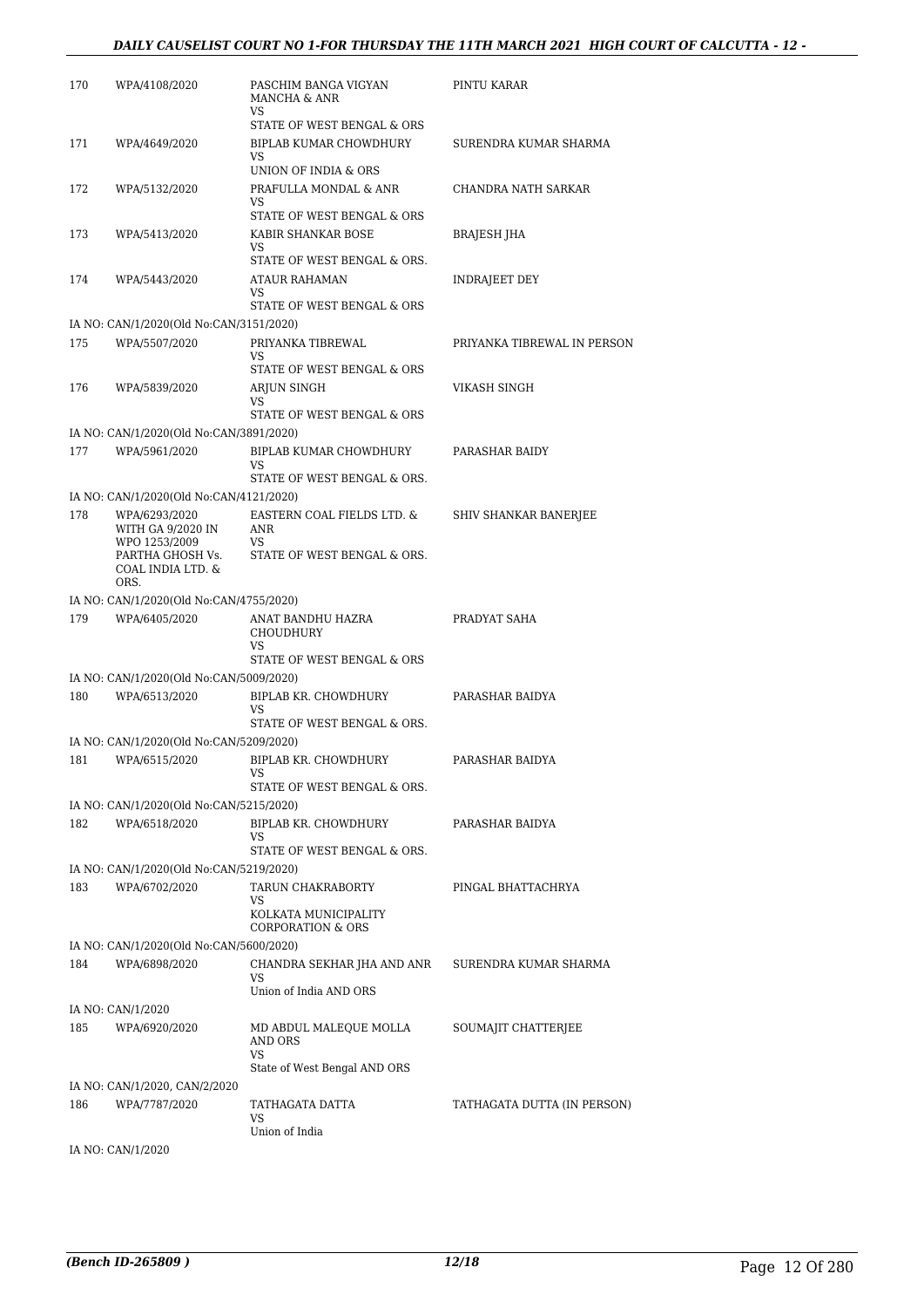| | | | |
|---|---|---|---|
| 170 | WPA/4108/2020 | PASCHIM BANGA VIGYAN MANCHA & ANR<br>VS<br>STATE OF WEST BENGAL & ORS | PINTU KARAR |
| 171 | WPA/4649/2020 | BIPLAB KUMAR CHOWDHURY<br>VS<br>UNION OF INDIA & ORS | SURENDRA KUMAR SHARMA |
| 172 | WPA/5132/2020 | PRAFULLA MONDAL & ANR<br>VS<br>STATE OF WEST BENGAL & ORS | CHANDRA NATH SARKAR |
| 173 | WPA/5413/2020 | KABIR SHANKAR BOSE<br>VS<br>STATE OF WEST BENGAL & ORS. | BRAJESH JHA |
| 174 | WPA/5443/2020 | ATAUR RAHAMAN<br>VS<br>STATE OF WEST BENGAL & ORS | INDRAJEET DEY |
| | IA NO: CAN/1/2020(Old No:CAN/3151/2020) | | |
| 175 | WPA/5507/2020 | PRIYANKA TIBREWAL<br>VS<br>STATE OF WEST BENGAL & ORS | PRIYANKA TIBREWAL IN PERSON |
| 176 | WPA/5839/2020 | ARJUN SINGH<br>VS<br>STATE OF WEST BENGAL & ORS | VIKASH SINGH |
| | IA NO: CAN/1/2020(Old No:CAN/3891/2020) | | |
| 177 | WPA/5961/2020 | BIPLAB KUMAR CHOWDHURY<br>VS<br>STATE OF WEST BENGAL & ORS. | PARASHAR BAIDY |
| | IA NO: CAN/1/2020(Old No:CAN/4121/2020) | | |
| 178 | WPA/6293/2020 WITH GA 9/2020 IN WPO 1253/2009 PARTHA GHOSH Vs. COAL INDIA LTD. & ORS. | EASTERN COAL FIELDS LTD. & ANR<br>VS<br>STATE OF WEST BENGAL & ORS. | SHIV SHANKAR BANERJEE |
| | IA NO: CAN/1/2020(Old No:CAN/4755/2020) | | |
| 179 | WPA/6405/2020 | ANAT BANDHU HAZRA CHOUDHURY<br>VS<br>STATE OF WEST BENGAL & ORS | PRADYAT SAHA |
| | IA NO: CAN/1/2020(Old No:CAN/5009/2020) | | |
| 180 | WPA/6513/2020 | BIPLAB KR. CHOWDHURY<br>VS<br>STATE OF WEST BENGAL & ORS. | PARASHAR BAIDYA |
| | IA NO: CAN/1/2020(Old No:CAN/5209/2020) | | |
| 181 | WPA/6515/2020 | BIPLAB KR. CHOWDHURY<br>VS<br>STATE OF WEST BENGAL & ORS. | PARASHAR BAIDYA |
| | IA NO: CAN/1/2020(Old No:CAN/5215/2020) | | |
| 182 | WPA/6518/2020 | BIPLAB KR. CHOWDHURY<br>VS<br>STATE OF WEST BENGAL & ORS. | PARASHAR BAIDYA |
| | IA NO: CAN/1/2020(Old No:CAN/5219/2020) | | |
| 183 | WPA/6702/2020 | TARUN CHAKRABORTY<br>VS<br>KOLKATA MUNICIPALITY CORPORATION & ORS | PINGAL BHATTACHRYA |
| | IA NO: CAN/1/2020(Old No:CAN/5600/2020) | | |
| 184 | WPA/6898/2020 | CHANDRA SEKHAR JHA AND ANR<br>VS<br>Union of India AND ORS | SURENDRA KUMAR SHARMA |
| | IA NO: CAN/1/2020 | | |
| 185 | WPA/6920/2020 | MD ABDUL MALEQUE MOLLA AND ORS<br>VS<br>State of West Bengal AND ORS | SOUMAJIT CHATTERJEE |
| | IA NO: CAN/1/2020, CAN/2/2020 | | |
| 186 | WPA/7787/2020 | TATHAGATA DATTA<br>VS<br>Union of India | TATHAGATA DUTTA (IN PERSON) |
| | IA NO: CAN/1/2020 | | |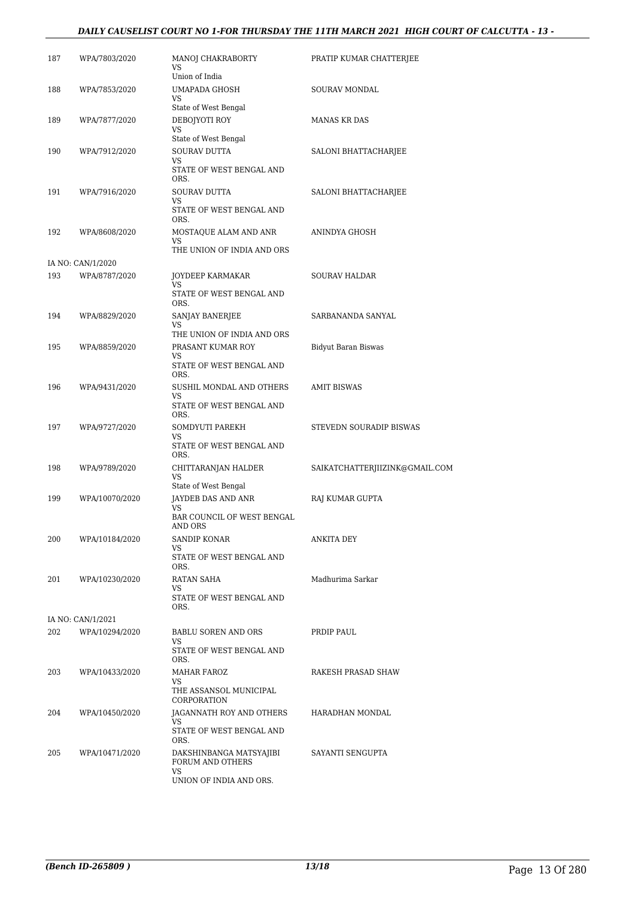| | | | |
|---|---|---|---|
| 187 | WPA/7803/2020 | MANOJ CHAKRABORTY<br>VS<br>Union of India | PRATIP KUMAR CHATTERJEE |
| 188 | WPA/7853/2020 | UMAPADA GHOSH<br>VS<br>State of West Bengal | SOURAV MONDAL |
| 189 | WPA/7877/2020 | DEBOJYOTI ROY<br>VS<br>State of West Bengal | MANAS KR DAS |
| 190 | WPA/7912/2020 | SOURAV DUTTA<br>VS<br>STATE OF WEST BENGAL AND ORS. | SALONI BHATTACHARJEE |
| 191 | WPA/7916/2020 | SOURAV DUTTA<br>VS<br>STATE OF WEST BENGAL AND ORS. | SALONI BHATTACHARJEE |
| 192 | WPA/8608/2020 | MOSTAQUE ALAM AND ANR<br>VS<br>THE UNION OF INDIA AND ORS | ANINDYA GHOSH |
| | IA NO: CAN/1/2020 | | |
| 193 | WPA/8787/2020 | JOYDEEP KARMAKAR<br>VS<br>STATE OF WEST BENGAL AND ORS. | SOURAV HALDAR |
| 194 | WPA/8829/2020 | SANJAY BANERJEE<br>VS<br>THE UNION OF INDIA AND ORS | SARBANANDA SANYAL |
| 195 | WPA/8859/2020 | PRASANT KUMAR ROY<br>VS<br>STATE OF WEST BENGAL AND ORS. | Bidyut Baran Biswas |
| 196 | WPA/9431/2020 | SUSHIL MONDAL AND OTHERS<br>VS<br>STATE OF WEST BENGAL AND ORS. | AMIT BISWAS |
| 197 | WPA/9727/2020 | SOMDYUTI PAREKH<br>VS<br>STATE OF WEST BENGAL AND ORS. | STEVEDN SOURADIP BISWAS |
| 198 | WPA/9789/2020 | CHITTARANJAN HALDER<br>VS<br>State of West Bengal | SAIKATCHATTERJIIZINK@GMAIL.COM |
| 199 | WPA/10070/2020 | JAYDEB DAS AND ANR<br>VS<br>BAR COUNCIL OF WEST BENGAL AND ORS | RAJ KUMAR GUPTA |
| 200 | WPA/10184/2020 | SANDIP KONAR<br>VS<br>STATE OF WEST BENGAL AND ORS. | ANKITA DEY |
| 201 | WPA/10230/2020 | RATAN SAHA<br>VS<br>STATE OF WEST BENGAL AND ORS. | Madhurima Sarkar |
| | IA NO: CAN/1/2021 | | |
| 202 | WPA/10294/2020 | BABLU SOREN AND ORS<br>VS<br>STATE OF WEST BENGAL AND ORS. | PRDIP PAUL |
| 203 | WPA/10433/2020 | MAHAR FAROZ<br>VS<br>THE ASSANSOL MUNICIPAL CORPORATION | RAKESH PRASAD SHAW |
| 204 | WPA/10450/2020 | JAGANNATH ROY AND OTHERS<br>VS<br>STATE OF WEST BENGAL AND ORS. | HARADHAN MONDAL |
| 205 | WPA/10471/2020 | DAKSHINBANGA MATSYAJIBI FORUM AND OTHERS<br>VS<br>UNION OF INDIA AND ORS. | SAYANTI SENGUPTA |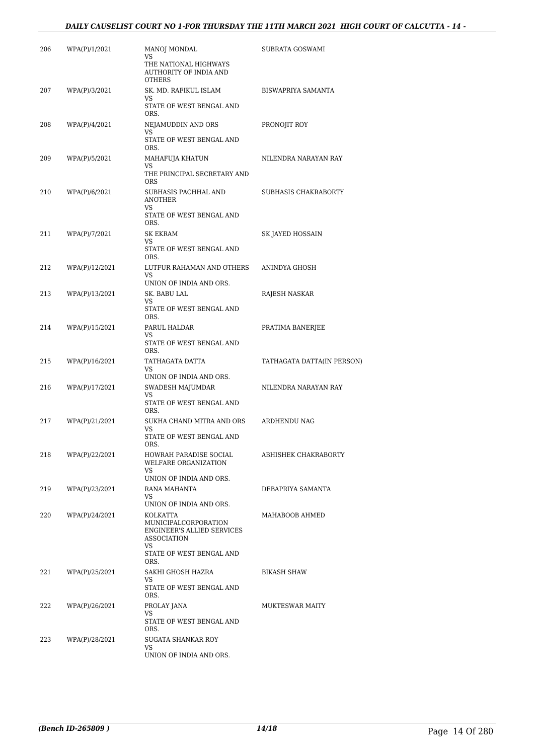| | | | |
|---|---|---|---|
| 206 | WPA(P)/1/2021 | MANOJ MONDAL<br>VS<br>THE NATIONAL HIGHWAYS AUTHORITY OF INDIA AND OTHERS | SUBRATA GOSWAMI |
| 207 | WPA(P)/3/2021 | SK. MD. RAFIKUL ISLAM<br>VS<br>STATE OF WEST BENGAL AND ORS. | BISWAPRIYA SAMANTA |
| 208 | WPA(P)/4/2021 | NEJAMUDDIN AND ORS<br>VS<br>STATE OF WEST BENGAL AND ORS. | PRONOJIT ROY |
| 209 | WPA(P)/5/2021 | MAHAFUJA KHATUN<br>VS<br>THE PRINCIPAL SECRETARY AND ORS | NILENDRA NARAYAN RAY |
| 210 | WPA(P)/6/2021 | SUBHASIS PACHHAL AND ANOTHER<br>VS<br>STATE OF WEST BENGAL AND ORS. | SUBHASIS CHAKRABORTY |
| 211 | WPA(P)/7/2021 | SK EKRAM<br>VS<br>STATE OF WEST BENGAL AND ORS. | SK JAYED HOSSAIN |
| 212 | WPA(P)/12/2021 | LUTFUR RAHAMAN AND OTHERS<br>VS<br>UNION OF INDIA AND ORS. | ANINDYA GHOSH |
| 213 | WPA(P)/13/2021 | SK. BABU LAL<br>VS<br>STATE OF WEST BENGAL AND ORS. | RAJESH NASKAR |
| 214 | WPA(P)/15/2021 | PARUL HALDAR<br>VS<br>STATE OF WEST BENGAL AND ORS. | PRATIMA BANERJEE |
| 215 | WPA(P)/16/2021 | TATHAGATA DATTA<br>VS<br>UNION OF INDIA AND ORS. | TATHAGATA DATTA(IN PERSON) |
| 216 | WPA(P)/17/2021 | SWADESH MAJUMDAR<br>VS<br>STATE OF WEST BENGAL AND ORS. | NILENDRA NARAYAN RAY |
| 217 | WPA(P)/21/2021 | SUKHA CHAND MITRA AND ORS<br>VS<br>STATE OF WEST BENGAL AND ORS. | ARDHENDU NAG |
| 218 | WPA(P)/22/2021 | HOWRAH PARADISE SOCIAL WELFARE ORGANIZATION<br>VS<br>UNION OF INDIA AND ORS. | ABHISHEK CHAKRABORTY |
| 219 | WPA(P)/23/2021 | RANA MAHANTA<br>VS<br>UNION OF INDIA AND ORS. | DEBAPRIYA SAMANTA |
| 220 | WPA(P)/24/2021 | KOLKATTA MUNICIPALCORPORATION ENGINEER'S ALLIED SERVICES ASSOCIATION<br>VS<br>STATE OF WEST BENGAL AND ORS. | MAHABOOB AHMED |
| 221 | WPA(P)/25/2021 | SAKHI GHOSH HAZRA<br>VS<br>STATE OF WEST BENGAL AND ORS. | BIKASH SHAW |
| 222 | WPA(P)/26/2021 | PROLAY JANA<br>VS<br>STATE OF WEST BENGAL AND ORS. | MUKTESWAR MAITY |
| 223 | WPA(P)/28/2021 | SUGATA SHANKAR ROY<br>VS<br>UNION OF INDIA AND ORS. | |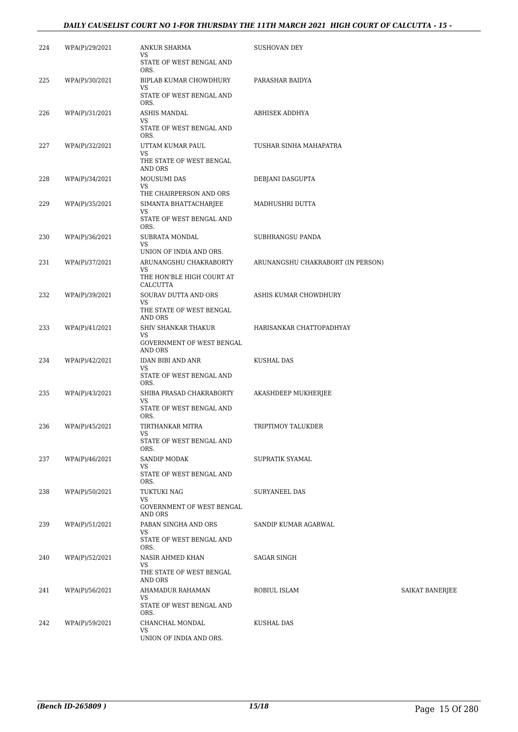| | | | | |
|---|---|---|---|---|
| 224 | WPA(P)/29/2021 | ANKUR SHARMA<br>VS<br>STATE OF WEST BENGAL AND ORS. | SUSHOVAN DEY | |
| 225 | WPA(P)/30/2021 | BIPLAB KUMAR CHOWDHURY<br>VS<br>STATE OF WEST BENGAL AND ORS. | PARASHAR BAIDYA | |
| 226 | WPA(P)/31/2021 | ASHIS MANDAL<br>VS<br>STATE OF WEST BENGAL AND ORS. | ABHISEK ADDHYA | |
| 227 | WPA(P)/32/2021 | UTTAM KUMAR PAUL<br>VS<br>THE STATE OF WEST BENGAL AND ORS | TUSHAR SINHA MAHAPATRA | |
| 228 | WPA(P)/34/2021 | MOUSUMI DAS<br>VS<br>THE CHAIRPERSON AND ORS | DEBJANI DASGUPTA | |
| 229 | WPA(P)/35/2021 | SIMANTA BHATTACHARJEE<br>VS<br>STATE OF WEST BENGAL AND ORS. | MADHUSHRI DUTTA | |
| 230 | WPA(P)/36/2021 | SUBRATA MONDAL<br>VS<br>UNION OF INDIA AND ORS. | SUBHRANGSU PANDA | |
| 231 | WPA(P)/37/2021 | ARUNANGSHU CHAKRABORTY<br>VS<br>THE HON'BLE HIGH COURT AT CALCUTTA | ARUNANGSHU CHAKRABORT (IN PERSON) | |
| 232 | WPA(P)/39/2021 | SOURAV DUTTA AND ORS<br>VS<br>THE STATE OF WEST BENGAL AND ORS | ASHIS KUMAR CHOWDHURY | |
| 233 | WPA(P)/41/2021 | SHIV SHANKAR THAKUR<br>VS<br>GOVERNMENT OF WEST BENGAL AND ORS | HARISANKAR CHATTOPADHYAY | |
| 234 | WPA(P)/42/2021 | IDAN BIBI AND ANR<br>VS<br>STATE OF WEST BENGAL AND ORS. | KUSHAL DAS | |
| 235 | WPA(P)/43/2021 | SHIBA PRASAD CHAKRABORTY<br>VS<br>STATE OF WEST BENGAL AND ORS. | AKASHDEEP MUKHERJEE | |
| 236 | WPA(P)/45/2021 | TIRTHANKAR MITRA<br>VS<br>STATE OF WEST BENGAL AND ORS. | TRIPTIMOY TALUKDER | |
| 237 | WPA(P)/46/2021 | SANDIP MODAK<br>VS<br>STATE OF WEST BENGAL AND ORS. | SUPRATIK SYAMAL | |
| 238 | WPA(P)/50/2021 | TUKTUKI NAG<br>VS<br>GOVERNMENT OF WEST BENGAL AND ORS | SURYANEEL DAS | |
| 239 | WPA(P)/51/2021 | PABAN SINGHA AND ORS<br>VS<br>STATE OF WEST BENGAL AND ORS. | SANDIP KUMAR AGARWAL | |
| 240 | WPA(P)/52/2021 | NASIR AHMED KHAN<br>VS<br>THE STATE OF WEST BENGAL AND ORS | SAGAR SINGH | |
| 241 | WPA(P)/56/2021 | AHAMADUR RAHAMAN<br>VS<br>STATE OF WEST BENGAL AND ORS. | ROBIUL ISLAM | SAIKAT BANERJEE |
| 242 | WPA(P)/59/2021 | CHANCHAL MONDAL<br>VS<br>UNION OF INDIA AND ORS. | KUSHAL DAS | |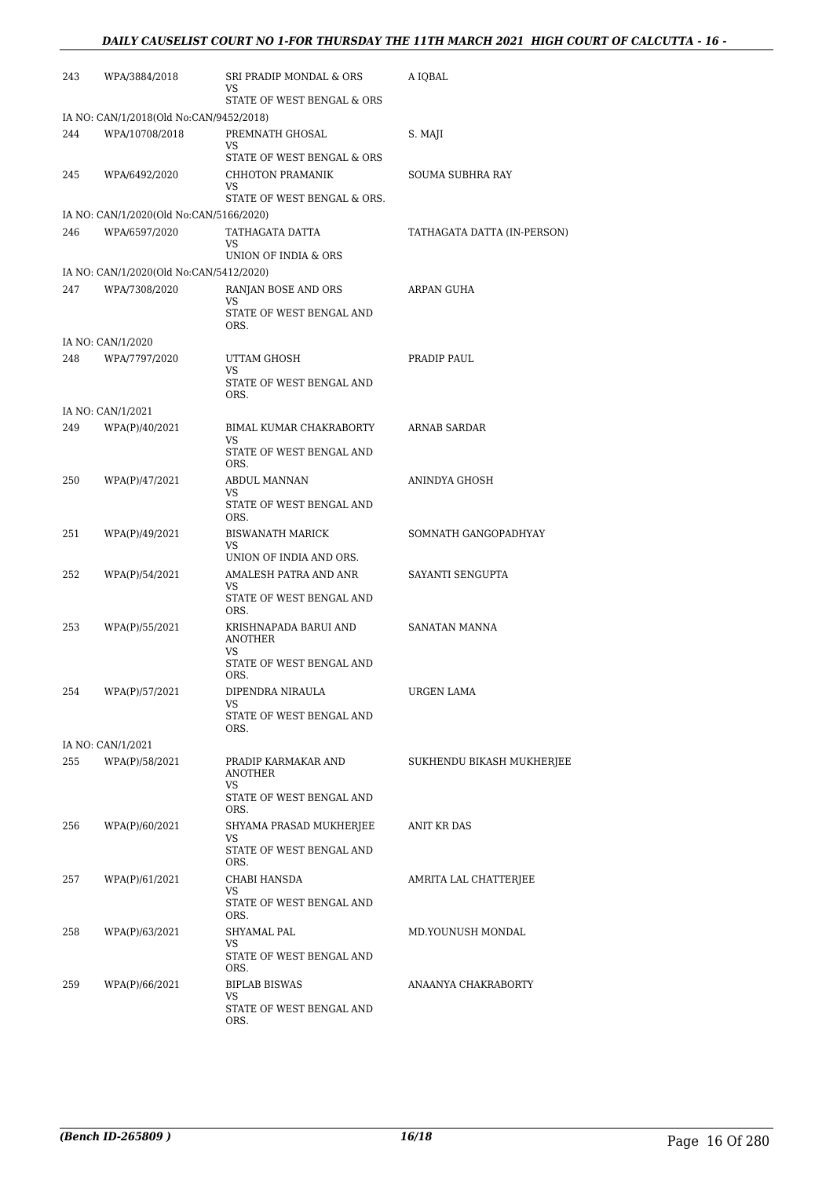| | | | |
|---|---|---|---|
| 243 | WPA/3884/2018 | SRI PRADIP MONDAL & ORS<br>VS<br>STATE OF WEST BENGAL & ORS | A IQBAL |
| IA NO: CAN/1/2018(Old No:CAN/9452/2018) | | | |
| 244 | WPA/10708/2018 | PREMNATH GHOSAL<br>VS<br>STATE OF WEST BENGAL & ORS | S. MAJI |
| 245 | WPA/6492/2020 | CHHOTON PRAMANIK<br>VS<br>STATE OF WEST BENGAL & ORS. | SOUMA SUBHRA RAY |
| IA NO: CAN/1/2020(Old No:CAN/5166/2020) | | | |
| 246 | WPA/6597/2020 | TATHAGATA DATTA<br>VS<br>UNION OF INDIA & ORS | TATHAGATA DATTA (IN-PERSON) |
| IA NO: CAN/1/2020(Old No:CAN/5412/2020) | | | |
| 247 | WPA/7308/2020 | RANJAN BOSE AND ORS<br>VS<br>STATE OF WEST BENGAL AND ORS. | ARPAN GUHA |
| IA NO: CAN/1/2020 | | | |
| 248 | WPA/7797/2020 | UTTAM GHOSH<br>VS<br>STATE OF WEST BENGAL AND ORS. | PRADIP PAUL |
| IA NO: CAN/1/2021 | | | |
| 249 | WPA(P)/40/2021 | BIMAL KUMAR CHAKRABORTY<br>VS<br>STATE OF WEST BENGAL AND ORS. | ARNAB SARDAR |
| 250 | WPA(P)/47/2021 | ABDUL MANNAN<br>VS<br>STATE OF WEST BENGAL AND ORS. | ANINDYA GHOSH |
| 251 | WPA(P)/49/2021 | BISWANATH MARICK<br>VS<br>UNION OF INDIA AND ORS. | SOMNATH GANGOPADHYAY |
| 252 | WPA(P)/54/2021 | AMALESH PATRA AND ANR<br>VS<br>STATE OF WEST BENGAL AND ORS. | SAYANTI SENGUPTA |
| 253 | WPA(P)/55/2021 | KRISHNAPADA BARUI AND ANOTHER<br>VS<br>STATE OF WEST BENGAL AND ORS. | SANATAN MANNA |
| 254 | WPA(P)/57/2021 | DIPENDRA NIRAULA<br>VS<br>STATE OF WEST BENGAL AND ORS. | URGEN LAMA |
| IA NO: CAN/1/2021 | | | |
| 255 | WPA(P)/58/2021 | PRADIP KARMAKAR AND ANOTHER<br>VS<br>STATE OF WEST BENGAL AND ORS. | SUKHENDU BIKASH MUKHERJEE |
| 256 | WPA(P)/60/2021 | SHYAMA PRASAD MUKHERJEE<br>VS<br>STATE OF WEST BENGAL AND ORS. | ANIT KR DAS |
| 257 | WPA(P)/61/2021 | CHABI HANSDA<br>VS<br>STATE OF WEST BENGAL AND ORS. | AMRITA LAL CHATTERJEE |
| 258 | WPA(P)/63/2021 | SHYAMAL PAL<br>VS<br>STATE OF WEST BENGAL AND ORS. | MD.YOUNUSH MONDAL |
| 259 | WPA(P)/66/2021 | BIPLAB BISWAS<br>VS<br>STATE OF WEST BENGAL AND ORS. | ANAANYA CHAKRABORTY |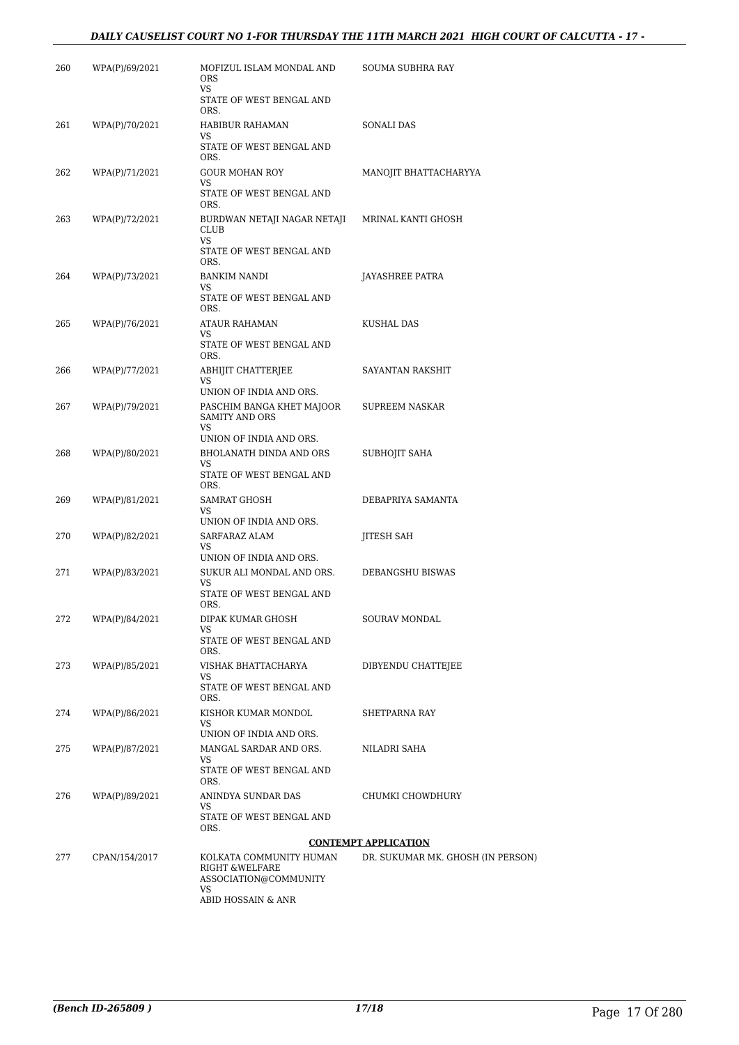| | | | |
|---|---|---|---|
| 260 | WPA(P)/69/2021 | MOFIZUL ISLAM MONDAL AND ORS<br>VS<br>STATE OF WEST BENGAL AND ORS. | SOUMA SUBHRA RAY |
| 261 | WPA(P)/70/2021 | HABIBUR RAHAMAN<br>VS<br>STATE OF WEST BENGAL AND ORS. | SONALI DAS |
| 262 | WPA(P)/71/2021 | GOUR MOHAN ROY<br>VS<br>STATE OF WEST BENGAL AND ORS. | MANOJIT BHATTACHARYYA |
| 263 | WPA(P)/72/2021 | BURDWAN NETAJI NAGAR NETAJI CLUB<br>VS<br>STATE OF WEST BENGAL AND ORS. | MRINAL KANTI GHOSH |
| 264 | WPA(P)/73/2021 | BANKIM NANDI<br>VS<br>STATE OF WEST BENGAL AND ORS. | JAYASHREE PATRA |
| 265 | WPA(P)/76/2021 | ATAUR RAHAMAN<br>VS<br>STATE OF WEST BENGAL AND ORS. | KUSHAL DAS |
| 266 | WPA(P)/77/2021 | ABHIJIT CHATTERJEE<br>VS<br>UNION OF INDIA AND ORS. | SAYANTAN RAKSHIT |
| 267 | WPA(P)/79/2021 | PASCHIM BANGA KHET MAJOOR SAMITY AND ORS<br>VS<br>UNION OF INDIA AND ORS. | SUPREEM NASKAR |
| 268 | WPA(P)/80/2021 | BHOLANATH DINDA AND ORS<br>VS<br>STATE OF WEST BENGAL AND ORS. | SUBHOJIT SAHA |
| 269 | WPA(P)/81/2021 | SAMRAT GHOSH<br>VS<br>UNION OF INDIA AND ORS. | DEBAPRIYA SAMANTA |
| 270 | WPA(P)/82/2021 | SARFARAZ ALAM<br>VS<br>UNION OF INDIA AND ORS. | JITESH SAH |
| 271 | WPA(P)/83/2021 | SUKUR ALI MONDAL AND ORS.<br>VS<br>STATE OF WEST BENGAL AND ORS. | DEBANGSHU BISWAS |
| 272 | WPA(P)/84/2021 | DIPAK KUMAR GHOSH<br>VS<br>STATE OF WEST BENGAL AND ORS. | SOURAV MONDAL |
| 273 | WPA(P)/85/2021 | VISHAK BHATTACHARYA<br>VS<br>STATE OF WEST BENGAL AND ORS. | DIBYENDU CHATTEJEE |
| 274 | WPA(P)/86/2021 | KISHOR KUMAR MONDOL<br>VS<br>UNION OF INDIA AND ORS. | SHETPARNA RAY |
| 275 | WPA(P)/87/2021 | MANGAL SARDAR AND ORS.<br>VS<br>STATE OF WEST BENGAL AND ORS. | NILADRI SAHA |
| 276 | WPA(P)/89/2021 | ANINDYA SUNDAR DAS<br>VS<br>STATE OF WEST BENGAL AND ORS. | CHUMKI CHOWDHURY |

**CONTEMPT APPLICATION**

| | | | |
|---|---|---|---|
| 277 | CPAN/154/2017 | KOLKATA COMMUNITY HUMAN RIGHT &WELFARE ASSOCIATION@COMMUNITY<br>VS<br>ABID HOSSAIN & ANR | DR. SUKUMAR MK. GHOSH (IN PERSON) |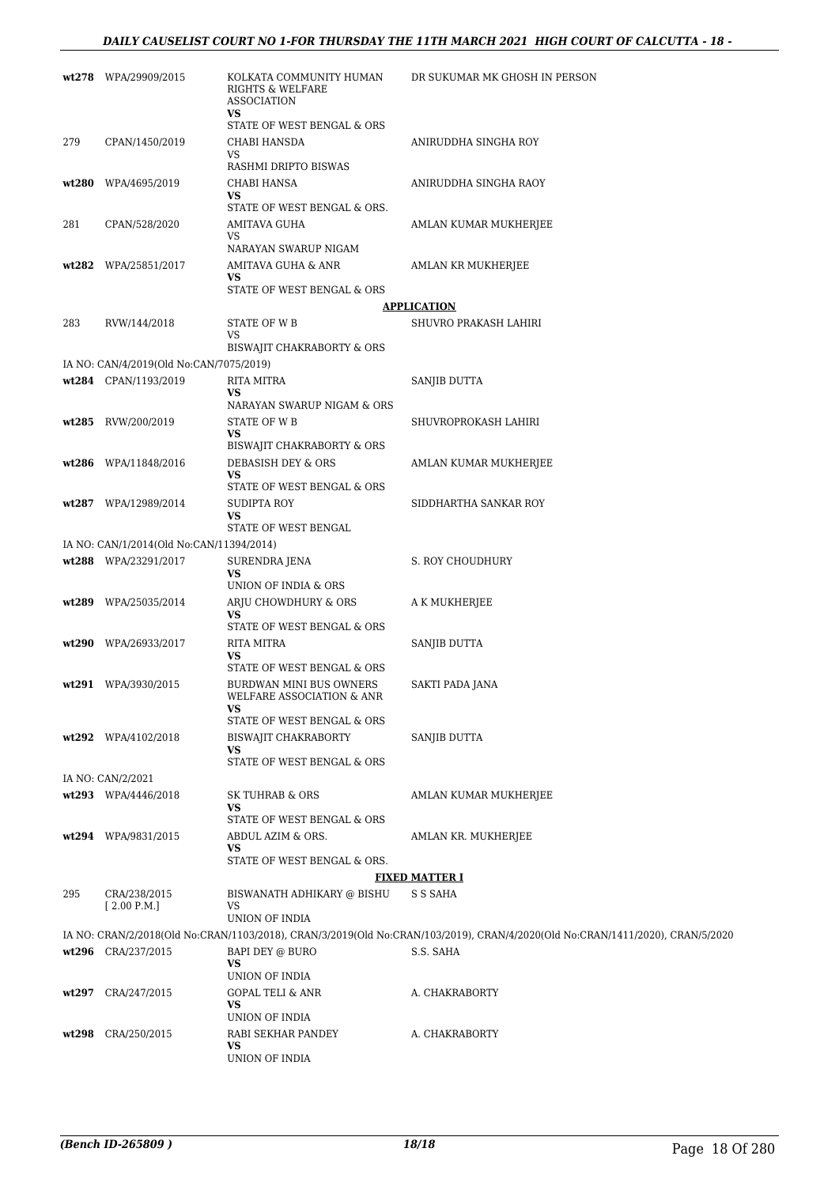| | | | |
|---|---|---|---|
| wt278 | WPA/29909/2015 | KOLKATA COMMUNITY HUMAN RIGHTS & WELFARE ASSOCIATION VS STATE OF WEST BENGAL & ORS | DR SUKUMAR MK GHOSH IN PERSON |
| 279 | CPAN/1450/2019 | CHABI HANSDA VS RASHMI DRIPTO BISWAS | ANIRUDDHA SINGHA ROY |
| wt280 | WPA/4695/2019 | CHABI HANSA VS STATE OF WEST BENGAL & ORS. | ANIRUDDHA SINGHA RAOY |
| 281 | CPAN/528/2020 | AMITAVA GUHA VS NARAYAN SWARUP NIGAM | AMLAN KUMAR MUKHERJEE |
| wt282 | WPA/25851/2017 | AMITAVA GUHA & ANR VS STATE OF WEST BENGAL & ORS | AMLAN KR MUKHERJEE |

**APPLICATION**

| | | | |
|---|---|---|---|
| 283 | RVW/144/2018 | STATE OF W B VS BISWAJIT CHAKRABORTY & ORS | SHUVRO PRAKASH LAHIRI |
| | IA NO: CAN/4/2019(Old No:CAN/7075/2019) | | |
| wt284 | CPAN/1193/2019 | RITA MITRA VS NARAYAN SWARUP NIGAM & ORS | SANJIB DUTTA |
| wt285 | RVW/200/2019 | STATE OF W B VS BISWAJIT CHAKRABORTY & ORS | SHUVROPROKASH LAHIRI |
| wt286 | WPA/11848/2016 | DEBASISH DEY & ORS VS STATE OF WEST BENGAL & ORS | AMLAN KUMAR MUKHERJEE |
| wt287 | WPA/12989/2014 | SUDIPTA ROY VS STATE OF WEST BENGAL | SIDDHARTHA SANKAR ROY |
| | IA NO: CAN/1/2014(Old No:CAN/11394/2014) | | |
| wt288 | WPA/23291/2017 | SURENDRA JENA VS UNION OF INDIA & ORS | S. ROY CHOUDHURY |
| wt289 | WPA/25035/2014 | ARJU CHOWDHURY & ORS VS STATE OF WEST BENGAL & ORS | A K MUKHERJEE |
| wt290 | WPA/26933/2017 | RITA MITRA VS STATE OF WEST BENGAL & ORS | SANJIB DUTTA |
| wt291 | WPA/3930/2015 | BURDWAN MINI BUS OWNERS WELFARE ASSOCIATION & ANR VS STATE OF WEST BENGAL & ORS | SAKTI PADA JANA |
| wt292 | WPA/4102/2018 | BISWAJIT CHAKRABORTY VS STATE OF WEST BENGAL & ORS | SANJIB DUTTA |
| | IA NO: CAN/2/2021 | | |
| wt293 | WPA/4446/2018 | SK TUHRAB & ORS VS STATE OF WEST BENGAL & ORS | AMLAN KUMAR MUKHERJEE |
| wt294 | WPA/9831/2015 | ABDUL AZIM & ORS. VS STATE OF WEST BENGAL & ORS. | AMLAN KR. MUKHERJEE |

**FIXED MATTER I**

| | | | |
|---|---|---|---|
| 295 | CRA/238/2015 [ 2.00 P.M.] | BISWANATH ADHIKARY @ BISHU VS UNION OF INDIA | S S SAHA |
| | IA NO: CRAN/2/2018(Old No:CRAN/1103/2018), CRAN/3/2019(Old No:CRAN/103/2019), CRAN/4/2020(Old No:CRAN/1411/2020), CRAN/5/2020 | | |
| wt296 | CRA/237/2015 | BAPI DEY @ BURO VS UNION OF INDIA | S.S. SAHA |
| wt297 | CRA/247/2015 | GOPAL TELI & ANR VS UNION OF INDIA | A. CHAKRABORTY |
| wt298 | CRA/250/2015 | RABI SEKHAR PANDEY VS UNION OF INDIA | A. CHAKRABORTY |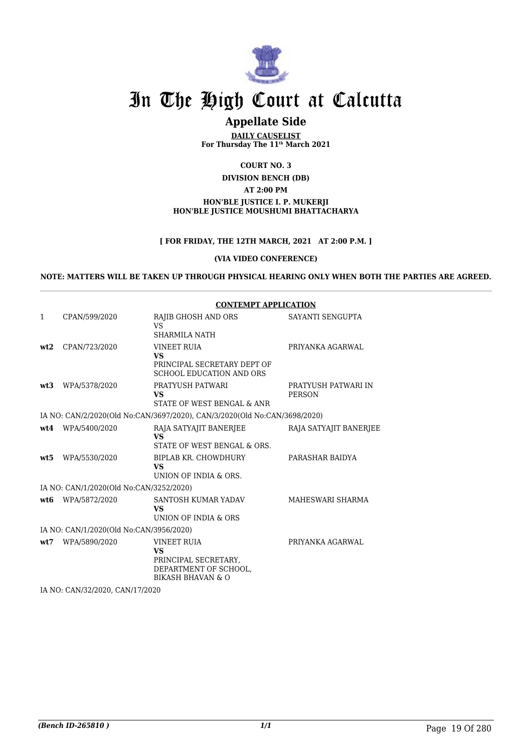# In The High Court at Calcutta

## Appellate Side

**DAILY CAUSELIST**
**For Thursday The 11th March 2021**

**COURT NO. 3**

**DIVISION BENCH (DB)**

**AT 2:00 PM**

**HON'BLE JUSTICE I. P. MUKERJI**
**HON'BLE JUSTICE MOUSHUMI BHATTACHARYA**

**[ FOR FRIDAY, THE 12TH MARCH, 2021 AT 2:00 P.M. ]**

**(VIA VIDEO CONFERENCE)**

**NOTE: MATTERS WILL BE TAKEN UP THROUGH PHYSICAL HEARING ONLY WHEN BOTH THE PARTIES ARE AGREED.**

**CONTEMPT APPLICATION**

| | | | |
|---|---|---|---|
| 1 | CPAN/599/2020 | RAJIB GHOSH AND ORS VS SHARMILA NATH | SAYANTI SENGUPTA |
| **wt2** | CPAN/723/2020 | VINEET RUIA **VS** PRINCIPAL SECRETARY DEPT OF SCHOOL EDUCATION AND ORS | PRIYANKA AGARWAL |
| **wt3** | WPA/5378/2020 | PRATYUSH PATWARI **VS** STATE OF WEST BENGAL & ANR | PRATYUSH PATWARI IN PERSON |
| | IA NO: CAN/2/2020(Old No:CAN/3697/2020), CAN/3/2020(Old No:CAN/3698/2020) | | |
| **wt4** | WPA/5400/2020 | RAJA SATYAJIT BANERJEE **VS** STATE OF WEST BENGAL & ORS. | RAJA SATYAJIT BANERJEE |
| **wt5** | WPA/5530/2020 | BIPLAB KR. CHOWDHURY **VS** UNION OF INDIA & ORS. | PARASHAR BAIDYA |
| | IA NO: CAN/1/2020(Old No:CAN/3252/2020) | | |
| **wt6** | WPA/5872/2020 | SANTOSH KUMAR YADAV **VS** UNION OF INDIA & ORS | MAHESWARI SHARMA |
| | IA NO: CAN/1/2020(Old No:CAN/3956/2020) | | |
| **wt7** | WPA/5890/2020 | VINEET RUIA **VS** PRINCIPAL SECRETARY, DEPARTMENT OF SCHOOL, BIKASH BHAVAN & O | PRIYANKA AGARWAL |
| | IA NO: CAN/32/2020, CAN/17/2020 | | |

*(Bench ID-265810 )*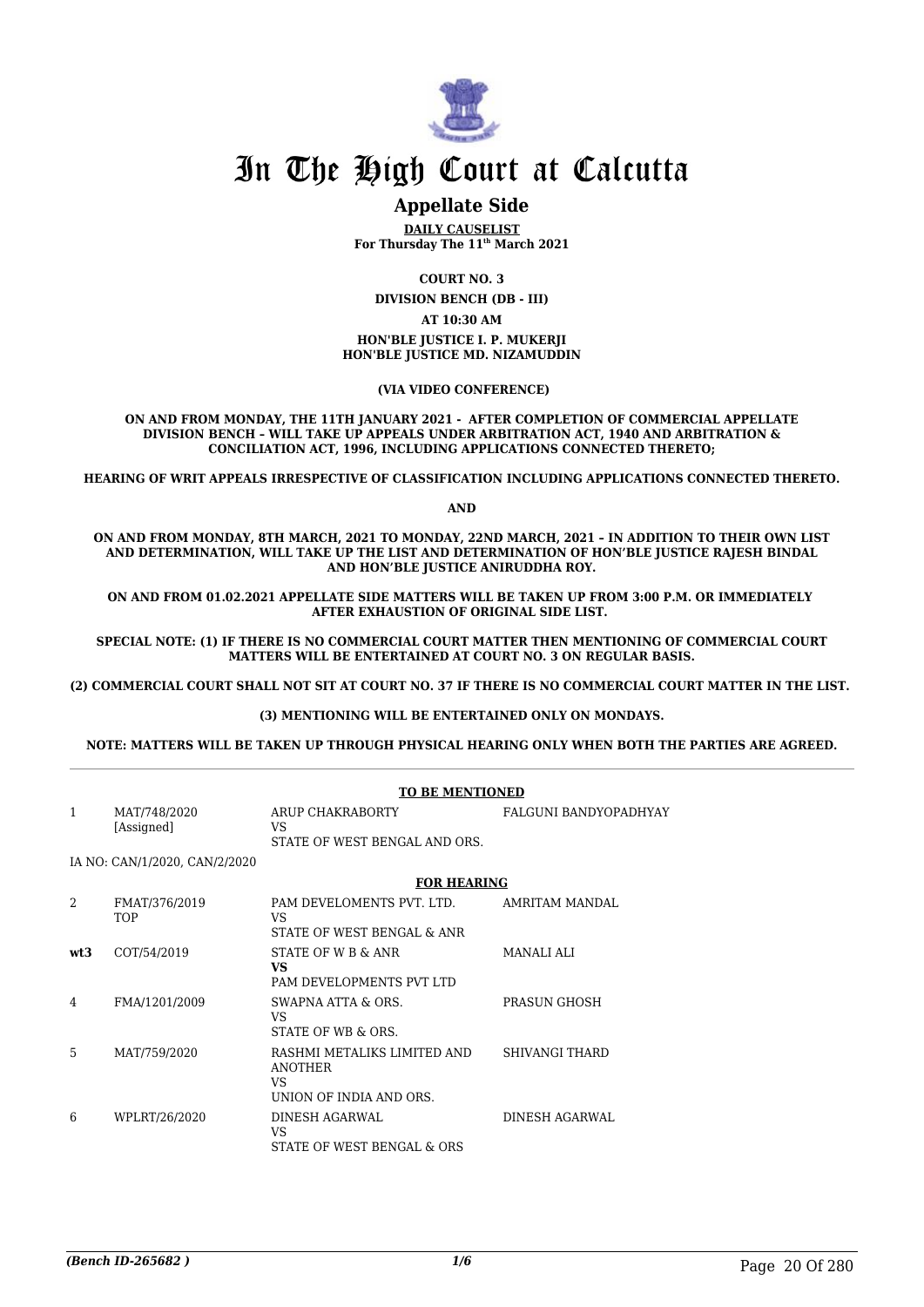# In The High Court at Calcutta

## Appellate Side

**DAILY CAUSELIST**
**For Thursday The 11th March 2021**

**COURT NO. 3**

**DIVISION BENCH (DB - III)**

**AT 10:30 AM**

**HON'BLE JUSTICE I. P. MUKERJI**
**HON'BLE JUSTICE MD. NIZAMUDDIN**

**(VIA VIDEO CONFERENCE)**

**ON AND FROM MONDAY, THE 11TH JANUARY 2021 - AFTER COMPLETION OF COMMERCIAL APPELLATE DIVISION BENCH – WILL TAKE UP APPEALS UNDER ARBITRATION ACT, 1940 AND ARBITRATION & CONCILIATION ACT, 1996, INCLUDING APPLICATIONS CONNECTED THERETO;**

**HEARING OF WRIT APPEALS IRRESPECTIVE OF CLASSIFICATION INCLUDING APPLICATIONS CONNECTED THERETO.**

**AND**

**ON AND FROM MONDAY, 8TH MARCH, 2021 TO MONDAY, 22ND MARCH, 2021 – IN ADDITION TO THEIR OWN LIST AND DETERMINATION, WILL TAKE UP THE LIST AND DETERMINATION OF HON'BLE JUSTICE RAJESH BINDAL AND HON'BLE JUSTICE ANIRUDDHA ROY.**

**ON AND FROM 01.02.2021 APPELLATE SIDE MATTERS WILL BE TAKEN UP FROM 3:00 P.M. OR IMMEDIATELY AFTER EXHAUSTION OF ORIGINAL SIDE LIST.**

**SPECIAL NOTE: (1) IF THERE IS NO COMMERCIAL COURT MATTER THEN MENTIONING OF COMMERCIAL COURT MATTERS WILL BE ENTERTAINED AT COURT NO. 3 ON REGULAR BASIS.**

**(2) COMMERCIAL COURT SHALL NOT SIT AT COURT NO. 37 IF THERE IS NO COMMERCIAL COURT MATTER IN THE LIST.**

**(3) MENTIONING WILL BE ENTERTAINED ONLY ON MONDAYS.**

**NOTE: MATTERS WILL BE TAKEN UP THROUGH PHYSICAL HEARING ONLY WHEN BOTH THE PARTIES ARE AGREED.**

**TO BE MENTIONED**

| | | | |
|---|---|---|---|
| 1 | MAT/748/2020 [Assigned] | ARUP CHAKRABORTY VS STATE OF WEST BENGAL AND ORS. | FALGUNI BANDYOPADHYAY |

IA NO: CAN/1/2020, CAN/2/2020

**FOR HEARING**

| | | | |
|---|---|---|---|
| 2 | FMAT/376/2019 TOP | PAM DEVELOMENTS PVT. LTD. VS STATE OF WEST BENGAL & ANR | AMRITAM MANDAL |
| **wt3** | COT/54/2019 | STATE OF W B & ANR **VS** PAM DEVELOPMENTS PVT LTD | MANALI ALI |
| 4 | FMA/1201/2009 | SWAPNA ATTA & ORS. VS STATE OF WB & ORS. | PRASUN GHOSH |
| 5 | MAT/759/2020 | RASHMI METALIKS LIMITED AND ANOTHER VS UNION OF INDIA AND ORS. | SHIVANGI THARD |
| 6 | WPLRT/26/2020 | DINESH AGARWAL VS STATE OF WEST BENGAL & ORS | DINESH AGARWAL |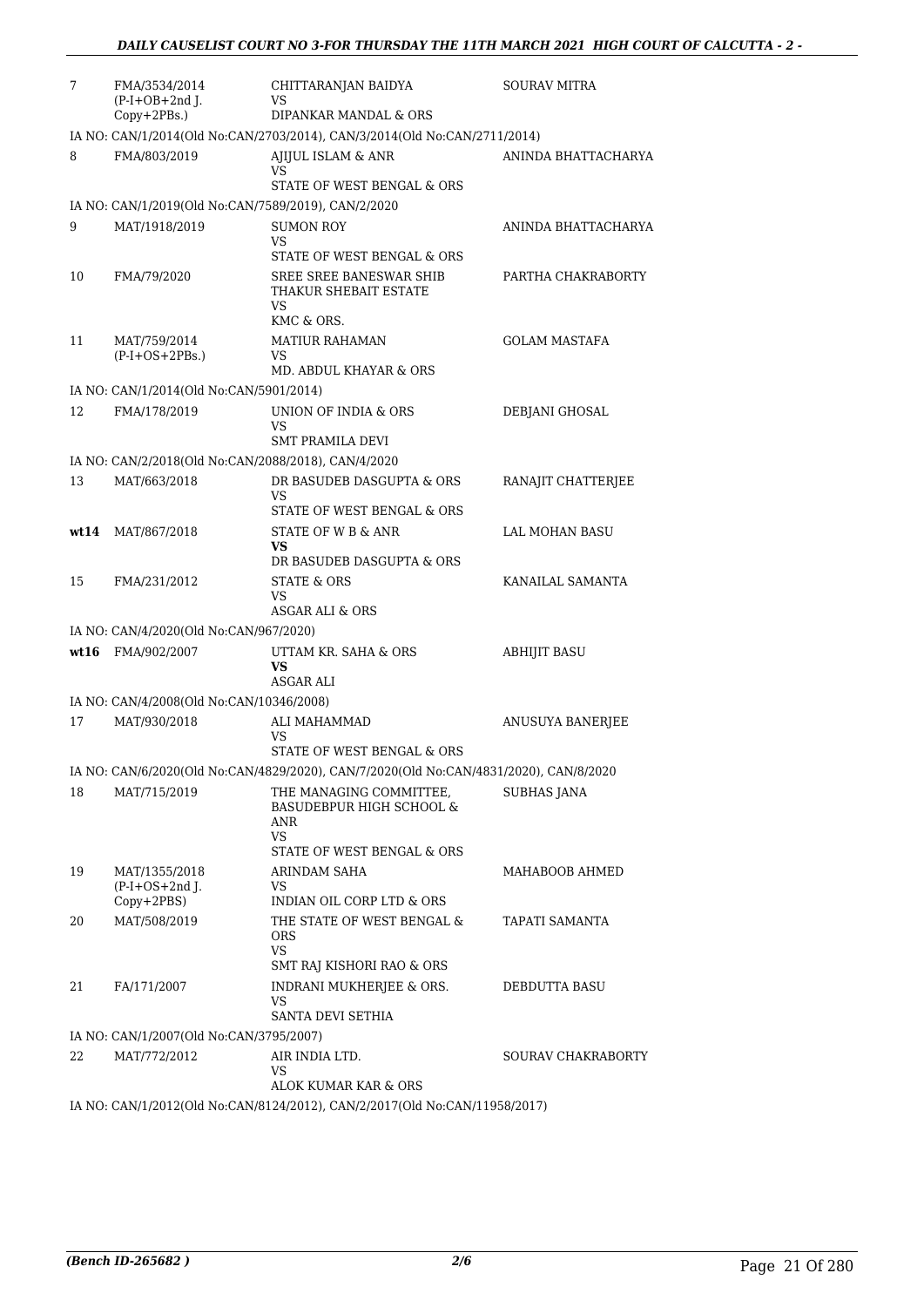| | | | |
|---|---|---|---|
| 7 | FMA/3534/2014 (P-I+OB+2nd J. Copy+2PBs.) | CHITTARANJAN BAIDYA<br>VS<br>DIPANKAR MANDAL & ORS | SOURAV MITRA |
| | IA NO: CAN/1/2014(Old No:CAN/2703/2014), CAN/3/2014(Old No:CAN/2711/2014) | | |
| 8 | FMA/803/2019 | AJIJUL ISLAM & ANR<br>VS<br>STATE OF WEST BENGAL & ORS | ANINDA BHATTACHARYA |
| | IA NO: CAN/1/2019(Old No:CAN/7589/2019), CAN/2/2020 | | |
| 9 | MAT/1918/2019 | SUMON ROY<br>VS<br>STATE OF WEST BENGAL & ORS | ANINDA BHATTACHARYA |
| 10 | FMA/79/2020 | SREE SREE BANESWAR SHIB THAKUR SHEBAIT ESTATE<br>VS<br>KMC & ORS. | PARTHA CHAKRABORTY |
| 11 | MAT/759/2014 (P-I+OS+2PBs.) | MATIUR RAHAMAN<br>VS<br>MD. ABDUL KHAYAR & ORS | GOLAM MASTAFA |
| | IA NO: CAN/1/2014(Old No:CAN/5901/2014) | | |
| 12 | FMA/178/2019 | UNION OF INDIA & ORS<br>VS<br>SMT PRAMILA DEVI | DEBJANI GHOSAL |
| | IA NO: CAN/2/2018(Old No:CAN/2088/2018), CAN/4/2020 | | |
| 13 | MAT/663/2018 | DR BASUDEB DASGUPTA & ORS<br>VS<br>STATE OF WEST BENGAL & ORS | RANAJIT CHATTERJEE |
| **wt14** | MAT/867/2018 | STATE OF W B & ANR<br>**VS**<br>DR BASUDEB DASGUPTA & ORS | LAL MOHAN BASU |
| 15 | FMA/231/2012 | STATE & ORS<br>VS<br>ASGAR ALI & ORS | KANAILAL SAMANTA |
| | IA NO: CAN/4/2020(Old No:CAN/967/2020) | | |
| **wt16** | FMA/902/2007 | UTTAM KR. SAHA & ORS<br>**VS**<br>ASGAR ALI | ABHIJIT BASU |
| | IA NO: CAN/4/2008(Old No:CAN/10346/2008) | | |
| 17 | MAT/930/2018 | ALI MAHAMMAD<br>VS<br>STATE OF WEST BENGAL & ORS | ANUSUYA BANERJEE |
| | IA NO: CAN/6/2020(Old No:CAN/4829/2020), CAN/7/2020(Old No:CAN/4831/2020), CAN/8/2020 | | |
| 18 | MAT/715/2019 | THE MANAGING COMMITTEE, BASUDEBPUR HIGH SCHOOL & ANR<br>VS<br>STATE OF WEST BENGAL & ORS | SUBHAS JANA |
| 19 | MAT/1355/2018 (P-I+OS+2nd J. Copy+2PBS) | ARINDAM SAHA<br>VS<br>INDIAN OIL CORP LTD & ORS | MAHABOOB AHMED |
| 20 | MAT/508/2019 | THE STATE OF WEST BENGAL & ORS<br>VS<br>SMT RAJ KISHORI RAO & ORS | TAPATI SAMANTA |
| 21 | FA/171/2007 | INDRANI MUKHERJEE & ORS.<br>VS<br>SANTA DEVI SETHIA | DEBDUTTA BASU |
| | IA NO: CAN/1/2007(Old No:CAN/3795/2007) | | |
| 22 | MAT/772/2012 | AIR INDIA LTD.<br>VS<br>ALOK KUMAR KAR & ORS | SOURAV CHAKRABORTY |
| | IA NO: CAN/1/2012(Old No:CAN/8124/2012), CAN/2/2017(Old No:CAN/11958/2017) | | |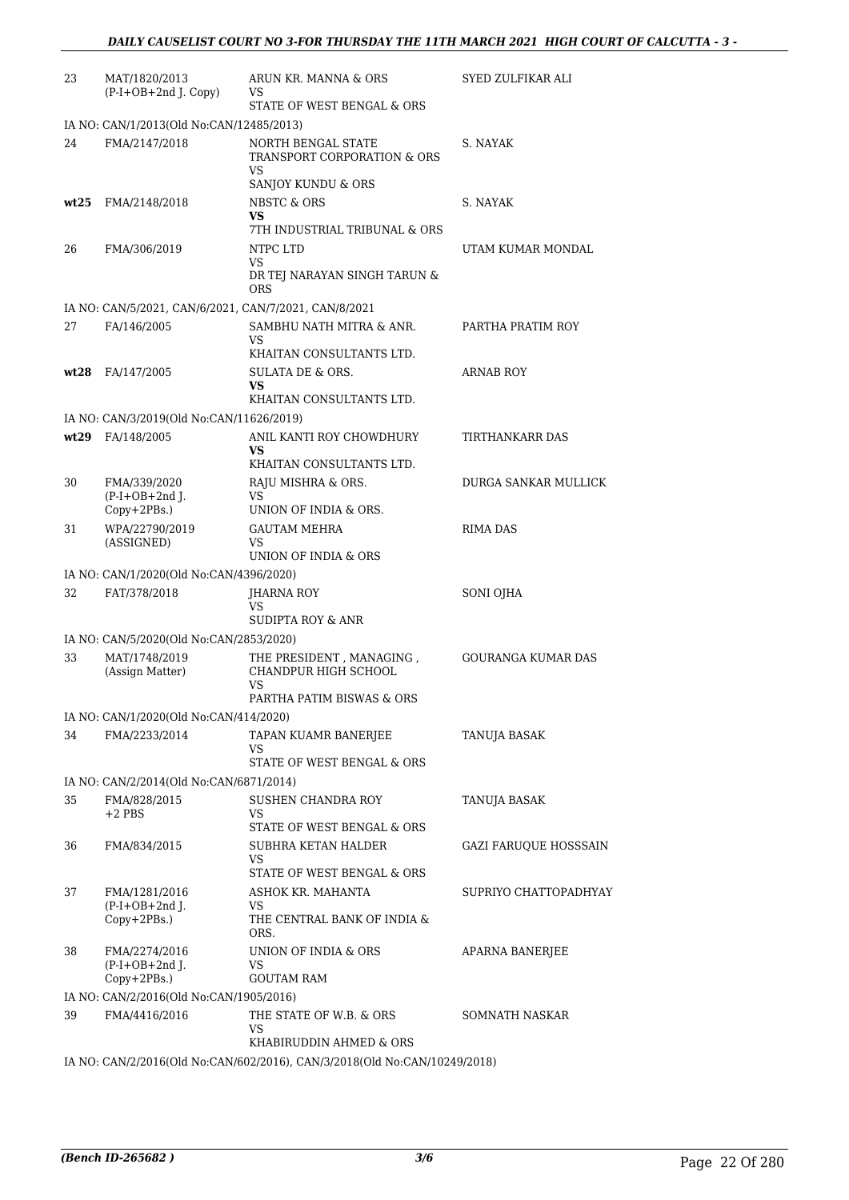| | | | |
|---|---|---|---|
| 23 | MAT/1820/2013 (P-I+OB+2nd J. Copy) | ARUN KR. MANNA & ORS VS STATE OF WEST BENGAL & ORS | SYED ZULFIKAR ALI |
| | IA NO: CAN/1/2013(Old No:CAN/12485/2013) | | |
| 24 | FMA/2147/2018 | NORTH BENGAL STATE TRANSPORT CORPORATION & ORS VS SANJOY KUNDU & ORS | S. NAYAK |
| **wt25** | FMA/2148/2018 | NBSTC & ORS **VS** 7TH INDUSTRIAL TRIBUNAL & ORS | S. NAYAK |
| 26 | FMA/306/2019 | NTPC LTD VS DR TEJ NARAYAN SINGH TARUN & ORS | UTAM KUMAR MONDAL |
| | IA NO: CAN/5/2021, CAN/6/2021, CAN/7/2021, CAN/8/2021 | | |
| 27 | FA/146/2005 | SAMBHU NATH MITRA & ANR. VS KHAITAN CONSULTANTS LTD. | PARTHA PRATIM ROY |
| **wt28** | FA/147/2005 | SULATA DE & ORS. **VS** KHAITAN CONSULTANTS LTD. | ARNAB ROY |
| | IA NO: CAN/3/2019(Old No:CAN/11626/2019) | | |
| **wt29** | FA/148/2005 | ANIL KANTI ROY CHOWDHURY **VS** KHAITAN CONSULTANTS LTD. | TIRTHANKARR DAS |
| 30 | FMA/339/2020 (P-I+OB+2nd J. Copy+2PBs.) | RAJU MISHRA & ORS. VS UNION OF INDIA & ORS. | DURGA SANKAR MULLICK |
| 31 | WPA/22790/2019 (ASSIGNED) | GAUTAM MEHRA VS UNION OF INDIA & ORS | RIMA DAS |
| | IA NO: CAN/1/2020(Old No:CAN/4396/2020) | | |
| 32 | FAT/378/2018 | JHARNA ROY VS SUDIPTA ROY & ANR | SONI OJHA |
| | IA NO: CAN/5/2020(Old No:CAN/2853/2020) | | |
| 33 | MAT/1748/2019 (Assign Matter) | THE PRESIDENT , MANAGING , CHANDPUR HIGH SCHOOL VS PARTHA PATIM BISWAS & ORS | GOURANGA KUMAR DAS |
| | IA NO: CAN/1/2020(Old No:CAN/414/2020) | | |
| 34 | FMA/2233/2014 | TAPAN KUAMR BANERJEE VS STATE OF WEST BENGAL & ORS | TANUJA BASAK |
| | IA NO: CAN/2/2014(Old No:CAN/6871/2014) | | |
| 35 | FMA/828/2015 +2 PBS | SUSHEN CHANDRA ROY VS STATE OF WEST BENGAL & ORS | TANUJA BASAK |
| 36 | FMA/834/2015 | SUBHRA KETAN HALDER VS STATE OF WEST BENGAL & ORS | GAZI FARUQUE HOSSSAIN |
| 37 | FMA/1281/2016 (P-I+OB+2nd J. Copy+2PBs.) | ASHOK KR. MAHANTA VS THE CENTRAL BANK OF INDIA & ORS. | SUPRIYO CHATTOPADHYAY |
| 38 | FMA/2274/2016 (P-I+OB+2nd J. Copy+2PBs.) | UNION OF INDIA & ORS VS GOUTAM RAM | APARNA BANERJEE |
| | IA NO: CAN/2/2016(Old No:CAN/1905/2016) | | |
| 39 | FMA/4416/2016 | THE STATE OF W.B. & ORS VS KHABIRUDDIN AHMED & ORS | SOMNATH NASKAR |
| | IA NO: CAN/2/2016(Old No:CAN/602/2016), CAN/3/2018(Old No:CAN/10249/2018) | | |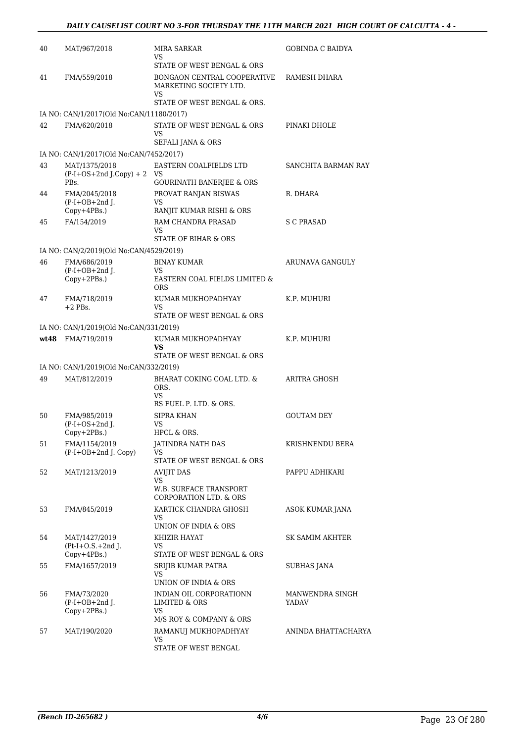| | | | |
|---|---|---|---|
| 40 | MAT/967/2018 | MIRA SARKAR<br>VS<br>STATE OF WEST BENGAL & ORS | GOBINDA C BAIDYA |
| 41 | FMA/559/2018 | BONGAON CENTRAL COOPERATIVE MARKETING SOCIETY LTD.<br>VS<br>STATE OF WEST BENGAL & ORS. | RAMESH DHARA |
| | IA NO: CAN/1/2017(Old No:CAN/11180/2017) | | |
| 42 | FMA/620/2018 | STATE OF WEST BENGAL & ORS<br>VS<br>SEFALI JANA & ORS | PINAKI DHOLE |
| | IA NO: CAN/1/2017(Old No:CAN/7452/2017) | | |
| 43 | MAT/1375/2018<br>(P-I+OS+2nd J.Copy) + 2 PBs. | EASTERN COALFIELDS LTD<br>VS<br>GOURINATH BANERJEE & ORS | SANCHITA BARMAN RAY |
| 44 | FMA/2045/2018<br>(P-I+OB+2nd J. Copy+4PBs.) | PROVAT RANJAN BISWAS<br>VS<br>RANJIT KUMAR RISHI & ORS | R. DHARA |
| 45 | FA/154/2019 | RAM CHANDRA PRASAD<br>VS<br>STATE OF BIHAR & ORS | S C PRASAD |
| | IA NO: CAN/2/2019(Old No:CAN/4529/2019) | | |
| 46 | FMA/686/2019<br>(P-I+OB+2nd J. Copy+2PBs.) | BINAY KUMAR<br>VS<br>EASTERN COAL FIELDS LIMITED & ORS | ARUNAVA GANGULY |
| 47 | FMA/718/2019<br>+2 PBs. | KUMAR MUKHOPADHYAY<br>VS<br>STATE OF WEST BENGAL & ORS | K.P. MUHURI |
| | IA NO: CAN/1/2019(Old No:CAN/331/2019) | | |
| **wt48** | FMA/719/2019 | KUMAR MUKHOPADHYAY<br>**VS**<br>STATE OF WEST BENGAL & ORS | K.P. MUHURI |
| | IA NO: CAN/1/2019(Old No:CAN/332/2019) | | |
| 49 | MAT/812/2019 | BHARAT COKING COAL LTD. & ORS.<br>VS<br>RS FUEL P. LTD. & ORS. | ARITRA GHOSH |
| 50 | FMA/985/2019<br>(P-I+OS+2nd J. Copy+2PBs.) | SIPRA KHAN<br>VS<br>HPCL & ORS. | GOUTAM DEY |
| 51 | FMA/1154/2019<br>(P-I+OB+2nd J. Copy) | JATINDRA NATH DAS<br>VS<br>STATE OF WEST BENGAL & ORS | KRISHNENDU BERA |
| 52 | MAT/1213/2019 | AVIJIT DAS<br>VS<br>W.B. SURFACE TRANSPORT CORPORATION LTD. & ORS | PAPPU ADHIKARI |
| 53 | FMA/845/2019 | KARTICK CHANDRA GHOSH<br>VS<br>UNION OF INDIA & ORS | ASOK KUMAR JANA |
| 54 | MAT/1427/2019<br>(Pt-I+O.S.+2nd J. Copy+4PBs.) | KHIZIR HAYAT<br>VS<br>STATE OF WEST BENGAL & ORS | SK SAMIM AKHTER |
| 55 | FMA/1657/2019 | SRIJIB KUMAR PATRA<br>VS<br>UNION OF INDIA & ORS | SUBHAS JANA |
| 56 | FMA/73/2020<br>(P-I+OB+2nd J. Copy+2PBs.) | INDIAN OIL CORPORATIONN LIMITED & ORS<br>VS<br>M/S ROY & COMPANY & ORS | MANWENDRA SINGH YADAV |
| 57 | MAT/190/2020 | RAMANUJ MUKHOPADHYAY<br>VS<br>STATE OF WEST BENGAL | ANINDA BHATTACHARYA |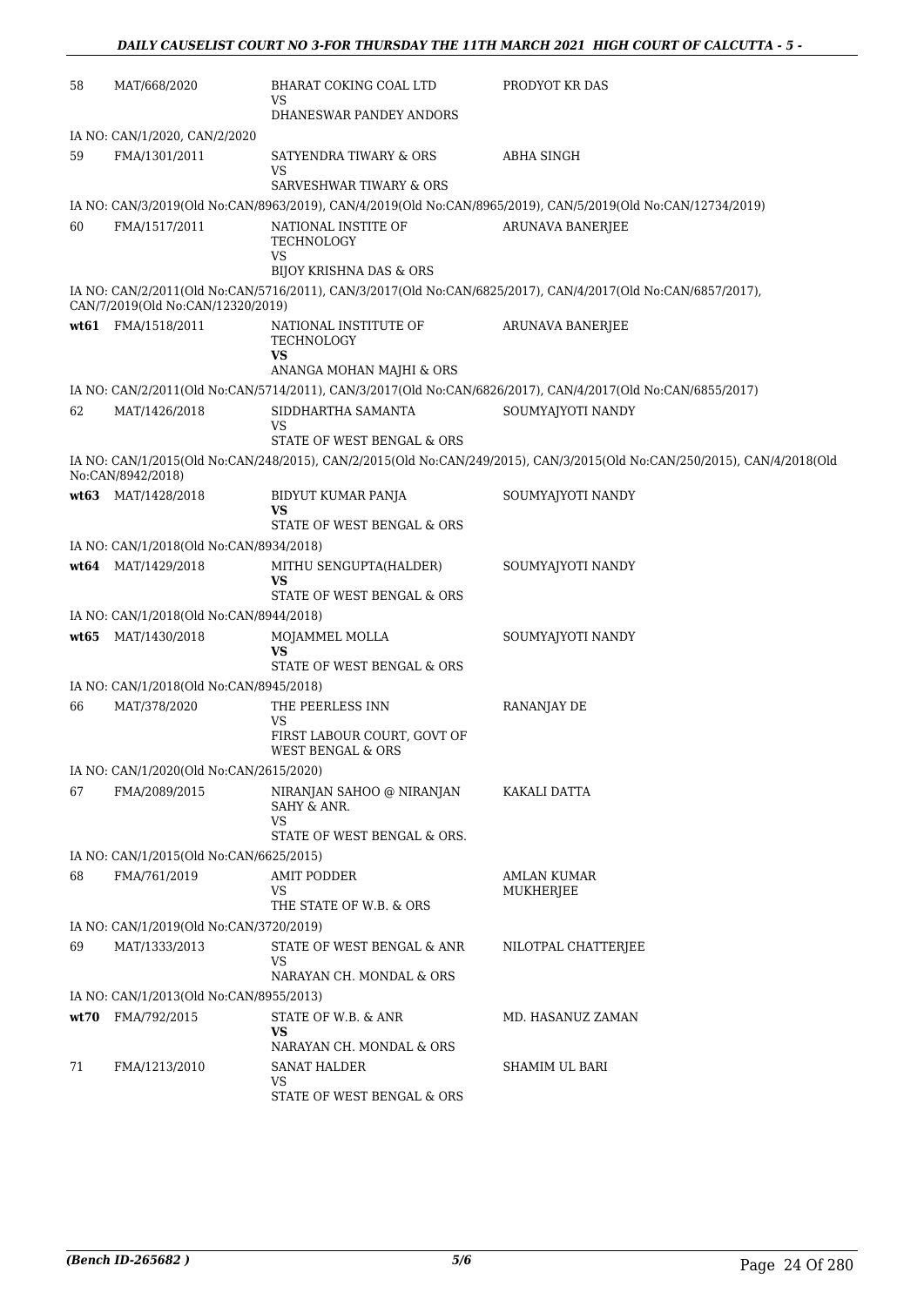| 58 | MAT/668/2020 | BHARAT COKING COAL LTD<br>VS<br>DHANESWAR PANDEY ANDORS | PRODYOT KR DAS |
|---|---|---|---|

IA NO: CAN/1/2020, CAN/2/2020

| 59 | FMA/1301/2011 | SATYENDRA TIWARY & ORS<br>VS<br>SARVESHWAR TIWARY & ORS | ABHA SINGH |
|---|---|---|---|

IA NO: CAN/3/2019(Old No:CAN/8963/2019), CAN/4/2019(Old No:CAN/8965/2019), CAN/5/2019(Old No:CAN/12734/2019)

| 60 | FMA/1517/2011 | NATIONAL INSTITE OF TECHNOLOGY<br>VS<br>BIJOY KRISHNA DAS & ORS | ARUNAVA BANERJEE |
|---|---|---|---|

IA NO: CAN/2/2011(Old No:CAN/5716/2011), CAN/3/2017(Old No:CAN/6825/2017), CAN/4/2017(Old No:CAN/6857/2017), CAN/7/2019(Old No:CAN/12320/2019)

| wt61 | FMA/1518/2011 | NATIONAL INSTITUTE OF TECHNOLOGY<br>**VS**<br>ANANGA MOHAN MAJHI & ORS | ARUNAVA BANERJEE |
|---|---|---|---|

IA NO: CAN/2/2011(Old No:CAN/5714/2011), CAN/3/2017(Old No:CAN/6826/2017), CAN/4/2017(Old No:CAN/6855/2017)

| 62 | MAT/1426/2018 | SIDDHARTHA SAMANTA<br>VS<br>STATE OF WEST BENGAL & ORS | SOUMYAJYOTI NANDY |
|---|---|---|---|

IA NO: CAN/1/2015(Old No:CAN/248/2015), CAN/2/2015(Old No:CAN/249/2015), CAN/3/2015(Old No:CAN/250/2015), CAN/4/2018(Old No:CAN/8942/2018)

| wt63 | MAT/1428/2018 | BIDYUT KUMAR PANJA<br>**VS**<br>STATE OF WEST BENGAL & ORS | SOUMYAJYOTI NANDY |
|---|---|---|---|

IA NO: CAN/1/2018(Old No:CAN/8934/2018)

| wt64 | MAT/1429/2018 | MITHU SENGUPTA(HALDER)<br>**VS**<br>STATE OF WEST BENGAL & ORS | SOUMYAJYOTI NANDY |
|---|---|---|---|

IA NO: CAN/1/2018(Old No:CAN/8944/2018)

| wt65 | MAT/1430/2018 | MOJAMMEL MOLLA<br>**VS**<br>STATE OF WEST BENGAL & ORS | SOUMYAJYOTI NANDY |
|---|---|---|---|

IA NO: CAN/1/2018(Old No:CAN/8945/2018)

| 66 | MAT/378/2020 | THE PEERLESS INN<br>VS<br>FIRST LABOUR COURT, GOVT OF WEST BENGAL & ORS | RANANJAY DE |
|---|---|---|---|

IA NO: CAN/1/2020(Old No:CAN/2615/2020)

| 67 | FMA/2089/2015 | NIRANJAN SAHOO @ NIRANJAN SAHY & ANR.<br>VS<br>STATE OF WEST BENGAL & ORS. | KAKALI DATTA |
|---|---|---|---|

IA NO: CAN/1/2015(Old No:CAN/6625/2015)

| 68 | FMA/761/2019 | AMIT PODDER<br>VS<br>THE STATE OF W.B. & ORS | AMLAN KUMAR MUKHERJEE |
|---|---|---|---|

IA NO: CAN/1/2019(Old No:CAN/3720/2019)

| 69 | MAT/1333/2013 | STATE OF WEST BENGAL & ANR<br>VS<br>NARAYAN CH. MONDAL & ORS | NILOTPAL CHATTERJEE |
|---|---|---|---|

IA NO: CAN/1/2013(Old No:CAN/8955/2013)

| wt70 | FMA/792/2015 | STATE OF W.B. & ANR<br>**VS**<br>NARAYAN CH. MONDAL & ORS | MD. HASANUZ ZAMAN |
|---|---|---|---|
| 71 | FMA/1213/2010 | SANAT HALDER<br>VS<br>STATE OF WEST BENGAL & ORS | SHAMIM UL BARI |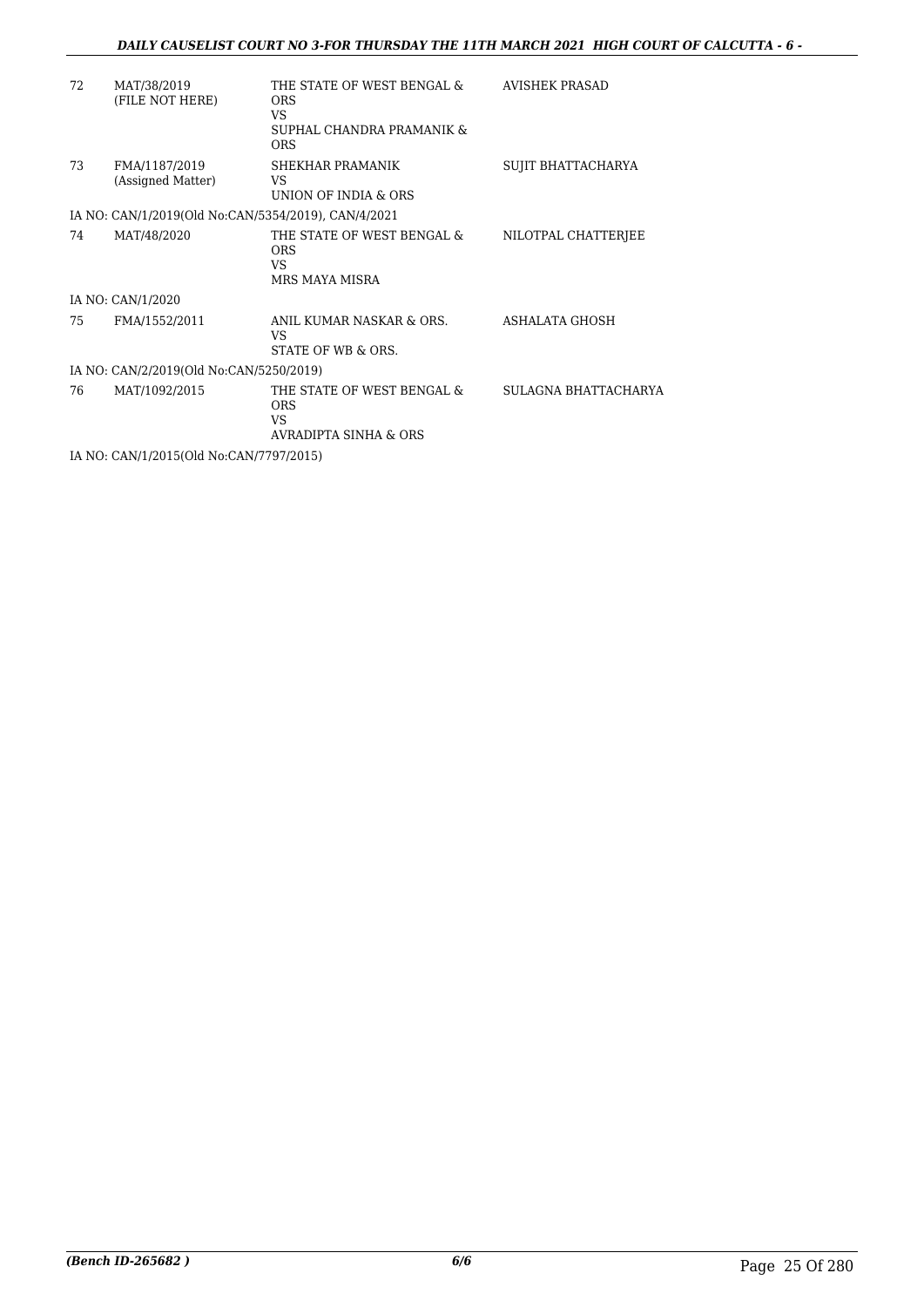| | | | |
|---|---|---|---|
| 72 | MAT/38/2019 (FILE NOT HERE) | THE STATE OF WEST BENGAL & ORS VS SUPHAL CHANDRA PRAMANIK & ORS | AVISHEK PRASAD |
| 73 | FMA/1187/2019 (Assigned Matter) | SHEKHAR PRAMANIK VS UNION OF INDIA & ORS | SUJIT BHATTACHARYA |
| IA NO: CAN/1/2019(Old No:CAN/5354/2019), CAN/4/2021 | | | |
| 74 | MAT/48/2020 | THE STATE OF WEST BENGAL & ORS VS MRS MAYA MISRA | NILOTPAL CHATTERJEE |
| IA NO: CAN/1/2020 | | | |
| 75 | FMA/1552/2011 | ANIL KUMAR NASKAR & ORS. VS STATE OF WB & ORS. | ASHALATA GHOSH |
| IA NO: CAN/2/2019(Old No:CAN/5250/2019) | | | |
| 76 | MAT/1092/2015 | THE STATE OF WEST BENGAL & ORS VS AVRADIPTA SINHA & ORS | SULAGNA BHATTACHARYA |
| IA NO: CAN/1/2015(Old No:CAN/7797/2015) | | | |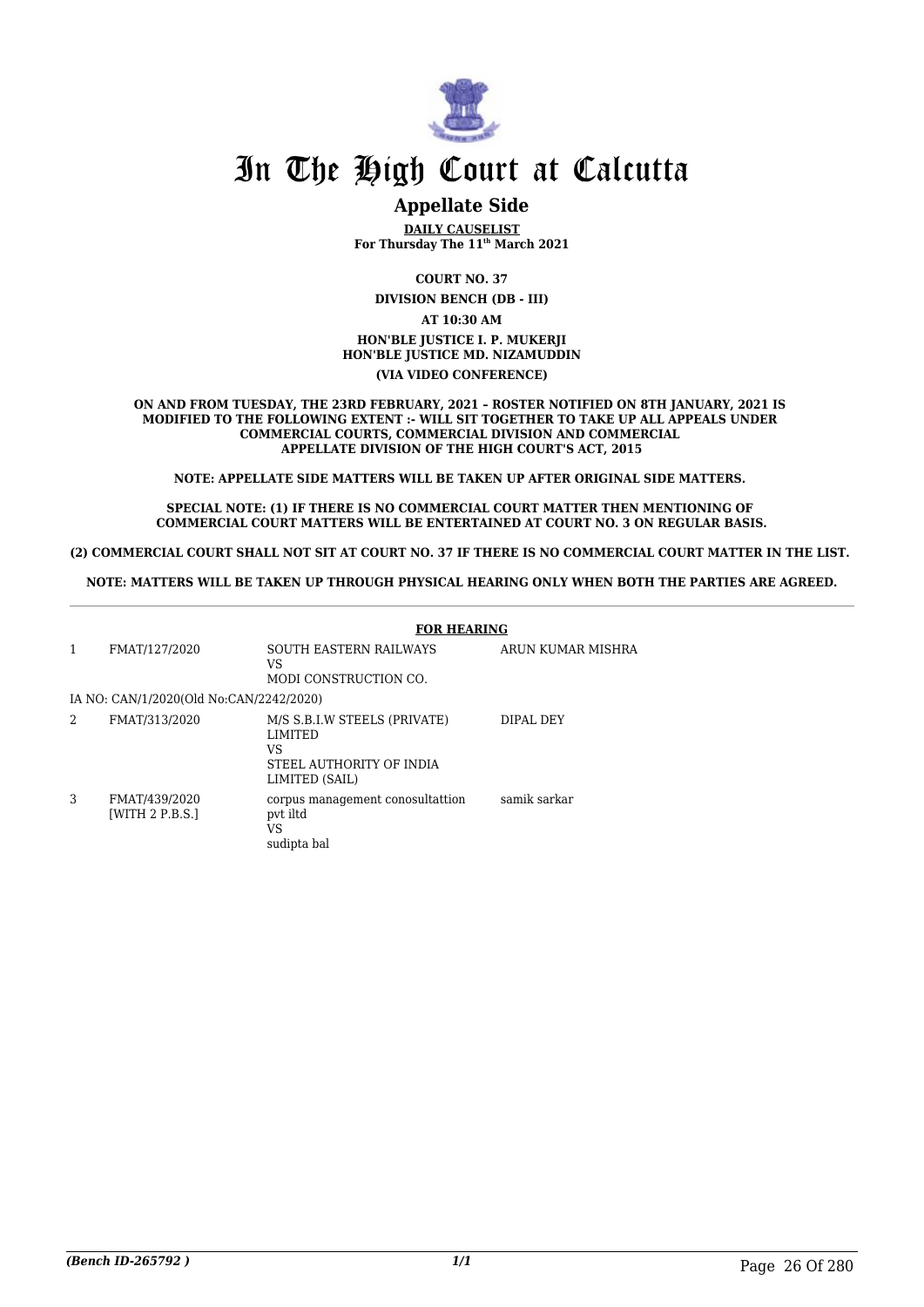# In The High Court at Calcutta

## Appellate Side

**DAILY CAUSELIST**
**For Thursday The 11th March 2021**

**COURT NO. 37**

**DIVISION BENCH (DB - III)**

**AT 10:30 AM**

**HON'BLE JUSTICE I. P. MUKERJI**
**HON'BLE JUSTICE MD. NIZAMUDDIN**

**(VIA VIDEO CONFERENCE)**

**ON AND FROM TUESDAY, THE 23RD FEBRUARY, 2021 – ROSTER NOTIFIED ON 8TH JANUARY, 2021 IS MODIFIED TO THE FOLLOWING EXTENT :- WILL SIT TOGETHER TO TAKE UP ALL APPEALS UNDER COMMERCIAL COURTS, COMMERCIAL DIVISION AND COMMERCIAL APPELLATE DIVISION OF THE HIGH COURT'S ACT, 2015**

**NOTE: APPELLATE SIDE MATTERS WILL BE TAKEN UP AFTER ORIGINAL SIDE MATTERS.**

**SPECIAL NOTE: (1) IF THERE IS NO COMMERCIAL COURT MATTER THEN MENTIONING OF COMMERCIAL COURT MATTERS WILL BE ENTERTAINED AT COURT NO. 3 ON REGULAR BASIS.**

**(2) COMMERCIAL COURT SHALL NOT SIT AT COURT NO. 37 IF THERE IS NO COMMERCIAL COURT MATTER IN THE LIST.**

**NOTE: MATTERS WILL BE TAKEN UP THROUGH PHYSICAL HEARING ONLY WHEN BOTH THE PARTIES ARE AGREED.**

**FOR HEARING**

| | | | |
|---|---|---|---|
| 1 | FMAT/127/2020 | SOUTH EASTERN RAILWAYS<br>VS<br>MODI CONSTRUCTION CO. | ARUN KUMAR MISHRA |
| | IA NO: CAN/1/2020(Old No:CAN/2242/2020) | | |
| 2 | FMAT/313/2020 | M/S S.B.I.W STEELS (PRIVATE) LIMITED<br>VS<br>STEEL AUTHORITY OF INDIA LIMITED (SAIL) | DIPAL DEY |
| 3 | FMAT/439/2020<br>[WITH 2 P.B.S.] | corpus management conosultattion pvt iltd<br>VS<br>sudipta bal | samik sarkar |

*(Bench ID-265792 )*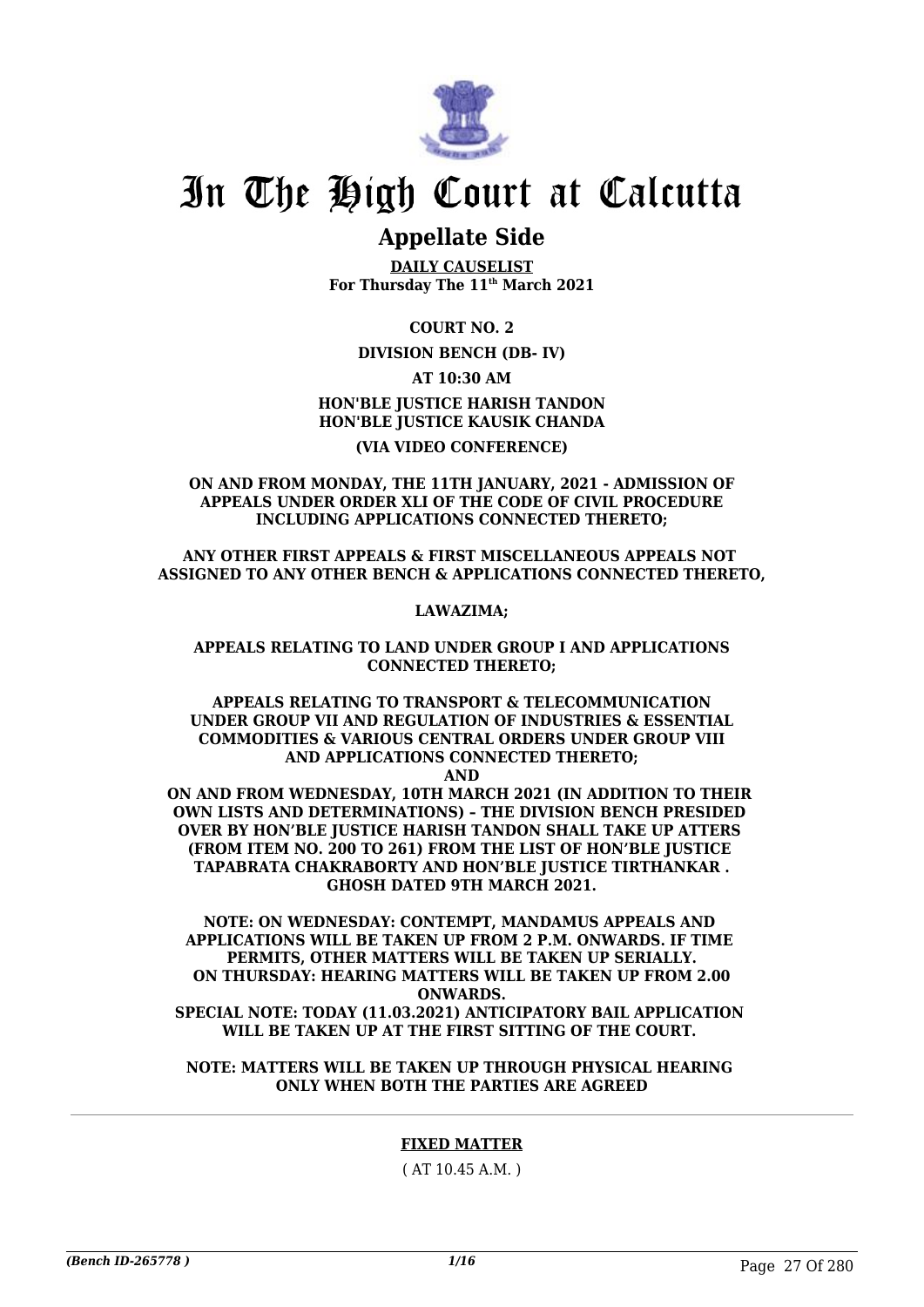# In The High Court at Calcutta

## Appellate Side

**DAILY CAUSELIST**
**For Thursday The 11th March 2021**

**COURT NO. 2**

**DIVISION BENCH (DB- IV)**

**AT 10:30 AM**

**HON'BLE JUSTICE HARISH TANDON**
**HON'BLE JUSTICE KAUSIK CHANDA**

**(VIA VIDEO CONFERENCE)**

**ON AND FROM MONDAY, THE 11TH JANUARY, 2021 - ADMISSION OF APPEALS UNDER ORDER XLI OF THE CODE OF CIVIL PROCEDURE INCLUDING APPLICATIONS CONNECTED THERETO;**

**ANY OTHER FIRST APPEALS & FIRST MISCELLANEOUS APPEALS NOT ASSIGNED TO ANY OTHER BENCH & APPLICATIONS CONNECTED THERETO,**

**LAWAZIMA;**

**APPEALS RELATING TO LAND UNDER GROUP I AND APPLICATIONS CONNECTED THERETO;**

**APPEALS RELATING TO TRANSPORT & TELECOMMUNICATION UNDER GROUP VII AND REGULATION OF INDUSTRIES & ESSENTIAL COMMODITIES & VARIOUS CENTRAL ORDERS UNDER GROUP VIII AND APPLICATIONS CONNECTED THERETO;**
**AND**
**ON AND FROM WEDNESDAY, 10TH MARCH 2021 (IN ADDITION TO THEIR OWN LISTS AND DETERMINATIONS) – THE DIVISION BENCH PRESIDED OVER BY HON'BLE JUSTICE HARISH TANDON SHALL TAKE UP ATTERS (FROM ITEM NO. 200 TO 261) FROM THE LIST OF HON'BLE JUSTICE TAPABRATA CHAKRABORTY AND HON'BLE JUSTICE TIRTHANKAR . GHOSH DATED 9TH MARCH 2021.**

**NOTE: ON WEDNESDAY: CONTEMPT, MANDAMUS APPEALS AND APPLICATIONS WILL BE TAKEN UP FROM 2 P.M. ONWARDS. IF TIME PERMITS, OTHER MATTERS WILL BE TAKEN UP SERIALLY.**
**ON THURSDAY: HEARING MATTERS WILL BE TAKEN UP FROM 2.00 ONWARDS.**
**SPECIAL NOTE: TODAY (11.03.2021) ANTICIPATORY BAIL APPLICATION WILL BE TAKEN UP AT THE FIRST SITTING OF THE COURT.**

**NOTE: MATTERS WILL BE TAKEN UP THROUGH PHYSICAL HEARING ONLY WHEN BOTH THE PARTIES ARE AGREED**

---

**FIXED MATTER**

( AT 10.45 A.M. )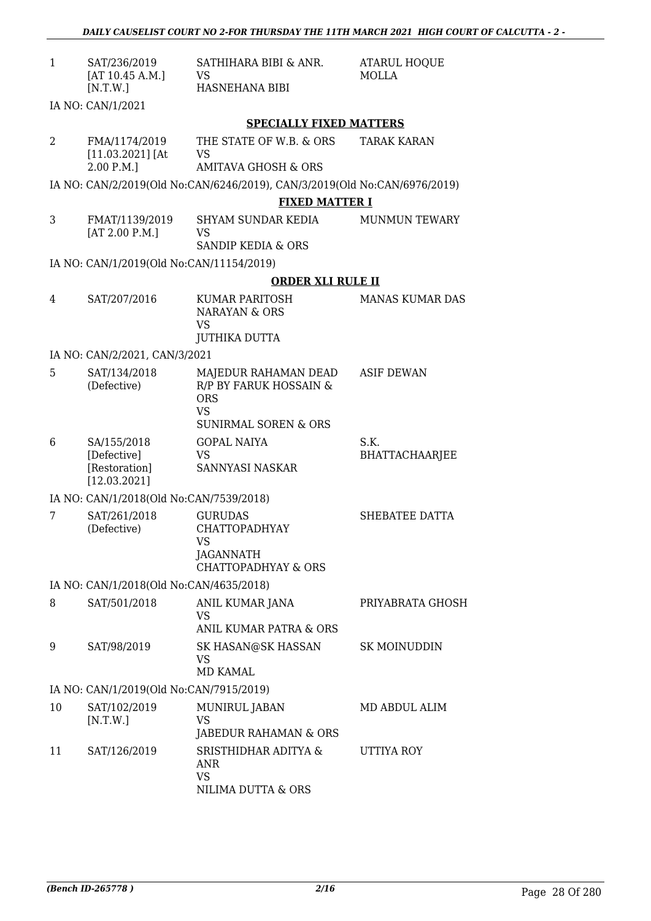| | | | |
|---|---|---|---|
| 1 | SAT/236/2019 [AT 10.45 A.M.] [N.T.W.] | SATHIHARA BIBI & ANR. VS HASNEHANA BIBI | ATARUL HOQUE MOLLA |

IA NO: CAN/1/2021

**SPECIALLY FIXED MATTERS**

| | | | |
|---|---|---|---|
| 2 | FMA/1174/2019 [11.03.2021] [At 2.00 P.M.] | THE STATE OF W.B. & ORS VS AMITAVA GHOSH & ORS | TARAK KARAN |

IA NO: CAN/2/2019(Old No:CAN/6246/2019), CAN/3/2019(Old No:CAN/6976/2019)

**FIXED MATTER I**

| | | | |
|---|---|---|---|
| 3 | FMAT/1139/2019 [AT 2.00 P.M.] | SHYAM SUNDAR KEDIA VS SANDIP KEDIA & ORS | MUNMUN TEWARY |

IA NO: CAN/1/2019(Old No:CAN/11154/2019)

**ORDER XLI RULE II**

| | | | |
|---|---|---|---|
| 4 | SAT/207/2016 | KUMAR PARITOSH NARAYAN & ORS VS JUTHIKA DUTTA | MANAS KUMAR DAS |

IA NO: CAN/2/2021, CAN/3/2021

| | | | |
|---|---|---|---|
| 5 | SAT/134/2018 (Defective) | MAJEDUR RAHAMAN DEAD R/P BY FARUK HOSSAIN & ORS VS SUNIRMAL SOREN & ORS | ASIF DEWAN |
| 6 | SA/155/2018 [Defective] [Restoration] [12.03.2021] | GOPAL NAIYA VS SANNYASI NASKAR | S.K. BHATTACHAARJEE |

IA NO: CAN/1/2018(Old No:CAN/7539/2018)

| | | | |
|---|---|---|---|
| 7 | SAT/261/2018 (Defective) | GURUDAS CHATTOPADHYAY VS JAGANNATH CHATTOPADHYAY & ORS | SHEBATEE DATTA |

IA NO: CAN/1/2018(Old No:CAN/4635/2018)

| | | | |
|---|---|---|---|
| 8 | SAT/501/2018 | ANIL KUMAR JANA VS ANIL KUMAR PATRA & ORS | PRIYABRATA GHOSH |
| 9 | SAT/98/2019 | SK HASAN@SK HASSAN VS MD KAMAL | SK MOINUDDIN |

IA NO: CAN/1/2019(Old No:CAN/7915/2019)

| | | | |
|---|---|---|---|
| 10 | SAT/102/2019 [N.T.W.] | MUNIRUL JABAN VS JABEDUR RAHAMAN & ORS | MD ABDUL ALIM |
| 11 | SAT/126/2019 | SRISTHIDHAR ADITYA & ANR VS NILIMA DUTTA & ORS | UTTIYA ROY |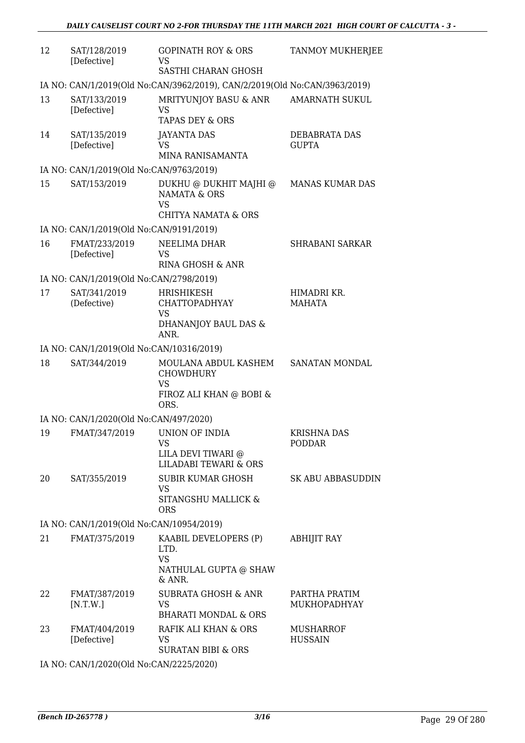| 12 | SAT/128/2019 [Defective] | GOPINATH ROY & ORS<br>VS<br>SASTHI CHARAN GHOSH | TANMOY MUKHERJEE |
|---|---|---|---|
| IA NO: CAN/1/2019(Old No:CAN/3962/2019), CAN/2/2019(Old No:CAN/3963/2019) | | | |
| 13 | SAT/133/2019 [Defective] | MRITYUNJOY BASU & ANR<br>VS<br>TAPAS DEY & ORS | AMARNATH SUKUL |
| 14 | SAT/135/2019 [Defective] | JAYANTA DAS<br>VS<br>MINA RANISAMANTA | DEBABRATA DAS GUPTA |
| IA NO: CAN/1/2019(Old No:CAN/9763/2019) | | | |
| 15 | SAT/153/2019 | DUKHU @ DUKHIT MAJHI @ NAMATA & ORS<br>VS<br>CHITYA NAMATA & ORS | MANAS KUMAR DAS |
| IA NO: CAN/1/2019(Old No:CAN/9191/2019) | | | |
| 16 | FMAT/233/2019 [Defective] | NEELIMA DHAR<br>VS<br>RINA GHOSH & ANR | SHRABANI SARKAR |
| IA NO: CAN/1/2019(Old No:CAN/2798/2019) | | | |
| 17 | SAT/341/2019 (Defective) | HRISHIKESH CHATTOPADHYAY<br>VS<br>DHANANJOY BAUL DAS & ANR. | HIMADRI KR. MAHATA |
| IA NO: CAN/1/2019(Old No:CAN/10316/2019) | | | |
| 18 | SAT/344/2019 | MOULANA ABDUL KASHEM CHOWDHURY<br>VS<br>FIROZ ALI KHAN @ BOBI & ORS. | SANATAN MONDAL |
| IA NO: CAN/1/2020(Old No:CAN/497/2020) | | | |
| 19 | FMAT/347/2019 | UNION OF INDIA<br>VS<br>LILA DEVI TIWARI @ LILADABI TEWARI & ORS | KRISHNA DAS PODDAR |
| 20 | SAT/355/2019 | SUBIR KUMAR GHOSH<br>VS<br>SITANGSHU MALLICK & ORS | SK ABU ABBASUDDIN |
| IA NO: CAN/1/2019(Old No:CAN/10954/2019) | | | |
| 21 | FMAT/375/2019 | KAABIL DEVELOPERS (P) LTD.<br>VS<br>NATHULAL GUPTA @ SHAW & ANR. | ABHIJIT RAY |
| 22 | FMAT/387/2019 [N.T.W.] | SUBRATA GHOSH & ANR<br>VS<br>BHARATI MONDAL & ORS | PARTHA PRATIM MUKHOPADHYAY |
| 23 | FMAT/404/2019 [Defective] | RAFIK ALI KHAN & ORS<br>VS<br>SURATAN BIBI & ORS | MUSHARROF HUSSAIN |
| IA NO: CAN/1/2020(Old No:CAN/2225/2020) | | | |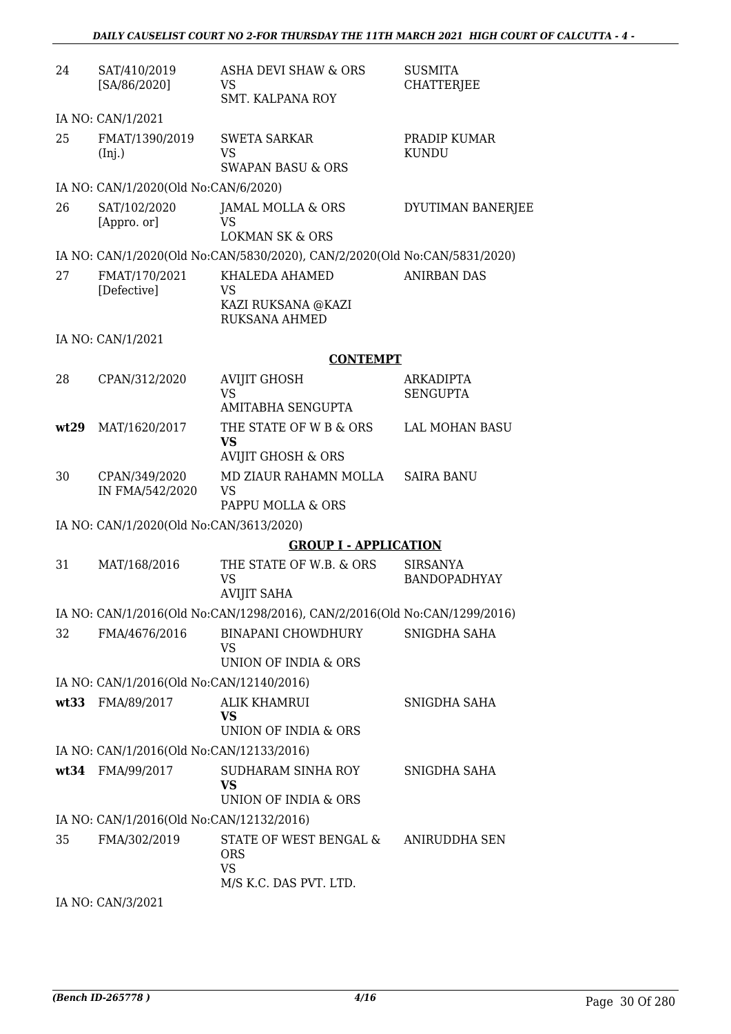| | | | |
|---|---|---|---|
| 24 | SAT/410/2019 [SA/86/2020] | ASHA DEVI SHAW & ORS VS SMT. KALPANA ROY | SUSMITA CHATTERJEE |
| | IA NO: CAN/1/2021 | | |
| 25 | FMAT/1390/2019 (Inj.) | SWETA SARKAR VS SWAPAN BASU & ORS | PRADIP KUMAR KUNDU |
| | IA NO: CAN/1/2020(Old No:CAN/6/2020) | | |
| 26 | SAT/102/2020 [Appro. or] | JAMAL MOLLA & ORS VS LOKMAN SK & ORS | DYUTIMAN BANERJEE |
| | IA NO: CAN/1/2020(Old No:CAN/5830/2020), CAN/2/2020(Old No:CAN/5831/2020) | | |
| 27 | FMAT/170/2021 [Defective] | KHALEDA AHAMED VS KAZI RUKSANA @KAZI RUKSANA AHMED | ANIRBAN DAS |
| | IA NO: CAN/1/2021 | | |

**CONTEMPT**

| | | | |
|---|---|---|---|
| 28 | CPAN/312/2020 | AVIJIT GHOSH VS AMITABHA SENGUPTA | ARKADIPTA SENGUPTA |
| **wt29** | MAT/1620/2017 | THE STATE OF W B & ORS **VS** AVIJIT GHOSH & ORS | LAL MOHAN BASU |
| 30 | CPAN/349/2020 IN FMA/542/2020 | MD ZIAUR RAHAMN MOLLA VS PAPPU MOLLA & ORS | SAIRA BANU |
| | IA NO: CAN/1/2020(Old No:CAN/3613/2020) | | |

**GROUP I - APPLICATION**

| | | | |
|---|---|---|---|
| 31 | MAT/168/2016 | THE STATE OF W.B. & ORS VS AVIJIT SAHA | SIRSANYA BANDOPADHYAY |
| | IA NO: CAN/1/2016(Old No:CAN/1298/2016), CAN/2/2016(Old No:CAN/1299/2016) | | |
| 32 | FMA/4676/2016 | BINAPANI CHOWDHURY VS UNION OF INDIA & ORS | SNIGDHA SAHA |
| | IA NO: CAN/1/2016(Old No:CAN/12140/2016) | | |
| **wt33** | FMA/89/2017 | ALIK KHAMRUI **VS** UNION OF INDIA & ORS | SNIGDHA SAHA |
| | IA NO: CAN/1/2016(Old No:CAN/12133/2016) | | |
| **wt34** | FMA/99/2017 | SUDHARAM SINHA ROY **VS** UNION OF INDIA & ORS | SNIGDHA SAHA |
| | IA NO: CAN/1/2016(Old No:CAN/12132/2016) | | |
| 35 | FMA/302/2019 | STATE OF WEST BENGAL & ORS VS M/S K.C. DAS PVT. LTD. | ANIRUDDHA SEN |
| | IA NO: CAN/3/2021 | | |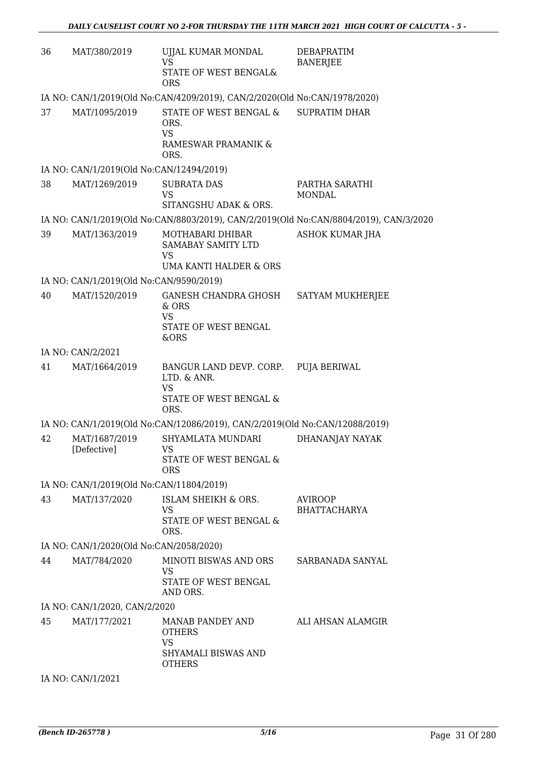| | | | |
|---|---|---|---|
| 36 | MAT/380/2019 | UJJAL KUMAR MONDAL<br>VS<br>STATE OF WEST BENGAL& ORS | DEBAPRATIM BANERJEE |
| | IA NO: CAN/1/2019(Old No:CAN/4209/2019), CAN/2/2020(Old No:CAN/1978/2020) | | |
| 37 | MAT/1095/2019 | STATE OF WEST BENGAL & ORS.<br>VS<br>RAMESWAR PRAMANIK & ORS. | SUPRATIM DHAR |
| | IA NO: CAN/1/2019(Old No:CAN/12494/2019) | | |
| 38 | MAT/1269/2019 | SUBRATA DAS<br>VS<br>SITANGSHU ADAK & ORS. | PARTHA SARATHI MONDAL |
| | IA NO: CAN/1/2019(Old No:CAN/8803/2019), CAN/2/2019(Old No:CAN/8804/2019), CAN/3/2020 | | |
| 39 | MAT/1363/2019 | MOTHABARI DHIBAR SAMABAY SAMITY LTD<br>VS<br>UMA KANTI HALDER & ORS | ASHOK KUMAR JHA |
| | IA NO: CAN/1/2019(Old No:CAN/9590/2019) | | |
| 40 | MAT/1520/2019 | GANESH CHANDRA GHOSH & ORS<br>VS<br>STATE OF WEST BENGAL &ORS | SATYAM MUKHERJEE |
| | IA NO: CAN/2/2021 | | |
| 41 | MAT/1664/2019 | BANGUR LAND DEVP. CORP. LTD. & ANR.<br>VS<br>STATE OF WEST BENGAL & ORS. | PUJA BERIWAL |
| | IA NO: CAN/1/2019(Old No:CAN/12086/2019), CAN/2/2019(Old No:CAN/12088/2019) | | |
| 42 | MAT/1687/2019 [Defective] | SHYAMLATA MUNDARI<br>VS<br>STATE OF WEST BENGAL & ORS | DHANANJAY NAYAK |
| | IA NO: CAN/1/2019(Old No:CAN/11804/2019) | | |
| 43 | MAT/137/2020 | ISLAM SHEIKH & ORS.<br>VS<br>STATE OF WEST BENGAL & ORS. | AVIROOP BHATTACHARYA |
| | IA NO: CAN/1/2020(Old No:CAN/2058/2020) | | |
| 44 | MAT/784/2020 | MINOTI BISWAS AND ORS<br>VS<br>STATE OF WEST BENGAL AND ORS. | SARBANADA SANYAL |
| | IA NO: CAN/1/2020, CAN/2/2020 | | |
| 45 | MAT/177/2021 | MANAB PANDEY AND OTHERS<br>VS<br>SHYAMALI BISWAS AND OTHERS | ALI AHSAN ALAMGIR |
| | IA NO: CAN/1/2021 | | |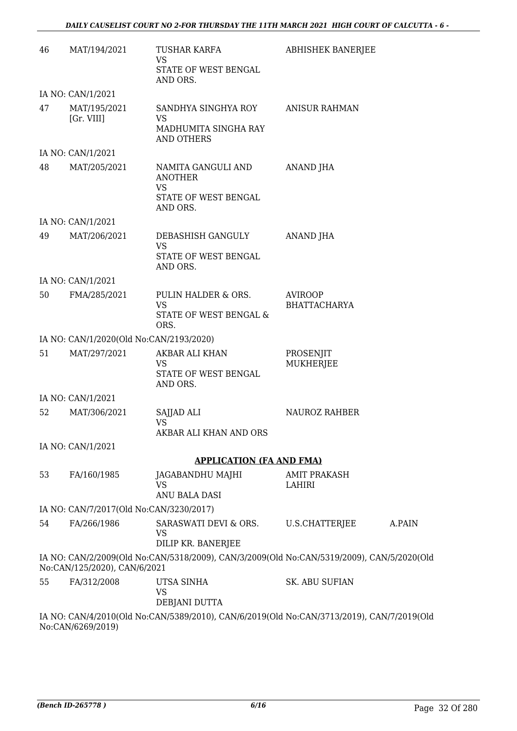| | | | | |
|---|---|---|---|---|
| 46 | MAT/194/2021 | TUSHAR KARFA<br>VS<br>STATE OF WEST BENGAL AND ORS. | ABHISHEK BANERJEE | |
| | IA NO: CAN/1/2021 | | | |
| 47 | MAT/195/2021 [Gr. VIII] | SANDHYA SINGHYA ROY<br>VS<br>MADHUMITA SINGHA RAY AND OTHERS | ANISUR RAHMAN | |
| | IA NO: CAN/1/2021 | | | |
| 48 | MAT/205/2021 | NAMITA GANGULI AND ANOTHER<br>VS<br>STATE OF WEST BENGAL AND ORS. | ANAND JHA | |
| | IA NO: CAN/1/2021 | | | |
| 49 | MAT/206/2021 | DEBASHISH GANGULY<br>VS<br>STATE OF WEST BENGAL AND ORS. | ANAND JHA | |
| | IA NO: CAN/1/2021 | | | |
| 50 | FMA/285/2021 | PULIN HALDER & ORS.<br>VS<br>STATE OF WEST BENGAL & ORS. | AVIROOP BHATTACHARYA | |
| | IA NO: CAN/1/2020(Old No:CAN/2193/2020) | | | |
| 51 | MAT/297/2021 | AKBAR ALI KHAN<br>VS<br>STATE OF WEST BENGAL AND ORS. | PROSENJIT MUKHERJEE | |
| | IA NO: CAN/1/2021 | | | |
| 52 | MAT/306/2021 | SAJJAD ALI<br>VS<br>AKBAR ALI KHAN AND ORS | NAUROZ RAHBER | |
| | IA NO: CAN/1/2021 | | | |

**APPLICATION (FA AND FMA)**

| | | | | |
|---|---|---|---|---|
| 53 | FA/160/1985 | JAGABANDHU MAJHI<br>VS<br>ANU BALA DASI | AMIT PRAKASH LAHIRI | |
| | IA NO: CAN/7/2017(Old No:CAN/3230/2017) | | | |
| 54 | FA/266/1986 | SARASWATI DEVI & ORS.<br>VS<br>DILIP KR. BANERJEE | U.S.CHATTERJEE | A.PAIN |
| | IA NO: CAN/2/2009(Old No:CAN/5318/2009), CAN/3/2009(Old No:CAN/5319/2009), CAN/5/2020(Old No:CAN/125/2020), CAN/6/2021 | | | |
| 55 | FA/312/2008 | UTSA SINHA<br>VS<br>DEBJANI DUTTA | SK. ABU SUFIAN | |
| | IA NO: CAN/4/2010(Old No:CAN/5389/2010), CAN/6/2019(Old No:CAN/3713/2019), CAN/7/2019(Old No:CAN/6269/2019) | | | |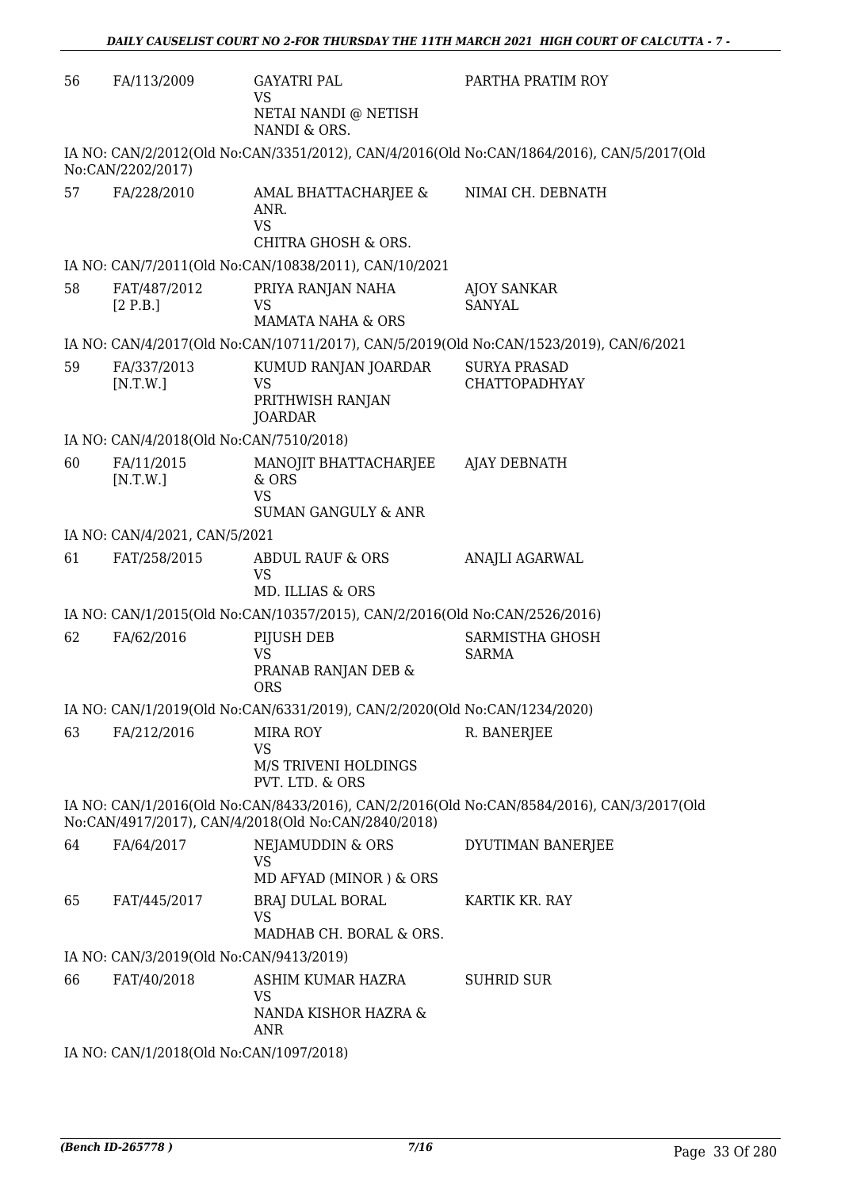| | | | |
|---|---|---|---|
| 56 | FA/113/2009 | GAYATRI PAL<br>VS<br>NETAI NANDI @ NETISH NANDI & ORS. | PARTHA PRATIM ROY |

IA NO: CAN/2/2012(Old No:CAN/3351/2012), CAN/4/2016(Old No:CAN/1864/2016), CAN/5/2017(Old No:CAN/2202/2017)

| | | | |
|---|---|---|---|
| 57 | FA/228/2010 | AMAL BHATTACHARJEE & ANR.<br>VS<br>CHITRA GHOSH & ORS. | NIMAI CH. DEBNATH |

IA NO: CAN/7/2011(Old No:CAN/10838/2011), CAN/10/2021

| | | | |
|---|---|---|---|
| 58 | FAT/487/2012<br>[2 P.B.] | PRIYA RANJAN NAHA<br>VS<br>MAMATA NAHA & ORS | AJOY SANKAR SANYAL |

IA NO: CAN/4/2017(Old No:CAN/10711/2017), CAN/5/2019(Old No:CAN/1523/2019), CAN/6/2021

| | | | |
|---|---|---|---|
| 59 | FA/337/2013<br>[N.T.W.] | KUMUD RANJAN JOARDAR<br>VS<br>PRITHWISH RANJAN JOARDAR | SURYA PRASAD CHATTOPADHYAY |

IA NO: CAN/4/2018(Old No:CAN/7510/2018)

| | | | |
|---|---|---|---|
| 60 | FA/11/2015<br>[N.T.W.] | MANOJIT BHATTACHARJEE & ORS<br>VS<br>SUMAN GANGULY & ANR | AJAY DEBNATH |

IA NO: CAN/4/2021, CAN/5/2021

| | | | |
|---|---|---|---|
| 61 | FAT/258/2015 | ABDUL RAUF & ORS<br>VS<br>MD. ILLIAS & ORS | ANAJLI AGARWAL |

IA NO: CAN/1/2015(Old No:CAN/10357/2015), CAN/2/2016(Old No:CAN/2526/2016)

| | | | |
|---|---|---|---|
| 62 | FA/62/2016 | PIJUSH DEB<br>VS<br>PRANAB RANJAN DEB & ORS | SARMISTHA GHOSH SARMA |

IA NO: CAN/1/2019(Old No:CAN/6331/2019), CAN/2/2020(Old No:CAN/1234/2020)

| | | | |
|---|---|---|---|
| 63 | FA/212/2016 | MIRA ROY<br>VS<br>M/S TRIVENI HOLDINGS PVT. LTD. & ORS | R. BANERJEE |

IA NO: CAN/1/2016(Old No:CAN/8433/2016), CAN/2/2016(Old No:CAN/8584/2016), CAN/3/2017(Old No:CAN/4917/2017), CAN/4/2018(Old No:CAN/2840/2018)

| | | | |
|---|---|---|---|
| 64 | FA/64/2017 | NEJAMUDDIN & ORS<br>VS<br>MD AFYAD (MINOR ) & ORS | DYUTIMAN BANERJEE |
| 65 | FAT/445/2017 | BRAJ DULAL BORAL<br>VS<br>MADHAB CH. BORAL & ORS. | KARTIK KR. RAY |

IA NO: CAN/3/2019(Old No:CAN/9413/2019)

| | | | |
|---|---|---|---|
| 66 | FAT/40/2018 | ASHIM KUMAR HAZRA<br>VS<br>NANDA KISHOR HAZRA & ANR | SUHRID SUR |

IA NO: CAN/1/2018(Old No:CAN/1097/2018)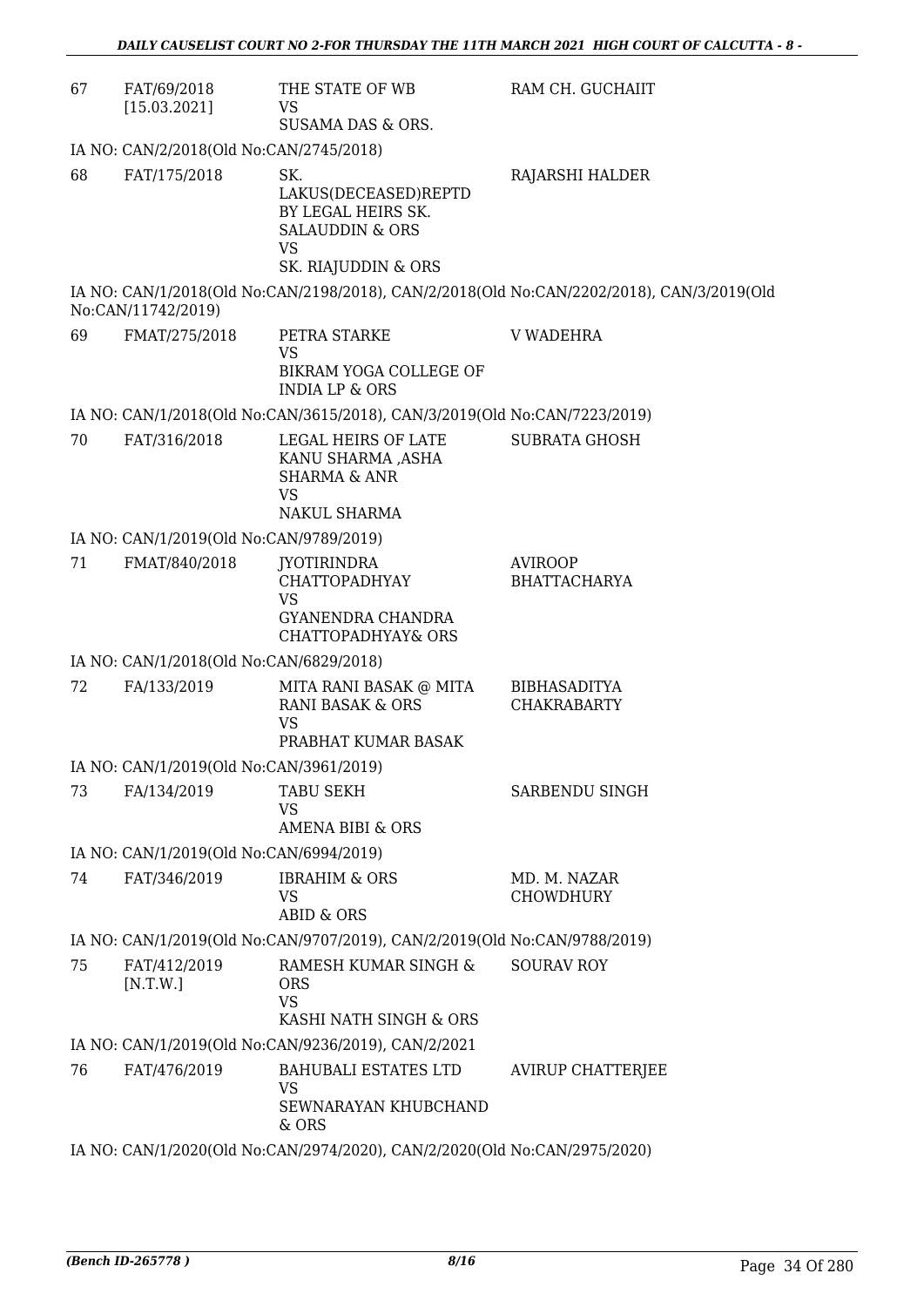| | | | |
|---|---|---|---|
| 67 | FAT/69/2018 [15.03.2021] | THE STATE OF WB VS SUSAMA DAS & ORS. | RAM CH. GUCHAIIT |
| | IA NO: CAN/2/2018(Old No:CAN/2745/2018) | | |
| 68 | FAT/175/2018 | SK. LAKUS(DECEASED)REPTD BY LEGAL HEIRS SK. SALAUDDIN & ORS VS SK. RIAJUDDIN & ORS | RAJARSHI HALDER |
| | IA NO: CAN/1/2018(Old No:CAN/2198/2018), CAN/2/2018(Old No:CAN/2202/2018), CAN/3/2019(Old No:CAN/11742/2019) | | |
| 69 | FMAT/275/2018 | PETRA STARKE VS BIKRAM YOGA COLLEGE OF INDIA LP & ORS | V WADEHRA |
| | IA NO: CAN/1/2018(Old No:CAN/3615/2018), CAN/3/2019(Old No:CAN/7223/2019) | | |
| 70 | FAT/316/2018 | LEGAL HEIRS OF LATE KANU SHARMA ,ASHA SHARMA & ANR VS NAKUL SHARMA | SUBRATA GHOSH |
| | IA NO: CAN/1/2019(Old No:CAN/9789/2019) | | |
| 71 | FMAT/840/2018 | JYOTIRINDRA CHATTOPADHYAY VS GYANENDRA CHANDRA CHATTOPADHYAY& ORS | AVIROOP BHATTACHARYA |
| | IA NO: CAN/1/2018(Old No:CAN/6829/2018) | | |
| 72 | FA/133/2019 | MITA RANI BASAK @ MITA RANI BASAK & ORS VS PRABHAT KUMAR BASAK | BIBHASADITYA CHAKRABARTY |
| | IA NO: CAN/1/2019(Old No:CAN/3961/2019) | | |
| 73 | FA/134/2019 | TABU SEKH VS AMENA BIBI & ORS | SARBENDU SINGH |
| | IA NO: CAN/1/2019(Old No:CAN/6994/2019) | | |
| 74 | FAT/346/2019 | IBRAHIM & ORS VS ABID & ORS | MD. M. NAZAR CHOWDHURY |
| | IA NO: CAN/1/2019(Old No:CAN/9707/2019), CAN/2/2019(Old No:CAN/9788/2019) | | |
| 75 | FAT/412/2019 [N.T.W.] | RAMESH KUMAR SINGH & ORS VS KASHI NATH SINGH & ORS | SOURAV ROY |
| | IA NO: CAN/1/2019(Old No:CAN/9236/2019), CAN/2/2021 | | |
| 76 | FAT/476/2019 | BAHUBALI ESTATES LTD VS SEWNARAYAN KHUBCHAND & ORS | AVIRUP CHATTERJEE |
| | IA NO: CAN/1/2020(Old No:CAN/2974/2020), CAN/2/2020(Old No:CAN/2975/2020) | | |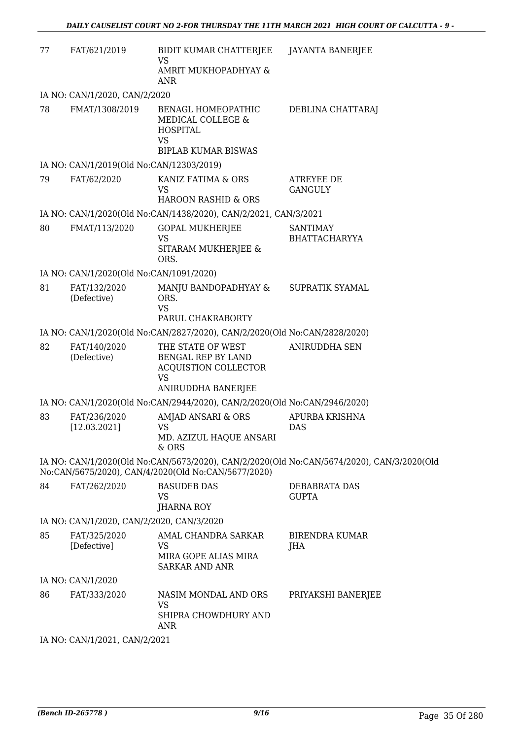| | | | |
|---|---|---|---|
| 77 | FAT/621/2019 | BIDIT KUMAR CHATTERJEE<br>VS<br>AMRIT MUKHOPADHYAY & ANR | JAYANTA BANERJEE |
| IA NO: CAN/1/2020, CAN/2/2020 | | | |
| 78 | FMAT/1308/2019 | BENAGL HOMEOPATHIC MEDICAL COLLEGE & HOSPITAL<br>VS<br>BIPLAB KUMAR BISWAS | DEBLINA CHATTARAJ |
| IA NO: CAN/1/2019(Old No:CAN/12303/2019) | | | |
| 79 | FAT/62/2020 | KANIZ FATIMA & ORS<br>VS<br>HAROON RASHID & ORS | ATREYEE DE GANGULY |
| IA NO: CAN/1/2020(Old No:CAN/1438/2020), CAN/2/2021, CAN/3/2021 | | | |
| 80 | FMAT/113/2020 | GOPAL MUKHERJEE<br>VS<br>SITARAM MUKHERJEE & ORS. | SANTIMAY BHATTACHARYYA |
| IA NO: CAN/1/2020(Old No:CAN/1091/2020) | | | |
| 81 | FAT/132/2020 (Defective) | MANJU BANDOPADHYAY & ORS.<br>VS<br>PARUL CHAKRABORTY | SUPRATIK SYAMAL |
| IA NO: CAN/1/2020(Old No:CAN/2827/2020), CAN/2/2020(Old No:CAN/2828/2020) | | | |
| 82 | FAT/140/2020 (Defective) | THE STATE OF WEST BENGAL REP BY LAND ACQUISTION COLLECTOR<br>VS<br>ANIRUDDHA BANERJEE | ANIRUDDHA SEN |
| IA NO: CAN/1/2020(Old No:CAN/2944/2020), CAN/2/2020(Old No:CAN/2946/2020) | | | |
| 83 | FAT/236/2020 [12.03.2021] | AMJAD ANSARI & ORS<br>VS<br>MD. AZIZUL HAQUE ANSARI & ORS | APURBA KRISHNA DAS |
| IA NO: CAN/1/2020(Old No:CAN/5673/2020), CAN/2/2020(Old No:CAN/5674/2020), CAN/3/2020(Old No:CAN/5675/2020), CAN/4/2020(Old No:CAN/5677/2020) | | | |
| 84 | FAT/262/2020 | BASUDEB DAS<br>VS<br>JHARNA ROY | DEBABRATA DAS GUPTA |
| IA NO: CAN/1/2020, CAN/2/2020, CAN/3/2020 | | | |
| 85 | FAT/325/2020 [Defective] | AMAL CHANDRA SARKAR<br>VS<br>MIRA GOPE ALIAS MIRA SARKAR AND ANR | BIRENDRA KUMAR JHA |
| IA NO: CAN/1/2020 | | | |
| 86 | FAT/333/2020 | NASIM MONDAL AND ORS<br>VS<br>SHIPRA CHOWDHURY AND ANR | PRIYAKSHI BANERJEE |
| IA NO: CAN/1/2021, CAN/2/2021 | | | |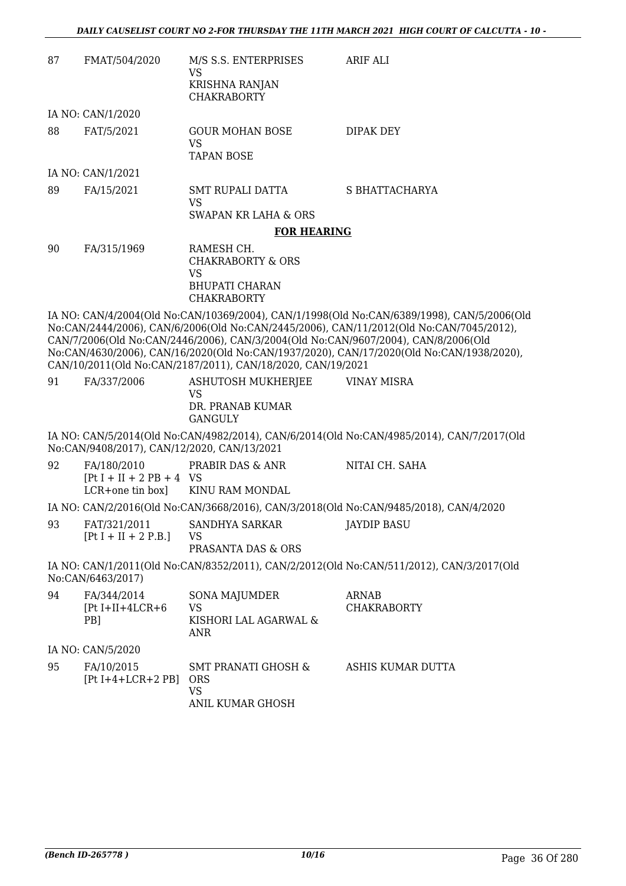| | | | |
|---|---|---|---|
| 87 | FMAT/504/2020 | M/S S.S. ENTERPRISES VS KRISHNA RANJAN CHAKRABORTY | ARIF ALI |

IA NO: CAN/1/2020

| | | | |
|---|---|---|---|
| 88 | FAT/5/2021 | GOUR MOHAN BOSE VS TAPAN BOSE | DIPAK DEY |

IA NO: CAN/1/2021

| | | | |
|---|---|---|---|
| 89 | FA/15/2021 | SMT RUPALI DATTA VS SWAPAN KR LAHA & ORS | S BHATTACHARYA |

**FOR HEARING**

| | | | |
|---|---|---|---|
| 90 | FA/315/1969 | RAMESH CH. CHAKRABORTY & ORS VS BHUPATI CHARAN CHAKRABORTY | |

IA NO: CAN/4/2004(Old No:CAN/10369/2004), CAN/1/1998(Old No:CAN/6389/1998), CAN/5/2006(Old No:CAN/2444/2006), CAN/6/2006(Old No:CAN/2445/2006), CAN/11/2012(Old No:CAN/7045/2012), CAN/7/2006(Old No:CAN/2446/2006), CAN/3/2004(Old No:CAN/9607/2004), CAN/8/2006(Old No:CAN/4630/2006), CAN/16/2020(Old No:CAN/1937/2020), CAN/17/2020(Old No:CAN/1938/2020), CAN/10/2011(Old No:CAN/2187/2011), CAN/18/2020, CAN/19/2021

| | | | |
|---|---|---|---|
| 91 | FA/337/2006 | ASHUTOSH MUKHERJEE VS DR. PRANAB KUMAR GANGULY | VINAY MISRA |

IA NO: CAN/5/2014(Old No:CAN/4982/2014), CAN/6/2014(Old No:CAN/4985/2014), CAN/7/2017(Old No:CAN/9408/2017), CAN/12/2020, CAN/13/2021

| | | | |
|---|---|---|---|
| 92 | FA/180/2010 [Pt I + II + 2 PB + 4 LCR+one tin box] | PRABIR DAS & ANR VS KINU RAM MONDAL | NITAI CH. SAHA |

IA NO: CAN/2/2016(Old No:CAN/3668/2016), CAN/3/2018(Old No:CAN/9485/2018), CAN/4/2020

| | | | |
|---|---|---|---|
| 93 | FAT/321/2011 [Pt I + II + 2 P.B.] | SANDHYA SARKAR VS PRASANTA DAS & ORS | JAYDIP BASU |

IA NO: CAN/1/2011(Old No:CAN/8352/2011), CAN/2/2012(Old No:CAN/511/2012), CAN/3/2017(Old No:CAN/6463/2017)

| | | | |
|---|---|---|---|
| 94 | FA/344/2014 [Pt I+II+4LCR+6 PB] | SONA MAJUMDER VS KISHORI LAL AGARWAL & ANR | ARNAB CHAKRABORTY |

IA NO: CAN/5/2020

| | | | |
|---|---|---|---|
| 95 | FA/10/2015 [Pt I+4+LCR+2 PB] | SMT PRANATI GHOSH & ORS VS ANIL KUMAR GHOSH | ASHIS KUMAR DUTTA |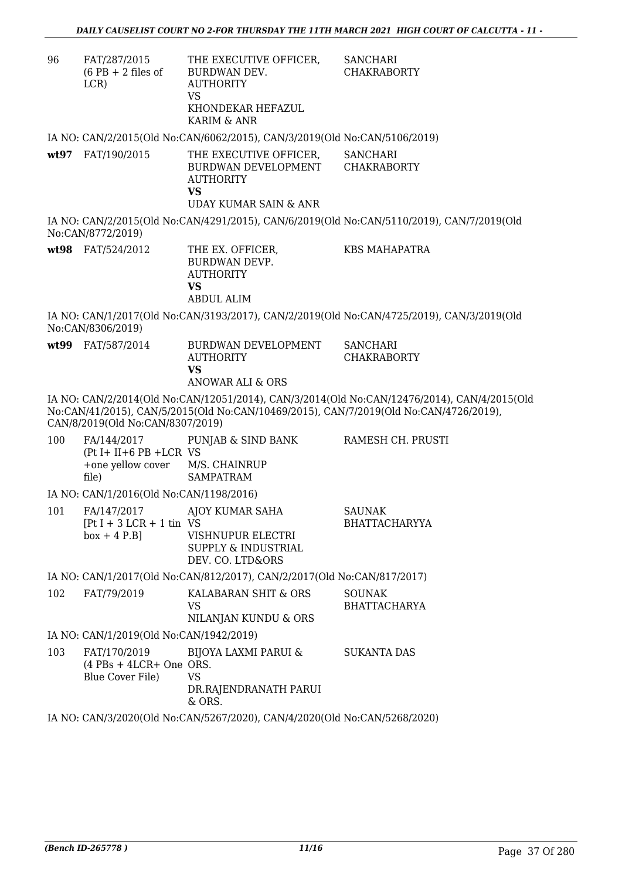| | | | |
|---|---|---|---|
| 96 | FAT/287/2015 (6 PB + 2 files of LCR) | THE EXECUTIVE OFFICER, BURDWAN DEV. AUTHORITY VS KHONDEKAR HEFAZUL KARIM & ANR | SANCHARI CHAKRABORTY |

IA NO: CAN/2/2015(Old No:CAN/6062/2015), CAN/3/2019(Old No:CAN/5106/2019)

| | | | |
|---|---|---|---|
| **wt97** | FAT/190/2015 | THE EXECUTIVE OFFICER, BURDWAN DEVELOPMENT AUTHORITY **VS** UDAY KUMAR SAIN & ANR | SANCHARI CHAKRABORTY |

IA NO: CAN/2/2015(Old No:CAN/4291/2015), CAN/6/2019(Old No:CAN/5110/2019), CAN/7/2019(Old No:CAN/8772/2019)

| | | | |
|---|---|---|---|
| **wt98** | FAT/524/2012 | THE EX. OFFICER, BURDWAN DEVP. AUTHORITY **VS** ABDUL ALIM | KBS MAHAPATRA |

IA NO: CAN/1/2017(Old No:CAN/3193/2017), CAN/2/2019(Old No:CAN/4725/2019), CAN/3/2019(Old No:CAN/8306/2019)

| | | | |
|---|---|---|---|
| **wt99** | FAT/587/2014 | BURDWAN DEVELOPMENT AUTHORITY **VS** ANOWAR ALI & ORS | SANCHARI CHAKRABORTY |

IA NO: CAN/2/2014(Old No:CAN/12051/2014), CAN/3/2014(Old No:CAN/12476/2014), CAN/4/2015(Old No:CAN/41/2015), CAN/5/2015(Old No:CAN/10469/2015), CAN/7/2019(Old No:CAN/4726/2019), CAN/8/2019(Old No:CAN/8307/2019)

| | | | |
|---|---|---|---|
| 100 | FA/144/2017 (Pt I+ II+6 PB +LCR +one yellow cover file) | PUNJAB & SIND BANK VS M/S. CHAINRUP SAMPATRAM | RAMESH CH. PRUSTI |

IA NO: CAN/1/2016(Old No:CAN/1198/2016)

| | | | |
|---|---|---|---|
| 101 | FA/147/2017 [Pt I + 3 LCR + 1 tin box + 4 P.B] | AJOY KUMAR SAHA VS VISHNUPUR ELECTRI SUPPLY & INDUSTRIAL DEV. CO. LTD&ORS | SAUNAK BHATTACHARYYA |

IA NO: CAN/1/2017(Old No:CAN/812/2017), CAN/2/2017(Old No:CAN/817/2017)

| | | | |
|---|---|---|---|
| 102 | FAT/79/2019 | KALABARAN SHIT & ORS VS NILANJAN KUNDU & ORS | SOUNAK BHATTACHARYA |

IA NO: CAN/1/2019(Old No:CAN/1942/2019)

| | | | |
|---|---|---|---|
| 103 | FAT/170/2019 (4 PBs + 4LCR+ One Blue Cover File) | BIJOYA LAXMI PARUI & ORS. VS DR.RAJENDRANATH PARUI & ORS. | SUKANTA DAS |

IA NO: CAN/3/2020(Old No:CAN/5267/2020), CAN/4/2020(Old No:CAN/5268/2020)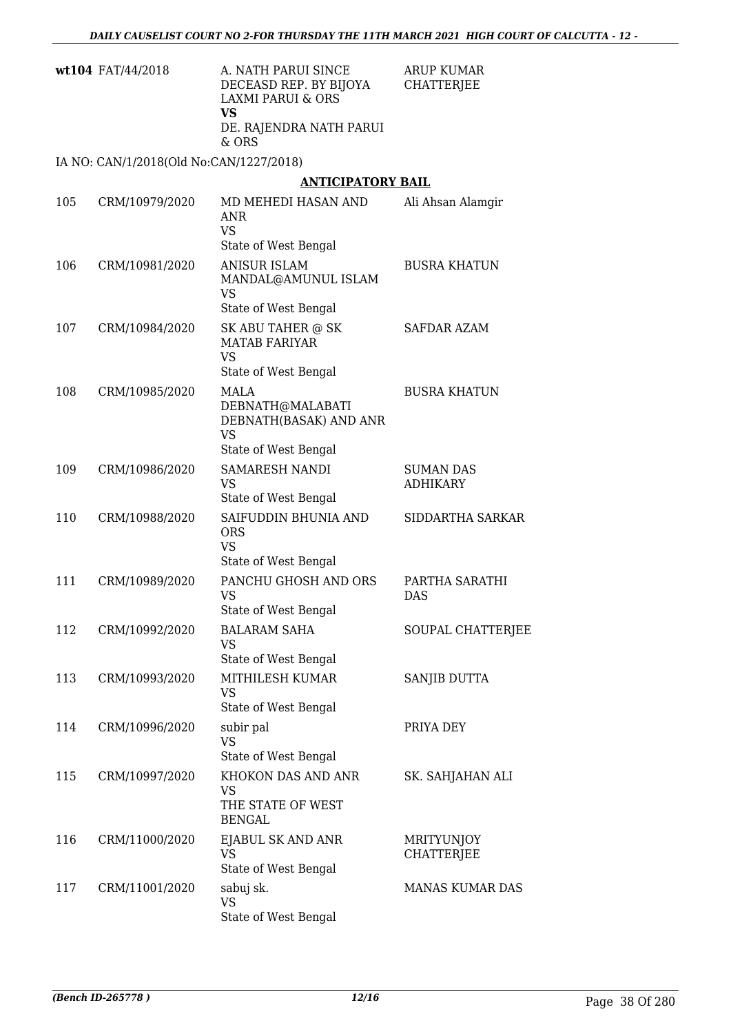| | | | |
|---|---|---|---|
| **wt104** | FAT/44/2018 | A. NATH PARUI SINCE DECEASD REP. BY BIJOYA LAXMI PARUI & ORS<br>**VS**<br>DE. RAJENDRA NATH PARUI & ORS | ARUP KUMAR CHATTERJEE |

IA NO: CAN/1/2018(Old No:CAN/1227/2018)

## ANTICIPATORY BAIL

| | | | |
|---|---|---|---|
| 105 | CRM/10979/2020 | MD MEHEDI HASAN AND ANR<br>VS<br>State of West Bengal | Ali Ahsan Alamgir |
| 106 | CRM/10981/2020 | ANISUR ISLAM MANDAL@AMUNUL ISLAM<br>VS<br>State of West Bengal | BUSRA KHATUN |
| 107 | CRM/10984/2020 | SK ABU TAHER @ SK MATAB FARIYAR<br>VS<br>State of West Bengal | SAFDAR AZAM |
| 108 | CRM/10985/2020 | MALA DEBNATH@MALABATI DEBNATH(BASAK) AND ANR<br>VS<br>State of West Bengal | BUSRA KHATUN |
| 109 | CRM/10986/2020 | SAMARESH NANDI<br>VS<br>State of West Bengal | SUMAN DAS ADHIKARY |
| 110 | CRM/10988/2020 | SAIFUDDIN BHUNIA AND ORS<br>VS<br>State of West Bengal | SIDDARTHA SARKAR |
| 111 | CRM/10989/2020 | PANCHU GHOSH AND ORS<br>VS<br>State of West Bengal | PARTHA SARATHI DAS |
| 112 | CRM/10992/2020 | BALARAM SAHA<br>VS<br>State of West Bengal | SOUPAL CHATTERJEE |
| 113 | CRM/10993/2020 | MITHILESH KUMAR<br>VS<br>State of West Bengal | SANJIB DUTTA |
| 114 | CRM/10996/2020 | subir pal<br>VS<br>State of West Bengal | PRIYA DEY |
| 115 | CRM/10997/2020 | KHOKON DAS AND ANR<br>VS<br>THE STATE OF WEST BENGAL | SK. SAHJAHAN ALI |
| 116 | CRM/11000/2020 | EJABUL SK AND ANR<br>VS<br>State of West Bengal | MRITYUNJOY CHATTERJEE |
| 117 | CRM/11001/2020 | sabuj sk.<br>VS<br>State of West Bengal | MANAS KUMAR DAS |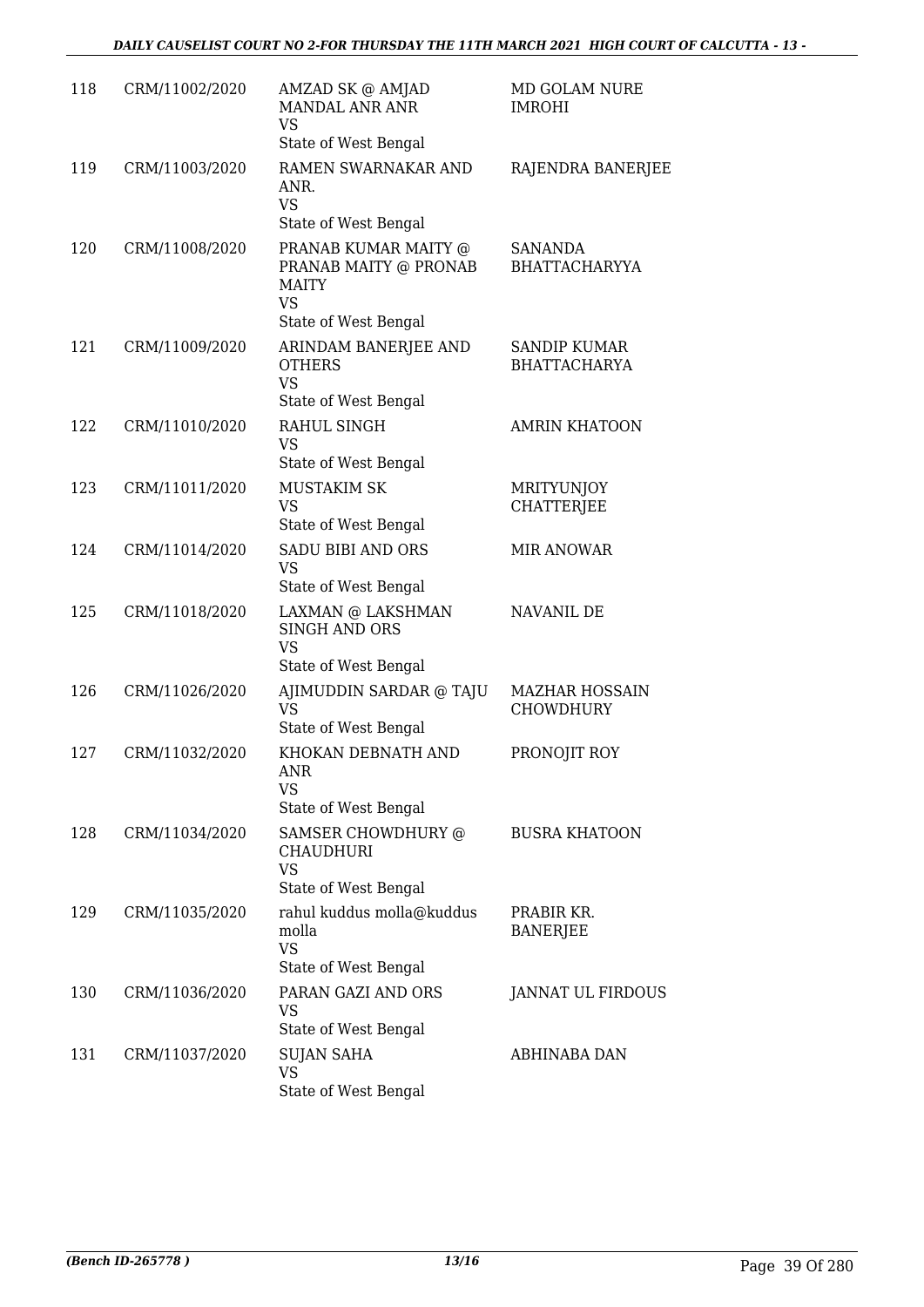| | | | |
|---|---|---|---|
| 118 | CRM/11002/2020 | AMZAD SK @ AMJAD MANDAL ANR ANR<br>VS<br>State of West Bengal | MD GOLAM NURE IMROHI |
| 119 | CRM/11003/2020 | RAMEN SWARNAKAR AND ANR.<br>VS<br>State of West Bengal | RAJENDRA BANERJEE |
| 120 | CRM/11008/2020 | PRANAB KUMAR MAITY @ PRANAB MAITY @ PRONAB MAITY<br>VS<br>State of West Bengal | SANANDA BHATTACHARYYA |
| 121 | CRM/11009/2020 | ARINDAM BANERJEE AND OTHERS<br>VS<br>State of West Bengal | SANDIP KUMAR BHATTACHARYA |
| 122 | CRM/11010/2020 | RAHUL SINGH<br>VS<br>State of West Bengal | AMRIN KHATOON |
| 123 | CRM/11011/2020 | MUSTAKIM SK<br>VS<br>State of West Bengal | MRITYUNJOY CHATTERJEE |
| 124 | CRM/11014/2020 | SADU BIBI AND ORS<br>VS<br>State of West Bengal | MIR ANOWAR |
| 125 | CRM/11018/2020 | LAXMAN @ LAKSHMAN SINGH AND ORS<br>VS<br>State of West Bengal | NAVANIL DE |
| 126 | CRM/11026/2020 | AJIMUDDIN SARDAR @ TAJU<br>VS<br>State of West Bengal | MAZHAR HOSSAIN CHOWDHURY |
| 127 | CRM/11032/2020 | KHOKAN DEBNATH AND ANR<br>VS<br>State of West Bengal | PRONOJIT ROY |
| 128 | CRM/11034/2020 | SAMSER CHOWDHURY @ CHAUDHURI<br>VS<br>State of West Bengal | BUSRA KHATOON |
| 129 | CRM/11035/2020 | rahul kuddus molla@kuddus molla<br>VS<br>State of West Bengal | PRABIR KR. BANERJEE |
| 130 | CRM/11036/2020 | PARAN GAZI AND ORS<br>VS<br>State of West Bengal | JANNAT UL FIRDOUS |
| 131 | CRM/11037/2020 | SUJAN SAHA<br>VS<br>State of West Bengal | ABHINABA DAN |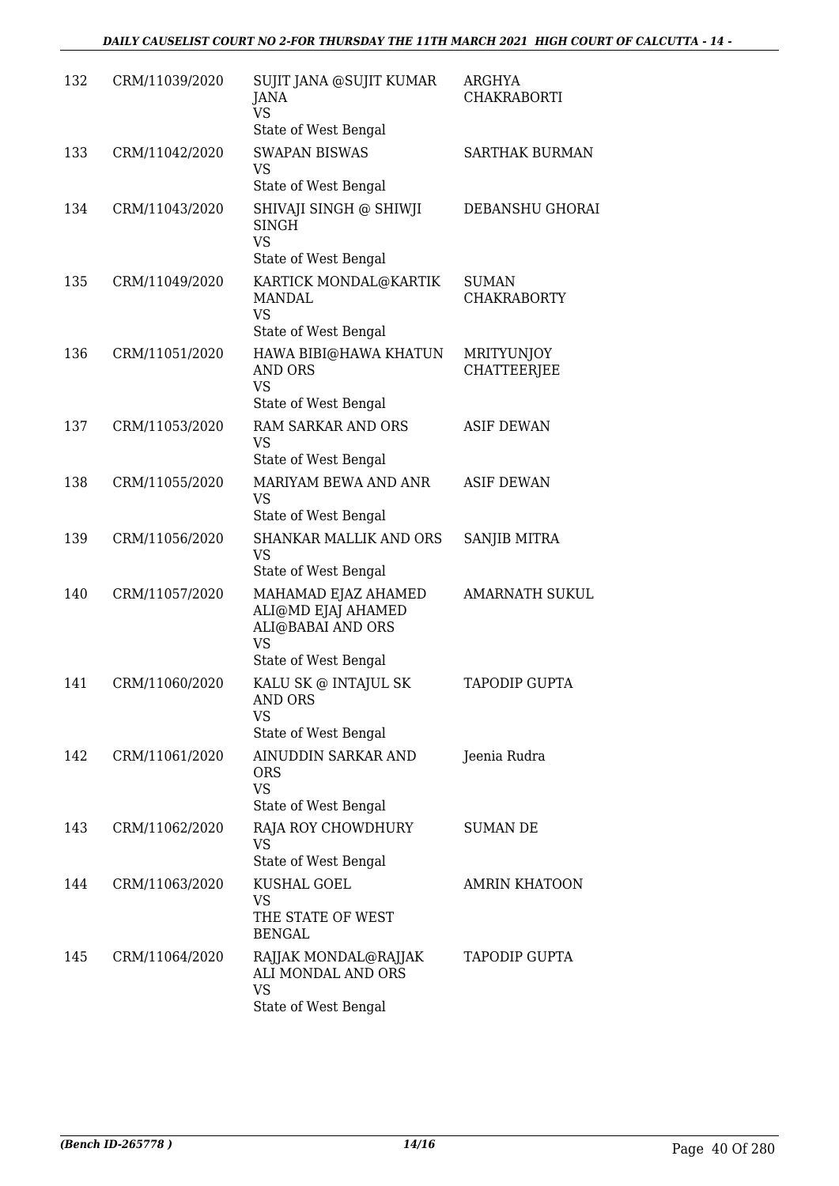| | | | |
|---|---|---|---|
| 132 | CRM/11039/2020 | SUJIT JANA @SUJIT KUMAR JANA<br>VS<br>State of West Bengal | ARGHYA CHAKRABORTI |
| 133 | CRM/11042/2020 | SWAPAN BISWAS<br>VS<br>State of West Bengal | SARTHAK BURMAN |
| 134 | CRM/11043/2020 | SHIVAJI SINGH @ SHIWJI SINGH<br>VS<br>State of West Bengal | DEBANSHU GHORAI |
| 135 | CRM/11049/2020 | KARTICK MONDAL@KARTIK MANDAL<br>VS<br>State of West Bengal | SUMAN CHAKRABORTY |
| 136 | CRM/11051/2020 | HAWA BIBI@HAWA KHATUN AND ORS<br>VS<br>State of West Bengal | MRITYUNJOY CHATTEERJEE |
| 137 | CRM/11053/2020 | RAM SARKAR AND ORS<br>VS<br>State of West Bengal | ASIF DEWAN |
| 138 | CRM/11055/2020 | MARIYAM BEWA AND ANR<br>VS<br>State of West Bengal | ASIF DEWAN |
| 139 | CRM/11056/2020 | SHANKAR MALLIK AND ORS<br>VS<br>State of West Bengal | SANJIB MITRA |
| 140 | CRM/11057/2020 | MAHAMAD EJAZ AHAMED ALI@MD EJAJ AHAMED ALI@BABAI AND ORS<br>VS<br>State of West Bengal | AMARNATH SUKUL |
| 141 | CRM/11060/2020 | KALU SK @ INTAJUL SK AND ORS<br>VS<br>State of West Bengal | TAPODIP GUPTA |
| 142 | CRM/11061/2020 | AINUDDIN SARKAR AND ORS<br>VS<br>State of West Bengal | Jeenia Rudra |
| 143 | CRM/11062/2020 | RAJA ROY CHOWDHURY<br>VS<br>State of West Bengal | SUMAN DE |
| 144 | CRM/11063/2020 | KUSHAL GOEL<br>VS<br>THE STATE OF WEST BENGAL | AMRIN KHATOON |
| 145 | CRM/11064/2020 | RAJJAK MONDAL@RAJJAK ALI MONDAL AND ORS<br>VS<br>State of West Bengal | TAPODIP GUPTA |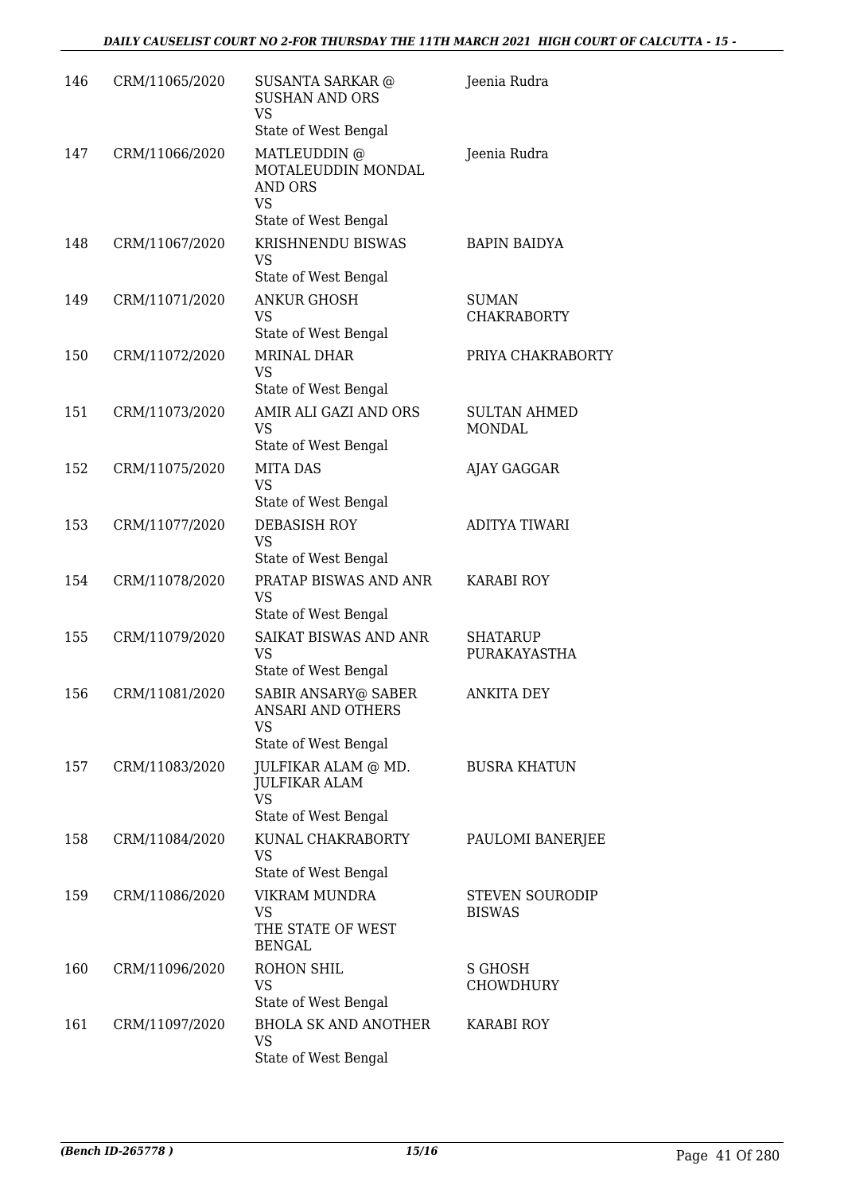| 146 | CRM/11065/2020 | SUSANTA SARKAR @ SUSHAN AND ORS<br>VS<br>State of West Bengal | Jeenia Rudra |
|---|---|---|---|
| 147 | CRM/11066/2020 | MATLEUDDIN @ MOTALEUDDIN MONDAL AND ORS<br>VS<br>State of West Bengal | Jeenia Rudra |
| 148 | CRM/11067/2020 | KRISHNENDU BISWAS<br>VS<br>State of West Bengal | BAPIN BAIDYA |
| 149 | CRM/11071/2020 | ANKUR GHOSH<br>VS<br>State of West Bengal | SUMAN CHAKRABORTY |
| 150 | CRM/11072/2020 | MRINAL DHAR<br>VS<br>State of West Bengal | PRIYA CHAKRABORTY |
| 151 | CRM/11073/2020 | AMIR ALI GAZI AND ORS<br>VS<br>State of West Bengal | SULTAN AHMED MONDAL |
| 152 | CRM/11075/2020 | MITA DAS<br>VS<br>State of West Bengal | AJAY GAGGAR |
| 153 | CRM/11077/2020 | DEBASISH ROY<br>VS<br>State of West Bengal | ADITYA TIWARI |
| 154 | CRM/11078/2020 | PRATAP BISWAS AND ANR<br>VS<br>State of West Bengal | KARABI ROY |
| 155 | CRM/11079/2020 | SAIKAT BISWAS AND ANR<br>VS<br>State of West Bengal | SHATARUP PURAKAYASTHA |
| 156 | CRM/11081/2020 | SABIR ANSARY@ SABER ANSARI AND OTHERS<br>VS<br>State of West Bengal | ANKITA DEY |
| 157 | CRM/11083/2020 | JULFIKAR ALAM @ MD. JULFIKAR ALAM<br>VS<br>State of West Bengal | BUSRA KHATUN |
| 158 | CRM/11084/2020 | KUNAL CHAKRABORTY<br>VS<br>State of West Bengal | PAULOMI BANERJEE |
| 159 | CRM/11086/2020 | VIKRAM MUNDRA<br>VS<br>THE STATE OF WEST BENGAL | STEVEN SOURODIP BISWAS |
| 160 | CRM/11096/2020 | ROHON SHIL<br>VS<br>State of West Bengal | S GHOSH CHOWDHURY |
| 161 | CRM/11097/2020 | BHOLA SK AND ANOTHER<br>VS<br>State of West Bengal | KARABI ROY |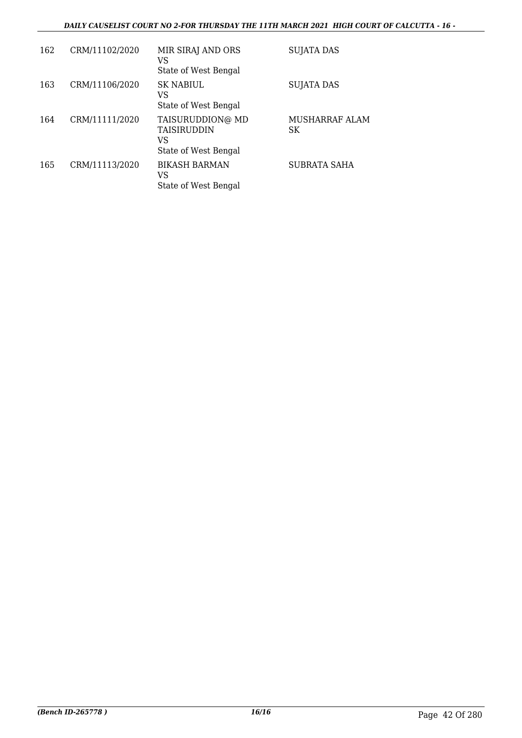| | | | |
|---|---|---|---|
| 162 | CRM/11102/2020 | MIR SIRAJ AND ORS<br>VS<br>State of West Bengal | SUJATA DAS |
| 163 | CRM/11106/2020 | SK NABIUL<br>VS<br>State of West Bengal | SUJATA DAS |
| 164 | CRM/11111/2020 | TAISURUDDION@ MD TAISIRUDDIN<br>VS<br>State of West Bengal | MUSHARRAF ALAM SK |
| 165 | CRM/11113/2020 | BIKASH BARMAN<br>VS<br>State of West Bengal | SUBRATA SAHA |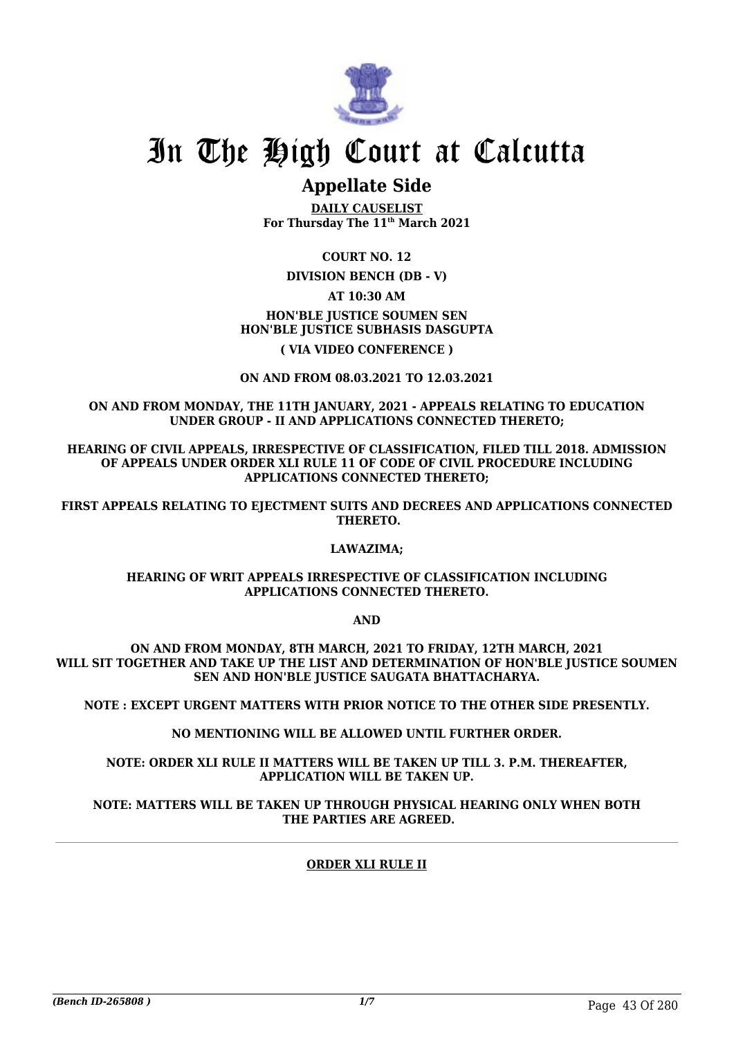# In The High Court at Calcutta

## Appellate Side

**DAILY CAUSELIST**
**For Thursday The 11th March 2021**

**COURT NO. 12**

**DIVISION BENCH (DB - V)**

**AT 10:30 AM**

**HON'BLE JUSTICE SOUMEN SEN**
**HON'BLE JUSTICE SUBHASIS DASGUPTA**

**( VIA VIDEO CONFERENCE )**

**ON AND FROM 08.03.2021 TO 12.03.2021**

**ON AND FROM MONDAY, THE 11TH JANUARY, 2021 - APPEALS RELATING TO EDUCATION UNDER GROUP - II AND APPLICATIONS CONNECTED THERETO;**

**HEARING OF CIVIL APPEALS, IRRESPECTIVE OF CLASSIFICATION, FILED TILL 2018. ADMISSION OF APPEALS UNDER ORDER XLI RULE 11 OF CODE OF CIVIL PROCEDURE INCLUDING APPLICATIONS CONNECTED THERETO;**

**FIRST APPEALS RELATING TO EJECTMENT SUITS AND DECREES AND APPLICATIONS CONNECTED THERETO.**

**LAWAZIMA;**

**HEARING OF WRIT APPEALS IRRESPECTIVE OF CLASSIFICATION INCLUDING APPLICATIONS CONNECTED THERETO.**

**AND**

**ON AND FROM MONDAY, 8TH MARCH, 2021 TO FRIDAY, 12TH MARCH, 2021 WILL SIT TOGETHER AND TAKE UP THE LIST AND DETERMINATION OF HON'BLE JUSTICE SOUMEN SEN AND HON'BLE JUSTICE SAUGATA BHATTACHARYA.**

**NOTE : EXCEPT URGENT MATTERS WITH PRIOR NOTICE TO THE OTHER SIDE PRESENTLY.**

**NO MENTIONING WILL BE ALLOWED UNTIL FURTHER ORDER.**

**NOTE: ORDER XLI RULE II MATTERS WILL BE TAKEN UP TILL 3. P.M. THEREAFTER, APPLICATION WILL BE TAKEN UP.**

**NOTE: MATTERS WILL BE TAKEN UP THROUGH PHYSICAL HEARING ONLY WHEN BOTH THE PARTIES ARE AGREED.**

**ORDER XLI RULE II**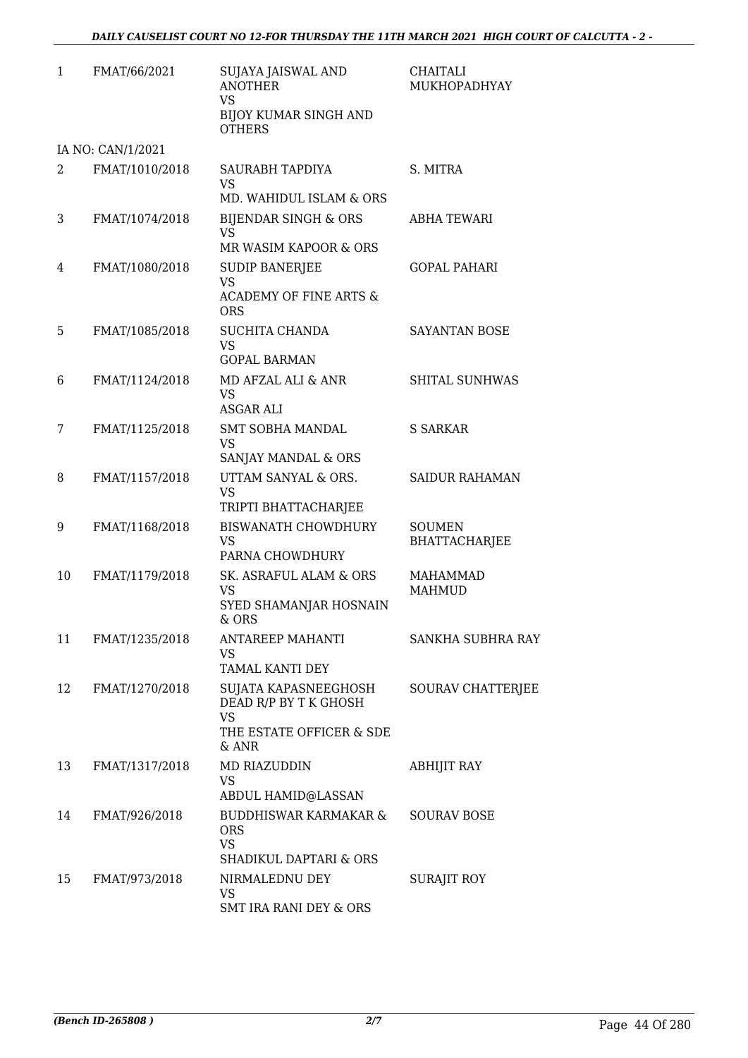| | | | |
|---|---|---|---|
| 1 | FMAT/66/2021 | SUJAYA JAISWAL AND ANOTHER<br>VS<br>BIJOY KUMAR SINGH AND OTHERS | CHAITALI MUKHOPADHYAY |
| | IA NO: CAN/1/2021 | | |
| 2 | FMAT/1010/2018 | SAURABH TAPDIYA<br>VS<br>MD. WAHIDUL ISLAM & ORS | S. MITRA |
| 3 | FMAT/1074/2018 | BIJENDAR SINGH & ORS<br>VS<br>MR WASIM KAPOOR & ORS | ABHA TEWARI |
| 4 | FMAT/1080/2018 | SUDIP BANERJEE<br>VS<br>ACADEMY OF FINE ARTS & ORS | GOPAL PAHARI |
| 5 | FMAT/1085/2018 | SUCHITA CHANDA<br>VS<br>GOPAL BARMAN | SAYANTAN BOSE |
| 6 | FMAT/1124/2018 | MD AFZAL ALI & ANR<br>VS<br>ASGAR ALI | SHITAL SUNHWAS |
| 7 | FMAT/1125/2018 | SMT SOBHA MANDAL<br>VS<br>SANJAY MANDAL & ORS | S SARKAR |
| 8 | FMAT/1157/2018 | UTTAM SANYAL & ORS.<br>VS<br>TRIPTI BHATTACHARJEE | SAIDUR RAHAMAN |
| 9 | FMAT/1168/2018 | BISWANATH CHOWDHURY<br>VS<br>PARNA CHOWDHURY | SOUMEN BHATTACHARJEE |
| 10 | FMAT/1179/2018 | SK. ASRAFUL ALAM & ORS<br>VS<br>SYED SHAMANJAR HOSNAIN & ORS | MAHAMMAD MAHMUD |
| 11 | FMAT/1235/2018 | ANTAREEP MAHANTI<br>VS<br>TAMAL KANTI DEY | SANKHA SUBHRA RAY |
| 12 | FMAT/1270/2018 | SUJATA KAPASNEEGHOSH DEAD R/P BY T K GHOSH<br>VS<br>THE ESTATE OFFICER & SDE & ANR | SOURAV CHATTERJEE |
| 13 | FMAT/1317/2018 | MD RIAZUDDIN<br>VS<br>ABDUL HAMID@LASSAN | ABHIJIT RAY |
| 14 | FMAT/926/2018 | BUDDHISWAR KARMAKAR & ORS<br>VS<br>SHADIKUL DAPTARI & ORS | SOURAV BOSE |
| 15 | FMAT/973/2018 | NIRMALEDNU DEY<br>VS<br>SMT IRA RANI DEY & ORS | SURAJIT ROY |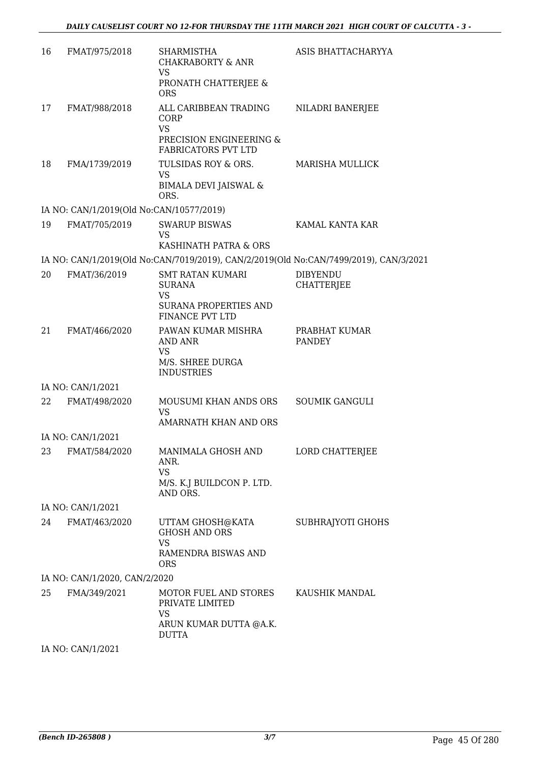| | | | |
|---|---|---|---|
| 16 | FMAT/975/2018 | SHARMISTHA CHAKRABORTY & ANR<br>VS<br>PRONATH CHATTERJEE & ORS | ASIS BHATTACHARYYA |
| 17 | FMAT/988/2018 | ALL CARIBBEAN TRADING CORP<br>VS<br>PRECISION ENGINEERING & FABRICATORS PVT LTD | NILADRI BANERJEE |
| 18 | FMA/1739/2019 | TULSIDAS ROY & ORS.<br>VS<br>BIMALA DEVI JAISWAL & ORS. | MARISHA MULLICK |
| | IA NO: CAN/1/2019(Old No:CAN/10577/2019) | | |
| 19 | FMAT/705/2019 | SWARUP BISWAS<br>VS<br>KASHINATH PATRA & ORS | KAMAL KANTA KAR |
| | IA NO: CAN/1/2019(Old No:CAN/7019/2019), CAN/2/2019(Old No:CAN/7499/2019), CAN/3/2021 | | |
| 20 | FMAT/36/2019 | SMT RATAN KUMARI SURANA<br>VS<br>SURANA PROPERTIES AND FINANCE PVT LTD | DIBYENDU CHATTERJEE |
| 21 | FMAT/466/2020 | PAWAN KUMAR MISHRA AND ANR<br>VS<br>M/S. SHREE DURGA INDUSTRIES | PRABHAT KUMAR PANDEY |
| | IA NO: CAN/1/2021 | | |
| 22 | FMAT/498/2020 | MOUSUMI KHAN ANDS ORS<br>VS<br>AMARNATH KHAN AND ORS | SOUMIK GANGULI |
| | IA NO: CAN/1/2021 | | |
| 23 | FMAT/584/2020 | MANIMALA GHOSH AND ANR.<br>VS<br>M/S. K.J BUILDCON P. LTD. AND ORS. | LORD CHATTERJEE |
| | IA NO: CAN/1/2021 | | |
| 24 | FMAT/463/2020 | UTTAM GHOSH@KATA GHOSH AND ORS<br>VS<br>RAMENDRA BISWAS AND ORS | SUBHRAJYOTI GHOHS |
| | IA NO: CAN/1/2020, CAN/2/2020 | | |
| 25 | FMA/349/2021 | MOTOR FUEL AND STORES PRIVATE LIMITED<br>VS<br>ARUN KUMAR DUTTA @A.K. DUTTA | KAUSHIK MANDAL |
| | IA NO: CAN/1/2021 | | |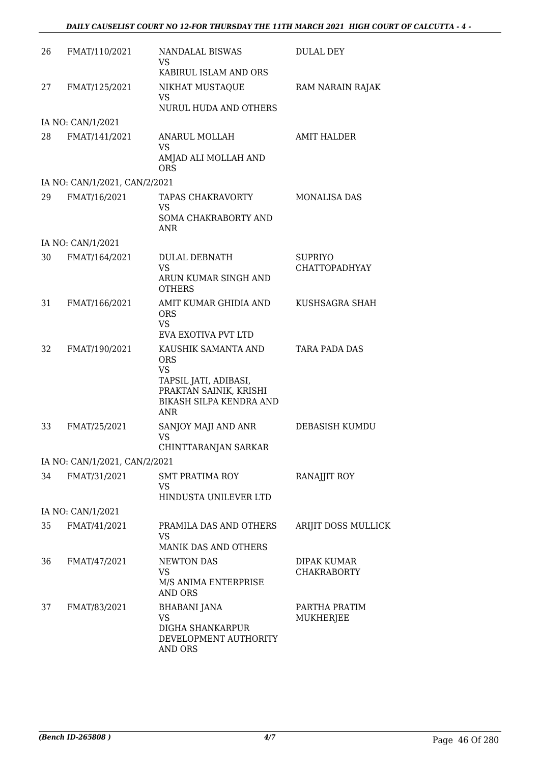| | | | |
|---|---|---|---|
| 26 | FMAT/110/2021 | NANDALAL BISWAS<br>VS<br>KABIRUL ISLAM AND ORS | DULAL DEY |
| 27 | FMAT/125/2021 | NIKHAT MUSTAQUE<br>VS<br>NURUL HUDA AND OTHERS | RAM NARAIN RAJAK |
| | IA NO: CAN/1/2021 | | |
| 28 | FMAT/141/2021 | ANARUL MOLLAH<br>VS<br>AMJAD ALI MOLLAH AND ORS | AMIT HALDER |
| | IA NO: CAN/1/2021, CAN/2/2021 | | |
| 29 | FMAT/16/2021 | TAPAS CHAKRAVORTY<br>VS<br>SOMA CHAKRABORTY AND ANR | MONALISA DAS |
| | IA NO: CAN/1/2021 | | |
| 30 | FMAT/164/2021 | DULAL DEBNATH<br>VS<br>ARUN KUMAR SINGH AND OTHERS | SUPRIYO CHATTOPADHYAY |
| 31 | FMAT/166/2021 | AMIT KUMAR GHIDIA AND ORS<br>VS<br>EVA EXOTIVA PVT LTD | KUSHSAGRA SHAH |
| 32 | FMAT/190/2021 | KAUSHIK SAMANTA AND ORS<br>VS<br>TAPSIL JATI, ADIBASI, PRAKTAN SAINIK, KRISHI BIKASH SILPA KENDRA AND ANR | TARA PADA DAS |
| 33 | FMAT/25/2021 | SANJOY MAJI AND ANR<br>VS<br>CHINTTARANJAN SARKAR | DEBASISH KUMDU |
| | IA NO: CAN/1/2021, CAN/2/2021 | | |
| 34 | FMAT/31/2021 | SMT PRATIMA ROY<br>VS<br>HINDUSTA UNILEVER LTD | RANAJJIT ROY |
| | IA NO: CAN/1/2021 | | |
| 35 | FMAT/41/2021 | PRAMILA DAS AND OTHERS<br>VS<br>MANIK DAS AND OTHERS | ARIJIT DOSS MULLICK |
| 36 | FMAT/47/2021 | NEWTON DAS<br>VS<br>M/S ANIMA ENTERPRISE AND ORS | DIPAK KUMAR CHAKRABORTY |
| 37 | FMAT/83/2021 | BHABANI JANA<br>VS<br>DIGHA SHANKARPUR DEVELOPMENT AUTHORITY AND ORS | PARTHA PRATIM MUKHERJEE |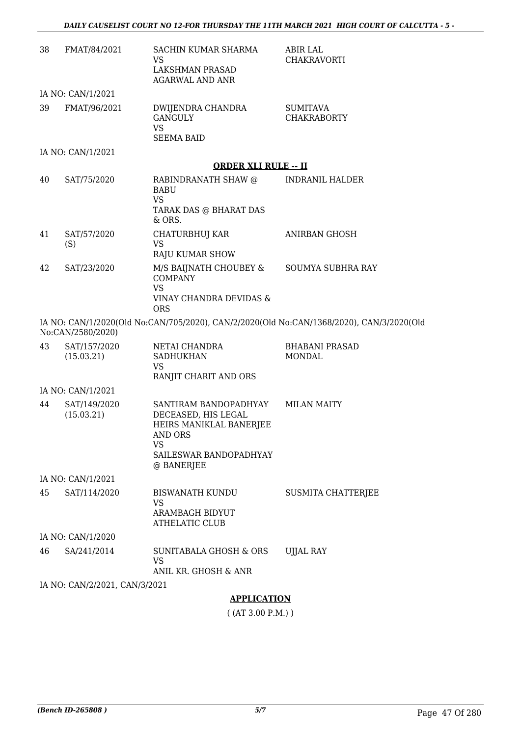| | | | |
|---|---|---|---|
| 38 | FMAT/84/2021 | SACHIN KUMAR SHARMA<br>VS<br>LAKSHMAN PRASAD AGARWAL AND ANR | ABIR LAL CHAKRAVORTI |

IA NO: CAN/1/2021

| | | | |
|---|---|---|---|
| 39 | FMAT/96/2021 | DWIJENDRA CHANDRA GANGULY<br>VS<br>SEEMA BAID | SUMITAVA CHAKRABORTY |

IA NO: CAN/1/2021

**ORDER XLI RULE -- II**

| | | | |
|---|---|---|---|
| 40 | SAT/75/2020 | RABINDRANATH SHAW @ BABU<br>VS<br>TARAK DAS @ BHARAT DAS & ORS. | INDRANIL HALDER |
| 41 | SAT/57/2020 (S) | CHATURBHUJ KAR<br>VS<br>RAJU KUMAR SHOW | ANIRBAN GHOSH |
| 42 | SAT/23/2020 | M/S BAIJNATH CHOUBEY & COMPANY<br>VS<br>VINAY CHANDRA DEVIDAS & ORS | SOUMYA SUBHRA RAY |

IA NO: CAN/1/2020(Old No:CAN/705/2020), CAN/2/2020(Old No:CAN/1368/2020), CAN/3/2020(Old No:CAN/2580/2020)

| | | | |
|---|---|---|---|
| 43 | SAT/157/2020 (15.03.21) | NETAI CHANDRA SADHUKHAN<br>VS<br>RANJIT CHARIT AND ORS | BHABANI PRASAD MONDAL |

IA NO: CAN/1/2021

| | | | |
|---|---|---|---|
| 44 | SAT/149/2020 (15.03.21) | SANTIRAM BANDOPADHYAY DECEASED, HIS LEGAL HEIRS MANIKLAL BANERJEE AND ORS<br>VS<br>SAILESWAR BANDOPADHYAY @ BANERJEE | MILAN MAITY |

IA NO: CAN/1/2021

| | | | |
|---|---|---|---|
| 45 | SAT/114/2020 | BISWANATH KUNDU<br>VS<br>ARAMBAGH BIDYUT ATHELATIC CLUB | SUSMITA CHATTERJEE |

IA NO: CAN/1/2020

| | | | |
|---|---|---|---|
| 46 | SA/241/2014 | SUNITABALA GHOSH & ORS<br>VS<br>ANIL KR. GHOSH & ANR | UJJAL RAY |

IA NO: CAN/2/2021, CAN/3/2021

**APPLICATION**

( (AT 3.00 P.M.) )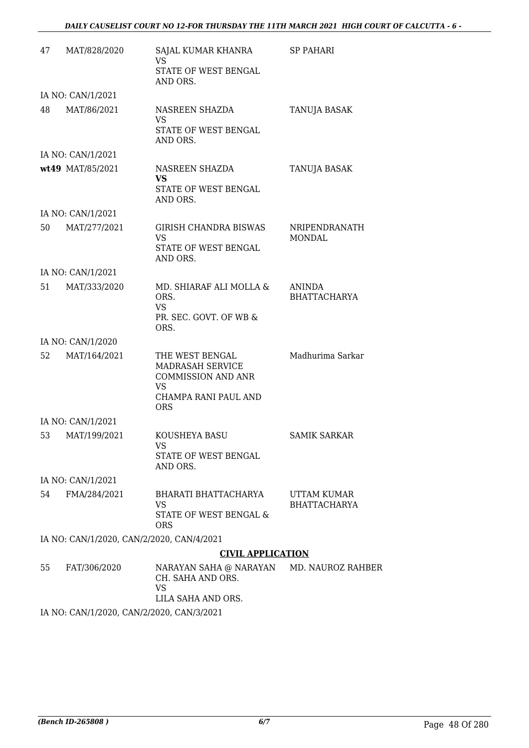| | | | |
|---|---|---|---|
| 47 | MAT/828/2020 | SAJAL KUMAR KHANRA<br>VS<br>STATE OF WEST BENGAL AND ORS. | SP PAHARI |
| | IA NO: CAN/1/2021 | | |
| 48 | MAT/86/2021 | NASREEN SHAZDA<br>VS<br>STATE OF WEST BENGAL AND ORS. | TANUJA BASAK |
| | IA NO: CAN/1/2021 | | |
| **wt49** | MAT/85/2021 | NASREEN SHAZDA<br>**VS**<br>STATE OF WEST BENGAL AND ORS. | TANUJA BASAK |
| | IA NO: CAN/1/2021 | | |
| 50 | MAT/277/2021 | GIRISH CHANDRA BISWAS<br>VS<br>STATE OF WEST BENGAL AND ORS. | NRIPENDRANATH MONDAL |
| | IA NO: CAN/1/2021 | | |
| 51 | MAT/333/2020 | MD. SHIARAF ALI MOLLA & ORS.<br>VS<br>PR. SEC. GOVT. OF WB & ORS. | ANINDA BHATTACHARYA |
| | IA NO: CAN/1/2020 | | |
| 52 | MAT/164/2021 | THE WEST BENGAL MADRASAH SERVICE COMMISSION AND ANR<br>VS<br>CHAMPA RANI PAUL AND ORS | Madhurima Sarkar |
| | IA NO: CAN/1/2021 | | |
| 53 | MAT/199/2021 | KOUSHEYA BASU<br>VS<br>STATE OF WEST BENGAL AND ORS. | SAMIK SARKAR |
| | IA NO: CAN/1/2021 | | |
| 54 | FMA/284/2021 | BHARATI BHATTACHARYA<br>VS<br>STATE OF WEST BENGAL & ORS | UTTAM KUMAR BHATTACHARYA |
| | IA NO: CAN/1/2020, CAN/2/2020, CAN/4/2021 | | |

**CIVIL APPLICATION**

| | | | |
|---|---|---|---|
| 55 | FAT/306/2020 | NARAYAN SAHA @ NARAYAN CH. SAHA AND ORS.<br>VS<br>LILA SAHA AND ORS. | MD. NAUROZ RAHBER |
| | IA NO: CAN/1/2020, CAN/2/2020, CAN/3/2021 | | |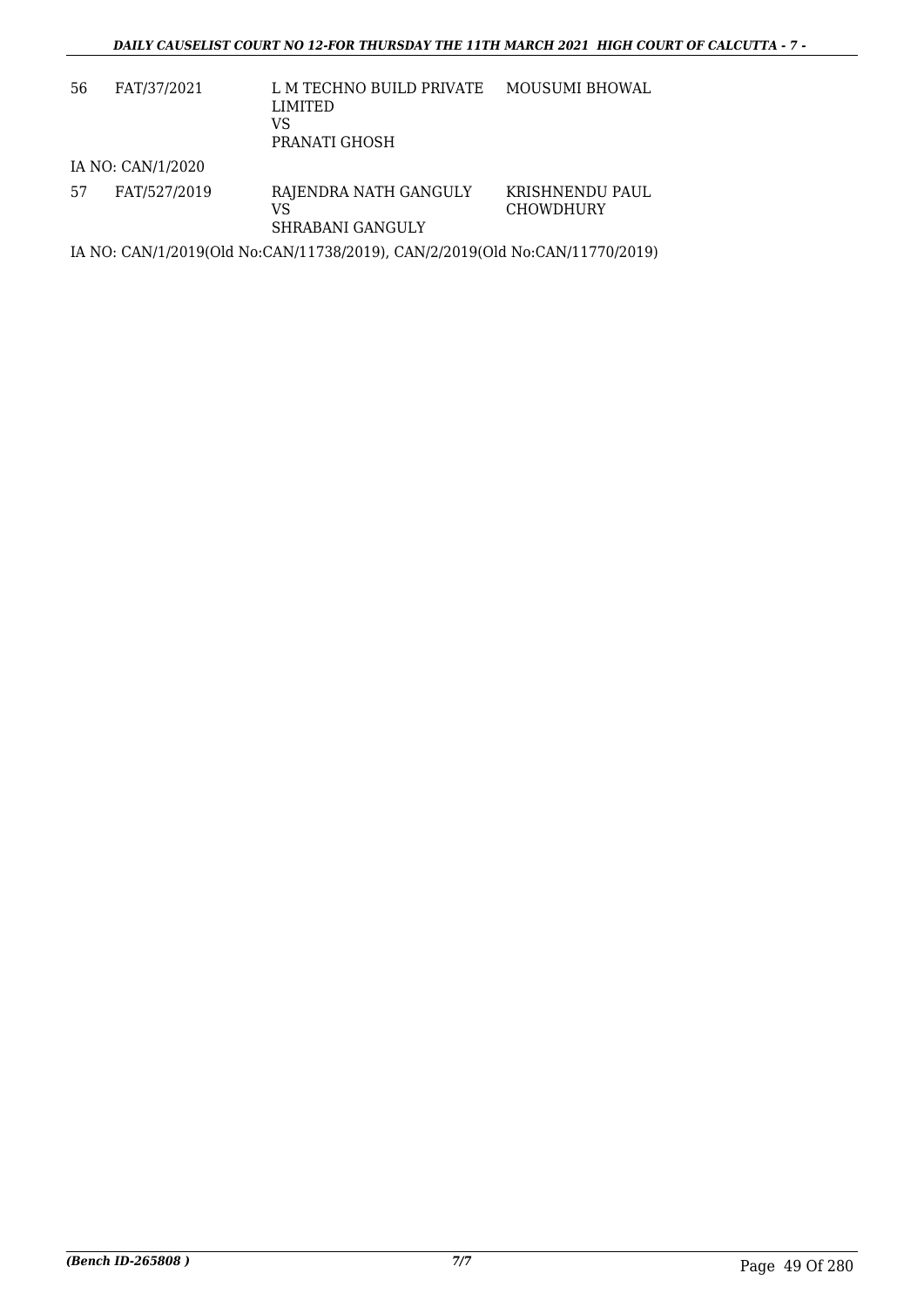| 56 | FAT/37/2021 | L M TECHNO BUILD PRIVATE LIMITED<br>VS<br>PRANATI GHOSH | MOUSUMI BHOWAL |
|---|---|---|---|

IA NO: CAN/1/2020

| 57 | FAT/527/2019 | RAJENDRA NATH GANGULY<br>VS<br>SHRABANI GANGULY | KRISHNENDU PAUL CHOWDHURY |
|---|---|---|---|

IA NO: CAN/1/2019(Old No:CAN/11738/2019), CAN/2/2019(Old No:CAN/11770/2019)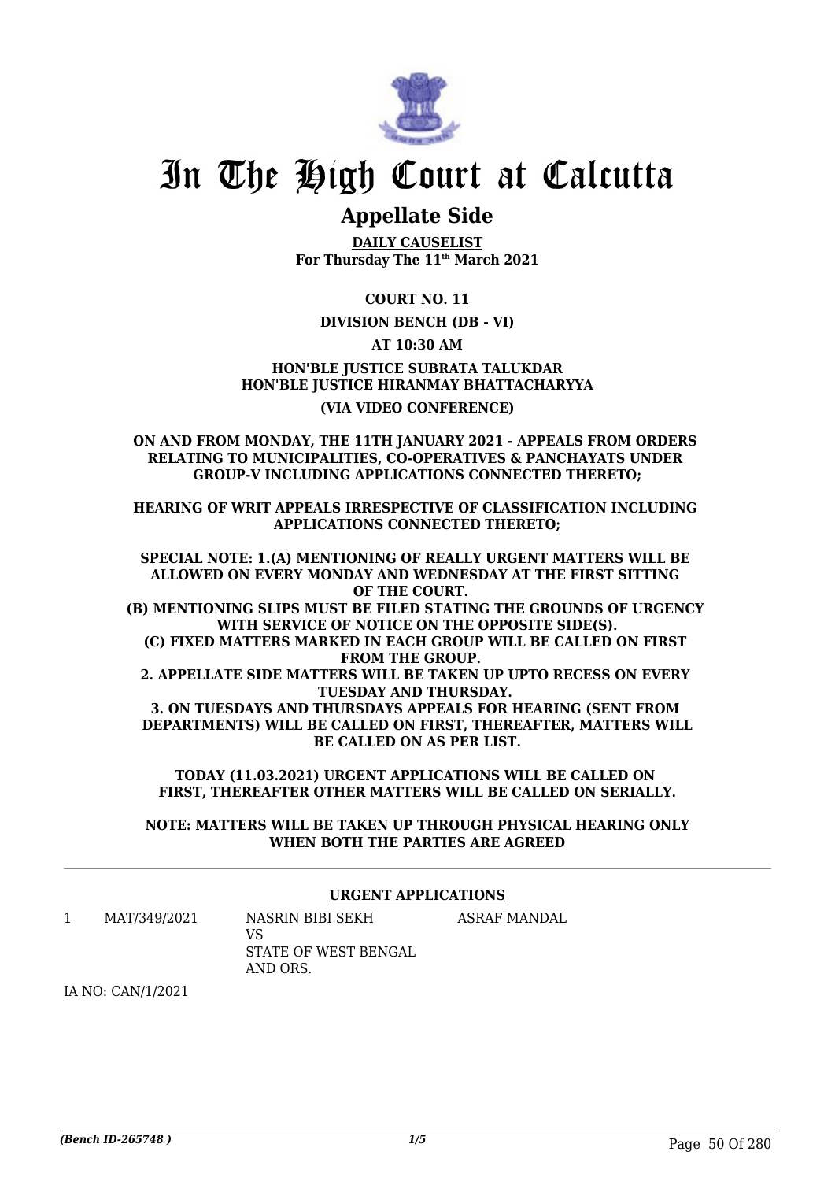# In The High Court at Calcutta

## Appellate Side

**DAILY CAUSELIST**
**For Thursday The 11th March 2021**

**COURT NO. 11**

**DIVISION BENCH (DB - VI)**

**AT 10:30 AM**

**HON'BLE JUSTICE SUBRATA TALUKDAR**
**HON'BLE JUSTICE HIRANMAY BHATTACHARYYA**

**(VIA VIDEO CONFERENCE)**

**ON AND FROM MONDAY, THE 11TH JANUARY 2021 - APPEALS FROM ORDERS RELATING TO MUNICIPALITIES, CO-OPERATIVES & PANCHAYATS UNDER GROUP-V INCLUDING APPLICATIONS CONNECTED THERETO;**

**HEARING OF WRIT APPEALS IRRESPECTIVE OF CLASSIFICATION INCLUDING APPLICATIONS CONNECTED THERETO;**

**SPECIAL NOTE: 1.(A) MENTIONING OF REALLY URGENT MATTERS WILL BE ALLOWED ON EVERY MONDAY AND WEDNESDAY AT THE FIRST SITTING OF THE COURT.**
**(B) MENTIONING SLIPS MUST BE FILED STATING THE GROUNDS OF URGENCY WITH SERVICE OF NOTICE ON THE OPPOSITE SIDE(S).**
**(C) FIXED MATTERS MARKED IN EACH GROUP WILL BE CALLED ON FIRST FROM THE GROUP.**
**2. APPELLATE SIDE MATTERS WILL BE TAKEN UP UPTO RECESS ON EVERY TUESDAY AND THURSDAY.**
**3. ON TUESDAYS AND THURSDAYS APPEALS FOR HEARING (SENT FROM DEPARTMENTS) WILL BE CALLED ON FIRST, THEREAFTER, MATTERS WILL BE CALLED ON AS PER LIST.**

**TODAY (11.03.2021) URGENT APPLICATIONS WILL BE CALLED ON FIRST, THEREAFTER OTHER MATTERS WILL BE CALLED ON SERIALLY.**

**NOTE: MATTERS WILL BE TAKEN UP THROUGH PHYSICAL HEARING ONLY WHEN BOTH THE PARTIES ARE AGREED**

---

**URGENT APPLICATIONS**

| | | | |
|---|---|---|---|
| 1 | MAT/349/2021 | NASRIN BIBI SEKH<br>VS<br>STATE OF WEST BENGAL AND ORS. | ASRAF MANDAL |

IA NO: CAN/1/2021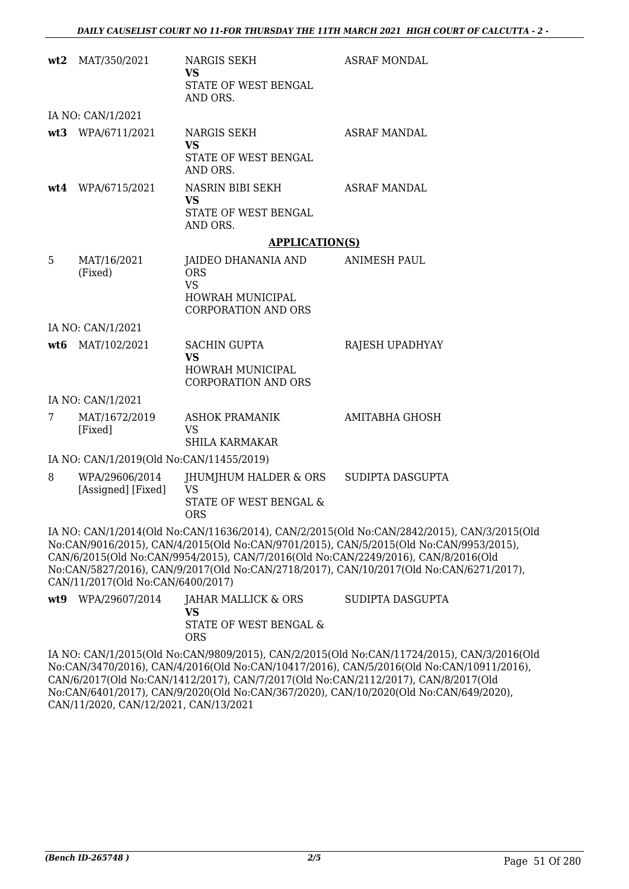| | | | |
|---|---|---|---|
| **wt2** | MAT/350/2021 | NARGIS SEKH **VS** STATE OF WEST BENGAL AND ORS. | ASRAF MONDAL |

IA NO: CAN/1/2021

| | | | |
|---|---|---|---|
| **wt3** | WPA/6711/2021 | NARGIS SEKH **VS** STATE OF WEST BENGAL AND ORS. | ASRAF MANDAL |
| **wt4** | WPA/6715/2021 | NASRIN BIBI SEKH **VS** STATE OF WEST BENGAL AND ORS. | ASRAF MANDAL |

**APPLICATION(S)**

| | | | |
|---|---|---|---|
| 5 | MAT/16/2021 (Fixed) | JAIDEO DHANANIA AND ORS VS HOWRAH MUNICIPAL CORPORATION AND ORS | ANIMESH PAUL |

IA NO: CAN/1/2021

| | | | |
|---|---|---|---|
| **wt6** | MAT/102/2021 | SACHIN GUPTA **VS** HOWRAH MUNICIPAL CORPORATION AND ORS | RAJESH UPADHYAY |

IA NO: CAN/1/2021

| | | | |
|---|---|---|---|
| 7 | MAT/1672/2019 [Fixed] | ASHOK PRAMANIK VS SHILA KARMAKAR | AMITABHA GHOSH |

IA NO: CAN/1/2019(Old No:CAN/11455/2019)

| | | | |
|---|---|---|---|
| 8 | WPA/29606/2014 [Assigned] [Fixed] | JHUMJHUM HALDER & ORS VS STATE OF WEST BENGAL & ORS | SUDIPTA DASGUPTA |

IA NO: CAN/1/2014(Old No:CAN/11636/2014), CAN/2/2015(Old No:CAN/2842/2015), CAN/3/2015(Old No:CAN/9016/2015), CAN/4/2015(Old No:CAN/9701/2015), CAN/5/2015(Old No:CAN/9953/2015), CAN/6/2015(Old No:CAN/9954/2015), CAN/7/2016(Old No:CAN/2249/2016), CAN/8/2016(Old No:CAN/5827/2016), CAN/9/2017(Old No:CAN/2718/2017), CAN/10/2017(Old No:CAN/6271/2017), CAN/11/2017(Old No:CAN/6400/2017)

| | | | |
|---|---|---|---|
| **wt9** | WPA/29607/2014 | JAHAR MALLICK & ORS **VS** STATE OF WEST BENGAL & ORS | SUDIPTA DASGUPTA |

IA NO: CAN/1/2015(Old No:CAN/9809/2015), CAN/2/2015(Old No:CAN/11724/2015), CAN/3/2016(Old No:CAN/3470/2016), CAN/4/2016(Old No:CAN/10417/2016), CAN/5/2016(Old No:CAN/10911/2016), CAN/6/2017(Old No:CAN/1412/2017), CAN/7/2017(Old No:CAN/2112/2017), CAN/8/2017(Old No:CAN/6401/2017), CAN/9/2020(Old No:CAN/367/2020), CAN/10/2020(Old No:CAN/649/2020), CAN/11/2020, CAN/12/2021, CAN/13/2021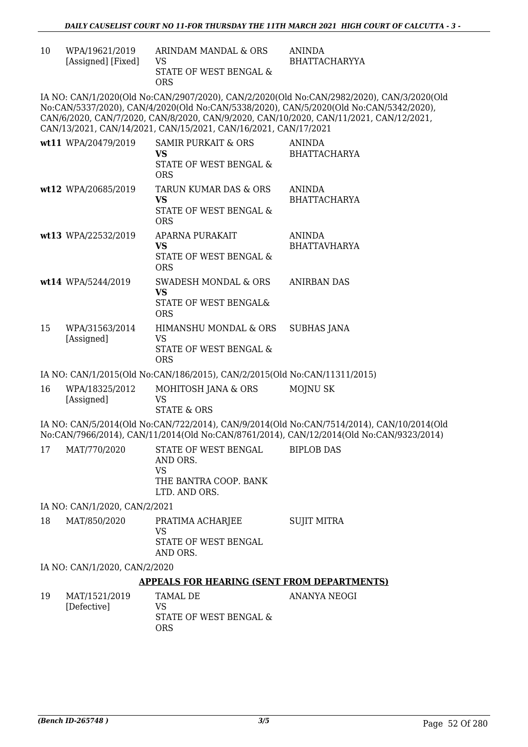| 10 | WPA/19621/2019 [Assigned] [Fixed] | ARINDAM MANDAL & ORS VS STATE OF WEST BENGAL & ORS | ANINDA BHATTACHARYYA |
|---|---|---|---|

IA NO: CAN/1/2020(Old No:CAN/2907/2020), CAN/2/2020(Old No:CAN/2982/2020), CAN/3/2020(Old No:CAN/5337/2020), CAN/4/2020(Old No:CAN/5338/2020), CAN/5/2020(Old No:CAN/5342/2020), CAN/6/2020, CAN/7/2020, CAN/8/2020, CAN/9/2020, CAN/10/2020, CAN/11/2021, CAN/12/2021, CAN/13/2021, CAN/14/2021, CAN/15/2021, CAN/16/2021, CAN/17/2021

| | | | |
|---|---|---|---|
| **wt11** | WPA/20479/2019 | SAMIR PURKAIT & ORS **VS** STATE OF WEST BENGAL & ORS | ANINDA BHATTACHARYA |
| **wt12** | WPA/20685/2019 | TARUN KUMAR DAS & ORS **VS** STATE OF WEST BENGAL & ORS | ANINDA BHATTACHARYA |
| **wt13** | WPA/22532/2019 | APARNA PURAKAIT **VS** STATE OF WEST BENGAL & ORS | ANINDA BHATTAVHARYA |
| **wt14** | WPA/5244/2019 | SWADESH MONDAL & ORS **VS** STATE OF WEST BENGAL& ORS | ANIRBAN DAS |
| 15 | WPA/31563/2014 [Assigned] | HIMANSHU MONDAL & ORS VS STATE OF WEST BENGAL & ORS | SUBHAS JANA |

IA NO: CAN/1/2015(Old No:CAN/186/2015), CAN/2/2015(Old No:CAN/11311/2015)

| | | | |
|---|---|---|---|
| 16 | WPA/18325/2012 [Assigned] | MOHITOSH JANA & ORS VS STATE & ORS | MOJNU SK |

IA NO: CAN/5/2014(Old No:CAN/722/2014), CAN/9/2014(Old No:CAN/7514/2014), CAN/10/2014(Old No:CAN/7966/2014), CAN/11/2014(Old No:CAN/8761/2014), CAN/12/2014(Old No:CAN/9323/2014)

| | | | |
|---|---|---|---|
| 17 | MAT/770/2020 | STATE OF WEST BENGAL AND ORS. VS THE BANTRA COOP. BANK LTD. AND ORS. | BIPLOB DAS |

IA NO: CAN/1/2020, CAN/2/2021

| | | | |
|---|---|---|---|
| 18 | MAT/850/2020 | PRATIMA ACHARJEE VS STATE OF WEST BENGAL AND ORS. | SUJIT MITRA |

IA NO: CAN/1/2020, CAN/2/2020

**APPEALS FOR HEARING (SENT FROM DEPARTMENTS)**

| | | | |
|---|---|---|---|
| 19 | MAT/1521/2019 [Defective] | TAMAL DE VS STATE OF WEST BENGAL & ORS | ANANYA NEOGI |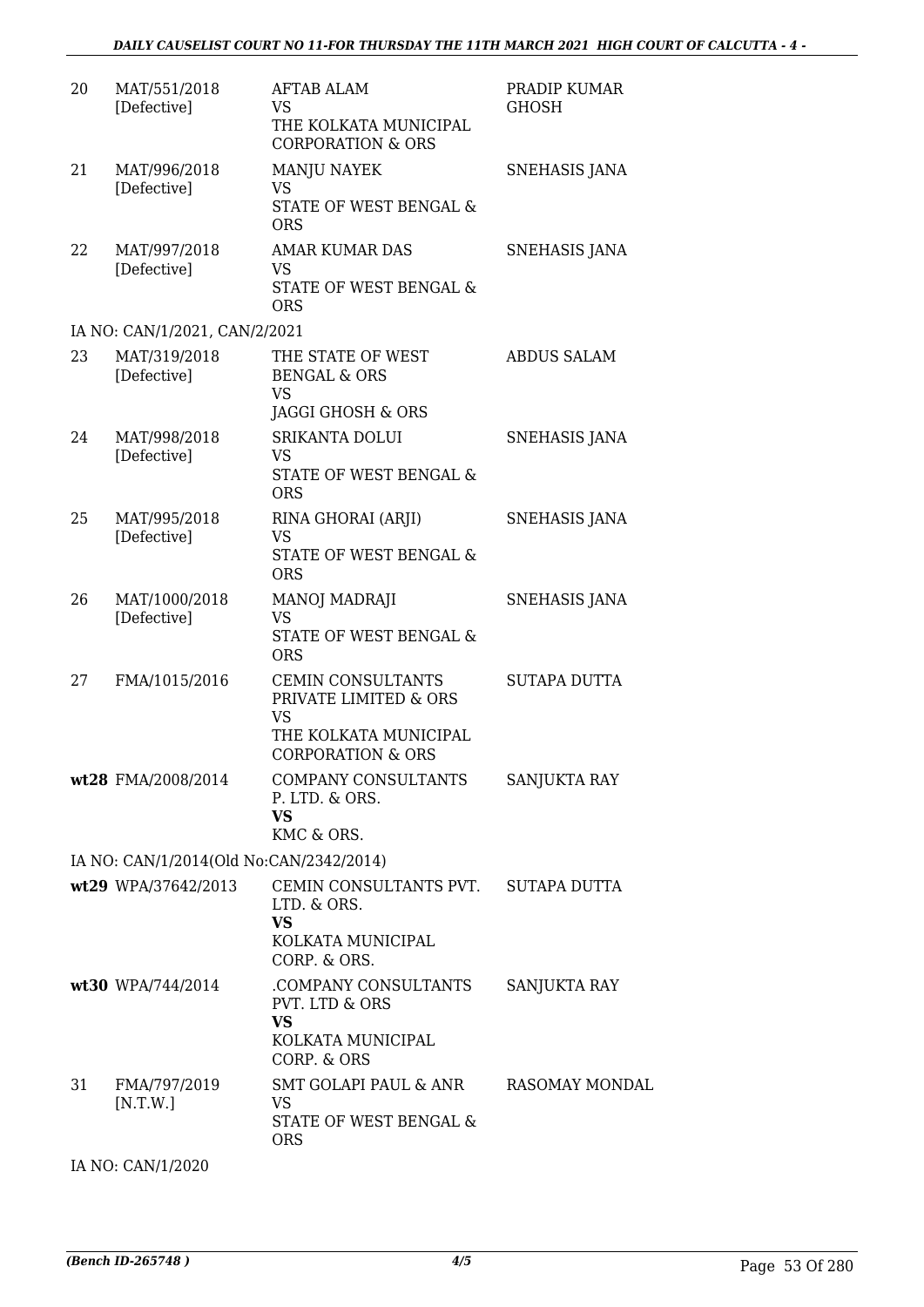| | | | |
|---|---|---|---|
| 20 | MAT/551/2018 [Defective] | AFTAB ALAM VS THE KOLKATA MUNICIPAL CORPORATION & ORS | PRADIP KUMAR GHOSH |
| 21 | MAT/996/2018 [Defective] | MANJU NAYEK VS STATE OF WEST BENGAL & ORS | SNEHASIS JANA |
| 22 | MAT/997/2018 [Defective] | AMAR KUMAR DAS VS STATE OF WEST BENGAL & ORS | SNEHASIS JANA |

IA NO: CAN/1/2021, CAN/2/2021

| | | | |
|---|---|---|---|
| 23 | MAT/319/2018 [Defective] | THE STATE OF WEST BENGAL & ORS VS JAGGI GHOSH & ORS | ABDUS SALAM |
| 24 | MAT/998/2018 [Defective] | SRIKANTA DOLUI VS STATE OF WEST BENGAL & ORS | SNEHASIS JANA |
| 25 | MAT/995/2018 [Defective] | RINA GHORAI (ARJI) VS STATE OF WEST BENGAL & ORS | SNEHASIS JANA |
| 26 | MAT/1000/2018 [Defective] | MANOJ MADRAJI VS STATE OF WEST BENGAL & ORS | SNEHASIS JANA |
| 27 | FMA/1015/2016 | CEMIN CONSULTANTS PRIVATE LIMITED & ORS VS THE KOLKATA MUNICIPAL CORPORATION & ORS | SUTAPA DUTTA |
| **wt28** | FMA/2008/2014 | COMPANY CONSULTANTS P. LTD. & ORS. **VS** KMC & ORS. | SANJUKTA RAY |

IA NO: CAN/1/2014(Old No:CAN/2342/2014)

| | | | |
|---|---|---|---|
| **wt29** | WPA/37642/2013 | CEMIN CONSULTANTS PVT. LTD. & ORS. **VS** KOLKATA MUNICIPAL CORP. & ORS. | SUTAPA DUTTA |
| **wt30** | WPA/744/2014 | .COMPANY CONSULTANTS PVT. LTD & ORS **VS** KOLKATA MUNICIPAL CORP. & ORS | SANJUKTA RAY |
| 31 | FMA/797/2019 [N.T.W.] | SMT GOLAPI PAUL & ANR VS STATE OF WEST BENGAL & ORS | RASOMAY MONDAL |

IA NO: CAN/1/2020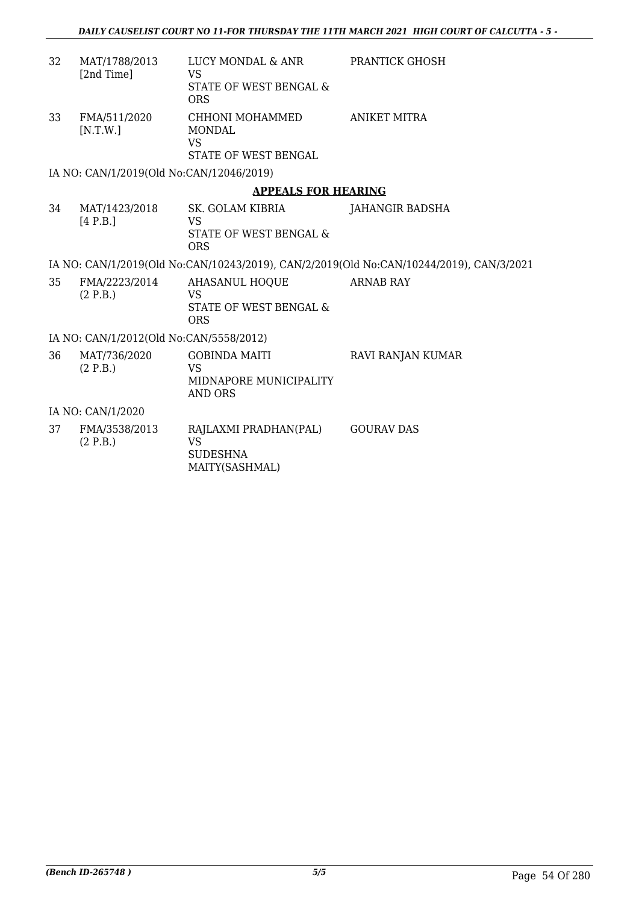| | | | |
|---|---|---|---|
| 32 | MAT/1788/2013 [2nd Time] | LUCY MONDAL & ANR VS STATE OF WEST BENGAL & ORS | PRANTICK GHOSH |
| 33 | FMA/511/2020 [N.T.W.] | CHHONI MOHAMMED MONDAL VS STATE OF WEST BENGAL | ANIKET MITRA |

IA NO: CAN/1/2019(Old No:CAN/12046/2019)

**APPEALS FOR HEARING**

| | | | |
|---|---|---|---|
| 34 | MAT/1423/2018 [4 P.B.] | SK. GOLAM KIBRIA VS STATE OF WEST BENGAL & ORS | JAHANGIR BADSHA |

IA NO: CAN/1/2019(Old No:CAN/10243/2019), CAN/2/2019(Old No:CAN/10244/2019), CAN/3/2021

| | | | |
|---|---|---|---|
| 35 | FMA/2223/2014 (2 P.B.) | AHASANUL HOQUE VS STATE OF WEST BENGAL & ORS | ARNAB RAY |

IA NO: CAN/1/2012(Old No:CAN/5558/2012)

| | | | |
|---|---|---|---|
| 36 | MAT/736/2020 (2 P.B.) | GOBINDA MAITI VS MIDNAPORE MUNICIPALITY AND ORS | RAVI RANJAN KUMAR |

IA NO: CAN/1/2020

| | | | |
|---|---|---|---|
| 37 | FMA/3538/2013 (2 P.B.) | RAJLAXMI PRADHAN(PAL) VS SUDESHNA MAITY(SASHMAL) | GOURAV DAS |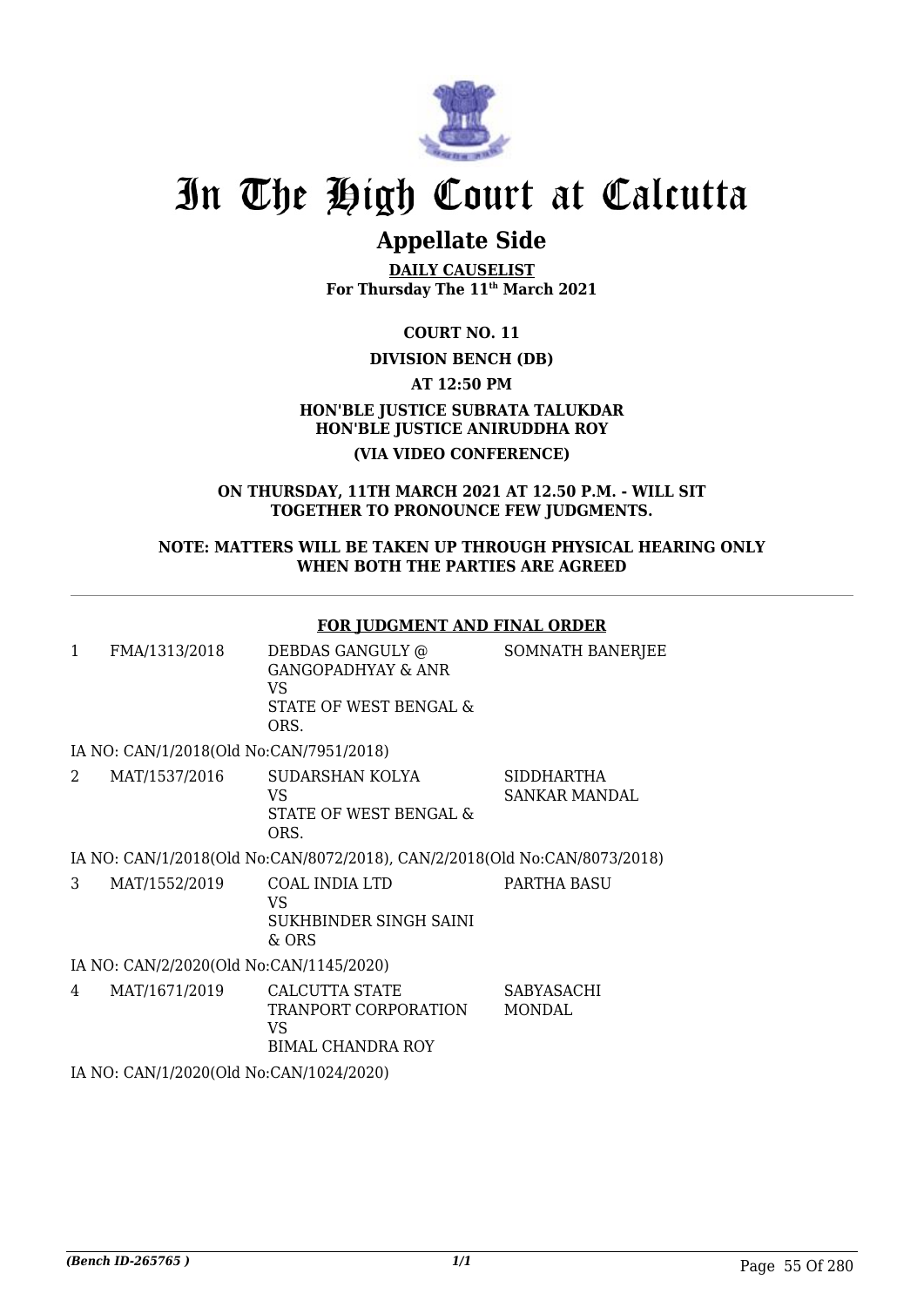# In The High Court at Calcutta

## Appellate Side

**DAILY CAUSELIST**
**For Thursday The 11th March 2021**

**COURT NO. 11**

**DIVISION BENCH (DB)**

**AT 12:50 PM**

**HON'BLE JUSTICE SUBRATA TALUKDAR**
**HON'BLE JUSTICE ANIRUDDHA ROY**

**(VIA VIDEO CONFERENCE)**

**ON THURSDAY, 11TH MARCH 2021 AT 12.50 P.M. - WILL SIT TOGETHER TO PRONOUNCE FEW JUDGMENTS.**

**NOTE: MATTERS WILL BE TAKEN UP THROUGH PHYSICAL HEARING ONLY WHEN BOTH THE PARTIES ARE AGREED**

**FOR JUDGMENT AND FINAL ORDER**

| | | | |
|---|---|---|---|
| 1 | FMA/1313/2018 | DEBDAS GANGULY @ GANGOPADHYAY & ANR VS STATE OF WEST BENGAL & ORS. | SOMNATH BANERJEE |

IA NO: CAN/1/2018(Old No:CAN/7951/2018)

| | | | |
|---|---|---|---|
| 2 | MAT/1537/2016 | SUDARSHAN KOLYA VS STATE OF WEST BENGAL & ORS. | SIDDHARTHA SANKAR MANDAL |

IA NO: CAN/1/2018(Old No:CAN/8072/2018), CAN/2/2018(Old No:CAN/8073/2018)

| | | | |
|---|---|---|---|
| 3 | MAT/1552/2019 | COAL INDIA LTD VS SUKHBINDER SINGH SAINI & ORS | PARTHA BASU |

IA NO: CAN/2/2020(Old No:CAN/1145/2020)

| | | | |
|---|---|---|---|
| 4 | MAT/1671/2019 | CALCUTTA STATE TRANPORT CORPORATION VS BIMAL CHANDRA ROY | SABYASACHI MONDAL |

IA NO: CAN/1/2020(Old No:CAN/1024/2020)

*(Bench ID-265765 )*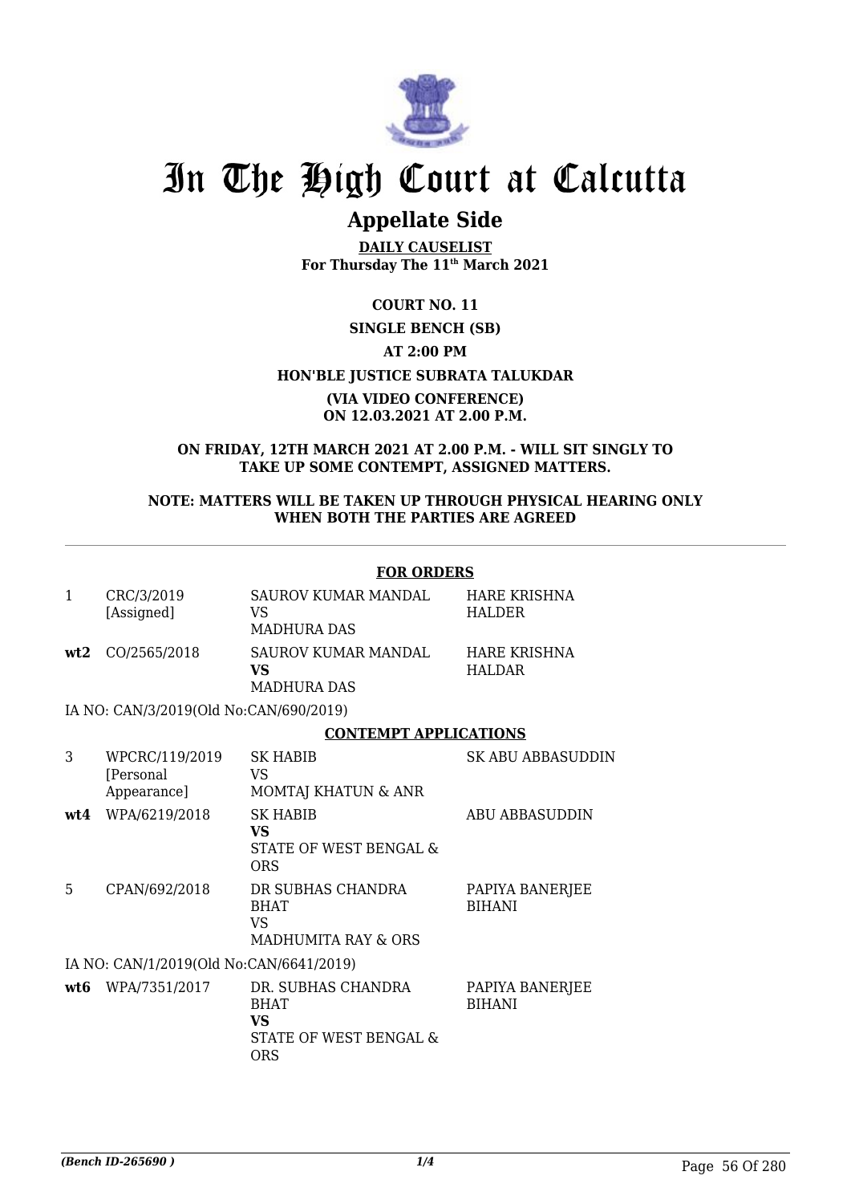# In The High Court at Calcutta

## Appellate Side

**DAILY CAUSELIST**
**For Thursday The 11th March 2021**

**COURT NO. 11**

**SINGLE BENCH (SB)**

**AT 2:00 PM**

**HON'BLE JUSTICE SUBRATA TALUKDAR**

**(VIA VIDEO CONFERENCE)**
**ON 12.03.2021 AT 2.00 P.M.**

**ON FRIDAY, 12TH MARCH 2021 AT 2.00 P.M. - WILL SIT SINGLY TO TAKE UP SOME CONTEMPT, ASSIGNED MATTERS.**

**NOTE: MATTERS WILL BE TAKEN UP THROUGH PHYSICAL HEARING ONLY WHEN BOTH THE PARTIES ARE AGREED**

**FOR ORDERS**

| | | | |
|---|---|---|---|
| 1 | CRC/3/2019 [Assigned] | SAUROV KUMAR MANDAL VS MADHURA DAS | HARE KRISHNA HALDER |
| **wt2** | CO/2565/2018 | SAUROV KUMAR MANDAL **VS** MADHURA DAS | HARE KRISHNA HALDAR |

IA NO: CAN/3/2019(Old No:CAN/690/2019)

**CONTEMPT APPLICATIONS**

| | | | |
|---|---|---|---|
| 3 | WPCRC/119/2019 [Personal Appearance] | SK HABIB VS MOMTAJ KHATUN & ANR | SK ABU ABBASUDDIN |
| **wt4** | WPA/6219/2018 | SK HABIB **VS** STATE OF WEST BENGAL & ORS | ABU ABBASUDDIN |
| 5 | CPAN/692/2018 | DR SUBHAS CHANDRA BHAT VS MADHUMITA RAY & ORS | PAPIYA BANERJEE BIHANI |

IA NO: CAN/1/2019(Old No:CAN/6641/2019)

| | | | |
|---|---|---|---|
| **wt6** | WPA/7351/2017 | DR. SUBHAS CHANDRA BHAT **VS** STATE OF WEST BENGAL & ORS | PAPIYA BANERJEE BIHANI |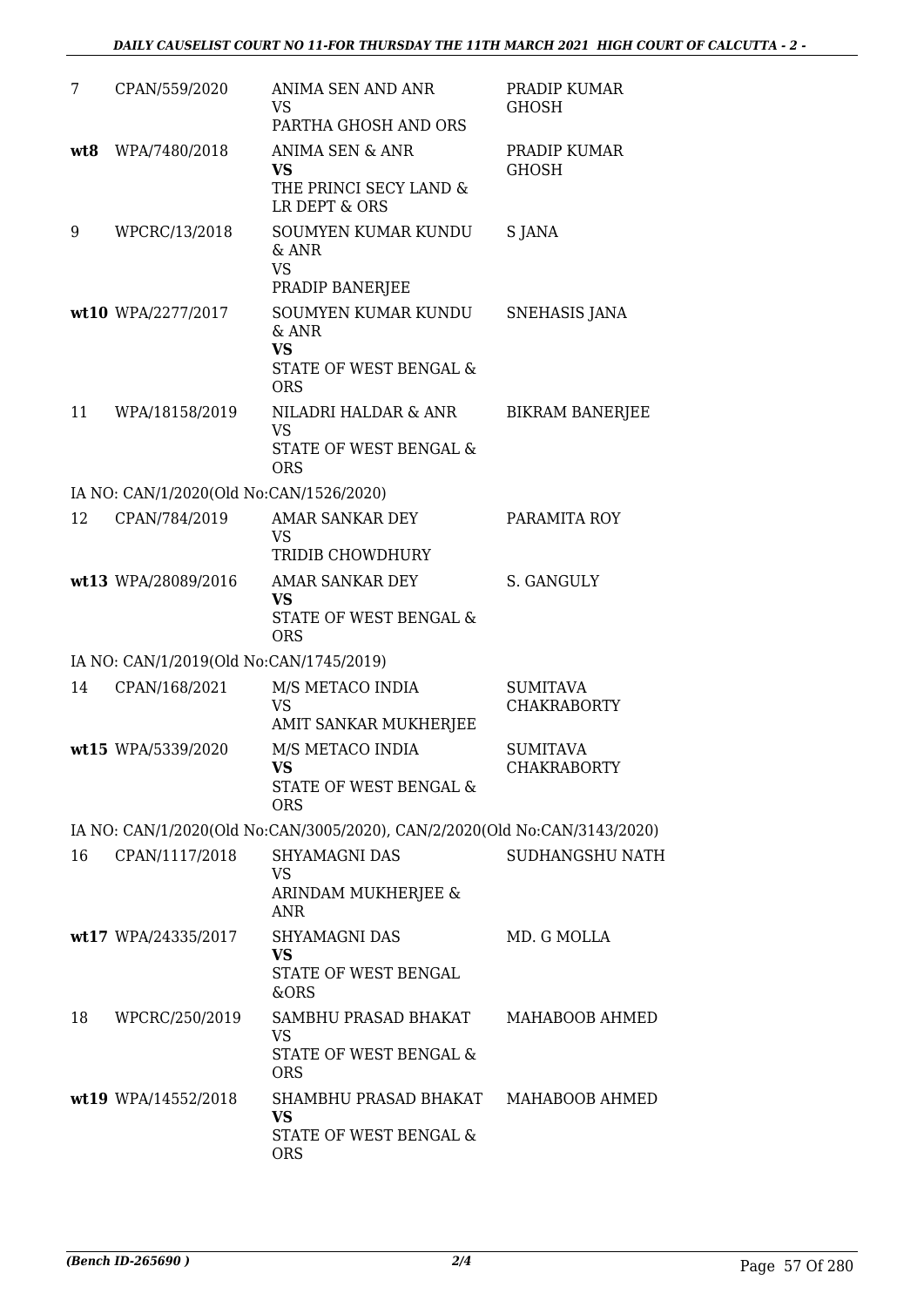| 7 | CPAN/559/2020 | ANIMA SEN AND ANR<br>VS<br>PARTHA GHOSH AND ORS | PRADIP KUMAR GHOSH |
|---|---|---|---|
| **wt8** | WPA/7480/2018 | ANIMA SEN & ANR<br>**VS**<br>THE PRINCI SECY LAND & LR DEPT & ORS | PRADIP KUMAR GHOSH |
| 9 | WPCRC/13/2018 | SOUMYEN KUMAR KUNDU & ANR<br>VS<br>PRADIP BANERJEE | S JANA |
| **wt10** | WPA/2277/2017 | SOUMYEN KUMAR KUNDU & ANR<br>**VS**<br>STATE OF WEST BENGAL & ORS | SNEHASIS JANA |
| 11 | WPA/18158/2019 | NILADRI HALDAR & ANR<br>VS<br>STATE OF WEST BENGAL & ORS | BIKRAM BANERJEE |
| IA NO: CAN/1/2020(Old No:CAN/1526/2020) | | | |
| 12 | CPAN/784/2019 | AMAR SANKAR DEY<br>VS<br>TRIDIB CHOWDHURY | PARAMITA ROY |
| **wt13** | WPA/28089/2016 | AMAR SANKAR DEY<br>**VS**<br>STATE OF WEST BENGAL & ORS | S. GANGULY |
| IA NO: CAN/1/2019(Old No:CAN/1745/2019) | | | |
| 14 | CPAN/168/2021 | M/S METACO INDIA<br>VS<br>AMIT SANKAR MUKHERJEE | SUMITAVA CHAKRABORTY |
| **wt15** | WPA/5339/2020 | M/S METACO INDIA<br>**VS**<br>STATE OF WEST BENGAL & ORS | SUMITAVA CHAKRABORTY |
| IA NO: CAN/1/2020(Old No:CAN/3005/2020), CAN/2/2020(Old No:CAN/3143/2020) | | | |
| 16 | CPAN/1117/2018 | SHYAMAGNI DAS<br>VS<br>ARINDAM MUKHERJEE & ANR | SUDHANGSHU NATH |
| **wt17** | WPA/24335/2017 | SHYAMAGNI DAS<br>**VS**<br>STATE OF WEST BENGAL &ORS | MD. G MOLLA |
| 18 | WPCRC/250/2019 | SAMBHU PRASAD BHAKAT<br>VS<br>STATE OF WEST BENGAL & ORS | MAHABOOB AHMED |
| **wt19** | WPA/14552/2018 | SHAMBHU PRASAD BHAKAT<br>**VS**<br>STATE OF WEST BENGAL & ORS | MAHABOOB AHMED |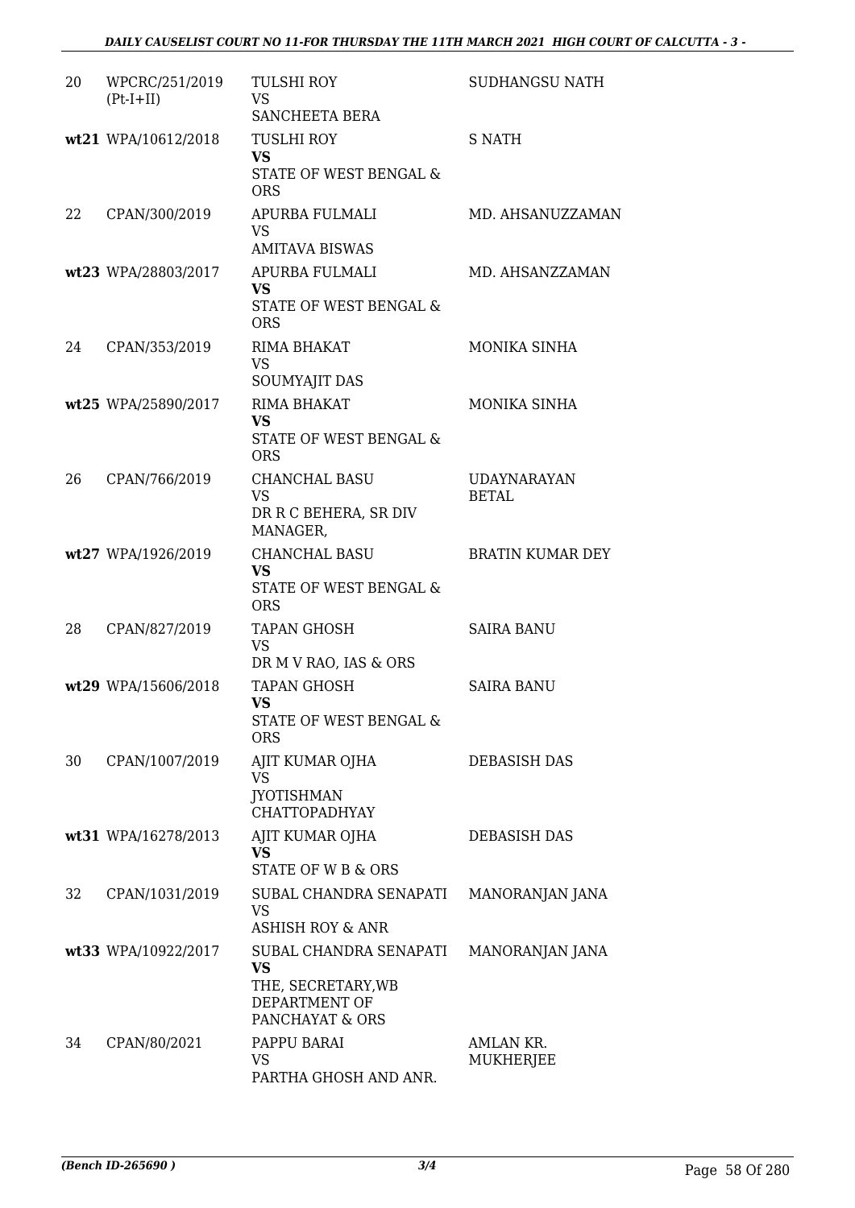| | | | |
|---|---|---|---|
| 20 | WPCRC/251/2019 (Pt-I+II) | TULSHI ROY<br>VS<br>SANCHEETA BERA | SUDHANGSU NATH |
| wt21 | WPA/10612/2018 | TUSLHI ROY<br>**VS**<br>STATE OF WEST BENGAL & ORS | S NATH |
| 22 | CPAN/300/2019 | APURBA FULMALI<br>VS<br>AMITAVA BISWAS | MD. AHSANUZZAMAN |
| wt23 | WPA/28803/2017 | APURBA FULMALI<br>**VS**<br>STATE OF WEST BENGAL & ORS | MD. AHSANZZAMAN |
| 24 | CPAN/353/2019 | RIMA BHAKAT<br>VS<br>SOUMYAJIT DAS | MONIKA SINHA |
| wt25 | WPA/25890/2017 | RIMA BHAKAT<br>**VS**<br>STATE OF WEST BENGAL & ORS | MONIKA SINHA |
| 26 | CPAN/766/2019 | CHANCHAL BASU<br>VS<br>DR R C BEHERA, SR DIV MANAGER, | UDAYNARAYAN BETAL |
| wt27 | WPA/1926/2019 | CHANCHAL BASU<br>**VS**<br>STATE OF WEST BENGAL & ORS | BRATIN KUMAR DEY |
| 28 | CPAN/827/2019 | TAPAN GHOSH<br>VS<br>DR M V RAO, IAS & ORS | SAIRA BANU |
| wt29 | WPA/15606/2018 | TAPAN GHOSH<br>**VS**<br>STATE OF WEST BENGAL & ORS | SAIRA BANU |
| 30 | CPAN/1007/2019 | AJIT KUMAR OJHA<br>VS<br>JYOTISHMAN CHATTOPADHYAY | DEBASISH DAS |
| wt31 | WPA/16278/2013 | AJIT KUMAR OJHA<br>**VS**<br>STATE OF W B & ORS | DEBASISH DAS |
| 32 | CPAN/1031/2019 | SUBAL CHANDRA SENAPATI<br>VS<br>ASHISH ROY & ANR | MANORANJAN JANA |
| wt33 | WPA/10922/2017 | SUBAL CHANDRA SENAPATI<br>**VS**<br>THE, SECRETARY,WB DEPARTMENT OF PANCHAYAT & ORS | MANORANJAN JANA |
| 34 | CPAN/80/2021 | PAPPU BARAI<br>VS<br>PARTHA GHOSH AND ANR. | AMLAN KR. MUKHERJEE |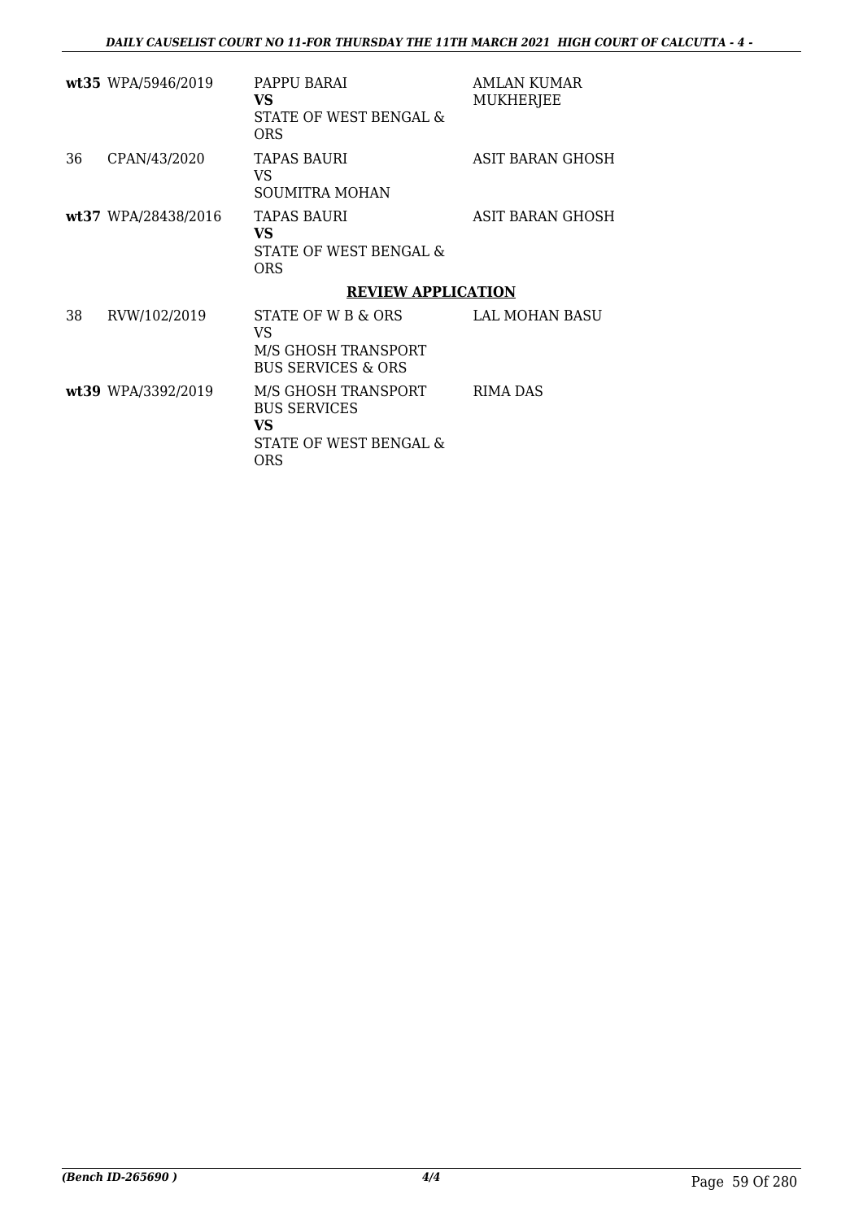| | | | |
|---|---|---|---|
| **wt35** | WPA/5946/2019 | PAPPU BARAI<br>**VS**<br>STATE OF WEST BENGAL & ORS | AMLAN KUMAR MUKHERJEE |
| 36 | CPAN/43/2020 | TAPAS BAURI<br>VS<br>SOUMITRA MOHAN | ASIT BARAN GHOSH |
| **wt37** | WPA/28438/2016 | TAPAS BAURI<br>**VS**<br>STATE OF WEST BENGAL & ORS | ASIT BARAN GHOSH |

**REVIEW APPLICATION**

| | | | |
|---|---|---|---|
| 38 | RVW/102/2019 | STATE OF W B & ORS<br>VS<br>M/S GHOSH TRANSPORT BUS SERVICES & ORS | LAL MOHAN BASU |
| **wt39** | WPA/3392/2019 | M/S GHOSH TRANSPORT BUS SERVICES<br>**VS**<br>STATE OF WEST BENGAL & ORS | RIMA DAS |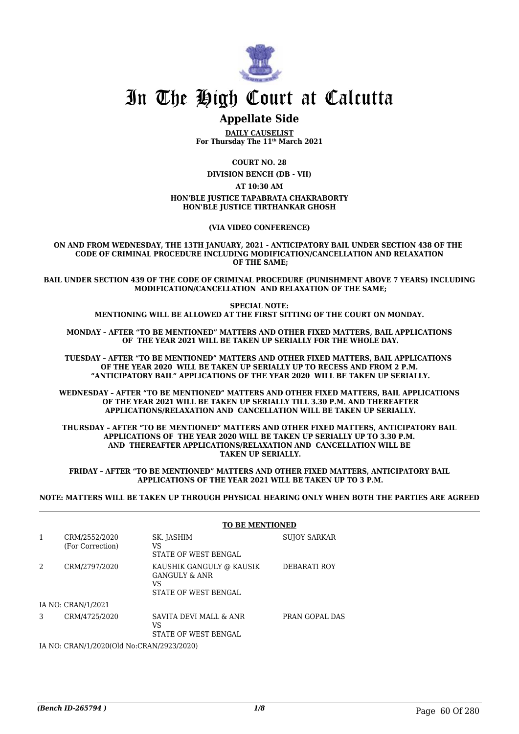# In The High Court at Calcutta

## Appellate Side

**DAILY CAUSELIST**
**For Thursday The 11th March 2021**

**COURT NO. 28**

**DIVISION BENCH (DB - VII)**

**AT 10:30 AM**

**HON'BLE JUSTICE TAPABRATA CHAKRABORTY**
**HON'BLE JUSTICE TIRTHANKAR GHOSH**

**(VIA VIDEO CONFERENCE)**

**ON AND FROM WEDNESDAY, THE 13TH JANUARY, 2021 - ANTICIPATORY BAIL UNDER SECTION 438 OF THE CODE OF CRIMINAL PROCEDURE INCLUDING MODIFICATION/CANCELLATION AND RELAXATION OF THE SAME;**

**BAIL UNDER SECTION 439 OF THE CODE OF CRIMINAL PROCEDURE (PUNISHMENT ABOVE 7 YEARS) INCLUDING MODIFICATION/CANCELLATION AND RELAXATION OF THE SAME;**

**SPECIAL NOTE:**
**MENTIONING WILL BE ALLOWED AT THE FIRST SITTING OF THE COURT ON MONDAY.**

**MONDAY – AFTER "TO BE MENTIONED" MATTERS AND OTHER FIXED MATTERS, BAIL APPLICATIONS OF THE YEAR 2021 WILL BE TAKEN UP SERIALLY FOR THE WHOLE DAY.**

**TUESDAY – AFTER "TO BE MENTIONED" MATTERS AND OTHER FIXED MATTERS, BAIL APPLICATIONS OF THE YEAR 2020 WILL BE TAKEN UP SERIALLY UP TO RECESS AND FROM 2 P.M. "ANTICIPATORY BAIL" APPLICATIONS OF THE YEAR 2020 WILL BE TAKEN UP SERIALLY.**

**WEDNESDAY – AFTER "TO BE MENTIONED" MATTERS AND OTHER FIXED MATTERS, BAIL APPLICATIONS OF THE YEAR 2021 WILL BE TAKEN UP SERIALLY TILL 3.30 P.M. AND THEREAFTER APPLICATIONS/RELAXATION AND CANCELLATION WILL BE TAKEN UP SERIALLY.**

**THURSDAY – AFTER "TO BE MENTIONED" MATTERS AND OTHER FIXED MATTERS, ANTICIPATORY BAIL APPLICATIONS OF THE YEAR 2020 WILL BE TAKEN UP SERIALLY UP TO 3.30 P.M. AND THEREAFTER APPLICATIONS/RELAXATION AND CANCELLATION WILL BE TAKEN UP SERIALLY.**

**FRIDAY – AFTER "TO BE MENTIONED" MATTERS AND OTHER FIXED MATTERS, ANTICIPATORY BAIL APPLICATIONS OF THE YEAR 2021 WILL BE TAKEN UP TO 3 P.M.**

**NOTE: MATTERS WILL BE TAKEN UP THROUGH PHYSICAL HEARING ONLY WHEN BOTH THE PARTIES ARE AGREED**

**TO BE MENTIONED**

| | | | |
|---|---|---|---|
| 1 | CRM/2552/2020 (For Correction) | SK. JASHIM VS STATE OF WEST BENGAL | SUJOY SARKAR |
| 2 | CRM/2797/2020 | KAUSHIK GANGULY @ KAUSIK GANGULY & ANR VS STATE OF WEST BENGAL | DEBARATI ROY |
| | IA NO: CRAN/1/2021 | | |
| 3 | CRM/4725/2020 | SAVITA DEVI MALL & ANR VS STATE OF WEST BENGAL | PRAN GOPAL DAS |
| | IA NO: CRAN/1/2020(Old No:CRAN/2923/2020) | | |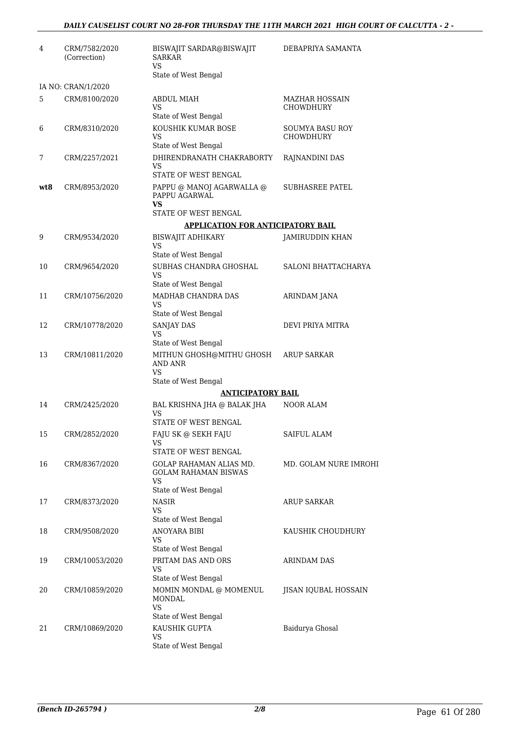| | | | |
|---|---|---|---|
| 4 | CRM/7582/2020 (Correction) | BISWAJIT SARDAR@BISWAJIT SARKAR VS State of West Bengal | DEBAPRIYA SAMANTA |
| | IA NO: CRAN/1/2020 | | |
| 5 | CRM/8100/2020 | ABDUL MIAH VS State of West Bengal | MAZHAR HOSSAIN CHOWDHURY |
| 6 | CRM/8310/2020 | KOUSHIK KUMAR BOSE VS State of West Bengal | SOUMYA BASU ROY CHOWDHURY |
| 7 | CRM/2257/2021 | DHIRENDRANATH CHAKRABORTY VS STATE OF WEST BENGAL | RAJNANDINI DAS |
| **wt8** | CRM/8953/2020 | PAPPU @ MANOJ AGARWALLA @ PAPPU AGARWAL **VS** STATE OF WEST BENGAL | SUBHASREE PATEL |
| | | **APPLICATION FOR ANTICIPATORY BAIL** | |
| 9 | CRM/9534/2020 | BISWAJIT ADHIKARY VS State of West Bengal | JAMIRUDDIN KHAN |
| 10 | CRM/9654/2020 | SUBHAS CHANDRA GHOSHAL VS State of West Bengal | SALONI BHATTACHARYA |
| 11 | CRM/10756/2020 | MADHAB CHANDRA DAS VS State of West Bengal | ARINDAM JANA |
| 12 | CRM/10778/2020 | SANJAY DAS VS State of West Bengal | DEVI PRIYA MITRA |
| 13 | CRM/10811/2020 | MITHUN GHOSH@MITHU GHOSH AND ANR VS State of West Bengal | ARUP SARKAR |
| | | **ANTICIPATORY BAIL** | |
| 14 | CRM/2425/2020 | BAL KRISHNA JHA @ BALAK JHA VS STATE OF WEST BENGAL | NOOR ALAM |
| 15 | CRM/2852/2020 | FAJU SK @ SEKH FAJU VS STATE OF WEST BENGAL | SAIFUL ALAM |
| 16 | CRM/8367/2020 | GOLAP RAHAMAN ALIAS MD. GOLAM RAHAMAN BISWAS VS State of West Bengal | MD. GOLAM NURE IMROHI |
| 17 | CRM/8373/2020 | NASIR VS State of West Bengal | ARUP SARKAR |
| 18 | CRM/9508/2020 | ANOYARA BIBI VS State of West Bengal | KAUSHIK CHOUDHURY |
| 19 | CRM/10053/2020 | PRITAM DAS AND ORS VS State of West Bengal | ARINDAM DAS |
| 20 | CRM/10859/2020 | MOMIN MONDAL @ MOMENUL MONDAL VS State of West Bengal | JISAN IQUBAL HOSSAIN |
| 21 | CRM/10869/2020 | KAUSHIK GUPTA VS State of West Bengal | Baidurya Ghosal |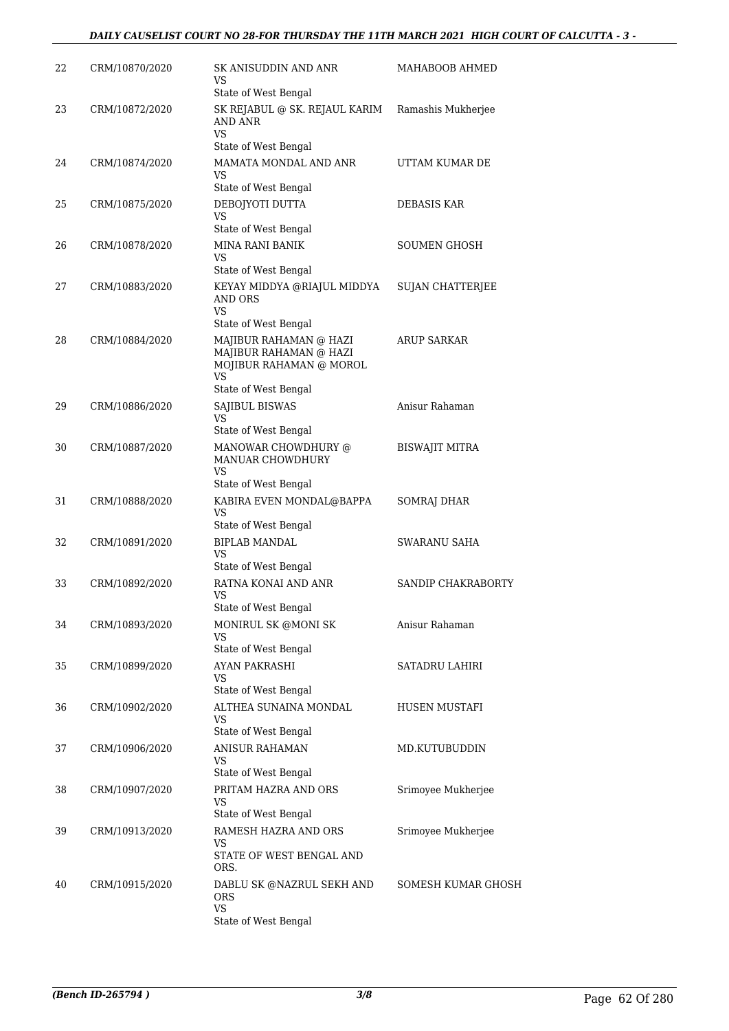| | | | |
|---|---|---|---|
| 22 | CRM/10870/2020 | SK ANISUDDIN AND ANR<br>VS<br>State of West Bengal | MAHABOOB AHMED |
| 23 | CRM/10872/2020 | SK REJABUL @ SK. REJAUL KARIM AND ANR<br>VS<br>State of West Bengal | Ramashis Mukherjee |
| 24 | CRM/10874/2020 | MAMATA MONDAL AND ANR<br>VS<br>State of West Bengal | UTTAM KUMAR DE |
| 25 | CRM/10875/2020 | DEBOJYOTI DUTTA<br>VS<br>State of West Bengal | DEBASIS KAR |
| 26 | CRM/10878/2020 | MINA RANI BANIK<br>VS<br>State of West Bengal | SOUMEN GHOSH |
| 27 | CRM/10883/2020 | KEYAY MIDDYA @RIAJUL MIDDYA AND ORS<br>VS<br>State of West Bengal | SUJAN CHATTERJEE |
| 28 | CRM/10884/2020 | MAJIBUR RAHAMAN @ HAZI MAJIBUR RAHAMAN @ HAZI MOJIBUR RAHAMAN @ MOROL<br>VS<br>State of West Bengal | ARUP SARKAR |
| 29 | CRM/10886/2020 | SAJIBUL BISWAS<br>VS<br>State of West Bengal | Anisur Rahaman |
| 30 | CRM/10887/2020 | MANOWAR CHOWDHURY @ MANUAR CHOWDHURY<br>VS<br>State of West Bengal | BISWAJIT MITRA |
| 31 | CRM/10888/2020 | KABIRA EVEN MONDAL@BAPPA<br>VS<br>State of West Bengal | SOMRAJ DHAR |
| 32 | CRM/10891/2020 | BIPLAB MANDAL<br>VS<br>State of West Bengal | SWARANU SAHA |
| 33 | CRM/10892/2020 | RATNA KONAI AND ANR<br>VS<br>State of West Bengal | SANDIP CHAKRABORTY |
| 34 | CRM/10893/2020 | MONIRUL SK @MONI SK<br>VS<br>State of West Bengal | Anisur Rahaman |
| 35 | CRM/10899/2020 | AYAN PAKRASHI<br>VS<br>State of West Bengal | SATADRU LAHIRI |
| 36 | CRM/10902/2020 | ALTHEA SUNAINA MONDAL<br>VS<br>State of West Bengal | HUSEN MUSTAFI |
| 37 | CRM/10906/2020 | ANISUR RAHAMAN<br>VS<br>State of West Bengal | MD.KUTUBUDDIN |
| 38 | CRM/10907/2020 | PRITAM HAZRA AND ORS<br>VS<br>State of West Bengal | Srimoyee Mukherjee |
| 39 | CRM/10913/2020 | RAMESH HAZRA AND ORS<br>VS<br>STATE OF WEST BENGAL AND ORS. | Srimoyee Mukherjee |
| 40 | CRM/10915/2020 | DABLU SK @NAZRUL SEKH AND ORS<br>VS<br>State of West Bengal | SOMESH KUMAR GHOSH |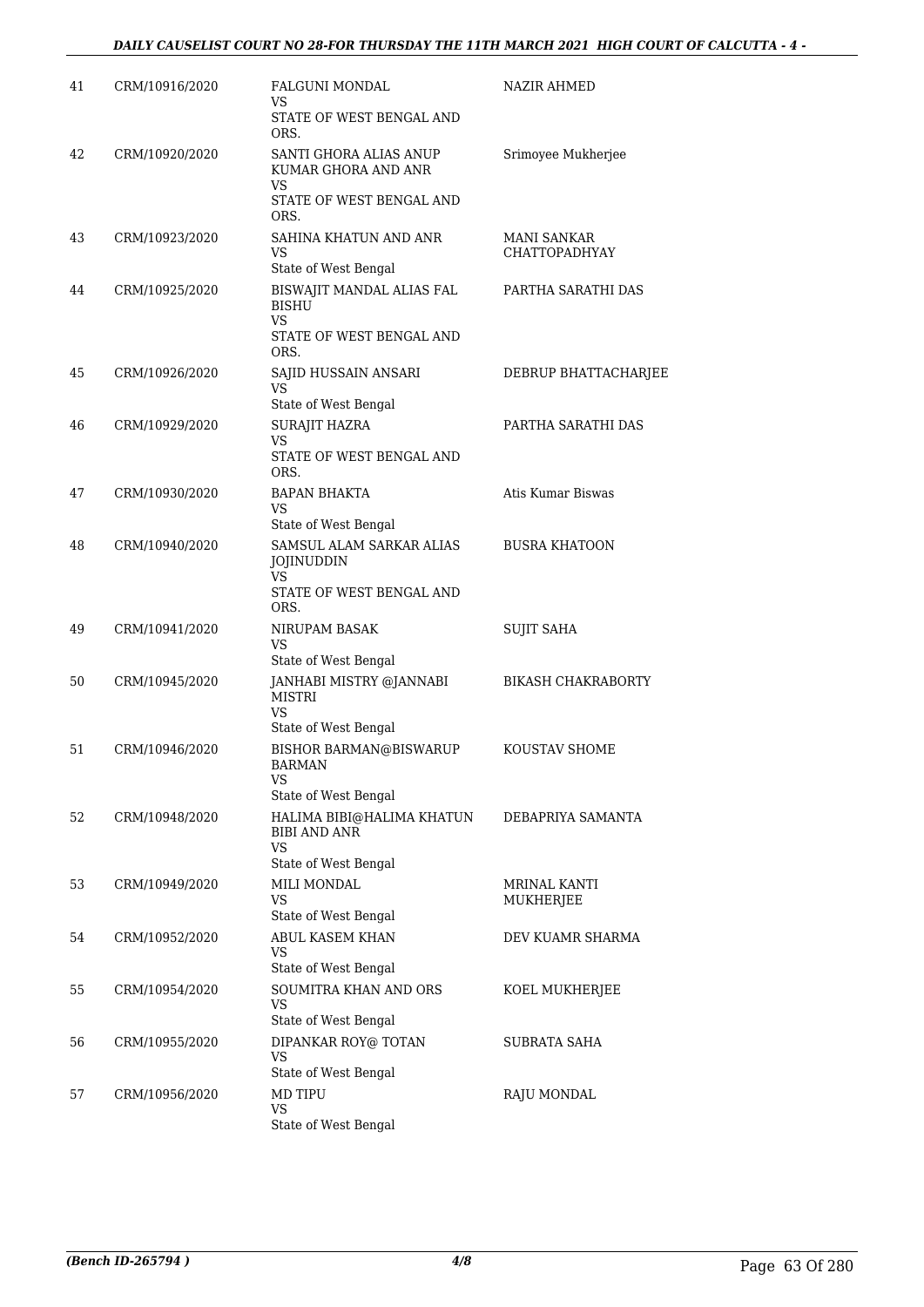| 41 | CRM/10916/2020 | FALGUNI MONDAL<br>VS<br>STATE OF WEST BENGAL AND ORS. | NAZIR AHMED |
|---|---|---|---|
| 42 | CRM/10920/2020 | SANTI GHORA ALIAS ANUP KUMAR GHORA AND ANR<br>VS<br>STATE OF WEST BENGAL AND ORS. | Srimoyee Mukherjee |
| 43 | CRM/10923/2020 | SAHINA KHATUN AND ANR<br>VS<br>State of West Bengal | MANI SANKAR CHATTOPADHYAY |
| 44 | CRM/10925/2020 | BISWAJIT MANDAL ALIAS FAL BISHU<br>VS<br>STATE OF WEST BENGAL AND ORS. | PARTHA SARATHI DAS |
| 45 | CRM/10926/2020 | SAJID HUSSAIN ANSARI<br>VS<br>State of West Bengal | DEBRUP BHATTACHARJEE |
| 46 | CRM/10929/2020 | SURAJIT HAZRA<br>VS<br>STATE OF WEST BENGAL AND ORS. | PARTHA SARATHI DAS |
| 47 | CRM/10930/2020 | BAPAN BHAKTA<br>VS<br>State of West Bengal | Atis Kumar Biswas |
| 48 | CRM/10940/2020 | SAMSUL ALAM SARKAR ALIAS JOJINUDDIN<br>VS<br>STATE OF WEST BENGAL AND ORS. | BUSRA KHATOON |
| 49 | CRM/10941/2020 | NIRUPAM BASAK<br>VS<br>State of West Bengal | SUJIT SAHA |
| 50 | CRM/10945/2020 | JANHABI MISTRY @JANNABI MISTRI<br>VS<br>State of West Bengal | BIKASH CHAKRABORTY |
| 51 | CRM/10946/2020 | BISHOR BARMAN@BISWARUP BARMAN<br>VS<br>State of West Bengal | KOUSTAV SHOME |
| 52 | CRM/10948/2020 | HALIMA BIBI@HALIMA KHATUN BIBI AND ANR<br>VS<br>State of West Bengal | DEBAPRIYA SAMANTA |
| 53 | CRM/10949/2020 | MILI MONDAL<br>VS<br>State of West Bengal | MRINAL KANTI MUKHERJEE |
| 54 | CRM/10952/2020 | ABUL KASEM KHAN<br>VS<br>State of West Bengal | DEV KUAMR SHARMA |
| 55 | CRM/10954/2020 | SOUMITRA KHAN AND ORS<br>VS<br>State of West Bengal | KOEL MUKHERJEE |
| 56 | CRM/10955/2020 | DIPANKAR ROY@ TOTAN<br>VS<br>State of West Bengal | SUBRATA SAHA |
| 57 | CRM/10956/2020 | MD TIPU<br>VS<br>State of West Bengal | RAJU MONDAL |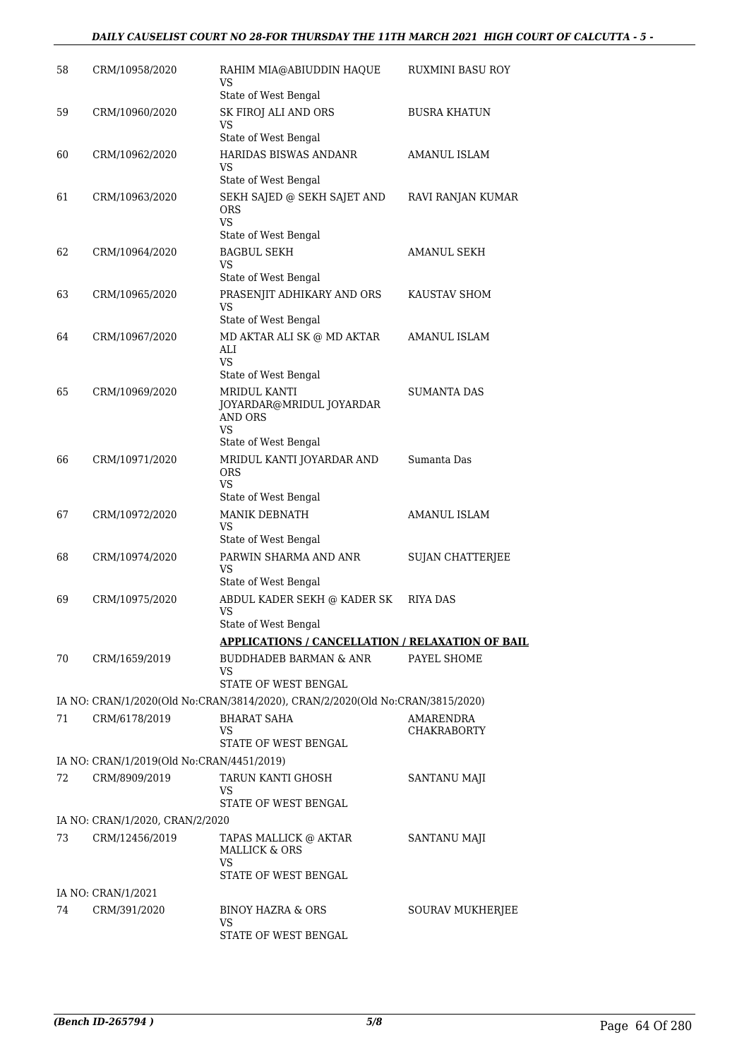| | | | |
|---|---|---|---|
| 58 | CRM/10958/2020 | RAHIM MIA@ABIUDDIN HAQUE<br>VS<br>State of West Bengal | RUXMINI BASU ROY |
| 59 | CRM/10960/2020 | SK FIROJ ALI AND ORS<br>VS<br>State of West Bengal | BUSRA KHATUN |
| 60 | CRM/10962/2020 | HARIDAS BISWAS ANDANR<br>VS<br>State of West Bengal | AMANUL ISLAM |
| 61 | CRM/10963/2020 | SEKH SAJED @ SEKH SAJET AND ORS<br>VS<br>State of West Bengal | RAVI RANJAN KUMAR |
| 62 | CRM/10964/2020 | BAGBUL SEKH<br>VS<br>State of West Bengal | AMANUL SEKH |
| 63 | CRM/10965/2020 | PRASENJIT ADHIKARY AND ORS<br>VS<br>State of West Bengal | KAUSTAV SHOM |
| 64 | CRM/10967/2020 | MD AKTAR ALI SK @ MD AKTAR ALI<br>VS<br>State of West Bengal | AMANUL ISLAM |
| 65 | CRM/10969/2020 | MRIDUL KANTI JOYARDAR@MRIDUL JOYARDAR AND ORS<br>VS<br>State of West Bengal | SUMANTA DAS |
| 66 | CRM/10971/2020 | MRIDUL KANTI JOYARDAR AND ORS<br>VS<br>State of West Bengal | Sumanta Das |
| 67 | CRM/10972/2020 | MANIK DEBNATH<br>VS<br>State of West Bengal | AMANUL ISLAM |
| 68 | CRM/10974/2020 | PARWIN SHARMA AND ANR<br>VS<br>State of West Bengal | SUJAN CHATTERJEE |
| 69 | CRM/10975/2020 | ABDUL KADER SEKH @ KADER SK<br>VS<br>State of West Bengal | RIYA DAS |

**APPLICATIONS / CANCELLATION / RELAXATION OF BAIL**

| | | | |
|---|---|---|---|
| 70 | CRM/1659/2019 | BUDDHADEB BARMAN & ANR<br>VS<br>STATE OF WEST BENGAL | PAYEL SHOME |
| | IA NO: CRAN/1/2020(Old No:CRAN/3814/2020), CRAN/2/2020(Old No:CRAN/3815/2020) | | |
| 71 | CRM/6178/2019 | BHARAT SAHA<br>VS<br>STATE OF WEST BENGAL | AMARENDRA CHAKRABORTY |
| | IA NO: CRAN/1/2019(Old No:CRAN/4451/2019) | | |
| 72 | CRM/8909/2019 | TARUN KANTI GHOSH<br>VS<br>STATE OF WEST BENGAL | SANTANU MAJI |
| | IA NO: CRAN/1/2020, CRAN/2/2020 | | |
| 73 | CRM/12456/2019 | TAPAS MALLICK @ AKTAR MALLICK & ORS<br>VS<br>STATE OF WEST BENGAL | SANTANU MAJI |
| | IA NO: CRAN/1/2021 | | |
| 74 | CRM/391/2020 | BINOY HAZRA & ORS<br>VS<br>STATE OF WEST BENGAL | SOURAV MUKHERJEE |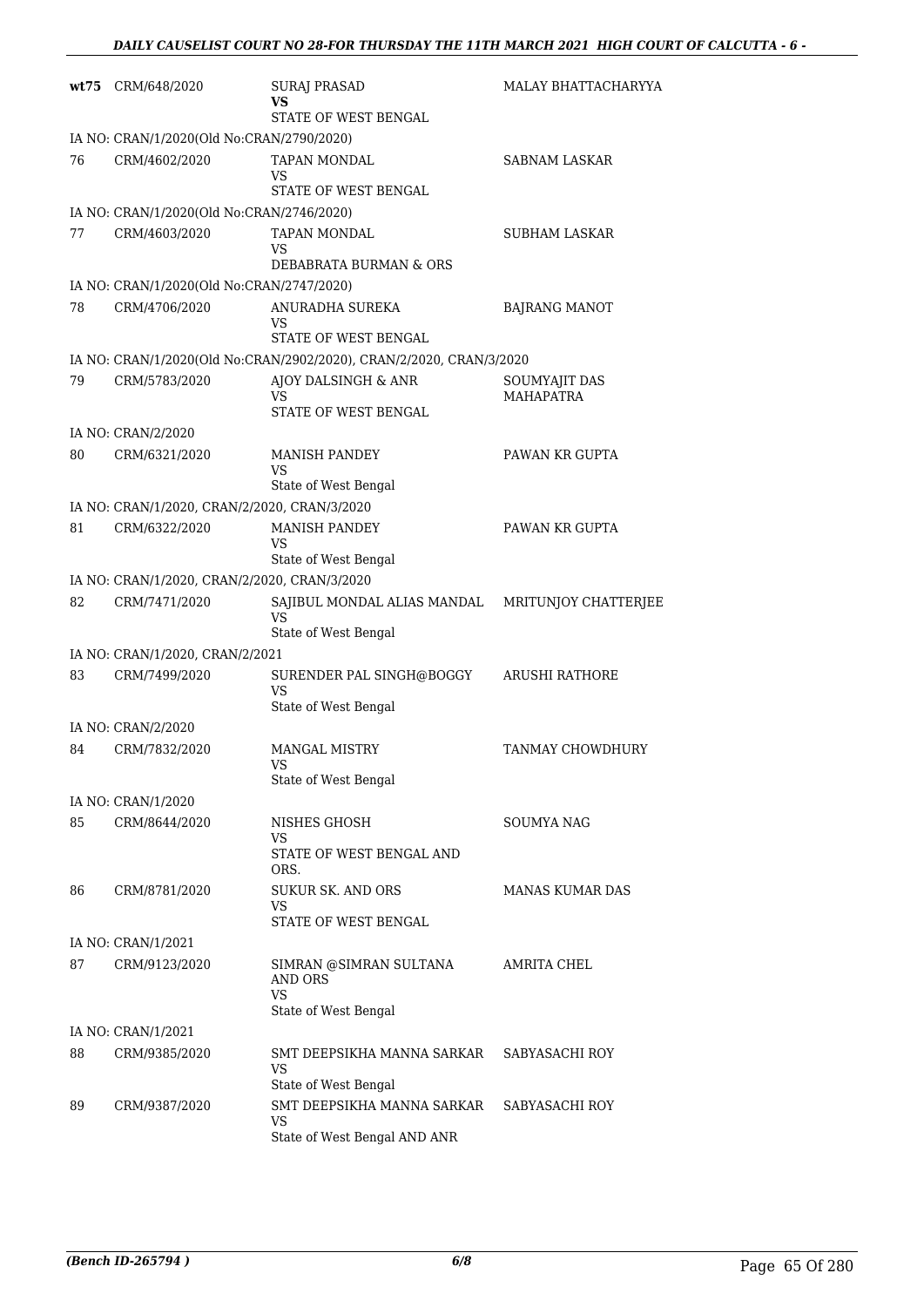| | | | |
|---|---|---|---|
| **wt75** | CRM/648/2020 | SURAJ PRASAD<br>**VS**<br>STATE OF WEST BENGAL | MALAY BHATTACHARYYA |
| | IA NO: CRAN/1/2020(Old No:CRAN/2790/2020) | | |
| 76 | CRM/4602/2020 | TAPAN MONDAL<br>VS<br>STATE OF WEST BENGAL | SABNAM LASKAR |
| | IA NO: CRAN/1/2020(Old No:CRAN/2746/2020) | | |
| 77 | CRM/4603/2020 | TAPAN MONDAL<br>VS<br>DEBABRATA BURMAN & ORS | SUBHAM LASKAR |
| | IA NO: CRAN/1/2020(Old No:CRAN/2747/2020) | | |
| 78 | CRM/4706/2020 | ANURADHA SUREKA<br>VS<br>STATE OF WEST BENGAL | BAJRANG MANOT |
| | IA NO: CRAN/1/2020(Old No:CRAN/2902/2020), CRAN/2/2020, CRAN/3/2020 | | |
| 79 | CRM/5783/2020 | AJOY DALSINGH & ANR<br>VS<br>STATE OF WEST BENGAL | SOUMYAJIT DAS MAHAPATRA |
| | IA NO: CRAN/2/2020 | | |
| 80 | CRM/6321/2020 | MANISH PANDEY<br>VS<br>State of West Bengal | PAWAN KR GUPTA |
| | IA NO: CRAN/1/2020, CRAN/2/2020, CRAN/3/2020 | | |
| 81 | CRM/6322/2020 | MANISH PANDEY<br>VS<br>State of West Bengal | PAWAN KR GUPTA |
| | IA NO: CRAN/1/2020, CRAN/2/2020, CRAN/3/2020 | | |
| 82 | CRM/7471/2020 | SAJIBUL MONDAL ALIAS MANDAL<br>VS<br>State of West Bengal | MRITUNJOY CHATTERJEE |
| | IA NO: CRAN/1/2020, CRAN/2/2021 | | |
| 83 | CRM/7499/2020 | SURENDER PAL SINGH@BOGGY<br>VS<br>State of West Bengal | ARUSHI RATHORE |
| | IA NO: CRAN/2/2020 | | |
| 84 | CRM/7832/2020 | MANGAL MISTRY<br>VS<br>State of West Bengal | TANMAY CHOWDHURY |
| | IA NO: CRAN/1/2020 | | |
| 85 | CRM/8644/2020 | NISHES GHOSH<br>VS<br>STATE OF WEST BENGAL AND ORS. | SOUMYA NAG |
| 86 | CRM/8781/2020 | SUKUR SK. AND ORS<br>VS<br>STATE OF WEST BENGAL | MANAS KUMAR DAS |
| | IA NO: CRAN/1/2021 | | |
| 87 | CRM/9123/2020 | SIMRAN @SIMRAN SULTANA AND ORS<br>VS<br>State of West Bengal | AMRITA CHEL |
| | IA NO: CRAN/1/2021 | | |
| 88 | CRM/9385/2020 | SMT DEEPSIKHA MANNA SARKAR<br>VS<br>State of West Bengal | SABYASACHI ROY |
| 89 | CRM/9387/2020 | SMT DEEPSIKHA MANNA SARKAR<br>VS<br>State of West Bengal AND ANR | SABYASACHI ROY |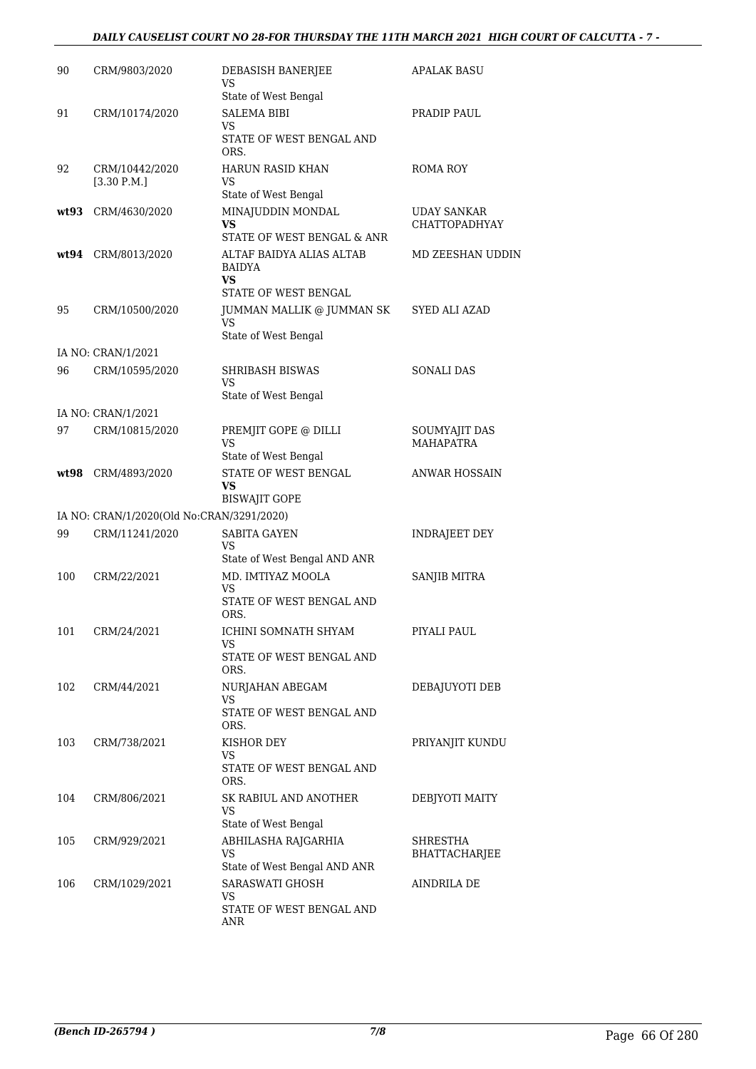| | | | |
|---|---|---|---|
| 90 | CRM/9803/2020 | DEBASISH BANERJEE<br>VS<br>State of West Bengal | APALAK BASU |
| 91 | CRM/10174/2020 | SALEMA BIBI<br>VS<br>STATE OF WEST BENGAL AND ORS. | PRADIP PAUL |
| 92 | CRM/10442/2020<br>[3.30 P.M.] | HARUN RASID KHAN<br>VS<br>State of West Bengal | ROMA ROY |
| **wt93** | CRM/4630/2020 | MINAJUDDIN MONDAL<br>**VS**<br>STATE OF WEST BENGAL & ANR | UDAY SANKAR CHATTOPADHYAY |
| **wt94** | CRM/8013/2020 | ALTAF BAIDYA ALIAS ALTAB BAIDYA<br>**VS**<br>STATE OF WEST BENGAL | MD ZEESHAN UDDIN |
| 95 | CRM/10500/2020 | JUMMAN MALLIK @ JUMMAN SK<br>VS<br>State of West Bengal | SYED ALI AZAD |
| | IA NO: CRAN/1/2021 | | |
| 96 | CRM/10595/2020 | SHRIBASH BISWAS<br>VS<br>State of West Bengal | SONALI DAS |
| | IA NO: CRAN/1/2021 | | |
| 97 | CRM/10815/2020 | PREMJIT GOPE @ DILLI<br>VS<br>State of West Bengal | SOUMYAJIT DAS MAHAPATRA |
| **wt98** | CRM/4893/2020 | STATE OF WEST BENGAL<br>**VS**<br>BISWAJIT GOPE | ANWAR HOSSAIN |
| | IA NO: CRAN/1/2020(Old No:CRAN/3291/2020) | | |
| 99 | CRM/11241/2020 | SABITA GAYEN<br>VS<br>State of West Bengal AND ANR | INDRAJEET DEY |
| 100 | CRM/22/2021 | MD. IMTIYAZ MOOLA<br>VS<br>STATE OF WEST BENGAL AND ORS. | SANJIB MITRA |
| 101 | CRM/24/2021 | ICHINI SOMNATH SHYAM<br>VS<br>STATE OF WEST BENGAL AND ORS. | PIYALI PAUL |
| 102 | CRM/44/2021 | NURJAHAN ABEGAM<br>VS<br>STATE OF WEST BENGAL AND ORS. | DEBAJUYOTI DEB |
| 103 | CRM/738/2021 | KISHOR DEY<br>VS<br>STATE OF WEST BENGAL AND ORS. | PRIYANJIT KUNDU |
| 104 | CRM/806/2021 | SK RABIUL AND ANOTHER<br>VS<br>State of West Bengal | DEBJYOTI MAITY |
| 105 | CRM/929/2021 | ABHILASHA RAJGARHIA<br>VS<br>State of West Bengal AND ANR | SHRESTHA BHATTACHARJEE |
| 106 | CRM/1029/2021 | SARASWATI GHOSH<br>VS<br>STATE OF WEST BENGAL AND ANR | AINDRILA DE |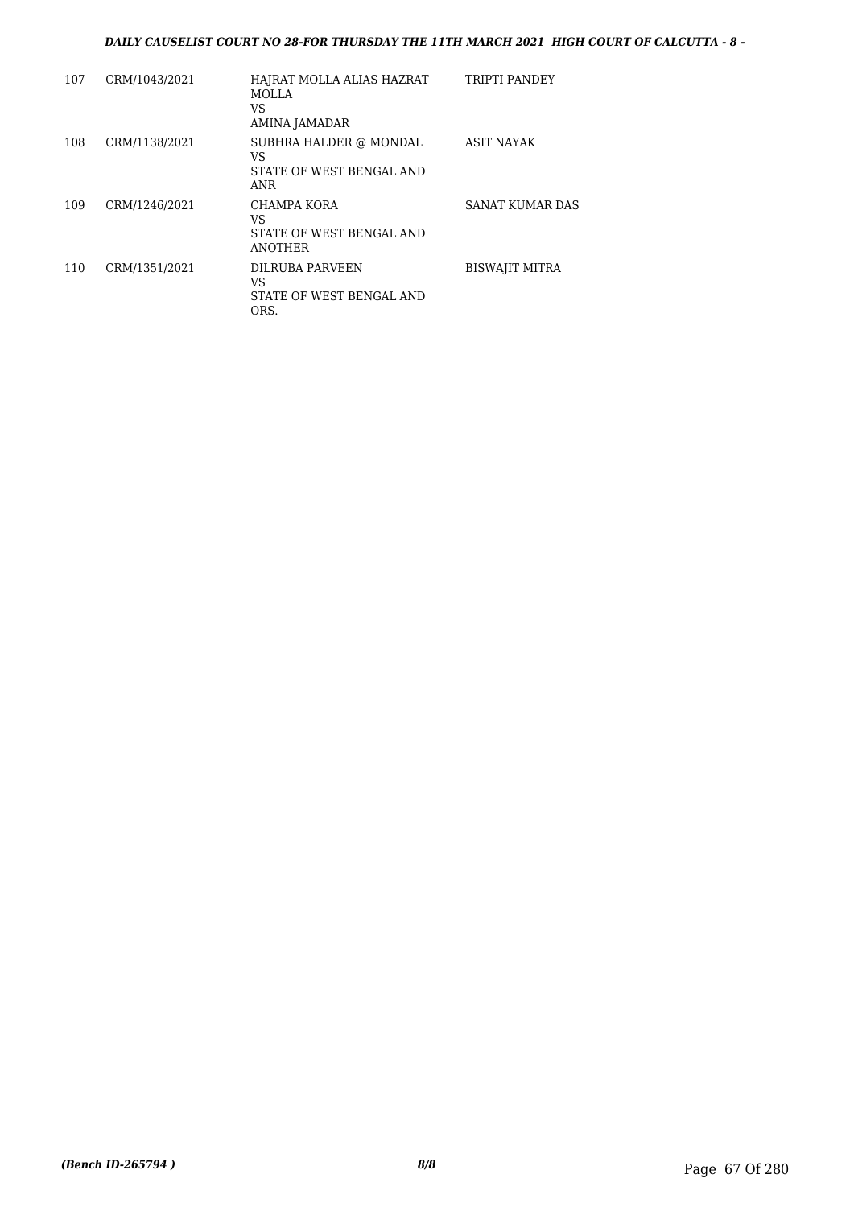| | | | |
|---|---|---|---|
| 107 | CRM/1043/2021 | HAJRAT MOLLA ALIAS HAZRAT MOLLA<br>VS<br>AMINA JAMADAR | TRIPTI PANDEY |
| 108 | CRM/1138/2021 | SUBHRA HALDER @ MONDAL<br>VS<br>STATE OF WEST BENGAL AND ANR | ASIT NAYAK |
| 109 | CRM/1246/2021 | CHAMPA KORA<br>VS<br>STATE OF WEST BENGAL AND ANOTHER | SANAT KUMAR DAS |
| 110 | CRM/1351/2021 | DILRUBA PARVEEN<br>VS<br>STATE OF WEST BENGAL AND ORS. | BISWAJIT MITRA |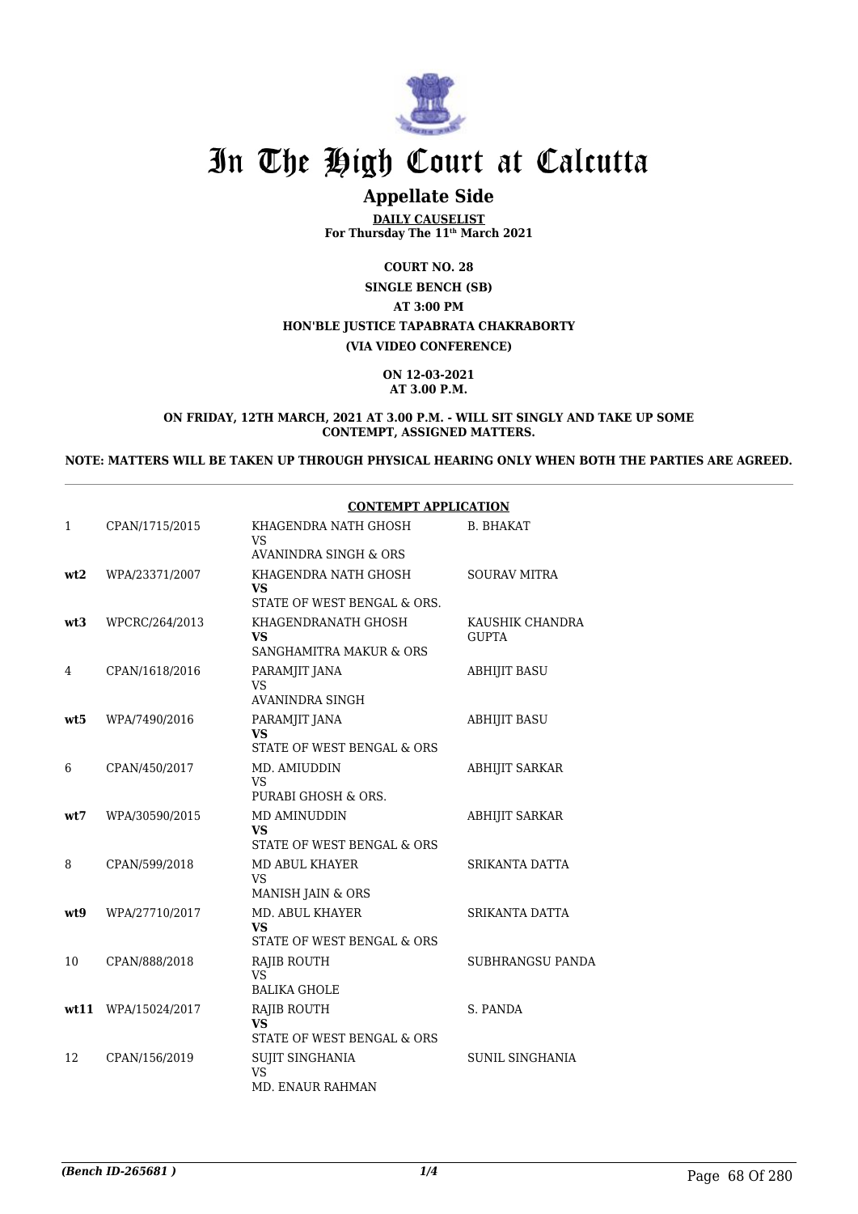# In The High Court at Calcutta

## Appellate Side

**DAILY CAUSELIST**
**For Thursday The 11th March 2021**

**COURT NO. 28**

**SINGLE BENCH (SB)**

**AT 3:00 PM**

**HON'BLE JUSTICE TAPABRATA CHAKRABORTY**

**(VIA VIDEO CONFERENCE)**

**ON 12-03-2021**
**AT 3.00 P.M.**

**ON FRIDAY, 12TH MARCH, 2021 AT 3.00 P.M. - WILL SIT SINGLY AND TAKE UP SOME CONTEMPT, ASSIGNED MATTERS.**

**NOTE: MATTERS WILL BE TAKEN UP THROUGH PHYSICAL HEARING ONLY WHEN BOTH THE PARTIES ARE AGREED.**

**CONTEMPT APPLICATION**

| | | | |
|---|---|---|---|
| 1 | CPAN/1715/2015 | KHAGENDRA NATH GHOSH<br>VS<br>AVANINDRA SINGH & ORS | B. BHAKAT |
| **wt2** | WPA/23371/2007 | KHAGENDRA NATH GHOSH<br>**VS**<br>STATE OF WEST BENGAL & ORS. | SOURAV MITRA |
| **wt3** | WPCRC/264/2013 | KHAGENDRANATH GHOSH<br>**VS**<br>SANGHAMITRA MAKUR & ORS | KAUSHIK CHANDRA GUPTA |
| 4 | CPAN/1618/2016 | PARAMJIT JANA<br>VS<br>AVANINDRA SINGH | ABHIJIT BASU |
| **wt5** | WPA/7490/2016 | PARAMJIT JANA<br>**VS**<br>STATE OF WEST BENGAL & ORS | ABHIJIT BASU |
| 6 | CPAN/450/2017 | MD. AMIUDDIN<br>VS<br>PURABI GHOSH & ORS. | ABHIJIT SARKAR |
| **wt7** | WPA/30590/2015 | MD AMINUDDIN<br>**VS**<br>STATE OF WEST BENGAL & ORS | ABHIJIT SARKAR |
| 8 | CPAN/599/2018 | MD ABUL KHAYER<br>VS<br>MANISH JAIN & ORS | SRIKANTA DATTA |
| **wt9** | WPA/27710/2017 | MD. ABUL KHAYER<br>**VS**<br>STATE OF WEST BENGAL & ORS | SRIKANTA DATTA |
| 10 | CPAN/888/2018 | RAJIB ROUTH<br>VS<br>BALIKA GHOLE | SUBHRANGSU PANDA |
| **wt11** | WPA/15024/2017 | RAJIB ROUTH<br>**VS**<br>STATE OF WEST BENGAL & ORS | S. PANDA |
| 12 | CPAN/156/2019 | SUJIT SINGHANIA<br>VS<br>MD. ENAUR RAHMAN | SUNIL SINGHANIA |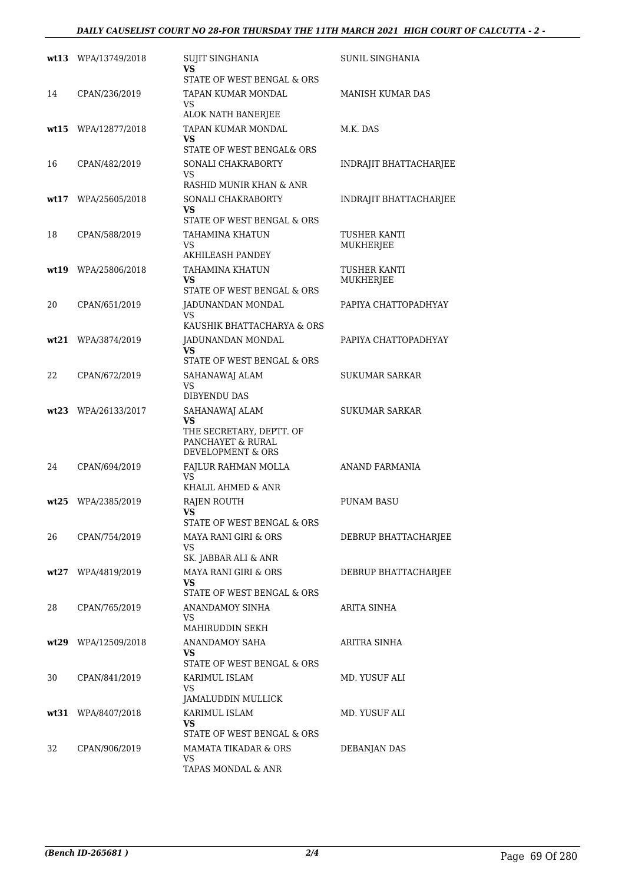| | | | |
|---|---|---|---|
| **wt13** | WPA/13749/2018 | SUJIT SINGHANIA<br>**VS**<br>STATE OF WEST BENGAL & ORS | SUNIL SINGHANIA |
| 14 | CPAN/236/2019 | TAPAN KUMAR MONDAL<br>VS<br>ALOK NATH BANERJEE | MANISH KUMAR DAS |
| **wt15** | WPA/12877/2018 | TAPAN KUMAR MONDAL<br>**VS**<br>STATE OF WEST BENGAL& ORS | M.K. DAS |
| 16 | CPAN/482/2019 | SONALI CHAKRABORTY<br>VS<br>RASHID MUNIR KHAN & ANR | INDRAJIT BHATTACHARJEE |
| **wt17** | WPA/25605/2018 | SONALI CHAKRABORTY<br>**VS**<br>STATE OF WEST BENGAL & ORS | INDRAJIT BHATTACHARJEE |
| 18 | CPAN/588/2019 | TAHAMINA KHATUN<br>VS<br>AKHILEASH PANDEY | TUSHER KANTI MUKHERJEE |
| **wt19** | WPA/25806/2018 | TAHAMINA KHATUN<br>**VS**<br>STATE OF WEST BENGAL & ORS | TUSHER KANTI MUKHERJEE |
| 20 | CPAN/651/2019 | JADUNANDAN MONDAL<br>VS<br>KAUSHIK BHATTACHARYA & ORS | PAPIYA CHATTOPADHYAY |
| **wt21** | WPA/3874/2019 | JADUNANDAN MONDAL<br>**VS**<br>STATE OF WEST BENGAL & ORS | PAPIYA CHATTOPADHYAY |
| 22 | CPAN/672/2019 | SAHANAWAJ ALAM<br>VS<br>DIBYENDU DAS | SUKUMAR SARKAR |
| **wt23** | WPA/26133/2017 | SAHANAWAJ ALAM<br>**VS**<br>THE SECRETARY, DEPTT. OF PANCHAYET & RURAL DEVELOPMENT & ORS | SUKUMAR SARKAR |
| 24 | CPAN/694/2019 | FAJLUR RAHMAN MOLLA<br>VS<br>KHALIL AHMED & ANR | ANAND FARMANIA |
| **wt25** | WPA/2385/2019 | RAJEN ROUTH<br>**VS**<br>STATE OF WEST BENGAL & ORS | PUNAM BASU |
| 26 | CPAN/754/2019 | MAYA RANI GIRI & ORS<br>VS<br>SK. JABBAR ALI & ANR | DEBRUP BHATTACHARJEE |
| **wt27** | WPA/4819/2019 | MAYA RANI GIRI & ORS<br>**VS**<br>STATE OF WEST BENGAL & ORS | DEBRUP BHATTACHARJEE |
| 28 | CPAN/765/2019 | ANANDAMOY SINHA<br>VS<br>MAHIRUDDIN SEKH | ARITA SINHA |
| **wt29** | WPA/12509/2018 | ANANDAMOY SAHA<br>**VS**<br>STATE OF WEST BENGAL & ORS | ARITRA SINHA |
| 30 | CPAN/841/2019 | KARIMUL ISLAM<br>VS<br>JAMALUDDIN MULLICK | MD. YUSUF ALI |
| **wt31** | WPA/8407/2018 | KARIMUL ISLAM<br>**VS**<br>STATE OF WEST BENGAL & ORS | MD. YUSUF ALI |
| 32 | CPAN/906/2019 | MAMATA TIKADAR & ORS<br>VS<br>TAPAS MONDAL & ANR | DEBANJAN DAS |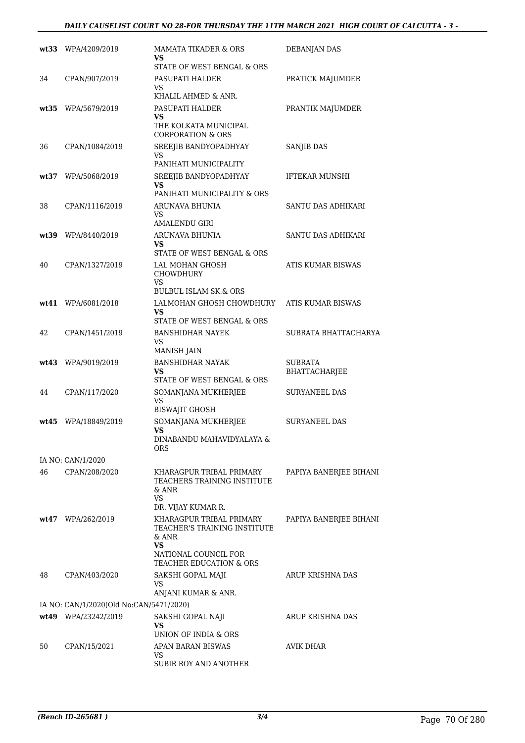| | | | |
|---|---|---|---|
| **wt33** | WPA/4209/2019 | MAMATA TIKADER & ORS<br>**VS**<br>STATE OF WEST BENGAL & ORS | DEBANJAN DAS |
| 34 | CPAN/907/2019 | PASUPATI HALDER<br>VS<br>KHALIL AHMED & ANR. | PRATICK MAJUMDER |
| **wt35** | WPA/5679/2019 | PASUPATI HALDER<br>**VS**<br>THE KOLKATA MUNICIPAL CORPORATION & ORS | PRANTIK MAJUMDER |
| 36 | CPAN/1084/2019 | SREEJIB BANDYOPADHYAY<br>VS<br>PANIHATI MUNICIPALITY | SANJIB DAS |
| **wt37** | WPA/5068/2019 | SREEJIB BANDYOPADHYAY<br>**VS**<br>PANIHATI MUNICIPALITY & ORS | IFTEKAR MUNSHI |
| 38 | CPAN/1116/2019 | ARUNAVA BHUNIA<br>VS<br>AMALENDU GIRI | SANTU DAS ADHIKARI |
| **wt39** | WPA/8440/2019 | ARUNAVA BHUNIA<br>**VS**<br>STATE OF WEST BENGAL & ORS | SANTU DAS ADHIKARI |
| 40 | CPAN/1327/2019 | LAL MOHAN GHOSH CHOWDHURY<br>VS<br>BULBUL ISLAM SK.& ORS | ATIS KUMAR BISWAS |
| **wt41** | WPA/6081/2018 | LALMOHAN GHOSH CHOWDHURY<br>**VS**<br>STATE OF WEST BENGAL & ORS | ATIS KUMAR BISWAS |
| 42 | CPAN/1451/2019 | BANSHIDHAR NAYEK<br>VS<br>MANISH JAIN | SUBRATA BHATTACHARYA |
| **wt43** | WPA/9019/2019 | BANSHIDHAR NAYAK<br>**VS**<br>STATE OF WEST BENGAL & ORS | SUBRATA BHATTACHARJEE |
| 44 | CPAN/117/2020 | SOMANJANA MUKHERJEE<br>VS<br>BISWAJIT GHOSH | SURYANEEL DAS |
| **wt45** | WPA/18849/2019 | SOMANJANA MUKHERJEE<br>**VS**<br>DINABANDU MAHAVIDYALAYA & ORS | SURYANEEL DAS |
| | IA NO: CAN/1/2020 | | |
| 46 | CPAN/208/2020 | KHARAGPUR TRIBAL PRIMARY TEACHERS TRAINING INSTITUTE & ANR<br>VS<br>DR. VIJAY KUMAR R. | PAPIYA BANERJEE BIHANI |
| **wt47** | WPA/262/2019 | KHARAGPUR TRIBAL PRIMARY TEACHER'S TRAINING INSTITUTE & ANR<br>**VS**<br>NATIONAL COUNCIL FOR TEACHER EDUCATION & ORS | PAPIYA BANERJEE BIHANI |
| 48 | CPAN/403/2020 | SAKSHI GOPAL MAJI<br>VS<br>ANJANI KUMAR & ANR. | ARUP KRISHNA DAS |
| | IA NO: CAN/1/2020(Old No:CAN/5471/2020) | | |
| **wt49** | WPA/23242/2019 | SAKSHI GOPAL NAJI<br>**VS**<br>UNION OF INDIA & ORS | ARUP KRISHNA DAS |
| 50 | CPAN/15/2021 | APAN BARAN BISWAS<br>VS<br>SUBIR ROY AND ANOTHER | AVIK DHAR |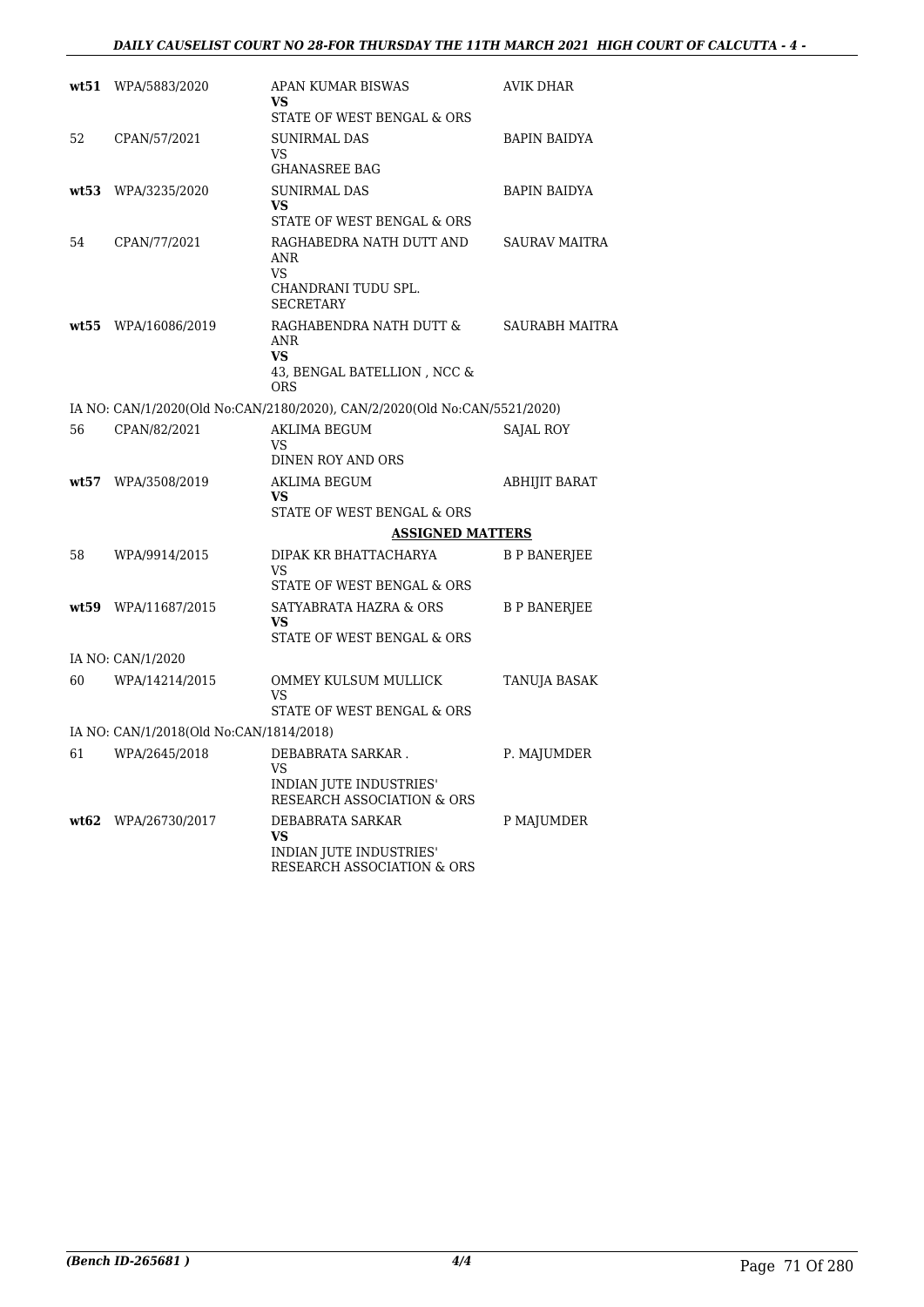| | | | |
|---|---|---|---|
| **wt51** | WPA/5883/2020 | APAN KUMAR BISWAS<br>**VS**<br>STATE OF WEST BENGAL & ORS | AVIK DHAR |
| 52 | CPAN/57/2021 | SUNIRMAL DAS<br>VS<br>GHANASREE BAG | BAPIN BAIDYA |
| **wt53** | WPA/3235/2020 | SUNIRMAL DAS<br>**VS**<br>STATE OF WEST BENGAL & ORS | BAPIN BAIDYA |
| 54 | CPAN/77/2021 | RAGHABEDRA NATH DUTT AND ANR<br>VS<br>CHANDRANI TUDU SPL. SECRETARY | SAURAV MAITRA |
| **wt55** | WPA/16086/2019 | RAGHABENDRA NATH DUTT & ANR<br>**VS**<br>43, BENGAL BATELLION , NCC & ORS | SAURABH MAITRA |
| | IA NO: CAN/1/2020(Old No:CAN/2180/2020), CAN/2/2020(Old No:CAN/5521/2020) | | |
| 56 | CPAN/82/2021 | AKLIMA BEGUM<br>VS<br>DINEN ROY AND ORS | SAJAL ROY |
| **wt57** | WPA/3508/2019 | AKLIMA BEGUM<br>**VS**<br>STATE OF WEST BENGAL & ORS | ABHIJIT BARAT |
| | | **ASSIGNED MATTERS** | |
| 58 | WPA/9914/2015 | DIPAK KR BHATTACHARYA<br>VS<br>STATE OF WEST BENGAL & ORS | B P BANERJEE |
| **wt59** | WPA/11687/2015 | SATYABRATA HAZRA & ORS<br>**VS**<br>STATE OF WEST BENGAL & ORS | B P BANERJEE |
| | IA NO: CAN/1/2020 | | |
| 60 | WPA/14214/2015 | OMMEY KULSUM MULLICK<br>VS<br>STATE OF WEST BENGAL & ORS | TANUJA BASAK |
| | IA NO: CAN/1/2018(Old No:CAN/1814/2018) | | |
| 61 | WPA/2645/2018 | DEBABRATA SARKAR .<br>VS<br>INDIAN JUTE INDUSTRIES' RESEARCH ASSOCIATION & ORS | P. MAJUMDER |
| **wt62** | WPA/26730/2017 | DEBABRATA SARKAR<br>**VS**<br>INDIAN JUTE INDUSTRIES' RESEARCH ASSOCIATION & ORS | P MAJUMDER |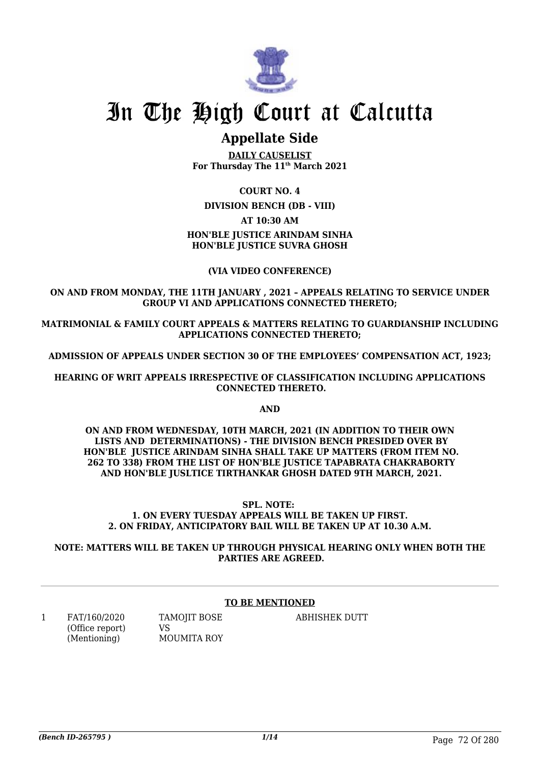# In The High Court at Calcutta

## Appellate Side

**DAILY CAUSELIST**
**For Thursday The 11th March 2021**

**COURT NO. 4**

**DIVISION BENCH (DB - VIII)**

**AT 10:30 AM**

**HON'BLE JUSTICE ARINDAM SINHA**
**HON'BLE JUSTICE SUVRA GHOSH**

**(VIA VIDEO CONFERENCE)**

**ON AND FROM MONDAY, THE 11TH JANUARY , 2021 – APPEALS RELATING TO SERVICE UNDER GROUP VI AND APPLICATIONS CONNECTED THERETO;**

**MATRIMONIAL & FAMILY COURT APPEALS & MATTERS RELATING TO GUARDIANSHIP INCLUDING APPLICATIONS CONNECTED THERETO;**

**ADMISSION OF APPEALS UNDER SECTION 30 OF THE EMPLOYEES' COMPENSATION ACT, 1923;**

**HEARING OF WRIT APPEALS IRRESPECTIVE OF CLASSIFICATION INCLUDING APPLICATIONS CONNECTED THERETO.**

**AND**

**ON AND FROM WEDNESDAY, 10TH MARCH, 2021 (IN ADDITION TO THEIR OWN LISTS AND DETERMINATIONS) - THE DIVISION BENCH PRESIDED OVER BY HON'BLE JUSTICE ARINDAM SINHA SHALL TAKE UP MATTERS (FROM ITEM NO. 262 TO 338) FROM THE LIST OF HON'BLE JUSTICE TAPABRATA CHAKRABORTY AND HON'BLE JUSLTICE TIRTHANKAR GHOSH DATED 9TH MARCH, 2021.**

**SPL. NOTE:**
**1. ON EVERY TUESDAY APPEALS WILL BE TAKEN UP FIRST.**
**2. ON FRIDAY, ANTICIPATORY BAIL WILL BE TAKEN UP AT 10.30 A.M.**

**NOTE: MATTERS WILL BE TAKEN UP THROUGH PHYSICAL HEARING ONLY WHEN BOTH THE PARTIES ARE AGREED.**

**TO BE MENTIONED**

| | | | |
|---|---|---|---|
| 1 | FAT/160/2020 (Office report) (Mentioning) | TAMOJIT BOSE VS MOUMITA ROY | ABHISHEK DUTT |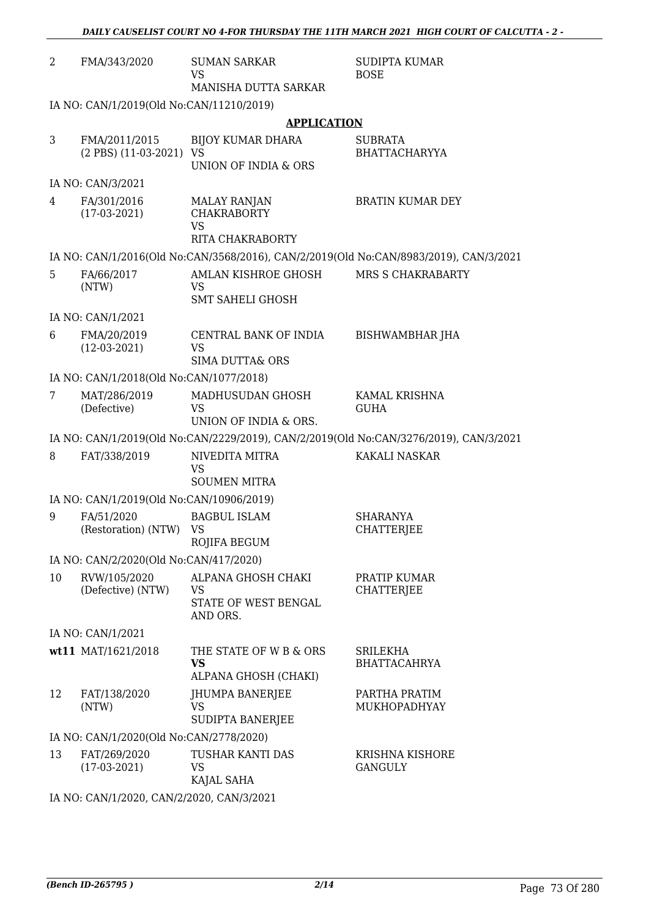| | | | |
|---|---|---|---|
| 2 | FMA/343/2020 | SUMAN SARKAR<br>VS<br>MANISHA DUTTA SARKAR | SUDIPTA KUMAR BOSE |

IA NO: CAN/1/2019(Old No:CAN/11210/2019)

## APPLICATION

| | | | |
|---|---|---|---|
| 3 | FMA/2011/2015<br>(2 PBS) (11-03-2021) | BIJOY KUMAR DHARA<br>VS<br>UNION OF INDIA & ORS | SUBRATA BHATTACHARYYA |

IA NO: CAN/3/2021

| | | | |
|---|---|---|---|
| 4 | FA/301/2016<br>(17-03-2021) | MALAY RANJAN CHAKRABORTY<br>VS<br>RITA CHAKRABORTY | BRATIN KUMAR DEY |

IA NO: CAN/1/2016(Old No:CAN/3568/2016), CAN/2/2019(Old No:CAN/8983/2019), CAN/3/2021

| | | | |
|---|---|---|---|
| 5 | FA/66/2017<br>(NTW) | AMLAN KISHROE GHOSH<br>VS<br>SMT SAHELI GHOSH | MRS S CHAKRABARTY |

IA NO: CAN/1/2021

| | | | |
|---|---|---|---|
| 6 | FMA/20/2019<br>(12-03-2021) | CENTRAL BANK OF INDIA<br>VS<br>SIMA DUTTA& ORS | BISHWAMBHAR JHA |

IA NO: CAN/1/2018(Old No:CAN/1077/2018)

| | | | |
|---|---|---|---|
| 7 | MAT/286/2019<br>(Defective) | MADHUSUDAN GHOSH<br>VS<br>UNION OF INDIA & ORS. | KAMAL KRISHNA GUHA |

IA NO: CAN/1/2019(Old No:CAN/2229/2019), CAN/2/2019(Old No:CAN/3276/2019), CAN/3/2021

| | | | |
|---|---|---|---|
| 8 | FAT/338/2019 | NIVEDITA MITRA<br>VS<br>SOUMEN MITRA | KAKALI NASKAR |

IA NO: CAN/1/2019(Old No:CAN/10906/2019)

| | | | |
|---|---|---|---|
| 9 | FA/51/2020<br>(Restoration) (NTW) | BAGBUL ISLAM<br>VS<br>ROJIFA BEGUM | SHARANYA CHATTERJEE |

IA NO: CAN/2/2020(Old No:CAN/417/2020)

| | | | |
|---|---|---|---|
| 10 | RVW/105/2020<br>(Defective) (NTW) | ALPANA GHOSH CHAKI<br>VS<br>STATE OF WEST BENGAL AND ORS. | PRATIP KUMAR CHATTERJEE |

IA NO: CAN/1/2021

| | | | |
|---|---|---|---|
| **wt11** | MAT/1621/2018 | THE STATE OF W B & ORS<br>**VS**<br>ALPANA GHOSH (CHAKI) | SRILEKHA BHATTACAHRYA |
| 12 | FAT/138/2020<br>(NTW) | JHUMPA BANERJEE<br>VS<br>SUDIPTA BANERJEE | PARTHA PRATIM MUKHOPADHYAY |

IA NO: CAN/1/2020(Old No:CAN/2778/2020)

| | | | |
|---|---|---|---|
| 13 | FAT/269/2020<br>(17-03-2021) | TUSHAR KANTI DAS<br>VS<br>KAJAL SAHA | KRISHNA KISHORE GANGULY |

IA NO: CAN/1/2020, CAN/2/2020, CAN/3/2021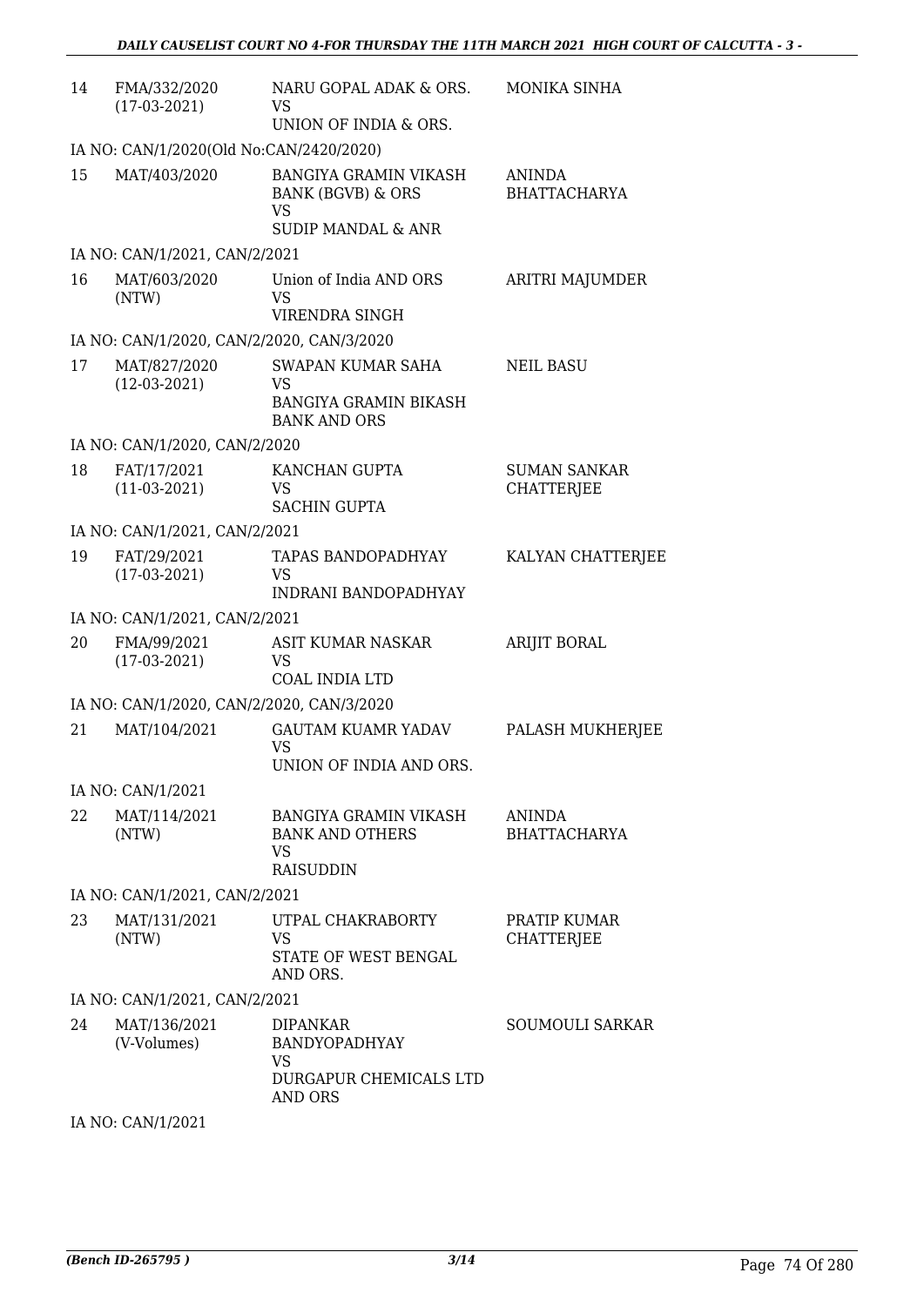| | | | |
|---|---|---|---|
| 14 | FMA/332/2020 (17-03-2021) | NARU GOPAL ADAK & ORS. VS UNION OF INDIA & ORS. | MONIKA SINHA |
| IA NO: CAN/1/2020(Old No:CAN/2420/2020) | | | |
| 15 | MAT/403/2020 | BANGIYA GRAMIN VIKASH BANK (BGVB) & ORS VS SUDIP MANDAL & ANR | ANINDA BHATTACHARYA |
| IA NO: CAN/1/2021, CAN/2/2021 | | | |
| 16 | MAT/603/2020 (NTW) | Union of India AND ORS VS VIRENDRA SINGH | ARITRI MAJUMDER |
| IA NO: CAN/1/2020, CAN/2/2020, CAN/3/2020 | | | |
| 17 | MAT/827/2020 (12-03-2021) | SWAPAN KUMAR SAHA VS BANGIYA GRAMIN BIKASH BANK AND ORS | NEIL BASU |
| IA NO: CAN/1/2020, CAN/2/2020 | | | |
| 18 | FAT/17/2021 (11-03-2021) | KANCHAN GUPTA VS SACHIN GUPTA | SUMAN SANKAR CHATTERJEE |
| IA NO: CAN/1/2021, CAN/2/2021 | | | |
| 19 | FAT/29/2021 (17-03-2021) | TAPAS BANDOPADHYAY VS INDRANI BANDOPADHYAY | KALYAN CHATTERJEE |
| IA NO: CAN/1/2021, CAN/2/2021 | | | |
| 20 | FMA/99/2021 (17-03-2021) | ASIT KUMAR NASKAR VS COAL INDIA LTD | ARIJIT BORAL |
| IA NO: CAN/1/2020, CAN/2/2020, CAN/3/2020 | | | |
| 21 | MAT/104/2021 | GAUTAM KUAMR YADAV VS UNION OF INDIA AND ORS. | PALASH MUKHERJEE |
| IA NO: CAN/1/2021 | | | |
| 22 | MAT/114/2021 (NTW) | BANGIYA GRAMIN VIKASH BANK AND OTHERS VS RAISUDDIN | ANINDA BHATTACHARYA |
| IA NO: CAN/1/2021, CAN/2/2021 | | | |
| 23 | MAT/131/2021 (NTW) | UTPAL CHAKRABORTY VS STATE OF WEST BENGAL AND ORS. | PRATIP KUMAR CHATTERJEE |
| IA NO: CAN/1/2021, CAN/2/2021 | | | |
| 24 | MAT/136/2021 (V-Volumes) | DIPANKAR BANDYOPADHYAY VS DURGAPUR CHEMICALS LTD AND ORS | SOUMOULI SARKAR |
| IA NO: CAN/1/2021 | | | |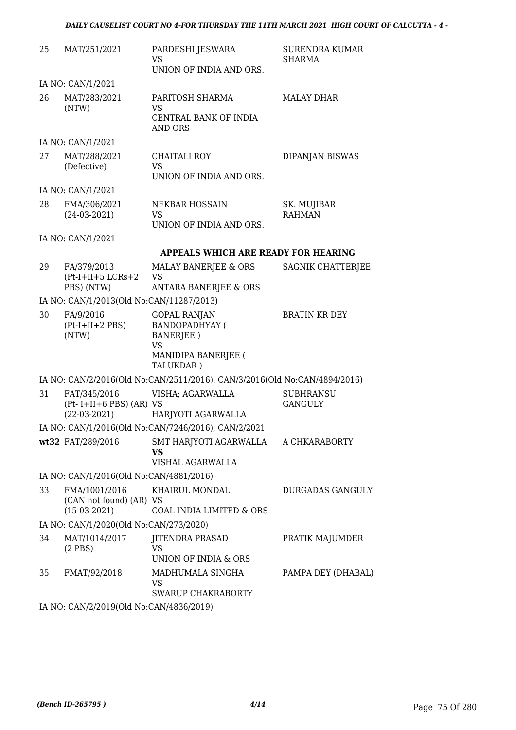| | | | |
|---|---|---|---|
| 25 | MAT/251/2021 | PARDESHI JESWARA<br>VS<br>UNION OF INDIA AND ORS. | SURENDRA KUMAR SHARMA |
| | IA NO: CAN/1/2021 | | |
| 26 | MAT/283/2021<br>(NTW) | PARITOSH SHARMA<br>VS<br>CENTRAL BANK OF INDIA AND ORS | MALAY DHAR |
| | IA NO: CAN/1/2021 | | |
| 27 | MAT/288/2021<br>(Defective) | CHAITALI ROY<br>VS<br>UNION OF INDIA AND ORS. | DIPANJAN BISWAS |
| | IA NO: CAN/1/2021 | | |
| 28 | FMA/306/2021<br>(24-03-2021) | NEKBAR HOSSAIN<br>VS<br>UNION OF INDIA AND ORS. | SK. MUJIBAR RAHMAN |
| | IA NO: CAN/1/2021 | | |

**APPEALS WHICH ARE READY FOR HEARING**

| | | | |
|---|---|---|---|
| 29 | FA/379/2013<br>(Pt-I+II+5 LCRs+2 PBS) (NTW) | MALAY BANERJEE & ORS<br>VS<br>ANTARA BANERJEE & ORS | SAGNIK CHATTERJEE |
| | IA NO: CAN/1/2013(Old No:CAN/11287/2013) | | |
| 30 | FA/9/2016<br>(Pt-I+II+2 PBS) (NTW) | GOPAL RANJAN BANDOPADHYAY ( BANERJEE )<br>VS<br>MANIDIPA BANERJEE ( TALUKDAR ) | BRATIN KR DEY |
| | IA NO: CAN/2/2016(Old No:CAN/2511/2016), CAN/3/2016(Old No:CAN/4894/2016) | | |
| 31 | FAT/345/2016<br>(Pt- I+II+6 PBS) (AR)<br>(22-03-2021) | VISHA; AGARWALLA<br>VS<br>HARJYOTI AGARWALLA | SUBHRANSU GANGULY |
| | IA NO: CAN/1/2016(Old No:CAN/7246/2016), CAN/2/2021 | | |
| **wt32** | FAT/289/2016 | SMT HARJYOTI AGARWALLA<br>**VS**<br>VISHAL AGARWALLA | A CHKARABORTY |
| | IA NO: CAN/1/2016(Old No:CAN/4881/2016) | | |
| 33 | FMA/1001/2016<br>(CAN not found) (AR)<br>(15-03-2021) | KHAIRUL MONDAL<br>VS<br>COAL INDIA LIMITED & ORS | DURGADAS GANGULY |
| | IA NO: CAN/1/2020(Old No:CAN/273/2020) | | |
| 34 | MAT/1014/2017<br>(2 PBS) | JITENDRA PRASAD<br>VS<br>UNION OF INDIA & ORS | PRATIK MAJUMDER |
| 35 | FMAT/92/2018 | MADHUMALA SINGHA<br>VS<br>SWARUP CHAKRABORTY | PAMPA DEY (DHABAL) |
| | IA NO: CAN/2/2019(Old No:CAN/4836/2019) | | |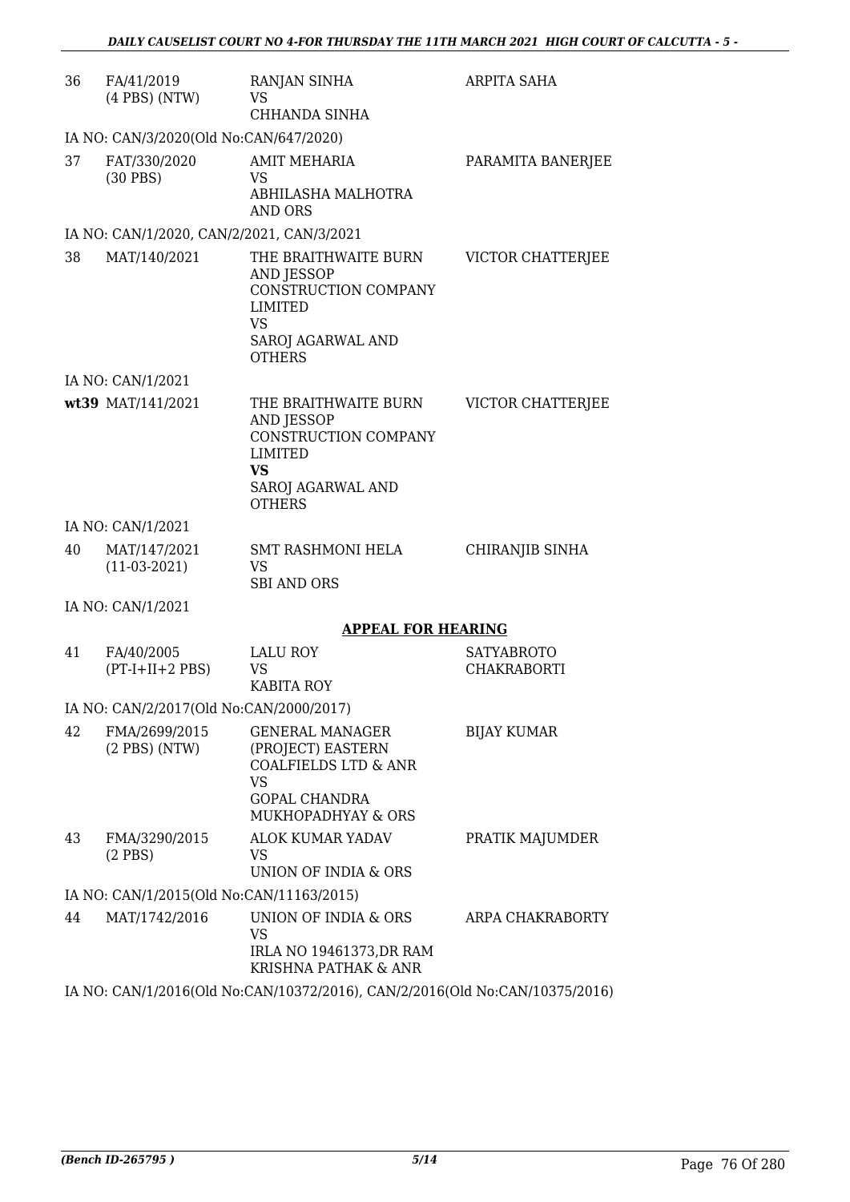| | | | |
|---|---|---|---|
| 36 | FA/41/2019 (4 PBS) (NTW) | RANJAN SINHA VS CHHANDA SINHA | ARPITA SAHA |

IA NO: CAN/3/2020(Old No:CAN/647/2020)

| | | | |
|---|---|---|---|
| 37 | FAT/330/2020 (30 PBS) | AMIT MEHARIA VS ABHILASHA MALHOTRA AND ORS | PARAMITA BANERJEE |

IA NO: CAN/1/2020, CAN/2/2021, CAN/3/2021

| | | | |
|---|---|---|---|
| 38 | MAT/140/2021 | THE BRAITHWAITE BURN AND JESSOP CONSTRUCTION COMPANY LIMITED VS SAROJ AGARWAL AND OTHERS | VICTOR CHATTERJEE |

IA NO: CAN/1/2021

| | | | |
|---|---|---|---|
| **wt**39 | MAT/141/2021 | THE BRAITHWAITE BURN AND JESSOP CONSTRUCTION COMPANY LIMITED **VS** SAROJ AGARWAL AND OTHERS | VICTOR CHATTERJEE |

IA NO: CAN/1/2021

| | | | |
|---|---|---|---|
| 40 | MAT/147/2021 (11-03-2021) | SMT RASHMONI HELA VS SBI AND ORS | CHIRANJIB SINHA |

IA NO: CAN/1/2021

## APPEAL FOR HEARING

| | | | |
|---|---|---|---|
| 41 | FA/40/2005 (PT-I+II+2 PBS) | LALU ROY VS KABITA ROY | SATYABROTO CHAKRABORTI |

IA NO: CAN/2/2017(Old No:CAN/2000/2017)

| | | | |
|---|---|---|---|
| 42 | FMA/2699/2015 (2 PBS) (NTW) | GENERAL MANAGER (PROJECT) EASTERN COALFIELDS LTD & ANR VS GOPAL CHANDRA MUKHOPADHYAY & ORS | BIJAY KUMAR |
| 43 | FMA/3290/2015 (2 PBS) | ALOK KUMAR YADAV VS UNION OF INDIA & ORS | PRATIK MAJUMDER |

IA NO: CAN/1/2015(Old No:CAN/11163/2015)

| | | | |
|---|---|---|---|
| 44 | MAT/1742/2016 | UNION OF INDIA & ORS VS IRLA NO 19461373,DR RAM KRISHNA PATHAK & ANR | ARPA CHAKRABORTY |

IA NO: CAN/1/2016(Old No:CAN/10372/2016), CAN/2/2016(Old No:CAN/10375/2016)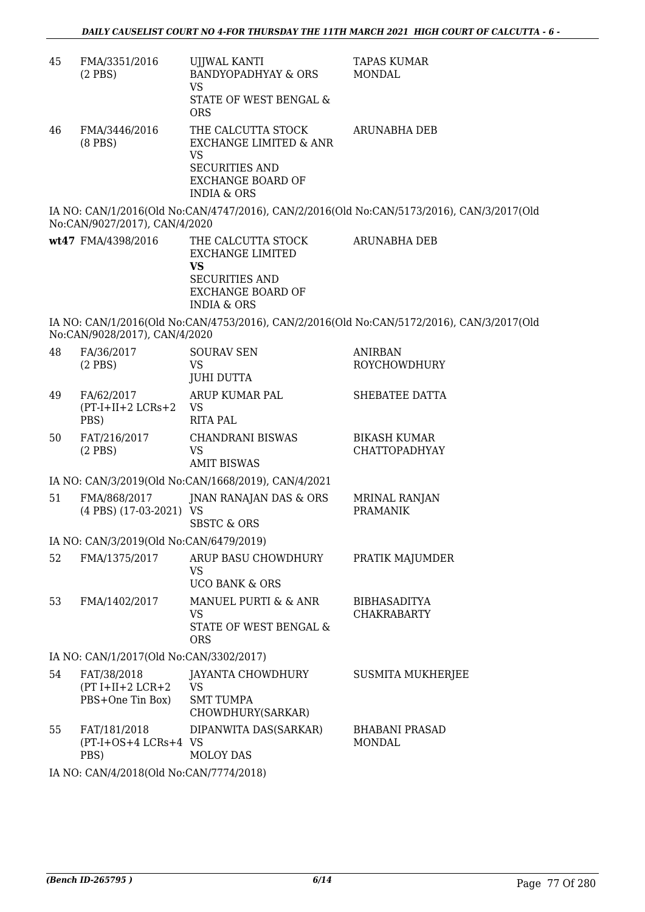| | | | |
|---|---|---|---|
| 45 | FMA/3351/2016 (2 PBS) | UJJWAL KANTI BANDYOPADHYAY & ORS VS STATE OF WEST BENGAL & ORS | TAPAS KUMAR MONDAL |
| 46 | FMA/3446/2016 (8 PBS) | THE CALCUTTA STOCK EXCHANGE LIMITED & ANR VS SECURITIES AND EXCHANGE BOARD OF INDIA & ORS | ARUNABHA DEB |

IA NO: CAN/1/2016(Old No:CAN/4747/2016), CAN/2/2016(Old No:CAN/5173/2016), CAN/3/2017(Old No:CAN/9027/2017), CAN/4/2020

| | | | |
|---|---|---|---|
| **wt47** | FMA/4398/2016 | THE CALCUTTA STOCK EXCHANGE LIMITED **VS** SECURITIES AND EXCHANGE BOARD OF INDIA & ORS | ARUNABHA DEB |

IA NO: CAN/1/2016(Old No:CAN/4753/2016), CAN/2/2016(Old No:CAN/5172/2016), CAN/3/2017(Old No:CAN/9028/2017), CAN/4/2020

| | | | |
|---|---|---|---|
| 48 | FA/36/2017 (2 PBS) | SOURAV SEN VS JUHI DUTTA | ANIRBAN ROYCHOWDHURY |
| 49 | FA/62/2017 (PT-I+II+2 LCRs+2 PBS) | ARUP KUMAR PAL VS RITA PAL | SHEBATEE DATTA |
| 50 | FAT/216/2017 (2 PBS) | CHANDRANI BISWAS VS AMIT BISWAS | BIKASH KUMAR CHATTOPADHYAY |

IA NO: CAN/3/2019(Old No:CAN/1668/2019), CAN/4/2021

| | | | |
|---|---|---|---|
| 51 | FMA/868/2017 (4 PBS) (17-03-2021) | JNAN RANAJAN DAS & ORS VS SBSTC & ORS | MRINAL RANJAN PRAMANIK |

IA NO: CAN/3/2019(Old No:CAN/6479/2019)

| | | | |
|---|---|---|---|
| 52 | FMA/1375/2017 | ARUP BASU CHOWDHURY VS UCO BANK & ORS | PRATIK MAJUMDER |
| 53 | FMA/1402/2017 | MANUEL PURTI & & ANR VS STATE OF WEST BENGAL & ORS | BIBHASADITYA CHAKRABARTY |

IA NO: CAN/1/2017(Old No:CAN/3302/2017)

| | | | |
|---|---|---|---|
| 54 | FAT/38/2018 (PT I+II+2 LCR+2 PBS+One Tin Box) | JAYANTA CHOWDHURY VS SMT TUMPA CHOWDHURY(SARKAR) | SUSMITA MUKHERJEE |
| 55 | FAT/181/2018 (PT-I+OS+4 LCRs+4 PBS) | DIPANWITA DAS(SARKAR) VS MOLOY DAS | BHABANI PRASAD MONDAL |

IA NO: CAN/4/2018(Old No:CAN/7774/2018)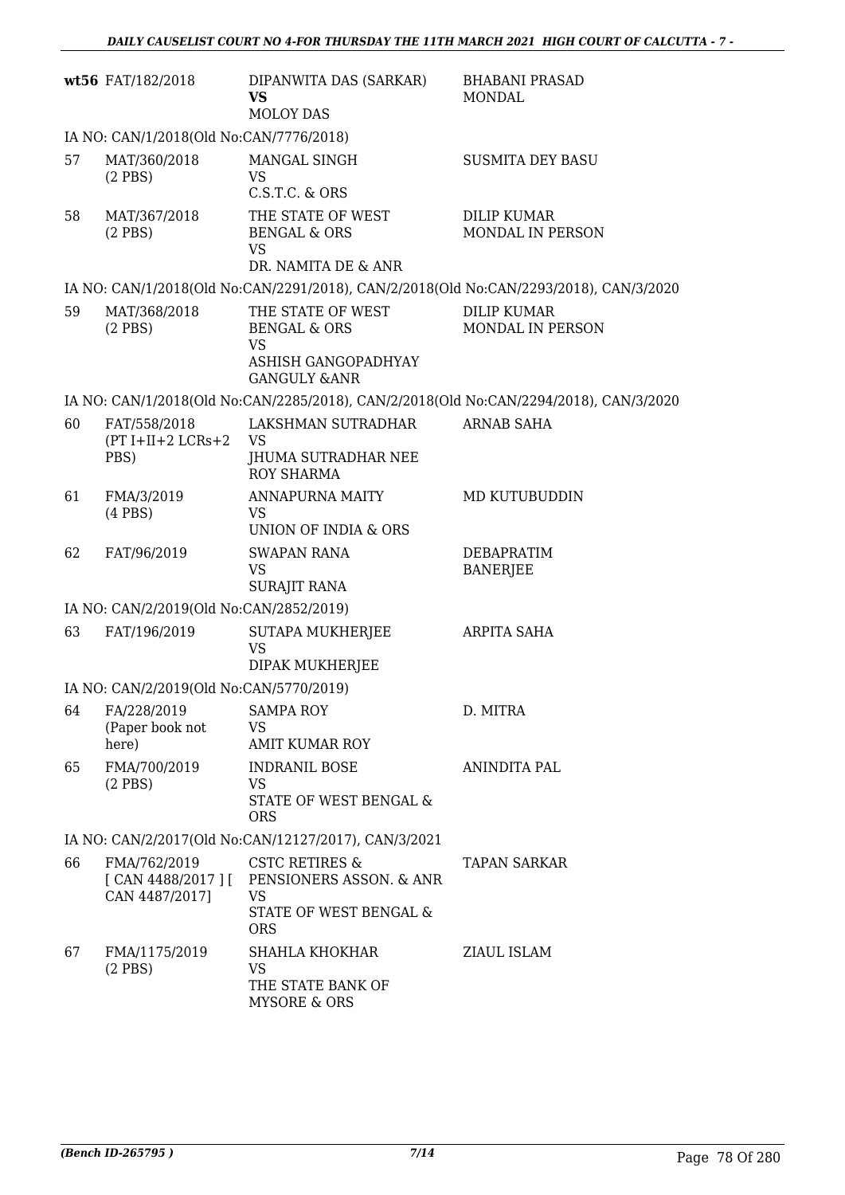| | | | |
|---|---|---|---|
| **wt56** | FAT/182/2018 | DIPANWITA DAS (SARKAR)<br>**VS**<br>MOLOY DAS | BHABANI PRASAD MONDAL |

IA NO: CAN/1/2018(Old No:CAN/7776/2018)

| | | | |
|---|---|---|---|
| 57 | MAT/360/2018<br>(2 PBS) | MANGAL SINGH<br>VS<br>C.S.T.C. & ORS | SUSMITA DEY BASU |
| 58 | MAT/367/2018<br>(2 PBS) | THE STATE OF WEST BENGAL & ORS<br>VS<br>DR. NAMITA DE & ANR | DILIP KUMAR MONDAL IN PERSON |

IA NO: CAN/1/2018(Old No:CAN/2291/2018), CAN/2/2018(Old No:CAN/2293/2018), CAN/3/2020

| | | | |
|---|---|---|---|
| 59 | MAT/368/2018<br>(2 PBS) | THE STATE OF WEST BENGAL & ORS<br>VS<br>ASHISH GANGOPADHYAY GANGULY &ANR | DILIP KUMAR MONDAL IN PERSON |

IA NO: CAN/1/2018(Old No:CAN/2285/2018), CAN/2/2018(Old No:CAN/2294/2018), CAN/3/2020

| | | | |
|---|---|---|---|
| 60 | FAT/558/2018<br>(PT I+II+2 LCRs+2 PBS) | LAKSHMAN SUTRADHAR<br>VS<br>JHUMA SUTRADHAR NEE ROY SHARMA | ARNAB SAHA |
| 61 | FMA/3/2019<br>(4 PBS) | ANNAPURNA MAITY<br>VS<br>UNION OF INDIA & ORS | MD KUTUBUDDIN |
| 62 | FAT/96/2019 | SWAPAN RANA<br>VS<br>SURAJIT RANA | DEBAPRATIM BANERJEE |

IA NO: CAN/2/2019(Old No:CAN/2852/2019)

| | | | |
|---|---|---|---|
| 63 | FAT/196/2019 | SUTAPA MUKHERJEE<br>VS<br>DIPAK MUKHERJEE | ARPITA SAHA |

IA NO: CAN/2/2019(Old No:CAN/5770/2019)

| | | | |
|---|---|---|---|
| 64 | FA/228/2019<br>(Paper book not here) | SAMPA ROY<br>VS<br>AMIT KUMAR ROY | D. MITRA |
| 65 | FMA/700/2019<br>(2 PBS) | INDRANIL BOSE<br>VS<br>STATE OF WEST BENGAL & ORS | ANINDITA PAL |

IA NO: CAN/2/2017(Old No:CAN/12127/2017), CAN/3/2021

| | | | |
|---|---|---|---|
| 66 | FMA/762/2019<br>[ CAN 4488/2017 ] [ CAN 4487/2017] | CSTC RETIRES & PENSIONERS ASSON. & ANR<br>VS<br>STATE OF WEST BENGAL & ORS | TAPAN SARKAR |
| 67 | FMA/1175/2019<br>(2 PBS) | SHAHLA KHOKHAR<br>VS<br>THE STATE BANK OF MYSORE & ORS | ZIAUL ISLAM |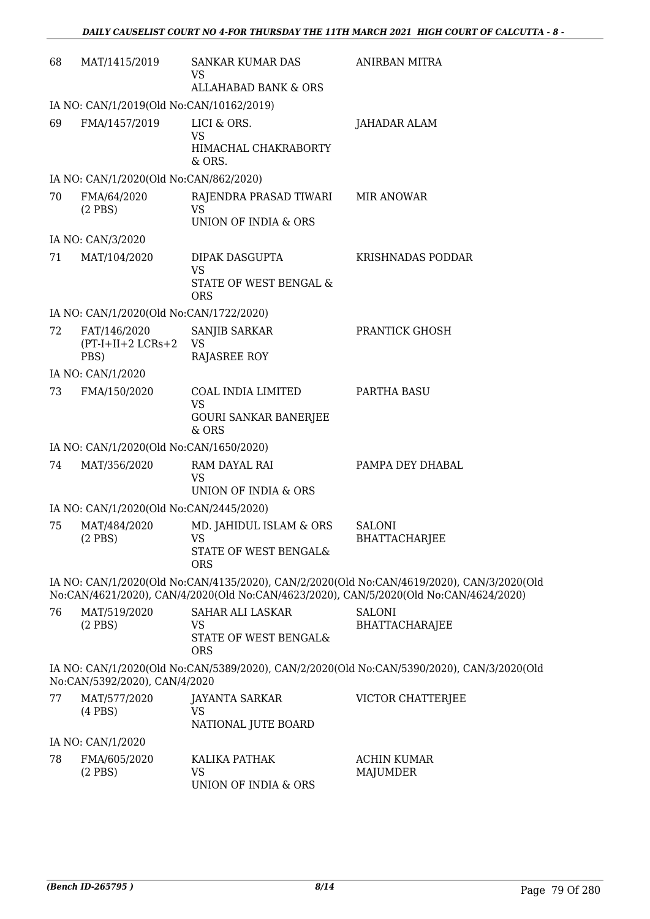| | | | |
|---|---|---|---|
| 68 | MAT/1415/2019 | SANKAR KUMAR DAS<br>VS<br>ALLAHABAD BANK & ORS | ANIRBAN MITRA |
| | IA NO: CAN/1/2019(Old No:CAN/10162/2019) | | |
| 69 | FMA/1457/2019 | LICI & ORS.<br>VS<br>HIMACHAL CHAKRABORTY & ORS. | JAHADAR ALAM |
| | IA NO: CAN/1/2020(Old No:CAN/862/2020) | | |
| 70 | FMA/64/2020<br>(2 PBS) | RAJENDRA PRASAD TIWARI<br>VS<br>UNION OF INDIA & ORS | MIR ANOWAR |
| | IA NO: CAN/3/2020 | | |
| 71 | MAT/104/2020 | DIPAK DASGUPTA<br>VS<br>STATE OF WEST BENGAL & ORS | KRISHNADAS PODDAR |
| | IA NO: CAN/1/2020(Old No:CAN/1722/2020) | | |
| 72 | FAT/146/2020<br>(PT-I+II+2 LCRs+2 PBS) | SANJIB SARKAR<br>VS<br>RAJASREE ROY | PRANTICK GHOSH |
| | IA NO: CAN/1/2020 | | |
| 73 | FMA/150/2020 | COAL INDIA LIMITED<br>VS<br>GOURI SANKAR BANERJEE & ORS | PARTHA BASU |
| | IA NO: CAN/1/2020(Old No:CAN/1650/2020) | | |
| 74 | MAT/356/2020 | RAM DAYAL RAI<br>VS<br>UNION OF INDIA & ORS | PAMPA DEY DHABAL |
| | IA NO: CAN/1/2020(Old No:CAN/2445/2020) | | |
| 75 | MAT/484/2020<br>(2 PBS) | MD. JAHIDUL ISLAM & ORS<br>VS<br>STATE OF WEST BENGAL& ORS | SALONI BHATTACHARJEE |
| | IA NO: CAN/1/2020(Old No:CAN/4135/2020), CAN/2/2020(Old No:CAN/4619/2020), CAN/3/2020(Old No:CAN/4621/2020), CAN/4/2020(Old No:CAN/4623/2020), CAN/5/2020(Old No:CAN/4624/2020) | | |
| 76 | MAT/519/2020<br>(2 PBS) | SAHAR ALI LASKAR<br>VS<br>STATE OF WEST BENGAL& ORS | SALONI BHATTACHARAJEE |
| | IA NO: CAN/1/2020(Old No:CAN/5389/2020), CAN/2/2020(Old No:CAN/5390/2020), CAN/3/2020(Old No:CAN/5392/2020), CAN/4/2020 | | |
| 77 | MAT/577/2020<br>(4 PBS) | JAYANTA SARKAR<br>VS<br>NATIONAL JUTE BOARD | VICTOR CHATTERJEE |
| | IA NO: CAN/1/2020 | | |
| 78 | FMA/605/2020<br>(2 PBS) | KALIKA PATHAK<br>VS<br>UNION OF INDIA & ORS | ACHIN KUMAR MAJUMDER |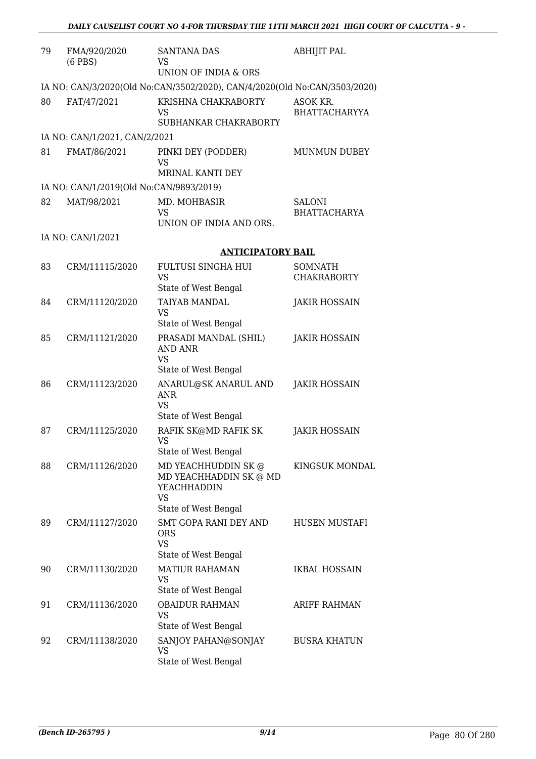| | | | |
|---|---|---|---|
| 79 | FMA/920/2020 (6 PBS) | SANTANA DAS<br>VS<br>UNION OF INDIA & ORS | ABHIJIT PAL |

IA NO: CAN/3/2020(Old No:CAN/3502/2020), CAN/4/2020(Old No:CAN/3503/2020)

| | | | |
|---|---|---|---|
| 80 | FAT/47/2021 | KRISHNA CHAKRABORTY<br>VS<br>SUBHANKAR CHAKRABORTY | ASOK KR. BHATTACHARYYA |

IA NO: CAN/1/2021, CAN/2/2021

| | | | |
|---|---|---|---|
| 81 | FMAT/86/2021 | PINKI DEY (PODDER)<br>VS<br>MRINAL KANTI DEY | MUNMUN DUBEY |

IA NO: CAN/1/2019(Old No:CAN/9893/2019)

| | | | |
|---|---|---|---|
| 82 | MAT/98/2021 | MD. MOHBASIR<br>VS<br>UNION OF INDIA AND ORS. | SALONI BHATTACHARYA |

IA NO: CAN/1/2021

**ANTICIPATORY BAIL**

| | | | |
|---|---|---|---|
| 83 | CRM/11115/2020 | FULTUSI SINGHA HUI<br>VS<br>State of West Bengal | SOMNATH CHAKRABORTY |
| 84 | CRM/11120/2020 | TAIYAB MANDAL<br>VS<br>State of West Bengal | JAKIR HOSSAIN |
| 85 | CRM/11121/2020 | PRASADI MANDAL (SHIL) AND ANR<br>VS<br>State of West Bengal | JAKIR HOSSAIN |
| 86 | CRM/11123/2020 | ANARUL@SK ANARUL AND ANR<br>VS<br>State of West Bengal | JAKIR HOSSAIN |
| 87 | CRM/11125/2020 | RAFIK SK@MD RAFIK SK<br>VS<br>State of West Bengal | JAKIR HOSSAIN |
| 88 | CRM/11126/2020 | MD YEACHHUDDIN SK @ MD YEACHHADDIN SK @ MD YEACHHADDIN<br>VS<br>State of West Bengal | KINGSUK MONDAL |
| 89 | CRM/11127/2020 | SMT GOPA RANI DEY AND ORS<br>VS<br>State of West Bengal | HUSEN MUSTAFI |
| 90 | CRM/11130/2020 | MATIUR RAHAMAN<br>VS<br>State of West Bengal | IKBAL HOSSAIN |
| 91 | CRM/11136/2020 | OBAIDUR RAHMAN<br>VS<br>State of West Bengal | ARIFF RAHMAN |
| 92 | CRM/11138/2020 | SANJOY PAHAN@SONJAY<br>VS<br>State of West Bengal | BUSRA KHATUN |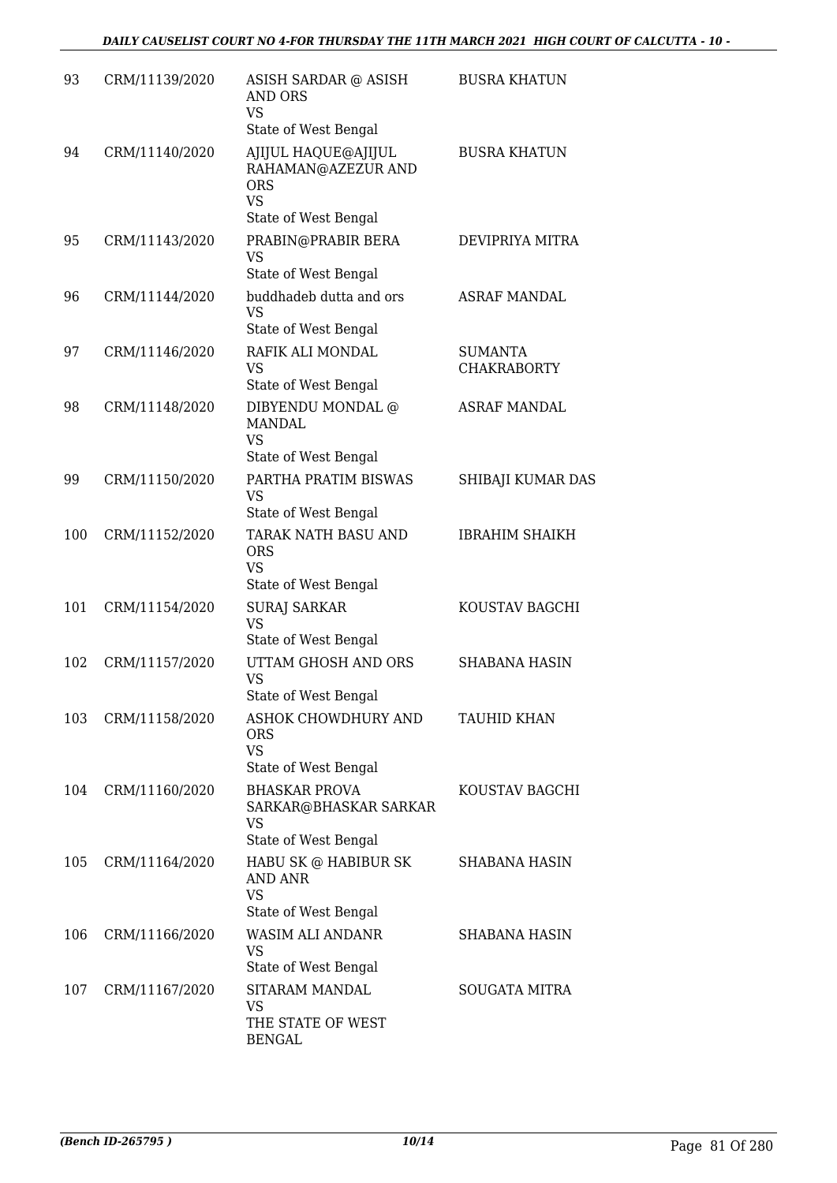| | | | |
|---|---|---|---|
| 93 | CRM/11139/2020 | ASISH SARDAR @ ASISH AND ORS<br>VS<br>State of West Bengal | BUSRA KHATUN |
| 94 | CRM/11140/2020 | AJIJUL HAQUE@AJIJUL RAHAMAN@AZEZUR AND ORS<br>VS<br>State of West Bengal | BUSRA KHATUN |
| 95 | CRM/11143/2020 | PRABIN@PRABIR BERA<br>VS<br>State of West Bengal | DEVIPRIYA MITRA |
| 96 | CRM/11144/2020 | buddhadeb dutta and ors<br>VS<br>State of West Bengal | ASRAF MANDAL |
| 97 | CRM/11146/2020 | RAFIK ALI MONDAL<br>VS<br>State of West Bengal | SUMANTA CHAKRABORTY |
| 98 | CRM/11148/2020 | DIBYENDU MONDAL @ MANDAL<br>VS<br>State of West Bengal | ASRAF MANDAL |
| 99 | CRM/11150/2020 | PARTHA PRATIM BISWAS<br>VS<br>State of West Bengal | SHIBAJI KUMAR DAS |
| 100 | CRM/11152/2020 | TARAK NATH BASU AND ORS<br>VS<br>State of West Bengal | IBRAHIM SHAIKH |
| 101 | CRM/11154/2020 | SURAJ SARKAR<br>VS<br>State of West Bengal | KOUSTAV BAGCHI |
| 102 | CRM/11157/2020 | UTTAM GHOSH AND ORS<br>VS<br>State of West Bengal | SHABANA HASIN |
| 103 | CRM/11158/2020 | ASHOK CHOWDHURY AND ORS<br>VS<br>State of West Bengal | TAUHID KHAN |
| 104 | CRM/11160/2020 | BHASKAR PROVA SARKAR@BHASKAR SARKAR<br>VS<br>State of West Bengal | KOUSTAV BAGCHI |
| 105 | CRM/11164/2020 | HABU SK @ HABIBUR SK AND ANR<br>VS<br>State of West Bengal | SHABANA HASIN |
| 106 | CRM/11166/2020 | WASIM ALI ANDANR<br>VS<br>State of West Bengal | SHABANA HASIN |
| 107 | CRM/11167/2020 | SITARAM MANDAL<br>VS<br>THE STATE OF WEST BENGAL | SOUGATA MITRA |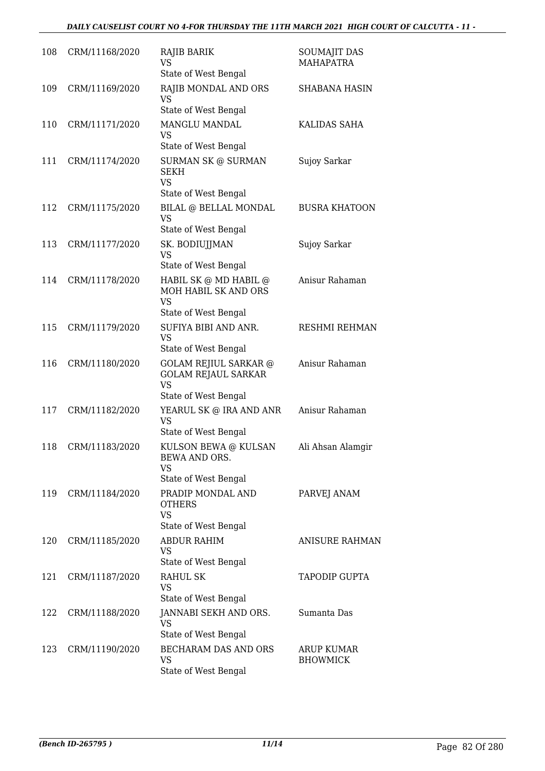| | | | |
|---|---|---|---|
| 108 | CRM/11168/2020 | RAJIB BARIK<br>VS<br>State of West Bengal | SOUMAJIT DAS MAHAPATRA |
| 109 | CRM/11169/2020 | RAJIB MONDAL AND ORS<br>VS<br>State of West Bengal | SHABANA HASIN |
| 110 | CRM/11171/2020 | MANGLU MANDAL<br>VS<br>State of West Bengal | KALIDAS SAHA |
| 111 | CRM/11174/2020 | SURMAN SK @ SURMAN SEKH<br>VS<br>State of West Bengal | Sujoy Sarkar |
| 112 | CRM/11175/2020 | BILAL @ BELLAL MONDAL<br>VS<br>State of West Bengal | BUSRA KHATOON |
| 113 | CRM/11177/2020 | SK. BODIUJJMAN<br>VS<br>State of West Bengal | Sujoy Sarkar |
| 114 | CRM/11178/2020 | HABIL SK @ MD HABIL @ MOH HABIL SK AND ORS<br>VS<br>State of West Bengal | Anisur Rahaman |
| 115 | CRM/11179/2020 | SUFIYA BIBI AND ANR.<br>VS<br>State of West Bengal | RESHMI REHMAN |
| 116 | CRM/11180/2020 | GOLAM REJIUL SARKAR @ GOLAM REJAUL SARKAR<br>VS<br>State of West Bengal | Anisur Rahaman |
| 117 | CRM/11182/2020 | YEARUL SK @ IRA AND ANR<br>VS<br>State of West Bengal | Anisur Rahaman |
| 118 | CRM/11183/2020 | KULSON BEWA @ KULSAN BEWA AND ORS.<br>VS<br>State of West Bengal | Ali Ahsan Alamgir |
| 119 | CRM/11184/2020 | PRADIP MONDAL AND OTHERS<br>VS<br>State of West Bengal | PARVEJ ANAM |
| 120 | CRM/11185/2020 | ABDUR RAHIM<br>VS<br>State of West Bengal | ANISURE RAHMAN |
| 121 | CRM/11187/2020 | RAHUL SK<br>VS<br>State of West Bengal | TAPODIP GUPTA |
| 122 | CRM/11188/2020 | JANNABI SEKH AND ORS.<br>VS<br>State of West Bengal | Sumanta Das |
| 123 | CRM/11190/2020 | BECHARAM DAS AND ORS<br>VS<br>State of West Bengal | ARUP KUMAR BHOWMICK |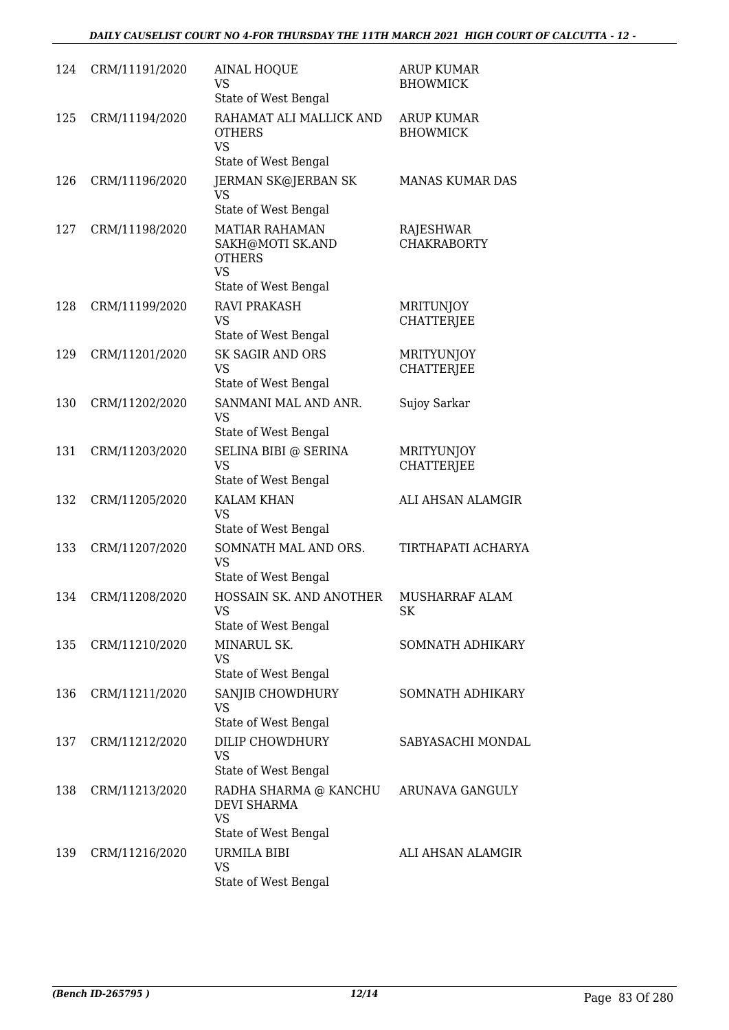| | | | |
|---|---|---|---|
| 124 | CRM/11191/2020 | AINAL HOQUE<br>VS<br>State of West Bengal | ARUP KUMAR BHOWMICK |
| 125 | CRM/11194/2020 | RAHAMAT ALI MALLICK AND OTHERS<br>VS<br>State of West Bengal | ARUP KUMAR BHOWMICK |
| 126 | CRM/11196/2020 | JERMAN SK@JERBAN SK<br>VS<br>State of West Bengal | MANAS KUMAR DAS |
| 127 | CRM/11198/2020 | MATIAR RAHAMAN SAKH@MOTI SK.AND OTHERS<br>VS<br>State of West Bengal | RAJESHWAR CHAKRABORTY |
| 128 | CRM/11199/2020 | RAVI PRAKASH<br>VS<br>State of West Bengal | MRITUNJOY CHATTERJEE |
| 129 | CRM/11201/2020 | SK SAGIR AND ORS<br>VS<br>State of West Bengal | MRITYUNJOY CHATTERJEE |
| 130 | CRM/11202/2020 | SANMANI MAL AND ANR.<br>VS<br>State of West Bengal | Sujoy Sarkar |
| 131 | CRM/11203/2020 | SELINA BIBI @ SERINA<br>VS<br>State of West Bengal | MRITYUNJOY CHATTERJEE |
| 132 | CRM/11205/2020 | KALAM KHAN<br>VS<br>State of West Bengal | ALI AHSAN ALAMGIR |
| 133 | CRM/11207/2020 | SOMNATH MAL AND ORS.<br>VS<br>State of West Bengal | TIRTHAPATI ACHARYA |
| 134 | CRM/11208/2020 | HOSSAIN SK. AND ANOTHER<br>VS<br>State of West Bengal | MUSHARRAF ALAM SK |
| 135 | CRM/11210/2020 | MINARUL SK.<br>VS<br>State of West Bengal | SOMNATH ADHIKARY |
| 136 | CRM/11211/2020 | SANJIB CHOWDHURY<br>VS<br>State of West Bengal | SOMNATH ADHIKARY |
| 137 | CRM/11212/2020 | DILIP CHOWDHURY<br>VS<br>State of West Bengal | SABYASACHI MONDAL |
| 138 | CRM/11213/2020 | RADHA SHARMA @ KANCHU DEVI SHARMA<br>VS<br>State of West Bengal | ARUNAVA GANGULY |
| 139 | CRM/11216/2020 | URMILA BIBI<br>VS<br>State of West Bengal | ALI AHSAN ALAMGIR |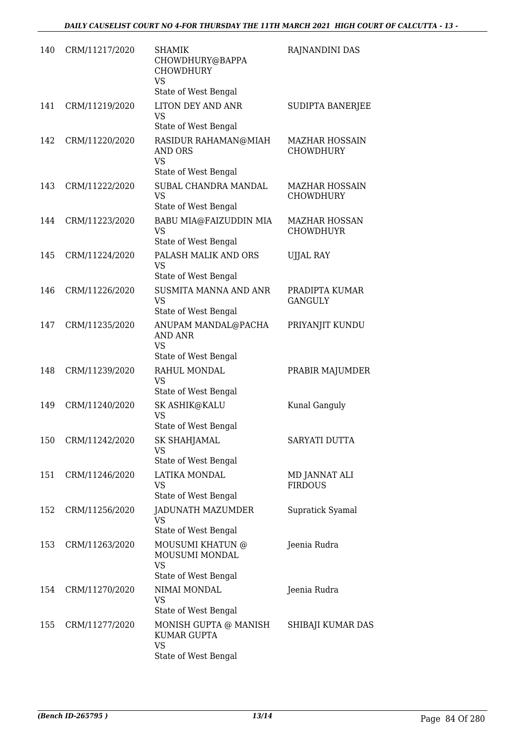| | | | |
|---|---|---|---|
| 140 | CRM/11217/2020 | SHAMIK CHOWDHURY@BAPPA CHOWDHURY<br>VS<br>State of West Bengal | RAJNANDINI DAS |
| 141 | CRM/11219/2020 | LITON DEY AND ANR<br>VS<br>State of West Bengal | SUDIPTA BANERJEE |
| 142 | CRM/11220/2020 | RASIDUR RAHAMAN@MIAH AND ORS<br>VS<br>State of West Bengal | MAZHAR HOSSAIN CHOWDHURY |
| 143 | CRM/11222/2020 | SUBAL CHANDRA MANDAL<br>VS<br>State of West Bengal | MAZHAR HOSSAIN CHOWDHURY |
| 144 | CRM/11223/2020 | BABU MIA@FAIZUDDIN MIA<br>VS<br>State of West Bengal | MAZHAR HOSSAN CHOWDHUYR |
| 145 | CRM/11224/2020 | PALASH MALIK AND ORS<br>VS<br>State of West Bengal | UJJAL RAY |
| 146 | CRM/11226/2020 | SUSMITA MANNA AND ANR<br>VS<br>State of West Bengal | PRADIPTA KUMAR GANGULY |
| 147 | CRM/11235/2020 | ANUPAM MANDAL@PACHA AND ANR<br>VS<br>State of West Bengal | PRIYANJIT KUNDU |
| 148 | CRM/11239/2020 | RAHUL MONDAL<br>VS<br>State of West Bengal | PRABIR MAJUMDER |
| 149 | CRM/11240/2020 | SK ASHIK@KALU<br>VS<br>State of West Bengal | Kunal Ganguly |
| 150 | CRM/11242/2020 | SK SHAHJAMAL<br>VS<br>State of West Bengal | SARYATI DUTTA |
| 151 | CRM/11246/2020 | LATIKA MONDAL<br>VS<br>State of West Bengal | MD JANNAT ALI FIRDOUS |
| 152 | CRM/11256/2020 | JADUNATH MAZUMDER<br>VS<br>State of West Bengal | Supratick Syamal |
| 153 | CRM/11263/2020 | MOUSUMI KHATUN @ MOUSUMI MONDAL<br>VS<br>State of West Bengal | Jeenia Rudra |
| 154 | CRM/11270/2020 | NIMAI MONDAL<br>VS<br>State of West Bengal | Jeenia Rudra |
| 155 | CRM/11277/2020 | MONISH GUPTA @ MANISH KUMAR GUPTA<br>VS<br>State of West Bengal | SHIBAJI KUMAR DAS |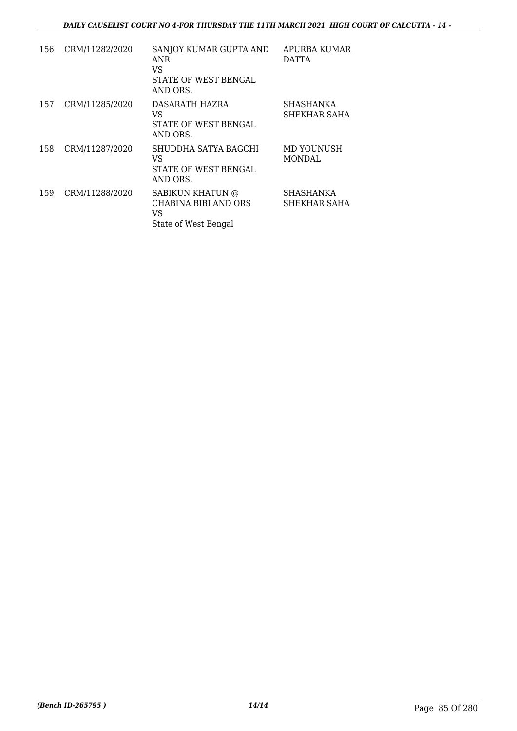| 156 | CRM/11282/2020 | SANJOY KUMAR GUPTA AND ANR<br>VS<br>STATE OF WEST BENGAL AND ORS. | APURBA KUMAR DATTA |
|---|---|---|---|
| 157 | CRM/11285/2020 | DASARATH HAZRA<br>VS<br>STATE OF WEST BENGAL AND ORS. | SHASHANKA SHEKHAR SAHA |
| 158 | CRM/11287/2020 | SHUDDHA SATYA BAGCHI<br>VS<br>STATE OF WEST BENGAL AND ORS. | MD YOUNUSH MONDAL |
| 159 | CRM/11288/2020 | SABIKUN KHATUN @ CHABINA BIBI AND ORS<br>VS<br>State of West Bengal | SHASHANKA SHEKHAR SAHA |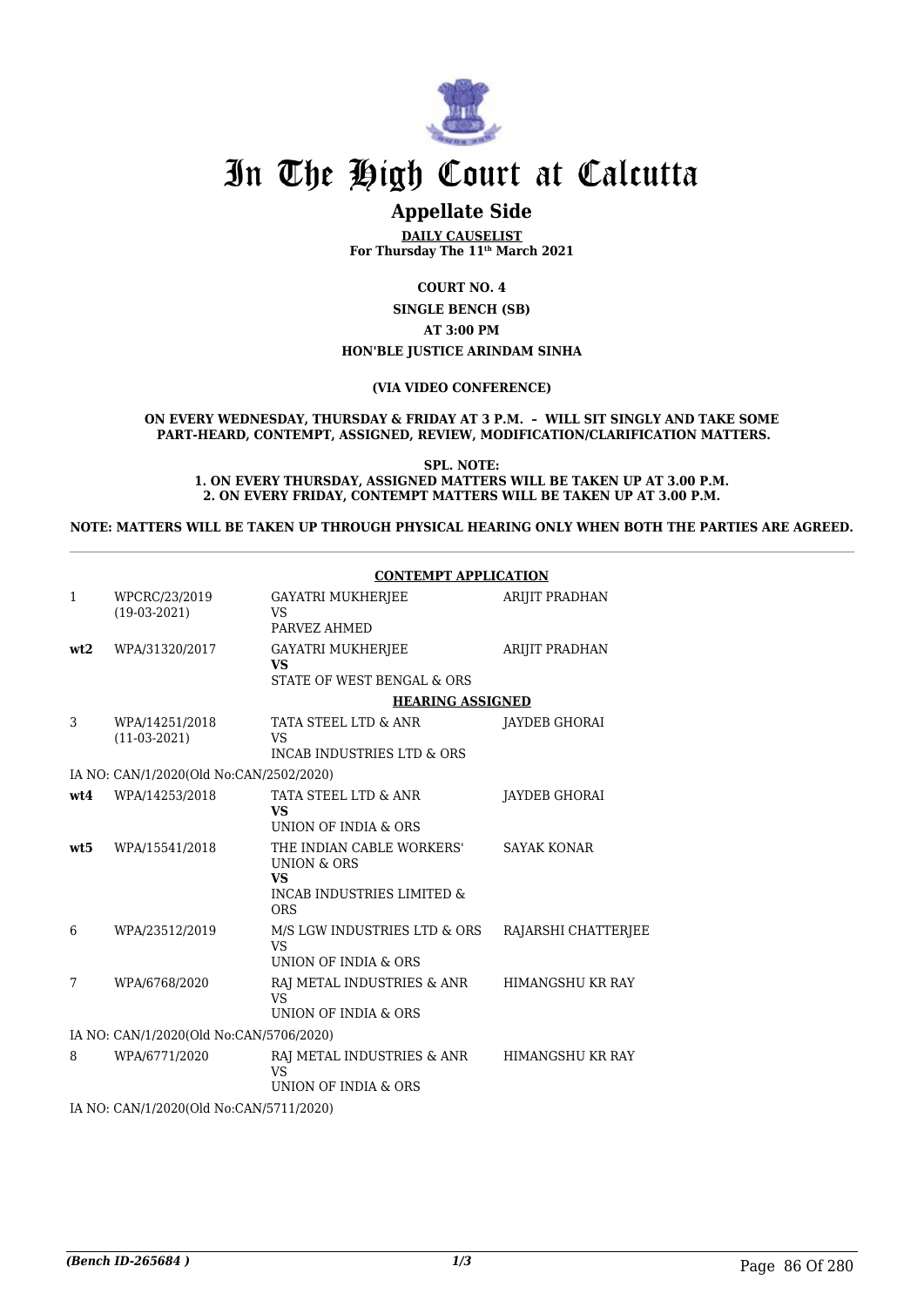# In The High Court at Calcutta

## Appellate Side

**DAILY CAUSELIST**
**For Thursday The 11th March 2021**

**COURT NO. 4**

**SINGLE BENCH (SB)**

**AT 3:00 PM**

**HON'BLE JUSTICE ARINDAM SINHA**

**(VIA VIDEO CONFERENCE)**

**ON EVERY WEDNESDAY, THURSDAY & FRIDAY AT 3 P.M. – WILL SIT SINGLY AND TAKE SOME PART-HEARD, CONTEMPT, ASSIGNED, REVIEW, MODIFICATION/CLARIFICATION MATTERS.**

**SPL. NOTE:**
**1. ON EVERY THURSDAY, ASSIGNED MATTERS WILL BE TAKEN UP AT 3.00 P.M.**
**2. ON EVERY FRIDAY, CONTEMPT MATTERS WILL BE TAKEN UP AT 3.00 P.M.**

**NOTE: MATTERS WILL BE TAKEN UP THROUGH PHYSICAL HEARING ONLY WHEN BOTH THE PARTIES ARE AGREED.**

**CONTEMPT APPLICATION**

| | | | |
|---|---|---|---|
| 1 | WPCRC/23/2019 (19-03-2021) | GAYATRI MUKHERJEE VS PARVEZ AHMED | ARIJIT PRADHAN |
| **wt2** | WPA/31320/2017 | GAYATRI MUKHERJEE **VS** STATE OF WEST BENGAL & ORS | ARIJIT PRADHAN |

**HEARING ASSIGNED**

| | | | |
|---|---|---|---|
| 3 | WPA/14251/2018 (11-03-2021) | TATA STEEL LTD & ANR VS INCAB INDUSTRIES LTD & ORS | JAYDEB GHORAI |
| | IA NO: CAN/1/2020(Old No:CAN/2502/2020) | | |
| **wt4** | WPA/14253/2018 | TATA STEEL LTD & ANR **VS** UNION OF INDIA & ORS | JAYDEB GHORAI |
| **wt5** | WPA/15541/2018 | THE INDIAN CABLE WORKERS' UNION & ORS **VS** INCAB INDUSTRIES LIMITED & ORS | SAYAK KONAR |
| 6 | WPA/23512/2019 | M/S LGW INDUSTRIES LTD & ORS VS UNION OF INDIA & ORS | RAJARSHI CHATTERJEE |
| 7 | WPA/6768/2020 | RAJ METAL INDUSTRIES & ANR VS UNION OF INDIA & ORS | HIMANGSHU KR RAY |
| | IA NO: CAN/1/2020(Old No:CAN/5706/2020) | | |
| 8 | WPA/6771/2020 | RAJ METAL INDUSTRIES & ANR VS UNION OF INDIA & ORS | HIMANGSHU KR RAY |
| | IA NO: CAN/1/2020(Old No:CAN/5711/2020) | | |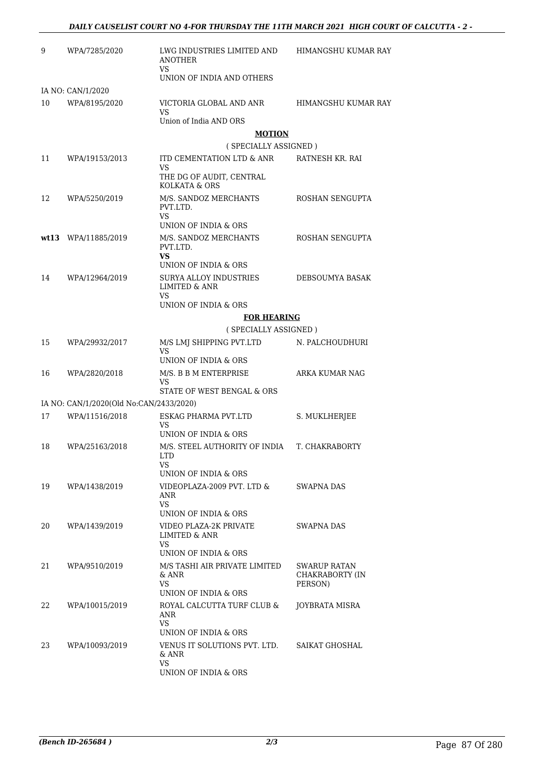| | | | |
|---|---|---|---|
| 9 | WPA/7285/2020 | LWG INDUSTRIES LIMITED AND ANOTHER<br>VS<br>UNION OF INDIA AND OTHERS | HIMANGSHU KUMAR RAY |
| IA NO: CAN/1/2020 | | | |
| 10 | WPA/8195/2020 | VICTORIA GLOBAL AND ANR<br>VS<br>Union of India AND ORS | HIMANGSHU KUMAR RAY |

**MOTION**

( SPECIALLY ASSIGNED )

| | | | |
|---|---|---|---|
| 11 | WPA/19153/2013 | ITD CEMENTATION LTD & ANR<br>VS<br>THE DG OF AUDIT, CENTRAL KOLKATA & ORS | RATNESH KR. RAI |
| 12 | WPA/5250/2019 | M/S. SANDOZ MERCHANTS PVT.LTD.<br>VS<br>UNION OF INDIA & ORS | ROSHAN SENGUPTA |
| **wt13** | WPA/11885/2019 | M/S. SANDOZ MERCHANTS PVT.LTD.<br>**VS**<br>UNION OF INDIA & ORS | ROSHAN SENGUPTA |
| 14 | WPA/12964/2019 | SURYA ALLOY INDUSTRIES LIMITED & ANR<br>VS<br>UNION OF INDIA & ORS | DEBSOUMYA BASAK |

**FOR HEARING**

( SPECIALLY ASSIGNED )

| | | | |
|---|---|---|---|
| 15 | WPA/29932/2017 | M/S LMJ SHIPPING PVT.LTD<br>VS<br>UNION OF INDIA & ORS | N. PALCHOUDHURI |
| 16 | WPA/2820/2018 | M/S. B B M ENTERPRISE<br>VS<br>STATE OF WEST BENGAL & ORS | ARKA KUMAR NAG |
| IA NO: CAN/1/2020(Old No:CAN/2433/2020) | | | |
| 17 | WPA/11516/2018 | ESKAG PHARMA PVT.LTD<br>VS<br>UNION OF INDIA & ORS | S. MUKLHERJEE |
| 18 | WPA/25163/2018 | M/S. STEEL AUTHORITY OF INDIA LTD<br>VS<br>UNION OF INDIA & ORS | T. CHAKRABORTY |
| 19 | WPA/1438/2019 | VIDEOPLAZA-2009 PVT. LTD & ANR<br>VS<br>UNION OF INDIA & ORS | SWAPNA DAS |
| 20 | WPA/1439/2019 | VIDEO PLAZA-2K PRIVATE LIMITED & ANR<br>VS<br>UNION OF INDIA & ORS | SWAPNA DAS |
| 21 | WPA/9510/2019 | M/S TASHI AIR PRIVATE LIMITED & ANR<br>VS<br>UNION OF INDIA & ORS | SWARUP RATAN CHAKRABORTY (IN PERSON) |
| 22 | WPA/10015/2019 | ROYAL CALCUTTA TURF CLUB & ANR<br>VS<br>UNION OF INDIA & ORS | JOYBRATA MISRA |
| 23 | WPA/10093/2019 | VENUS IT SOLUTIONS PVT. LTD. & ANR<br>VS<br>UNION OF INDIA & ORS | SAIKAT GHOSHAL |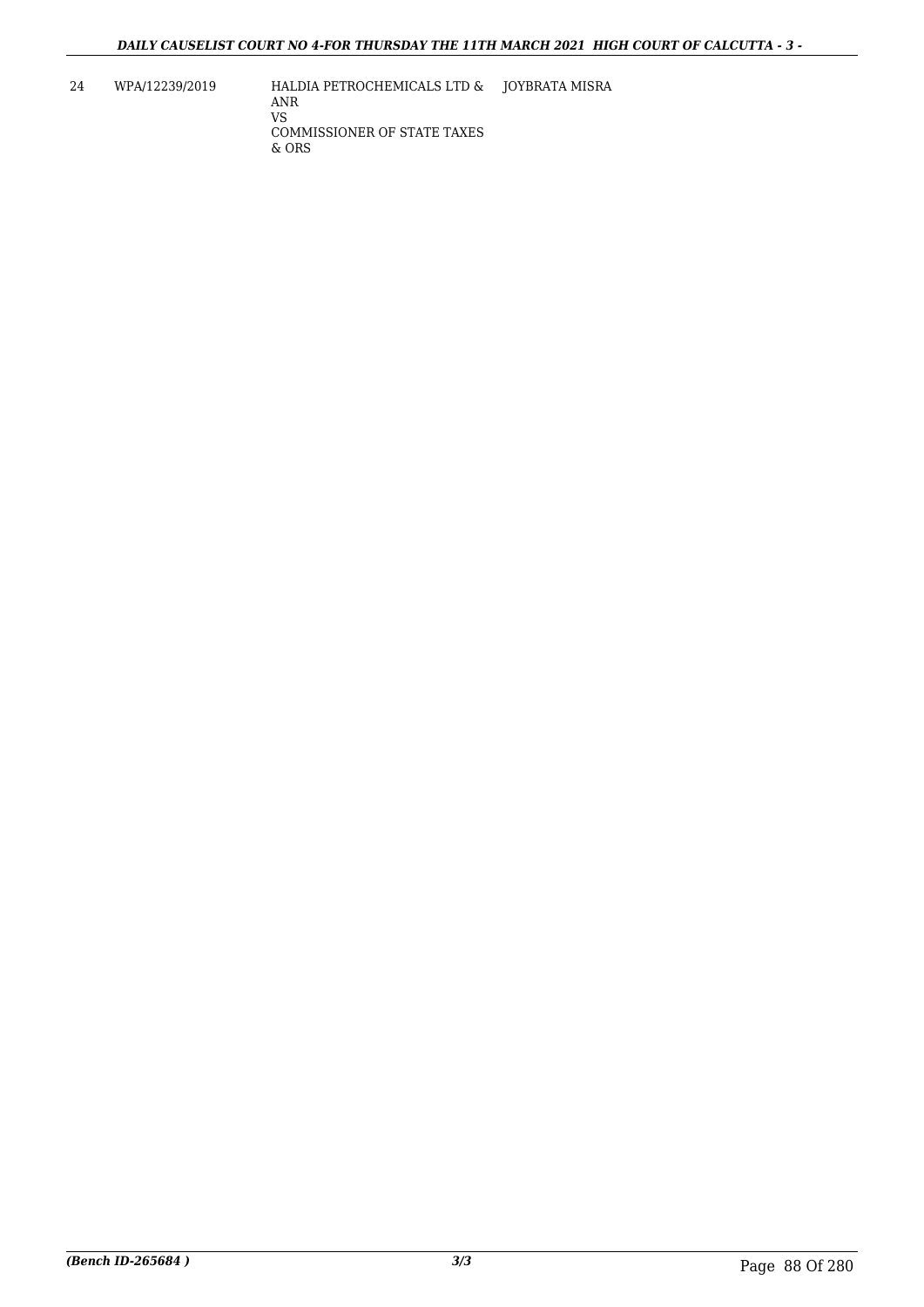| 24 | WPA/12239/2019 | HALDIA PETROCHEMICALS LTD & ANR<br>VS<br>COMMISSIONER OF STATE TAXES & ORS | JOYBRATA MISRA |
|---|---|---|---|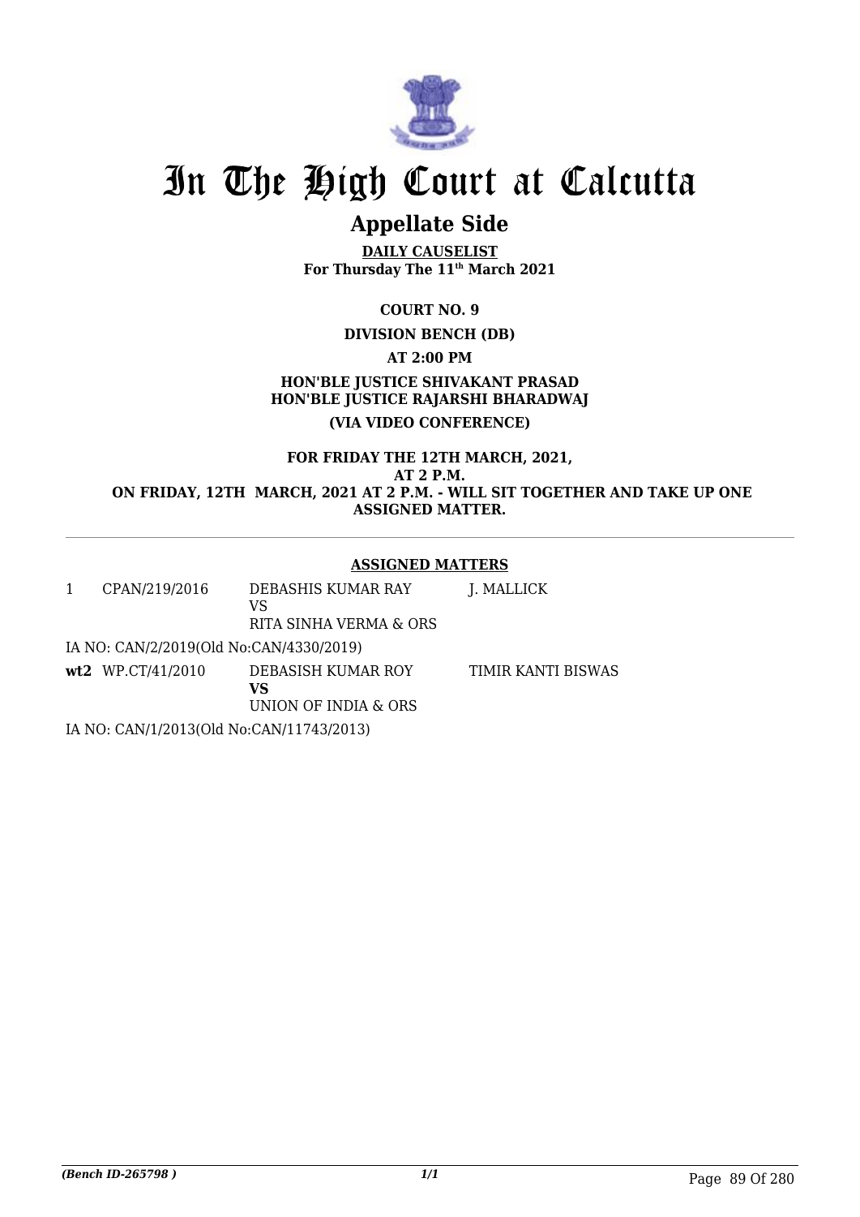# In The High Court at Calcutta

## Appellate Side

**DAILY CAUSELIST**
**For Thursday The 11th March 2021**

**COURT NO. 9**

**DIVISION BENCH (DB)**

**AT 2:00 PM**

**HON'BLE JUSTICE SHIVAKANT PRASAD**
**HON'BLE JUSTICE RAJARSHI BHARADWAJ**

**(VIA VIDEO CONFERENCE)**

**FOR FRIDAY THE 12TH MARCH, 2021, AT 2 P.M.**
**ON FRIDAY, 12TH MARCH, 2021 AT 2 P.M. - WILL SIT TOGETHER AND TAKE UP ONE ASSIGNED MATTER.**

---

**ASSIGNED MATTERS**

| | | | |
|---|---|---|---|
| 1 | CPAN/219/2016 | DEBASHIS KUMAR RAY<br>VS<br>RITA SINHA VERMA & ORS | J. MALLICK |

IA NO: CAN/2/2019(Old No:CAN/4330/2019)

| | | | |
|---|---|---|---|
| **wt2** | WP.CT/41/2010 | DEBASISH KUMAR ROY<br>**VS**<br>UNION OF INDIA & ORS | TIMIR KANTI BISWAS |

IA NO: CAN/1/2013(Old No:CAN/11743/2013)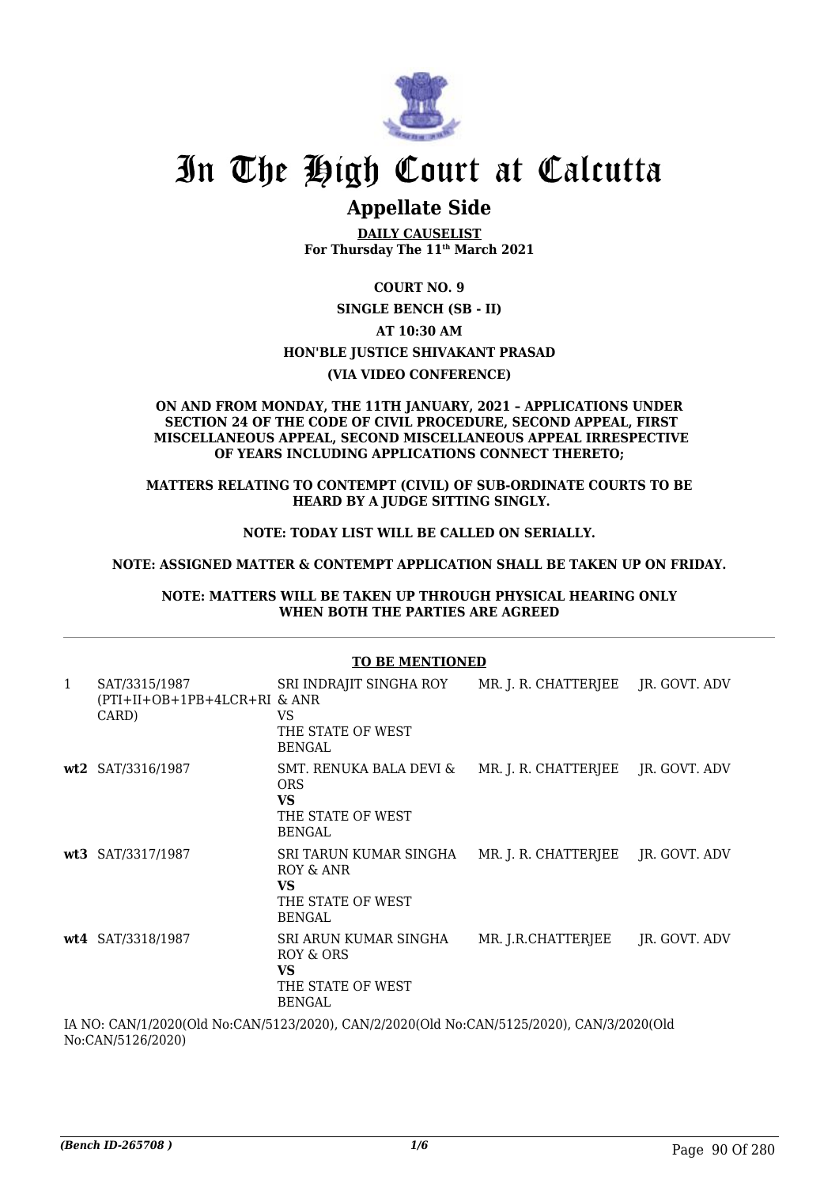# In The High Court at Calcutta

## Appellate Side

**DAILY CAUSELIST**
**For Thursday The 11th March 2021**

**COURT NO. 9**

**SINGLE BENCH (SB - II)**

**AT 10:30 AM**

**HON'BLE JUSTICE SHIVAKANT PRASAD**

**(VIA VIDEO CONFERENCE)**

**ON AND FROM MONDAY, THE 11TH JANUARY, 2021 – APPLICATIONS UNDER SECTION 24 OF THE CODE OF CIVIL PROCEDURE, SECOND APPEAL, FIRST MISCELLANEOUS APPEAL, SECOND MISCELLANEOUS APPEAL IRRESPECTIVE OF YEARS INCLUDING APPLICATIONS CONNECT THERETO;**

**MATTERS RELATING TO CONTEMPT (CIVIL) OF SUB-ORDINATE COURTS TO BE HEARD BY A JUDGE SITTING SINGLY.**

**NOTE: TODAY LIST WILL BE CALLED ON SERIALLY.**

**NOTE: ASSIGNED MATTER & CONTEMPT APPLICATION SHALL BE TAKEN UP ON FRIDAY.**

**NOTE: MATTERS WILL BE TAKEN UP THROUGH PHYSICAL HEARING ONLY WHEN BOTH THE PARTIES ARE AGREED**

**TO BE MENTIONED**

| | | | | |
|---|---|---|---|---|
| 1 | SAT/3315/1987 (PTI+II+OB+1PB+4LCR+RI CARD) | SRI INDRAJIT SINGHA ROY & ANR VS THE STATE OF WEST BENGAL | MR. J. R. CHATTERJEE | JR. GOVT. ADV |
| **wt2** | SAT/3316/1987 | SMT. RENUKA BALA DEVI & ORS **VS** THE STATE OF WEST BENGAL | MR. J. R. CHATTERJEE | JR. GOVT. ADV |
| **wt3** | SAT/3317/1987 | SRI TARUN KUMAR SINGHA ROY & ANR **VS** THE STATE OF WEST BENGAL | MR. J. R. CHATTERJEE | JR. GOVT. ADV |
| **wt4** | SAT/3318/1987 | SRI ARUN KUMAR SINGHA ROY & ORS **VS** THE STATE OF WEST BENGAL | MR. J.R.CHATTERJEE | JR. GOVT. ADV |

IA NO: CAN/1/2020(Old No:CAN/5123/2020), CAN/2/2020(Old No:CAN/5125/2020), CAN/3/2020(Old No:CAN/5126/2020)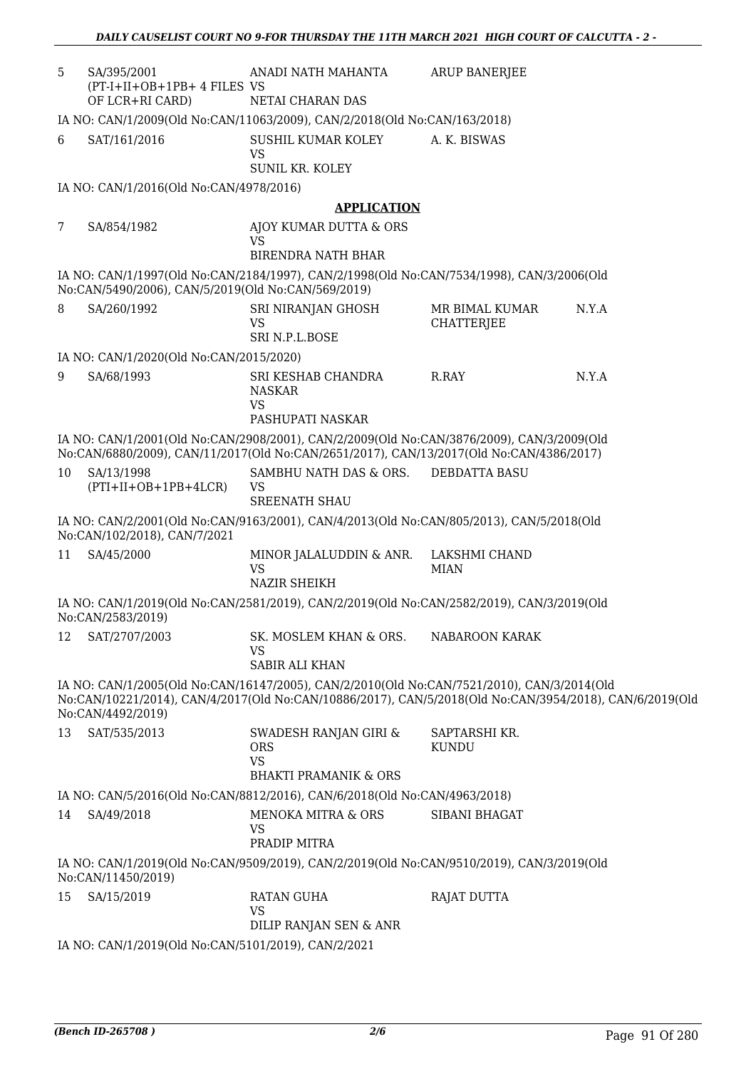| | | | | |
|---|---|---|---|---|
| 5 | SA/395/2001 (PT-I+II+OB+1PB+ 4 FILES OF LCR+RI CARD) | ANADI NATH MAHANTA VS NETAI CHARAN DAS | ARUP BANERJEE | |

IA NO: CAN/1/2009(Old No:CAN/11063/2009), CAN/2/2018(Old No:CAN/163/2018)

| | | | | |
|---|---|---|---|---|
| 6 | SAT/161/2016 | SUSHIL KUMAR KOLEY VS SUNIL KR. KOLEY | A. K. BISWAS | |

IA NO: CAN/1/2016(Old No:CAN/4978/2016)

**APPLICATION**

| | | | | |
|---|---|---|---|---|
| 7 | SA/854/1982 | AJOY KUMAR DUTTA & ORS VS BIRENDRA NATH BHAR | | |

IA NO: CAN/1/1997(Old No:CAN/2184/1997), CAN/2/1998(Old No:CAN/7534/1998), CAN/3/2006(Old No:CAN/5490/2006), CAN/5/2019(Old No:CAN/569/2019)

| | | | | |
|---|---|---|---|---|
| 8 | SA/260/1992 | SRI NIRANJAN GHOSH VS SRI N.P.L.BOSE | MR BIMAL KUMAR CHATTERJEE | N.Y.A |

IA NO: CAN/1/2020(Old No:CAN/2015/2020)

| | | | | |
|---|---|---|---|---|
| 9 | SA/68/1993 | SRI KESHAB CHANDRA NASKAR VS PASHUPATI NASKAR | R.RAY | N.Y.A |

IA NO: CAN/1/2001(Old No:CAN/2908/2001), CAN/2/2009(Old No:CAN/3876/2009), CAN/3/2009(Old No:CAN/6880/2009), CAN/11/2017(Old No:CAN/2651/2017), CAN/13/2017(Old No:CAN/4386/2017)

| | | | | |
|---|---|---|---|---|
| 10 | SA/13/1998 (PTI+II+OB+1PB+4LCR) | SAMBHU NATH DAS & ORS. VS SREENATH SHAU | DEBDATTA BASU | |

IA NO: CAN/2/2001(Old No:CAN/9163/2001), CAN/4/2013(Old No:CAN/805/2013), CAN/5/2018(Old No:CAN/102/2018), CAN/7/2021

| | | | | |
|---|---|---|---|---|
| 11 | SA/45/2000 | MINOR JALALUDDIN & ANR. VS NAZIR SHEIKH | LAKSHMI CHAND MIAN | |

IA NO: CAN/1/2019(Old No:CAN/2581/2019), CAN/2/2019(Old No:CAN/2582/2019), CAN/3/2019(Old No:CAN/2583/2019)

| | | | | |
|---|---|---|---|---|
| 12 | SAT/2707/2003 | SK. MOSLEM KHAN & ORS. VS SABIR ALI KHAN | NABAROON KARAK | |

IA NO: CAN/1/2005(Old No:CAN/16147/2005), CAN/2/2010(Old No:CAN/7521/2010), CAN/3/2014(Old No:CAN/10221/2014), CAN/4/2017(Old No:CAN/10886/2017), CAN/5/2018(Old No:CAN/3954/2018), CAN/6/2019(Old No:CAN/4492/2019)

| | | | | |
|---|---|---|---|---|
| 13 | SAT/535/2013 | SWADESH RANJAN GIRI & ORS VS BHAKTI PRAMANIK & ORS | SAPTARSHI KR. KUNDU | |

IA NO: CAN/5/2016(Old No:CAN/8812/2016), CAN/6/2018(Old No:CAN/4963/2018)

| | | | | |
|---|---|---|---|---|
| 14 | SA/49/2018 | MENOKA MITRA & ORS VS PRADIP MITRA | SIBANI BHAGAT | |

IA NO: CAN/1/2019(Old No:CAN/9509/2019), CAN/2/2019(Old No:CAN/9510/2019), CAN/3/2019(Old No:CAN/11450/2019)

| | | | | |
|---|---|---|---|---|
| 15 | SA/15/2019 | RATAN GUHA VS DILIP RANJAN SEN & ANR | RAJAT DUTTA | |

IA NO: CAN/1/2019(Old No:CAN/5101/2019), CAN/2/2021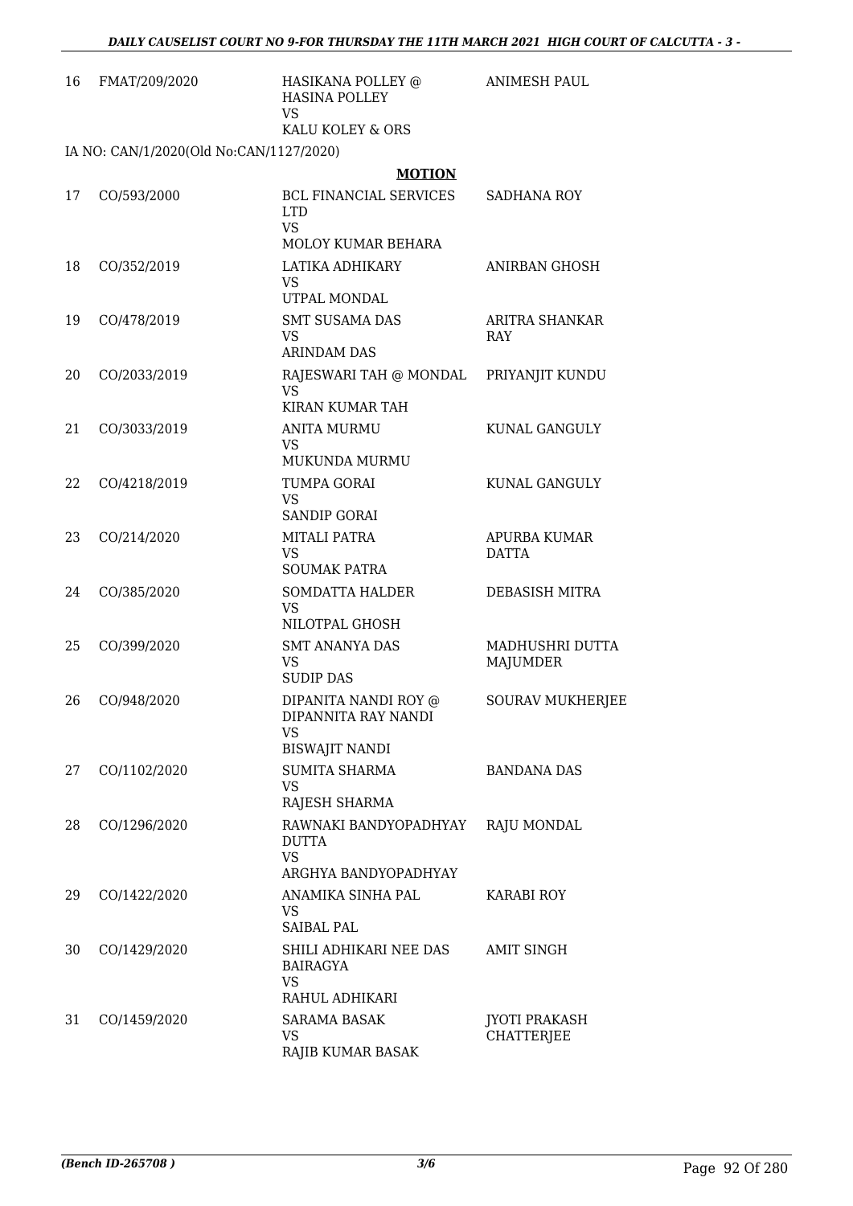| | | | |
|---|---|---|---|
| 16 | FMAT/209/2020 | HASIKANA POLLEY @ HASINA POLLEY<br>VS<br>KALU KOLEY & ORS | ANIMESH PAUL |

IA NO: CAN/1/2020(Old No:CAN/1127/2020)

**MOTION**

| | | | |
|---|---|---|---|
| 17 | CO/593/2000 | BCL FINANCIAL SERVICES LTD<br>VS<br>MOLOY KUMAR BEHARA | SADHANA ROY |
| 18 | CO/352/2019 | LATIKA ADHIKARY<br>VS<br>UTPAL MONDAL | ANIRBAN GHOSH |
| 19 | CO/478/2019 | SMT SUSAMA DAS<br>VS<br>ARINDAM DAS | ARITRA SHANKAR RAY |
| 20 | CO/2033/2019 | RAJESWARI TAH @ MONDAL<br>VS<br>KIRAN KUMAR TAH | PRIYANJIT KUNDU |
| 21 | CO/3033/2019 | ANITA MURMU<br>VS<br>MUKUNDA MURMU | KUNAL GANGULY |
| 22 | CO/4218/2019 | TUMPA GORAI<br>VS<br>SANDIP GORAI | KUNAL GANGULY |
| 23 | CO/214/2020 | MITALI PATRA<br>VS<br>SOUMAK PATRA | APURBA KUMAR DATTA |
| 24 | CO/385/2020 | SOMDATTA HALDER<br>VS<br>NILOTPAL GHOSH | DEBASISH MITRA |
| 25 | CO/399/2020 | SMT ANANYA DAS<br>VS<br>SUDIP DAS | MADHUSHRI DUTTA MAJUMDER |
| 26 | CO/948/2020 | DIPANITA NANDI ROY @ DIPANNITA RAY NANDI<br>VS<br>BISWAJIT NANDI | SOURAV MUKHERJEE |
| 27 | CO/1102/2020 | SUMITA SHARMA<br>VS<br>RAJESH SHARMA | BANDANA DAS |
| 28 | CO/1296/2020 | RAWNAKI BANDYOPADHYAY DUTTA<br>VS<br>ARGHYA BANDYOPADHYAY | RAJU MONDAL |
| 29 | CO/1422/2020 | ANAMIKA SINHA PAL<br>VS<br>SAIBAL PAL | KARABI ROY |
| 30 | CO/1429/2020 | SHILI ADHIKARI NEE DAS BAIRAGYA<br>VS<br>RAHUL ADHIKARI | AMIT SINGH |
| 31 | CO/1459/2020 | SARAMA BASAK<br>VS<br>RAJIB KUMAR BASAK | JYOTI PRAKASH CHATTERJEE |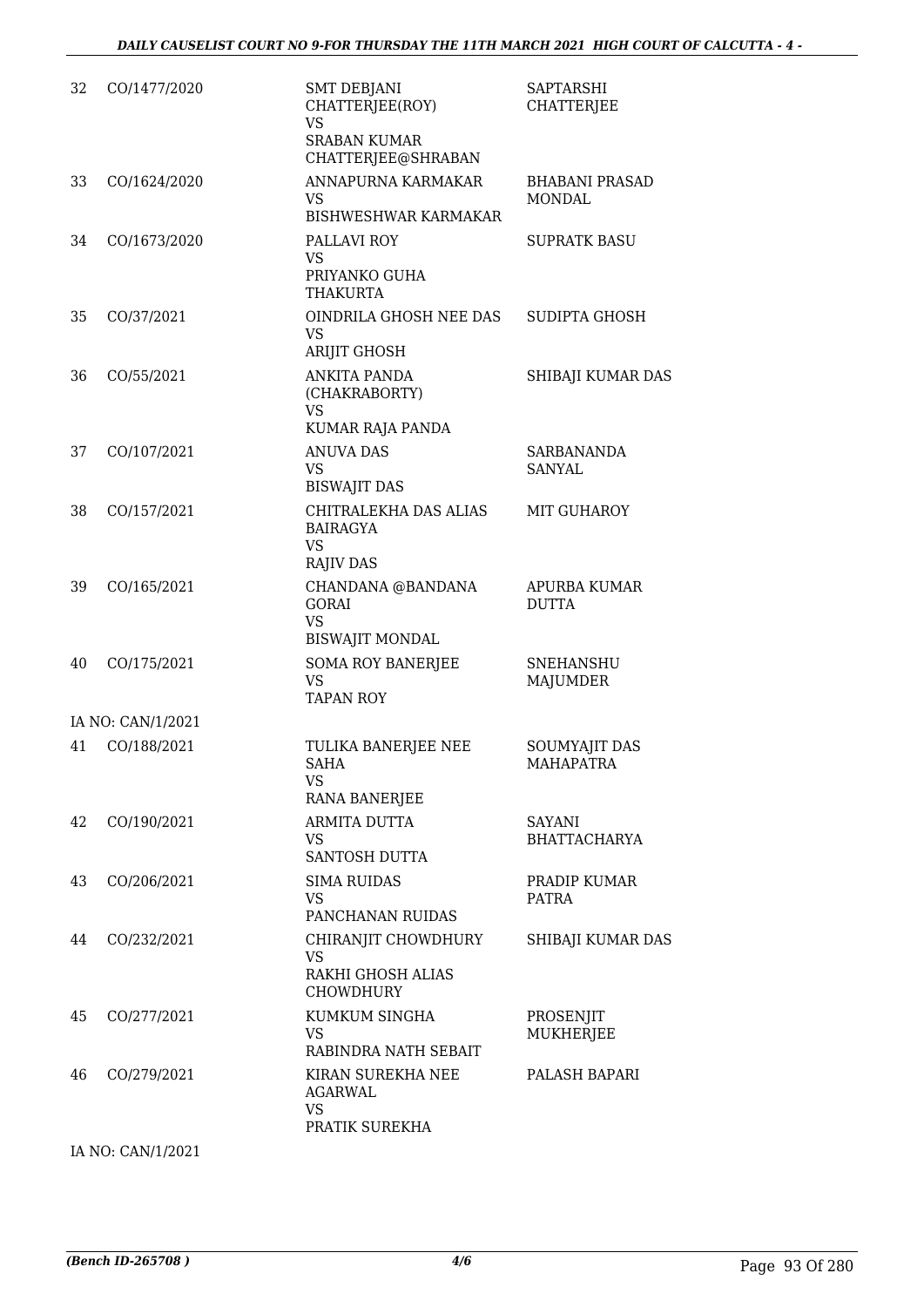| | | | |
|---|---|---|---|
| 32 | CO/1477/2020 | SMT DEBJANI CHATTERJEE(ROY) VS SRABAN KUMAR CHATTERJEE@SHRABAN | SAPTARSHI CHATTERJEE |
| 33 | CO/1624/2020 | ANNAPURNA KARMAKAR VS BISHWESHWAR KARMAKAR | BHABANI PRASAD MONDAL |
| 34 | CO/1673/2020 | PALLAVI ROY VS PRIYANKO GUHA THAKURTA | SUPRATK BASU |
| 35 | CO/37/2021 | OINDRILA GHOSH NEE DAS VS ARIJIT GHOSH | SUDIPTA GHOSH |
| 36 | CO/55/2021 | ANKITA PANDA (CHAKRABORTY) VS KUMAR RAJA PANDA | SHIBAJI KUMAR DAS |
| 37 | CO/107/2021 | ANUVA DAS VS BISWAJIT DAS | SARBANANDA SANYAL |
| 38 | CO/157/2021 | CHITRALEKHA DAS ALIAS BAIRAGYA VS RAJIV DAS | MIT GUHAROY |
| 39 | CO/165/2021 | CHANDANA @BANDANA GORAI VS BISWAJIT MONDAL | APURBA KUMAR DUTTA |
| 40 | CO/175/2021 | SOMA ROY BANERJEE VS TAPAN ROY | SNEHANSHU MAJUMDER |
| | IA NO: CAN/1/2021 | | |
| 41 | CO/188/2021 | TULIKA BANERJEE NEE SAHA VS RANA BANERJEE | SOUMYAJIT DAS MAHAPATRA |
| 42 | CO/190/2021 | ARMITA DUTTA VS SANTOSH DUTTA | SAYANI BHATTACHARYA |
| 43 | CO/206/2021 | SIMA RUIDAS VS PANCHANAN RUIDAS | PRADIP KUMAR PATRA |
| 44 | CO/232/2021 | CHIRANJIT CHOWDHURY VS RAKHI GHOSH ALIAS CHOWDHURY | SHIBAJI KUMAR DAS |
| 45 | CO/277/2021 | KUMKUM SINGHA VS RABINDRA NATH SEBAIT | PROSENJIT MUKHERJEE |
| 46 | CO/279/2021 | KIRAN SUREKHA NEE AGARWAL VS PRATIK SUREKHA | PALASH BAPARI |
| | IA NO: CAN/1/2021 | | |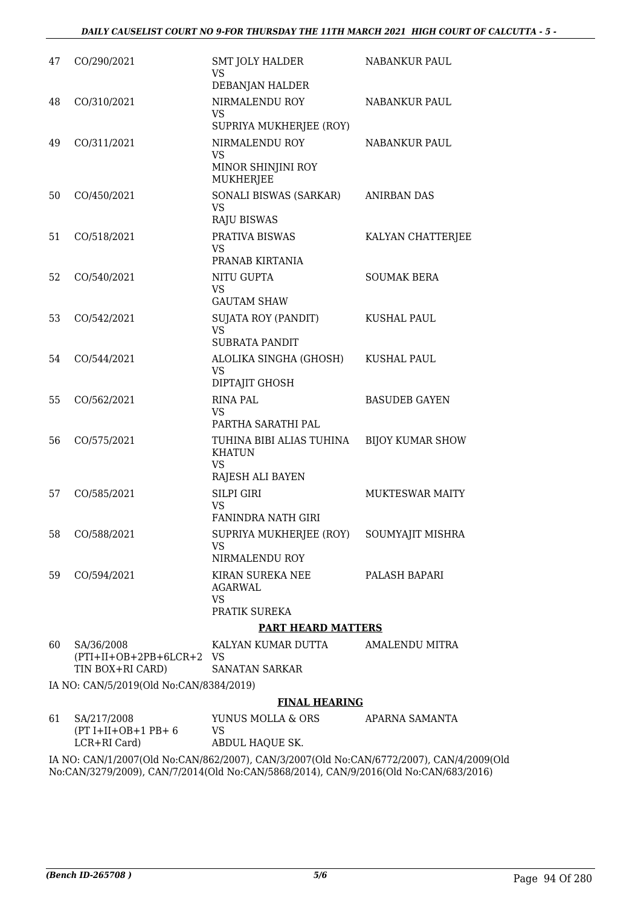| 47 | CO/290/2021 | SMT JOLY HALDER<br>VS<br>DEBANJAN HALDER | NABANKUR PAUL |
|---|---|---|---|
| 48 | CO/310/2021 | NIRMALENDU ROY<br>VS<br>SUPRIYA MUKHERJEE (ROY) | NABANKUR PAUL |
| 49 | CO/311/2021 | NIRMALENDU ROY<br>VS<br>MINOR SHINJINI ROY MUKHERJEE | NABANKUR PAUL |
| 50 | CO/450/2021 | SONALI BISWAS (SARKAR)<br>VS<br>RAJU BISWAS | ANIRBAN DAS |
| 51 | CO/518/2021 | PRATIVA BISWAS<br>VS<br>PRANAB KIRTANIA | KALYAN CHATTERJEE |
| 52 | CO/540/2021 | NITU GUPTA<br>VS<br>GAUTAM SHAW | SOUMAK BERA |
| 53 | CO/542/2021 | SUJATA ROY (PANDIT)<br>VS<br>SUBRATA PANDIT | KUSHAL PAUL |
| 54 | CO/544/2021 | ALOLIKA SINGHA (GHOSH)<br>VS<br>DIPTAJIT GHOSH | KUSHAL PAUL |
| 55 | CO/562/2021 | RINA PAL<br>VS<br>PARTHA SARATHI PAL | BASUDEB GAYEN |
| 56 | CO/575/2021 | TUHINA BIBI ALIAS TUHINA KHATUN<br>VS<br>RAJESH ALI BAYEN | BIJOY KUMAR SHOW |
| 57 | CO/585/2021 | SILPI GIRI<br>VS<br>FANINDRA NATH GIRI | MUKTESWAR MAITY |
| 58 | CO/588/2021 | SUPRIYA MUKHERJEE (ROY)<br>VS<br>NIRMALENDU ROY | SOUMYAJIT MISHRA |
| 59 | CO/594/2021 | KIRAN SUREKA NEE AGARWAL<br>VS<br>PRATIK SUREKA | PALASH BAPARI |

## PART HEARD MATTERS

| 60 | SA/36/2008<br>(PTI+II+OB+2PB+6LCR+2 TIN BOX+RI CARD) | KALYAN KUMAR DUTTA<br>VS<br>SANATAN SARKAR | AMALENDU MITRA |
|---|---|---|---|

IA NO: CAN/5/2019(Old No:CAN/8384/2019)

## FINAL HEARING

| 61 | SA/217/2008<br>(PT I+II+OB+1 PB+ 6 LCR+RI Card) | YUNUS MOLLA & ORS<br>VS<br>ABDUL HAQUE SK. | APARNA SAMANTA |
|---|---|---|---|

IA NO: CAN/1/2007(Old No:CAN/862/2007), CAN/3/2007(Old No:CAN/6772/2007), CAN/4/2009(Old No:CAN/3279/2009), CAN/7/2014(Old No:CAN/5868/2014), CAN/9/2016(Old No:CAN/683/2016)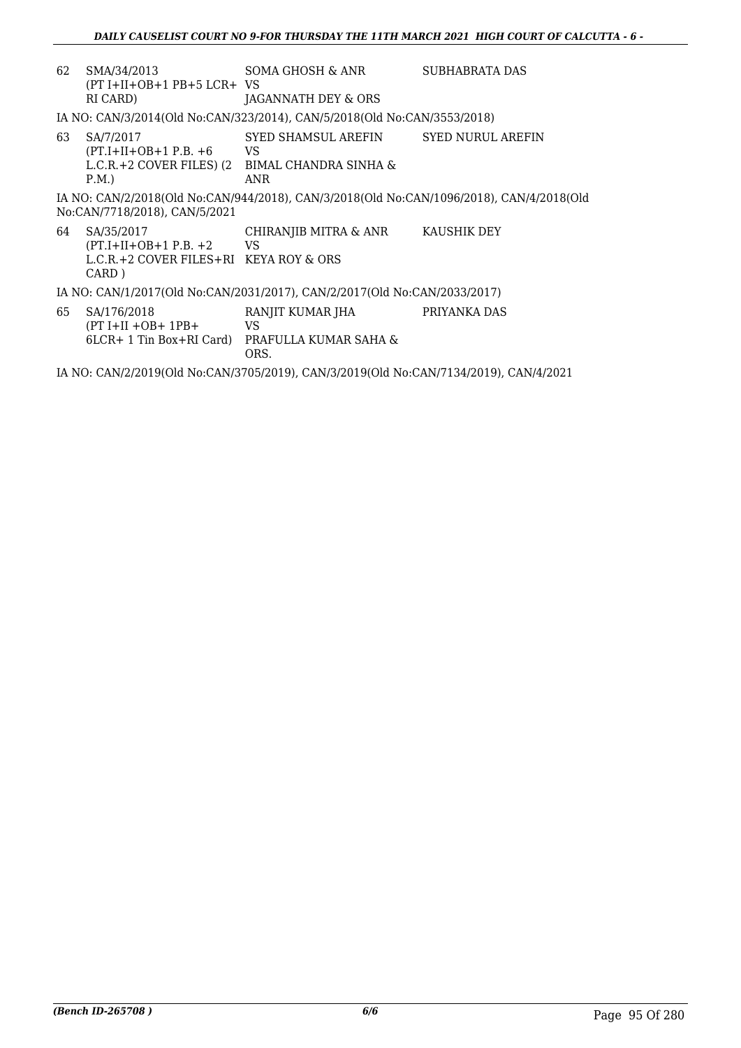| | | | |
|---|---|---|---|
| 62 | SMA/34/2013 (PT I+II+OB+1 PB+5 LCR+ RI CARD) | SOMA GHOSH & ANR VS JAGANNATH DEY & ORS | SUBHABRATA DAS |

IA NO: CAN/3/2014(Old No:CAN/323/2014), CAN/5/2018(Old No:CAN/3553/2018)

| | | | |
|---|---|---|---|
| 63 | SA/7/2017 (PT.I+II+OB+1 P.B. +6 L.C.R.+2 COVER FILES) (2 P.M.) | SYED SHAMSUL AREFIN VS BIMAL CHANDRA SINHA & ANR | SYED NURUL AREFIN |

IA NO: CAN/2/2018(Old No:CAN/944/2018), CAN/3/2018(Old No:CAN/1096/2018), CAN/4/2018(Old No:CAN/7718/2018), CAN/5/2021

| | | | |
|---|---|---|---|
| 64 | SA/35/2017 (PT.I+II+OB+1 P.B. +2 L.C.R.+2 COVER FILES+RI CARD ) | CHIRANJIB MITRA & ANR VS KEYA ROY & ORS | KAUSHIK DEY |

IA NO: CAN/1/2017(Old No:CAN/2031/2017), CAN/2/2017(Old No:CAN/2033/2017)

| | | | |
|---|---|---|---|
| 65 | SA/176/2018 (PT I+II +OB+ 1PB+ 6LCR+ 1 Tin Box+RI Card) | RANJIT KUMAR JHA VS PRAFULLA KUMAR SAHA & ORS. | PRIYANKA DAS |

IA NO: CAN/2/2019(Old No:CAN/3705/2019), CAN/3/2019(Old No:CAN/7134/2019), CAN/4/2021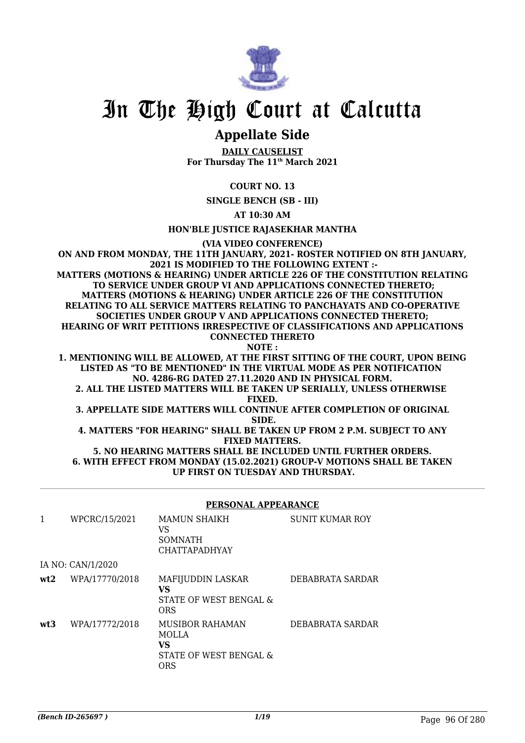# In The High Court at Calcutta

## Appellate Side

**DAILY CAUSELIST**
**For Thursday The 11th March 2021**

**COURT NO. 13**

**SINGLE BENCH (SB - III)**

**AT 10:30 AM**

**HON'BLE JUSTICE RAJASEKHAR MANTHA**

**(VIA VIDEO CONFERENCE)**

**ON AND FROM MONDAY, THE 11TH JANUARY, 2021- ROSTER NOTIFIED ON 8TH JANUARY, 2021 IS MODIFIED TO THE FOLLOWING EXTENT :-**
**MATTERS (MOTIONS & HEARING) UNDER ARTICLE 226 OF THE CONSTITUTION RELATING TO SERVICE UNDER GROUP VI AND APPLICATIONS CONNECTED THERETO;**
**MATTERS (MOTIONS & HEARING) UNDER ARTICLE 226 OF THE CONSTITUTION RELATING TO ALL SERVICE MATTERS RELATING TO PANCHAYATS AND CO-OPERATIVE SOCIETIES UNDER GROUP V AND APPLICATIONS CONNECTED THERETO;**
**HEARING OF WRIT PETITIONS IRRESPECTIVE OF CLASSIFICATIONS AND APPLICATIONS CONNECTED THERETO**
**NOTE :**
**1. MENTIONING WILL BE ALLOWED, AT THE FIRST SITTING OF THE COURT, UPON BEING LISTED AS "TO BE MENTIONED" IN THE VIRTUAL MODE AS PER NOTIFICATION NO. 4286-RG DATED 27.11.2020 AND IN PHYSICAL FORM.**
**2. ALL THE LISTED MATTERS WILL BE TAKEN UP SERIALLY, UNLESS OTHERWISE FIXED.**
**3. APPELLATE SIDE MATTERS WILL CONTINUE AFTER COMPLETION OF ORIGINAL SIDE.**
**4. MATTERS "FOR HEARING" SHALL BE TAKEN UP FROM 2 P.M. SUBJECT TO ANY FIXED MATTERS.**
**5. NO HEARING MATTERS SHALL BE INCLUDED UNTIL FURTHER ORDERS.**
**6. WITH EFFECT FROM MONDAY (15.02.2021) GROUP-V MOTIONS SHALL BE TAKEN UP FIRST ON TUESDAY AND THURSDAY.**

**PERSONAL APPEARANCE**

| | | | |
|---|---|---|---|
| 1 | WPCRC/15/2021 | MAMUN SHAIKH<br>VS<br>SOMNATH CHATTAPADHYAY | SUNIT KUMAR ROY |
| | IA NO: CAN/1/2020 | | |
| **wt2** | WPA/17770/2018 | MAFIJUDDIN LASKAR<br>**VS**<br>STATE OF WEST BENGAL & ORS | DEBABRATA SARDAR |
| **wt3** | WPA/17772/2018 | MUSIBOR RAHAMAN MOLLA<br>**VS**<br>STATE OF WEST BENGAL & ORS | DEBABRATA SARDAR |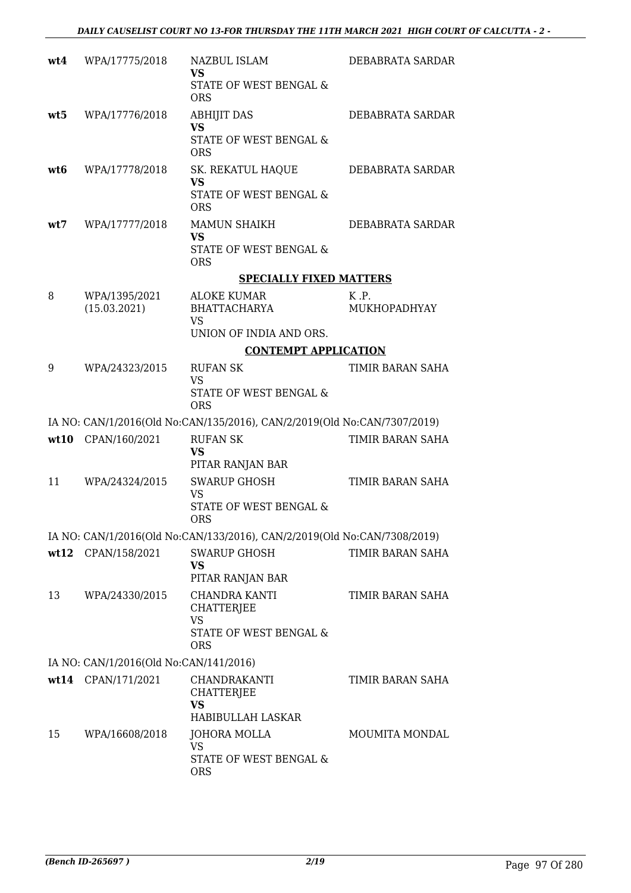| | | | |
|---|---|---|---|
| **wt4** | WPA/17775/2018 | NAZBUL ISLAM<br>**VS**<br>STATE OF WEST BENGAL & ORS | DEBABRATA SARDAR |
| **wt5** | WPA/17776/2018 | ABHIJIT DAS<br>**VS**<br>STATE OF WEST BENGAL & ORS | DEBABRATA SARDAR |
| **wt6** | WPA/17778/2018 | SK. REKATUL HAQUE<br>**VS**<br>STATE OF WEST BENGAL & ORS | DEBABRATA SARDAR |
| **wt7** | WPA/17777/2018 | MAMUN SHAIKH<br>**VS**<br>STATE OF WEST BENGAL & ORS | DEBABRATA SARDAR |

**SPECIALLY FIXED MATTERS**

| | | | |
|---|---|---|---|
| 8 | WPA/1395/2021<br>(15.03.2021) | ALOKE KUMAR BHATTACHARYA<br>VS<br>UNION OF INDIA AND ORS. | K .P. MUKHOPADHYAY |

**CONTEMPT APPLICATION**

| | | | |
|---|---|---|---|
| 9 | WPA/24323/2015 | RUFAN SK<br>VS<br>STATE OF WEST BENGAL & ORS | TIMIR BARAN SAHA |

IA NO: CAN/1/2016(Old No:CAN/135/2016), CAN/2/2019(Old No:CAN/7307/2019)

| | | | |
|---|---|---|---|
| **wt10** | CPAN/160/2021 | RUFAN SK<br>**VS**<br>PITAR RANJAN BAR | TIMIR BARAN SAHA |
| 11 | WPA/24324/2015 | SWARUP GHOSH<br>VS<br>STATE OF WEST BENGAL & ORS | TIMIR BARAN SAHA |

IA NO: CAN/1/2016(Old No:CAN/133/2016), CAN/2/2019(Old No:CAN/7308/2019)

| | | | |
|---|---|---|---|
| **wt12** | CPAN/158/2021 | SWARUP GHOSH<br>**VS**<br>PITAR RANJAN BAR | TIMIR BARAN SAHA |
| 13 | WPA/24330/2015 | CHANDRA KANTI CHATTERJEE<br>VS<br>STATE OF WEST BENGAL & ORS | TIMIR BARAN SAHA |

IA NO: CAN/1/2016(Old No:CAN/141/2016)

| | | | |
|---|---|---|---|
| **wt14** | CPAN/171/2021 | CHANDRAKANTI CHATTERJEE<br>**VS**<br>HABIBULLAH LASKAR | TIMIR BARAN SAHA |
| 15 | WPA/16608/2018 | JOHORA MOLLA<br>VS<br>STATE OF WEST BENGAL & ORS | MOUMITA MONDAL |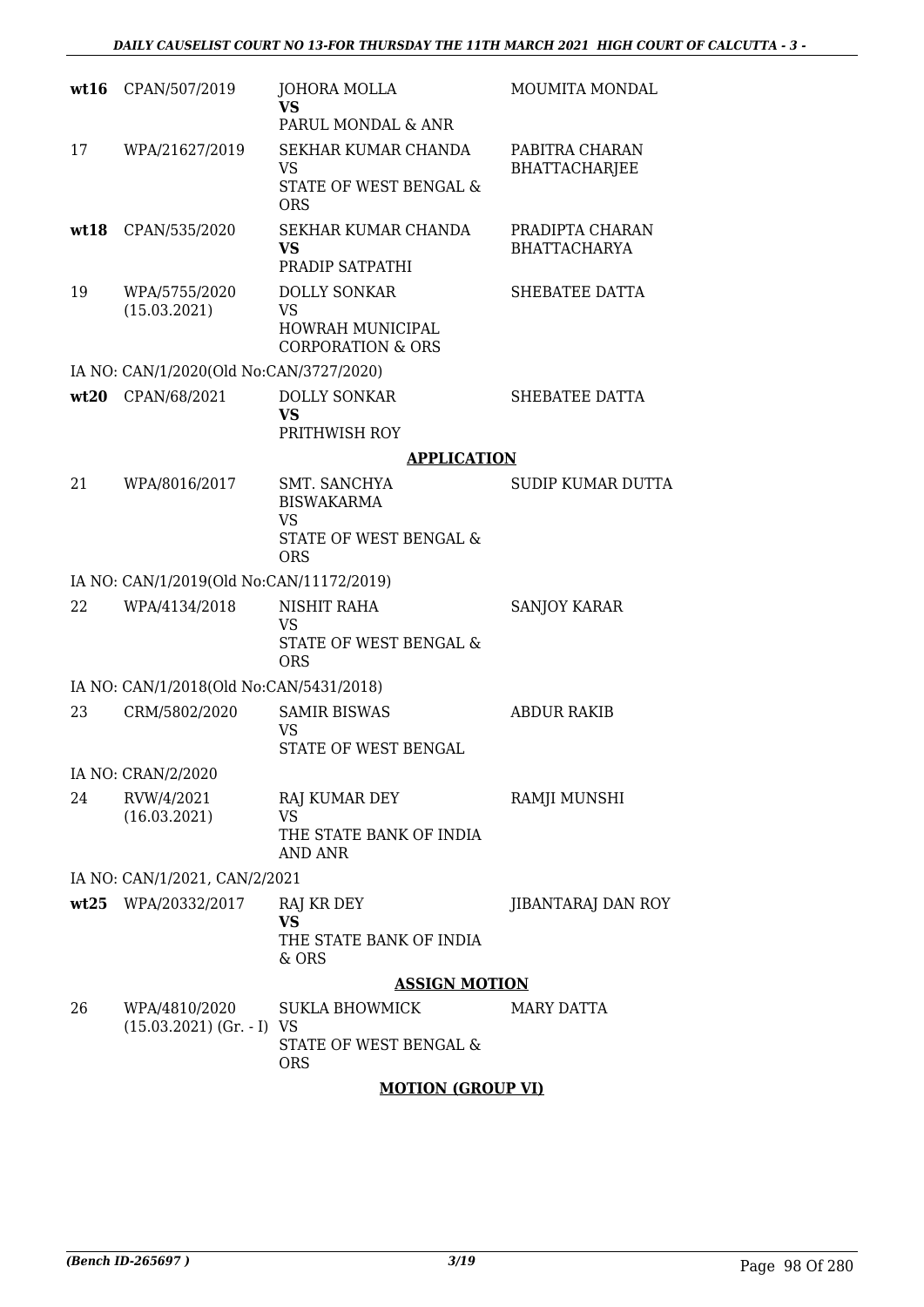| | | | |
|---|---|---|---|
| **wt16** | CPAN/507/2019 | JOHORA MOLLA<br>**VS**<br>PARUL MONDAL & ANR | MOUMITA MONDAL |
| 17 | WPA/21627/2019 | SEKHAR KUMAR CHANDA<br>VS<br>STATE OF WEST BENGAL & ORS | PABITRA CHARAN BHATTACHARJEE |
| **wt18** | CPAN/535/2020 | SEKHAR KUMAR CHANDA<br>**VS**<br>PRADIP SATPATHI | PRADIPTA CHARAN BHATTACHARYA |
| 19 | WPA/5755/2020 (15.03.2021) | DOLLY SONKAR<br>VS<br>HOWRAH MUNICIPAL CORPORATION & ORS | SHEBATEE DATTA |
| | IA NO: CAN/1/2020(Old No:CAN/3727/2020) | | |
| **wt20** | CPAN/68/2021 | DOLLY SONKAR<br>**VS**<br>PRITHWISH ROY | SHEBATEE DATTA |

**APPLICATION**

| | | | |
|---|---|---|---|
| 21 | WPA/8016/2017 | SMT. SANCHYA BISWAKARMA<br>VS<br>STATE OF WEST BENGAL & ORS | SUDIP KUMAR DUTTA |
| | IA NO: CAN/1/2019(Old No:CAN/11172/2019) | | |
| 22 | WPA/4134/2018 | NISHIT RAHA<br>VS<br>STATE OF WEST BENGAL & ORS | SANJOY KARAR |
| | IA NO: CAN/1/2018(Old No:CAN/5431/2018) | | |
| 23 | CRM/5802/2020 | SAMIR BISWAS<br>VS<br>STATE OF WEST BENGAL | ABDUR RAKIB |
| | IA NO: CRAN/2/2020 | | |
| 24 | RVW/4/2021 (16.03.2021) | RAJ KUMAR DEY<br>VS<br>THE STATE BANK OF INDIA AND ANR | RAMJI MUNSHI |
| | IA NO: CAN/1/2021, CAN/2/2021 | | |
| **wt25** | WPA/20332/2017 | RAJ KR DEY<br>**VS**<br>THE STATE BANK OF INDIA & ORS | JIBANTARAJ DAN ROY |

**ASSIGN MOTION**

| | | | |
|---|---|---|---|
| 26 | WPA/4810/2020 (15.03.2021) (Gr. - I) | SUKLA BHOWMICK<br>VS<br>STATE OF WEST BENGAL & ORS | MARY DATTA |

**MOTION (GROUP VI)**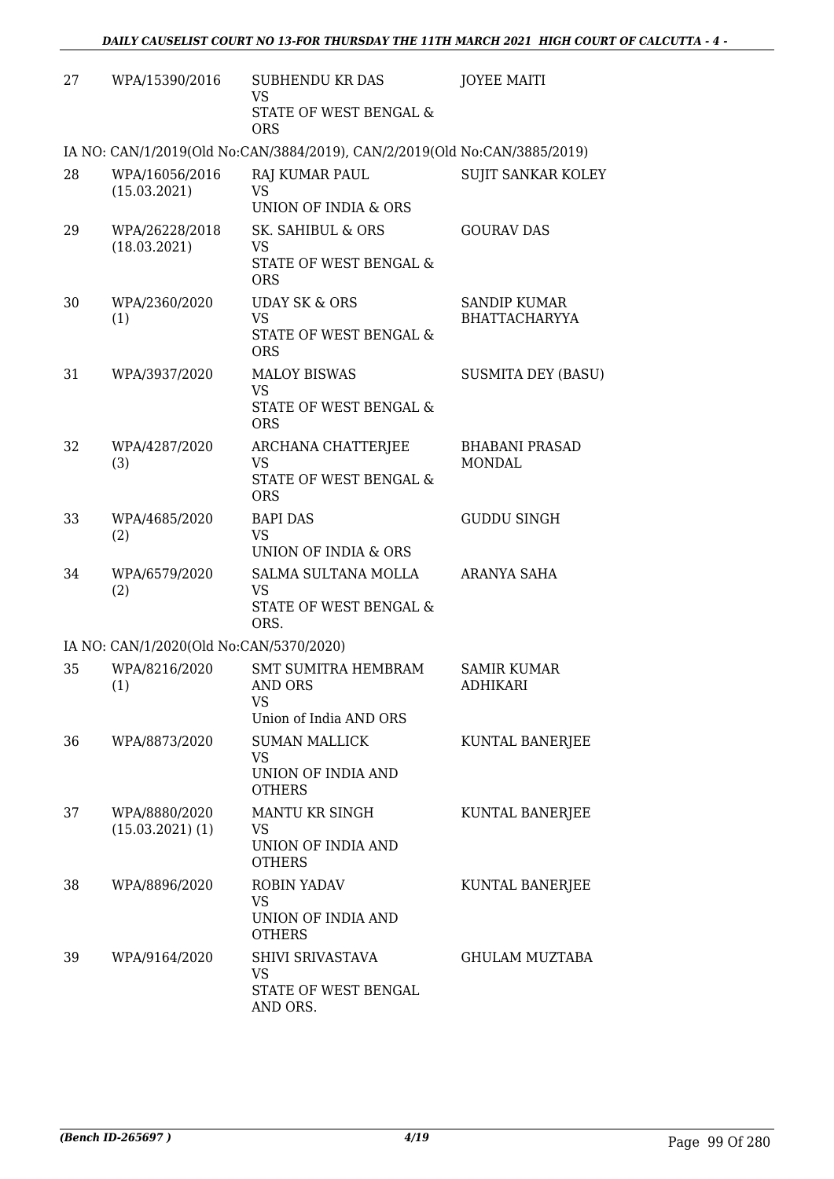| 27 | WPA/15390/2016 | SUBHENDU KR DAS<br>VS<br>STATE OF WEST BENGAL & ORS | JOYEE MAITI |
|---|---|---|---|
| | IA NO: CAN/1/2019(Old No:CAN/3884/2019), CAN/2/2019(Old No:CAN/3885/2019) | | |
| 28 | WPA/16056/2016<br>(15.03.2021) | RAJ KUMAR PAUL<br>VS<br>UNION OF INDIA & ORS | SUJIT SANKAR KOLEY |
| 29 | WPA/26228/2018<br>(18.03.2021) | SK. SAHIBUL & ORS<br>VS<br>STATE OF WEST BENGAL & ORS | GOURAV DAS |
| 30 | WPA/2360/2020<br>(1) | UDAY SK & ORS<br>VS<br>STATE OF WEST BENGAL & ORS | SANDIP KUMAR BHATTACHARYYA |
| 31 | WPA/3937/2020 | MALOY BISWAS<br>VS<br>STATE OF WEST BENGAL & ORS | SUSMITA DEY (BASU) |
| 32 | WPA/4287/2020<br>(3) | ARCHANA CHATTERJEE<br>VS<br>STATE OF WEST BENGAL & ORS | BHABANI PRASAD MONDAL |
| 33 | WPA/4685/2020<br>(2) | BAPI DAS<br>VS<br>UNION OF INDIA & ORS | GUDDU SINGH |
| 34 | WPA/6579/2020<br>(2) | SALMA SULTANA MOLLA<br>VS<br>STATE OF WEST BENGAL & ORS. | ARANYA SAHA |
| | IA NO: CAN/1/2020(Old No:CAN/5370/2020) | | |
| 35 | WPA/8216/2020<br>(1) | SMT SUMITRA HEMBRAM AND ORS<br>VS<br>Union of India AND ORS | SAMIR KUMAR ADHIKARI |
| 36 | WPA/8873/2020 | SUMAN MALLICK<br>VS<br>UNION OF INDIA AND OTHERS | KUNTAL BANERJEE |
| 37 | WPA/8880/2020<br>(15.03.2021) (1) | MANTU KR SINGH<br>VS<br>UNION OF INDIA AND OTHERS | KUNTAL BANERJEE |
| 38 | WPA/8896/2020 | ROBIN YADAV<br>VS<br>UNION OF INDIA AND OTHERS | KUNTAL BANERJEE |
| 39 | WPA/9164/2020 | SHIVI SRIVASTAVA<br>VS<br>STATE OF WEST BENGAL AND ORS. | GHULAM MUZTABA |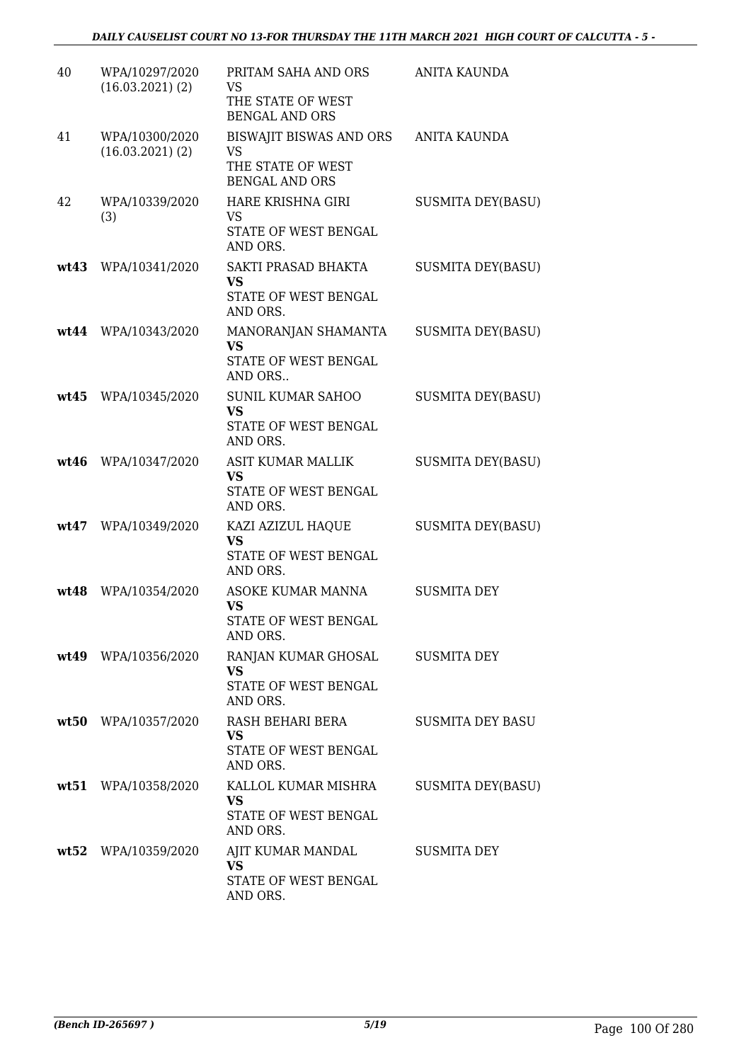| | | | |
|---|---|---|---|
| 40 | WPA/10297/2020 (16.03.2021) (2) | PRITAM SAHA AND ORS VS THE STATE OF WEST BENGAL AND ORS | ANITA KAUNDA |
| 41 | WPA/10300/2020 (16.03.2021) (2) | BISWAJIT BISWAS AND ORS VS THE STATE OF WEST BENGAL AND ORS | ANITA KAUNDA |
| 42 | WPA/10339/2020 (3) | HARE KRISHNA GIRI VS STATE OF WEST BENGAL AND ORS. | SUSMITA DEY(BASU) |
| **wt43** | WPA/10341/2020 | SAKTI PRASAD BHAKTA **VS** STATE OF WEST BENGAL AND ORS. | SUSMITA DEY(BASU) |
| **wt44** | WPA/10343/2020 | MANORANJAN SHAMANTA **VS** STATE OF WEST BENGAL AND ORS.. | SUSMITA DEY(BASU) |
| **wt45** | WPA/10345/2020 | SUNIL KUMAR SAHOO **VS** STATE OF WEST BENGAL AND ORS. | SUSMITA DEY(BASU) |
| **wt46** | WPA/10347/2020 | ASIT KUMAR MALLIK **VS** STATE OF WEST BENGAL AND ORS. | SUSMITA DEY(BASU) |
| **wt47** | WPA/10349/2020 | KAZI AZIZUL HAQUE **VS** STATE OF WEST BENGAL AND ORS. | SUSMITA DEY(BASU) |
| **wt48** | WPA/10354/2020 | ASOKE KUMAR MANNA **VS** STATE OF WEST BENGAL AND ORS. | SUSMITA DEY |
| **wt49** | WPA/10356/2020 | RANJAN KUMAR GHOSAL **VS** STATE OF WEST BENGAL AND ORS. | SUSMITA DEY |
| **wt50** | WPA/10357/2020 | RASH BEHARI BERA **VS** STATE OF WEST BENGAL AND ORS. | SUSMITA DEY BASU |
| **wt51** | WPA/10358/2020 | KALLOL KUMAR MISHRA **VS** STATE OF WEST BENGAL AND ORS. | SUSMITA DEY(BASU) |
| **wt52** | WPA/10359/2020 | AJIT KUMAR MANDAL **VS** STATE OF WEST BENGAL AND ORS. | SUSMITA DEY |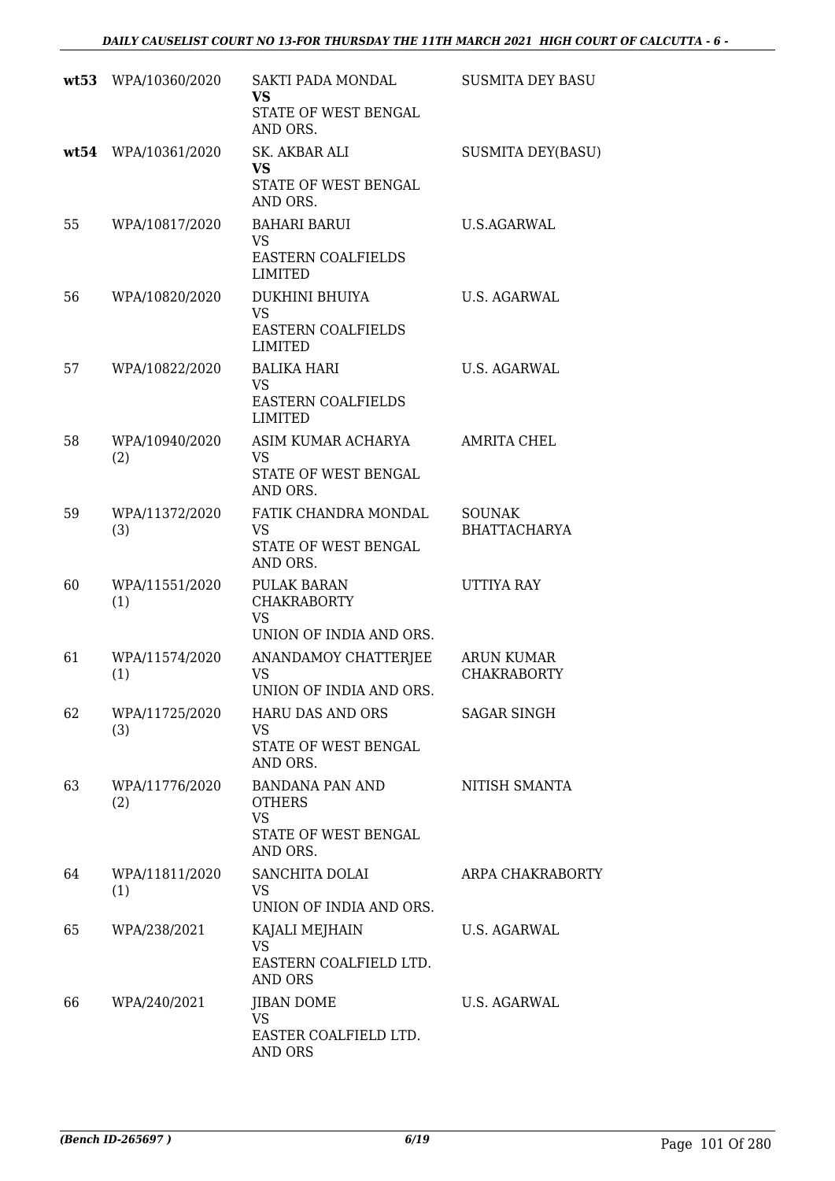| | | | |
|---|---|---|---|
| **wt53** | WPA/10360/2020 | SAKTI PADA MONDAL<br>**VS**<br>STATE OF WEST BENGAL AND ORS. | SUSMITA DEY BASU |
| **wt54** | WPA/10361/2020 | SK. AKBAR ALI<br>**VS**<br>STATE OF WEST BENGAL AND ORS. | SUSMITA DEY(BASU) |
| 55 | WPA/10817/2020 | BAHARI BARUI<br>VS<br>EASTERN COALFIELDS LIMITED | U.S.AGARWAL |
| 56 | WPA/10820/2020 | DUKHINI BHUIYA<br>VS<br>EASTERN COALFIELDS LIMITED | U.S. AGARWAL |
| 57 | WPA/10822/2020 | BALIKA HARI<br>VS<br>EASTERN COALFIELDS LIMITED | U.S. AGARWAL |
| 58 | WPA/10940/2020 (2) | ASIM KUMAR ACHARYA<br>VS<br>STATE OF WEST BENGAL AND ORS. | AMRITA CHEL |
| 59 | WPA/11372/2020 (3) | FATIK CHANDRA MONDAL<br>VS<br>STATE OF WEST BENGAL AND ORS. | SOUNAK BHATTACHARYA |
| 60 | WPA/11551/2020 (1) | PULAK BARAN CHAKRABORTY<br>VS<br>UNION OF INDIA AND ORS. | UTTIYA RAY |
| 61 | WPA/11574/2020 (1) | ANANDAMOY CHATTERJEE<br>VS<br>UNION OF INDIA AND ORS. | ARUN KUMAR CHAKRABORTY |
| 62 | WPA/11725/2020 (3) | HARU DAS AND ORS<br>VS<br>STATE OF WEST BENGAL AND ORS. | SAGAR SINGH |
| 63 | WPA/11776/2020 (2) | BANDANA PAN AND OTHERS<br>VS<br>STATE OF WEST BENGAL AND ORS. | NITISH SMANTA |
| 64 | WPA/11811/2020 (1) | SANCHITA DOLAI<br>VS<br>UNION OF INDIA AND ORS. | ARPA CHAKRABORTY |
| 65 | WPA/238/2021 | KAJALI MEJHAIN<br>VS<br>EASTERN COALFIELD LTD. AND ORS | U.S. AGARWAL |
| 66 | WPA/240/2021 | JIBAN DOME<br>VS<br>EASTER COALFIELD LTD. AND ORS | U.S. AGARWAL |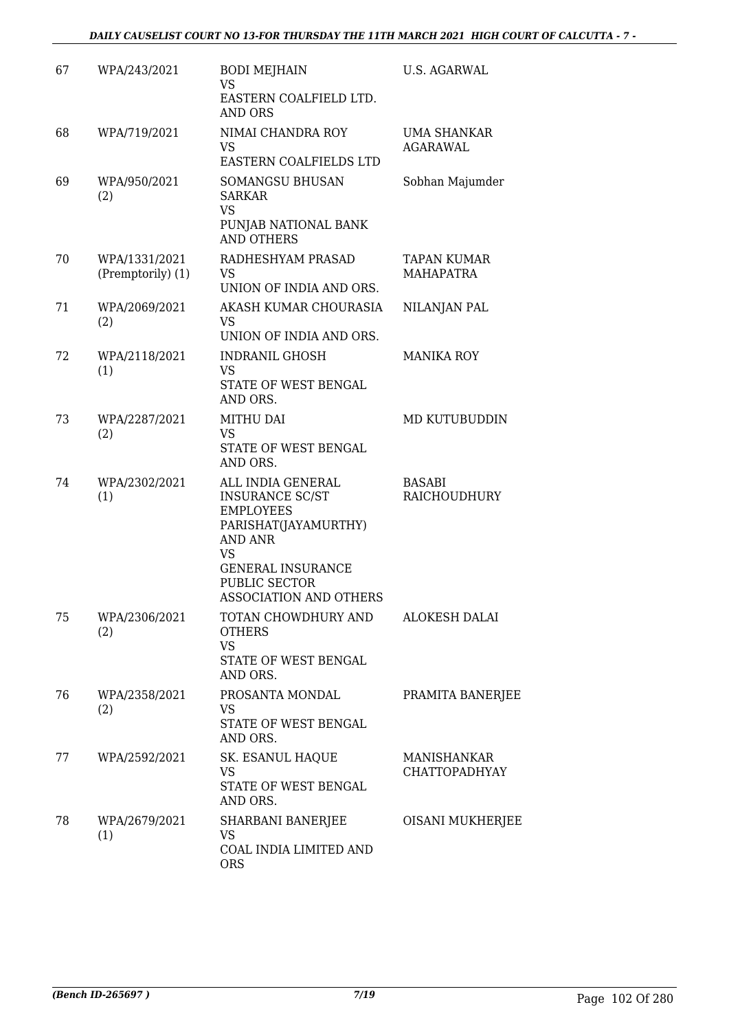| 67 | WPA/243/2021 | BODI MEJHAIN<br>VS<br>EASTERN COALFIELD LTD. AND ORS | U.S. AGARWAL |
|---|---|---|---|
| 68 | WPA/719/2021 | NIMAI CHANDRA ROY<br>VS<br>EASTERN COALFIELDS LTD | UMA SHANKAR AGARAWAL |
| 69 | WPA/950/2021 (2) | SOMANGSU BHUSAN SARKAR<br>VS<br>PUNJAB NATIONAL BANK AND OTHERS | Sobhan Majumder |
| 70 | WPA/1331/2021 (Premptorily) (1) | RADHESHYAM PRASAD<br>VS<br>UNION OF INDIA AND ORS. | TAPAN KUMAR MAHAPATRA |
| 71 | WPA/2069/2021 (2) | AKASH KUMAR CHOURASIA<br>VS<br>UNION OF INDIA AND ORS. | NILANJAN PAL |
| 72 | WPA/2118/2021 (1) | INDRANIL GHOSH<br>VS<br>STATE OF WEST BENGAL AND ORS. | MANIKA ROY |
| 73 | WPA/2287/2021 (2) | MITHU DAI<br>VS<br>STATE OF WEST BENGAL AND ORS. | MD KUTUBUDDIN |
| 74 | WPA/2302/2021 (1) | ALL INDIA GENERAL INSURANCE SC/ST EMPLOYEES PARISHAT(JAYAMURTHY) AND ANR<br>VS<br>GENERAL INSURANCE PUBLIC SECTOR ASSOCIATION AND OTHERS | BASABI RAICHOUDHURY |
| 75 | WPA/2306/2021 (2) | TOTAN CHOWDHURY AND OTHERS<br>VS<br>STATE OF WEST BENGAL AND ORS. | ALOKESH DALAI |
| 76 | WPA/2358/2021 (2) | PROSANTA MONDAL<br>VS<br>STATE OF WEST BENGAL AND ORS. | PRAMITA BANERJEE |
| 77 | WPA/2592/2021 | SK. ESANUL HAQUE<br>VS<br>STATE OF WEST BENGAL AND ORS. | MANISHANKAR CHATTOPADHYAY |
| 78 | WPA/2679/2021 (1) | SHARBANI BANERJEE<br>VS<br>COAL INDIA LIMITED AND ORS | OISANI MUKHERJEE |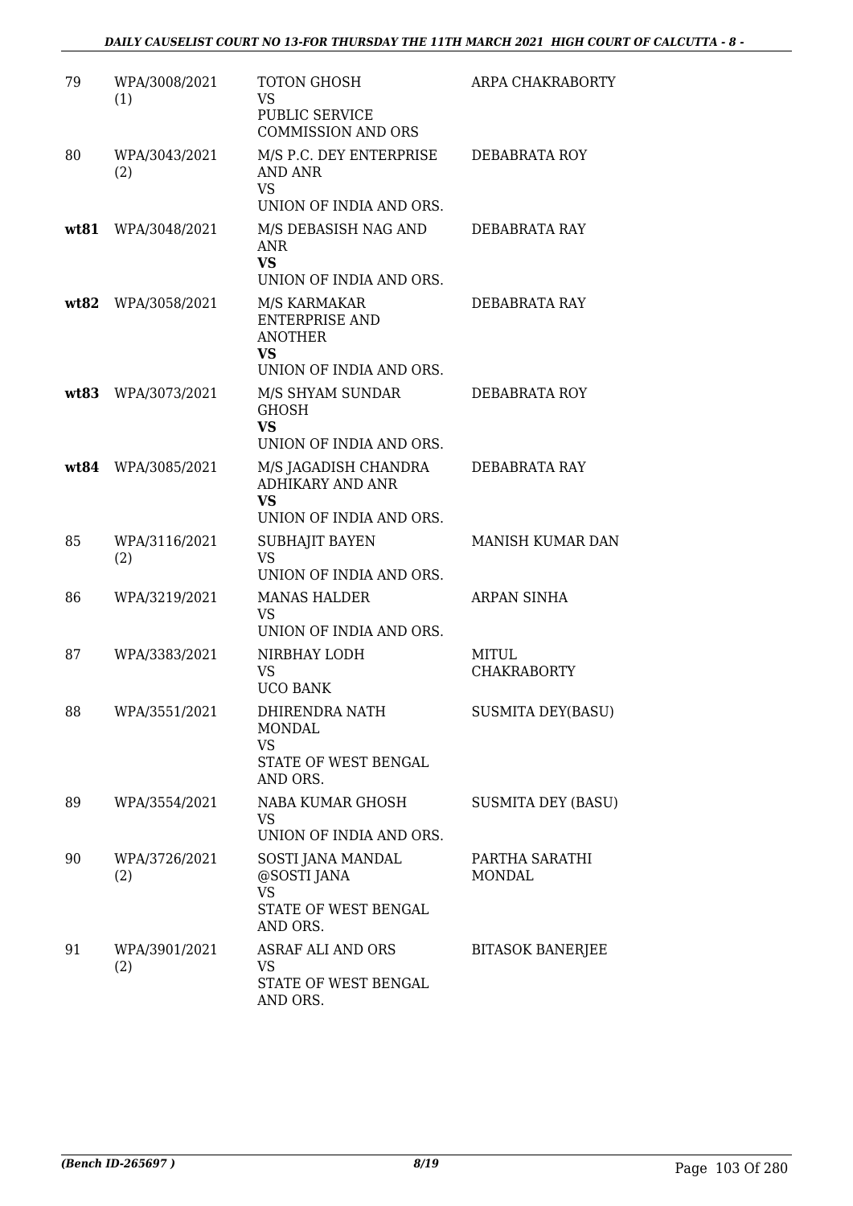| | | | |
|---|---|---|---|
| 79 | WPA/3008/2021 (1) | TOTON GHOSH<br>VS<br>PUBLIC SERVICE COMMISSION AND ORS | ARPA CHAKRABORTY |
| 80 | WPA/3043/2021 (2) | M/S P.C. DEY ENTERPRISE AND ANR<br>VS<br>UNION OF INDIA AND ORS. | DEBABRATA ROY |
| **wt81** | WPA/3048/2021 | M/S DEBASISH NAG AND ANR<br>**VS**<br>UNION OF INDIA AND ORS. | DEBABRATA RAY |
| **wt82** | WPA/3058/2021 | M/S KARMAKAR ENTERPRISE AND ANOTHER<br>**VS**<br>UNION OF INDIA AND ORS. | DEBABRATA RAY |
| **wt83** | WPA/3073/2021 | M/S SHYAM SUNDAR GHOSH<br>**VS**<br>UNION OF INDIA AND ORS. | DEBABRATA ROY |
| **wt84** | WPA/3085/2021 | M/S JAGADISH CHANDRA ADHIKARY AND ANR<br>**VS**<br>UNION OF INDIA AND ORS. | DEBABRATA RAY |
| 85 | WPA/3116/2021 (2) | SUBHAJIT BAYEN<br>VS<br>UNION OF INDIA AND ORS. | MANISH KUMAR DAN |
| 86 | WPA/3219/2021 | MANAS HALDER<br>VS<br>UNION OF INDIA AND ORS. | ARPAN SINHA |
| 87 | WPA/3383/2021 | NIRBHAY LODH<br>VS<br>UCO BANK | MITUL CHAKRABORTY |
| 88 | WPA/3551/2021 | DHIRENDRA NATH MONDAL<br>VS<br>STATE OF WEST BENGAL AND ORS. | SUSMITA DEY(BASU) |
| 89 | WPA/3554/2021 | NABA KUMAR GHOSH<br>VS<br>UNION OF INDIA AND ORS. | SUSMITA DEY (BASU) |
| 90 | WPA/3726/2021 (2) | SOSTI JANA MANDAL @SOSTI JANA<br>VS<br>STATE OF WEST BENGAL AND ORS. | PARTHA SARATHI MONDAL |
| 91 | WPA/3901/2021 (2) | ASRAF ALI AND ORS<br>VS<br>STATE OF WEST BENGAL AND ORS. | BITASOK BANERJEE |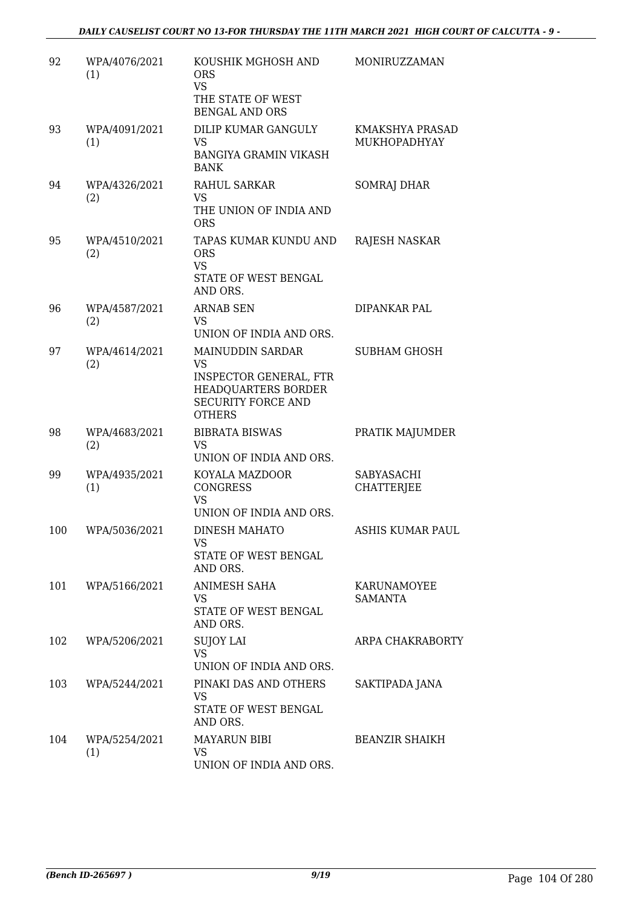| 92 | WPA/4076/2021 (1) | KOUSHIK MGHOSH AND ORS VS THE STATE OF WEST BENGAL AND ORS | MONIRUZZAMAN |
|---|---|---|---|
| 93 | WPA/4091/2021 (1) | DILIP KUMAR GANGULY VS BANGIYA GRAMIN VIKASH BANK | KMAKSHYA PRASAD MUKHOPADHYAY |
| 94 | WPA/4326/2021 (2) | RAHUL SARKAR VS THE UNION OF INDIA AND ORS | SOMRAJ DHAR |
| 95 | WPA/4510/2021 (2) | TAPAS KUMAR KUNDU AND ORS VS STATE OF WEST BENGAL AND ORS. | RAJESH NASKAR |
| 96 | WPA/4587/2021 (2) | ARNAB SEN VS UNION OF INDIA AND ORS. | DIPANKAR PAL |
| 97 | WPA/4614/2021 (2) | MAINUDDIN SARDAR VS INSPECTOR GENERAL, FTR HEADQUARTERS BORDER SECURITY FORCE AND OTHERS | SUBHAM GHOSH |
| 98 | WPA/4683/2021 (2) | BIBRATA BISWAS VS UNION OF INDIA AND ORS. | PRATIK MAJUMDER |
| 99 | WPA/4935/2021 (1) | KOYALA MAZDOOR CONGRESS VS UNION OF INDIA AND ORS. | SABYASACHI CHATTERJEE |
| 100 | WPA/5036/2021 | DINESH MAHATO VS STATE OF WEST BENGAL AND ORS. | ASHIS KUMAR PAUL |
| 101 | WPA/5166/2021 | ANIMESH SAHA VS STATE OF WEST BENGAL AND ORS. | KARUNAMOYEE SAMANTA |
| 102 | WPA/5206/2021 | SUJOY LAI VS UNION OF INDIA AND ORS. | ARPA CHAKRABORTY |
| 103 | WPA/5244/2021 | PINAKI DAS AND OTHERS VS STATE OF WEST BENGAL AND ORS. | SAKTIPADA JANA |
| 104 | WPA/5254/2021 (1) | MAYARUN BIBI VS UNION OF INDIA AND ORS. | BEANZIR SHAIKH |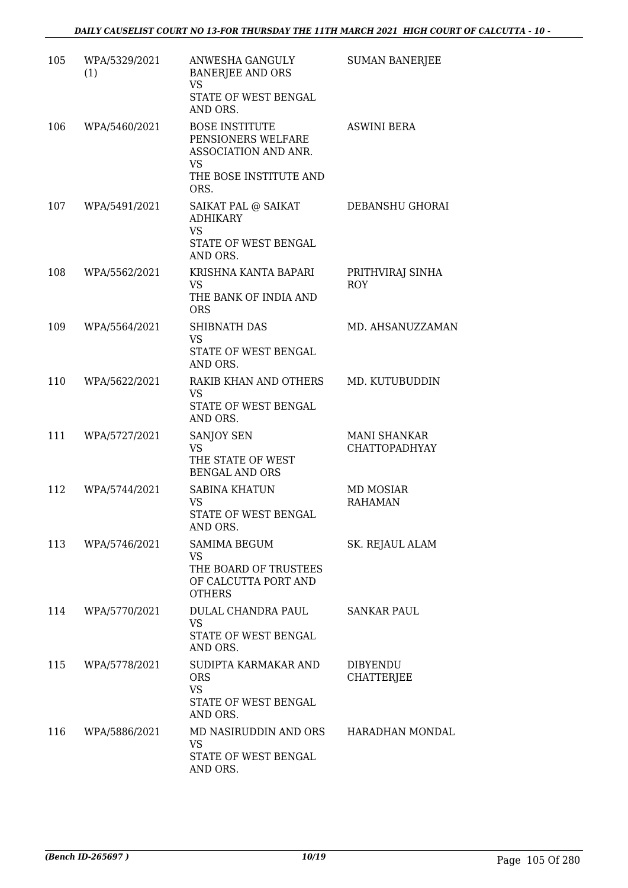| 105 | WPA/5329/2021 (1) | ANWESHA GANGULY BANERJEE AND ORS<br>VS<br>STATE OF WEST BENGAL AND ORS. | SUMAN BANERJEE |
|---|---|---|---|
| 106 | WPA/5460/2021 | BOSE INSTITUTE PENSIONERS WELFARE ASSOCIATION AND ANR.<br>VS<br>THE BOSE INSTITUTE AND ORS. | ASWINI BERA |
| 107 | WPA/5491/2021 | SAIKAT PAL @ SAIKAT ADHIKARY<br>VS<br>STATE OF WEST BENGAL AND ORS. | DEBANSHU GHORAI |
| 108 | WPA/5562/2021 | KRISHNA KANTA BAPARI<br>VS<br>THE BANK OF INDIA AND ORS | PRITHVIRAJ SINHA ROY |
| 109 | WPA/5564/2021 | SHIBNATH DAS<br>VS<br>STATE OF WEST BENGAL AND ORS. | MD. AHSANUZZAMAN |
| 110 | WPA/5622/2021 | RAKIB KHAN AND OTHERS<br>VS<br>STATE OF WEST BENGAL AND ORS. | MD. KUTUBUDDIN |
| 111 | WPA/5727/2021 | SANJOY SEN<br>VS<br>THE STATE OF WEST BENGAL AND ORS | MANI SHANKAR CHATTOPADHYAY |
| 112 | WPA/5744/2021 | SABINA KHATUN<br>VS<br>STATE OF WEST BENGAL AND ORS. | MD MOSIAR RAHAMAN |
| 113 | WPA/5746/2021 | SAMIMA BEGUM<br>VS<br>THE BOARD OF TRUSTEES OF CALCUTTA PORT AND OTHERS | SK. REJAUL ALAM |
| 114 | WPA/5770/2021 | DULAL CHANDRA PAUL<br>VS<br>STATE OF WEST BENGAL AND ORS. | SANKAR PAUL |
| 115 | WPA/5778/2021 | SUDIPTA KARMAKAR AND ORS<br>VS<br>STATE OF WEST BENGAL AND ORS. | DIBYENDU CHATTERJEE |
| 116 | WPA/5886/2021 | MD NASIRUDDIN AND ORS<br>VS<br>STATE OF WEST BENGAL AND ORS. | HARADHAN MONDAL |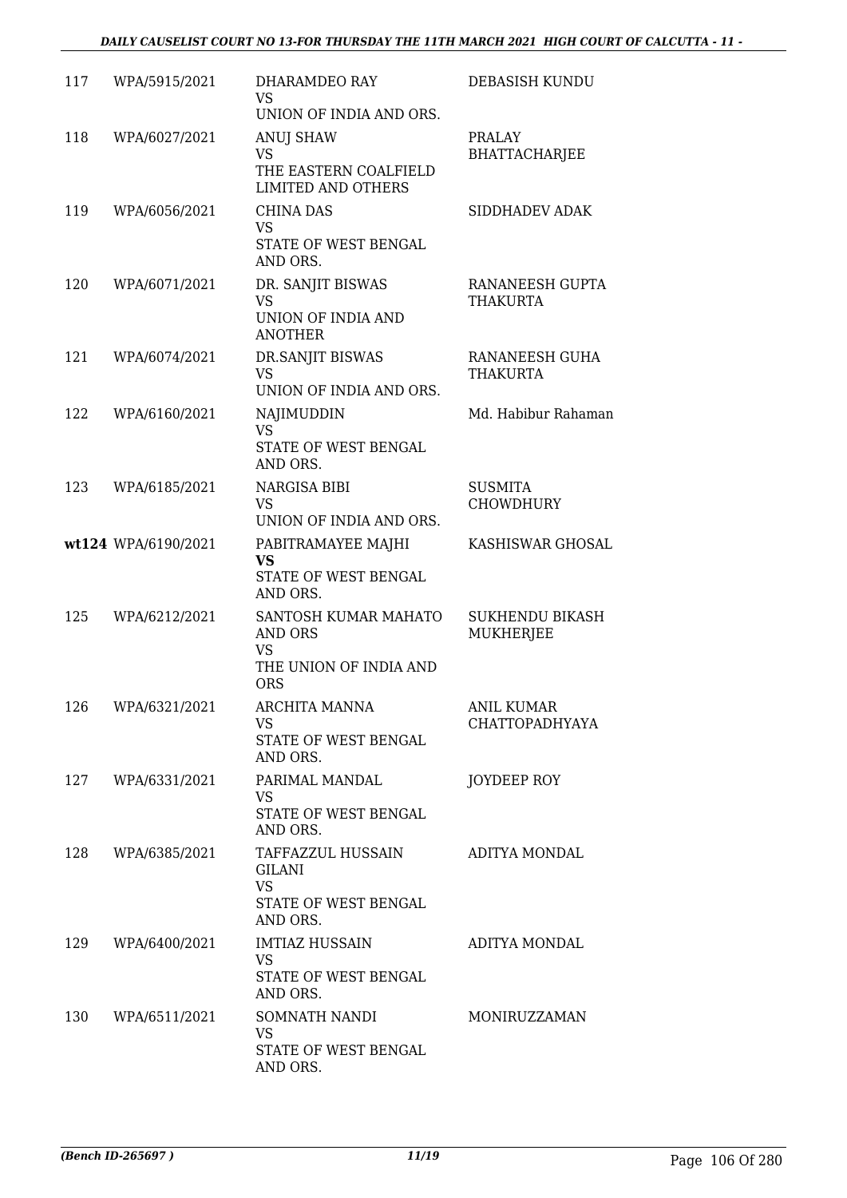| 117 | WPA/5915/2021 | DHARAMDEO RAY<br>VS<br>UNION OF INDIA AND ORS. | DEBASISH KUNDU |
|---|---|---|---|
| 118 | WPA/6027/2021 | ANUJ SHAW<br>VS<br>THE EASTERN COALFIELD LIMITED AND OTHERS | PRALAY BHATTACHARJEE |
| 119 | WPA/6056/2021 | CHINA DAS<br>VS<br>STATE OF WEST BENGAL AND ORS. | SIDDHADEV ADAK |
| 120 | WPA/6071/2021 | DR. SANJIT BISWAS<br>VS<br>UNION OF INDIA AND ANOTHER | RANANEESH GUPTA THAKURTA |
| 121 | WPA/6074/2021 | DR.SANJIT BISWAS<br>VS<br>UNION OF INDIA AND ORS. | RANANEESH GUHA THAKURTA |
| 122 | WPA/6160/2021 | NAJIMUDDIN<br>VS<br>STATE OF WEST BENGAL AND ORS. | Md. Habibur Rahaman |
| 123 | WPA/6185/2021 | NARGISA BIBI<br>VS<br>UNION OF INDIA AND ORS. | SUSMITA CHOWDHURY |
| **wt124** | **WPA/6190/2021** | PABITRAMAYEE MAJHI<br>**VS**<br>STATE OF WEST BENGAL AND ORS. | KASHISWAR GHOSAL |
| 125 | WPA/6212/2021 | SANTOSH KUMAR MAHATO AND ORS<br>VS<br>THE UNION OF INDIA AND ORS | SUKHENDU BIKASH MUKHERJEE |
| 126 | WPA/6321/2021 | ARCHITA MANNA<br>VS<br>STATE OF WEST BENGAL AND ORS. | ANIL KUMAR CHATTOPADHYAYA |
| 127 | WPA/6331/2021 | PARIMAL MANDAL<br>VS<br>STATE OF WEST BENGAL AND ORS. | JOYDEEP ROY |
| 128 | WPA/6385/2021 | TAFFAZZUL HUSSAIN GILANI<br>VS<br>STATE OF WEST BENGAL AND ORS. | ADITYA MONDAL |
| 129 | WPA/6400/2021 | IMTIAZ HUSSAIN<br>VS<br>STATE OF WEST BENGAL AND ORS. | ADITYA MONDAL |
| 130 | WPA/6511/2021 | SOMNATH NANDI<br>VS<br>STATE OF WEST BENGAL AND ORS. | MONIRUZZAMAN |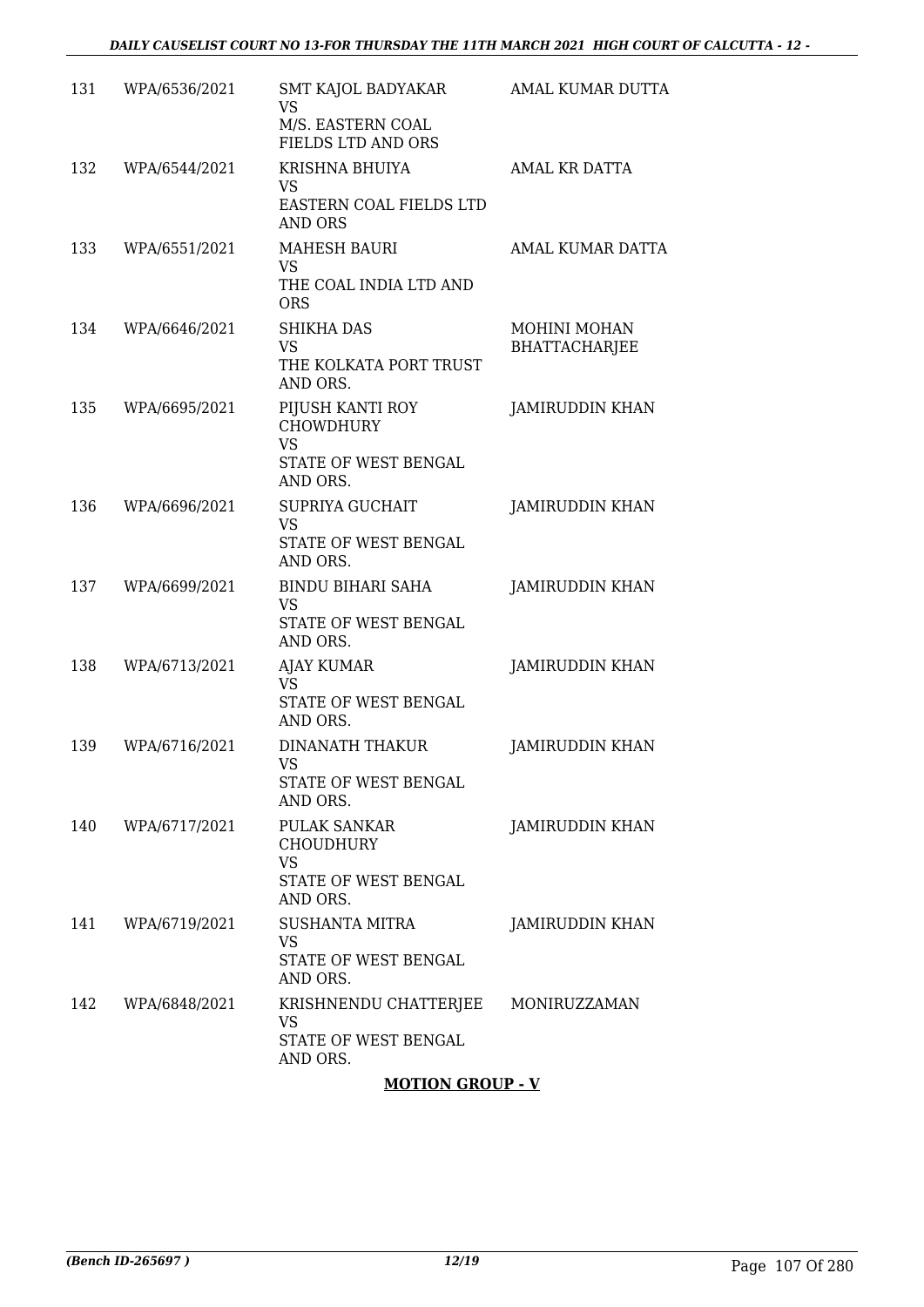| | | | |
|---|---|---|---|
| 131 | WPA/6536/2021 | SMT KAJOL BADYAKAR<br>VS<br>M/S. EASTERN COAL FIELDS LTD AND ORS | AMAL KUMAR DUTTA |
| 132 | WPA/6544/2021 | KRISHNA BHUIYA<br>VS<br>EASTERN COAL FIELDS LTD AND ORS | AMAL KR DATTA |
| 133 | WPA/6551/2021 | MAHESH BAURI<br>VS<br>THE COAL INDIA LTD AND ORS | AMAL KUMAR DATTA |
| 134 | WPA/6646/2021 | SHIKHA DAS<br>VS<br>THE KOLKATA PORT TRUST AND ORS. | MOHINI MOHAN BHATTACHARJEE |
| 135 | WPA/6695/2021 | PIJUSH KANTI ROY CHOWDHURY<br>VS<br>STATE OF WEST BENGAL AND ORS. | JAMIRUDDIN KHAN |
| 136 | WPA/6696/2021 | SUPRIYA GUCHAIT<br>VS<br>STATE OF WEST BENGAL AND ORS. | JAMIRUDDIN KHAN |
| 137 | WPA/6699/2021 | BINDU BIHARI SAHA<br>VS<br>STATE OF WEST BENGAL AND ORS. | JAMIRUDDIN KHAN |
| 138 | WPA/6713/2021 | AJAY KUMAR<br>VS<br>STATE OF WEST BENGAL AND ORS. | JAMIRUDDIN KHAN |
| 139 | WPA/6716/2021 | DINANATH THAKUR<br>VS<br>STATE OF WEST BENGAL AND ORS. | JAMIRUDDIN KHAN |
| 140 | WPA/6717/2021 | PULAK SANKAR CHOUDHURY<br>VS<br>STATE OF WEST BENGAL AND ORS. | JAMIRUDDIN KHAN |
| 141 | WPA/6719/2021 | SUSHANTA MITRA<br>VS<br>STATE OF WEST BENGAL AND ORS. | JAMIRUDDIN KHAN |
| 142 | WPA/6848/2021 | KRISHNENDU CHATTERJEE<br>VS<br>STATE OF WEST BENGAL AND ORS. | MONIRUZZAMAN |

**MOTION GROUP - V**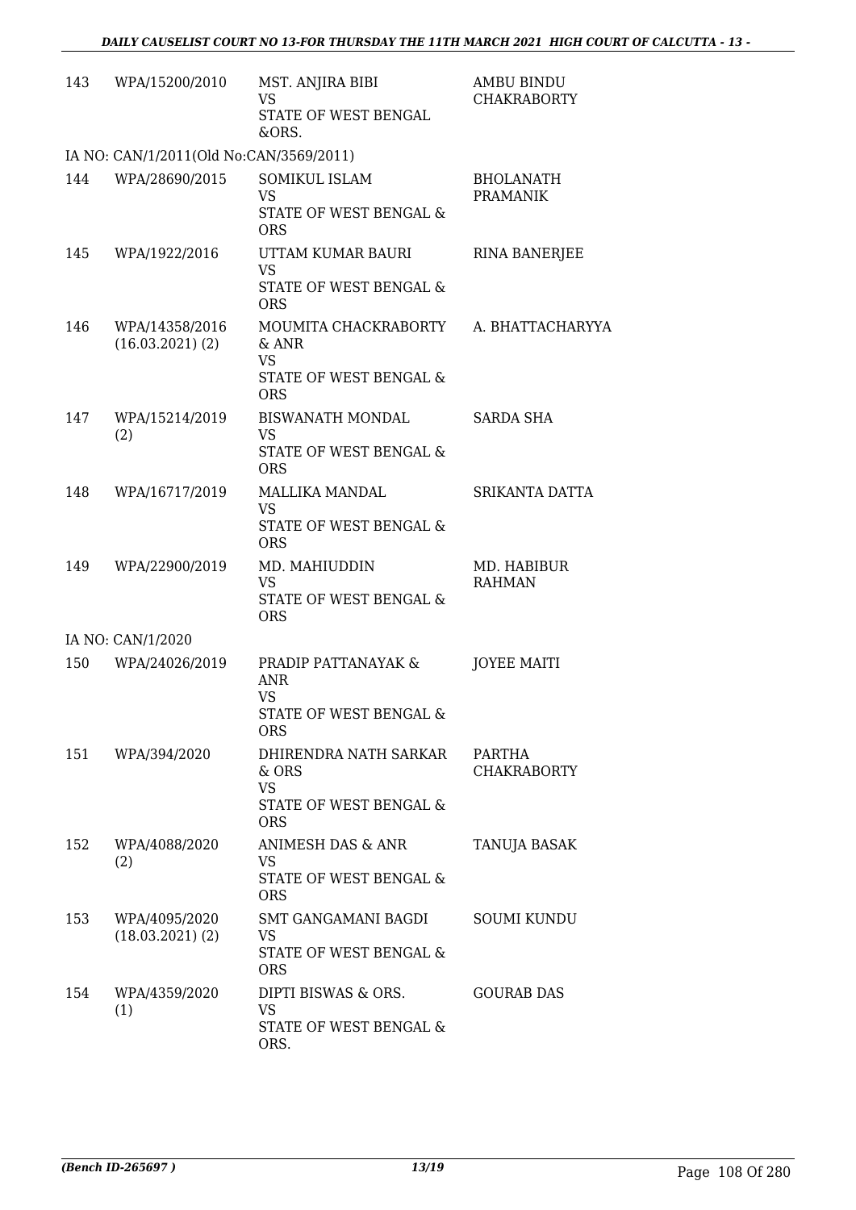| 143 | WPA/15200/2010 | MST. ANJIRA BIBI<br>VS<br>STATE OF WEST BENGAL &ORS. | AMBU BINDU CHAKRABORTY |
|---|---|---|---|
| IA NO: CAN/1/2011(Old No:CAN/3569/2011) | | | |
| 144 | WPA/28690/2015 | SOMIKUL ISLAM<br>VS<br>STATE OF WEST BENGAL & ORS | BHOLANATH PRAMANIK |
| 145 | WPA/1922/2016 | UTTAM KUMAR BAURI<br>VS<br>STATE OF WEST BENGAL & ORS | RINA BANERJEE |
| 146 | WPA/14358/2016 (16.03.2021) (2) | MOUMITA CHACKRABORTY & ANR<br>VS<br>STATE OF WEST BENGAL & ORS | A. BHATTACHARYYA |
| 147 | WPA/15214/2019 (2) | BISWANATH MONDAL<br>VS<br>STATE OF WEST BENGAL & ORS | SARDA SHA |
| 148 | WPA/16717/2019 | MALLIKA MANDAL<br>VS<br>STATE OF WEST BENGAL & ORS | SRIKANTA DATTA |
| 149 | WPA/22900/2019 | MD. MAHIUDDIN<br>VS<br>STATE OF WEST BENGAL & ORS | MD. HABIBUR RAHMAN |
| IA NO: CAN/1/2020 | | | |
| 150 | WPA/24026/2019 | PRADIP PATTANAYAK & ANR<br>VS<br>STATE OF WEST BENGAL & ORS | JOYEE MAITI |
| 151 | WPA/394/2020 | DHIRENDRA NATH SARKAR & ORS<br>VS<br>STATE OF WEST BENGAL & ORS | PARTHA CHAKRABORTY |
| 152 | WPA/4088/2020 (2) | ANIMESH DAS & ANR<br>VS<br>STATE OF WEST BENGAL & ORS | TANUJA BASAK |
| 153 | WPA/4095/2020 (18.03.2021) (2) | SMT GANGAMANI BAGDI<br>VS<br>STATE OF WEST BENGAL & ORS | SOUMI KUNDU |
| 154 | WPA/4359/2020 (1) | DIPTI BISWAS & ORS.<br>VS<br>STATE OF WEST BENGAL & ORS. | GOURAB DAS |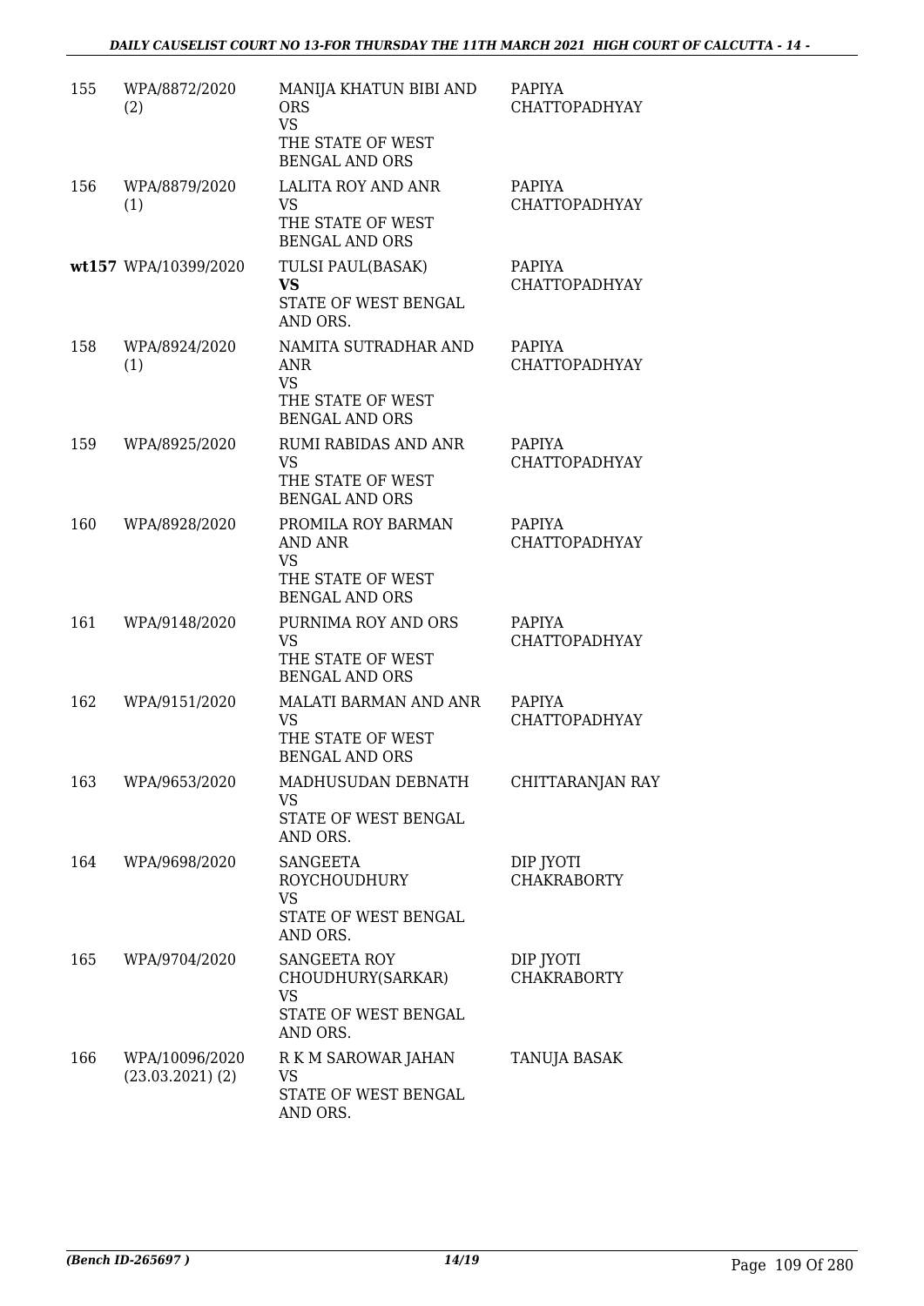| | | | |
|---|---|---|---|
| 155 | WPA/8872/2020 (2) | MANIJA KHATUN BIBI AND ORS VS THE STATE OF WEST BENGAL AND ORS | PAPIYA CHATTOPADHYAY |
| 156 | WPA/8879/2020 (1) | LALITA ROY AND ANR VS THE STATE OF WEST BENGAL AND ORS | PAPIYA CHATTOPADHYAY |
| wt157 | WPA/10399/2020 | TULSI PAUL(BASAK) **VS** STATE OF WEST BENGAL AND ORS. | PAPIYA CHATTOPADHYAY |
| 158 | WPA/8924/2020 (1) | NAMITA SUTRADHAR AND ANR VS THE STATE OF WEST BENGAL AND ORS | PAPIYA CHATTOPADHYAY |
| 159 | WPA/8925/2020 | RUMI RABIDAS AND ANR VS THE STATE OF WEST BENGAL AND ORS | PAPIYA CHATTOPADHYAY |
| 160 | WPA/8928/2020 | PROMILA ROY BARMAN AND ANR VS THE STATE OF WEST BENGAL AND ORS | PAPIYA CHATTOPADHYAY |
| 161 | WPA/9148/2020 | PURNIMA ROY AND ORS VS THE STATE OF WEST BENGAL AND ORS | PAPIYA CHATTOPADHYAY |
| 162 | WPA/9151/2020 | MALATI BARMAN AND ANR VS THE STATE OF WEST BENGAL AND ORS | PAPIYA CHATTOPADHYAY |
| 163 | WPA/9653/2020 | MADHUSUDAN DEBNATH VS STATE OF WEST BENGAL AND ORS. | CHITTARANJAN RAY |
| 164 | WPA/9698/2020 | SANGEETA ROYCHOUDHURY VS STATE OF WEST BENGAL AND ORS. | DIP JYOTI CHAKRABORTY |
| 165 | WPA/9704/2020 | SANGEETA ROY CHOUDHURY(SARKAR) VS STATE OF WEST BENGAL AND ORS. | DIP JYOTI CHAKRABORTY |
| 166 | WPA/10096/2020 (23.03.2021) (2) | R K M SAROWAR JAHAN VS STATE OF WEST BENGAL AND ORS. | TANUJA BASAK |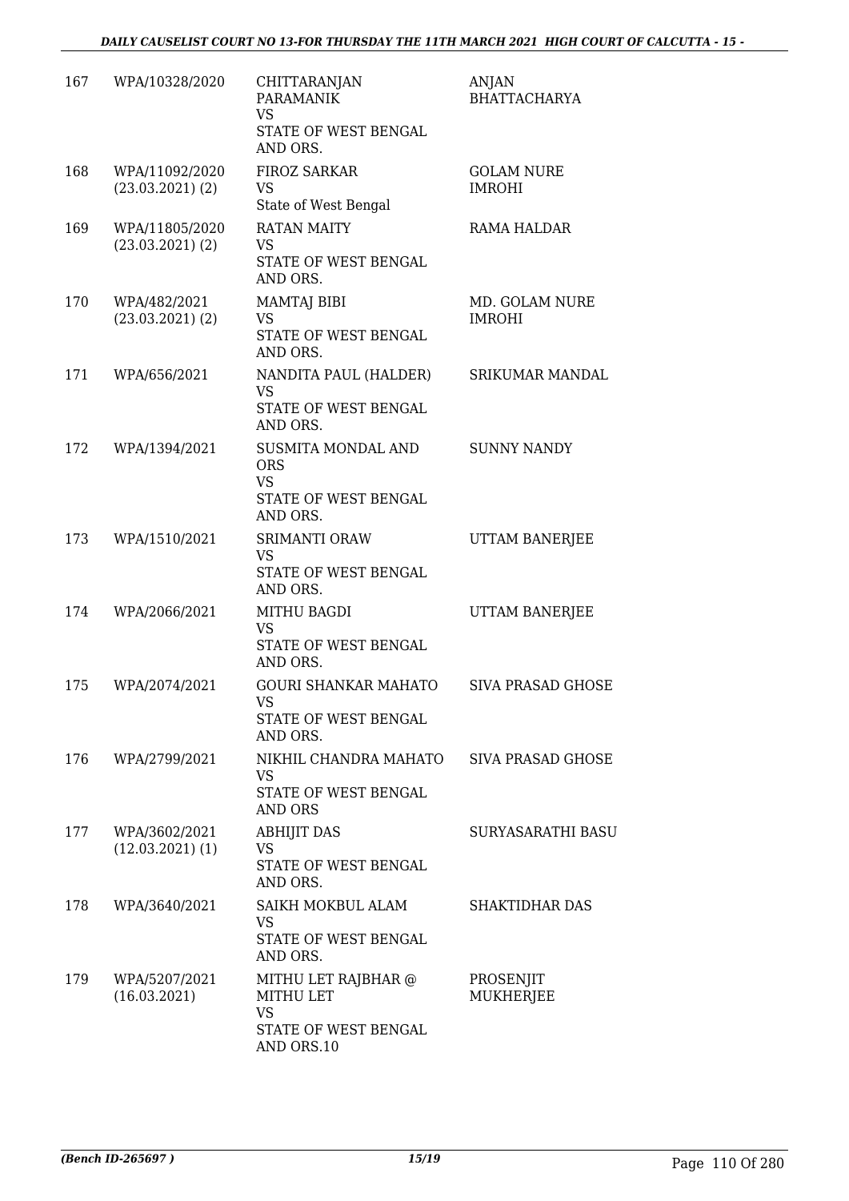| | | | |
|---|---|---|---|
| 167 | WPA/10328/2020 | CHITTARANJAN PARAMANIK<br>VS<br>STATE OF WEST BENGAL AND ORS. | ANJAN BHATTACHARYA |
| 168 | WPA/11092/2020<br>(23.03.2021) (2) | FIROZ SARKAR<br>VS<br>State of West Bengal | GOLAM NURE IMROHI |
| 169 | WPA/11805/2020<br>(23.03.2021) (2) | RATAN MAITY<br>VS<br>STATE OF WEST BENGAL AND ORS. | RAMA HALDAR |
| 170 | WPA/482/2021<br>(23.03.2021) (2) | MAMTAJ BIBI<br>VS<br>STATE OF WEST BENGAL AND ORS. | MD. GOLAM NURE IMROHI |
| 171 | WPA/656/2021 | NANDITA PAUL (HALDER)<br>VS<br>STATE OF WEST BENGAL AND ORS. | SRIKUMAR MANDAL |
| 172 | WPA/1394/2021 | SUSMITA MONDAL AND ORS<br>VS<br>STATE OF WEST BENGAL AND ORS. | SUNNY NANDY |
| 173 | WPA/1510/2021 | SRIMANTI ORAW<br>VS<br>STATE OF WEST BENGAL AND ORS. | UTTAM BANERJEE |
| 174 | WPA/2066/2021 | MITHU BAGDI<br>VS<br>STATE OF WEST BENGAL AND ORS. | UTTAM BANERJEE |
| 175 | WPA/2074/2021 | GOURI SHANKAR MAHATO<br>VS<br>STATE OF WEST BENGAL AND ORS. | SIVA PRASAD GHOSE |
| 176 | WPA/2799/2021 | NIKHIL CHANDRA MAHATO<br>VS<br>STATE OF WEST BENGAL AND ORS | SIVA PRASAD GHOSE |
| 177 | WPA/3602/2021<br>(12.03.2021) (1) | ABHIJIT DAS<br>VS<br>STATE OF WEST BENGAL AND ORS. | SURYASARATHI BASU |
| 178 | WPA/3640/2021 | SAIKH MOKBUL ALAM<br>VS<br>STATE OF WEST BENGAL AND ORS. | SHAKTIDHAR DAS |
| 179 | WPA/5207/2021<br>(16.03.2021) | MITHU LET RAJBHAR @ MITHU LET<br>VS<br>STATE OF WEST BENGAL AND ORS.10 | PROSENJIT MUKHERJEE |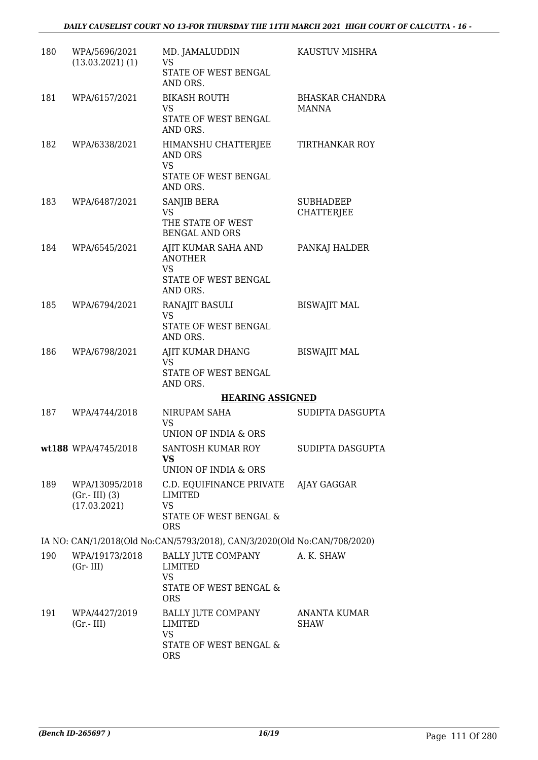| | | | |
|---|---|---|---|
| 180 | WPA/5696/2021 (13.03.2021) (1) | MD. JAMALUDDIN<br>VS<br>STATE OF WEST BENGAL AND ORS. | KAUSTUV MISHRA |
| 181 | WPA/6157/2021 | BIKASH ROUTH<br>VS<br>STATE OF WEST BENGAL AND ORS. | BHASKAR CHANDRA MANNA |
| 182 | WPA/6338/2021 | HIMANSHU CHATTERJEE AND ORS<br>VS<br>STATE OF WEST BENGAL AND ORS. | TIRTHANKAR ROY |
| 183 | WPA/6487/2021 | SANJIB BERA<br>VS<br>THE STATE OF WEST BENGAL AND ORS | SUBHADEEP CHATTERJEE |
| 184 | WPA/6545/2021 | AJIT KUMAR SAHA AND ANOTHER<br>VS<br>STATE OF WEST BENGAL AND ORS. | PANKAJ HALDER |
| 185 | WPA/6794/2021 | RANAJIT BASULI<br>VS<br>STATE OF WEST BENGAL AND ORS. | BISWAJIT MAL |
| 186 | WPA/6798/2021 | AJIT KUMAR DHANG<br>VS<br>STATE OF WEST BENGAL AND ORS. | BISWAJIT MAL |

**HEARING ASSIGNED**

| | | | |
|---|---|---|---|
| 187 | WPA/4744/2018 | NIRUPAM SAHA<br>VS<br>UNION OF INDIA & ORS | SUDIPTA DASGUPTA |
| **wt188** | WPA/4745/2018 | SANTOSH KUMAR ROY<br>**VS**<br>UNION OF INDIA & ORS | SUDIPTA DASGUPTA |
| 189 | WPA/13095/2018 (Gr.- III) (3) (17.03.2021) | C.D. EQUIFINANCE PRIVATE LIMITED<br>VS<br>STATE OF WEST BENGAL & ORS | AJAY GAGGAR |

IA NO: CAN/1/2018(Old No:CAN/5793/2018), CAN/3/2020(Old No:CAN/708/2020)

| | | | |
|---|---|---|---|
| 190 | WPA/19173/2018 (Gr- III) | BALLY JUTE COMPANY LIMITED<br>VS<br>STATE OF WEST BENGAL & ORS | A. K. SHAW |
| 191 | WPA/4427/2019 (Gr.- III) | BALLY JUTE COMPANY LIMITED<br>VS<br>STATE OF WEST BENGAL & ORS | ANANTA KUMAR SHAW |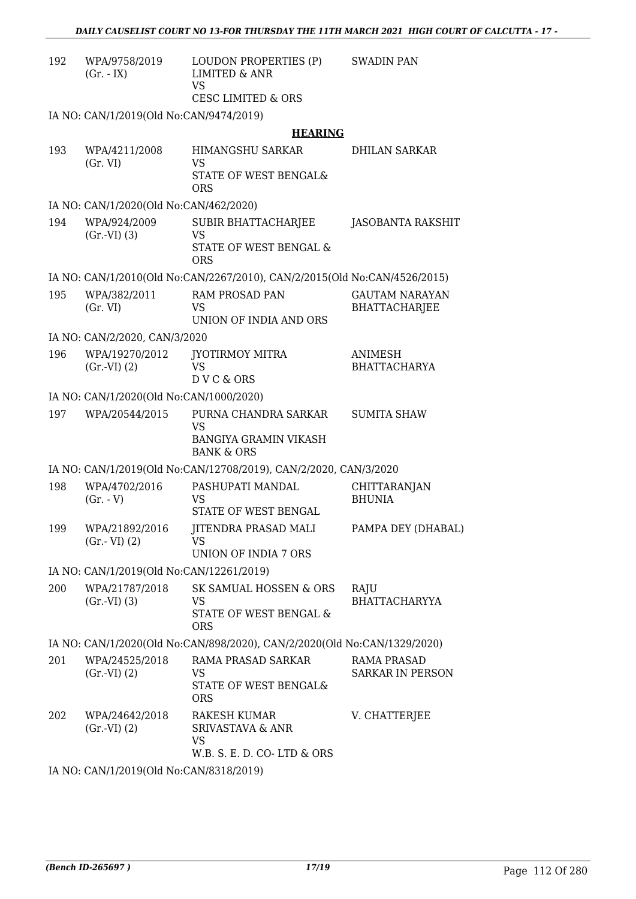| | | | |
|---|---|---|---|
| 192 | WPA/9758/2019 (Gr. - IX) | LOUDON PROPERTIES (P) LIMITED & ANR VS CESC LIMITED & ORS | SWADIN PAN |

IA NO: CAN/1/2019(Old No:CAN/9474/2019)

**HEARING**

| | | | |
|---|---|---|---|
| 193 | WPA/4211/2008 (Gr. VI) | HIMANGSHU SARKAR VS STATE OF WEST BENGAL& ORS | DHILAN SARKAR |

IA NO: CAN/1/2020(Old No:CAN/462/2020)

| | | | |
|---|---|---|---|
| 194 | WPA/924/2009 (Gr.-VI) (3) | SUBIR BHATTACHARJEE VS STATE OF WEST BENGAL & ORS | JASOBANTA RAKSHIT |

IA NO: CAN/1/2010(Old No:CAN/2267/2010), CAN/2/2015(Old No:CAN/4526/2015)

| | | | |
|---|---|---|---|
| 195 | WPA/382/2011 (Gr. VI) | RAM PROSAD PAN VS UNION OF INDIA AND ORS | GAUTAM NARAYAN BHATTACHARJEE |

IA NO: CAN/2/2020, CAN/3/2020

| | | | |
|---|---|---|---|
| 196 | WPA/19270/2012 (Gr.-VI) (2) | JYOTIRMOY MITRA VS D V C & ORS | ANIMESH BHATTACHARYA |

IA NO: CAN/1/2020(Old No:CAN/1000/2020)

| | | | |
|---|---|---|---|
| 197 | WPA/20544/2015 | PURNA CHANDRA SARKAR VS BANGIYA GRAMIN VIKASH BANK & ORS | SUMITA SHAW |

IA NO: CAN/1/2019(Old No:CAN/12708/2019), CAN/2/2020, CAN/3/2020

| | | | |
|---|---|---|---|
| 198 | WPA/4702/2016 (Gr. - V) | PASHUPATI MANDAL VS STATE OF WEST BENGAL | CHITTARANJAN BHUNIA |
| 199 | WPA/21892/2016 (Gr.- VI) (2) | JITENDRA PRASAD MALI VS UNION OF INDIA 7 ORS | PAMPA DEY (DHABAL) |

IA NO: CAN/1/2019(Old No:CAN/12261/2019)

| | | | |
|---|---|---|---|
| 200 | WPA/21787/2018 (Gr.-VI) (3) | SK SAMUAL HOSSEN & ORS VS STATE OF WEST BENGAL & ORS | RAJU BHATTACHARYYA |

IA NO: CAN/1/2020(Old No:CAN/898/2020), CAN/2/2020(Old No:CAN/1329/2020)

| | | | |
|---|---|---|---|
| 201 | WPA/24525/2018 (Gr.-VI) (2) | RAMA PRASAD SARKAR VS STATE OF WEST BENGAL& ORS | RAMA PRASAD SARKAR IN PERSON |
| 202 | WPA/24642/2018 (Gr.-VI) (2) | RAKESH KUMAR SRIVASTAVA & ANR VS W.B. S. E. D. CO- LTD & ORS | V. CHATTERJEE |

IA NO: CAN/1/2019(Old No:CAN/8318/2019)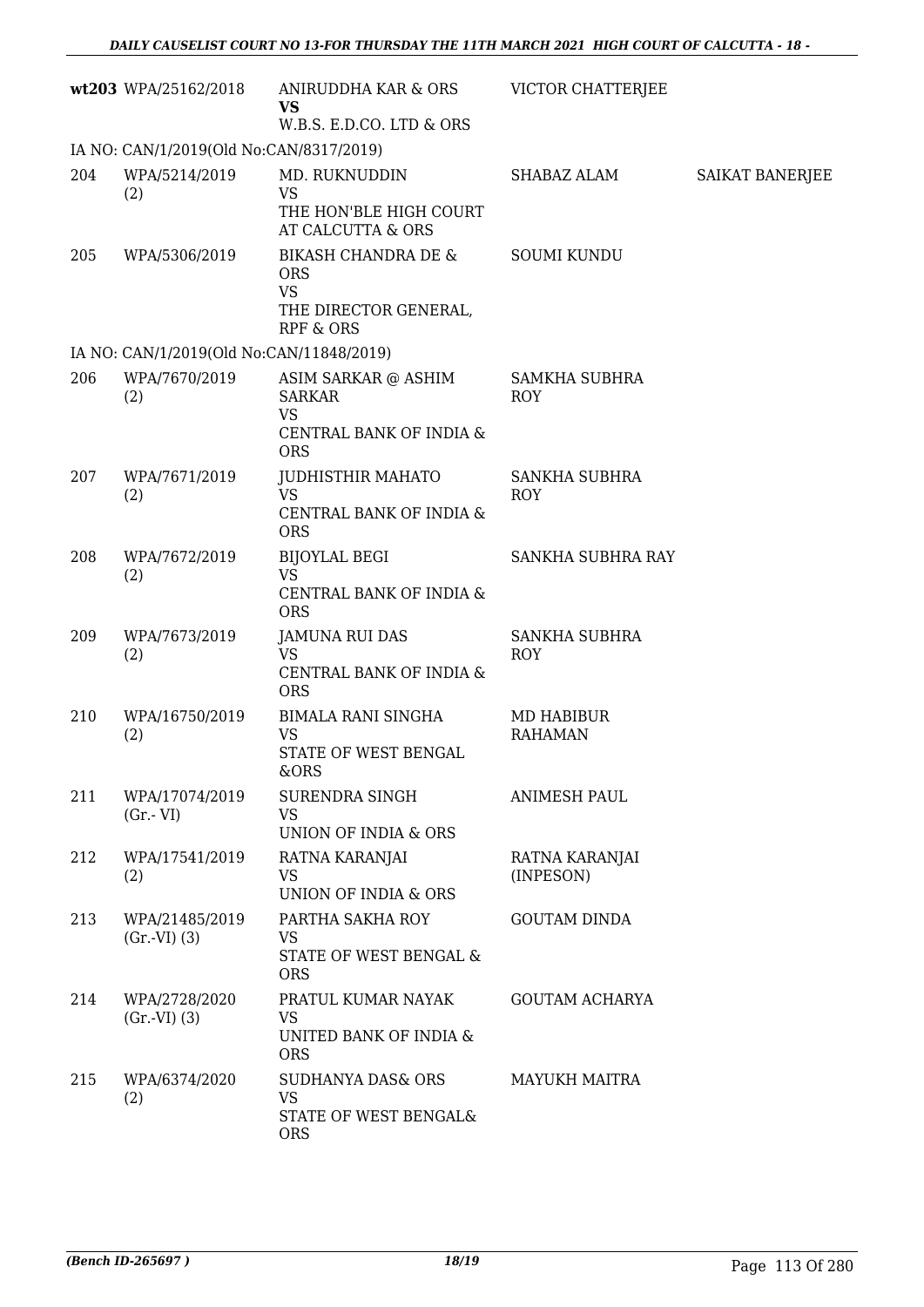| | | | | |
|---|---|---|---|---|
| **wt203** | WPA/25162/2018 | ANIRUDDHA KAR & ORS<br>**VS**<br>W.B.S. E.D.CO. LTD & ORS | VICTOR CHATTERJEE | |
| IA NO: CAN/1/2019(Old No:CAN/8317/2019) | | | | |
| 204 | WPA/5214/2019<br>(2) | MD. RUKNUDDIN<br>VS<br>THE HON'BLE HIGH COURT AT CALCUTTA & ORS | SHABAZ ALAM | SAIKAT BANERJEE |
| 205 | WPA/5306/2019 | BIKASH CHANDRA DE & ORS<br>VS<br>THE DIRECTOR GENERAL, RPF & ORS | SOUMI KUNDU | |
| IA NO: CAN/1/2019(Old No:CAN/11848/2019) | | | | |
| 206 | WPA/7670/2019<br>(2) | ASIM SARKAR @ ASHIM SARKAR<br>VS<br>CENTRAL BANK OF INDIA & ORS | SAMKHA SUBHRA ROY | |
| 207 | WPA/7671/2019<br>(2) | JUDHISTHIR MAHATO<br>VS<br>CENTRAL BANK OF INDIA & ORS | SANKHA SUBHRA ROY | |
| 208 | WPA/7672/2019<br>(2) | BIJOYLAL BEGI<br>VS<br>CENTRAL BANK OF INDIA & ORS | SANKHA SUBHRA RAY | |
| 209 | WPA/7673/2019<br>(2) | JAMUNA RUI DAS<br>VS<br>CENTRAL BANK OF INDIA & ORS | SANKHA SUBHRA ROY | |
| 210 | WPA/16750/2019<br>(2) | BIMALA RANI SINGHA<br>VS<br>STATE OF WEST BENGAL &ORS | MD HABIBUR RAHAMAN | |
| 211 | WPA/17074/2019<br>(Gr.- VI) | SURENDRA SINGH<br>VS<br>UNION OF INDIA & ORS | ANIMESH PAUL | |
| 212 | WPA/17541/2019<br>(2) | RATNA KARANJAI<br>VS<br>UNION OF INDIA & ORS | RATNA KARANJAI (INPESON) | |
| 213 | WPA/21485/2019<br>(Gr.-VI) (3) | PARTHA SAKHA ROY<br>VS<br>STATE OF WEST BENGAL & ORS | GOUTAM DINDA | |
| 214 | WPA/2728/2020<br>(Gr.-VI) (3) | PRATUL KUMAR NAYAK<br>VS<br>UNITED BANK OF INDIA & ORS | GOUTAM ACHARYA | |
| 215 | WPA/6374/2020<br>(2) | SUDHANYA DAS& ORS<br>VS<br>STATE OF WEST BENGAL& ORS | MAYUKH MAITRA | |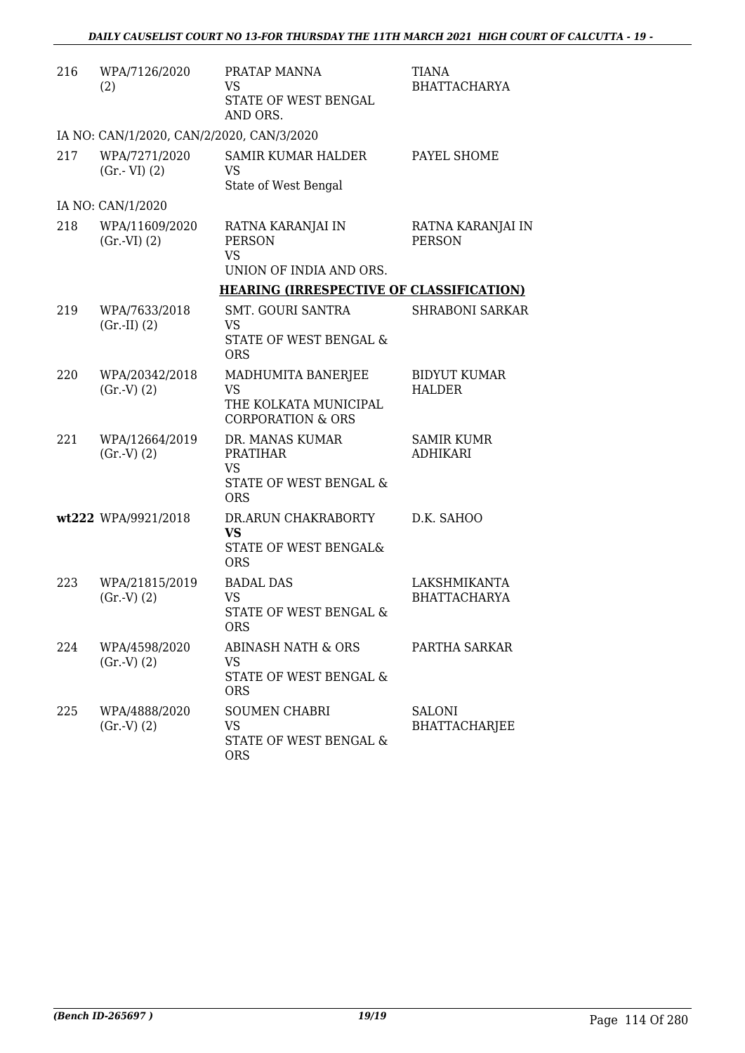| | | | |
|---|---|---|---|
| 216 | WPA/7126/2020 (2) | PRATAP MANNA VS STATE OF WEST BENGAL AND ORS. | TIANA BHATTACHARYA |
| IA NO: CAN/1/2020, CAN/2/2020, CAN/3/2020 | | | |
| 217 | WPA/7271/2020 (Gr.- VI) (2) | SAMIR KUMAR HALDER VS State of West Bengal | PAYEL SHOME |
| IA NO: CAN/1/2020 | | | |
| 218 | WPA/11609/2020 (Gr.-VI) (2) | RATNA KARANJAI IN PERSON VS UNION OF INDIA AND ORS. | RATNA KARANJAI IN PERSON |

**HEARING (IRRESPECTIVE OF CLASSIFICATION)**

| | | | |
|---|---|---|---|
| 219 | WPA/7633/2018 (Gr.-II) (2) | SMT. GOURI SANTRA VS STATE OF WEST BENGAL & ORS | SHRABONI SARKAR |
| 220 | WPA/20342/2018 (Gr.-V) (2) | MADHUMITA BANERJEE VS THE KOLKATA MUNICIPAL CORPORATION & ORS | BIDYUT KUMAR HALDER |
| 221 | WPA/12664/2019 (Gr.-V) (2) | DR. MANAS KUMAR PRATIHAR VS STATE OF WEST BENGAL & ORS | SAMIR KUMR ADHIKARI |
| **wt222** | WPA/9921/2018 | DR.ARUN CHAKRABORTY **VS** STATE OF WEST BENGAL& ORS | D.K. SAHOO |
| 223 | WPA/21815/2019 (Gr.-V) (2) | BADAL DAS VS STATE OF WEST BENGAL & ORS | LAKSHMIKANTA BHATTACHARYA |
| 224 | WPA/4598/2020 (Gr.-V) (2) | ABINASH NATH & ORS VS STATE OF WEST BENGAL & ORS | PARTHA SARKAR |
| 225 | WPA/4888/2020 (Gr.-V) (2) | SOUMEN CHABRI VS STATE OF WEST BENGAL & ORS | SALONI BHATTACHARJEE |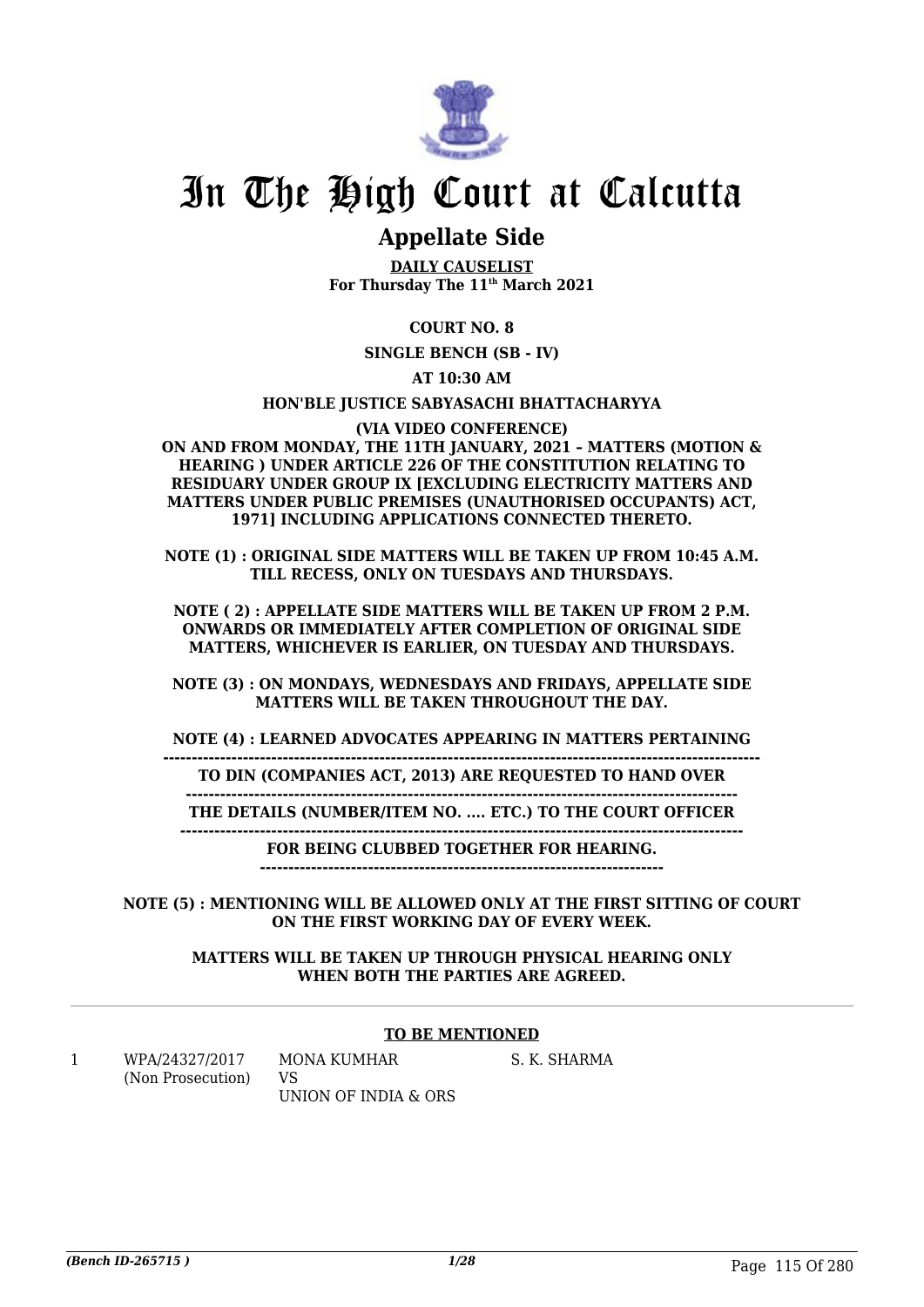# In The High Court at Calcutta

## Appellate Side

**DAILY CAUSELIST**
**For Thursday The 11th March 2021**

**COURT NO. 8**

**SINGLE BENCH (SB - IV)**

**AT 10:30 AM**

**HON'BLE JUSTICE SABYASACHI BHATTACHARYYA**

**(VIA VIDEO CONFERENCE)**

**ON AND FROM MONDAY, THE 11TH JANUARY, 2021 – MATTERS (MOTION & HEARING ) UNDER ARTICLE 226 OF THE CONSTITUTION RELATING TO RESIDUARY UNDER GROUP IX [EXCLUDING ELECTRICITY MATTERS AND MATTERS UNDER PUBLIC PREMISES (UNAUTHORISED OCCUPANTS) ACT, 1971] INCLUDING APPLICATIONS CONNECTED THERETO.**

**NOTE (1) : ORIGINAL SIDE MATTERS WILL BE TAKEN UP FROM 10:45 A.M. TILL RECESS, ONLY ON TUESDAYS AND THURSDAYS.**

**NOTE ( 2) : APPELLATE SIDE MATTERS WILL BE TAKEN UP FROM 2 P.M. ONWARDS OR IMMEDIATELY AFTER COMPLETION OF ORIGINAL SIDE MATTERS, WHICHEVER IS EARLIER, ON TUESDAY AND THURSDAYS.**

**NOTE (3) : ON MONDAYS, WEDNESDAYS AND FRIDAYS, APPELLATE SIDE MATTERS WILL BE TAKEN THROUGHOUT THE DAY.**

**NOTE (4) : LEARNED ADVOCATES APPEARING IN MATTERS PERTAINING TO DIN (COMPANIES ACT, 2013) ARE REQUESTED TO HAND OVER THE DETAILS (NUMBER/ITEM NO. .... ETC.) TO THE COURT OFFICER FOR BEING CLUBBED TOGETHER FOR HEARING.**

**NOTE (5) : MENTIONING WILL BE ALLOWED ONLY AT THE FIRST SITTING OF COURT ON THE FIRST WORKING DAY OF EVERY WEEK.**

**MATTERS WILL BE TAKEN UP THROUGH PHYSICAL HEARING ONLY WHEN BOTH THE PARTIES ARE AGREED.**

**TO BE MENTIONED**

| | | | |
|---|---|---|---|
| 1 | WPA/24327/2017 (Non Prosecution) | MONA KUMHAR VS UNION OF INDIA & ORS | S. K. SHARMA |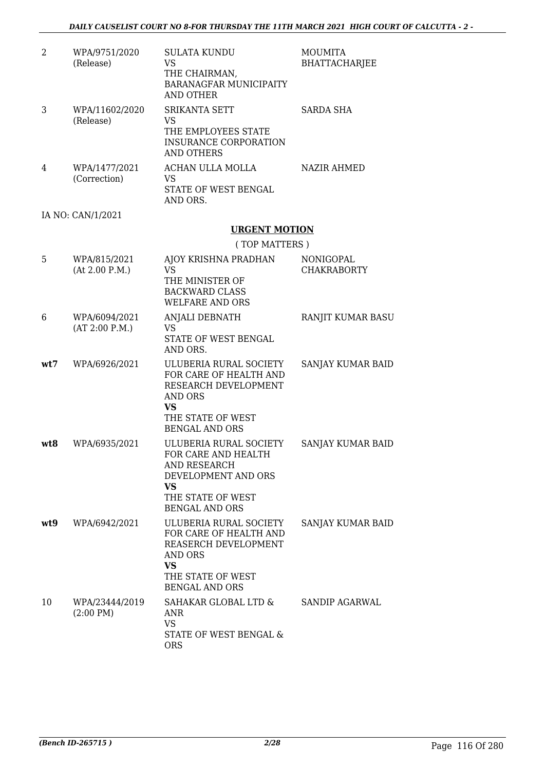| | | | |
|---|---|---|---|
| 2 | WPA/9751/2020 (Release) | SULATA KUNDU VS THE CHAIRMAN, BARANAGFAR MUNICIPAITY AND OTHER | MOUMITA BHATTACHARJEE |
| 3 | WPA/11602/2020 (Release) | SRIKANTA SETT VS THE EMPLOYEES STATE INSURANCE CORPORATION AND OTHERS | SARDA SHA |
| 4 | WPA/1477/2021 (Correction) | ACHAN ULLA MOLLA VS STATE OF WEST BENGAL AND ORS. | NAZIR AHMED |

IA NO: CAN/1/2021

## URGENT MOTION

( TOP MATTERS )

| | | | |
|---|---|---|---|
| 5 | WPA/815/2021 (At 2.00 P.M.) | AJOY KRISHNA PRADHAN VS THE MINISTER OF BACKWARD CLASS WELFARE AND ORS | NONIGOPAL CHAKRABORTY |
| 6 | WPA/6094/2021 (AT 2:00 P.M.) | ANJALI DEBNATH VS STATE OF WEST BENGAL AND ORS. | RANJIT KUMAR BASU |
| **wt7** | WPA/6926/2021 | ULUBERIA RURAL SOCIETY FOR CARE OF HEALTH AND RESEARCH DEVELOPMENT AND ORS **VS** THE STATE OF WEST BENGAL AND ORS | SANJAY KUMAR BAID |
| **wt8** | WPA/6935/2021 | ULUBERIA RURAL SOCIETY FOR CARE AND HEALTH AND RESEARCH DEVELOPMENT AND ORS **VS** THE STATE OF WEST BENGAL AND ORS | SANJAY KUMAR BAID |
| **wt9** | WPA/6942/2021 | ULUBERIA RURAL SOCIETY FOR CARE OF HEALTH AND REASERCH DEVELOPMENT AND ORS **VS** THE STATE OF WEST BENGAL AND ORS | SANJAY KUMAR BAID |
| 10 | WPA/23444/2019 (2:00 PM) | SAHAKAR GLOBAL LTD & ANR VS STATE OF WEST BENGAL & ORS | SANDIP AGARWAL |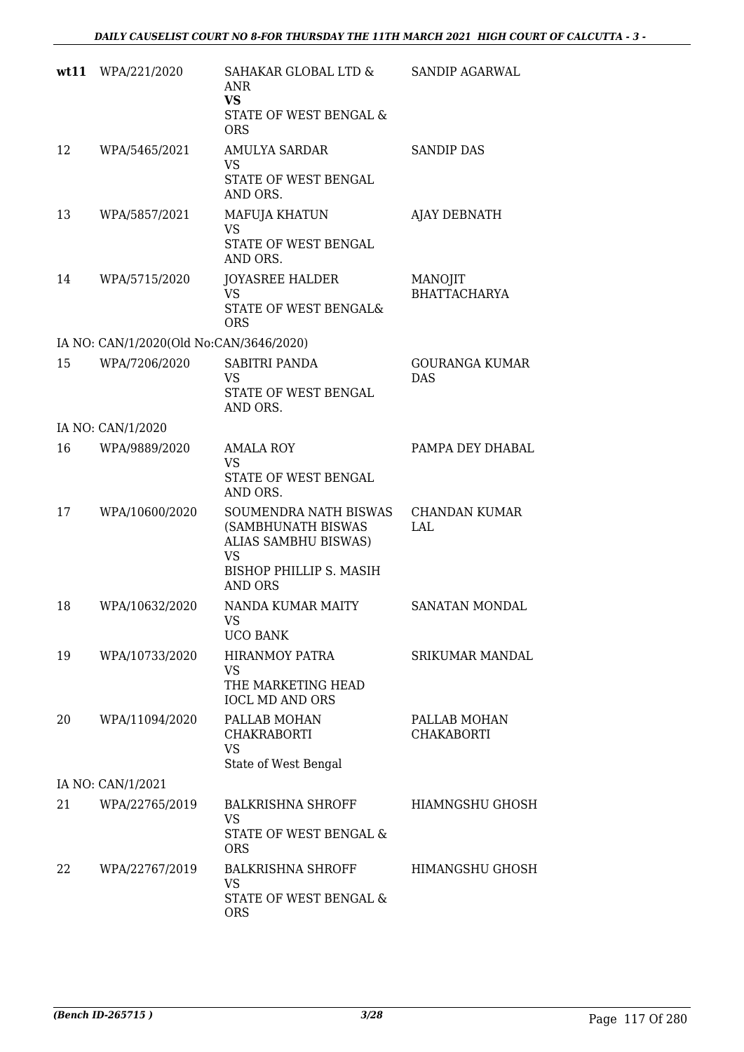| | | | |
|---|---|---|---|
| **wt11** | WPA/221/2020 | SAHAKAR GLOBAL LTD & ANR<br>**VS**<br>STATE OF WEST BENGAL & ORS | SANDIP AGARWAL |
| 12 | WPA/5465/2021 | AMULYA SARDAR<br>VS<br>STATE OF WEST BENGAL AND ORS. | SANDIP DAS |
| 13 | WPA/5857/2021 | MAFUJA KHATUN<br>VS<br>STATE OF WEST BENGAL AND ORS. | AJAY DEBNATH |
| 14 | WPA/5715/2020 | JOYASREE HALDER<br>VS<br>STATE OF WEST BENGAL& ORS | MANOJIT BHATTACHARYA |
| IA NO: CAN/1/2020(Old No:CAN/3646/2020) | | | |
| 15 | WPA/7206/2020 | SABITRI PANDA<br>VS<br>STATE OF WEST BENGAL AND ORS. | GOURANGA KUMAR DAS |
| IA NO: CAN/1/2020 | | | |
| 16 | WPA/9889/2020 | AMALA ROY<br>VS<br>STATE OF WEST BENGAL AND ORS. | PAMPA DEY DHABAL |
| 17 | WPA/10600/2020 | SOUMENDRA NATH BISWAS (SAMBHUNATH BISWAS ALIAS SAMBHU BISWAS)<br>VS<br>BISHOP PHILLIP S. MASIH AND ORS | CHANDAN KUMAR LAL |
| 18 | WPA/10632/2020 | NANDA KUMAR MAITY<br>VS<br>UCO BANK | SANATAN MONDAL |
| 19 | WPA/10733/2020 | HIRANMOY PATRA<br>VS<br>THE MARKETING HEAD IOCL MD AND ORS | SRIKUMAR MANDAL |
| 20 | WPA/11094/2020 | PALLAB MOHAN CHAKRABORTI<br>VS<br>State of West Bengal | PALLAB MOHAN CHAKABORTI |
| IA NO: CAN/1/2021 | | | |
| 21 | WPA/22765/2019 | BALKRISHNA SHROFF<br>VS<br>STATE OF WEST BENGAL & ORS | HIAMNGSHU GHOSH |
| 22 | WPA/22767/2019 | BALKRISHNA SHROFF<br>VS<br>STATE OF WEST BENGAL & ORS | HIMANGSHU GHOSH |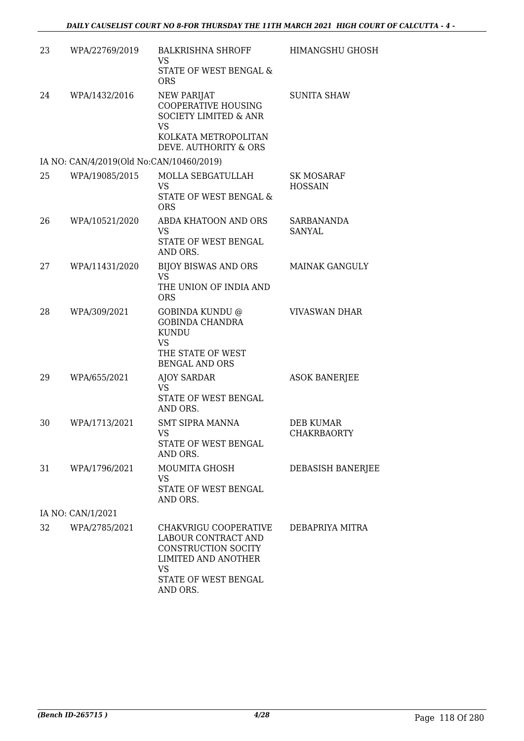| | | | |
|---|---|---|---|
| 23 | WPA/22769/2019 | BALKRISHNA SHROFF<br>VS<br>STATE OF WEST BENGAL & ORS | HIMANGSHU GHOSH |
| 24 | WPA/1432/2016 | NEW PARIJAT COOPERATIVE HOUSING SOCIETY LIMITED & ANR<br>VS<br>KOLKATA METROPOLITAN DEVE. AUTHORITY & ORS | SUNITA SHAW |
| | IA NO: CAN/4/2019(Old No:CAN/10460/2019) | | |
| 25 | WPA/19085/2015 | MOLLA SEBGATULLAH<br>VS<br>STATE OF WEST BENGAL & ORS | SK MOSARAF HOSSAIN |
| 26 | WPA/10521/2020 | ABDA KHATOON AND ORS<br>VS<br>STATE OF WEST BENGAL AND ORS. | SARBANANDA SANYAL |
| 27 | WPA/11431/2020 | BIJOY BISWAS AND ORS<br>VS<br>THE UNION OF INDIA AND ORS | MAINAK GANGULY |
| 28 | WPA/309/2021 | GOBINDA KUNDU @ GOBINDA CHANDRA KUNDU<br>VS<br>THE STATE OF WEST BENGAL AND ORS | VIVASWAN DHAR |
| 29 | WPA/655/2021 | AJOY SARDAR<br>VS<br>STATE OF WEST BENGAL AND ORS. | ASOK BANERJEE |
| 30 | WPA/1713/2021 | SMT SIPRA MANNA<br>VS<br>STATE OF WEST BENGAL AND ORS. | DEB KUMAR CHAKRBAORTY |
| 31 | WPA/1796/2021 | MOUMITA GHOSH<br>VS<br>STATE OF WEST BENGAL AND ORS. | DEBASISH BANERJEE |
| | IA NO: CAN/1/2021 | | |
| 32 | WPA/2785/2021 | CHAKVRIGU COOPERATIVE LABOUR CONTRACT AND CONSTRUCTION SOCITY LIMITED AND ANOTHER<br>VS<br>STATE OF WEST BENGAL AND ORS. | DEBAPRIYA MITRA |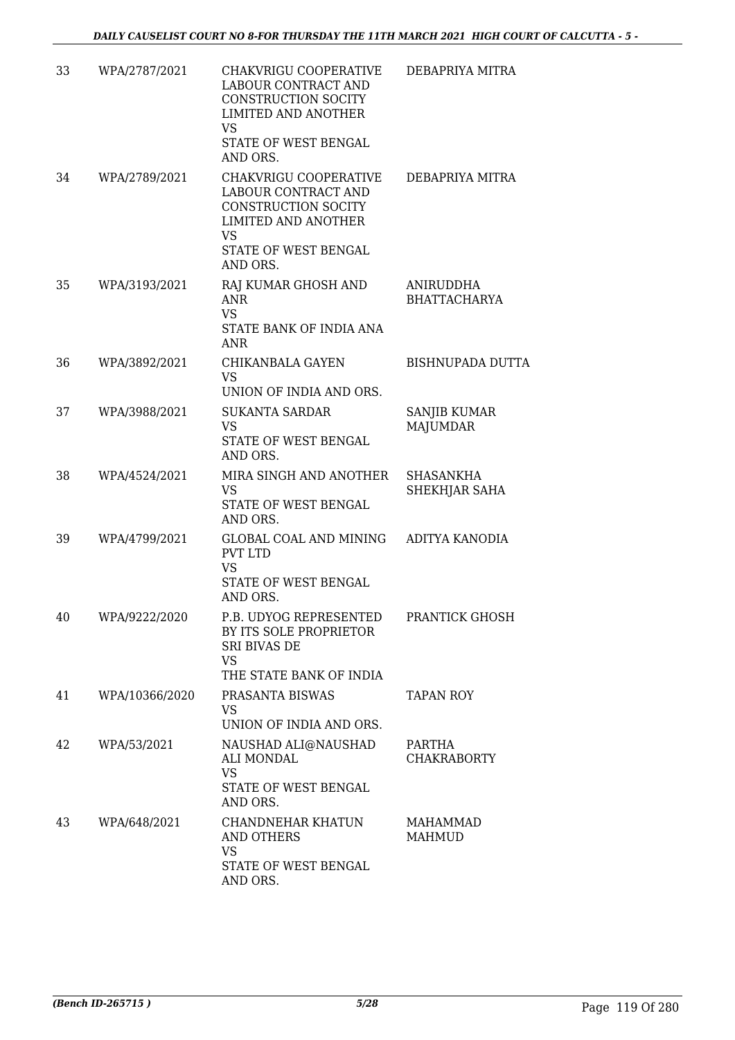| | | | |
|---|---|---|---|
| 33 | WPA/2787/2021 | CHAKVRIGU COOPERATIVE LABOUR CONTRACT AND CONSTRUCTION SOCITY LIMITED AND ANOTHER<br>VS<br>STATE OF WEST BENGAL AND ORS. | DEBAPRIYA MITRA |
| 34 | WPA/2789/2021 | CHAKVRIGU COOPERATIVE LABOUR CONTRACT AND CONSTRUCTION SOCITY LIMITED AND ANOTHER<br>VS<br>STATE OF WEST BENGAL AND ORS. | DEBAPRIYA MITRA |
| 35 | WPA/3193/2021 | RAJ KUMAR GHOSH AND ANR<br>VS<br>STATE BANK OF INDIA ANA ANR | ANIRUDDHA BHATTACHARYA |
| 36 | WPA/3892/2021 | CHIKANBALA GAYEN<br>VS<br>UNION OF INDIA AND ORS. | BISHNUPADA DUTTA |
| 37 | WPA/3988/2021 | SUKANTA SARDAR<br>VS<br>STATE OF WEST BENGAL AND ORS. | SANJIB KUMAR MAJUMDAR |
| 38 | WPA/4524/2021 | MIRA SINGH AND ANOTHER<br>VS<br>STATE OF WEST BENGAL AND ORS. | SHASANKHA SHEKHJAR SAHA |
| 39 | WPA/4799/2021 | GLOBAL COAL AND MINING PVT LTD<br>VS<br>STATE OF WEST BENGAL AND ORS. | ADITYA KANODIA |
| 40 | WPA/9222/2020 | P.B. UDYOG REPRESENTED BY ITS SOLE PROPRIETOR SRI BIVAS DE<br>VS<br>THE STATE BANK OF INDIA | PRANTICK GHOSH |
| 41 | WPA/10366/2020 | PRASANTA BISWAS<br>VS<br>UNION OF INDIA AND ORS. | TAPAN ROY |
| 42 | WPA/53/2021 | NAUSHAD ALI@NAUSHAD ALI MONDAL<br>VS<br>STATE OF WEST BENGAL AND ORS. | PARTHA CHAKRABORTY |
| 43 | WPA/648/2021 | CHANDNEHAR KHATUN AND OTHERS<br>VS<br>STATE OF WEST BENGAL AND ORS. | MAHAMMAD MAHMUD |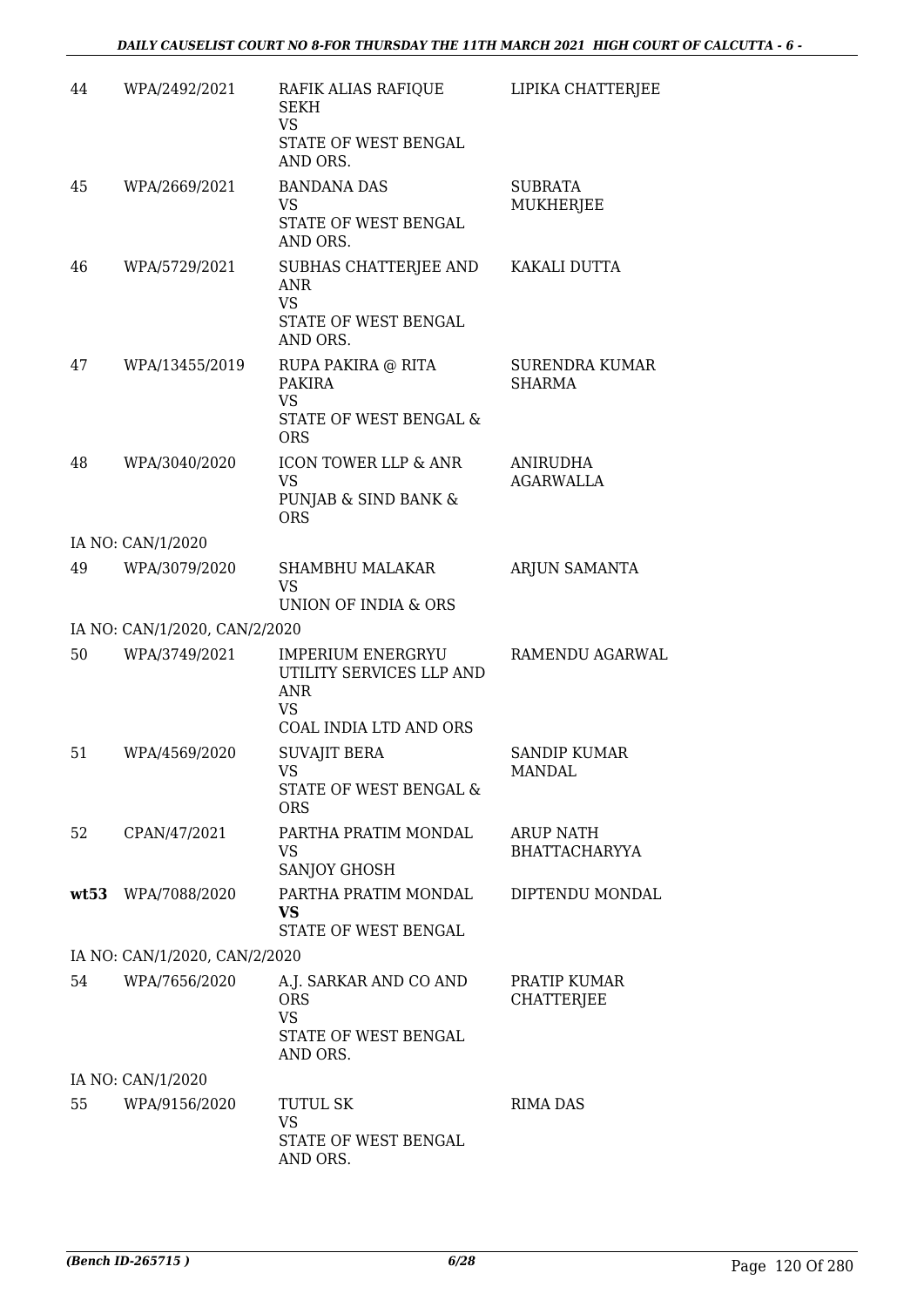| | | | |
|---|---|---|---|
| 44 | WPA/2492/2021 | RAFIK ALIAS RAFIQUE SEKH<br>VS<br>STATE OF WEST BENGAL AND ORS. | LIPIKA CHATTERJEE |
| 45 | WPA/2669/2021 | BANDANA DAS<br>VS<br>STATE OF WEST BENGAL AND ORS. | SUBRATA MUKHERJEE |
| 46 | WPA/5729/2021 | SUBHAS CHATTERJEE AND ANR<br>VS<br>STATE OF WEST BENGAL AND ORS. | KAKALI DUTTA |
| 47 | WPA/13455/2019 | RUPA PAKIRA @ RITA PAKIRA<br>VS<br>STATE OF WEST BENGAL & ORS | SURENDRA KUMAR SHARMA |
| 48 | WPA/3040/2020 | ICON TOWER LLP & ANR<br>VS<br>PUNJAB & SIND BANK & ORS | ANIRUDHA AGARWALLA |
| | IA NO: CAN/1/2020 | | |
| 49 | WPA/3079/2020 | SHAMBHU MALAKAR<br>VS<br>UNION OF INDIA & ORS | ARJUN SAMANTA |
| | IA NO: CAN/1/2020, CAN/2/2020 | | |
| 50 | WPA/3749/2021 | IMPERIUM ENERGRYU UTILITY SERVICES LLP AND ANR<br>VS<br>COAL INDIA LTD AND ORS | RAMENDU AGARWAL |
| 51 | WPA/4569/2020 | SUVAJIT BERA<br>VS<br>STATE OF WEST BENGAL & ORS | SANDIP KUMAR MANDAL |
| 52 | CPAN/47/2021 | PARTHA PRATIM MONDAL<br>VS<br>SANJOY GHOSH | ARUP NATH BHATTACHARYYA |
| **wt53** | WPA/7088/2020 | PARTHA PRATIM MONDAL<br>**VS**<br>STATE OF WEST BENGAL | DIPTENDU MONDAL |
| | IA NO: CAN/1/2020, CAN/2/2020 | | |
| 54 | WPA/7656/2020 | A.J. SARKAR AND CO AND ORS<br>VS<br>STATE OF WEST BENGAL AND ORS. | PRATIP KUMAR CHATTERJEE |
| | IA NO: CAN/1/2020 | | |
| 55 | WPA/9156/2020 | TUTUL SK<br>VS<br>STATE OF WEST BENGAL AND ORS. | RIMA DAS |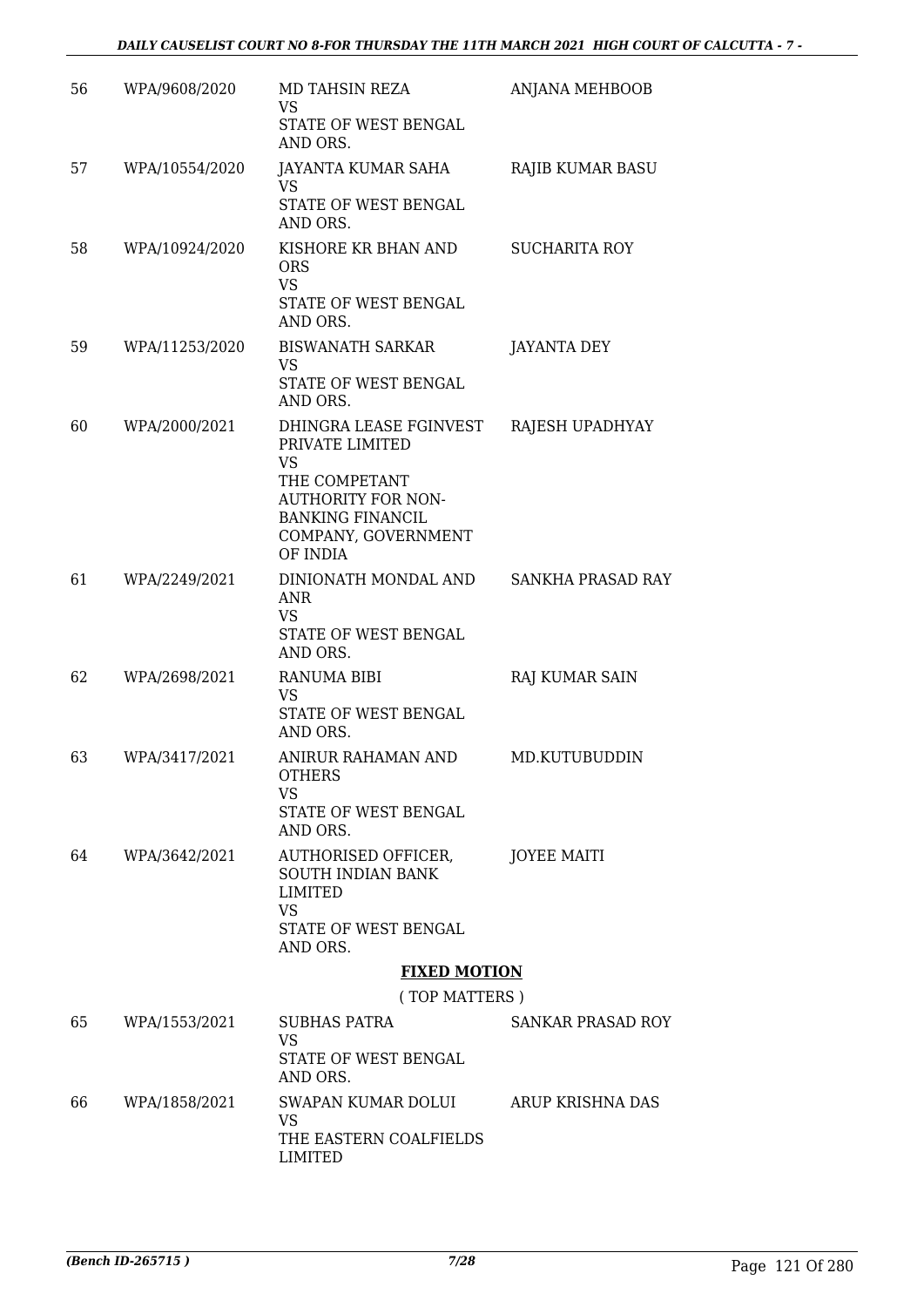| 56 | WPA/9608/2020 | MD TAHSIN REZA<br>VS<br>STATE OF WEST BENGAL AND ORS. | ANJANA MEHBOOB |
|---|---|---|---|
| 57 | WPA/10554/2020 | JAYANTA KUMAR SAHA<br>VS<br>STATE OF WEST BENGAL AND ORS. | RAJIB KUMAR BASU |
| 58 | WPA/10924/2020 | KISHORE KR BHAN AND ORS<br>VS<br>STATE OF WEST BENGAL AND ORS. | SUCHARITA ROY |
| 59 | WPA/11253/2020 | BISWANATH SARKAR<br>VS<br>STATE OF WEST BENGAL AND ORS. | JAYANTA DEY |
| 60 | WPA/2000/2021 | DHINGRA LEASE FGINVEST PRIVATE LIMITED<br>VS<br>THE COMPETANT AUTHORITY FOR NON-BANKING FINANCIL COMPANY, GOVERNMENT OF INDIA | RAJESH UPADHYAY |
| 61 | WPA/2249/2021 | DINIONATH MONDAL AND ANR<br>VS<br>STATE OF WEST BENGAL AND ORS. | SANKHA PRASAD RAY |
| 62 | WPA/2698/2021 | RANUMA BIBI<br>VS<br>STATE OF WEST BENGAL AND ORS. | RAJ KUMAR SAIN |
| 63 | WPA/3417/2021 | ANIRUR RAHAMAN AND OTHERS<br>VS<br>STATE OF WEST BENGAL AND ORS. | MD.KUTUBUDDIN |
| 64 | WPA/3642/2021 | AUTHORISED OFFICER, SOUTH INDIAN BANK LIMITED<br>VS<br>STATE OF WEST BENGAL AND ORS. | JOYEE MAITI |

**FIXED MOTION**

( TOP MATTERS )

| 65 | WPA/1553/2021 | SUBHAS PATRA<br>VS<br>STATE OF WEST BENGAL AND ORS. | SANKAR PRASAD ROY |
|---|---|---|---|
| 66 | WPA/1858/2021 | SWAPAN KUMAR DOLUI<br>VS<br>THE EASTERN COALFIELDS LIMITED | ARUP KRISHNA DAS |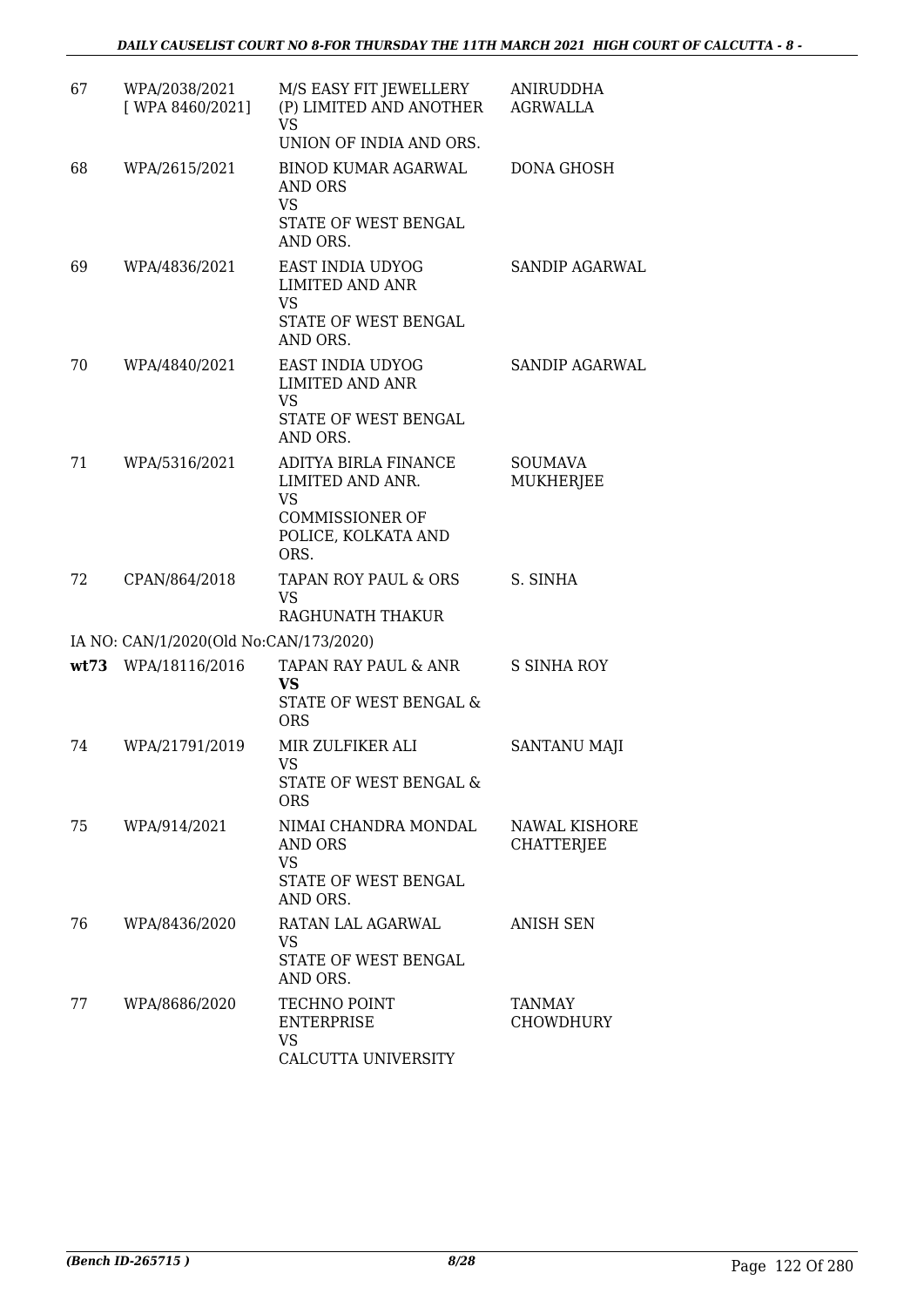| | | | |
|---|---|---|---|
| 67 | WPA/2038/2021 [ WPA 8460/2021] | M/S EASY FIT JEWELLERY (P) LIMITED AND ANOTHER VS UNION OF INDIA AND ORS. | ANIRUDDHA AGRWALLA |
| 68 | WPA/2615/2021 | BINOD KUMAR AGARWAL AND ORS VS STATE OF WEST BENGAL AND ORS. | DONA GHOSH |
| 69 | WPA/4836/2021 | EAST INDIA UDYOG LIMITED AND ANR VS STATE OF WEST BENGAL AND ORS. | SANDIP AGARWAL |
| 70 | WPA/4840/2021 | EAST INDIA UDYOG LIMITED AND ANR VS STATE OF WEST BENGAL AND ORS. | SANDIP AGARWAL |
| 71 | WPA/5316/2021 | ADITYA BIRLA FINANCE LIMITED AND ANR. VS COMMISSIONER OF POLICE, KOLKATA AND ORS. | SOUMAVA MUKHERJEE |
| 72 | CPAN/864/2018 | TAPAN ROY PAUL & ORS VS RAGHUNATH THAKUR | S. SINHA |
| | IA NO: CAN/1/2020(Old No:CAN/173/2020) | | |
| **wt73** | WPA/18116/2016 | TAPAN RAY PAUL & ANR **VS** STATE OF WEST BENGAL & ORS | S SINHA ROY |
| 74 | WPA/21791/2019 | MIR ZULFIKER ALI VS STATE OF WEST BENGAL & ORS | SANTANU MAJI |
| 75 | WPA/914/2021 | NIMAI CHANDRA MONDAL AND ORS VS STATE OF WEST BENGAL AND ORS. | NAWAL KISHORE CHATTERJEE |
| 76 | WPA/8436/2020 | RATAN LAL AGARWAL VS STATE OF WEST BENGAL AND ORS. | ANISH SEN |
| 77 | WPA/8686/2020 | TECHNO POINT ENTERPRISE VS CALCUTTA UNIVERSITY | TANMAY CHOWDHURY |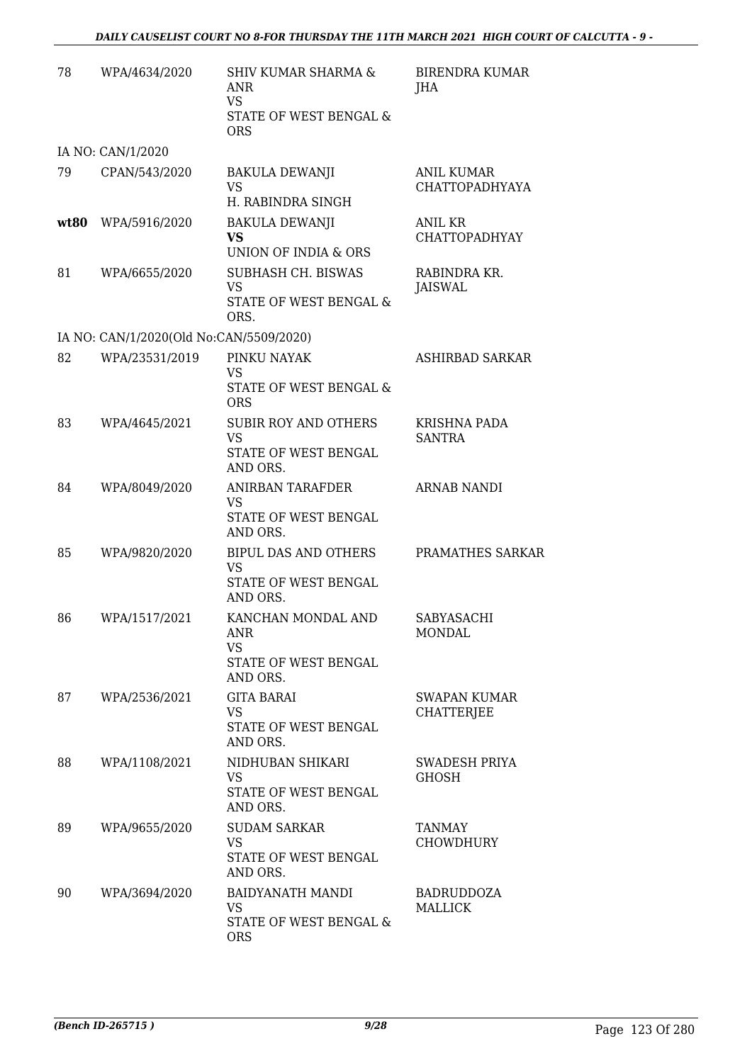| | | | |
|---|---|---|---|
| 78 | WPA/4634/2020 | SHIV KUMAR SHARMA & ANR<br>VS<br>STATE OF WEST BENGAL & ORS | BIRENDRA KUMAR JHA |
| | IA NO: CAN/1/2020 | | |
| 79 | CPAN/543/2020 | BAKULA DEWANJI<br>VS<br>H. RABINDRA SINGH | ANIL KUMAR CHATTOPADHYAYA |
| **wt80** | WPA/5916/2020 | BAKULA DEWANJI<br>**VS**<br>UNION OF INDIA & ORS | ANIL KR CHATTOPADHYAY |
| 81 | WPA/6655/2020 | SUBHASH CH. BISWAS<br>VS<br>STATE OF WEST BENGAL & ORS. | RABINDRA KR. JAISWAL |
| | IA NO: CAN/1/2020(Old No:CAN/5509/2020) | | |
| 82 | WPA/23531/2019 | PINKU NAYAK<br>VS<br>STATE OF WEST BENGAL & ORS | ASHIRBAD SARKAR |
| 83 | WPA/4645/2021 | SUBIR ROY AND OTHERS<br>VS<br>STATE OF WEST BENGAL AND ORS. | KRISHNA PADA SANTRA |
| 84 | WPA/8049/2020 | ANIRBAN TARAFDER<br>VS<br>STATE OF WEST BENGAL AND ORS. | ARNAB NANDI |
| 85 | WPA/9820/2020 | BIPUL DAS AND OTHERS<br>VS<br>STATE OF WEST BENGAL AND ORS. | PRAMATHES SARKAR |
| 86 | WPA/1517/2021 | KANCHAN MONDAL AND ANR<br>VS<br>STATE OF WEST BENGAL AND ORS. | SABYASACHI MONDAL |
| 87 | WPA/2536/2021 | GITA BARAI<br>VS<br>STATE OF WEST BENGAL AND ORS. | SWAPAN KUMAR CHATTERJEE |
| 88 | WPA/1108/2021 | NIDHUBAN SHIKARI<br>VS<br>STATE OF WEST BENGAL AND ORS. | SWADESH PRIYA GHOSH |
| 89 | WPA/9655/2020 | SUDAM SARKAR<br>VS<br>STATE OF WEST BENGAL AND ORS. | TANMAY CHOWDHURY |
| 90 | WPA/3694/2020 | BAIDYANATH MANDI<br>VS<br>STATE OF WEST BENGAL & ORS | BADRUDDOZA MALLICK |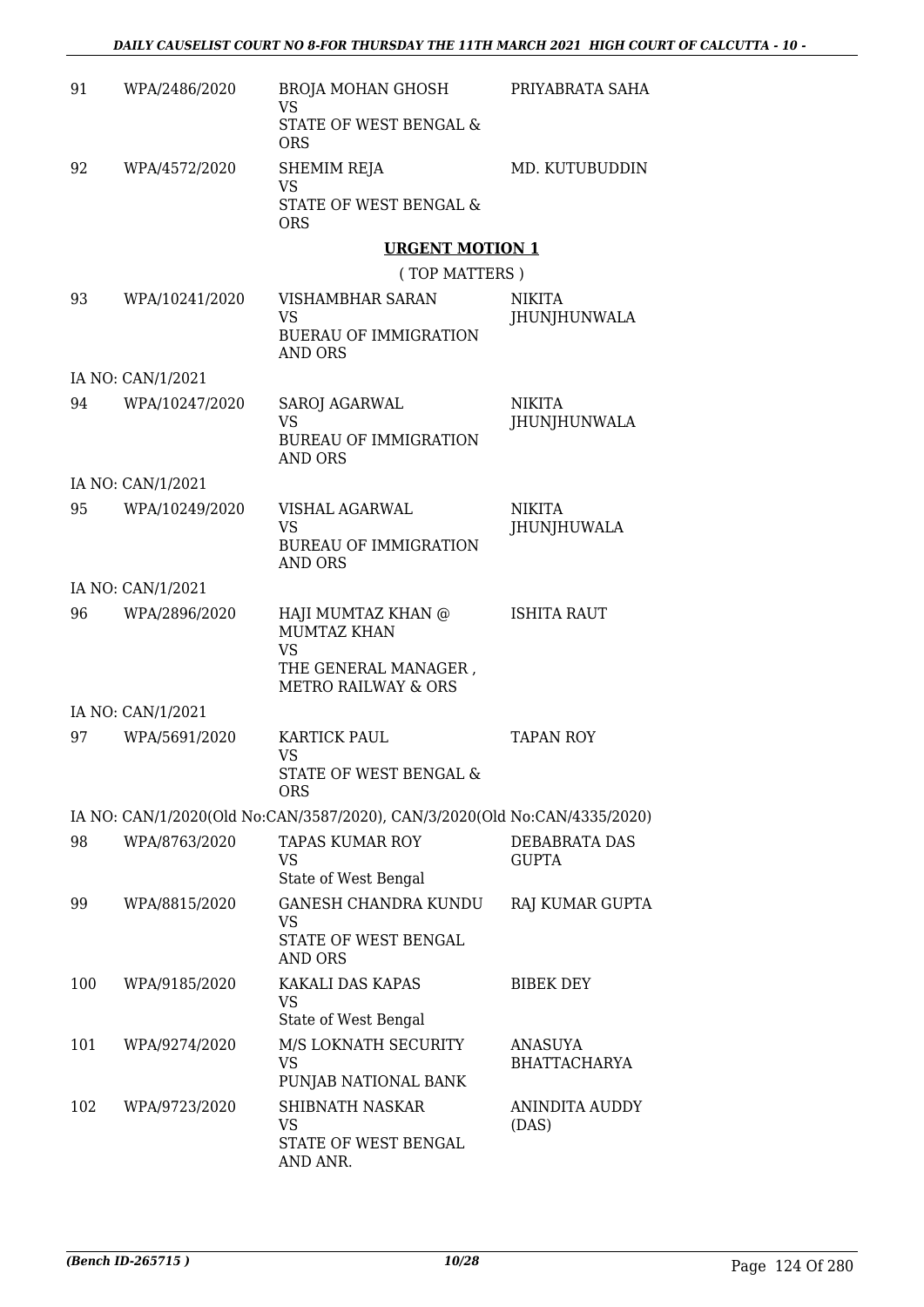| | | | |
|---|---|---|---|
| 91 | WPA/2486/2020 | BROJA MOHAN GHOSH<br>VS<br>STATE OF WEST BENGAL & ORS | PRIYABRATA SAHA |
| 92 | WPA/4572/2020 | SHEMIM REJA<br>VS<br>STATE OF WEST BENGAL & ORS | MD. KUTUBUDDIN |

**URGENT MOTION 1**

( TOP MATTERS )

| | | | |
|---|---|---|---|
| 93 | WPA/10241/2020 | VISHAMBHAR SARAN<br>VS<br>BUERAU OF IMMIGRATION AND ORS | NIKITA JHUNJHUNWALA |
| | IA NO: CAN/1/2021 | | |
| 94 | WPA/10247/2020 | SAROJ AGARWAL<br>VS<br>BUREAU OF IMMIGRATION AND ORS | NIKITA JHUNJHUNWALA |
| | IA NO: CAN/1/2021 | | |
| 95 | WPA/10249/2020 | VISHAL AGARWAL<br>VS<br>BUREAU OF IMMIGRATION AND ORS | NIKITA JHUNJHUWALA |
| | IA NO: CAN/1/2021 | | |
| 96 | WPA/2896/2020 | HAJI MUMTAZ KHAN @ MUMTAZ KHAN<br>VS<br>THE GENERAL MANAGER , METRO RAILWAY & ORS | ISHITA RAUT |
| | IA NO: CAN/1/2021 | | |
| 97 | WPA/5691/2020 | KARTICK PAUL<br>VS<br>STATE OF WEST BENGAL & ORS | TAPAN ROY |
| | IA NO: CAN/1/2020(Old No:CAN/3587/2020), CAN/3/2020(Old No:CAN/4335/2020) | | |
| 98 | WPA/8763/2020 | TAPAS KUMAR ROY<br>VS<br>State of West Bengal | DEBABRATA DAS GUPTA |
| 99 | WPA/8815/2020 | GANESH CHANDRA KUNDU<br>VS<br>STATE OF WEST BENGAL AND ORS | RAJ KUMAR GUPTA |
| 100 | WPA/9185/2020 | KAKALI DAS KAPAS<br>VS<br>State of West Bengal | BIBEK DEY |
| 101 | WPA/9274/2020 | M/S LOKNATH SECURITY<br>VS<br>PUNJAB NATIONAL BANK | ANASUYA BHATTACHARYA |
| 102 | WPA/9723/2020 | SHIBNATH NASKAR<br>VS<br>STATE OF WEST BENGAL AND ANR. | ANINDITA AUDDY (DAS) |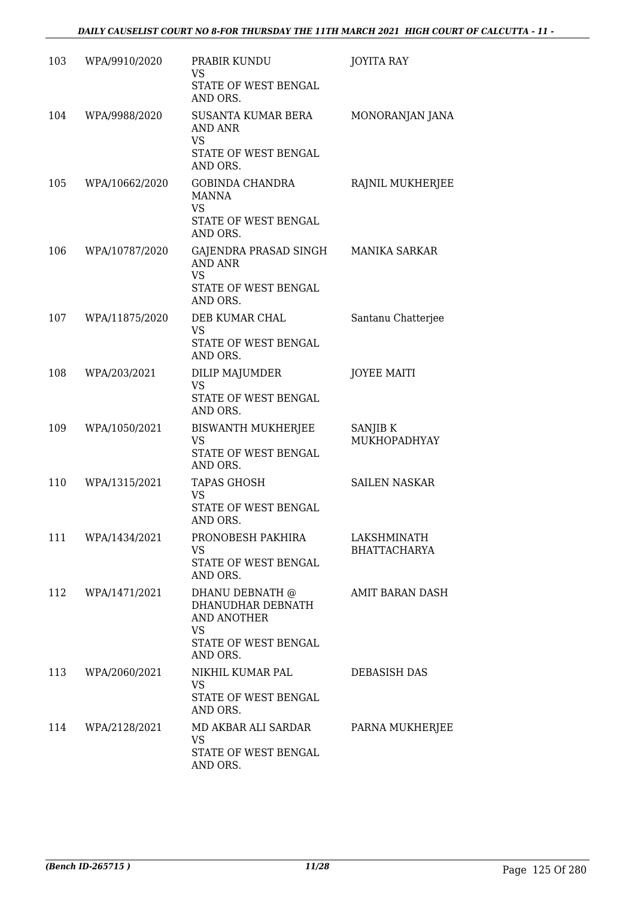| | | | |
|---|---|---|---|
| 103 | WPA/9910/2020 | PRABIR KUNDU<br>VS<br>STATE OF WEST BENGAL AND ORS. | JOYITA RAY |
| 104 | WPA/9988/2020 | SUSANTA KUMAR BERA AND ANR<br>VS<br>STATE OF WEST BENGAL AND ORS. | MONORANJAN JANA |
| 105 | WPA/10662/2020 | GOBINDA CHANDRA MANNA<br>VS<br>STATE OF WEST BENGAL AND ORS. | RAJNIL MUKHERJEE |
| 106 | WPA/10787/2020 | GAJENDRA PRASAD SINGH AND ANR<br>VS<br>STATE OF WEST BENGAL AND ORS. | MANIKA SARKAR |
| 107 | WPA/11875/2020 | DEB KUMAR CHAL<br>VS<br>STATE OF WEST BENGAL AND ORS. | Santanu Chatterjee |
| 108 | WPA/203/2021 | DILIP MAJUMDER<br>VS<br>STATE OF WEST BENGAL AND ORS. | JOYEE MAITI |
| 109 | WPA/1050/2021 | BISWANTH MUKHERJEE<br>VS<br>STATE OF WEST BENGAL AND ORS. | SANJIB K MUKHOPADHYAY |
| 110 | WPA/1315/2021 | TAPAS GHOSH<br>VS<br>STATE OF WEST BENGAL AND ORS. | SAILEN NASKAR |
| 111 | WPA/1434/2021 | PRONOBESH PAKHIRA<br>VS<br>STATE OF WEST BENGAL AND ORS. | LAKSHMINATH BHATTACHARYA |
| 112 | WPA/1471/2021 | DHANU DEBNATH @ DHANUDHAR DEBNATH AND ANOTHER<br>VS<br>STATE OF WEST BENGAL AND ORS. | AMIT BARAN DASH |
| 113 | WPA/2060/2021 | NIKHIL KUMAR PAL<br>VS<br>STATE OF WEST BENGAL AND ORS. | DEBASISH DAS |
| 114 | WPA/2128/2021 | MD AKBAR ALI SARDAR<br>VS<br>STATE OF WEST BENGAL AND ORS. | PARNA MUKHERJEE |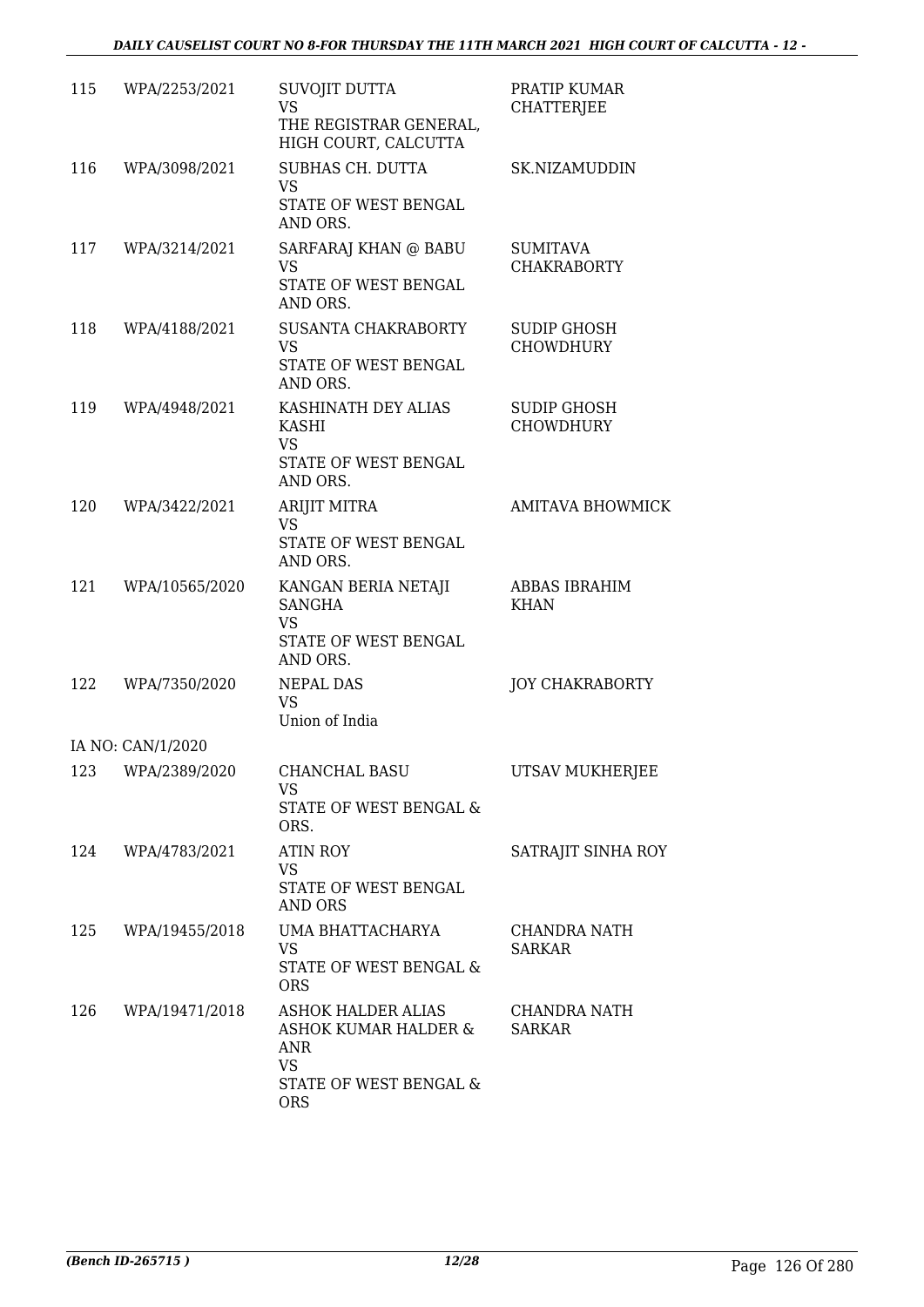| | | | |
|---|---|---|---|
| 115 | WPA/2253/2021 | SUVOJIT DUTTA<br>VS<br>THE REGISTRAR GENERAL, HIGH COURT, CALCUTTA | PRATIP KUMAR CHATTERJEE |
| 116 | WPA/3098/2021 | SUBHAS CH. DUTTA<br>VS<br>STATE OF WEST BENGAL AND ORS. | SK.NIZAMUDDIN |
| 117 | WPA/3214/2021 | SARFARAJ KHAN @ BABU<br>VS<br>STATE OF WEST BENGAL AND ORS. | SUMITAVA CHAKRABORTY |
| 118 | WPA/4188/2021 | SUSANTA CHAKRABORTY<br>VS<br>STATE OF WEST BENGAL AND ORS. | SUDIP GHOSH CHOWDHURY |
| 119 | WPA/4948/2021 | KASHINATH DEY ALIAS KASHI<br>VS<br>STATE OF WEST BENGAL AND ORS. | SUDIP GHOSH CHOWDHURY |
| 120 | WPA/3422/2021 | ARIJIT MITRA<br>VS<br>STATE OF WEST BENGAL AND ORS. | AMITAVA BHOWMICK |
| 121 | WPA/10565/2020 | KANGAN BERIA NETAJI SANGHA<br>VS<br>STATE OF WEST BENGAL AND ORS. | ABBAS IBRAHIM KHAN |
| 122 | WPA/7350/2020 | NEPAL DAS<br>VS<br>Union of India | JOY CHAKRABORTY |
| IA NO: CAN/1/2020 | | | |
| 123 | WPA/2389/2020 | CHANCHAL BASU<br>VS<br>STATE OF WEST BENGAL & ORS. | UTSAV MUKHERJEE |
| 124 | WPA/4783/2021 | ATIN ROY<br>VS<br>STATE OF WEST BENGAL AND ORS | SATRAJIT SINHA ROY |
| 125 | WPA/19455/2018 | UMA BHATTACHARYA<br>VS<br>STATE OF WEST BENGAL & ORS | CHANDRA NATH SARKAR |
| 126 | WPA/19471/2018 | ASHOK HALDER ALIAS ASHOK KUMAR HALDER & ANR<br>VS<br>STATE OF WEST BENGAL & ORS | CHANDRA NATH SARKAR |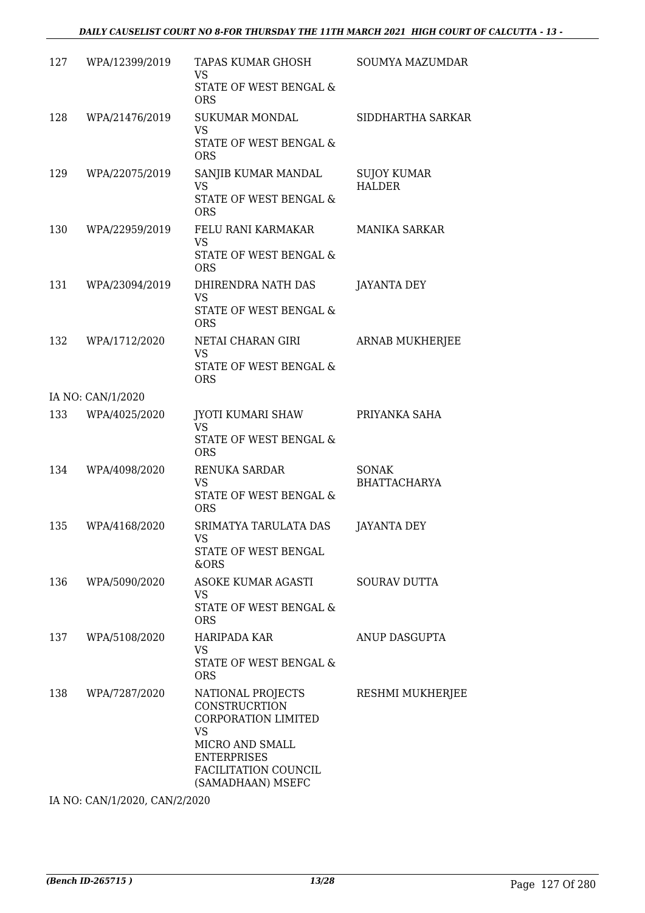| 127 | WPA/12399/2019 | TAPAS KUMAR GHOSH VS STATE OF WEST BENGAL & ORS | SOUMYA MAZUMDAR |
|---|---|---|---|
| 128 | WPA/21476/2019 | SUKUMAR MONDAL VS STATE OF WEST BENGAL & ORS | SIDDHARTHA SARKAR |
| 129 | WPA/22075/2019 | SANJIB KUMAR MANDAL VS STATE OF WEST BENGAL & ORS | SUJOY KUMAR HALDER |
| 130 | WPA/22959/2019 | FELU RANI KARMAKAR VS STATE OF WEST BENGAL & ORS | MANIKA SARKAR |
| 131 | WPA/23094/2019 | DHIRENDRA NATH DAS VS STATE OF WEST BENGAL & ORS | JAYANTA DEY |
| 132 | WPA/1712/2020 | NETAI CHARAN GIRI VS STATE OF WEST BENGAL & ORS | ARNAB MUKHERJEE |
| | IA NO: CAN/1/2020 | | |
| 133 | WPA/4025/2020 | JYOTI KUMARI SHAW VS STATE OF WEST BENGAL & ORS | PRIYANKA SAHA |
| 134 | WPA/4098/2020 | RENUKA SARDAR VS STATE OF WEST BENGAL & ORS | SONAK BHATTACHARYA |
| 135 | WPA/4168/2020 | SRIMATYA TARULATA DAS VS STATE OF WEST BENGAL &ORS | JAYANTA DEY |
| 136 | WPA/5090/2020 | ASOKE KUMAR AGASTI VS STATE OF WEST BENGAL & ORS | SOURAV DUTTA |
| 137 | WPA/5108/2020 | HARIPADA KAR VS STATE OF WEST BENGAL & ORS | ANUP DASGUPTA |
| 138 | WPA/7287/2020 | NATIONAL PROJECTS CONSTRUCRTION CORPORATION LIMITED VS MICRO AND SMALL ENTERPRISES FACILITATION COUNCIL (SAMADHAAN) MSEFC | RESHMI MUKHERJEE |

IA NO: CAN/1/2020, CAN/2/2020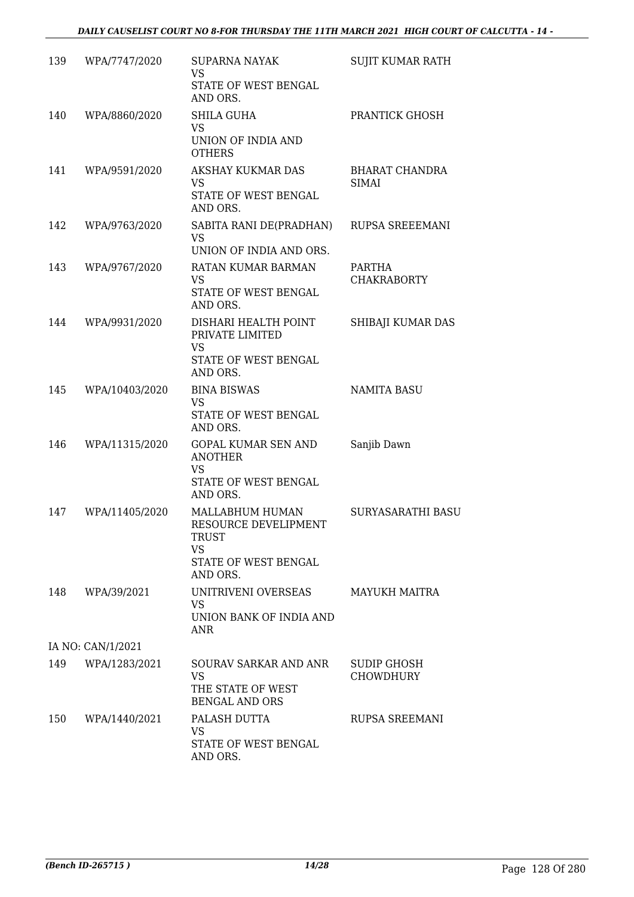| 139 | WPA/7747/2020 | SUPARNA NAYAK<br>VS<br>STATE OF WEST BENGAL AND ORS. | SUJIT KUMAR RATH |
|---|---|---|---|
| 140 | WPA/8860/2020 | SHILA GUHA<br>VS<br>UNION OF INDIA AND OTHERS | PRANTICK GHOSH |
| 141 | WPA/9591/2020 | AKSHAY KUKMAR DAS<br>VS<br>STATE OF WEST BENGAL AND ORS. | BHARAT CHANDRA SIMAI |
| 142 | WPA/9763/2020 | SABITA RANI DE(PRADHAN)<br>VS<br>UNION OF INDIA AND ORS. | RUPSA SREEEMANI |
| 143 | WPA/9767/2020 | RATAN KUMAR BARMAN<br>VS<br>STATE OF WEST BENGAL AND ORS. | PARTHA CHAKRABORTY |
| 144 | WPA/9931/2020 | DISHARI HEALTH POINT PRIVATE LIMITED<br>VS<br>STATE OF WEST BENGAL AND ORS. | SHIBAJI KUMAR DAS |
| 145 | WPA/10403/2020 | BINA BISWAS<br>VS<br>STATE OF WEST BENGAL AND ORS. | NAMITA BASU |
| 146 | WPA/11315/2020 | GOPAL KUMAR SEN AND ANOTHER<br>VS<br>STATE OF WEST BENGAL AND ORS. | Sanjib Dawn |
| 147 | WPA/11405/2020 | MALLABHUM HUMAN RESOURCE DEVELIPMENT TRUST<br>VS<br>STATE OF WEST BENGAL AND ORS. | SURYASARATHI BASU |
| 148 | WPA/39/2021 | UNITRIVENI OVERSEAS<br>VS<br>UNION BANK OF INDIA AND ANR | MAYUKH MAITRA |
| | IA NO: CAN/1/2021 | | |
| 149 | WPA/1283/2021 | SOURAV SARKAR AND ANR<br>VS<br>THE STATE OF WEST BENGAL AND ORS | SUDIP GHOSH CHOWDHURY |
| 150 | WPA/1440/2021 | PALASH DUTTA<br>VS<br>STATE OF WEST BENGAL AND ORS. | RUPSA SREEMANI |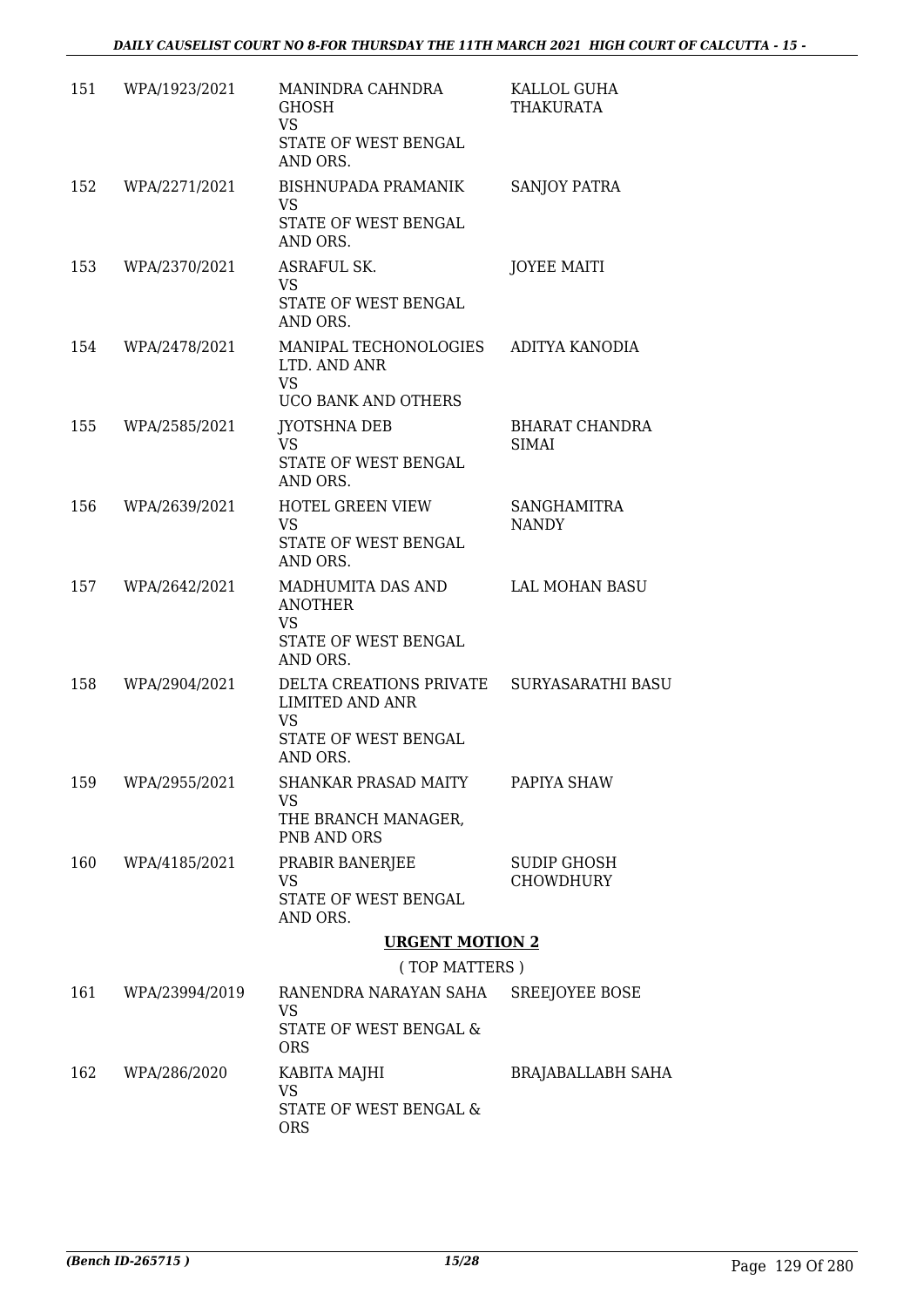| | | | |
|---|---|---|---|
| 151 | WPA/1923/2021 | MANINDRA CAHNDRA GHOSH<br>VS<br>STATE OF WEST BENGAL AND ORS. | KALLOL GUHA THAKURATA |
| 152 | WPA/2271/2021 | BISHNUPADA PRAMANIK<br>VS<br>STATE OF WEST BENGAL AND ORS. | SANJOY PATRA |
| 153 | WPA/2370/2021 | ASRAFUL SK.<br>VS<br>STATE OF WEST BENGAL AND ORS. | JOYEE MAITI |
| 154 | WPA/2478/2021 | MANIPAL TECHONOLOGIES LTD. AND ANR<br>VS<br>UCO BANK AND OTHERS | ADITYA KANODIA |
| 155 | WPA/2585/2021 | JYOTSHNA DEB<br>VS<br>STATE OF WEST BENGAL AND ORS. | BHARAT CHANDRA SIMAI |
| 156 | WPA/2639/2021 | HOTEL GREEN VIEW<br>VS<br>STATE OF WEST BENGAL AND ORS. | SANGHAMITRA NANDY |
| 157 | WPA/2642/2021 | MADHUMITA DAS AND ANOTHER<br>VS<br>STATE OF WEST BENGAL AND ORS. | LAL MOHAN BASU |
| 158 | WPA/2904/2021 | DELTA CREATIONS PRIVATE LIMITED AND ANR<br>VS<br>STATE OF WEST BENGAL AND ORS. | SURYASARATHI BASU |
| 159 | WPA/2955/2021 | SHANKAR PRASAD MAITY<br>VS<br>THE BRANCH MANAGER, PNB AND ORS | PAPIYA SHAW |
| 160 | WPA/4185/2021 | PRABIR BANERJEE<br>VS<br>STATE OF WEST BENGAL AND ORS. | SUDIP GHOSH CHOWDHURY |

**URGENT MOTION 2**

( TOP MATTERS )

| | | | |
|---|---|---|---|
| 161 | WPA/23994/2019 | RANENDRA NARAYAN SAHA<br>VS<br>STATE OF WEST BENGAL & ORS | SREEJOYEE BOSE |
| 162 | WPA/286/2020 | KABITA MAJHI<br>VS<br>STATE OF WEST BENGAL & ORS | BRAJABALLABH SAHA |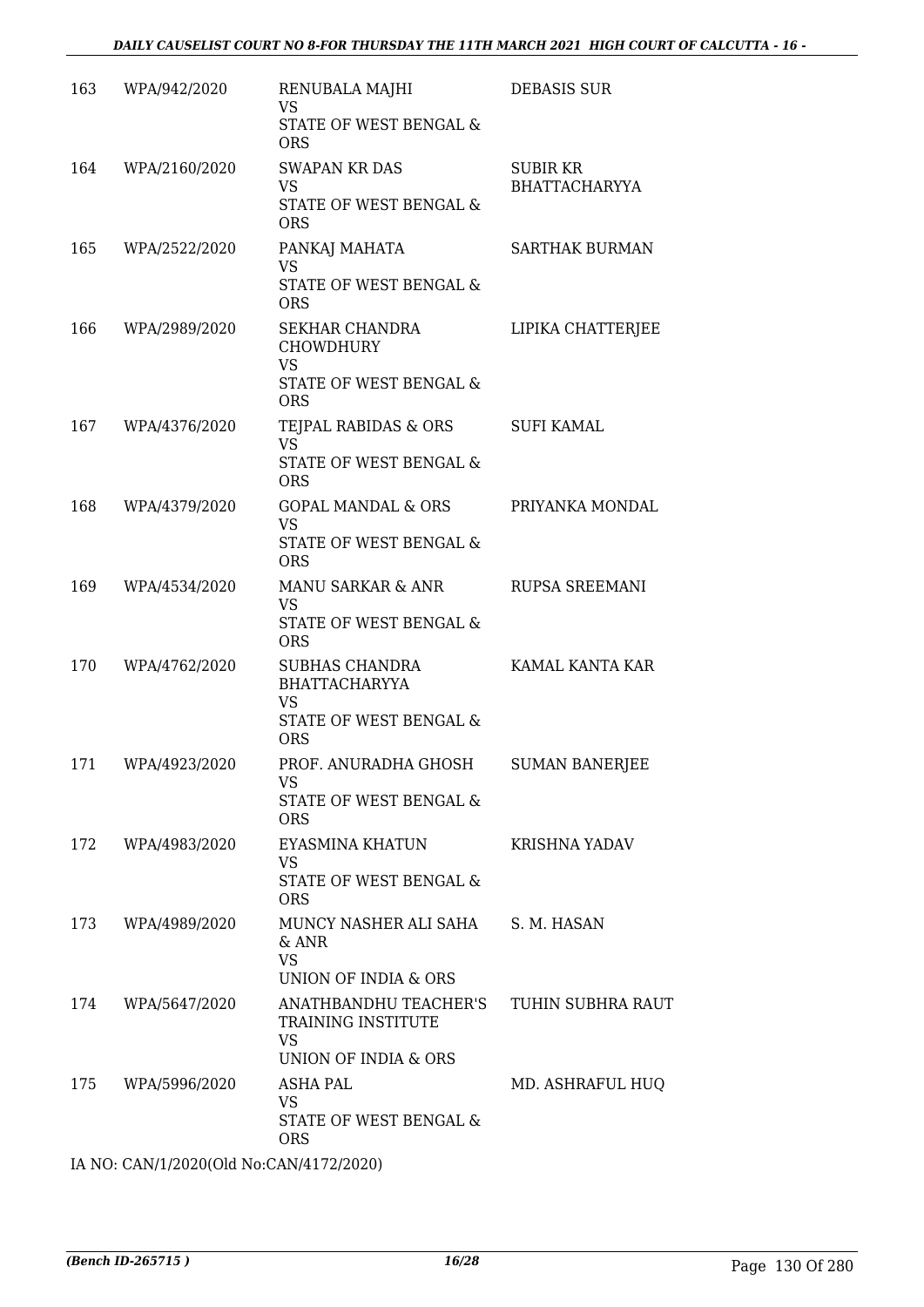| 163 | WPA/942/2020 | RENUBALA MAJHI<br>VS<br>STATE OF WEST BENGAL & ORS | DEBASIS SUR |
|---|---|---|---|
| 164 | WPA/2160/2020 | SWAPAN KR DAS<br>VS<br>STATE OF WEST BENGAL & ORS | SUBIR KR BHATTACHARYYA |
| 165 | WPA/2522/2020 | PANKAJ MAHATA<br>VS<br>STATE OF WEST BENGAL & ORS | SARTHAK BURMAN |
| 166 | WPA/2989/2020 | SEKHAR CHANDRA CHOWDHURY<br>VS<br>STATE OF WEST BENGAL & ORS | LIPIKA CHATTERJEE |
| 167 | WPA/4376/2020 | TEJPAL RABIDAS & ORS<br>VS<br>STATE OF WEST BENGAL & ORS | SUFI KAMAL |
| 168 | WPA/4379/2020 | GOPAL MANDAL & ORS<br>VS<br>STATE OF WEST BENGAL & ORS | PRIYANKA MONDAL |
| 169 | WPA/4534/2020 | MANU SARKAR & ANR<br>VS<br>STATE OF WEST BENGAL & ORS | RUPSA SREEMANI |
| 170 | WPA/4762/2020 | SUBHAS CHANDRA BHATTACHARYYA<br>VS<br>STATE OF WEST BENGAL & ORS | KAMAL KANTA KAR |
| 171 | WPA/4923/2020 | PROF. ANURADHA GHOSH<br>VS<br>STATE OF WEST BENGAL & ORS | SUMAN BANERJEE |
| 172 | WPA/4983/2020 | EYASMINA KHATUN<br>VS<br>STATE OF WEST BENGAL & ORS | KRISHNA YADAV |
| 173 | WPA/4989/2020 | MUNCY NASHER ALI SAHA & ANR<br>VS<br>UNION OF INDIA & ORS | S. M. HASAN |
| 174 | WPA/5647/2020 | ANATHBANDHU TEACHER'S TRAINING INSTITUTE<br>VS<br>UNION OF INDIA & ORS | TUHIN SUBHRA RAUT |
| 175 | WPA/5996/2020 | ASHA PAL<br>VS<br>STATE OF WEST BENGAL & ORS | MD. ASHRAFUL HUQ |

IA NO: CAN/1/2020(Old No:CAN/4172/2020)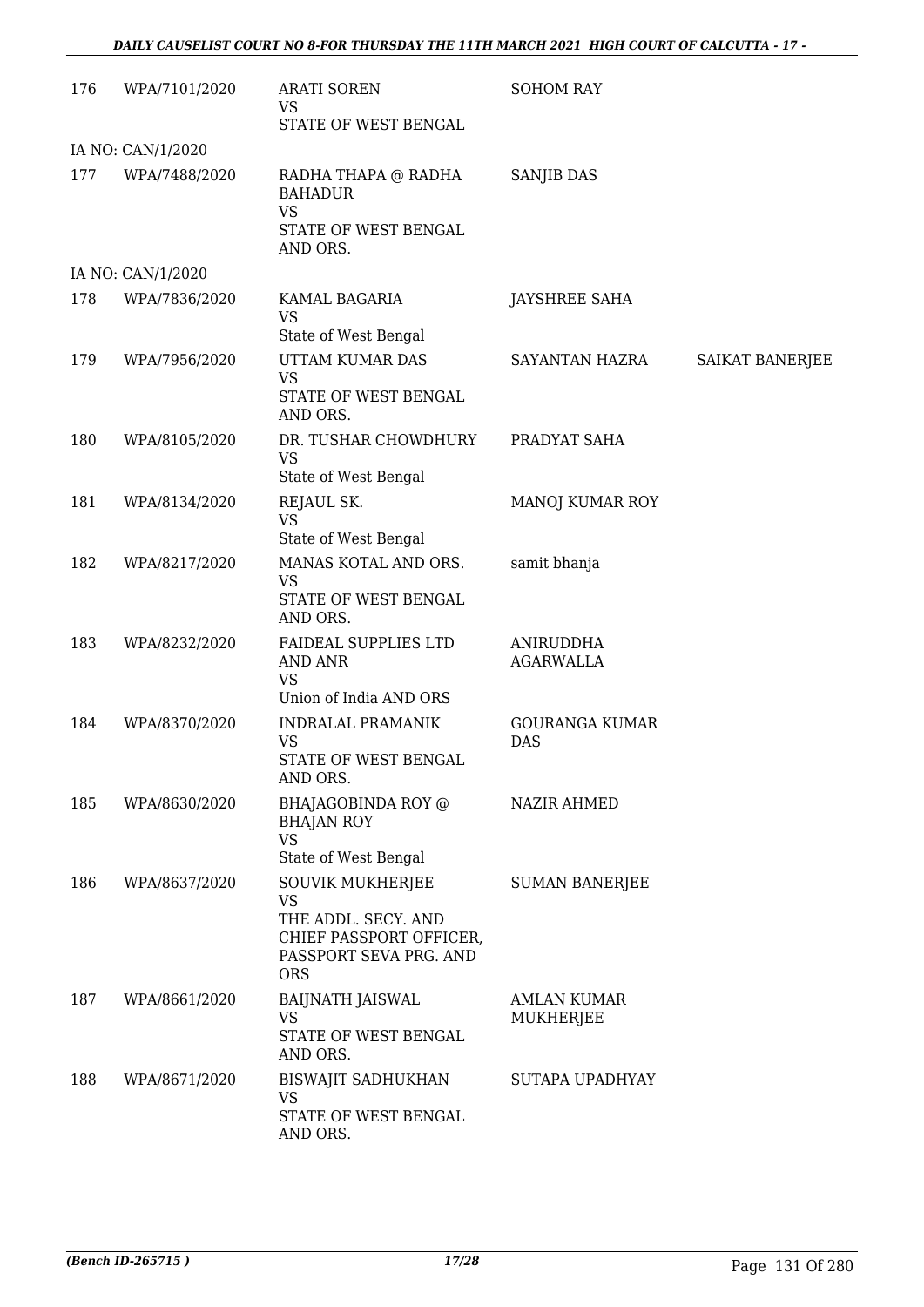| 176 | WPA/7101/2020 | ARATI SOREN<br>VS<br>STATE OF WEST BENGAL | SOHOM RAY | |
|---|---|---|---|---|
| IA NO: CAN/1/2020 | | | | |
| 177 | WPA/7488/2020 | RADHA THAPA @ RADHA BAHADUR<br>VS<br>STATE OF WEST BENGAL AND ORS. | SANJIB DAS | |
| IA NO: CAN/1/2020 | | | | |
| 178 | WPA/7836/2020 | KAMAL BAGARIA<br>VS<br>State of West Bengal | JAYSHREE SAHA | |
| 179 | WPA/7956/2020 | UTTAM KUMAR DAS<br>VS<br>STATE OF WEST BENGAL AND ORS. | SAYANTAN HAZRA | SAIKAT BANERJEE |
| 180 | WPA/8105/2020 | DR. TUSHAR CHOWDHURY<br>VS<br>State of West Bengal | PRADYAT SAHA | |
| 181 | WPA/8134/2020 | REJAUL SK.<br>VS<br>State of West Bengal | MANOJ KUMAR ROY | |
| 182 | WPA/8217/2020 | MANAS KOTAL AND ORS.<br>VS<br>STATE OF WEST BENGAL AND ORS. | samit bhanja | |
| 183 | WPA/8232/2020 | FAIDEAL SUPPLIES LTD AND ANR<br>VS<br>Union of India AND ORS | ANIRUDDHA AGARWALLA | |
| 184 | WPA/8370/2020 | INDRALAL PRAMANIK<br>VS<br>STATE OF WEST BENGAL AND ORS. | GOURANGA KUMAR DAS | |
| 185 | WPA/8630/2020 | BHAJAGOBINDA ROY @ BHAJAN ROY<br>VS<br>State of West Bengal | NAZIR AHMED | |
| 186 | WPA/8637/2020 | SOUVIK MUKHERJEE<br>VS<br>THE ADDL. SECY. AND CHIEF PASSPORT OFFICER, PASSPORT SEVA PRG. AND ORS | SUMAN BANERJEE | |
| 187 | WPA/8661/2020 | BAIJNATH JAISWAL<br>VS<br>STATE OF WEST BENGAL AND ORS. | AMLAN KUMAR MUKHERJEE | |
| 188 | WPA/8671/2020 | BISWAJIT SADHUKHAN<br>VS<br>STATE OF WEST BENGAL AND ORS. | SUTAPA UPADHYAY | |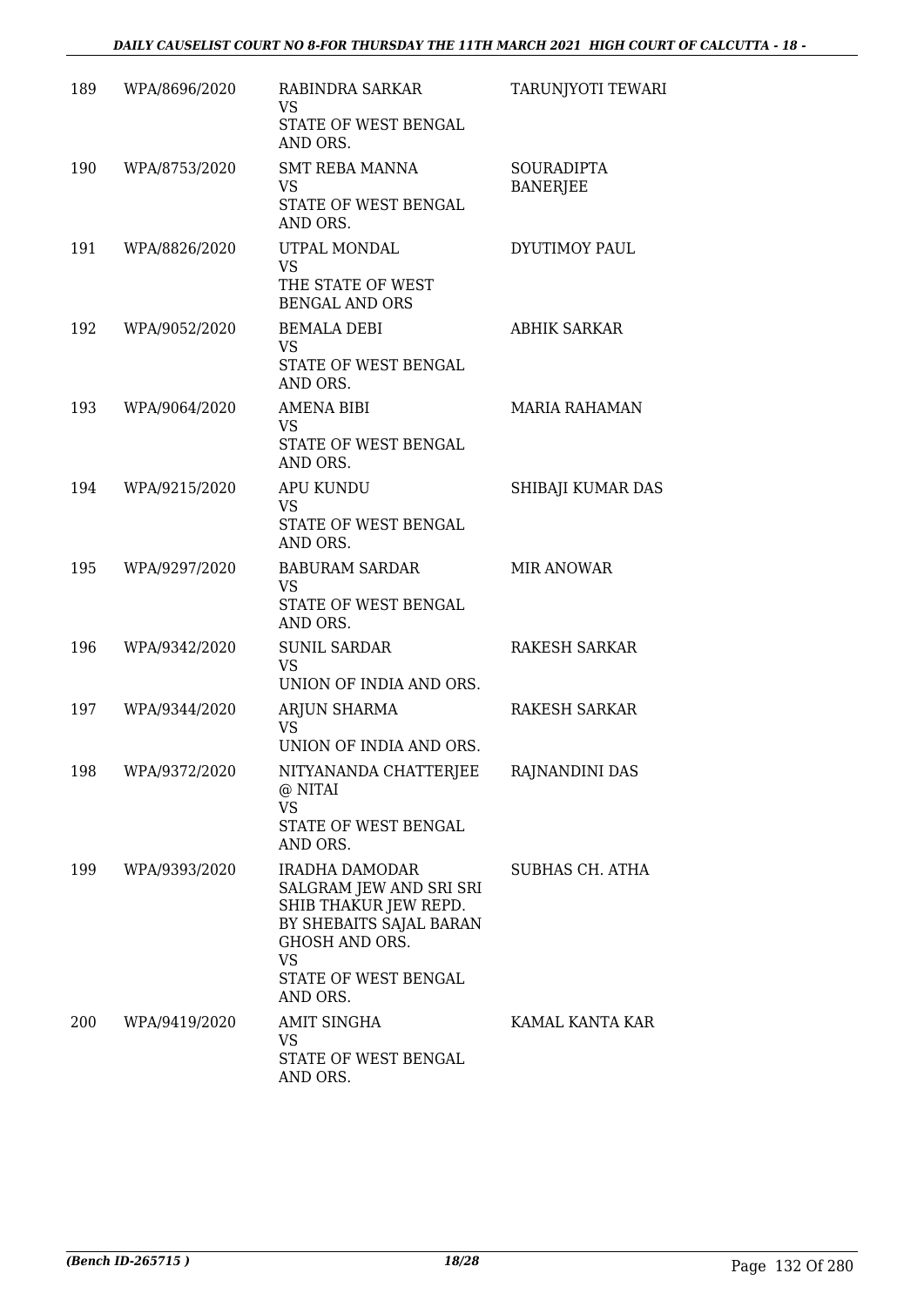| 189 | WPA/8696/2020 | RABINDRA SARKAR VS STATE OF WEST BENGAL AND ORS. | TARUNJYOTI TEWARI |
|---|---|---|---|
| 190 | WPA/8753/2020 | SMT REBA MANNA VS STATE OF WEST BENGAL AND ORS. | SOURADIPTA BANERJEE |
| 191 | WPA/8826/2020 | UTPAL MONDAL VS THE STATE OF WEST BENGAL AND ORS | DYUTIMOY PAUL |
| 192 | WPA/9052/2020 | BEMALA DEBI VS STATE OF WEST BENGAL AND ORS. | ABHIK SARKAR |
| 193 | WPA/9064/2020 | AMENA BIBI VS STATE OF WEST BENGAL AND ORS. | MARIA RAHAMAN |
| 194 | WPA/9215/2020 | APU KUNDU VS STATE OF WEST BENGAL AND ORS. | SHIBAJI KUMAR DAS |
| 195 | WPA/9297/2020 | BABURAM SARDAR VS STATE OF WEST BENGAL AND ORS. | MIR ANOWAR |
| 196 | WPA/9342/2020 | SUNIL SARDAR VS UNION OF INDIA AND ORS. | RAKESH SARKAR |
| 197 | WPA/9344/2020 | ARJUN SHARMA VS UNION OF INDIA AND ORS. | RAKESH SARKAR |
| 198 | WPA/9372/2020 | NITYANANDA CHATTERJEE @ NITAI VS STATE OF WEST BENGAL AND ORS. | RAJNANDINI DAS |
| 199 | WPA/9393/2020 | IRADHA DAMODAR SALGRAM JEW AND SRI SRI SHIB THAKUR JEW REPD. BY SHEBAITS SAJAL BARAN GHOSH AND ORS. VS STATE OF WEST BENGAL AND ORS. | SUBHAS CH. ATHA |
| 200 | WPA/9419/2020 | AMIT SINGHA VS STATE OF WEST BENGAL AND ORS. | KAMAL KANTA KAR |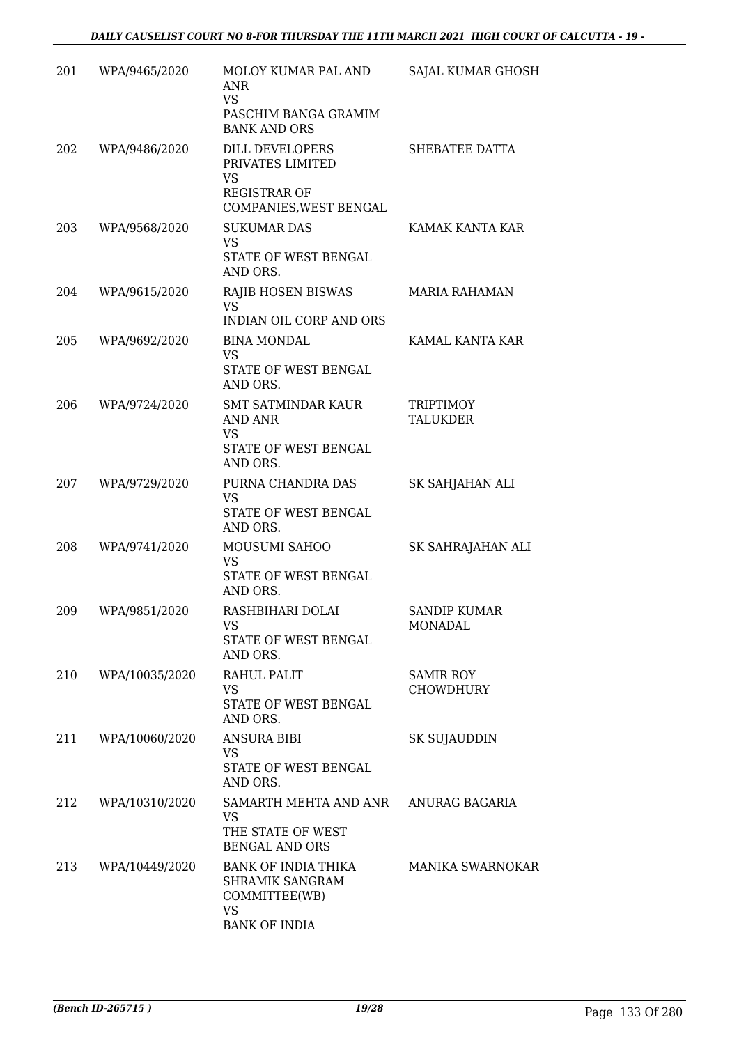| | | | |
|---|---|---|---|
| 201 | WPA/9465/2020 | MOLOY KUMAR PAL AND ANR<br>VS<br>PASCHIM BANGA GRAMIM BANK AND ORS | SAJAL KUMAR GHOSH |
| 202 | WPA/9486/2020 | DILL DEVELOPERS PRIVATES LIMITED<br>VS<br>REGISTRAR OF COMPANIES,WEST BENGAL | SHEBATEE DATTA |
| 203 | WPA/9568/2020 | SUKUMAR DAS<br>VS<br>STATE OF WEST BENGAL AND ORS. | KAMAK KANTA KAR |
| 204 | WPA/9615/2020 | RAJIB HOSEN BISWAS<br>VS<br>INDIAN OIL CORP AND ORS | MARIA RAHAMAN |
| 205 | WPA/9692/2020 | BINA MONDAL<br>VS<br>STATE OF WEST BENGAL AND ORS. | KAMAL KANTA KAR |
| 206 | WPA/9724/2020 | SMT SATMINDAR KAUR AND ANR<br>VS<br>STATE OF WEST BENGAL AND ORS. | TRIPTIMOY TALUKDER |
| 207 | WPA/9729/2020 | PURNA CHANDRA DAS<br>VS<br>STATE OF WEST BENGAL AND ORS. | SK SAHJAHAN ALI |
| 208 | WPA/9741/2020 | MOUSUMI SAHOO<br>VS<br>STATE OF WEST BENGAL AND ORS. | SK SAHRAJAHAN ALI |
| 209 | WPA/9851/2020 | RASHBIHARI DOLAI<br>VS<br>STATE OF WEST BENGAL AND ORS. | SANDIP KUMAR MONADAL |
| 210 | WPA/10035/2020 | RAHUL PALIT<br>VS<br>STATE OF WEST BENGAL AND ORS. | SAMIR ROY CHOWDHURY |
| 211 | WPA/10060/2020 | ANSURA BIBI<br>VS<br>STATE OF WEST BENGAL AND ORS. | SK SUJAUDDIN |
| 212 | WPA/10310/2020 | SAMARTH MEHTA AND ANR<br>VS<br>THE STATE OF WEST BENGAL AND ORS | ANURAG BAGARIA |
| 213 | WPA/10449/2020 | BANK OF INDIA THIKA SHRAMIK SANGRAM COMMITTEE(WB)<br>VS<br>BANK OF INDIA | MANIKA SWARNOKAR |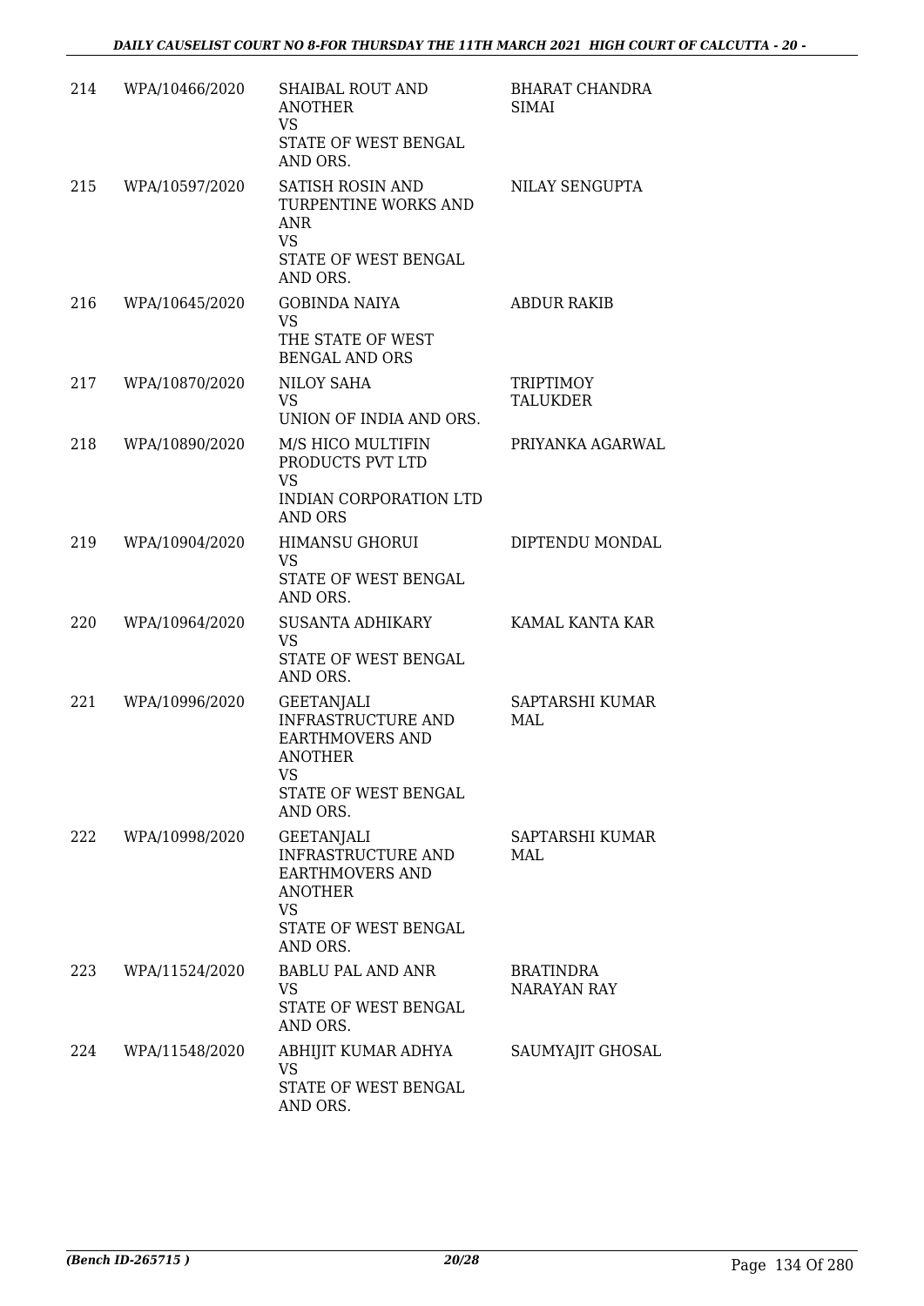| 214 | WPA/10466/2020 | SHAIBAL ROUT AND ANOTHER<br>VS<br>STATE OF WEST BENGAL AND ORS. | BHARAT CHANDRA SIMAI |
|---|---|---|---|
| 215 | WPA/10597/2020 | SATISH ROSIN AND TURPENTINE WORKS AND ANR<br>VS<br>STATE OF WEST BENGAL AND ORS. | NILAY SENGUPTA |
| 216 | WPA/10645/2020 | GOBINDA NAIYA<br>VS<br>THE STATE OF WEST BENGAL AND ORS | ABDUR RAKIB |
| 217 | WPA/10870/2020 | NILOY SAHA<br>VS<br>UNION OF INDIA AND ORS. | TRIPTIMOY TALUKDER |
| 218 | WPA/10890/2020 | M/S HICO MULTIFIN PRODUCTS PVT LTD<br>VS<br>INDIAN CORPORATION LTD AND ORS | PRIYANKA AGARWAL |
| 219 | WPA/10904/2020 | HIMANSU GHORUI<br>VS<br>STATE OF WEST BENGAL AND ORS. | DIPTENDU MONDAL |
| 220 | WPA/10964/2020 | SUSANTA ADHIKARY<br>VS<br>STATE OF WEST BENGAL AND ORS. | KAMAL KANTA KAR |
| 221 | WPA/10996/2020 | GEETANJALI INFRASTRUCTURE AND EARTHMOVERS AND ANOTHER<br>VS<br>STATE OF WEST BENGAL AND ORS. | SAPTARSHI KUMAR MAL |
| 222 | WPA/10998/2020 | GEETANJALI INFRASTRUCTURE AND EARTHMOVERS AND ANOTHER<br>VS<br>STATE OF WEST BENGAL AND ORS. | SAPTARSHI KUMAR MAL |
| 223 | WPA/11524/2020 | BABLU PAL AND ANR<br>VS<br>STATE OF WEST BENGAL AND ORS. | BRATINDRA NARAYAN RAY |
| 224 | WPA/11548/2020 | ABHIJIT KUMAR ADHYA<br>VS<br>STATE OF WEST BENGAL AND ORS. | SAUMYAJIT GHOSAL |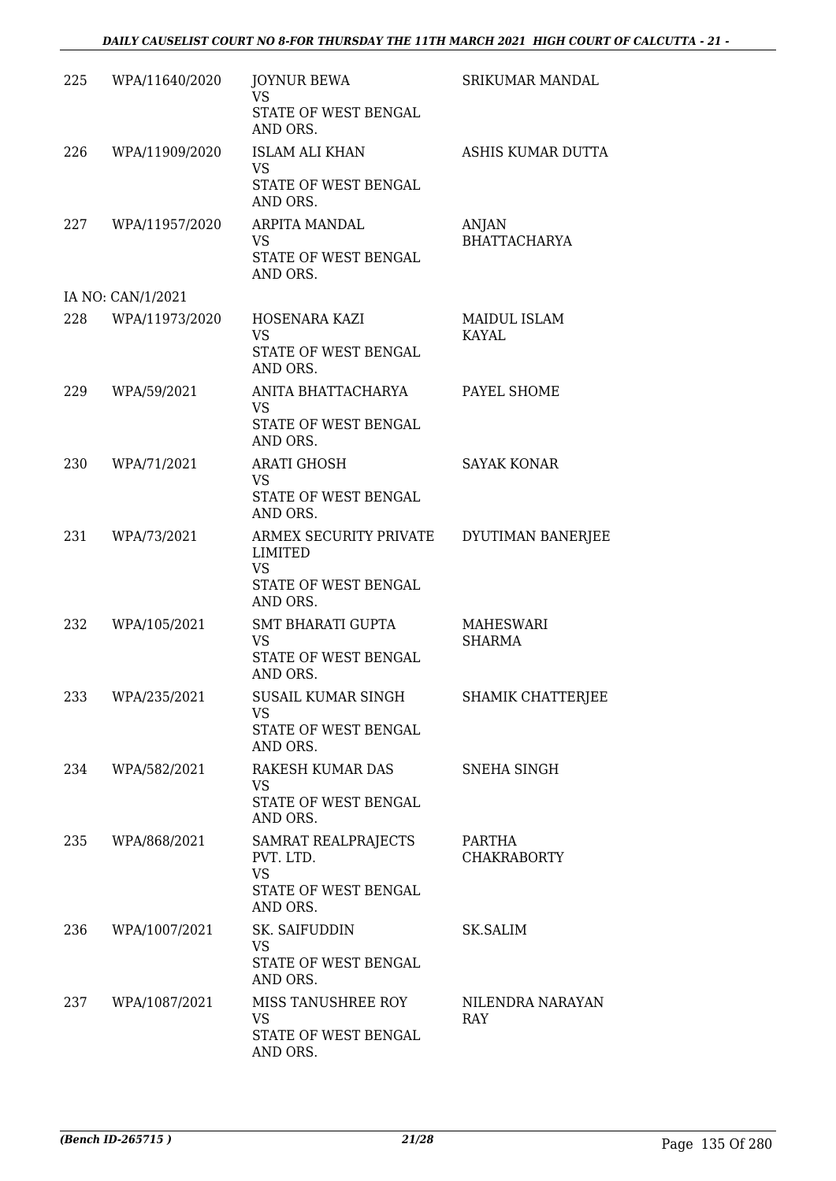| | | | |
|---|---|---|---|
| 225 | WPA/11640/2020 | JOYNUR BEWA<br>VS<br>STATE OF WEST BENGAL AND ORS. | SRIKUMAR MANDAL |
| 226 | WPA/11909/2020 | ISLAM ALI KHAN<br>VS<br>STATE OF WEST BENGAL AND ORS. | ASHIS KUMAR DUTTA |
| 227 | WPA/11957/2020 | ARPITA MANDAL<br>VS<br>STATE OF WEST BENGAL AND ORS. | ANJAN BHATTACHARYA |
| | IA NO: CAN/1/2021 | | |
| 228 | WPA/11973/2020 | HOSENARA KAZI<br>VS<br>STATE OF WEST BENGAL AND ORS. | MAIDUL ISLAM KAYAL |
| 229 | WPA/59/2021 | ANITA BHATTACHARYA<br>VS<br>STATE OF WEST BENGAL AND ORS. | PAYEL SHOME |
| 230 | WPA/71/2021 | ARATI GHOSH<br>VS<br>STATE OF WEST BENGAL AND ORS. | SAYAK KONAR |
| 231 | WPA/73/2021 | ARMEX SECURITY PRIVATE LIMITED<br>VS<br>STATE OF WEST BENGAL AND ORS. | DYUTIMAN BANERJEE |
| 232 | WPA/105/2021 | SMT BHARATI GUPTA<br>VS<br>STATE OF WEST BENGAL AND ORS. | MAHESWARI SHARMA |
| 233 | WPA/235/2021 | SUSAIL KUMAR SINGH<br>VS<br>STATE OF WEST BENGAL AND ORS. | SHAMIK CHATTERJEE |
| 234 | WPA/582/2021 | RAKESH KUMAR DAS<br>VS<br>STATE OF WEST BENGAL AND ORS. | SNEHA SINGH |
| 235 | WPA/868/2021 | SAMRAT REALPRAJECTS PVT. LTD.<br>VS<br>STATE OF WEST BENGAL AND ORS. | PARTHA CHAKRABORTY |
| 236 | WPA/1007/2021 | SK. SAIFUDDIN<br>VS<br>STATE OF WEST BENGAL AND ORS. | SK.SALIM |
| 237 | WPA/1087/2021 | MISS TANUSHREE ROY<br>VS<br>STATE OF WEST BENGAL AND ORS. | NILENDRA NARAYAN RAY |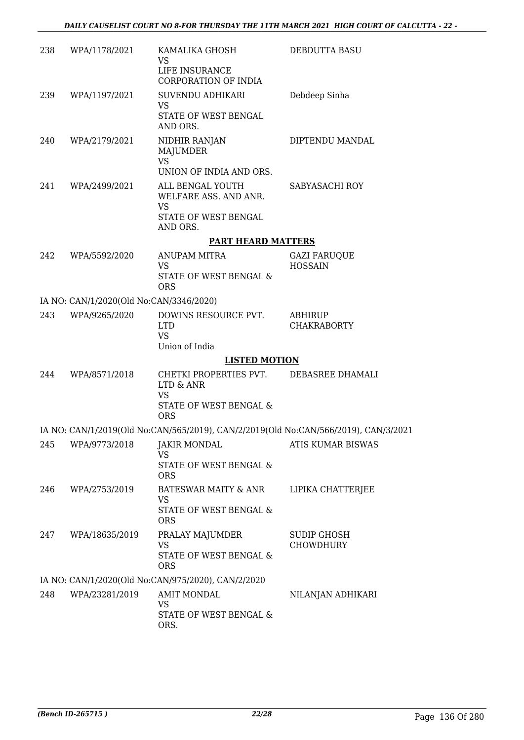| | | | |
|---|---|---|---|
| 238 | WPA/1178/2021 | KAMALIKA GHOSH<br>VS<br>LIFE INSURANCE CORPORATION OF INDIA | DEBDUTTA BASU |
| 239 | WPA/1197/2021 | SUVENDU ADHIKARI<br>VS<br>STATE OF WEST BENGAL AND ORS. | Debdeep Sinha |
| 240 | WPA/2179/2021 | NIDHIR RANJAN MAJUMDER<br>VS<br>UNION OF INDIA AND ORS. | DIPTENDU MANDAL |
| 241 | WPA/2499/2021 | ALL BENGAL YOUTH WELFARE ASS. AND ANR.<br>VS<br>STATE OF WEST BENGAL AND ORS. | SABYASACHI ROY |

## PART HEARD MATTERS

| | | | |
|---|---|---|---|
| 242 | WPA/5592/2020 | ANUPAM MITRA<br>VS<br>STATE OF WEST BENGAL & ORS | GAZI FARUQUE HOSSAIN |

IA NO: CAN/1/2020(Old No:CAN/3346/2020)

| | | | |
|---|---|---|---|
| 243 | WPA/9265/2020 | DOWINS RESOURCE PVT. LTD<br>VS<br>Union of India | ABHIRUP CHAKRABORTY |

## LISTED MOTION

| | | | |
|---|---|---|---|
| 244 | WPA/8571/2018 | CHETKI PROPERTIES PVT. LTD & ANR<br>VS<br>STATE OF WEST BENGAL & ORS | DEBASREE DHAMALI |

IA NO: CAN/1/2019(Old No:CAN/565/2019), CAN/2/2019(Old No:CAN/566/2019), CAN/3/2021

| | | | |
|---|---|---|---|
| 245 | WPA/9773/2018 | JAKIR MONDAL<br>VS<br>STATE OF WEST BENGAL & ORS | ATIS KUMAR BISWAS |
| 246 | WPA/2753/2019 | BATESWAR MAITY & ANR<br>VS<br>STATE OF WEST BENGAL & ORS | LIPIKA CHATTERJEE |
| 247 | WPA/18635/2019 | PRALAY MAJUMDER<br>VS<br>STATE OF WEST BENGAL & ORS | SUDIP GHOSH CHOWDHURY |

IA NO: CAN/1/2020(Old No:CAN/975/2020), CAN/2/2020

| | | | |
|---|---|---|---|
| 248 | WPA/23281/2019 | AMIT MONDAL<br>VS<br>STATE OF WEST BENGAL & ORS. | NILANJAN ADHIKARI |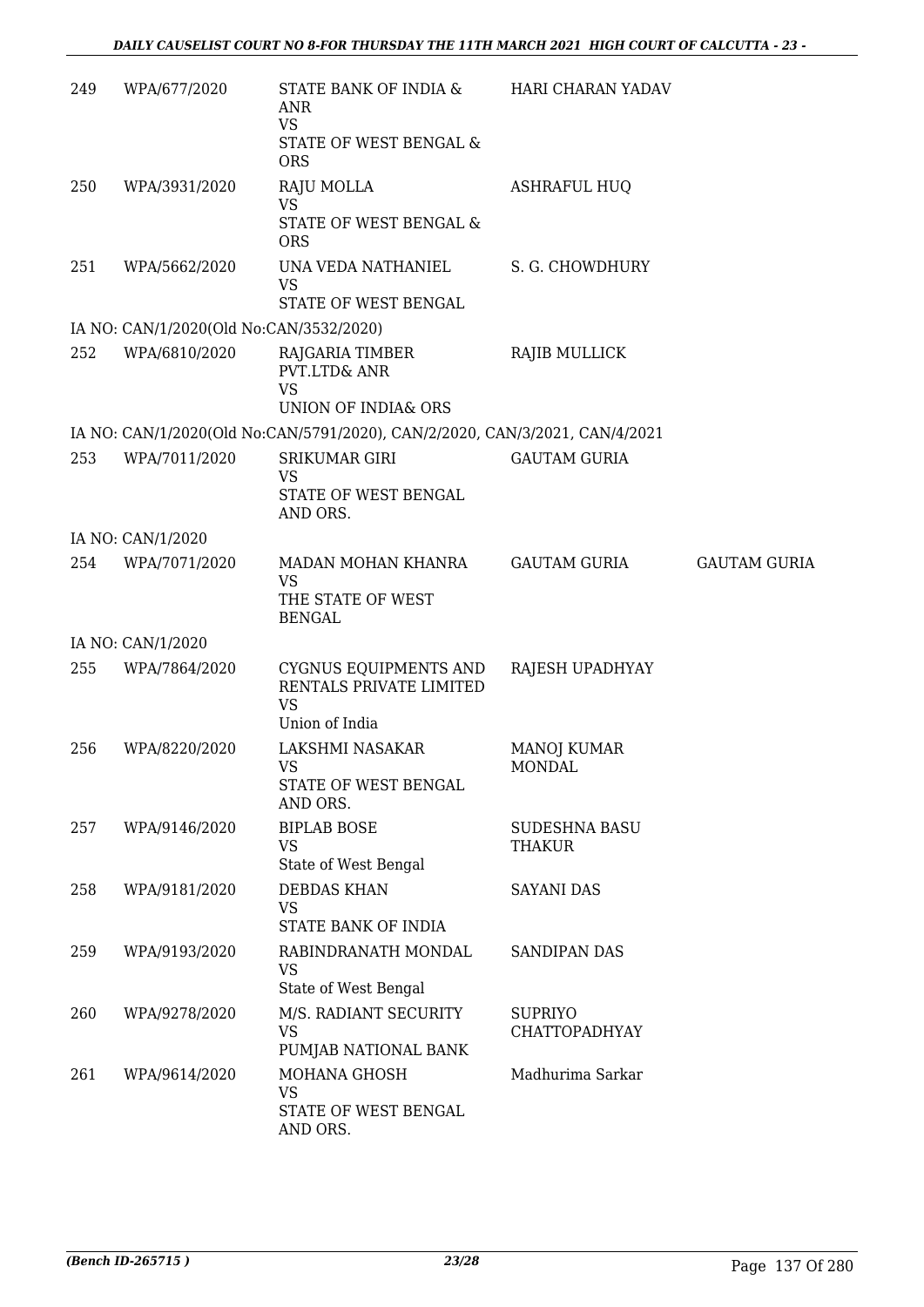| | | | | |
|---|---|---|---|---|
| 249 | WPA/677/2020 | STATE BANK OF INDIA & ANR<br>VS<br>STATE OF WEST BENGAL & ORS | HARI CHARAN YADAV | |
| 250 | WPA/3931/2020 | RAJU MOLLA<br>VS<br>STATE OF WEST BENGAL & ORS | ASHRAFUL HUQ | |
| 251 | WPA/5662/2020 | UNA VEDA NATHANIEL<br>VS<br>STATE OF WEST BENGAL | S. G. CHOWDHURY | |
| | IA NO: CAN/1/2020(Old No:CAN/3532/2020) | | | |
| 252 | WPA/6810/2020 | RAJGARIA TIMBER PVT.LTD& ANR<br>VS<br>UNION OF INDIA& ORS | RAJIB MULLICK | |
| | IA NO: CAN/1/2020(Old No:CAN/5791/2020), CAN/2/2020, CAN/3/2021, CAN/4/2021 | | | |
| 253 | WPA/7011/2020 | SRIKUMAR GIRI<br>VS<br>STATE OF WEST BENGAL AND ORS. | GAUTAM GURIA | |
| | IA NO: CAN/1/2020 | | | |
| 254 | WPA/7071/2020 | MADAN MOHAN KHANRA<br>VS<br>THE STATE OF WEST BENGAL | GAUTAM GURIA | GAUTAM GURIA |
| | IA NO: CAN/1/2020 | | | |
| 255 | WPA/7864/2020 | CYGNUS EQUIPMENTS AND RENTALS PRIVATE LIMITED<br>VS<br>Union of India | RAJESH UPADHYAY | |
| 256 | WPA/8220/2020 | LAKSHMI NASAKAR<br>VS<br>STATE OF WEST BENGAL AND ORS. | MANOJ KUMAR MONDAL | |
| 257 | WPA/9146/2020 | BIPLAB BOSE<br>VS<br>State of West Bengal | SUDESHNA BASU THAKUR | |
| 258 | WPA/9181/2020 | DEBDAS KHAN<br>VS<br>STATE BANK OF INDIA | SAYANI DAS | |
| 259 | WPA/9193/2020 | RABINDRANATH MONDAL<br>VS<br>State of West Bengal | SANDIPAN DAS | |
| 260 | WPA/9278/2020 | M/S. RADIANT SECURITY<br>VS<br>PUMJAB NATIONAL BANK | SUPRIYO CHATTOPADHYAY | |
| 261 | WPA/9614/2020 | MOHANA GHOSH<br>VS<br>STATE OF WEST BENGAL AND ORS. | Madhurima Sarkar | |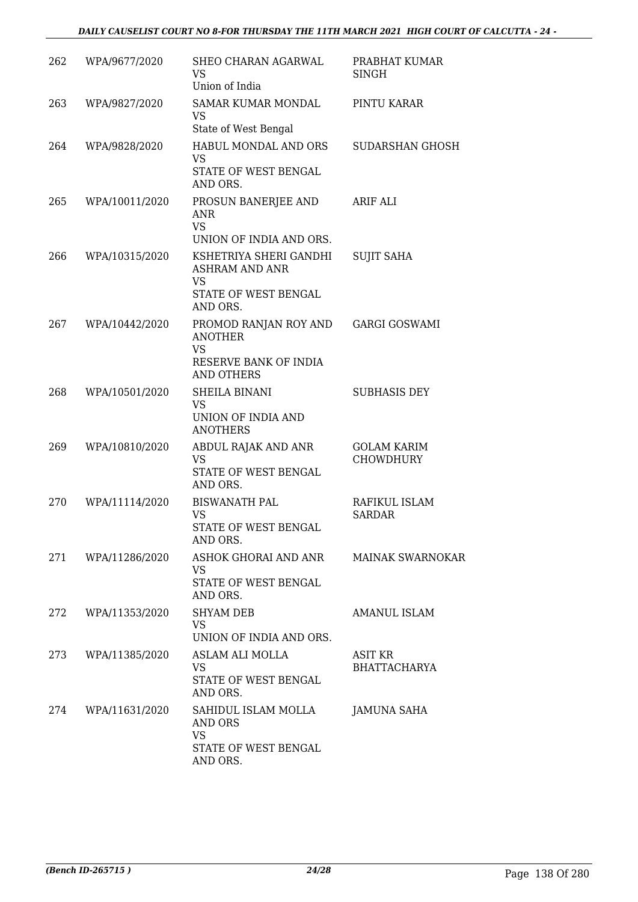| | | | |
|---|---|---|---|
| 262 | WPA/9677/2020 | SHEO CHARAN AGARWAL VS Union of India | PRABHAT KUMAR SINGH |
| 263 | WPA/9827/2020 | SAMAR KUMAR MONDAL VS State of West Bengal | PINTU KARAR |
| 264 | WPA/9828/2020 | HABUL MONDAL AND ORS VS STATE OF WEST BENGAL AND ORS. | SUDARSHAN GHOSH |
| 265 | WPA/10011/2020 | PROSUN BANERJEE AND ANR VS UNION OF INDIA AND ORS. | ARIF ALI |
| 266 | WPA/10315/2020 | KSHETRIYA SHERI GANDHI ASHRAM AND ANR VS STATE OF WEST BENGAL AND ORS. | SUJIT SAHA |
| 267 | WPA/10442/2020 | PROMOD RANJAN ROY AND ANOTHER VS RESERVE BANK OF INDIA AND OTHERS | GARGI GOSWAMI |
| 268 | WPA/10501/2020 | SHEILA BINANI VS UNION OF INDIA AND ANOTHERS | SUBHASIS DEY |
| 269 | WPA/10810/2020 | ABDUL RAJAK AND ANR VS STATE OF WEST BENGAL AND ORS. | GOLAM KARIM CHOWDHURY |
| 270 | WPA/11114/2020 | BISWANATH PAL VS STATE OF WEST BENGAL AND ORS. | RAFIKUL ISLAM SARDAR |
| 271 | WPA/11286/2020 | ASHOK GHORAI AND ANR VS STATE OF WEST BENGAL AND ORS. | MAINAK SWARNOKAR |
| 272 | WPA/11353/2020 | SHYAM DEB VS UNION OF INDIA AND ORS. | AMANUL ISLAM |
| 273 | WPA/11385/2020 | ASLAM ALI MOLLA VS STATE OF WEST BENGAL AND ORS. | ASIT KR BHATTACHARYA |
| 274 | WPA/11631/2020 | SAHIDUL ISLAM MOLLA AND ORS VS STATE OF WEST BENGAL AND ORS. | JAMUNA SAHA |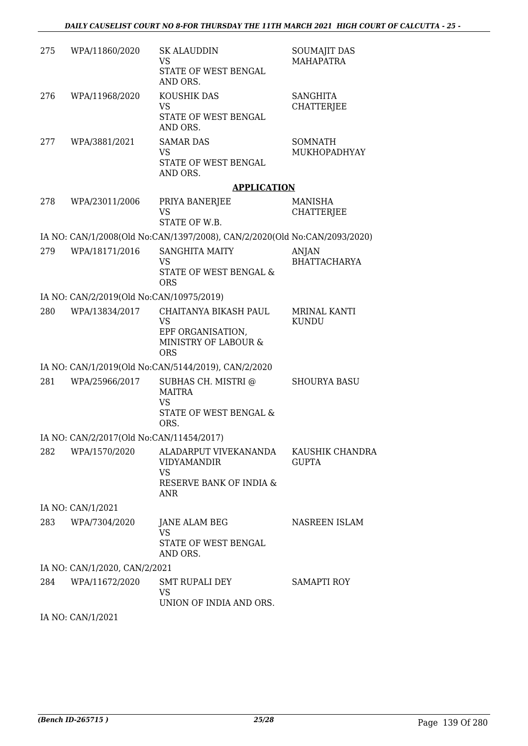| | | | |
|---|---|---|---|
| 275 | WPA/11860/2020 | SK ALAUDDIN<br>VS<br>STATE OF WEST BENGAL AND ORS. | SOUMAJIT DAS MAHAPATRA |
| 276 | WPA/11968/2020 | KOUSHIK DAS<br>VS<br>STATE OF WEST BENGAL AND ORS. | SANGHITA CHATTERJEE |
| 277 | WPA/3881/2021 | SAMAR DAS<br>VS<br>STATE OF WEST BENGAL AND ORS. | SOMNATH MUKHOPADHYAY |

**APPLICATION**

| | | | |
|---|---|---|---|
| 278 | WPA/23011/2006 | PRIYA BANERJEE<br>VS<br>STATE OF W.B. | MANISHA CHATTERJEE |

IA NO: CAN/1/2008(Old No:CAN/1397/2008), CAN/2/2020(Old No:CAN/2093/2020)

| | | | |
|---|---|---|---|
| 279 | WPA/18171/2016 | SANGHITA MAITY<br>VS<br>STATE OF WEST BENGAL & ORS | ANJAN BHATTACHARYA |

IA NO: CAN/2/2019(Old No:CAN/10975/2019)

| | | | |
|---|---|---|---|
| 280 | WPA/13834/2017 | CHAITANYA BIKASH PAUL<br>VS<br>EPF ORGANISATION, MINISTRY OF LABOUR & ORS | MRINAL KANTI KUNDU |

IA NO: CAN/1/2019(Old No:CAN/5144/2019), CAN/2/2020

| | | | |
|---|---|---|---|
| 281 | WPA/25966/2017 | SUBHAS CH. MISTRI @ MAITRA<br>VS<br>STATE OF WEST BENGAL & ORS. | SHOURYA BASU |

IA NO: CAN/2/2017(Old No:CAN/11454/2017)

| | | | |
|---|---|---|---|
| 282 | WPA/1570/2020 | ALADARPUT VIVEKANANDA VIDYAMANDIR<br>VS<br>RESERVE BANK OF INDIA & ANR | KAUSHIK CHANDRA GUPTA |

IA NO: CAN/1/2021

| | | | |
|---|---|---|---|
| 283 | WPA/7304/2020 | JANE ALAM BEG<br>VS<br>STATE OF WEST BENGAL AND ORS. | NASREEN ISLAM |

IA NO: CAN/1/2020, CAN/2/2021

| | | | |
|---|---|---|---|
| 284 | WPA/11672/2020 | SMT RUPALI DEY<br>VS<br>UNION OF INDIA AND ORS. | SAMAPTI ROY |

IA NO: CAN/1/2021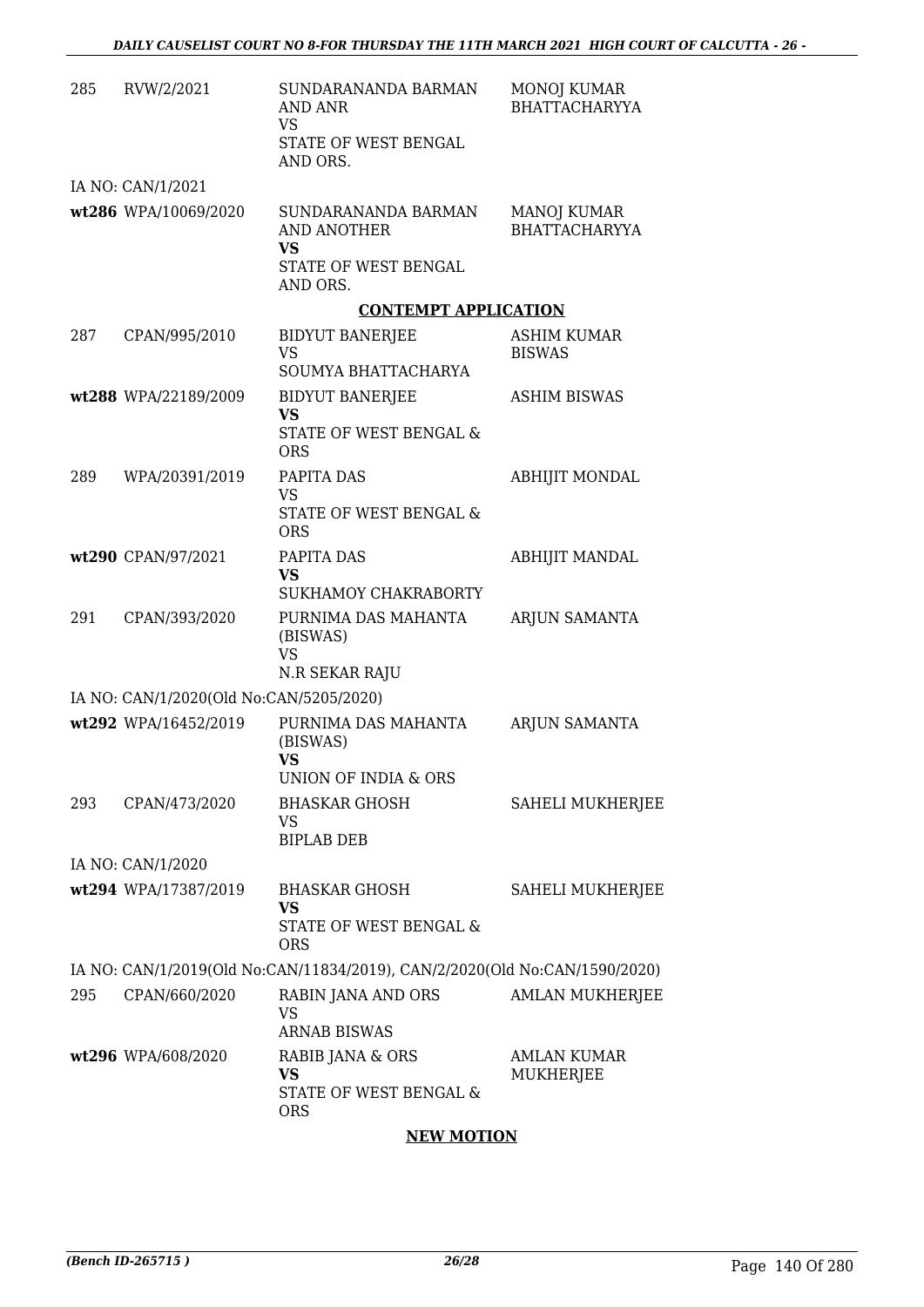| | | | |
|---|---|---|---|
| 285 | RVW/2/2021 | SUNDARANANDA BARMAN AND ANR<br>VS<br>STATE OF WEST BENGAL AND ORS. | MONOJ KUMAR BHATTACHARYYA |
| | IA NO: CAN/1/2021 | | |
| **wt286** | WPA/10069/2020 | SUNDARANANDA BARMAN AND ANOTHER<br>**VS**<br>STATE OF WEST BENGAL AND ORS. | MANOJ KUMAR BHATTACHARYYA |

**CONTEMPT APPLICATION**

| | | | |
|---|---|---|---|
| 287 | CPAN/995/2010 | BIDYUT BANERJEE<br>VS<br>SOUMYA BHATTACHARYA | ASHIM KUMAR BISWAS |
| **wt288** | WPA/22189/2009 | BIDYUT BANERJEE<br>**VS**<br>STATE OF WEST BENGAL & ORS | ASHIM BISWAS |
| 289 | WPA/20391/2019 | PAPITA DAS<br>VS<br>STATE OF WEST BENGAL & ORS | ABHIJIT MONDAL |
| **wt290** | CPAN/97/2021 | PAPITA DAS<br>**VS**<br>SUKHAMOY CHAKRABORTY | ABHIJIT MANDAL |
| 291 | CPAN/393/2020 | PURNIMA DAS MAHANTA (BISWAS)<br>VS<br>N.R SEKAR RAJU | ARJUN SAMANTA |
| | IA NO: CAN/1/2020(Old No:CAN/5205/2020) | | |
| **wt292** | WPA/16452/2019 | PURNIMA DAS MAHANTA (BISWAS)<br>**VS**<br>UNION OF INDIA & ORS | ARJUN SAMANTA |
| 293 | CPAN/473/2020 | BHASKAR GHOSH<br>VS<br>BIPLAB DEB | SAHELI MUKHERJEE |
| | IA NO: CAN/1/2020 | | |
| **wt294** | WPA/17387/2019 | BHASKAR GHOSH<br>**VS**<br>STATE OF WEST BENGAL & ORS | SAHELI MUKHERJEE |
| | IA NO: CAN/1/2019(Old No:CAN/11834/2019), CAN/2/2020(Old No:CAN/1590/2020) | | |
| 295 | CPAN/660/2020 | RABIN JANA AND ORS<br>VS<br>ARNAB BISWAS | AMLAN MUKHERJEE |
| **wt296** | WPA/608/2020 | RABIB JANA & ORS<br>**VS**<br>STATE OF WEST BENGAL & ORS | AMLAN KUMAR MUKHERJEE |

**NEW MOTION**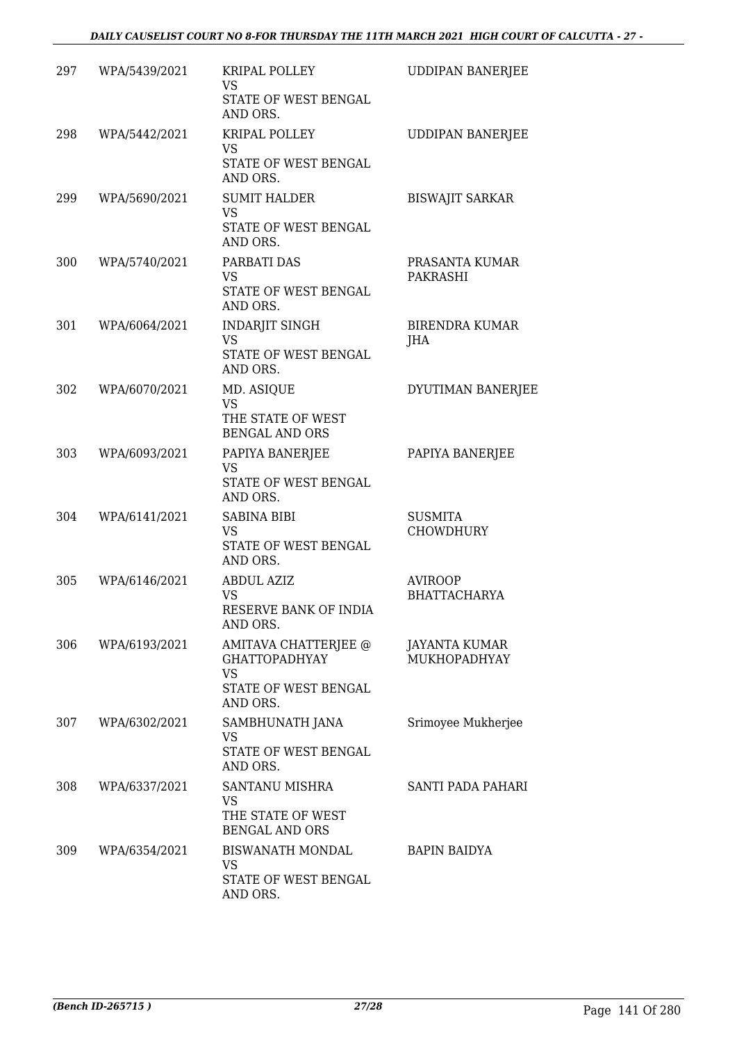| 297 | WPA/5439/2021 | KRIPAL POLLEY<br>VS<br>STATE OF WEST BENGAL AND ORS. | UDDIPAN BANERJEE |
|---|---|---|---|
| 298 | WPA/5442/2021 | KRIPAL POLLEY<br>VS<br>STATE OF WEST BENGAL AND ORS. | UDDIPAN BANERJEE |
| 299 | WPA/5690/2021 | SUMIT HALDER<br>VS<br>STATE OF WEST BENGAL AND ORS. | BISWAJIT SARKAR |
| 300 | WPA/5740/2021 | PARBATI DAS<br>VS<br>STATE OF WEST BENGAL AND ORS. | PRASANTA KUMAR PAKRASHI |
| 301 | WPA/6064/2021 | INDARJIT SINGH<br>VS<br>STATE OF WEST BENGAL AND ORS. | BIRENDRA KUMAR JHA |
| 302 | WPA/6070/2021 | MD. ASIQUE<br>VS<br>THE STATE OF WEST BENGAL AND ORS | DYUTIMAN BANERJEE |
| 303 | WPA/6093/2021 | PAPIYA BANERJEE<br>VS<br>STATE OF WEST BENGAL AND ORS. | PAPIYA BANERJEE |
| 304 | WPA/6141/2021 | SABINA BIBI<br>VS<br>STATE OF WEST BENGAL AND ORS. | SUSMITA CHOWDHURY |
| 305 | WPA/6146/2021 | ABDUL AZIZ<br>VS<br>RESERVE BANK OF INDIA AND ORS. | AVIROOP BHATTACHARYA |
| 306 | WPA/6193/2021 | AMITAVA CHATTERJEE @ GHATTOPADHYAY<br>VS<br>STATE OF WEST BENGAL AND ORS. | JAYANTA KUMAR MUKHOPADHYAY |
| 307 | WPA/6302/2021 | SAMBHUNATH JANA<br>VS<br>STATE OF WEST BENGAL AND ORS. | Srimoyee Mukherjee |
| 308 | WPA/6337/2021 | SANTANU MISHRA<br>VS<br>THE STATE OF WEST BENGAL AND ORS | SANTI PADA PAHARI |
| 309 | WPA/6354/2021 | BISWANATH MONDAL<br>VS<br>STATE OF WEST BENGAL AND ORS. | BAPIN BAIDYA |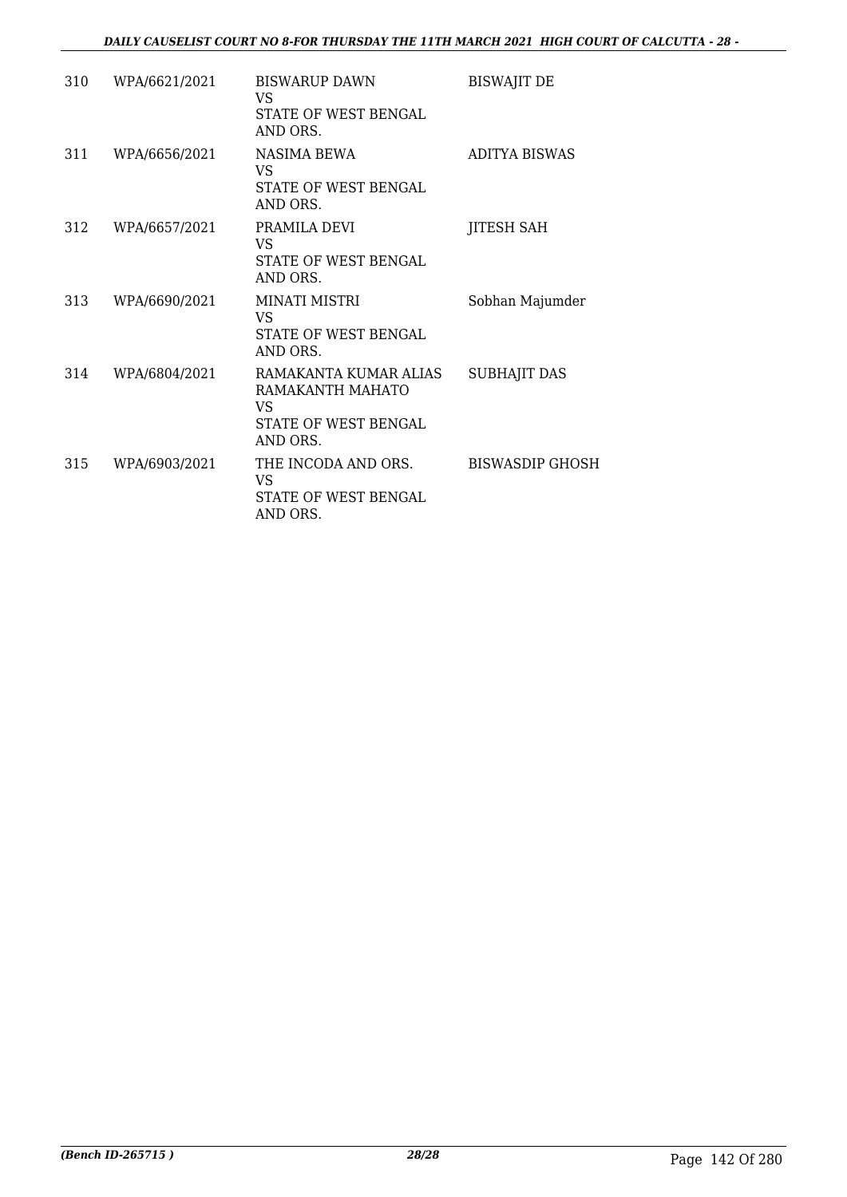| | | | |
|---|---|---|---|
| 310 | WPA/6621/2021 | BISWARUP DAWN<br>VS<br>STATE OF WEST BENGAL AND ORS. | BISWAJIT DE |
| 311 | WPA/6656/2021 | NASIMA BEWA<br>VS<br>STATE OF WEST BENGAL AND ORS. | ADITYA BISWAS |
| 312 | WPA/6657/2021 | PRAMILA DEVI<br>VS<br>STATE OF WEST BENGAL AND ORS. | JITESH SAH |
| 313 | WPA/6690/2021 | MINATI MISTRI<br>VS<br>STATE OF WEST BENGAL AND ORS. | Sobhan Majumder |
| 314 | WPA/6804/2021 | RAMAKANTA KUMAR ALIAS RAMAKANTH MAHATO<br>VS<br>STATE OF WEST BENGAL AND ORS. | SUBHAJIT DAS |
| 315 | WPA/6903/2021 | THE INCODA AND ORS.<br>VS<br>STATE OF WEST BENGAL AND ORS. | BISWASDIP GHOSH |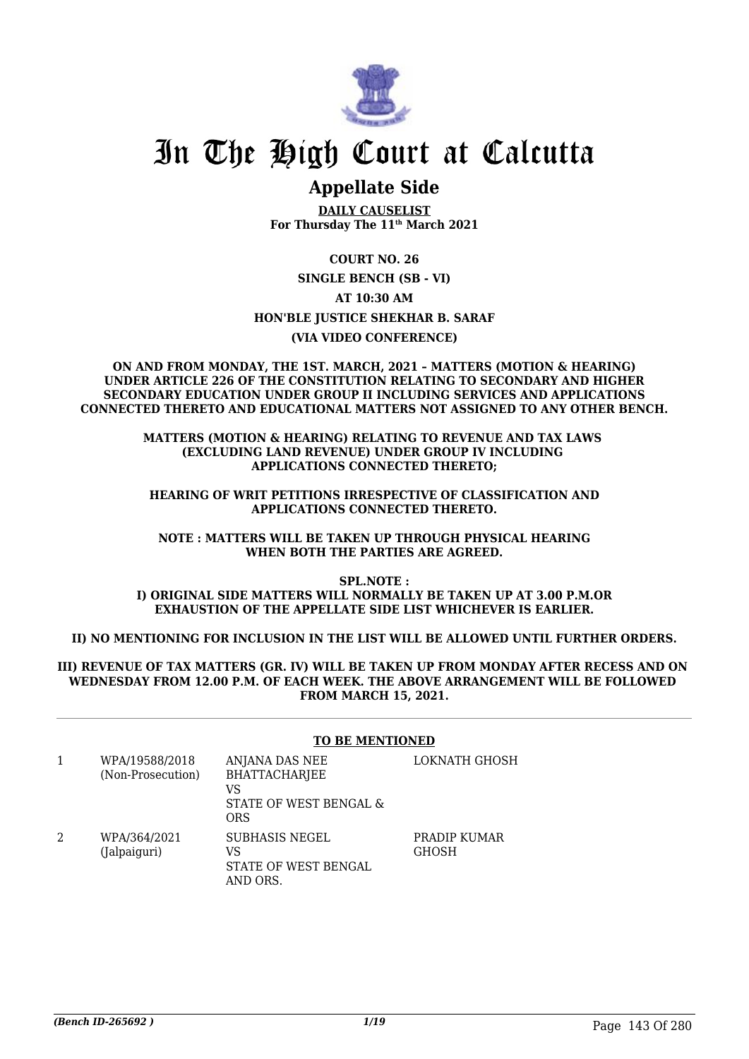# In The High Court at Calcutta

## Appellate Side

**DAILY CAUSELIST**
**For Thursday The 11th March 2021**

**COURT NO. 26**

**SINGLE BENCH (SB - VI)**

**AT 10:30 AM**

**HON'BLE JUSTICE SHEKHAR B. SARAF**

**(VIA VIDEO CONFERENCE)**

**ON AND FROM MONDAY, THE 1ST. MARCH, 2021 – MATTERS (MOTION & HEARING) UNDER ARTICLE 226 OF THE CONSTITUTION RELATING TO SECONDARY AND HIGHER SECONDARY EDUCATION UNDER GROUP II INCLUDING SERVICES AND APPLICATIONS CONNECTED THERETO AND EDUCATIONAL MATTERS NOT ASSIGNED TO ANY OTHER BENCH.**

**MATTERS (MOTION & HEARING) RELATING TO REVENUE AND TAX LAWS (EXCLUDING LAND REVENUE) UNDER GROUP IV INCLUDING APPLICATIONS CONNECTED THERETO;**

**HEARING OF WRIT PETITIONS IRRESPECTIVE OF CLASSIFICATION AND APPLICATIONS CONNECTED THERETO.**

**NOTE : MATTERS WILL BE TAKEN UP THROUGH PHYSICAL HEARING WHEN BOTH THE PARTIES ARE AGREED.**

**SPL.NOTE :**
**I) ORIGINAL SIDE MATTERS WILL NORMALLY BE TAKEN UP AT 3.00 P.M.OR EXHAUSTION OF THE APPELLATE SIDE LIST WHICHEVER IS EARLIER.**

**II) NO MENTIONING FOR INCLUSION IN THE LIST WILL BE ALLOWED UNTIL FURTHER ORDERS.**

**III) REVENUE OF TAX MATTERS (GR. IV) WILL BE TAKEN UP FROM MONDAY AFTER RECESS AND ON WEDNESDAY FROM 12.00 P.M. OF EACH WEEK. THE ABOVE ARRANGEMENT WILL BE FOLLOWED FROM MARCH 15, 2021.**

### TO BE MENTIONED

| | | | |
|---|---|---|---|
| 1 | WPA/19588/2018 (Non-Prosecution) | ANJANA DAS NEE BHATTACHARJEE VS STATE OF WEST BENGAL & ORS | LOKNATH GHOSH |
| 2 | WPA/364/2021 (Jalpaiguri) | SUBHASIS NEGEL VS STATE OF WEST BENGAL AND ORS. | PRADIP KUMAR GHOSH |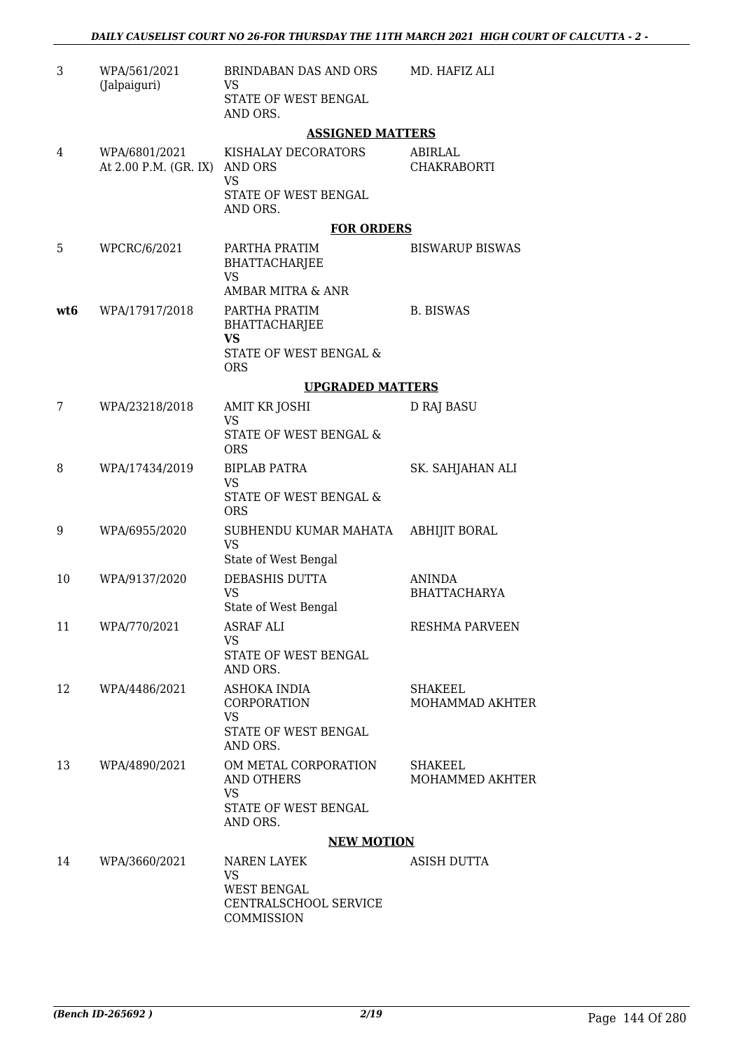| | | | |
|---|---|---|---|
| 3 | WPA/561/2021 (Jalpaiguri) | BRINDABAN DAS AND ORS VS STATE OF WEST BENGAL AND ORS. | MD. HAFIZ ALI |

**ASSIGNED MATTERS**

| | | | |
|---|---|---|---|
| 4 | WPA/6801/2021 At 2.00 P.M. (GR. IX) | KISHALAY DECORATORS AND ORS VS STATE OF WEST BENGAL AND ORS. | ABIRLAL CHAKRABORTI |

**FOR ORDERS**

| | | | |
|---|---|---|---|
| 5 | WPCRC/6/2021 | PARTHA PRATIM BHATTACHARJEE VS AMBAR MITRA & ANR | BISWARUP BISWAS |
| **wt6** | WPA/17917/2018 | PARTHA PRATIM BHATTACHARJEE **VS** STATE OF WEST BENGAL & ORS | B. BISWAS |

**UPGRADED MATTERS**

| | | | |
|---|---|---|---|
| 7 | WPA/23218/2018 | AMIT KR JOSHI VS STATE OF WEST BENGAL & ORS | D RAJ BASU |
| 8 | WPA/17434/2019 | BIPLAB PATRA VS STATE OF WEST BENGAL & ORS | SK. SAHJAHAN ALI |
| 9 | WPA/6955/2020 | SUBHENDU KUMAR MAHATA VS State of West Bengal | ABHIJIT BORAL |
| 10 | WPA/9137/2020 | DEBASHIS DUTTA VS State of West Bengal | ANINDA BHATTACHARYA |
| 11 | WPA/770/2021 | ASRAF ALI VS STATE OF WEST BENGAL AND ORS. | RESHMA PARVEEN |
| 12 | WPA/4486/2021 | ASHOKA INDIA CORPORATION VS STATE OF WEST BENGAL AND ORS. | SHAKEEL MOHAMMAD AKHTER |
| 13 | WPA/4890/2021 | OM METAL CORPORATION AND OTHERS VS STATE OF WEST BENGAL AND ORS. | SHAKEEL MOHAMMED AKHTER |

**NEW MOTION**

| | | | |
|---|---|---|---|
| 14 | WPA/3660/2021 | NAREN LAYEK VS WEST BENGAL CENTRALSCHOOL SERVICE COMMISSION | ASISH DUTTA |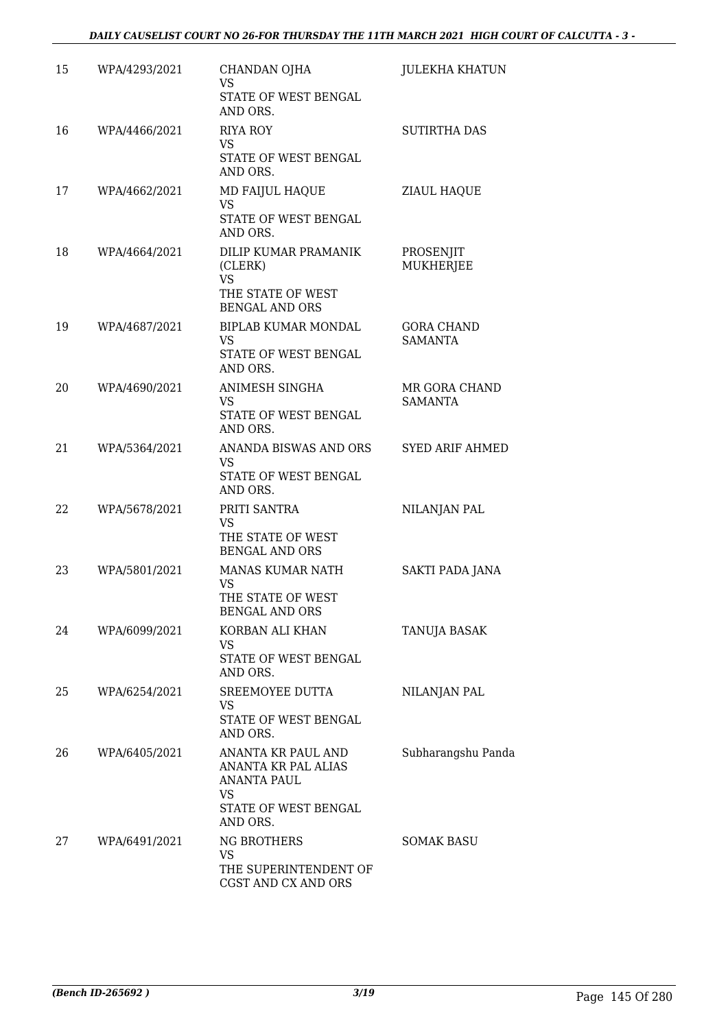| 15 | WPA/4293/2021 | CHANDAN OJHA<br>VS<br>STATE OF WEST BENGAL AND ORS. | JULEKHA KHATUN |
|---|---|---|---|
| 16 | WPA/4466/2021 | RIYA ROY<br>VS<br>STATE OF WEST BENGAL AND ORS. | SUTIRTHA DAS |
| 17 | WPA/4662/2021 | MD FAIJUL HAQUE<br>VS<br>STATE OF WEST BENGAL AND ORS. | ZIAUL HAQUE |
| 18 | WPA/4664/2021 | DILIP KUMAR PRAMANIK (CLERK)<br>VS<br>THE STATE OF WEST BENGAL AND ORS | PROSENJIT MUKHERJEE |
| 19 | WPA/4687/2021 | BIPLAB KUMAR MONDAL<br>VS<br>STATE OF WEST BENGAL AND ORS. | GORA CHAND SAMANTA |
| 20 | WPA/4690/2021 | ANIMESH SINGHA<br>VS<br>STATE OF WEST BENGAL AND ORS. | MR GORA CHAND SAMANTA |
| 21 | WPA/5364/2021 | ANANDA BISWAS AND ORS<br>VS<br>STATE OF WEST BENGAL AND ORS. | SYED ARIF AHMED |
| 22 | WPA/5678/2021 | PRITI SANTRA<br>VS<br>THE STATE OF WEST BENGAL AND ORS | NILANJAN PAL |
| 23 | WPA/5801/2021 | MANAS KUMAR NATH<br>VS<br>THE STATE OF WEST BENGAL AND ORS | SAKTI PADA JANA |
| 24 | WPA/6099/2021 | KORBAN ALI KHAN<br>VS<br>STATE OF WEST BENGAL AND ORS. | TANUJA BASAK |
| 25 | WPA/6254/2021 | SREEMOYEE DUTTA<br>VS<br>STATE OF WEST BENGAL AND ORS. | NILANJAN PAL |
| 26 | WPA/6405/2021 | ANANTA KR PAUL AND ANANTA KR PAL ALIAS ANANTA PAUL<br>VS<br>STATE OF WEST BENGAL AND ORS. | Subharangshu Panda |
| 27 | WPA/6491/2021 | NG BROTHERS<br>VS<br>THE SUPERINTENDENT OF CGST AND CX AND ORS | SOMAK BASU |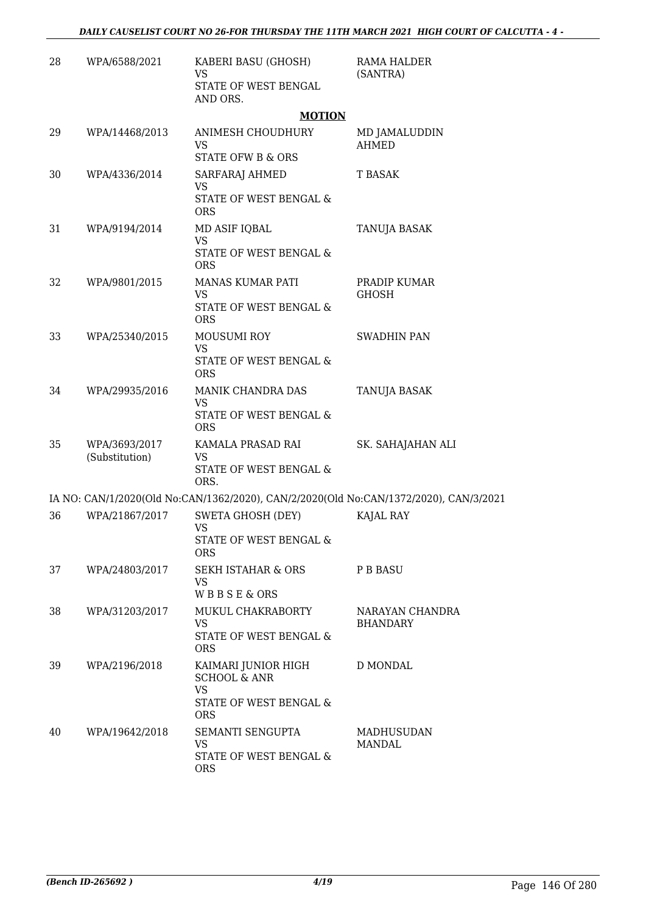| 28 | WPA/6588/2021 | KABERI BASU (GHOSH)<br>VS<br>STATE OF WEST BENGAL AND ORS. | RAMA HALDER (SANTRA) |
|---|---|---|---|
| | | **MOTION** | |
| 29 | WPA/14468/2013 | ANIMESH CHOUDHURY<br>VS<br>STATE OFW B & ORS | MD JAMALUDDIN AHMED |
| 30 | WPA/4336/2014 | SARFARAJ AHMED<br>VS<br>STATE OF WEST BENGAL & ORS | T BASAK |
| 31 | WPA/9194/2014 | MD ASIF IQBAL<br>VS<br>STATE OF WEST BENGAL & ORS | TANUJA BASAK |
| 32 | WPA/9801/2015 | MANAS KUMAR PATI<br>VS<br>STATE OF WEST BENGAL & ORS | PRADIP KUMAR GHOSH |
| 33 | WPA/25340/2015 | MOUSUMI ROY<br>VS<br>STATE OF WEST BENGAL & ORS | SWADHIN PAN |
| 34 | WPA/29935/2016 | MANIK CHANDRA DAS<br>VS<br>STATE OF WEST BENGAL & ORS | TANUJA BASAK |
| 35 | WPA/3693/2017<br>(Substitution) | KAMALA PRASAD RAI<br>VS<br>STATE OF WEST BENGAL & ORS. | SK. SAHAJAHAN ALI |
| | IA NO: CAN/1/2020(Old No:CAN/1362/2020), CAN/2/2020(Old No:CAN/1372/2020), CAN/3/2021 | | |
| 36 | WPA/21867/2017 | SWETA GHOSH (DEY)<br>VS<br>STATE OF WEST BENGAL & ORS | KAJAL RAY |
| 37 | WPA/24803/2017 | SEKH ISTAHAR & ORS<br>VS<br>W B B S E & ORS | P B BASU |
| 38 | WPA/31203/2017 | MUKUL CHAKRABORTY<br>VS<br>STATE OF WEST BENGAL & ORS | NARAYAN CHANDRA BHANDARY |
| 39 | WPA/2196/2018 | KAIMARI JUNIOR HIGH SCHOOL & ANR<br>VS<br>STATE OF WEST BENGAL & ORS | D MONDAL |
| 40 | WPA/19642/2018 | SEMANTI SENGUPTA<br>VS<br>STATE OF WEST BENGAL & ORS | MADHUSUDAN MANDAL |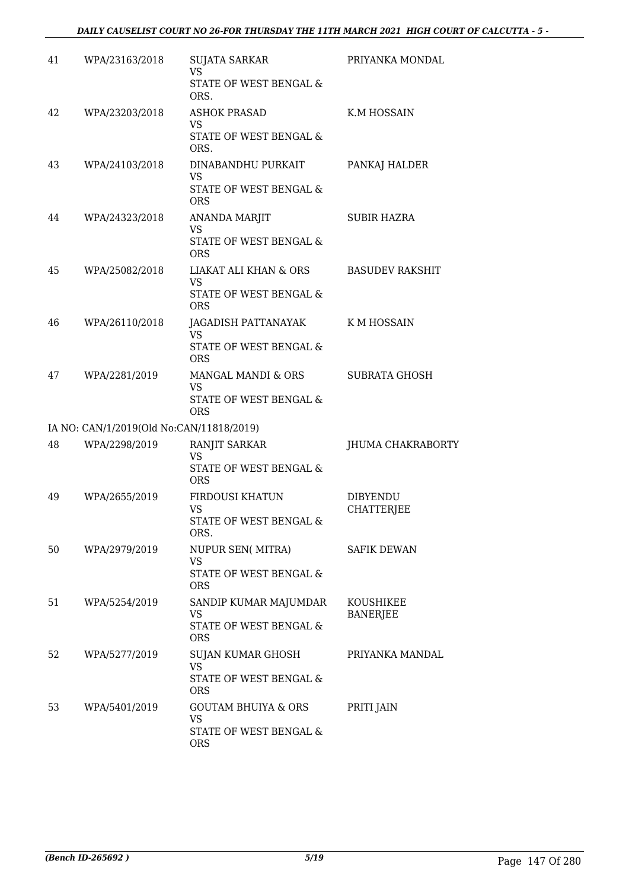| | | | |
|---|---|---|---|
| 41 | WPA/23163/2018 | SUJATA SARKAR<br>VS<br>STATE OF WEST BENGAL & ORS. | PRIYANKA MONDAL |
| 42 | WPA/23203/2018 | ASHOK PRASAD<br>VS<br>STATE OF WEST BENGAL & ORS. | K.M HOSSAIN |
| 43 | WPA/24103/2018 | DINABANDHU PURKAIT<br>VS<br>STATE OF WEST BENGAL & ORS | PANKAJ HALDER |
| 44 | WPA/24323/2018 | ANANDA MARJIT<br>VS<br>STATE OF WEST BENGAL & ORS | SUBIR HAZRA |
| 45 | WPA/25082/2018 | LIAKAT ALI KHAN & ORS<br>VS<br>STATE OF WEST BENGAL & ORS | BASUDEV RAKSHIT |
| 46 | WPA/26110/2018 | JAGADISH PATTANAYAK<br>VS<br>STATE OF WEST BENGAL & ORS | K M HOSSAIN |
| 47 | WPA/2281/2019 | MANGAL MANDI & ORS<br>VS<br>STATE OF WEST BENGAL & ORS | SUBRATA GHOSH |
| | IA NO: CAN/1/2019(Old No:CAN/11818/2019) | | |
| 48 | WPA/2298/2019 | RANJIT SARKAR<br>VS<br>STATE OF WEST BENGAL & ORS | JHUMA CHAKRABORTY |
| 49 | WPA/2655/2019 | FIRDOUSI KHATUN<br>VS<br>STATE OF WEST BENGAL & ORS. | DIBYENDU CHATTERJEE |
| 50 | WPA/2979/2019 | NUPUR SEN( MITRA)<br>VS<br>STATE OF WEST BENGAL & ORS | SAFIK DEWAN |
| 51 | WPA/5254/2019 | SANDIP KUMAR MAJUMDAR<br>VS<br>STATE OF WEST BENGAL & ORS | KOUSHIKEE BANERJEE |
| 52 | WPA/5277/2019 | SUJAN KUMAR GHOSH<br>VS<br>STATE OF WEST BENGAL & ORS | PRIYANKA MANDAL |
| 53 | WPA/5401/2019 | GOUTAM BHUIYA & ORS<br>VS<br>STATE OF WEST BENGAL & ORS | PRITI JAIN |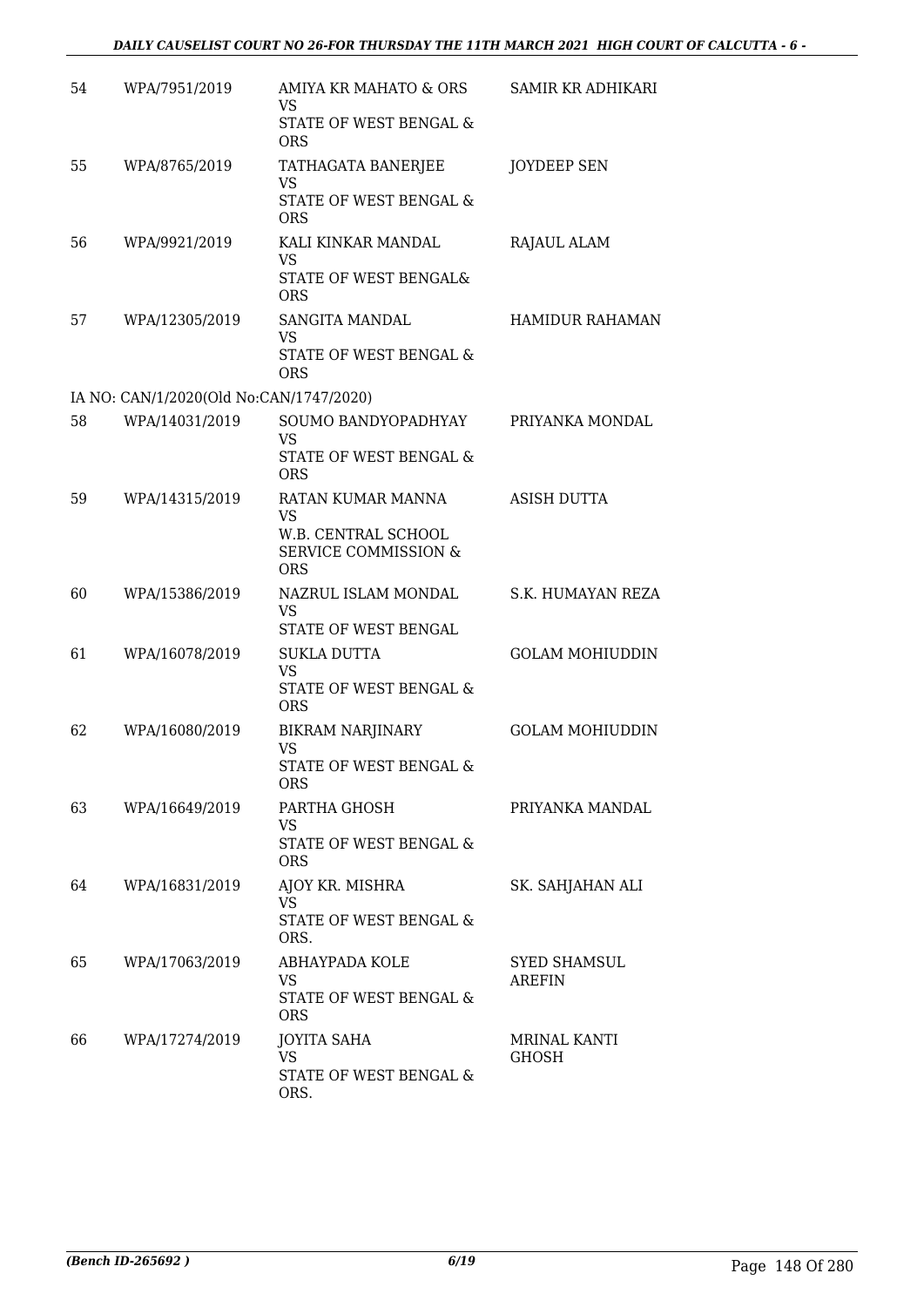| | | | |
|---|---|---|---|
| 54 | WPA/7951/2019 | AMIYA KR MAHATO & ORS<br>VS<br>STATE OF WEST BENGAL & ORS | SAMIR KR ADHIKARI |
| 55 | WPA/8765/2019 | TATHAGATA BANERJEE<br>VS<br>STATE OF WEST BENGAL & ORS | JOYDEEP SEN |
| 56 | WPA/9921/2019 | KALI KINKAR MANDAL<br>VS<br>STATE OF WEST BENGAL& ORS | RAJAUL ALAM |
| 57 | WPA/12305/2019 | SANGITA MANDAL<br>VS<br>STATE OF WEST BENGAL & ORS | HAMIDUR RAHAMAN |
| IA NO: CAN/1/2020(Old No:CAN/1747/2020) | | | |
| 58 | WPA/14031/2019 | SOUMO BANDYOPADHYAY<br>VS<br>STATE OF WEST BENGAL & ORS | PRIYANKA MONDAL |
| 59 | WPA/14315/2019 | RATAN KUMAR MANNA<br>VS<br>W.B. CENTRAL SCHOOL SERVICE COMMISSION & ORS | ASISH DUTTA |
| 60 | WPA/15386/2019 | NAZRUL ISLAM MONDAL<br>VS<br>STATE OF WEST BENGAL | S.K. HUMAYAN REZA |
| 61 | WPA/16078/2019 | SUKLA DUTTA<br>VS<br>STATE OF WEST BENGAL & ORS | GOLAM MOHIUDDIN |
| 62 | WPA/16080/2019 | BIKRAM NARJINARY<br>VS<br>STATE OF WEST BENGAL & ORS | GOLAM MOHIUDDIN |
| 63 | WPA/16649/2019 | PARTHA GHOSH<br>VS<br>STATE OF WEST BENGAL & ORS | PRIYANKA MANDAL |
| 64 | WPA/16831/2019 | AJOY KR. MISHRA<br>VS<br>STATE OF WEST BENGAL & ORS. | SK. SAHJAHAN ALI |
| 65 | WPA/17063/2019 | ABHAYPADA KOLE<br>VS<br>STATE OF WEST BENGAL & ORS | SYED SHAMSUL AREFIN |
| 66 | WPA/17274/2019 | JOYITA SAHA<br>VS<br>STATE OF WEST BENGAL & ORS. | MRINAL KANTI GHOSH |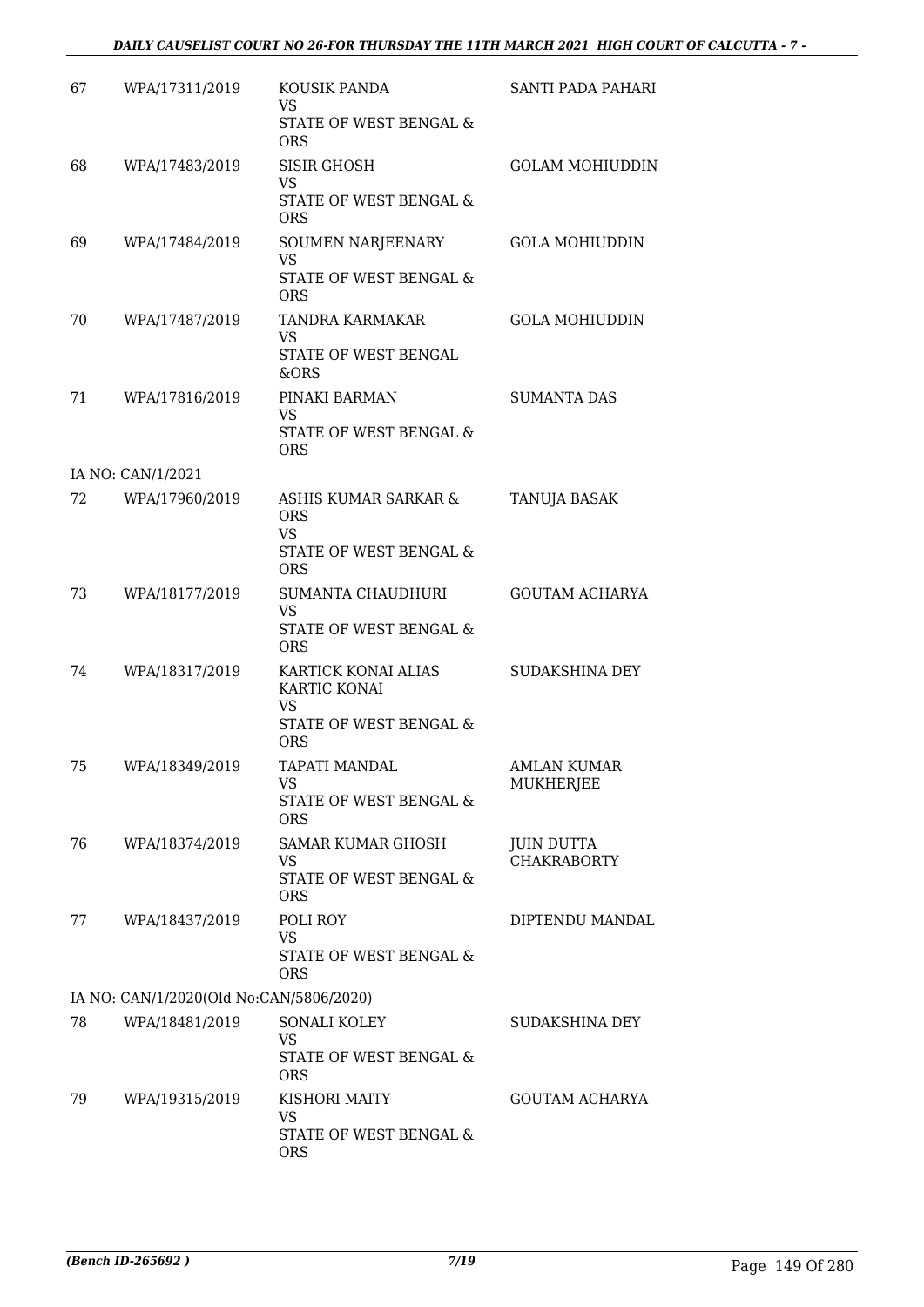| | | | |
|---|---|---|---|
| 67 | WPA/17311/2019 | KOUSIK PANDA<br>VS<br>STATE OF WEST BENGAL & ORS | SANTI PADA PAHARI |
| 68 | WPA/17483/2019 | SISIR GHOSH<br>VS<br>STATE OF WEST BENGAL & ORS | GOLAM MOHIUDDIN |
| 69 | WPA/17484/2019 | SOUMEN NARJEENARY<br>VS<br>STATE OF WEST BENGAL & ORS | GOLA MOHIUDDIN |
| 70 | WPA/17487/2019 | TANDRA KARMAKAR<br>VS<br>STATE OF WEST BENGAL &ORS | GOLA MOHIUDDIN |
| 71 | WPA/17816/2019 | PINAKI BARMAN<br>VS<br>STATE OF WEST BENGAL & ORS | SUMANTA DAS |
| | IA NO: CAN/1/2021 | | |
| 72 | WPA/17960/2019 | ASHIS KUMAR SARKAR & ORS<br>VS<br>STATE OF WEST BENGAL & ORS | TANUJA BASAK |
| 73 | WPA/18177/2019 | SUMANTA CHAUDHURI<br>VS<br>STATE OF WEST BENGAL & ORS | GOUTAM ACHARYA |
| 74 | WPA/18317/2019 | KARTICK KONAI ALIAS KARTIC KONAI<br>VS<br>STATE OF WEST BENGAL & ORS | SUDAKSHINA DEY |
| 75 | WPA/18349/2019 | TAPATI MANDAL<br>VS<br>STATE OF WEST BENGAL & ORS | AMLAN KUMAR MUKHERJEE |
| 76 | WPA/18374/2019 | SAMAR KUMAR GHOSH<br>VS<br>STATE OF WEST BENGAL & ORS | JUIN DUTTA CHAKRABORTY |
| 77 | WPA/18437/2019 | POLI ROY<br>VS<br>STATE OF WEST BENGAL & ORS | DIPTENDU MANDAL |
| | IA NO: CAN/1/2020(Old No:CAN/5806/2020) | | |
| 78 | WPA/18481/2019 | SONALI KOLEY<br>VS<br>STATE OF WEST BENGAL & ORS | SUDAKSHINA DEY |
| 79 | WPA/19315/2019 | KISHORI MAITY<br>VS<br>STATE OF WEST BENGAL & ORS | GOUTAM ACHARYA |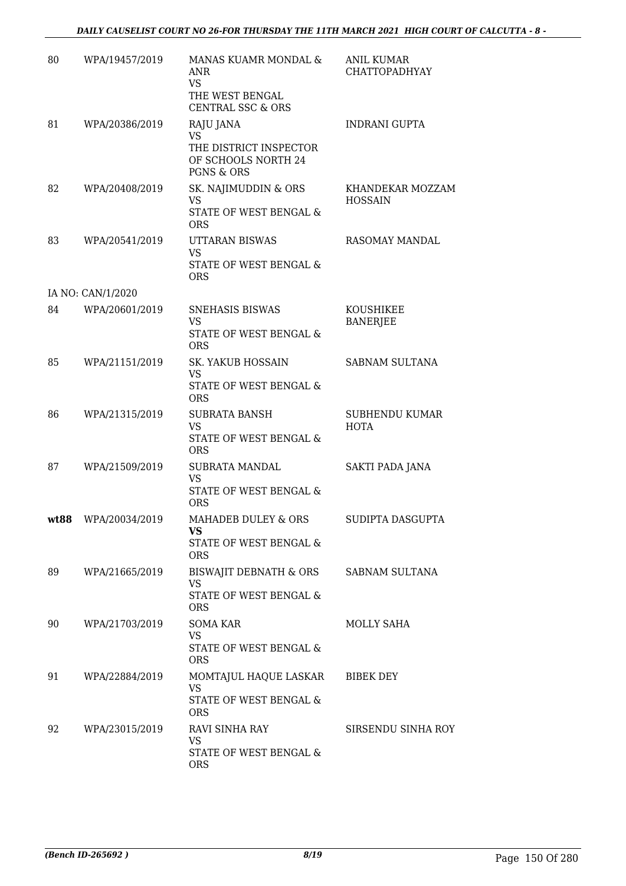| 80 | WPA/19457/2019 | MANAS KUAMR MONDAL & ANR<br>VS<br>THE WEST BENGAL CENTRAL SSC & ORS | ANIL KUMAR CHATTOPADHYAY |
|---|---|---|---|
| 81 | WPA/20386/2019 | RAJU JANA<br>VS<br>THE DISTRICT INSPECTOR OF SCHOOLS NORTH 24 PGNS & ORS | INDRANI GUPTA |
| 82 | WPA/20408/2019 | SK. NAJIMUDDIN & ORS<br>VS<br>STATE OF WEST BENGAL & ORS | KHANDEKAR MOZZAM HOSSAIN |
| 83 | WPA/20541/2019 | UTTARAN BISWAS<br>VS<br>STATE OF WEST BENGAL & ORS | RASOMAY MANDAL |
| | IA NO: CAN/1/2020 | | |
| 84 | WPA/20601/2019 | SNEHASIS BISWAS<br>VS<br>STATE OF WEST BENGAL & ORS | KOUSHIKEE BANERJEE |
| 85 | WPA/21151/2019 | SK. YAKUB HOSSAIN<br>VS<br>STATE OF WEST BENGAL & ORS | SABNAM SULTANA |
| 86 | WPA/21315/2019 | SUBRATA BANSH<br>VS<br>STATE OF WEST BENGAL & ORS | SUBHENDU KUMAR HOTA |
| 87 | WPA/21509/2019 | SUBRATA MANDAL<br>VS<br>STATE OF WEST BENGAL & ORS | SAKTI PADA JANA |
| **wt88** | WPA/20034/2019 | MAHADEB DULEY & ORS<br>**VS**<br>STATE OF WEST BENGAL & ORS | SUDIPTA DASGUPTA |
| 89 | WPA/21665/2019 | BISWAJIT DEBNATH & ORS<br>VS<br>STATE OF WEST BENGAL & ORS | SABNAM SULTANA |
| 90 | WPA/21703/2019 | SOMA KAR<br>VS<br>STATE OF WEST BENGAL & ORS | MOLLY SAHA |
| 91 | WPA/22884/2019 | MOMTAJUL HAQUE LASKAR<br>VS<br>STATE OF WEST BENGAL & ORS | BIBEK DEY |
| 92 | WPA/23015/2019 | RAVI SINHA RAY<br>VS<br>STATE OF WEST BENGAL & ORS | SIRSENDU SINHA ROY |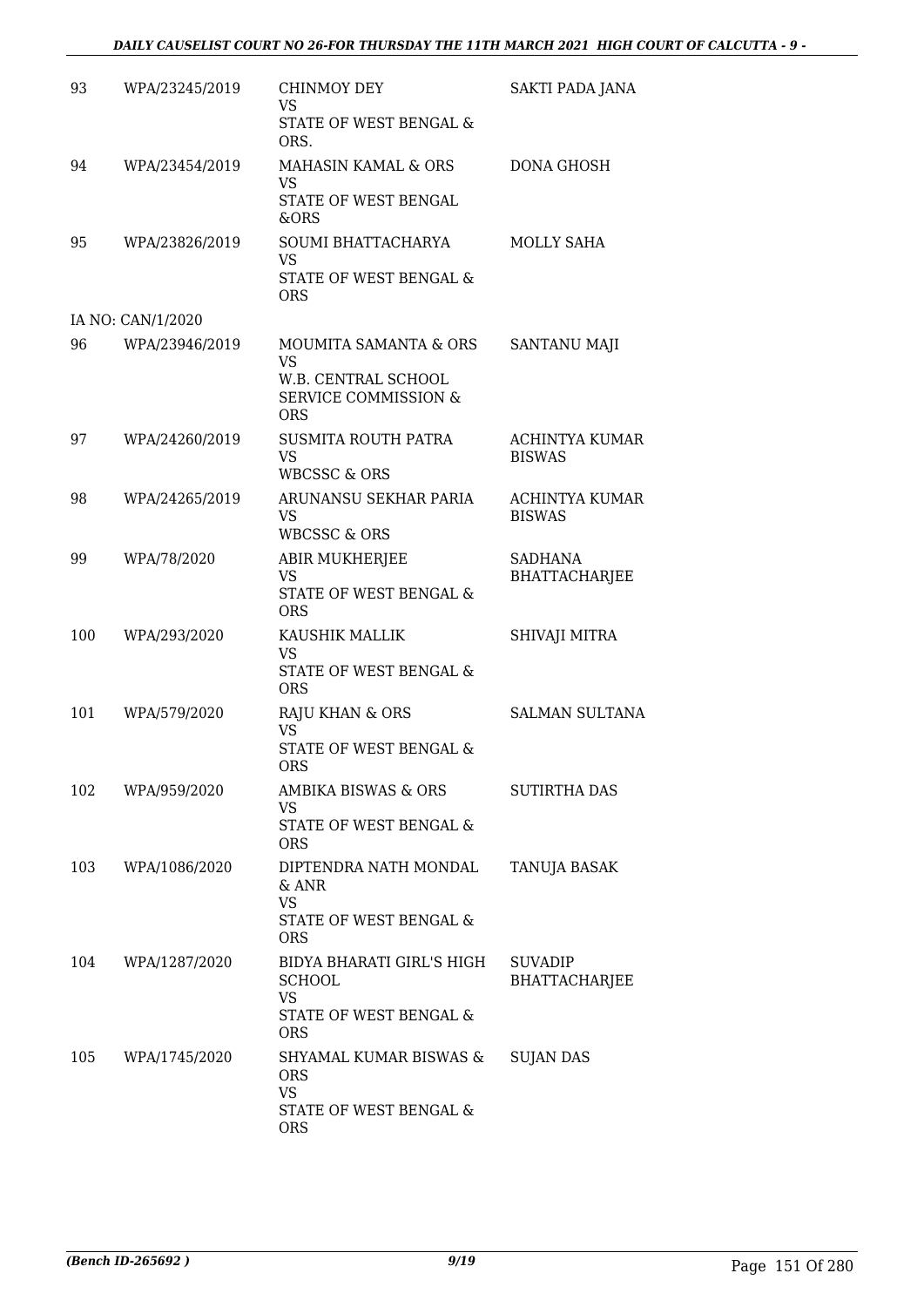| 93 | WPA/23245/2019 | CHINMOY DEY<br>VS<br>STATE OF WEST BENGAL & ORS. | SAKTI PADA JANA |
|---|---|---|---|
| 94 | WPA/23454/2019 | MAHASIN KAMAL & ORS<br>VS<br>STATE OF WEST BENGAL &ORS | DONA GHOSH |
| 95 | WPA/23826/2019 | SOUMI BHATTACHARYA<br>VS<br>STATE OF WEST BENGAL & ORS | MOLLY SAHA |
| | IA NO: CAN/1/2020 | | |
| 96 | WPA/23946/2019 | MOUMITA SAMANTA & ORS<br>VS<br>W.B. CENTRAL SCHOOL SERVICE COMMISSION & ORS | SANTANU MAJI |
| 97 | WPA/24260/2019 | SUSMITA ROUTH PATRA<br>VS<br>WBCSSC & ORS | ACHINTYA KUMAR BISWAS |
| 98 | WPA/24265/2019 | ARUNANSU SEKHAR PARIA<br>VS<br>WBCSSC & ORS | ACHINTYA KUMAR BISWAS |
| 99 | WPA/78/2020 | ABIR MUKHERJEE<br>VS<br>STATE OF WEST BENGAL & ORS | SADHANA BHATTACHARJEE |
| 100 | WPA/293/2020 | KAUSHIK MALLIK<br>VS<br>STATE OF WEST BENGAL & ORS | SHIVAJI MITRA |
| 101 | WPA/579/2020 | RAJU KHAN & ORS<br>VS<br>STATE OF WEST BENGAL & ORS | SALMAN SULTANA |
| 102 | WPA/959/2020 | AMBIKA BISWAS & ORS<br>VS<br>STATE OF WEST BENGAL & ORS | SUTIRTHA DAS |
| 103 | WPA/1086/2020 | DIPTENDRA NATH MONDAL & ANR<br>VS<br>STATE OF WEST BENGAL & ORS | TANUJA BASAK |
| 104 | WPA/1287/2020 | BIDYA BHARATI GIRL'S HIGH SCHOOL<br>VS<br>STATE OF WEST BENGAL & ORS | SUVADIP BHATTACHARJEE |
| 105 | WPA/1745/2020 | SHYAMAL KUMAR BISWAS & ORS<br>VS<br>STATE OF WEST BENGAL & ORS | SUJAN DAS |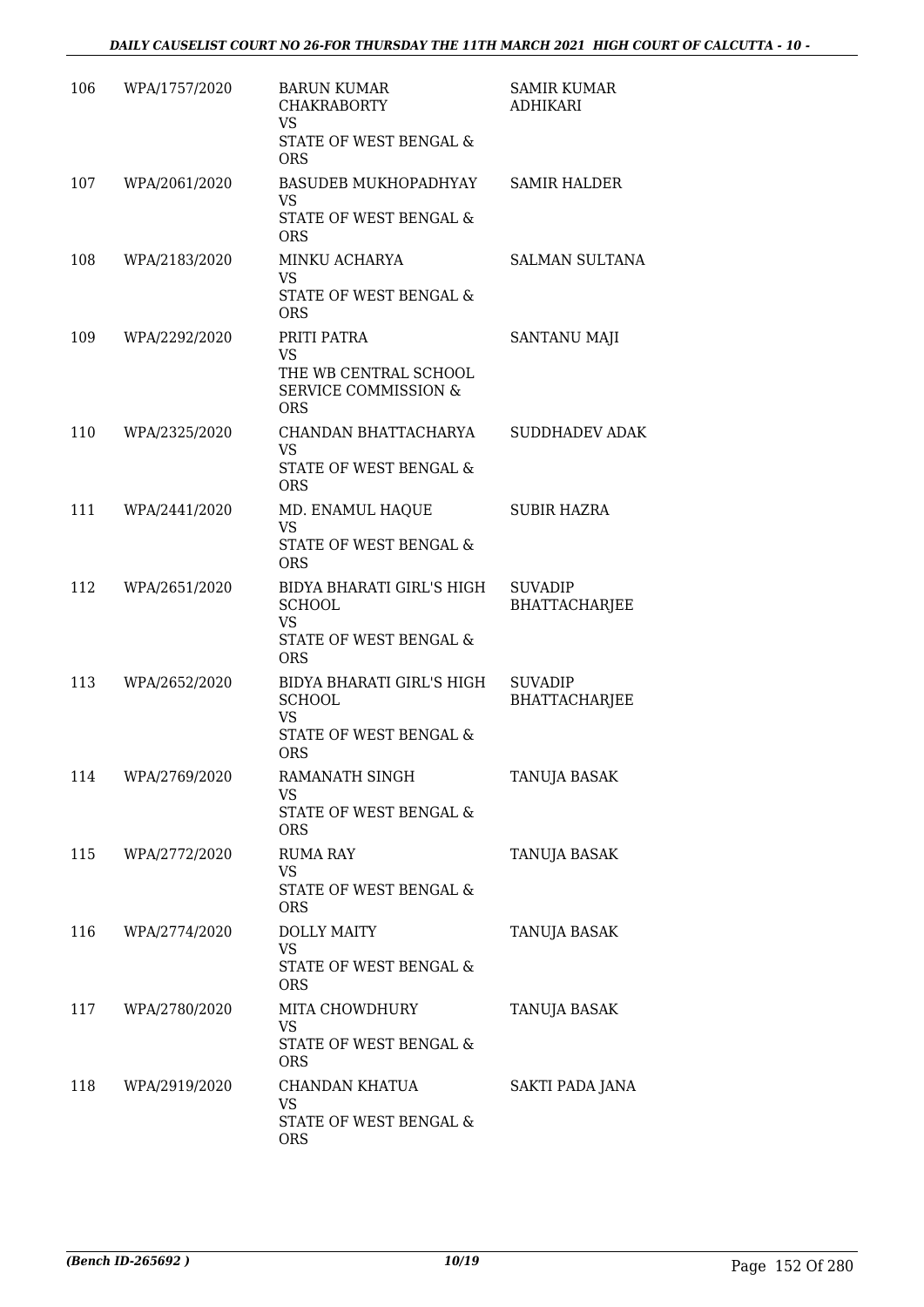| | | | |
|---|---|---|---|
| 106 | WPA/1757/2020 | BARUN KUMAR CHAKRABORTY<br>VS<br>STATE OF WEST BENGAL & ORS | SAMIR KUMAR ADHIKARI |
| 107 | WPA/2061/2020 | BASUDEB MUKHOPADHYAY<br>VS<br>STATE OF WEST BENGAL & ORS | SAMIR HALDER |
| 108 | WPA/2183/2020 | MINKU ACHARYA<br>VS<br>STATE OF WEST BENGAL & ORS | SALMAN SULTANA |
| 109 | WPA/2292/2020 | PRITI PATRA<br>VS<br>THE WB CENTRAL SCHOOL SERVICE COMMISSION & ORS | SANTANU MAJI |
| 110 | WPA/2325/2020 | CHANDAN BHATTACHARYA<br>VS<br>STATE OF WEST BENGAL & ORS | SUDDHADEV ADAK |
| 111 | WPA/2441/2020 | MD. ENAMUL HAQUE<br>VS<br>STATE OF WEST BENGAL & ORS | SUBIR HAZRA |
| 112 | WPA/2651/2020 | BIDYA BHARATI GIRL'S HIGH SCHOOL<br>VS<br>STATE OF WEST BENGAL & ORS | SUVADIP BHATTACHARJEE |
| 113 | WPA/2652/2020 | BIDYA BHARATI GIRL'S HIGH SCHOOL<br>VS<br>STATE OF WEST BENGAL & ORS | SUVADIP BHATTACHARJEE |
| 114 | WPA/2769/2020 | RAMANATH SINGH<br>VS<br>STATE OF WEST BENGAL & ORS | TANUJA BASAK |
| 115 | WPA/2772/2020 | RUMA RAY<br>VS<br>STATE OF WEST BENGAL & ORS | TANUJA BASAK |
| 116 | WPA/2774/2020 | DOLLY MAITY<br>VS<br>STATE OF WEST BENGAL & ORS | TANUJA BASAK |
| 117 | WPA/2780/2020 | MITA CHOWDHURY<br>VS<br>STATE OF WEST BENGAL & ORS | TANUJA BASAK |
| 118 | WPA/2919/2020 | CHANDAN KHATUA<br>VS<br>STATE OF WEST BENGAL & ORS | SAKTI PADA JANA |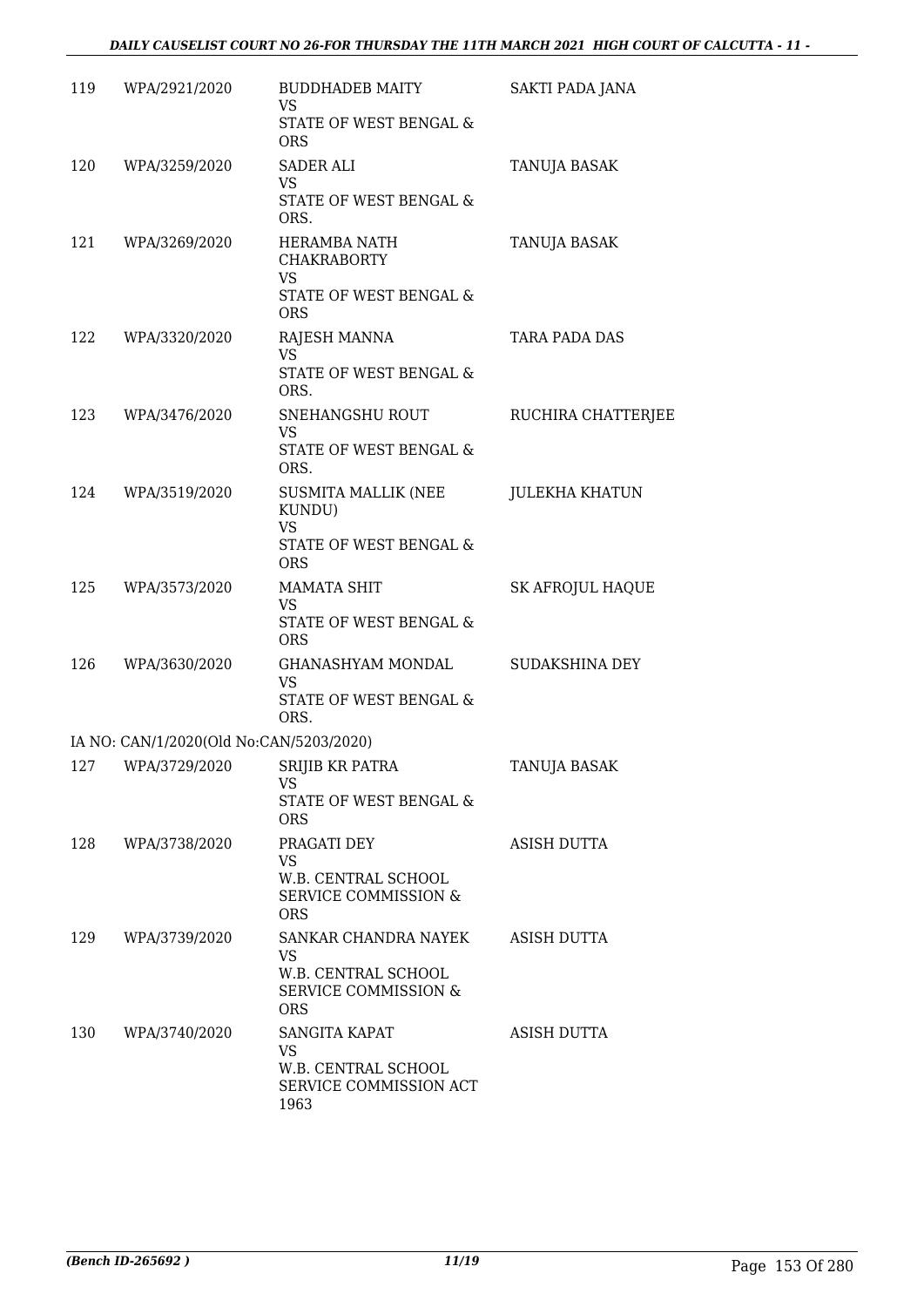| | | | |
|---|---|---|---|
| 119 | WPA/2921/2020 | BUDDHADEB MAITY<br>VS<br>STATE OF WEST BENGAL & ORS | SAKTI PADA JANA |
| 120 | WPA/3259/2020 | SADER ALI<br>VS<br>STATE OF WEST BENGAL & ORS. | TANUJA BASAK |
| 121 | WPA/3269/2020 | HERAMBA NATH CHAKRABORTY<br>VS<br>STATE OF WEST BENGAL & ORS | TANUJA BASAK |
| 122 | WPA/3320/2020 | RAJESH MANNA<br>VS<br>STATE OF WEST BENGAL & ORS. | TARA PADA DAS |
| 123 | WPA/3476/2020 | SNEHANGSHU ROUT<br>VS<br>STATE OF WEST BENGAL & ORS. | RUCHIRA CHATTERJEE |
| 124 | WPA/3519/2020 | SUSMITA MALLIK (NEE KUNDU)<br>VS<br>STATE OF WEST BENGAL & ORS | JULEKHA KHATUN |
| 125 | WPA/3573/2020 | MAMATA SHIT<br>VS<br>STATE OF WEST BENGAL & ORS | SK AFROJUL HAQUE |
| 126 | WPA/3630/2020 | GHANASHYAM MONDAL<br>VS<br>STATE OF WEST BENGAL & ORS. | SUDAKSHINA DEY |
| IA NO: CAN/1/2020(Old No:CAN/5203/2020) | | | |
| 127 | WPA/3729/2020 | SRIJIB KR PATRA<br>VS<br>STATE OF WEST BENGAL & ORS | TANUJA BASAK |
| 128 | WPA/3738/2020 | PRAGATI DEY<br>VS<br>W.B. CENTRAL SCHOOL SERVICE COMMISSION & ORS | ASISH DUTTA |
| 129 | WPA/3739/2020 | SANKAR CHANDRA NAYEK<br>VS<br>W.B. CENTRAL SCHOOL SERVICE COMMISSION & ORS | ASISH DUTTA |
| 130 | WPA/3740/2020 | SANGITA KAPAT<br>VS<br>W.B. CENTRAL SCHOOL SERVICE COMMISSION ACT 1963 | ASISH DUTTA |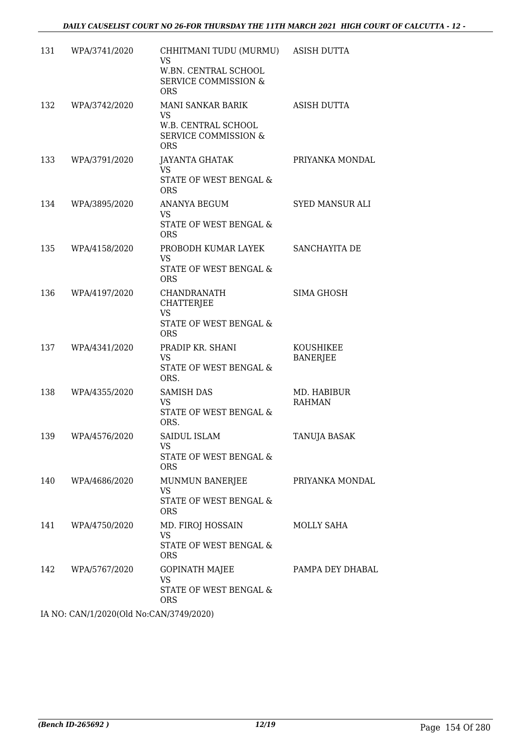| | | | |
|---|---|---|---|
| 131 | WPA/3741/2020 | CHHITMANI TUDU (MURMU) VS W.BN. CENTRAL SCHOOL SERVICE COMMISSION & ORS | ASISH DUTTA |
| 132 | WPA/3742/2020 | MANI SANKAR BARIK VS W.B. CENTRAL SCHOOL SERVICE COMMISSION & ORS | ASISH DUTTA |
| 133 | WPA/3791/2020 | JAYANTA GHATAK VS STATE OF WEST BENGAL & ORS | PRIYANKA MONDAL |
| 134 | WPA/3895/2020 | ANANYA BEGUM VS STATE OF WEST BENGAL & ORS | SYED MANSUR ALI |
| 135 | WPA/4158/2020 | PROBODH KUMAR LAYEK VS STATE OF WEST BENGAL & ORS | SANCHAYITA DE |
| 136 | WPA/4197/2020 | CHANDRANATH CHATTERJEE VS STATE OF WEST BENGAL & ORS | SIMA GHOSH |
| 137 | WPA/4341/2020 | PRADIP KR. SHANI VS STATE OF WEST BENGAL & ORS. | KOUSHIKEE BANERJEE |
| 138 | WPA/4355/2020 | SAMISH DAS VS STATE OF WEST BENGAL & ORS. | MD. HABIBUR RAHMAN |
| 139 | WPA/4576/2020 | SAIDUL ISLAM VS STATE OF WEST BENGAL & ORS | TANUJA BASAK |
| 140 | WPA/4686/2020 | MUNMUN BANERJEE VS STATE OF WEST BENGAL & ORS | PRIYANKA MONDAL |
| 141 | WPA/4750/2020 | MD. FIROJ HOSSAIN VS STATE OF WEST BENGAL & ORS | MOLLY SAHA |
| 142 | WPA/5767/2020 | GOPINATH MAJEE VS STATE OF WEST BENGAL & ORS | PAMPA DEY DHABAL |

IA NO: CAN/1/2020(Old No:CAN/3749/2020)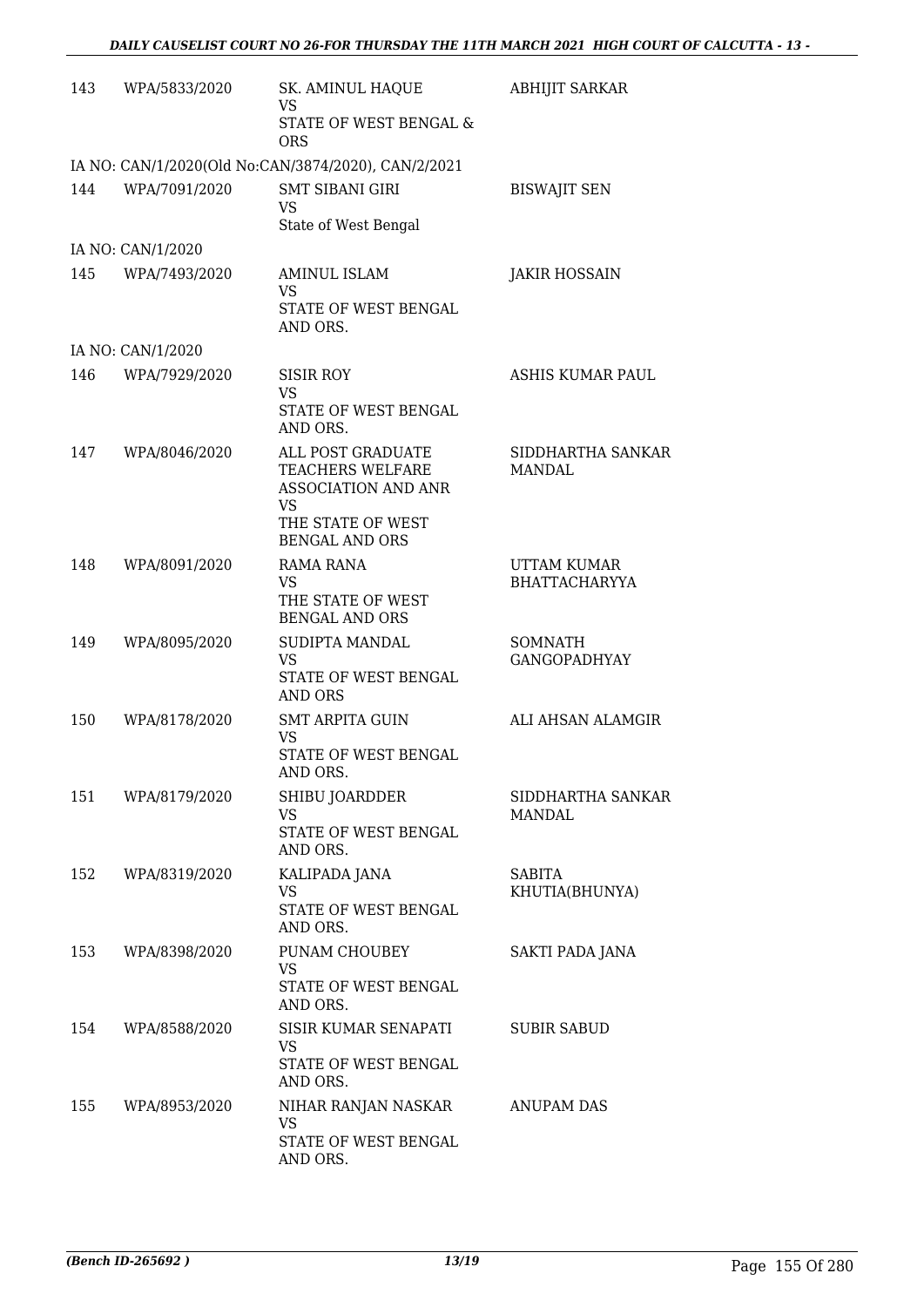| | | | |
|---|---|---|---|
| 143 | WPA/5833/2020 | SK. AMINUL HAQUE<br>VS<br>STATE OF WEST BENGAL & ORS | ABHIJIT SARKAR |
| | IA NO: CAN/1/2020(Old No:CAN/3874/2020), CAN/2/2021 | | |
| 144 | WPA/7091/2020 | SMT SIBANI GIRI<br>VS<br>State of West Bengal | BISWAJIT SEN |
| | IA NO: CAN/1/2020 | | |
| 145 | WPA/7493/2020 | AMINUL ISLAM<br>VS<br>STATE OF WEST BENGAL AND ORS. | JAKIR HOSSAIN |
| | IA NO: CAN/1/2020 | | |
| 146 | WPA/7929/2020 | SISIR ROY<br>VS<br>STATE OF WEST BENGAL AND ORS. | ASHIS KUMAR PAUL |
| 147 | WPA/8046/2020 | ALL POST GRADUATE TEACHERS WELFARE ASSOCIATION AND ANR<br>VS<br>THE STATE OF WEST BENGAL AND ORS | SIDDHARTHA SANKAR MANDAL |
| 148 | WPA/8091/2020 | RAMA RANA<br>VS<br>THE STATE OF WEST BENGAL AND ORS | UTTAM KUMAR BHATTACHARYYA |
| 149 | WPA/8095/2020 | SUDIPTA MANDAL<br>VS<br>STATE OF WEST BENGAL AND ORS | SOMNATH GANGOPADHYAY |
| 150 | WPA/8178/2020 | SMT ARPITA GUIN<br>VS<br>STATE OF WEST BENGAL AND ORS. | ALI AHSAN ALAMGIR |
| 151 | WPA/8179/2020 | SHIBU JOARDDER<br>VS<br>STATE OF WEST BENGAL AND ORS. | SIDDHARTHA SANKAR MANDAL |
| 152 | WPA/8319/2020 | KALIPADA JANA<br>VS<br>STATE OF WEST BENGAL AND ORS. | SABITA KHUTIA(BHUNYA) |
| 153 | WPA/8398/2020 | PUNAM CHOUBEY<br>VS<br>STATE OF WEST BENGAL AND ORS. | SAKTI PADA JANA |
| 154 | WPA/8588/2020 | SISIR KUMAR SENAPATI<br>VS<br>STATE OF WEST BENGAL AND ORS. | SUBIR SABUD |
| 155 | WPA/8953/2020 | NIHAR RANJAN NASKAR<br>VS<br>STATE OF WEST BENGAL AND ORS. | ANUPAM DAS |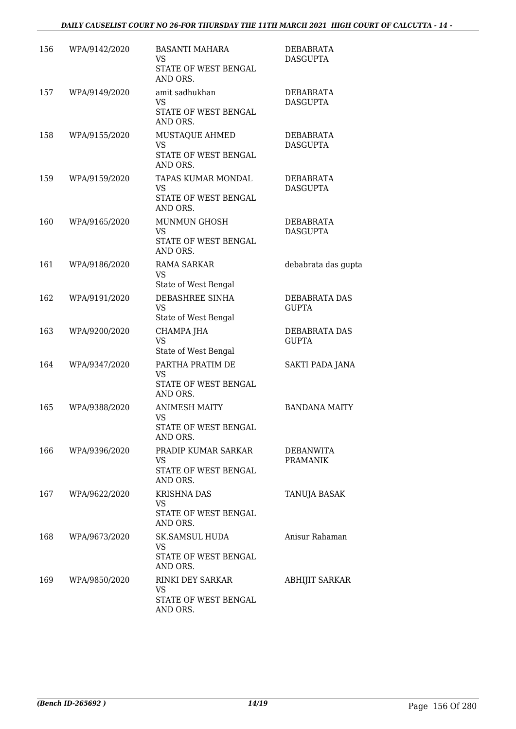| 156 | WPA/9142/2020 | BASANTI MAHARA<br>VS<br>STATE OF WEST BENGAL AND ORS. | DEBABRATA DASGUPTA |
|---|---|---|---|
| 157 | WPA/9149/2020 | amit sadhukhan<br>VS<br>STATE OF WEST BENGAL AND ORS. | DEBABRATA DASGUPTA |
| 158 | WPA/9155/2020 | MUSTAQUE AHMED<br>VS<br>STATE OF WEST BENGAL AND ORS. | DEBABRATA DASGUPTA |
| 159 | WPA/9159/2020 | TAPAS KUMAR MONDAL<br>VS<br>STATE OF WEST BENGAL AND ORS. | DEBABRATA DASGUPTA |
| 160 | WPA/9165/2020 | MUNMUN GHOSH<br>VS<br>STATE OF WEST BENGAL AND ORS. | DEBABRATA DASGUPTA |
| 161 | WPA/9186/2020 | RAMA SARKAR<br>VS<br>State of West Bengal | debabrata das gupta |
| 162 | WPA/9191/2020 | DEBASHREE SINHA<br>VS<br>State of West Bengal | DEBABRATA DAS GUPTA |
| 163 | WPA/9200/2020 | CHAMPA JHA<br>VS<br>State of West Bengal | DEBABRATA DAS GUPTA |
| 164 | WPA/9347/2020 | PARTHA PRATIM DE<br>VS<br>STATE OF WEST BENGAL AND ORS. | SAKTI PADA JANA |
| 165 | WPA/9388/2020 | ANIMESH MAITY<br>VS<br>STATE OF WEST BENGAL AND ORS. | BANDANA MAITY |
| 166 | WPA/9396/2020 | PRADIP KUMAR SARKAR<br>VS<br>STATE OF WEST BENGAL AND ORS. | DEBANWITA PRAMANIK |
| 167 | WPA/9622/2020 | KRISHNA DAS<br>VS<br>STATE OF WEST BENGAL AND ORS. | TANUJA BASAK |
| 168 | WPA/9673/2020 | SK.SAMSUL HUDA<br>VS<br>STATE OF WEST BENGAL AND ORS. | Anisur Rahaman |
| 169 | WPA/9850/2020 | RINKI DEY SARKAR<br>VS<br>STATE OF WEST BENGAL AND ORS. | ABHIJIT SARKAR |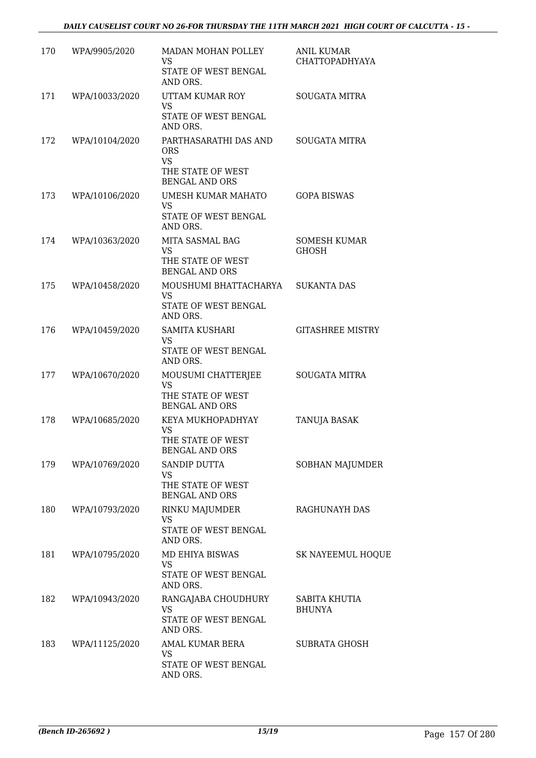| | | | |
|---|---|---|---|
| 170 | WPA/9905/2020 | MADAN MOHAN POLLEY<br>VS<br>STATE OF WEST BENGAL AND ORS. | ANIL KUMAR CHATTOPADHYAYA |
| 171 | WPA/10033/2020 | UTTAM KUMAR ROY<br>VS<br>STATE OF WEST BENGAL AND ORS. | SOUGATA MITRA |
| 172 | WPA/10104/2020 | PARTHASARATHI DAS AND ORS<br>VS<br>THE STATE OF WEST BENGAL AND ORS | SOUGATA MITRA |
| 173 | WPA/10106/2020 | UMESH KUMAR MAHATO<br>VS<br>STATE OF WEST BENGAL AND ORS. | GOPA BISWAS |
| 174 | WPA/10363/2020 | MITA SASMAL BAG<br>VS<br>THE STATE OF WEST BENGAL AND ORS | SOMESH KUMAR GHOSH |
| 175 | WPA/10458/2020 | MOUSHUMI BHATTACHARYA<br>VS<br>STATE OF WEST BENGAL AND ORS. | SUKANTA DAS |
| 176 | WPA/10459/2020 | SAMITA KUSHARI<br>VS<br>STATE OF WEST BENGAL AND ORS. | GITASHREE MISTRY |
| 177 | WPA/10670/2020 | MOUSUMI CHATTERJEE<br>VS<br>THE STATE OF WEST BENGAL AND ORS | SOUGATA MITRA |
| 178 | WPA/10685/2020 | KEYA MUKHOPADHYAY<br>VS<br>THE STATE OF WEST BENGAL AND ORS | TANUJA BASAK |
| 179 | WPA/10769/2020 | SANDIP DUTTA<br>VS<br>THE STATE OF WEST BENGAL AND ORS | SOBHAN MAJUMDER |
| 180 | WPA/10793/2020 | RINKU MAJUMDER<br>VS<br>STATE OF WEST BENGAL AND ORS. | RAGHUNAYH DAS |
| 181 | WPA/10795/2020 | MD EHIYA BISWAS<br>VS<br>STATE OF WEST BENGAL AND ORS. | SK NAYEEMUL HOQUE |
| 182 | WPA/10943/2020 | RANGAJABA CHOUDHURY<br>VS<br>STATE OF WEST BENGAL AND ORS. | SABITA KHUTIA BHUNYA |
| 183 | WPA/11125/2020 | AMAL KUMAR BERA<br>VS<br>STATE OF WEST BENGAL AND ORS. | SUBRATA GHOSH |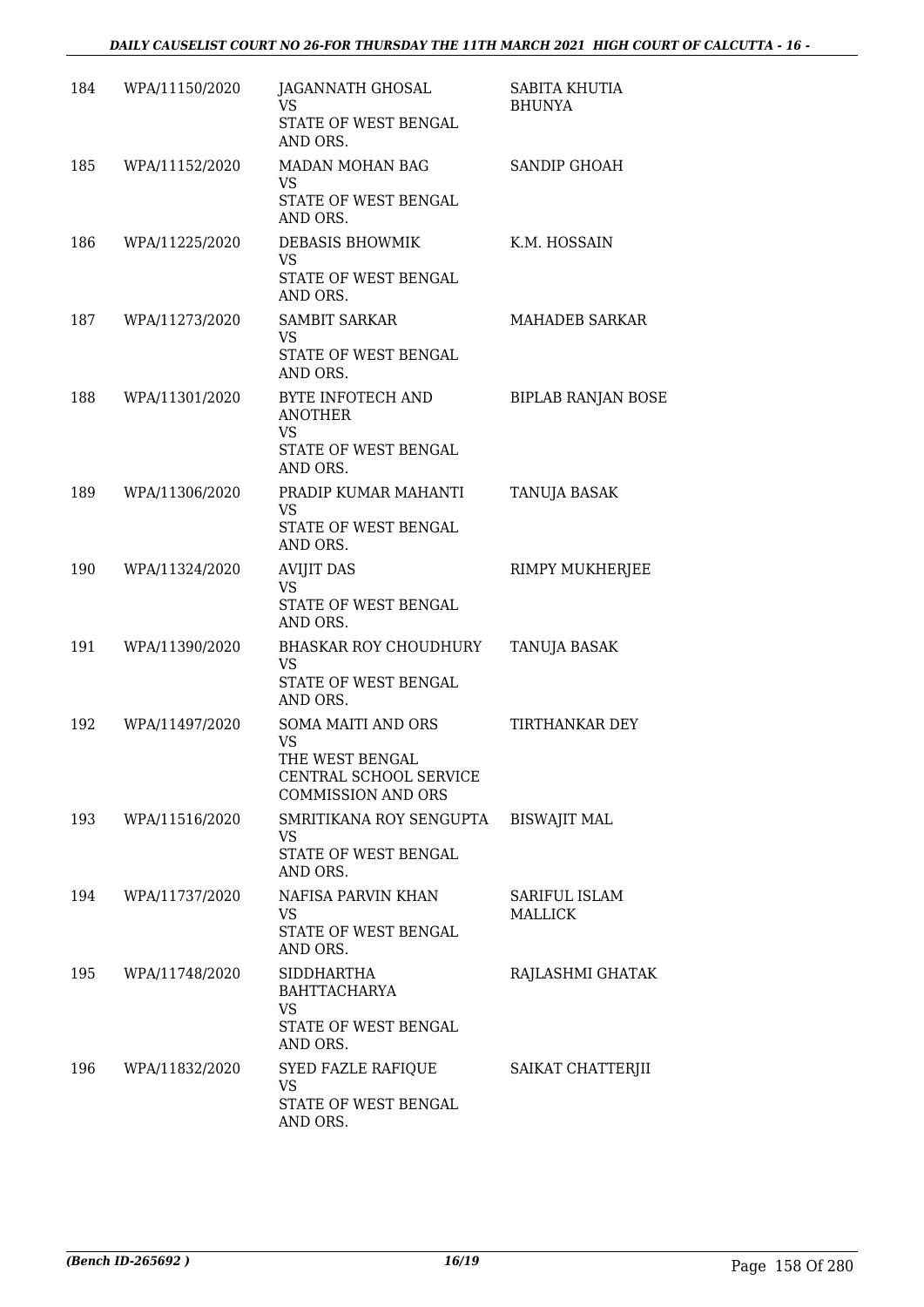| | | | |
|---|---|---|---|
| 184 | WPA/11150/2020 | JAGANNATH GHOSAL<br>VS<br>STATE OF WEST BENGAL AND ORS. | SABITA KHUTIA BHUNYA |
| 185 | WPA/11152/2020 | MADAN MOHAN BAG<br>VS<br>STATE OF WEST BENGAL AND ORS. | SANDIP GHOAH |
| 186 | WPA/11225/2020 | DEBASIS BHOWMIK<br>VS<br>STATE OF WEST BENGAL AND ORS. | K.M. HOSSAIN |
| 187 | WPA/11273/2020 | SAMBIT SARKAR<br>VS<br>STATE OF WEST BENGAL AND ORS. | MAHADEB SARKAR |
| 188 | WPA/11301/2020 | BYTE INFOTECH AND ANOTHER<br>VS<br>STATE OF WEST BENGAL AND ORS. | BIPLAB RANJAN BOSE |
| 189 | WPA/11306/2020 | PRADIP KUMAR MAHANTI<br>VS<br>STATE OF WEST BENGAL AND ORS. | TANUJA BASAK |
| 190 | WPA/11324/2020 | AVIJIT DAS<br>VS<br>STATE OF WEST BENGAL AND ORS. | RIMPY MUKHERJEE |
| 191 | WPA/11390/2020 | BHASKAR ROY CHOUDHURY<br>VS<br>STATE OF WEST BENGAL AND ORS. | TANUJA BASAK |
| 192 | WPA/11497/2020 | SOMA MAITI AND ORS<br>VS<br>THE WEST BENGAL CENTRAL SCHOOL SERVICE COMMISSION AND ORS | TIRTHANKAR DEY |
| 193 | WPA/11516/2020 | SMRITIKANA ROY SENGUPTA<br>VS<br>STATE OF WEST BENGAL AND ORS. | BISWAJIT MAL |
| 194 | WPA/11737/2020 | NAFISA PARVIN KHAN<br>VS<br>STATE OF WEST BENGAL AND ORS. | SARIFUL ISLAM MALLICK |
| 195 | WPA/11748/2020 | SIDDHARTHA BAHTTACHARYA<br>VS<br>STATE OF WEST BENGAL AND ORS. | RAJLASHMI GHATAK |
| 196 | WPA/11832/2020 | SYED FAZLE RAFIQUE<br>VS<br>STATE OF WEST BENGAL AND ORS. | SAIKAT CHATTERJII |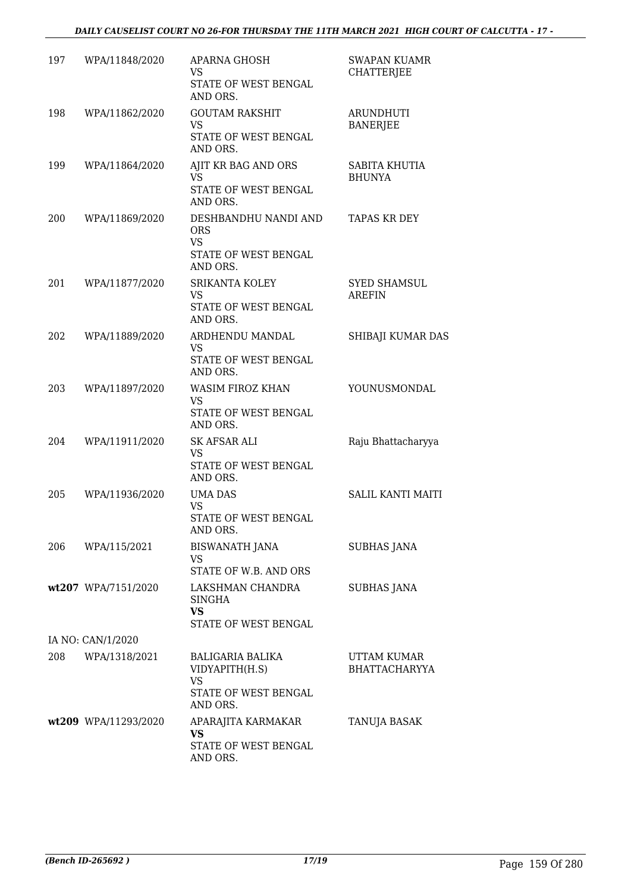| | | | |
|---|---|---|---|
| 197 | WPA/11848/2020 | APARNA GHOSH<br>VS<br>STATE OF WEST BENGAL AND ORS. | SWAPAN KUAMR CHATTERJEE |
| 198 | WPA/11862/2020 | GOUTAM RAKSHIT<br>VS<br>STATE OF WEST BENGAL AND ORS. | ARUNDHUTI BANERJEE |
| 199 | WPA/11864/2020 | AJIT KR BAG AND ORS<br>VS<br>STATE OF WEST BENGAL AND ORS. | SABITA KHUTIA BHUNYA |
| 200 | WPA/11869/2020 | DESHBANDHU NANDI AND ORS<br>VS<br>STATE OF WEST BENGAL AND ORS. | TAPAS KR DEY |
| 201 | WPA/11877/2020 | SRIKANTA KOLEY<br>VS<br>STATE OF WEST BENGAL AND ORS. | SYED SHAMSUL AREFIN |
| 202 | WPA/11889/2020 | ARDHENDU MANDAL<br>VS<br>STATE OF WEST BENGAL AND ORS. | SHIBAJI KUMAR DAS |
| 203 | WPA/11897/2020 | WASIM FIROZ KHAN<br>VS<br>STATE OF WEST BENGAL AND ORS. | YOUNUSMONDAL |
| 204 | WPA/11911/2020 | SK AFSAR ALI<br>VS<br>STATE OF WEST BENGAL AND ORS. | Raju Bhattacharyya |
| 205 | WPA/11936/2020 | UMA DAS<br>VS<br>STATE OF WEST BENGAL AND ORS. | SALIL KANTI MAITI |
| 206 | WPA/115/2021 | BISWANATH JANA<br>VS<br>STATE OF W.B. AND ORS | SUBHAS JANA |
| wt207 | WPA/7151/2020 | LAKSHMAN CHANDRA SINGHA<br>**VS**<br>STATE OF WEST BENGAL | SUBHAS JANA |
| | IA NO: CAN/1/2020 | | |
| 208 | WPA/1318/2021 | BALIGARIA BALIKA VIDYAPITH(H.S)<br>VS<br>STATE OF WEST BENGAL AND ORS. | UTTAM KUMAR BHATTACHARYYA |
| wt209 | WPA/11293/2020 | APARAJITA KARMAKAR<br>**VS**<br>STATE OF WEST BENGAL AND ORS. | TANUJA BASAK |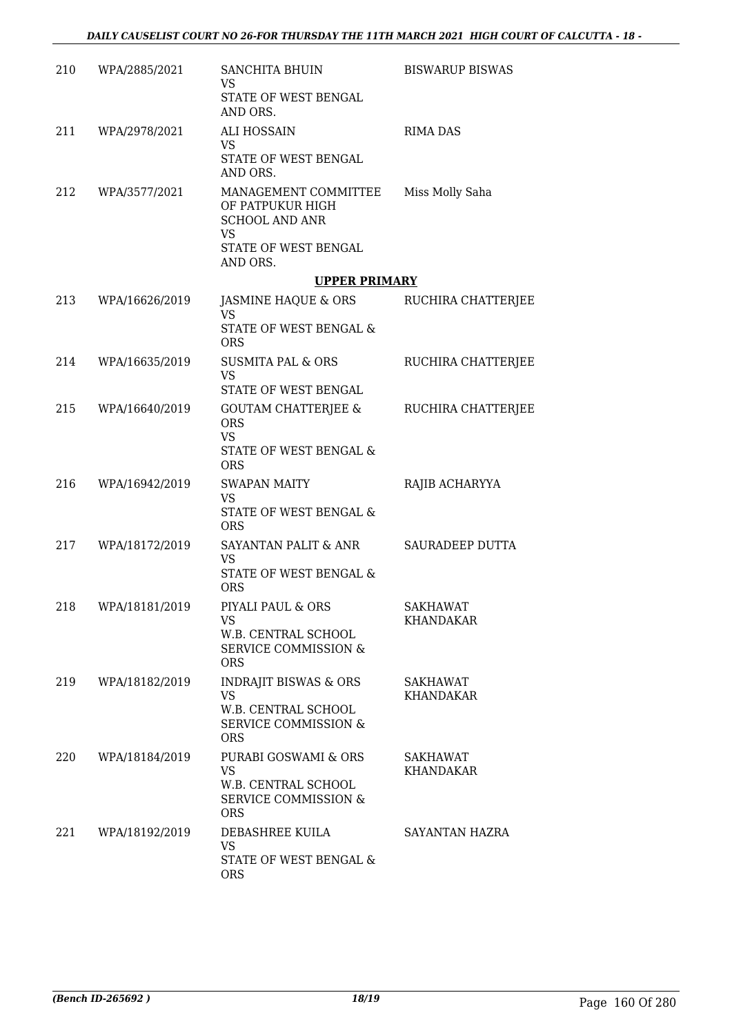| 210 | WPA/2885/2021 | SANCHITA BHUIN<br>VS<br>STATE OF WEST BENGAL AND ORS. | BISWARUP BISWAS |
|---|---|---|---|
| 211 | WPA/2978/2021 | ALI HOSSAIN<br>VS<br>STATE OF WEST BENGAL AND ORS. | RIMA DAS |
| 212 | WPA/3577/2021 | MANAGEMENT COMMITTEE OF PATPUKUR HIGH SCHOOL AND ANR<br>VS<br>STATE OF WEST BENGAL AND ORS. | Miss Molly Saha |

**UPPER PRIMARY**

| 213 | WPA/16626/2019 | JASMINE HAQUE & ORS<br>VS<br>STATE OF WEST BENGAL & ORS | RUCHIRA CHATTERJEE |
|---|---|---|---|
| 214 | WPA/16635/2019 | SUSMITA PAL & ORS<br>VS<br>STATE OF WEST BENGAL | RUCHIRA CHATTERJEE |
| 215 | WPA/16640/2019 | GOUTAM CHATTERJEE & ORS<br>VS<br>STATE OF WEST BENGAL & ORS | RUCHIRA CHATTERJEE |
| 216 | WPA/16942/2019 | SWAPAN MAITY<br>VS<br>STATE OF WEST BENGAL & ORS | RAJIB ACHARYYA |
| 217 | WPA/18172/2019 | SAYANTAN PALIT & ANR<br>VS<br>STATE OF WEST BENGAL & ORS | SAURADEEP DUTTA |
| 218 | WPA/18181/2019 | PIYALI PAUL & ORS<br>VS<br>W.B. CENTRAL SCHOOL SERVICE COMMISSION & ORS | SAKHAWAT KHANDAKAR |
| 219 | WPA/18182/2019 | INDRAJIT BISWAS & ORS<br>VS<br>W.B. CENTRAL SCHOOL SERVICE COMMISSION & ORS | SAKHAWAT KHANDAKAR |
| 220 | WPA/18184/2019 | PURABI GOSWAMI & ORS<br>VS<br>W.B. CENTRAL SCHOOL SERVICE COMMISSION & ORS | SAKHAWAT KHANDAKAR |
| 221 | WPA/18192/2019 | DEBASHREE KUILA<br>VS<br>STATE OF WEST BENGAL & ORS | SAYANTAN HAZRA |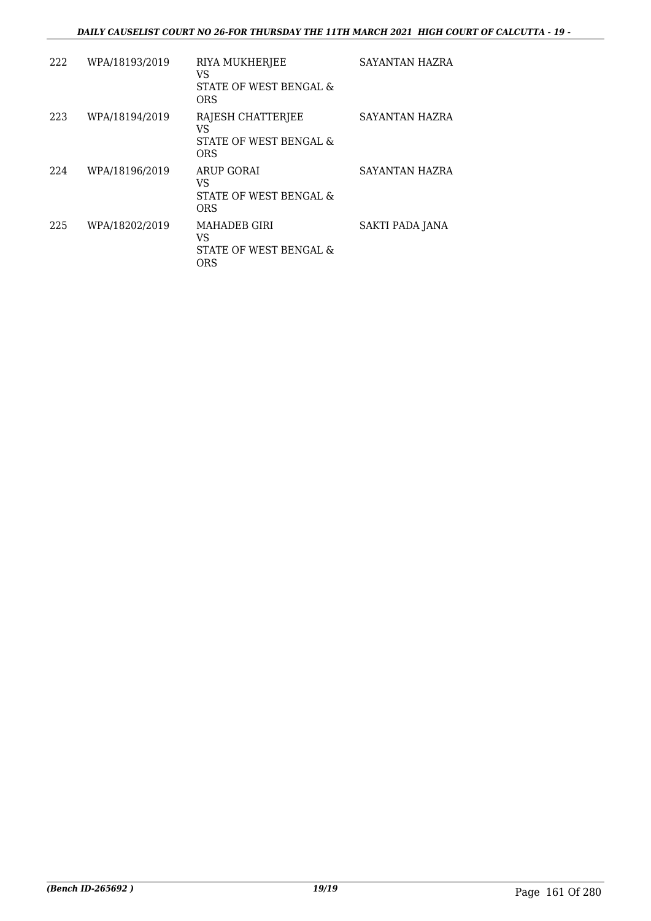| 222 | WPA/18193/2019 | RIYA MUKHERJEE<br>VS<br>STATE OF WEST BENGAL & ORS | SAYANTAN HAZRA |
|---|---|---|---|
| 223 | WPA/18194/2019 | RAJESH CHATTERJEE<br>VS<br>STATE OF WEST BENGAL & ORS | SAYANTAN HAZRA |
| 224 | WPA/18196/2019 | ARUP GORAI<br>VS<br>STATE OF WEST BENGAL & ORS | SAYANTAN HAZRA |
| 225 | WPA/18202/2019 | MAHADEB GIRI<br>VS<br>STATE OF WEST BENGAL & ORS | SAKTI PADA JANA |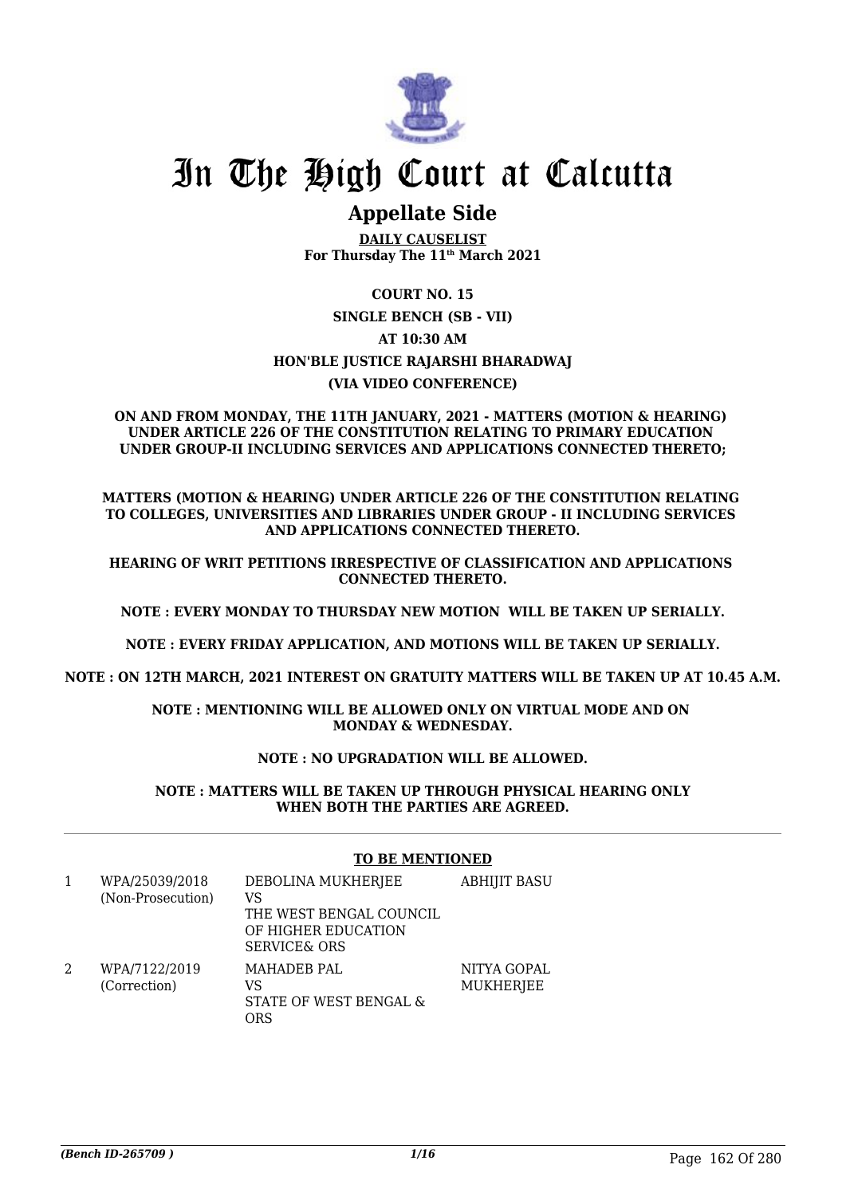# In The High Court at Calcutta

## Appellate Side

**DAILY CAUSELIST**
**For Thursday The 11th March 2021**

**COURT NO. 15**

**SINGLE BENCH (SB - VII)**

**AT 10:30 AM**

**HON'BLE JUSTICE RAJARSHI BHARADWAJ**

**(VIA VIDEO CONFERENCE)**

**ON AND FROM MONDAY, THE 11TH JANUARY, 2021 - MATTERS (MOTION & HEARING) UNDER ARTICLE 226 OF THE CONSTITUTION RELATING TO PRIMARY EDUCATION UNDER GROUP-II INCLUDING SERVICES AND APPLICATIONS CONNECTED THERETO;**

**MATTERS (MOTION & HEARING) UNDER ARTICLE 226 OF THE CONSTITUTION RELATING TO COLLEGES, UNIVERSITIES AND LIBRARIES UNDER GROUP - II INCLUDING SERVICES AND APPLICATIONS CONNECTED THERETO.**

**HEARING OF WRIT PETITIONS IRRESPECTIVE OF CLASSIFICATION AND APPLICATIONS CONNECTED THERETO.**

**NOTE : EVERY MONDAY TO THURSDAY NEW MOTION WILL BE TAKEN UP SERIALLY.**

**NOTE : EVERY FRIDAY APPLICATION, AND MOTIONS WILL BE TAKEN UP SERIALLY.**

**NOTE : ON 12TH MARCH, 2021 INTEREST ON GRATUITY MATTERS WILL BE TAKEN UP AT 10.45 A.M.**

**NOTE : MENTIONING WILL BE ALLOWED ONLY ON VIRTUAL MODE AND ON MONDAY & WEDNESDAY.**

**NOTE : NO UPGRADATION WILL BE ALLOWED.**

**NOTE : MATTERS WILL BE TAKEN UP THROUGH PHYSICAL HEARING ONLY WHEN BOTH THE PARTIES ARE AGREED.**

**TO BE MENTIONED**

| | | | |
|---|---|---|---|
| 1 | WPA/25039/2018 (Non-Prosecution) | DEBOLINA MUKHERJEE VS THE WEST BENGAL COUNCIL OF HIGHER EDUCATION SERVICE& ORS | ABHIJIT BASU |
| 2 | WPA/7122/2019 (Correction) | MAHADEB PAL VS STATE OF WEST BENGAL & ORS | NITYA GOPAL MUKHERJEE |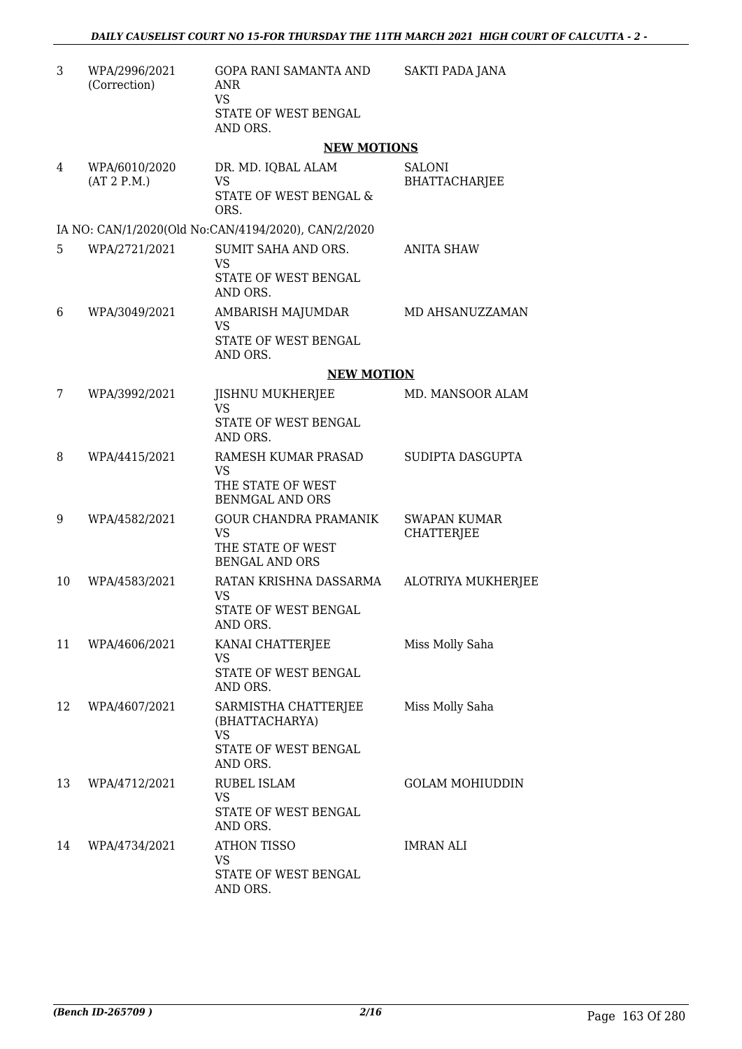| 3 | WPA/2996/2021 (Correction) | GOPA RANI SAMANTA AND ANR VS STATE OF WEST BENGAL AND ORS. | SAKTI PADA JANA |
|---|---|---|---|

**NEW MOTIONS**

| 4 | WPA/6010/2020 (AT 2 P.M.) | DR. MD. IQBAL ALAM VS STATE OF WEST BENGAL & ORS. | SALONI BHATTACHARJEE |
|---|---|---|---|

IA NO: CAN/1/2020(Old No:CAN/4194/2020), CAN/2/2020

| 5 | WPA/2721/2021 | SUMIT SAHA AND ORS. VS STATE OF WEST BENGAL AND ORS. | ANITA SHAW |
|---|---|---|---|
| 6 | WPA/3049/2021 | AMBARISH MAJUMDAR VS STATE OF WEST BENGAL AND ORS. | MD AHSANUZZAMAN |

**NEW MOTION**

| 7 | WPA/3992/2021 | JISHNU MUKHERJEE VS STATE OF WEST BENGAL AND ORS. | MD. MANSOOR ALAM |
|---|---|---|---|
| 8 | WPA/4415/2021 | RAMESH KUMAR PRASAD VS THE STATE OF WEST BENMGAL AND ORS | SUDIPTA DASGUPTA |
| 9 | WPA/4582/2021 | GOUR CHANDRA PRAMANIK VS THE STATE OF WEST BENGAL AND ORS | SWAPAN KUMAR CHATTERJEE |
| 10 | WPA/4583/2021 | RATAN KRISHNA DASSARMA VS STATE OF WEST BENGAL AND ORS. | ALOTRIYA MUKHERJEE |
| 11 | WPA/4606/2021 | KANAI CHATTERJEE VS STATE OF WEST BENGAL AND ORS. | Miss Molly Saha |
| 12 | WPA/4607/2021 | SARMISTHA CHATTERJEE (BHATTACHARYA) VS STATE OF WEST BENGAL AND ORS. | Miss Molly Saha |
| 13 | WPA/4712/2021 | RUBEL ISLAM VS STATE OF WEST BENGAL AND ORS. | GOLAM MOHIUDDIN |
| 14 | WPA/4734/2021 | ATHON TISSO VS STATE OF WEST BENGAL AND ORS. | IMRAN ALI |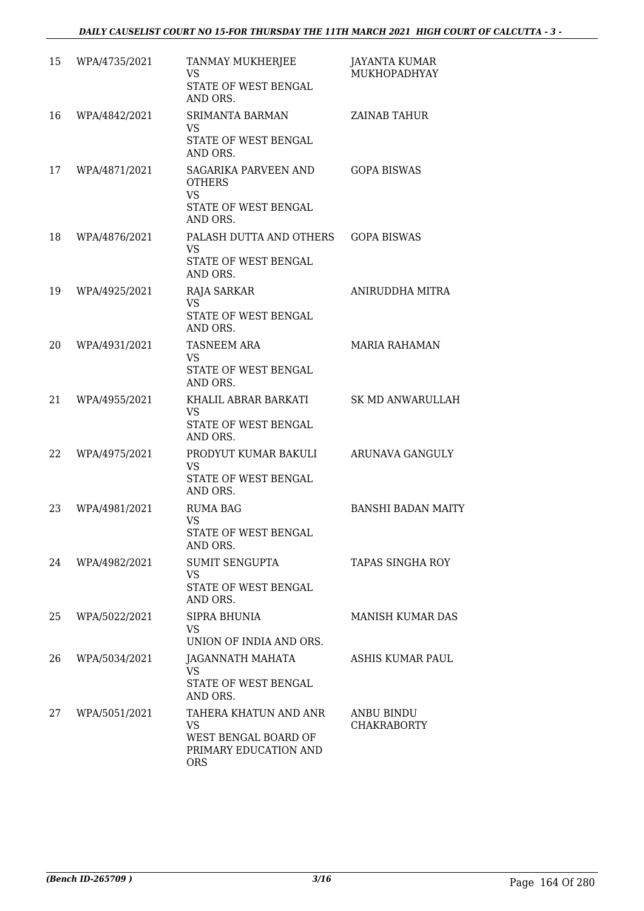| 15 | WPA/4735/2021 | TANMAY MUKHERJEE<br>VS<br>STATE OF WEST BENGAL AND ORS. | JAYANTA KUMAR MUKHOPADHYAY |
|---|---|---|---|
| 16 | WPA/4842/2021 | SRIMANTA BARMAN<br>VS<br>STATE OF WEST BENGAL AND ORS. | ZAINAB TAHUR |
| 17 | WPA/4871/2021 | SAGARIKA PARVEEN AND OTHERS<br>VS<br>STATE OF WEST BENGAL AND ORS. | GOPA BISWAS |
| 18 | WPA/4876/2021 | PALASH DUTTA AND OTHERS<br>VS<br>STATE OF WEST BENGAL AND ORS. | GOPA BISWAS |
| 19 | WPA/4925/2021 | RAJA SARKAR<br>VS<br>STATE OF WEST BENGAL AND ORS. | ANIRUDDHA MITRA |
| 20 | WPA/4931/2021 | TASNEEM ARA<br>VS<br>STATE OF WEST BENGAL AND ORS. | MARIA RAHAMAN |
| 21 | WPA/4955/2021 | KHALIL ABRAR BARKATI<br>VS<br>STATE OF WEST BENGAL AND ORS. | SK MD ANWARULLAH |
| 22 | WPA/4975/2021 | PRODYUT KUMAR BAKULI<br>VS<br>STATE OF WEST BENGAL AND ORS. | ARUNAVA GANGULY |
| 23 | WPA/4981/2021 | RUMA BAG<br>VS<br>STATE OF WEST BENGAL AND ORS. | BANSHI BADAN MAITY |
| 24 | WPA/4982/2021 | SUMIT SENGUPTA<br>VS<br>STATE OF WEST BENGAL AND ORS. | TAPAS SINGHA ROY |
| 25 | WPA/5022/2021 | SIPRA BHUNIA<br>VS<br>UNION OF INDIA AND ORS. | MANISH KUMAR DAS |
| 26 | WPA/5034/2021 | JAGANNATH MAHATA<br>VS<br>STATE OF WEST BENGAL AND ORS. | ASHIS KUMAR PAUL |
| 27 | WPA/5051/2021 | TAHERA KHATUN AND ANR<br>VS<br>WEST BENGAL BOARD OF PRIMARY EDUCATION AND ORS | ANBU BINDU CHAKRABORTY |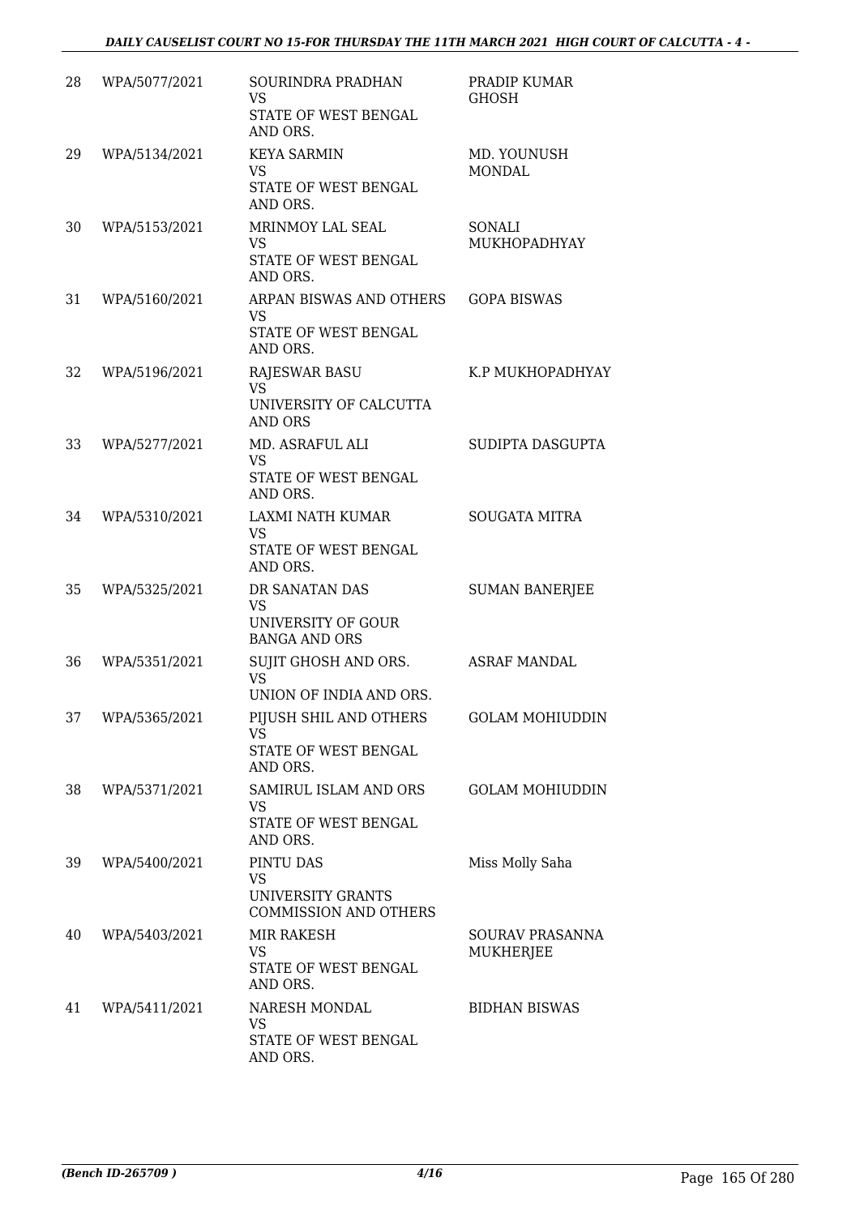| | | | |
|---|---|---|---|
| 28 | WPA/5077/2021 | SOURINDRA PRADHAN<br>VS<br>STATE OF WEST BENGAL AND ORS. | PRADIP KUMAR GHOSH |
| 29 | WPA/5134/2021 | KEYA SARMIN<br>VS<br>STATE OF WEST BENGAL AND ORS. | MD. YOUNUSH MONDAL |
| 30 | WPA/5153/2021 | MRINMOY LAL SEAL<br>VS<br>STATE OF WEST BENGAL AND ORS. | SONALI MUKHOPADHYAY |
| 31 | WPA/5160/2021 | ARPAN BISWAS AND OTHERS<br>VS<br>STATE OF WEST BENGAL AND ORS. | GOPA BISWAS |
| 32 | WPA/5196/2021 | RAJESWAR BASU<br>VS<br>UNIVERSITY OF CALCUTTA AND ORS | K.P MUKHOPADHYAY |
| 33 | WPA/5277/2021 | MD. ASRAFUL ALI<br>VS<br>STATE OF WEST BENGAL AND ORS. | SUDIPTA DASGUPTA |
| 34 | WPA/5310/2021 | LAXMI NATH KUMAR<br>VS<br>STATE OF WEST BENGAL AND ORS. | SOUGATA MITRA |
| 35 | WPA/5325/2021 | DR SANATAN DAS<br>VS<br>UNIVERSITY OF GOUR BANGA AND ORS | SUMAN BANERJEE |
| 36 | WPA/5351/2021 | SUJIT GHOSH AND ORS.<br>VS<br>UNION OF INDIA AND ORS. | ASRAF MANDAL |
| 37 | WPA/5365/2021 | PIJUSH SHIL AND OTHERS<br>VS<br>STATE OF WEST BENGAL AND ORS. | GOLAM MOHIUDDIN |
| 38 | WPA/5371/2021 | SAMIRUL ISLAM AND ORS<br>VS<br>STATE OF WEST BENGAL AND ORS. | GOLAM MOHIUDDIN |
| 39 | WPA/5400/2021 | PINTU DAS<br>VS<br>UNIVERSITY GRANTS COMMISSION AND OTHERS | Miss Molly Saha |
| 40 | WPA/5403/2021 | MIR RAKESH<br>VS<br>STATE OF WEST BENGAL AND ORS. | SOURAV PRASANNA MUKHERJEE |
| 41 | WPA/5411/2021 | NARESH MONDAL<br>VS<br>STATE OF WEST BENGAL AND ORS. | BIDHAN BISWAS |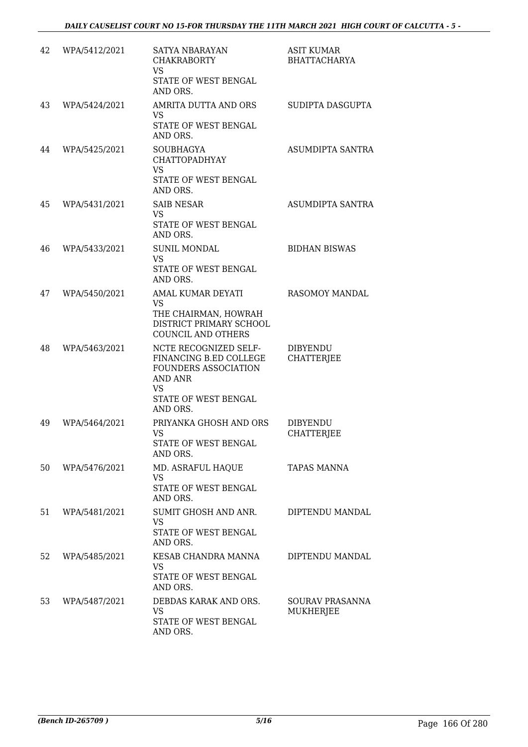| 42 | WPA/5412/2021 | SATYA NBARAYAN CHAKRABORTY<br>VS<br>STATE OF WEST BENGAL AND ORS. | ASIT KUMAR BHATTACHARYA |
|---|---|---|---|
| 43 | WPA/5424/2021 | AMRITA DUTTA AND ORS<br>VS<br>STATE OF WEST BENGAL AND ORS. | SUDIPTA DASGUPTA |
| 44 | WPA/5425/2021 | SOUBHAGYA CHATTOPADHYAY<br>VS<br>STATE OF WEST BENGAL AND ORS. | ASUMDIPTA SANTRA |
| 45 | WPA/5431/2021 | SAIB NESAR<br>VS<br>STATE OF WEST BENGAL AND ORS. | ASUMDIPTA SANTRA |
| 46 | WPA/5433/2021 | SUNIL MONDAL<br>VS<br>STATE OF WEST BENGAL AND ORS. | BIDHAN BISWAS |
| 47 | WPA/5450/2021 | AMAL KUMAR DEYATI<br>VS<br>THE CHAIRMAN, HOWRAH DISTRICT PRIMARY SCHOOL COUNCIL AND OTHERS | RASOMOY MANDAL |
| 48 | WPA/5463/2021 | NCTE RECOGNIZED SELF-FINANCING B.ED COLLEGE FOUNDERS ASSOCIATION AND ANR<br>VS<br>STATE OF WEST BENGAL AND ORS. | DIBYENDU CHATTERJEE |
| 49 | WPA/5464/2021 | PRIYANKA GHOSH AND ORS<br>VS<br>STATE OF WEST BENGAL AND ORS. | DIBYENDU CHATTERJEE |
| 50 | WPA/5476/2021 | MD. ASRAFUL HAQUE<br>VS<br>STATE OF WEST BENGAL AND ORS. | TAPAS MANNA |
| 51 | WPA/5481/2021 | SUMIT GHOSH AND ANR.<br>VS<br>STATE OF WEST BENGAL AND ORS. | DIPTENDU MANDAL |
| 52 | WPA/5485/2021 | KESAB CHANDRA MANNA<br>VS<br>STATE OF WEST BENGAL AND ORS. | DIPTENDU MANDAL |
| 53 | WPA/5487/2021 | DEBDAS KARAK AND ORS.<br>VS<br>STATE OF WEST BENGAL AND ORS. | SOURAV PRASANNA MUKHERJEE |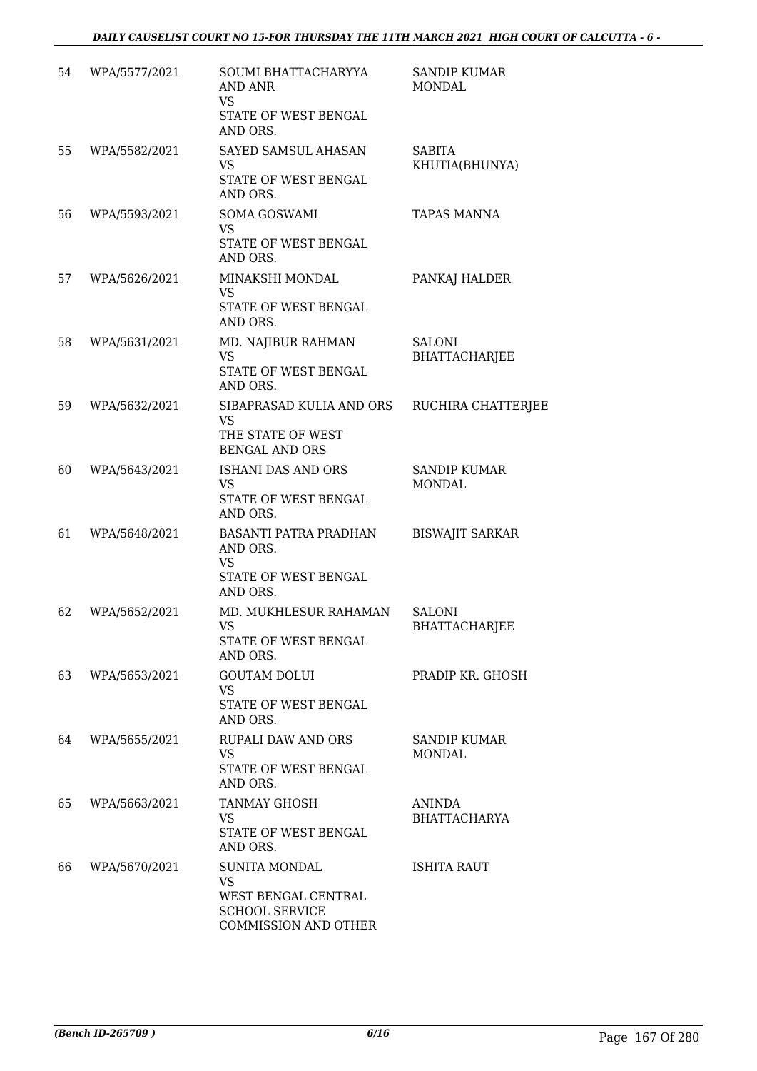| | | | |
|---|---|---|---|
| 54 | WPA/5577/2021 | SOUMI BHATTACHARYYA AND ANR<br>VS<br>STATE OF WEST BENGAL AND ORS. | SANDIP KUMAR MONDAL |
| 55 | WPA/5582/2021 | SAYED SAMSUL AHASAN<br>VS<br>STATE OF WEST BENGAL AND ORS. | SABITA KHUTIA(BHUNYA) |
| 56 | WPA/5593/2021 | SOMA GOSWAMI<br>VS<br>STATE OF WEST BENGAL AND ORS. | TAPAS MANNA |
| 57 | WPA/5626/2021 | MINAKSHI MONDAL<br>VS<br>STATE OF WEST BENGAL AND ORS. | PANKAJ HALDER |
| 58 | WPA/5631/2021 | MD. NAJIBUR RAHMAN<br>VS<br>STATE OF WEST BENGAL AND ORS. | SALONI BHATTACHARJEE |
| 59 | WPA/5632/2021 | SIBAPRASAD KULIA AND ORS<br>VS<br>THE STATE OF WEST BENGAL AND ORS | RUCHIRA CHATTERJEE |
| 60 | WPA/5643/2021 | ISHANI DAS AND ORS<br>VS<br>STATE OF WEST BENGAL AND ORS. | SANDIP KUMAR MONDAL |
| 61 | WPA/5648/2021 | BASANTI PATRA PRADHAN AND ORS.<br>VS<br>STATE OF WEST BENGAL AND ORS. | BISWAJIT SARKAR |
| 62 | WPA/5652/2021 | MD. MUKHLESUR RAHAMAN<br>VS<br>STATE OF WEST BENGAL AND ORS. | SALONI BHATTACHARJEE |
| 63 | WPA/5653/2021 | GOUTAM DOLUI<br>VS<br>STATE OF WEST BENGAL AND ORS. | PRADIP KR. GHOSH |
| 64 | WPA/5655/2021 | RUPALI DAW AND ORS<br>VS<br>STATE OF WEST BENGAL AND ORS. | SANDIP KUMAR MONDAL |
| 65 | WPA/5663/2021 | TANMAY GHOSH<br>VS<br>STATE OF WEST BENGAL AND ORS. | ANINDA BHATTACHARYA |
| 66 | WPA/5670/2021 | SUNITA MONDAL<br>VS<br>WEST BENGAL CENTRAL SCHOOL SERVICE COMMISSION AND OTHER | ISHITA RAUT |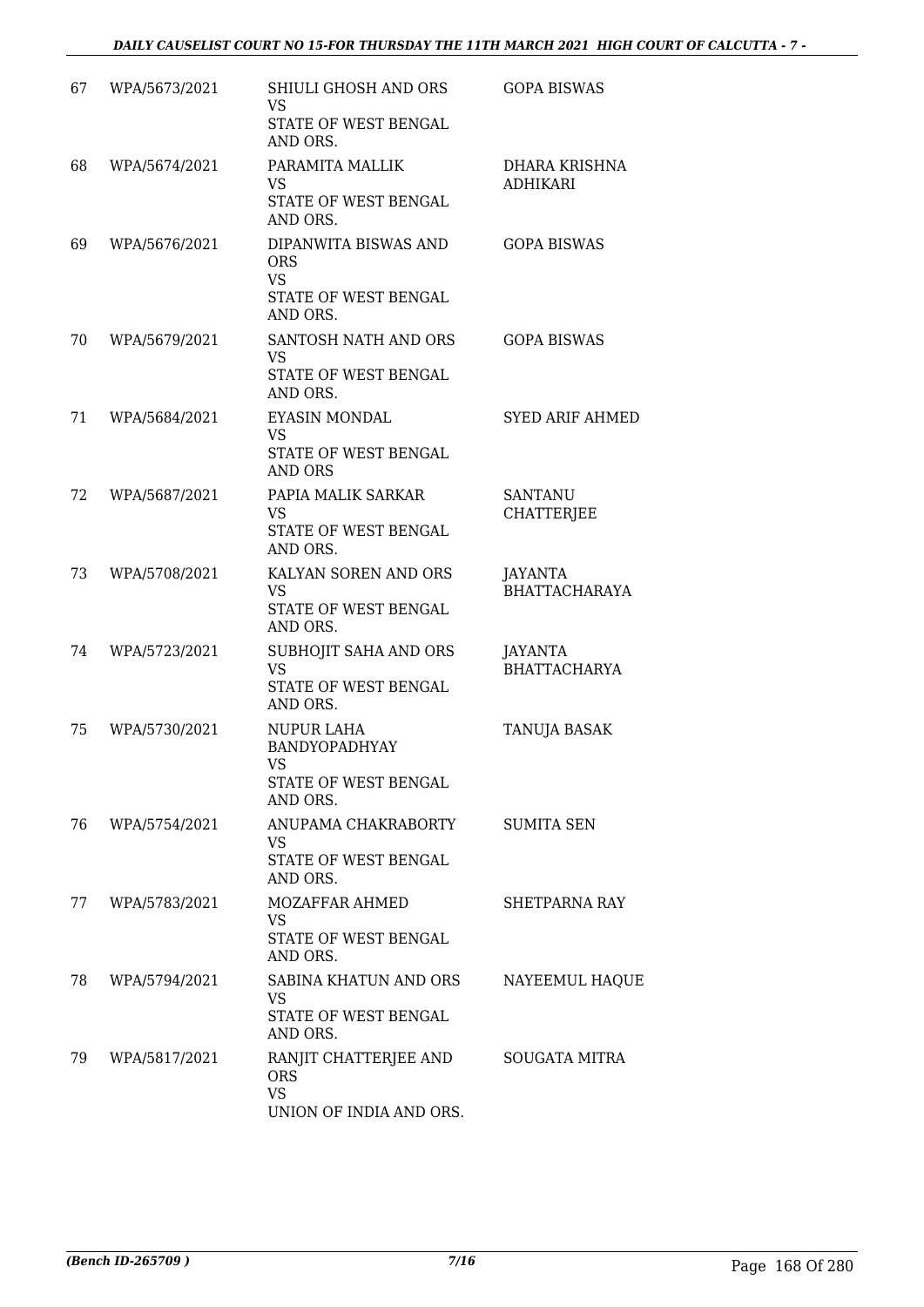| | | | |
|---|---|---|---|
| 67 | WPA/5673/2021 | SHIULI GHOSH AND ORS<br>VS<br>STATE OF WEST BENGAL AND ORS. | GOPA BISWAS |
| 68 | WPA/5674/2021 | PARAMITA MALLIK<br>VS<br>STATE OF WEST BENGAL AND ORS. | DHARA KRISHNA ADHIKARI |
| 69 | WPA/5676/2021 | DIPANWITA BISWAS AND ORS<br>VS<br>STATE OF WEST BENGAL AND ORS. | GOPA BISWAS |
| 70 | WPA/5679/2021 | SANTOSH NATH AND ORS<br>VS<br>STATE OF WEST BENGAL AND ORS. | GOPA BISWAS |
| 71 | WPA/5684/2021 | EYASIN MONDAL<br>VS<br>STATE OF WEST BENGAL AND ORS | SYED ARIF AHMED |
| 72 | WPA/5687/2021 | PAPIA MALIK SARKAR<br>VS<br>STATE OF WEST BENGAL AND ORS. | SANTANU CHATTERJEE |
| 73 | WPA/5708/2021 | KALYAN SOREN AND ORS<br>VS<br>STATE OF WEST BENGAL AND ORS. | JAYANTA BHATTACHARAYA |
| 74 | WPA/5723/2021 | SUBHOJIT SAHA AND ORS<br>VS<br>STATE OF WEST BENGAL AND ORS. | JAYANTA BHATTACHARYA |
| 75 | WPA/5730/2021 | NUPUR LAHA BANDYOPADHYAY<br>VS<br>STATE OF WEST BENGAL AND ORS. | TANUJA BASAK |
| 76 | WPA/5754/2021 | ANUPAMA CHAKRABORTY<br>VS<br>STATE OF WEST BENGAL AND ORS. | SUMITA SEN |
| 77 | WPA/5783/2021 | MOZAFFAR AHMED<br>VS<br>STATE OF WEST BENGAL AND ORS. | SHETPARNA RAY |
| 78 | WPA/5794/2021 | SABINA KHATUN AND ORS<br>VS<br>STATE OF WEST BENGAL AND ORS. | NAYEEMUL HAQUE |
| 79 | WPA/5817/2021 | RANJIT CHATTERJEE AND ORS<br>VS<br>UNION OF INDIA AND ORS. | SOUGATA MITRA |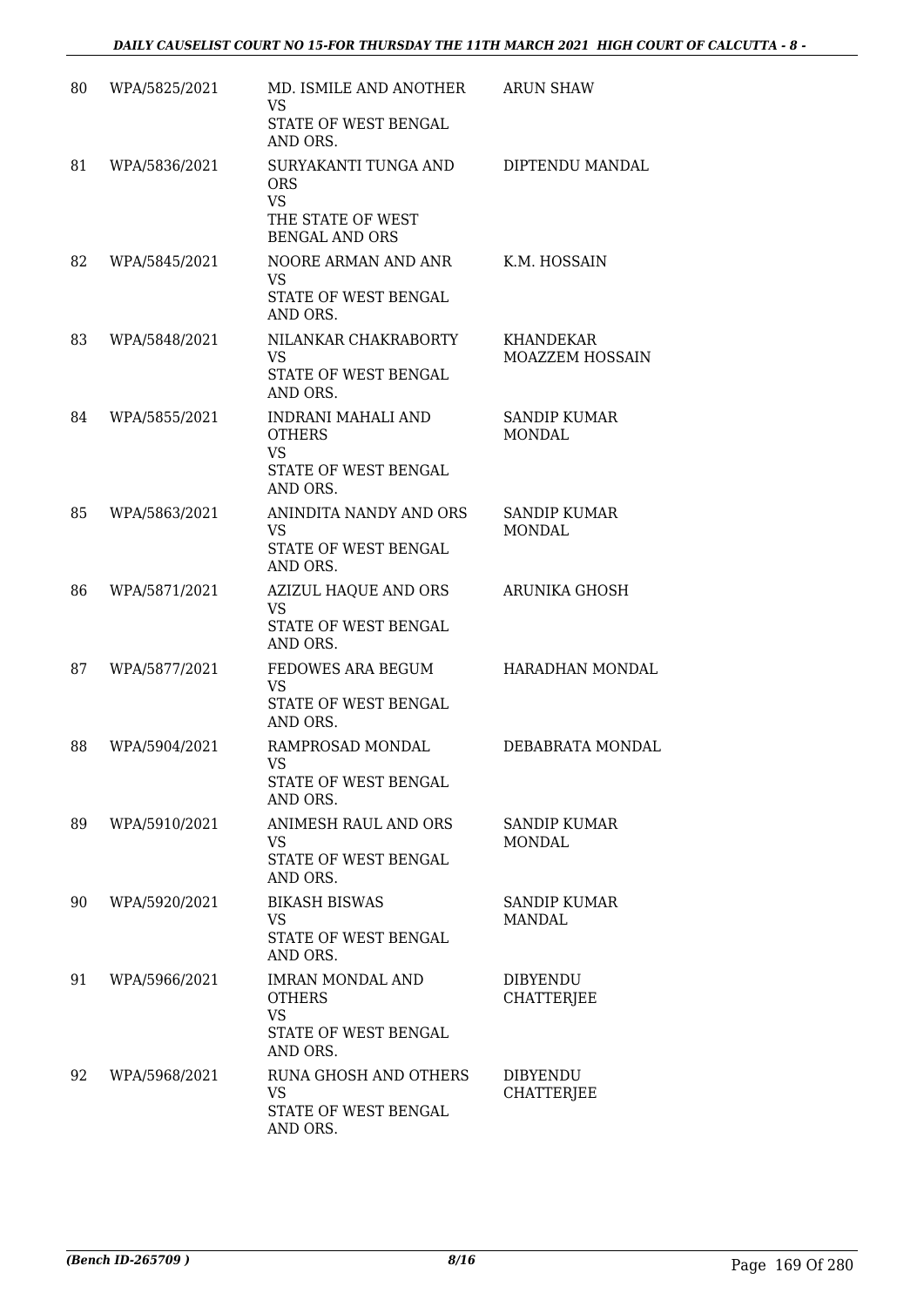| 80 | WPA/5825/2021 | MD. ISMILE AND ANOTHER<br>VS<br>STATE OF WEST BENGAL AND ORS. | ARUN SHAW |
|---|---|---|---|
| 81 | WPA/5836/2021 | SURYAKANTI TUNGA AND ORS<br>VS<br>THE STATE OF WEST BENGAL AND ORS | DIPTENDU MANDAL |
| 82 | WPA/5845/2021 | NOORE ARMAN AND ANR<br>VS<br>STATE OF WEST BENGAL AND ORS. | K.M. HOSSAIN |
| 83 | WPA/5848/2021 | NILANKAR CHAKRABORTY<br>VS<br>STATE OF WEST BENGAL AND ORS. | KHANDEKAR MOAZZEM HOSSAIN |
| 84 | WPA/5855/2021 | INDRANI MAHALI AND OTHERS<br>VS<br>STATE OF WEST BENGAL AND ORS. | SANDIP KUMAR MONDAL |
| 85 | WPA/5863/2021 | ANINDITA NANDY AND ORS<br>VS<br>STATE OF WEST BENGAL AND ORS. | SANDIP KUMAR MONDAL |
| 86 | WPA/5871/2021 | AZIZUL HAQUE AND ORS<br>VS<br>STATE OF WEST BENGAL AND ORS. | ARUNIKA GHOSH |
| 87 | WPA/5877/2021 | FEDOWES ARA BEGUM<br>VS<br>STATE OF WEST BENGAL AND ORS. | HARADHAN MONDAL |
| 88 | WPA/5904/2021 | RAMPROSAD MONDAL<br>VS<br>STATE OF WEST BENGAL AND ORS. | DEBABRATA MONDAL |
| 89 | WPA/5910/2021 | ANIMESH RAUL AND ORS<br>VS<br>STATE OF WEST BENGAL AND ORS. | SANDIP KUMAR MONDAL |
| 90 | WPA/5920/2021 | BIKASH BISWAS<br>VS<br>STATE OF WEST BENGAL AND ORS. | SANDIP KUMAR MANDAL |
| 91 | WPA/5966/2021 | IMRAN MONDAL AND OTHERS<br>VS<br>STATE OF WEST BENGAL AND ORS. | DIBYENDU CHATTERJEE |
| 92 | WPA/5968/2021 | RUNA GHOSH AND OTHERS<br>VS<br>STATE OF WEST BENGAL AND ORS. | DIBYENDU CHATTERJEE |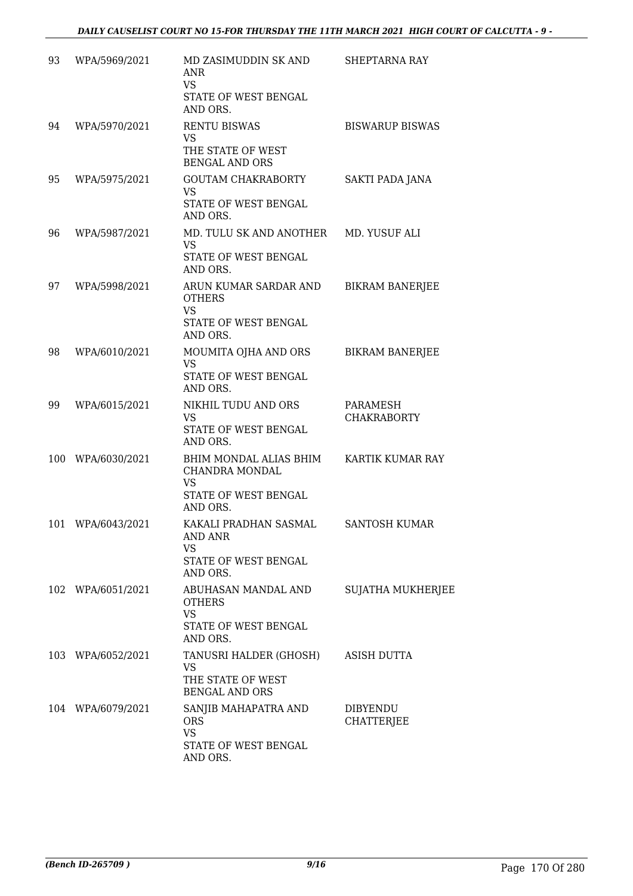| | | | |
|---|---|---|---|
| 93 | WPA/5969/2021 | MD ZASIMUDDIN SK AND ANR<br>VS<br>STATE OF WEST BENGAL AND ORS. | SHEPTARNA RAY |
| 94 | WPA/5970/2021 | RENTU BISWAS<br>VS<br>THE STATE OF WEST BENGAL AND ORS | BISWARUP BISWAS |
| 95 | WPA/5975/2021 | GOUTAM CHAKRABORTY<br>VS<br>STATE OF WEST BENGAL AND ORS. | SAKTI PADA JANA |
| 96 | WPA/5987/2021 | MD. TULU SK AND ANOTHER<br>VS<br>STATE OF WEST BENGAL AND ORS. | MD. YUSUF ALI |
| 97 | WPA/5998/2021 | ARUN KUMAR SARDAR AND OTHERS<br>VS<br>STATE OF WEST BENGAL AND ORS. | BIKRAM BANERJEE |
| 98 | WPA/6010/2021 | MOUMITA OJHA AND ORS<br>VS<br>STATE OF WEST BENGAL AND ORS. | BIKRAM BANERJEE |
| 99 | WPA/6015/2021 | NIKHIL TUDU AND ORS<br>VS<br>STATE OF WEST BENGAL AND ORS. | PARAMESH CHAKRABORTY |
| 100 | WPA/6030/2021 | BHIM MONDAL ALIAS BHIM CHANDRA MONDAL<br>VS<br>STATE OF WEST BENGAL AND ORS. | KARTIK KUMAR RAY |
| 101 | WPA/6043/2021 | KAKALI PRADHAN SASMAL AND ANR<br>VS<br>STATE OF WEST BENGAL AND ORS. | SANTOSH KUMAR |
| 102 | WPA/6051/2021 | ABUHASAN MANDAL AND OTHERS<br>VS<br>STATE OF WEST BENGAL AND ORS. | SUJATHA MUKHERJEE |
| 103 | WPA/6052/2021 | TANUSRI HALDER (GHOSH)<br>VS<br>THE STATE OF WEST BENGAL AND ORS | ASISH DUTTA |
| 104 | WPA/6079/2021 | SANJIB MAHAPATRA AND ORS<br>VS<br>STATE OF WEST BENGAL AND ORS. | DIBYENDU CHATTERJEE |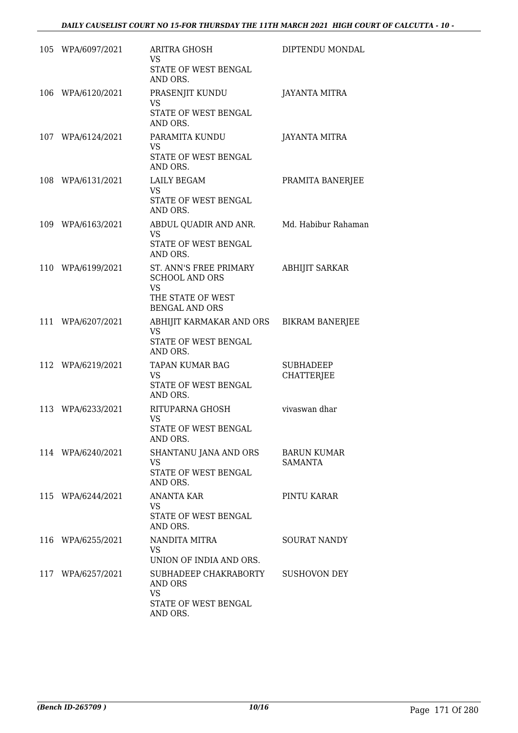| | | | |
|---|---|---|---|
| 105 | WPA/6097/2021 | ARITRA GHOSH<br>VS<br>STATE OF WEST BENGAL AND ORS. | DIPTENDU MONDAL |
| 106 | WPA/6120/2021 | PRASENJIT KUNDU<br>VS<br>STATE OF WEST BENGAL AND ORS. | JAYANTA MITRA |
| 107 | WPA/6124/2021 | PARAMITA KUNDU<br>VS<br>STATE OF WEST BENGAL AND ORS. | JAYANTA MITRA |
| 108 | WPA/6131/2021 | LAILY BEGAM<br>VS<br>STATE OF WEST BENGAL AND ORS. | PRAMITA BANERJEE |
| 109 | WPA/6163/2021 | ABDUL QUADIR AND ANR.<br>VS<br>STATE OF WEST BENGAL AND ORS. | Md. Habibur Rahaman |
| 110 | WPA/6199/2021 | ST. ANN'S FREE PRIMARY SCHOOL AND ORS<br>VS<br>THE STATE OF WEST BENGAL AND ORS | ABHIJIT SARKAR |
| 111 | WPA/6207/2021 | ABHIJIT KARMAKAR AND ORS<br>VS<br>STATE OF WEST BENGAL AND ORS. | BIKRAM BANERJEE |
| 112 | WPA/6219/2021 | TAPAN KUMAR BAG<br>VS<br>STATE OF WEST BENGAL AND ORS. | SUBHADEEP CHATTERJEE |
| 113 | WPA/6233/2021 | RITUPARNA GHOSH<br>VS<br>STATE OF WEST BENGAL AND ORS. | vivaswan dhar |
| 114 | WPA/6240/2021 | SHANTANU JANA AND ORS<br>VS<br>STATE OF WEST BENGAL AND ORS. | BARUN KUMAR SAMANTA |
| 115 | WPA/6244/2021 | ANANTA KAR<br>VS<br>STATE OF WEST BENGAL AND ORS. | PINTU KARAR |
| 116 | WPA/6255/2021 | NANDITA MITRA<br>VS<br>UNION OF INDIA AND ORS. | SOURAT NANDY |
| 117 | WPA/6257/2021 | SUBHADEEP CHAKRABORTY AND ORS<br>VS<br>STATE OF WEST BENGAL AND ORS. | SUSHOVON DEY |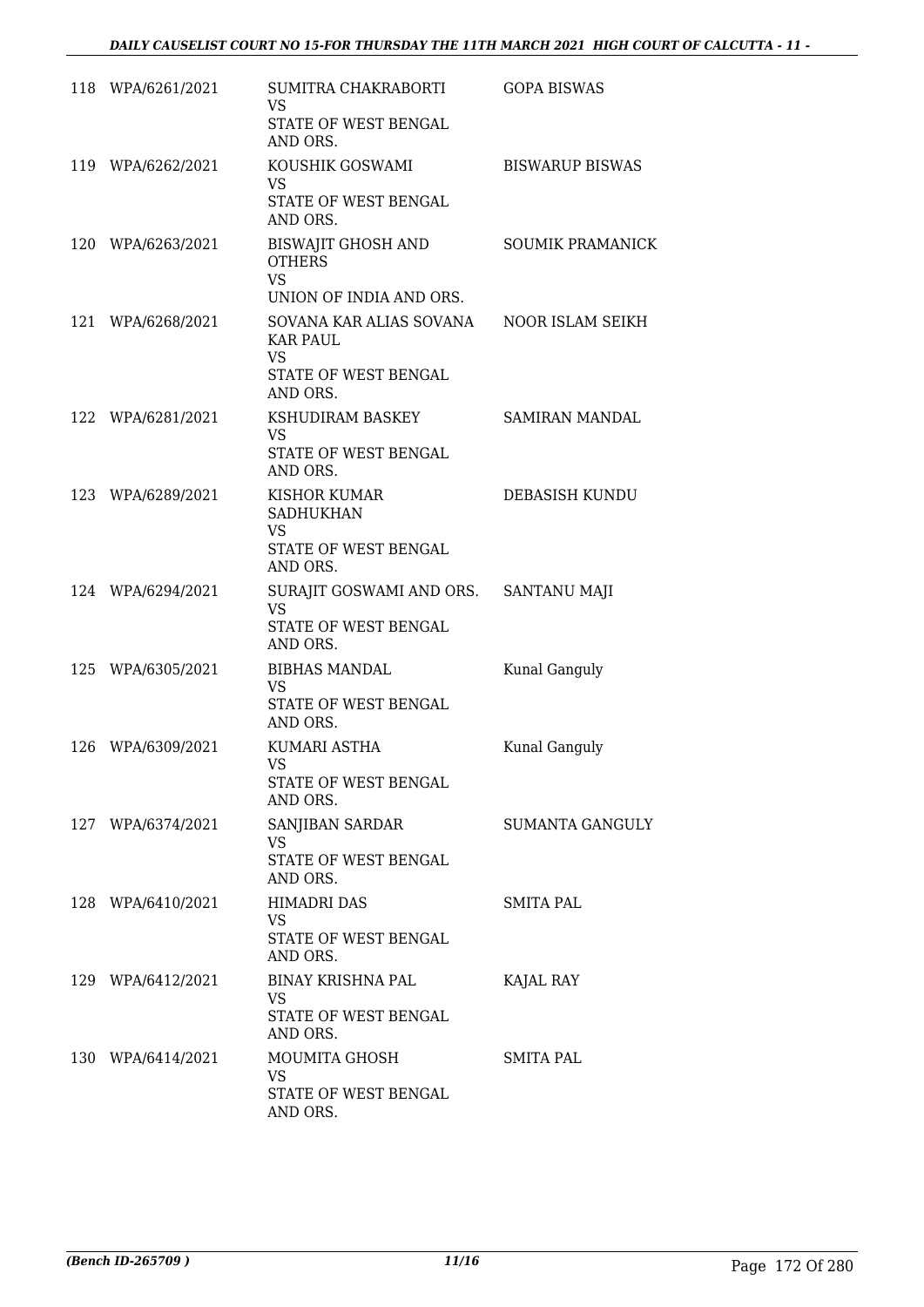| | | | |
|---|---|---|---|
| 118 | WPA/6261/2021 | SUMITRA CHAKRABORTI<br>VS<br>STATE OF WEST BENGAL AND ORS. | GOPA BISWAS |
| 119 | WPA/6262/2021 | KOUSHIK GOSWAMI<br>VS<br>STATE OF WEST BENGAL AND ORS. | BISWARUP BISWAS |
| 120 | WPA/6263/2021 | BISWAJIT GHOSH AND OTHERS<br>VS<br>UNION OF INDIA AND ORS. | SOUMIK PRAMANICK |
| 121 | WPA/6268/2021 | SOVANA KAR ALIAS SOVANA KAR PAUL<br>VS<br>STATE OF WEST BENGAL AND ORS. | NOOR ISLAM SEIKH |
| 122 | WPA/6281/2021 | KSHUDIRAM BASKEY<br>VS<br>STATE OF WEST BENGAL AND ORS. | SAMIRAN MANDAL |
| 123 | WPA/6289/2021 | KISHOR KUMAR SADHUKHAN<br>VS<br>STATE OF WEST BENGAL AND ORS. | DEBASISH KUNDU |
| 124 | WPA/6294/2021 | SURAJIT GOSWAMI AND ORS.<br>VS<br>STATE OF WEST BENGAL AND ORS. | SANTANU MAJI |
| 125 | WPA/6305/2021 | BIBHAS MANDAL<br>VS<br>STATE OF WEST BENGAL AND ORS. | Kunal Ganguly |
| 126 | WPA/6309/2021 | KUMARI ASTHA<br>VS<br>STATE OF WEST BENGAL AND ORS. | Kunal Ganguly |
| 127 | WPA/6374/2021 | SANJIBAN SARDAR<br>VS<br>STATE OF WEST BENGAL AND ORS. | SUMANTA GANGULY |
| 128 | WPA/6410/2021 | HIMADRI DAS<br>VS<br>STATE OF WEST BENGAL AND ORS. | SMITA PAL |
| 129 | WPA/6412/2021 | BINAY KRISHNA PAL<br>VS<br>STATE OF WEST BENGAL AND ORS. | KAJAL RAY |
| 130 | WPA/6414/2021 | MOUMITA GHOSH<br>VS<br>STATE OF WEST BENGAL AND ORS. | SMITA PAL |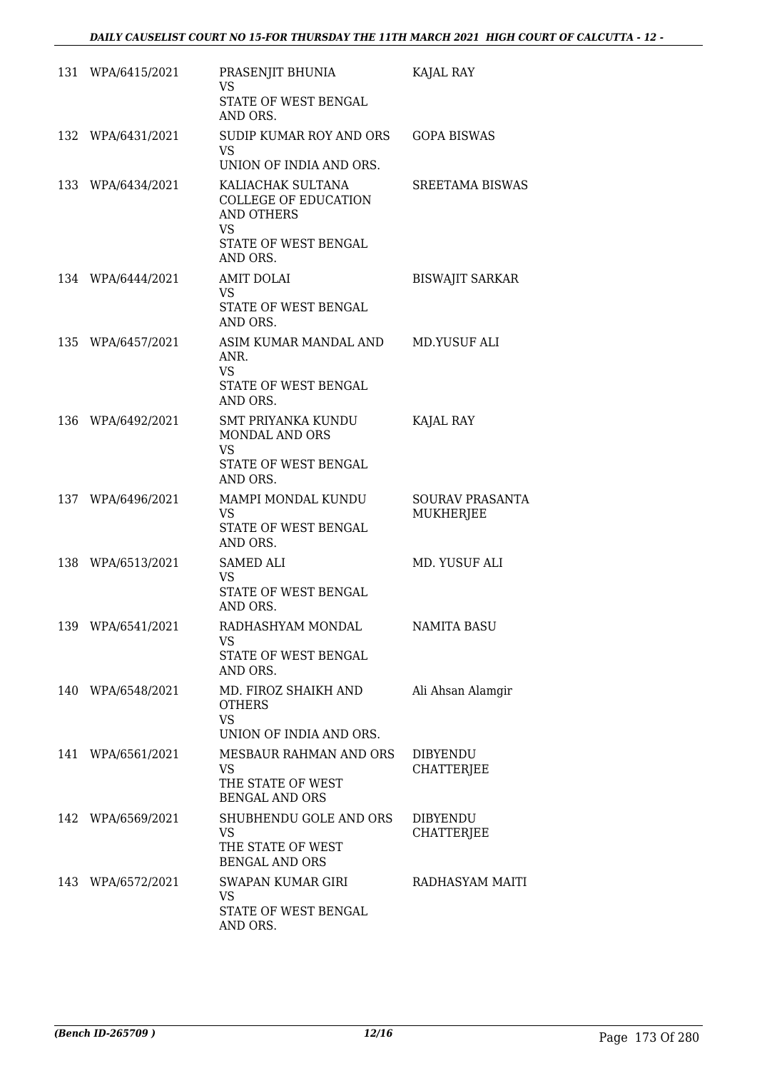| | | | |
|---|---|---|---|
| 131 | WPA/6415/2021 | PRASENJIT BHUNIA<br>VS<br>STATE OF WEST BENGAL AND ORS. | KAJAL RAY |
| 132 | WPA/6431/2021 | SUDIP KUMAR ROY AND ORS<br>VS<br>UNION OF INDIA AND ORS. | GOPA BISWAS |
| 133 | WPA/6434/2021 | KALIACHAK SULTANA COLLEGE OF EDUCATION AND OTHERS<br>VS<br>STATE OF WEST BENGAL AND ORS. | SREETAMA BISWAS |
| 134 | WPA/6444/2021 | AMIT DOLAI<br>VS<br>STATE OF WEST BENGAL AND ORS. | BISWAJIT SARKAR |
| 135 | WPA/6457/2021 | ASIM KUMAR MANDAL AND ANR.<br>VS<br>STATE OF WEST BENGAL AND ORS. | MD.YUSUF ALI |
| 136 | WPA/6492/2021 | SMT PRIYANKA KUNDU MONDAL AND ORS<br>VS<br>STATE OF WEST BENGAL AND ORS. | KAJAL RAY |
| 137 | WPA/6496/2021 | MAMPI MONDAL KUNDU<br>VS<br>STATE OF WEST BENGAL AND ORS. | SOURAV PRASANTA MUKHERJEE |
| 138 | WPA/6513/2021 | SAMED ALI<br>VS<br>STATE OF WEST BENGAL AND ORS. | MD. YUSUF ALI |
| 139 | WPA/6541/2021 | RADHASHYAM MONDAL<br>VS<br>STATE OF WEST BENGAL AND ORS. | NAMITA BASU |
| 140 | WPA/6548/2021 | MD. FIROZ SHAIKH AND OTHERS<br>VS<br>UNION OF INDIA AND ORS. | Ali Ahsan Alamgir |
| 141 | WPA/6561/2021 | MESBAUR RAHMAN AND ORS<br>VS<br>THE STATE OF WEST BENGAL AND ORS | DIBYENDU CHATTERJEE |
| 142 | WPA/6569/2021 | SHUBHENDU GOLE AND ORS<br>VS<br>THE STATE OF WEST BENGAL AND ORS | DIBYENDU CHATTERJEE |
| 143 | WPA/6572/2021 | SWAPAN KUMAR GIRI<br>VS<br>STATE OF WEST BENGAL AND ORS. | RADHASYAM MAITI |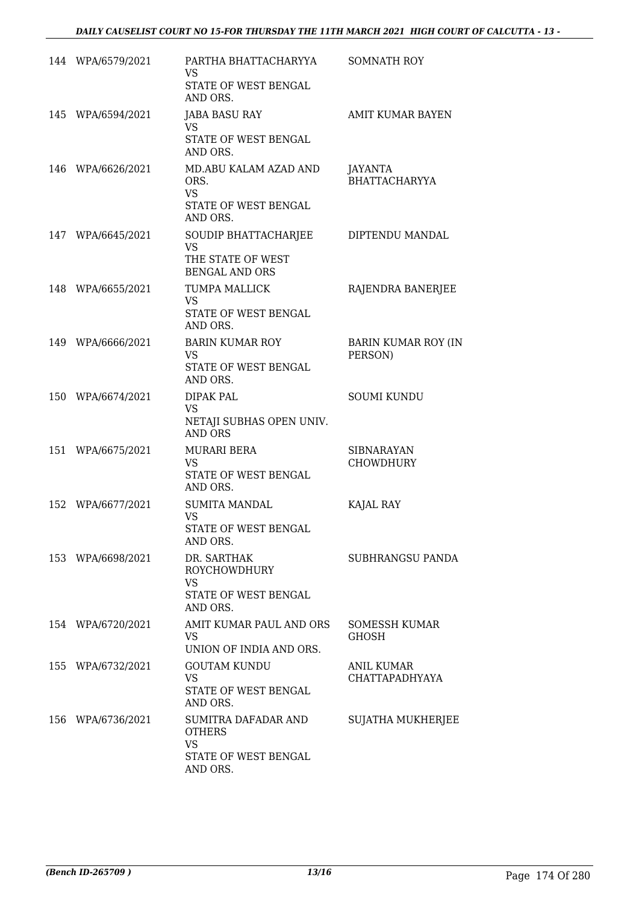| | | | |
|---|---|---|---|
| 144 | WPA/6579/2021 | PARTHA BHATTACHARYYA<br>VS<br>STATE OF WEST BENGAL AND ORS. | SOMNATH ROY |
| 145 | WPA/6594/2021 | JABA BASU RAY<br>VS<br>STATE OF WEST BENGAL AND ORS. | AMIT KUMAR BAYEN |
| 146 | WPA/6626/2021 | MD.ABU KALAM AZAD AND ORS.<br>VS<br>STATE OF WEST BENGAL AND ORS. | JAYANTA BHATTACHARYYA |
| 147 | WPA/6645/2021 | SOUDIP BHATTACHARJEE<br>VS<br>THE STATE OF WEST BENGAL AND ORS | DIPTENDU MANDAL |
| 148 | WPA/6655/2021 | TUMPA MALLICK<br>VS<br>STATE OF WEST BENGAL AND ORS. | RAJENDRA BANERJEE |
| 149 | WPA/6666/2021 | BARIN KUMAR ROY<br>VS<br>STATE OF WEST BENGAL AND ORS. | BARIN KUMAR ROY (IN PERSON) |
| 150 | WPA/6674/2021 | DIPAK PAL<br>VS<br>NETAJI SUBHAS OPEN UNIV. AND ORS | SOUMI KUNDU |
| 151 | WPA/6675/2021 | MURARI BERA<br>VS<br>STATE OF WEST BENGAL AND ORS. | SIBNARAYAN CHOWDHURY |
| 152 | WPA/6677/2021 | SUMITA MANDAL<br>VS<br>STATE OF WEST BENGAL AND ORS. | KAJAL RAY |
| 153 | WPA/6698/2021 | DR. SARTHAK ROYCHOWDHURY<br>VS<br>STATE OF WEST BENGAL AND ORS. | SUBHRANGSU PANDA |
| 154 | WPA/6720/2021 | AMIT KUMAR PAUL AND ORS<br>VS<br>UNION OF INDIA AND ORS. | SOMESSH KUMAR GHOSH |
| 155 | WPA/6732/2021 | GOUTAM KUNDU<br>VS<br>STATE OF WEST BENGAL AND ORS. | ANIL KUMAR CHATTAPADHYAYA |
| 156 | WPA/6736/2021 | SUMITRA DAFADAR AND OTHERS<br>VS<br>STATE OF WEST BENGAL AND ORS. | SUJATHA MUKHERJEE |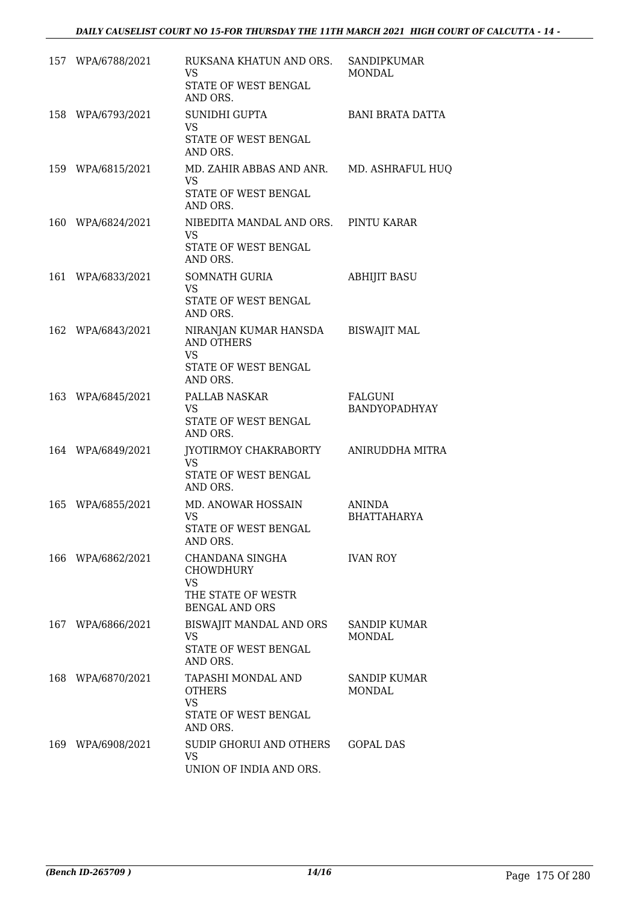| | | | |
|---|---|---|---|
| 157 | WPA/6788/2021 | RUKSANA KHATUN AND ORS.<br>VS<br>STATE OF WEST BENGAL AND ORS. | SANDIPKUMAR MONDAL |
| 158 | WPA/6793/2021 | SUNIDHI GUPTA<br>VS<br>STATE OF WEST BENGAL AND ORS. | BANI BRATA DATTA |
| 159 | WPA/6815/2021 | MD. ZAHIR ABBAS AND ANR.<br>VS<br>STATE OF WEST BENGAL AND ORS. | MD. ASHRAFUL HUQ |
| 160 | WPA/6824/2021 | NIBEDITA MANDAL AND ORS.<br>VS<br>STATE OF WEST BENGAL AND ORS. | PINTU KARAR |
| 161 | WPA/6833/2021 | SOMNATH GURIA<br>VS<br>STATE OF WEST BENGAL AND ORS. | ABHIJIT BASU |
| 162 | WPA/6843/2021 | NIRANJAN KUMAR HANSDA AND OTHERS<br>VS<br>STATE OF WEST BENGAL AND ORS. | BISWAJIT MAL |
| 163 | WPA/6845/2021 | PALLAB NASKAR<br>VS<br>STATE OF WEST BENGAL AND ORS. | FALGUNI BANDYOPADHYAY |
| 164 | WPA/6849/2021 | JYOTIRMOY CHAKRABORTY<br>VS<br>STATE OF WEST BENGAL AND ORS. | ANIRUDDHA MITRA |
| 165 | WPA/6855/2021 | MD. ANOWAR HOSSAIN<br>VS<br>STATE OF WEST BENGAL AND ORS. | ANINDA BHATTAHARYA |
| 166 | WPA/6862/2021 | CHANDANA SINGHA CHOWDHURY<br>VS<br>THE STATE OF WESTR BENGAL AND ORS | IVAN ROY |
| 167 | WPA/6866/2021 | BISWAJIT MANDAL AND ORS<br>VS<br>STATE OF WEST BENGAL AND ORS. | SANDIP KUMAR MONDAL |
| 168 | WPA/6870/2021 | TAPASHI MONDAL AND OTHERS<br>VS<br>STATE OF WEST BENGAL AND ORS. | SANDIP KUMAR MONDAL |
| 169 | WPA/6908/2021 | SUDIP GHORUI AND OTHERS<br>VS<br>UNION OF INDIA AND ORS. | GOPAL DAS |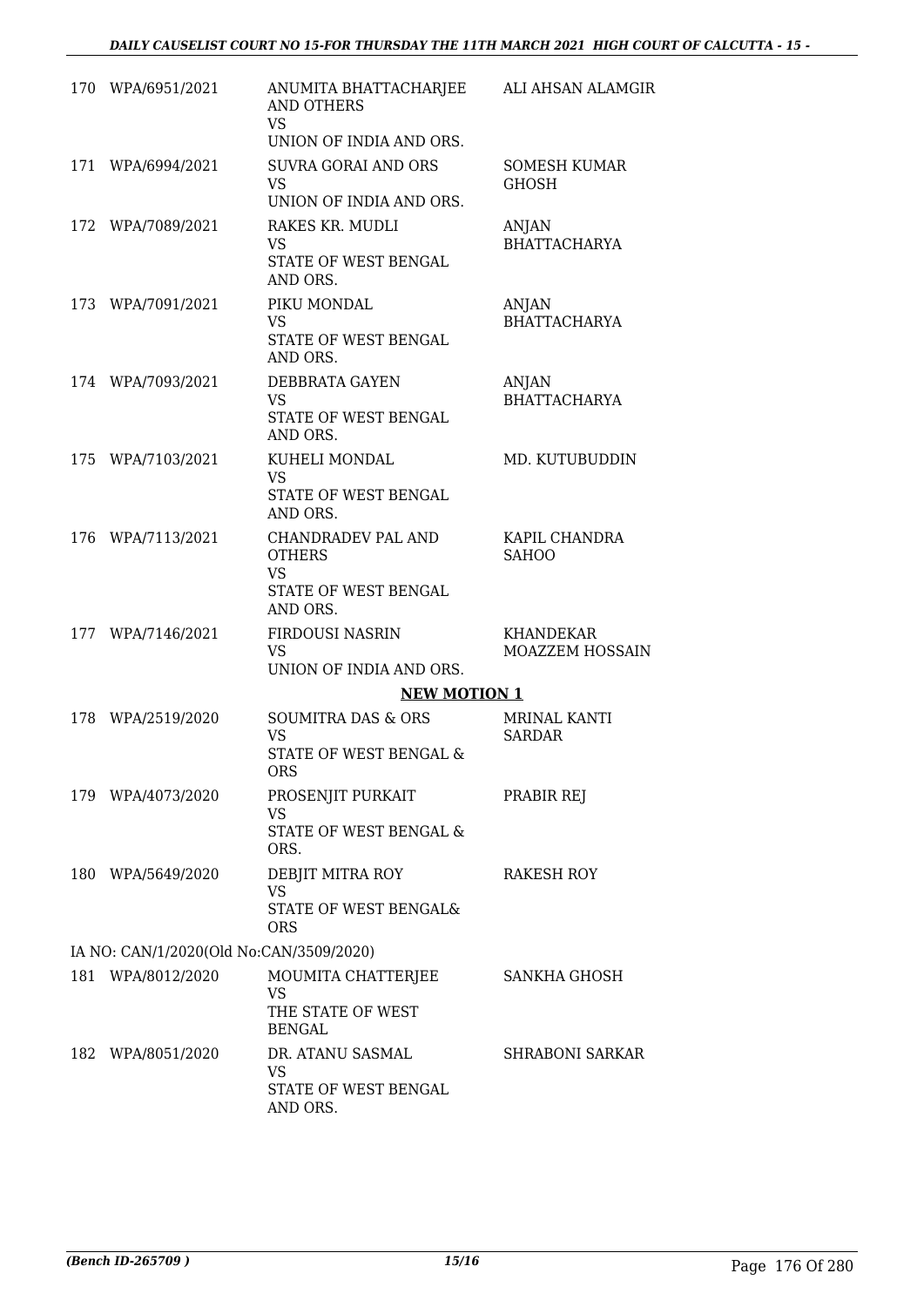| | | | |
|---|---|---|---|
| 170 | WPA/6951/2021 | ANUMITA BHATTACHARJEE AND OTHERS<br>VS<br>UNION OF INDIA AND ORS. | ALI AHSAN ALAMGIR |
| 171 | WPA/6994/2021 | SUVRA GORAI AND ORS<br>VS<br>UNION OF INDIA AND ORS. | SOMESH KUMAR GHOSH |
| 172 | WPA/7089/2021 | RAKES KR. MUDLI<br>VS<br>STATE OF WEST BENGAL AND ORS. | ANJAN BHATTACHARYA |
| 173 | WPA/7091/2021 | PIKU MONDAL<br>VS<br>STATE OF WEST BENGAL AND ORS. | ANJAN BHATTACHARYA |
| 174 | WPA/7093/2021 | DEBBRATA GAYEN<br>VS<br>STATE OF WEST BENGAL AND ORS. | ANJAN BHATTACHARYA |
| 175 | WPA/7103/2021 | KUHELI MONDAL<br>VS<br>STATE OF WEST BENGAL AND ORS. | MD. KUTUBUDDIN |
| 176 | WPA/7113/2021 | CHANDRADEV PAL AND OTHERS<br>VS<br>STATE OF WEST BENGAL AND ORS. | KAPIL CHANDRA SAHOO |
| 177 | WPA/7146/2021 | FIRDOUSI NASRIN<br>VS<br>UNION OF INDIA AND ORS. | KHANDEKAR MOAZZEM HOSSAIN |

**NEW MOTION 1**

| | | | |
|---|---|---|---|
| 178 | WPA/2519/2020 | SOUMITRA DAS & ORS<br>VS<br>STATE OF WEST BENGAL & ORS | MRINAL KANTI SARDAR |
| 179 | WPA/4073/2020 | PROSENJIT PURKAIT<br>VS<br>STATE OF WEST BENGAL & ORS. | PRABIR REJ |
| 180 | WPA/5649/2020 | DEBJIT MITRA ROY<br>VS<br>STATE OF WEST BENGAL& ORS | RAKESH ROY |

IA NO: CAN/1/2020(Old No:CAN/3509/2020)

| | | | |
|---|---|---|---|
| 181 | WPA/8012/2020 | MOUMITA CHATTERJEE<br>VS<br>THE STATE OF WEST BENGAL | SANKHA GHOSH |
| 182 | WPA/8051/2020 | DR. ATANU SASMAL<br>VS<br>STATE OF WEST BENGAL AND ORS. | SHRABONI SARKAR |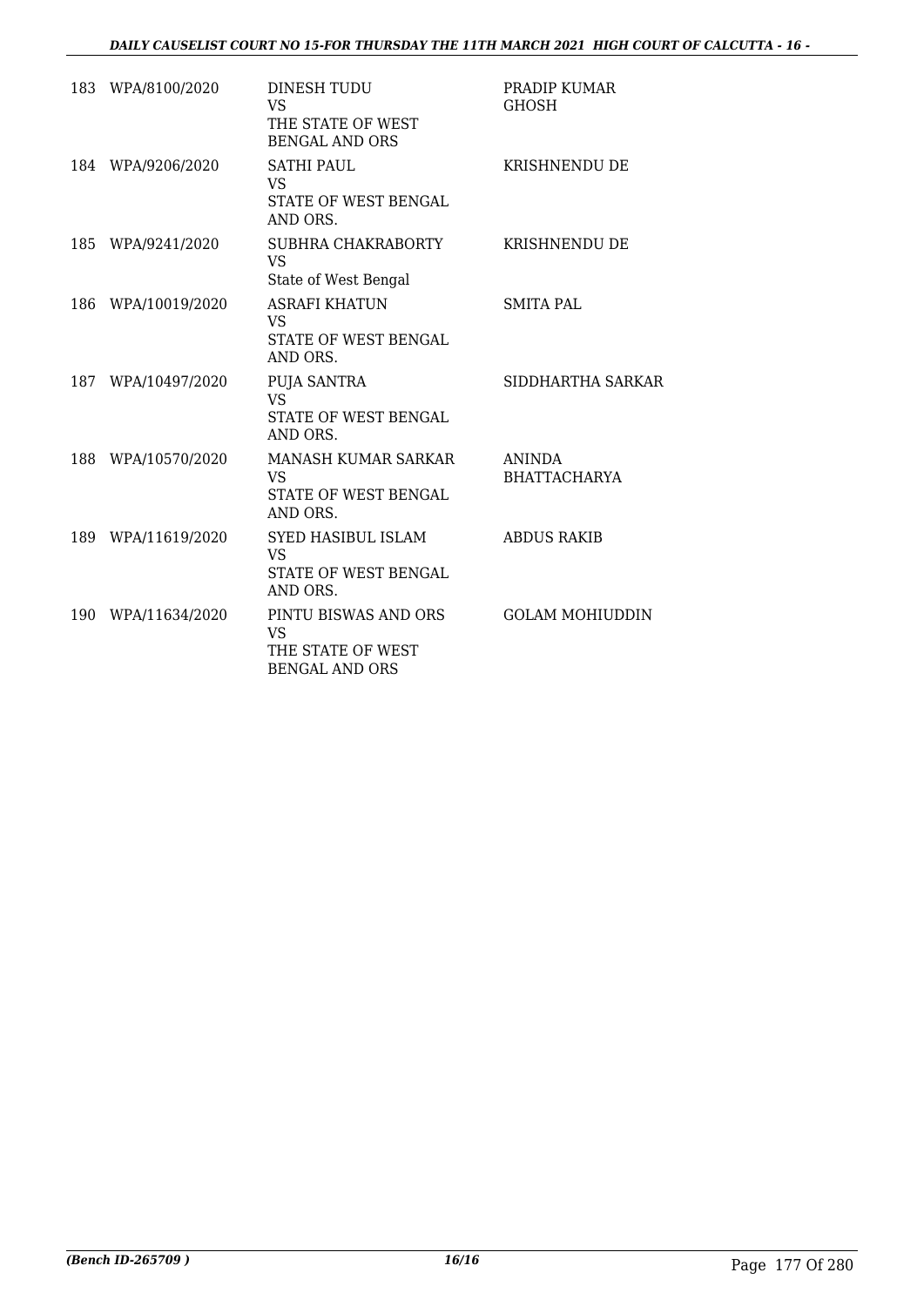| | | | |
|---|---|---|---|
| 183 | WPA/8100/2020 | DINESH TUDU<br>VS<br>THE STATE OF WEST BENGAL AND ORS | PRADIP KUMAR GHOSH |
| 184 | WPA/9206/2020 | SATHI PAUL<br>VS<br>STATE OF WEST BENGAL AND ORS. | KRISHNENDU DE |
| 185 | WPA/9241/2020 | SUBHRA CHAKRABORTY<br>VS<br>State of West Bengal | KRISHNENDU DE |
| 186 | WPA/10019/2020 | ASRAFI KHATUN<br>VS<br>STATE OF WEST BENGAL AND ORS. | SMITA PAL |
| 187 | WPA/10497/2020 | PUJA SANTRA<br>VS<br>STATE OF WEST BENGAL AND ORS. | SIDDHARTHA SARKAR |
| 188 | WPA/10570/2020 | MANASH KUMAR SARKAR<br>VS<br>STATE OF WEST BENGAL AND ORS. | ANINDA BHATTACHARYA |
| 189 | WPA/11619/2020 | SYED HASIBUL ISLAM<br>VS<br>STATE OF WEST BENGAL AND ORS. | ABDUS RAKIB |
| 190 | WPA/11634/2020 | PINTU BISWAS AND ORS<br>VS<br>THE STATE OF WEST BENGAL AND ORS | GOLAM MOHIUDDIN |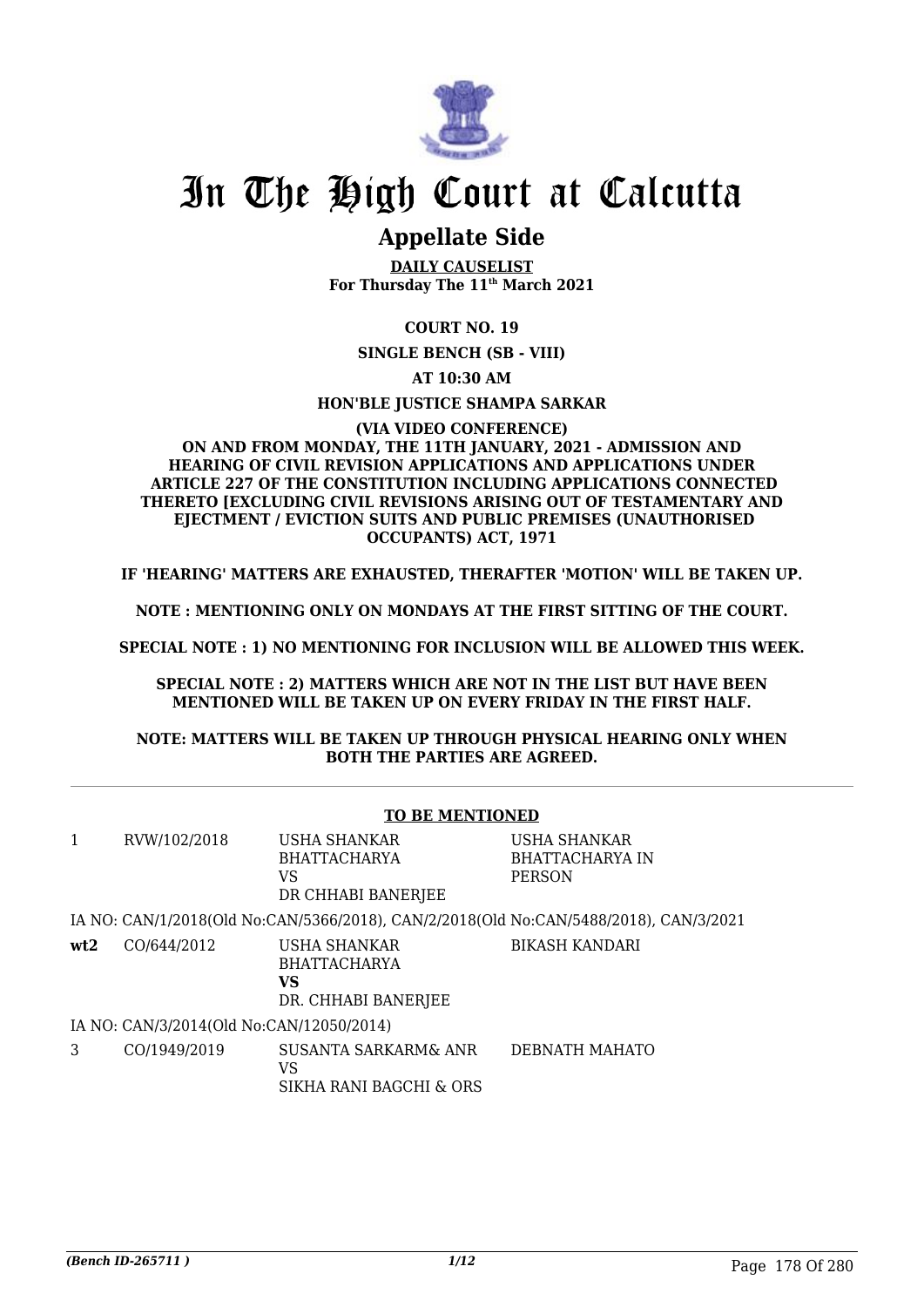# In The High Court at Calcutta

## Appellate Side

**DAILY CAUSELIST**
**For Thursday The 11th March 2021**

**COURT NO. 19**

**SINGLE BENCH (SB - VIII)**

**AT 10:30 AM**

**HON'BLE JUSTICE SHAMPA SARKAR**

**(VIA VIDEO CONFERENCE)**
**ON AND FROM MONDAY, THE 11TH JANUARY, 2021 - ADMISSION AND HEARING OF CIVIL REVISION APPLICATIONS AND APPLICATIONS UNDER ARTICLE 227 OF THE CONSTITUTION INCLUDING APPLICATIONS CONNECTED THERETO [EXCLUDING CIVIL REVISIONS ARISING OUT OF TESTAMENTARY AND EJECTMENT / EVICTION SUITS AND PUBLIC PREMISES (UNAUTHORISED OCCUPANTS) ACT, 1971**

**IF 'HEARING' MATTERS ARE EXHAUSTED, THERAFTER 'MOTION' WILL BE TAKEN UP.**

**NOTE : MENTIONING ONLY ON MONDAYS AT THE FIRST SITTING OF THE COURT.**

**SPECIAL NOTE : 1) NO MENTIONING FOR INCLUSION WILL BE ALLOWED THIS WEEK.**

**SPECIAL NOTE : 2) MATTERS WHICH ARE NOT IN THE LIST BUT HAVE BEEN MENTIONED WILL BE TAKEN UP ON EVERY FRIDAY IN THE FIRST HALF.**

**NOTE: MATTERS WILL BE TAKEN UP THROUGH PHYSICAL HEARING ONLY WHEN BOTH THE PARTIES ARE AGREED.**

**TO BE MENTIONED**

| | | | |
|---|---|---|---|
| 1 | RVW/102/2018 | USHA SHANKAR BHATTACHARYA<br>VS<br>DR CHHABI BANERJEE | USHA SHANKAR BHATTACHARYA IN PERSON |

IA NO: CAN/1/2018(Old No:CAN/5366/2018), CAN/2/2018(Old No:CAN/5488/2018), CAN/3/2021

| | | | |
|---|---|---|---|
| **wt2** | CO/644/2012 | USHA SHANKAR BHATTACHARYA<br>**VS**<br>DR. CHHABI BANERJEE | BIKASH KANDARI |

IA NO: CAN/3/2014(Old No:CAN/12050/2014)

| | | | |
|---|---|---|---|
| 3 | CO/1949/2019 | SUSANTA SARKARM& ANR<br>VS<br>SIKHA RANI BAGCHI & ORS | DEBNATH MAHATO |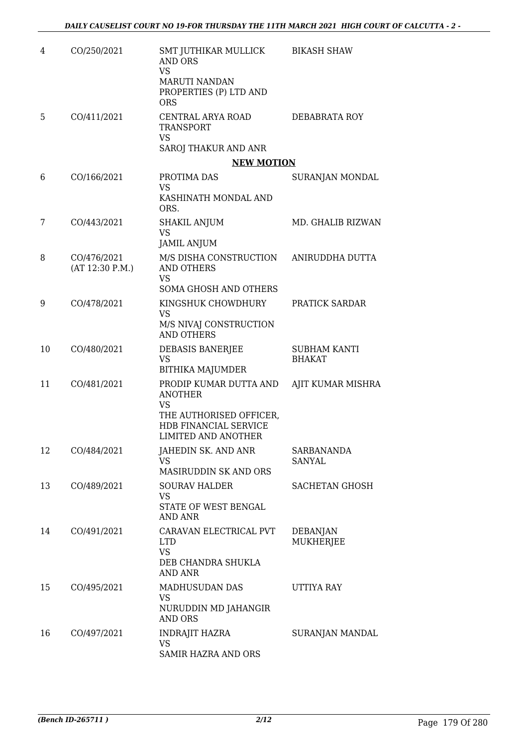| | | | |
|---|---|---|---|
| 4 | CO/250/2021 | SMT JUTHIKAR MULLICK AND ORS<br>VS<br>MARUTI NANDAN PROPERTIES (P) LTD AND ORS | BIKASH SHAW |
| 5 | CO/411/2021 | CENTRAL ARYA ROAD TRANSPORT<br>VS<br>SAROJ THAKUR AND ANR | DEBABRATA ROY |

**NEW MOTION**

| | | | |
|---|---|---|---|
| 6 | CO/166/2021 | PROTIMA DAS<br>VS<br>KASHINATH MONDAL AND ORS. | SURANJAN MONDAL |
| 7 | CO/443/2021 | SHAKIL ANJUM<br>VS<br>JAMIL ANJUM | MD. GHALIB RIZWAN |
| 8 | CO/476/2021<br>(AT 12:30 P.M.) | M/S DISHA CONSTRUCTION AND OTHERS<br>VS<br>SOMA GHOSH AND OTHERS | ANIRUDDHA DUTTA |
| 9 | CO/478/2021 | KINGSHUK CHOWDHURY<br>VS<br>M/S NIVAJ CONSTRUCTION AND OTHERS | PRATICK SARDAR |
| 10 | CO/480/2021 | DEBASIS BANERJEE<br>VS<br>BITHIKA MAJUMDER | SUBHAM KANTI BHAKAT |
| 11 | CO/481/2021 | PRODIP KUMAR DUTTA AND ANOTHER<br>VS<br>THE AUTHORISED OFFICER, HDB FINANCIAL SERVICE LIMITED AND ANOTHER | AJIT KUMAR MISHRA |
| 12 | CO/484/2021 | JAHEDIN SK. AND ANR<br>VS<br>MASIRUDDIN SK AND ORS | SARBANANDA SANYAL |
| 13 | CO/489/2021 | SOURAV HALDER<br>VS<br>STATE OF WEST BENGAL AND ANR | SACHETAN GHOSH |
| 14 | CO/491/2021 | CARAVAN ELECTRICAL PVT LTD<br>VS<br>DEB CHANDRA SHUKLA AND ANR | DEBANJAN MUKHERJEE |
| 15 | CO/495/2021 | MADHUSUDAN DAS<br>VS<br>NURUDDIN MD JAHANGIR AND ORS | UTTIYA RAY |
| 16 | CO/497/2021 | INDRAJIT HAZRA<br>VS<br>SAMIR HAZRA AND ORS | SURANJAN MANDAL |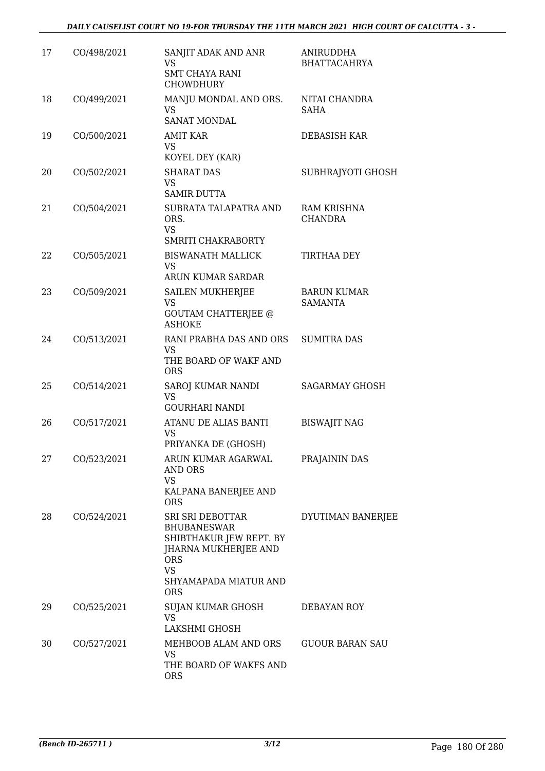| 17 | CO/498/2021 | SANJIT ADAK AND ANR<br>VS<br>SMT CHAYA RANI CHOWDHURY | ANIRUDDHA BHATTACAHRYA |
|---|---|---|---|
| 18 | CO/499/2021 | MANJU MONDAL AND ORS.<br>VS<br>SANAT MONDAL | NITAI CHANDRA SAHA |
| 19 | CO/500/2021 | AMIT KAR<br>VS<br>KOYEL DEY (KAR) | DEBASISH KAR |
| 20 | CO/502/2021 | SHARAT DAS<br>VS<br>SAMIR DUTTA | SUBHRAJYOTI GHOSH |
| 21 | CO/504/2021 | SUBRATA TALAPATRA AND ORS.<br>VS<br>SMRITI CHAKRABORTY | RAM KRISHNA CHANDRA |
| 22 | CO/505/2021 | BISWANATH MALLICK<br>VS<br>ARUN KUMAR SARDAR | TIRTHAA DEY |
| 23 | CO/509/2021 | SAILEN MUKHERJEE<br>VS<br>GOUTAM CHATTERJEE @ ASHOKE | BARUN KUMAR SAMANTA |
| 24 | CO/513/2021 | RANI PRABHA DAS AND ORS<br>VS<br>THE BOARD OF WAKF AND ORS | SUMITRA DAS |
| 25 | CO/514/2021 | SAROJ KUMAR NANDI<br>VS<br>GOURHARI NANDI | SAGARMAY GHOSH |
| 26 | CO/517/2021 | ATANU DE ALIAS BANTI<br>VS<br>PRIYANKA DE (GHOSH) | BISWAJIT NAG |
| 27 | CO/523/2021 | ARUN KUMAR AGARWAL AND ORS<br>VS<br>KALPANA BANERJEE AND ORS | PRAJAININ DAS |
| 28 | CO/524/2021 | SRI SRI DEBOTTAR BHUBANESWAR SHIBTHAKUR JEW REPT. BY JHARNA MUKHERJEE AND ORS<br>VS<br>SHYAMAPADA MIATUR AND ORS | DYUTIMAN BANERJEE |
| 29 | CO/525/2021 | SUJAN KUMAR GHOSH<br>VS<br>LAKSHMI GHOSH | DEBAYAN ROY |
| 30 | CO/527/2021 | MEHBOOB ALAM AND ORS<br>VS<br>THE BOARD OF WAKFS AND ORS | GUOUR BARAN SAU |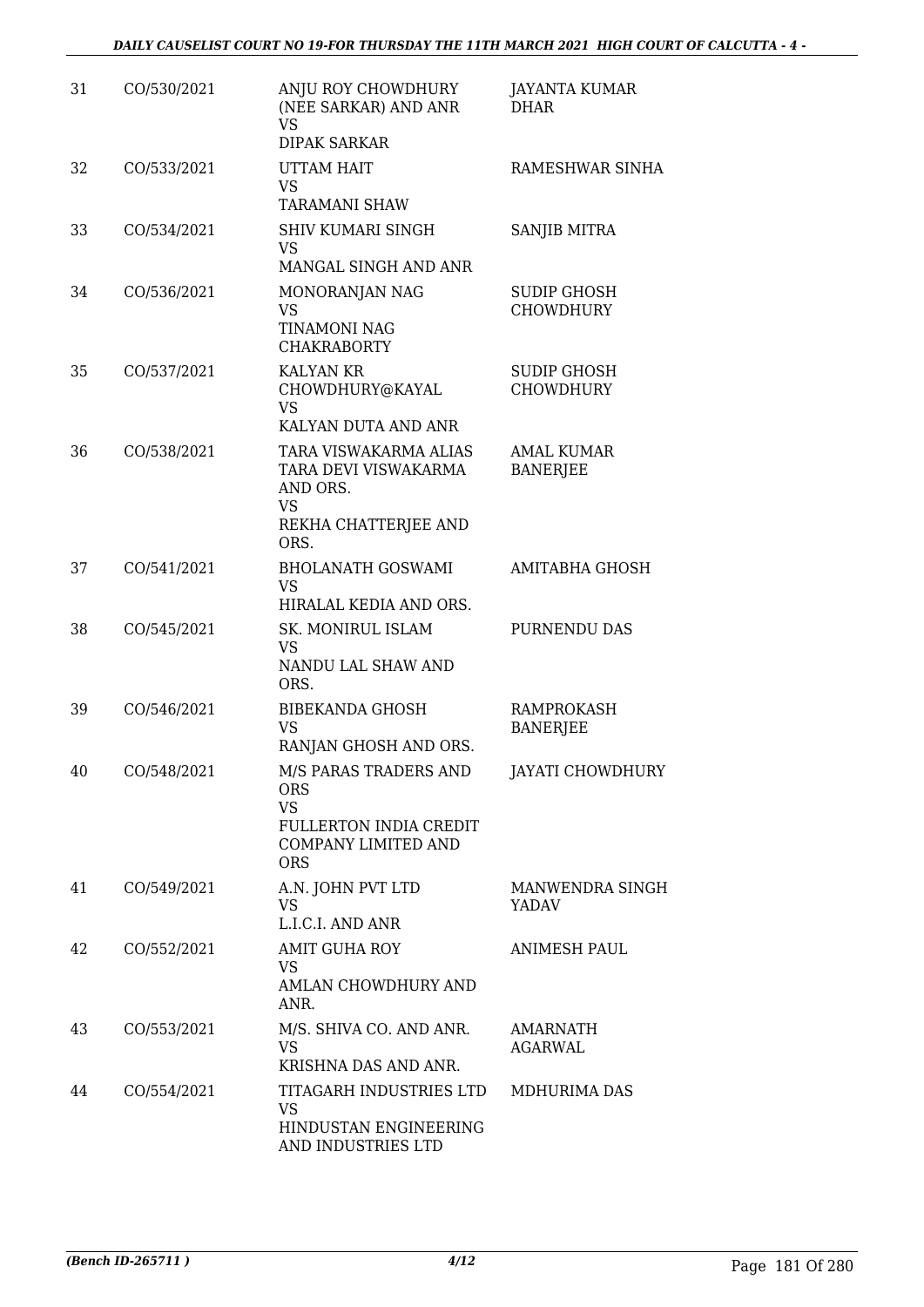| 31 | CO/530/2021 | ANJU ROY CHOWDHURY (NEE SARKAR) AND ANR VS DIPAK SARKAR | JAYANTA KUMAR DHAR |
|---|---|---|---|
| 32 | CO/533/2021 | UTTAM HAIT VS TARAMANI SHAW | RAMESHWAR SINHA |
| 33 | CO/534/2021 | SHIV KUMARI SINGH VS MANGAL SINGH AND ANR | SANJIB MITRA |
| 34 | CO/536/2021 | MONORANJAN NAG VS TINAMONI NAG CHAKRABORTY | SUDIP GHOSH CHOWDHURY |
| 35 | CO/537/2021 | KALYAN KR CHOWDHURY@KAYAL VS KALYAN DUTA AND ANR | SUDIP GHOSH CHOWDHURY |
| 36 | CO/538/2021 | TARA VISWAKARMA ALIAS TARA DEVI VISWAKARMA AND ORS. VS REKHA CHATTERJEE AND ORS. | AMAL KUMAR BANERJEE |
| 37 | CO/541/2021 | BHOLANATH GOSWAMI VS HIRALAL KEDIA AND ORS. | AMITABHA GHOSH |
| 38 | CO/545/2021 | SK. MONIRUL ISLAM VS NANDU LAL SHAW AND ORS. | PURNENDU DAS |
| 39 | CO/546/2021 | BIBEKANDA GHOSH VS RANJAN GHOSH AND ORS. | RAMPROKASH BANERJEE |
| 40 | CO/548/2021 | M/S PARAS TRADERS AND ORS VS FULLERTON INDIA CREDIT COMPANY LIMITED AND ORS | JAYATI CHOWDHURY |
| 41 | CO/549/2021 | A.N. JOHN PVT LTD VS L.I.C.I. AND ANR | MANWENDRA SINGH YADAV |
| 42 | CO/552/2021 | AMIT GUHA ROY VS AMLAN CHOWDHURY AND ANR. | ANIMESH PAUL |
| 43 | CO/553/2021 | M/S. SHIVA CO. AND ANR. VS KRISHNA DAS AND ANR. | AMARNATH AGARWAL |
| 44 | CO/554/2021 | TITAGARH INDUSTRIES LTD VS HINDUSTAN ENGINEERING AND INDUSTRIES LTD | MDHURIMA DAS |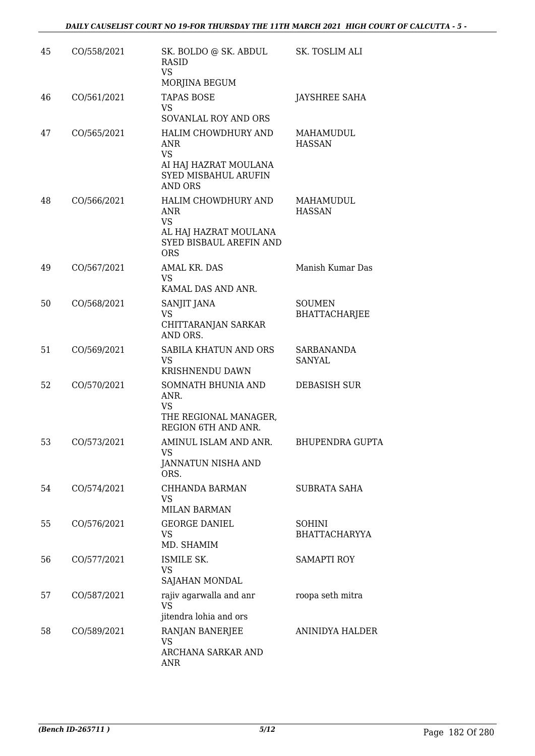| | | | |
|---|---|---|---|
| 45 | CO/558/2021 | SK. BOLDO @ SK. ABDUL RASID<br>VS<br>MORJINA BEGUM | SK. TOSLIM ALI |
| 46 | CO/561/2021 | TAPAS BOSE<br>VS<br>SOVANLAL ROY AND ORS | JAYSHREE SAHA |
| 47 | CO/565/2021 | HALIM CHOWDHURY AND ANR<br>VS<br>AI HAJ HAZRAT MOULANA SYED MISBAHUL ARUFIN AND ORS | MAHAMUDUL HASSAN |
| 48 | CO/566/2021 | HALIM CHOWDHURY AND ANR<br>VS<br>AL HAJ HAZRAT MOULANA SYED BISBAUL AREFIN AND ORS | MAHAMUDUL HASSAN |
| 49 | CO/567/2021 | AMAL KR. DAS<br>VS<br>KAMAL DAS AND ANR. | Manish Kumar Das |
| 50 | CO/568/2021 | SANJIT JANA<br>VS<br>CHITTARANJAN SARKAR AND ORS. | SOUMEN BHATTACHARJEE |
| 51 | CO/569/2021 | SABILA KHATUN AND ORS<br>VS<br>KRISHNENDU DAWN | SARBANANDA SANYAL |
| 52 | CO/570/2021 | SOMNATH BHUNIA AND ANR.<br>VS<br>THE REGIONAL MANAGER, REGION 6TH AND ANR. | DEBASISH SUR |
| 53 | CO/573/2021 | AMINUL ISLAM AND ANR.<br>VS<br>JANNATUN NISHA AND ORS. | BHUPENDRA GUPTA |
| 54 | CO/574/2021 | CHHANDA BARMAN<br>VS<br>MILAN BARMAN | SUBRATA SAHA |
| 55 | CO/576/2021 | GEORGE DANIEL<br>VS<br>MD. SHAMIM | SOHINI BHATTACHARYYA |
| 56 | CO/577/2021 | ISMILE SK.<br>VS<br>SAJAHAN MONDAL | SAMAPTI ROY |
| 57 | CO/587/2021 | rajiv agarwalla and anr<br>VS<br>jitendra lohia and ors | roopa seth mitra |
| 58 | CO/589/2021 | RANJAN BANERJEE<br>VS<br>ARCHANA SARKAR AND ANR | ANINIDYA HALDER |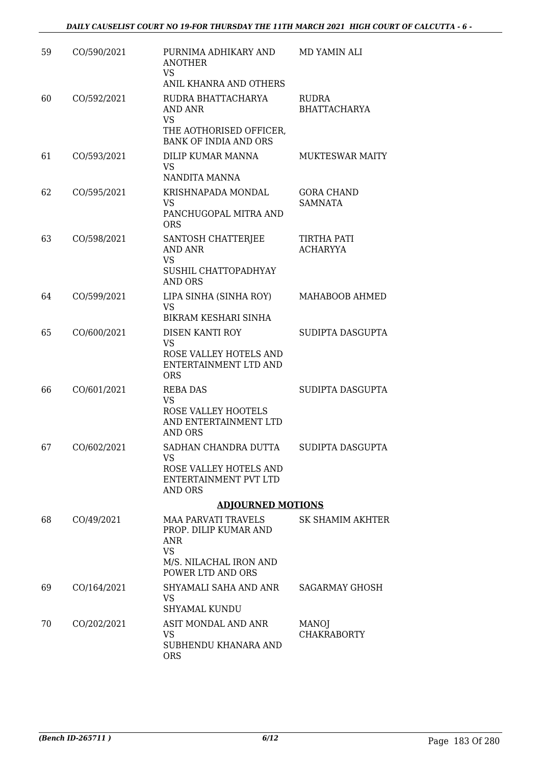| | | | |
|---|---|---|---|
| 59 | CO/590/2021 | PURNIMA ADHIKARY AND ANOTHER<br>VS<br>ANIL KHANRA AND OTHERS | MD YAMIN ALI |
| 60 | CO/592/2021 | RUDRA BHATTACHARYA AND ANR<br>VS<br>THE AOTHORISED OFFICER, BANK OF INDIA AND ORS | RUDRA BHATTACHARYA |
| 61 | CO/593/2021 | DILIP KUMAR MANNA<br>VS<br>NANDITA MANNA | MUKTESWAR MAITY |
| 62 | CO/595/2021 | KRISHNAPADA MONDAL<br>VS<br>PANCHUGOPAL MITRA AND ORS | GORA CHAND SAMNATA |
| 63 | CO/598/2021 | SANTOSH CHATTERJEE AND ANR<br>VS<br>SUSHIL CHATTOPADHYAY AND ORS | TIRTHA PATI ACHARYYA |
| 64 | CO/599/2021 | LIPA SINHA (SINHA ROY)<br>VS<br>BIKRAM KESHARI SINHA | MAHABOOB AHMED |
| 65 | CO/600/2021 | DISEN KANTI ROY<br>VS<br>ROSE VALLEY HOTELS AND ENTERTAINMENT LTD AND ORS | SUDIPTA DASGUPTA |
| 66 | CO/601/2021 | REBA DAS<br>VS<br>ROSE VALLEY HOOTELS AND ENTERTAINMENT LTD AND ORS | SUDIPTA DASGUPTA |
| 67 | CO/602/2021 | SADHAN CHANDRA DUTTA<br>VS<br>ROSE VALLEY HOTELS AND ENTERTAINMENT PVT LTD AND ORS | SUDIPTA DASGUPTA |

**ADJOURNED MOTIONS**

| | | | |
|---|---|---|---|
| 68 | CO/49/2021 | MAA PARVATI TRAVELS PROP. DILIP KUMAR AND ANR<br>VS<br>M/S. NILACHAL IRON AND POWER LTD AND ORS | SK SHAMIM AKHTER |
| 69 | CO/164/2021 | SHYAMALI SAHA AND ANR<br>VS<br>SHYAMAL KUNDU | SAGARMAY GHOSH |
| 70 | CO/202/2021 | ASIT MONDAL AND ANR<br>VS<br>SUBHENDU KHANARA AND ORS | MANOJ CHAKRABORTY |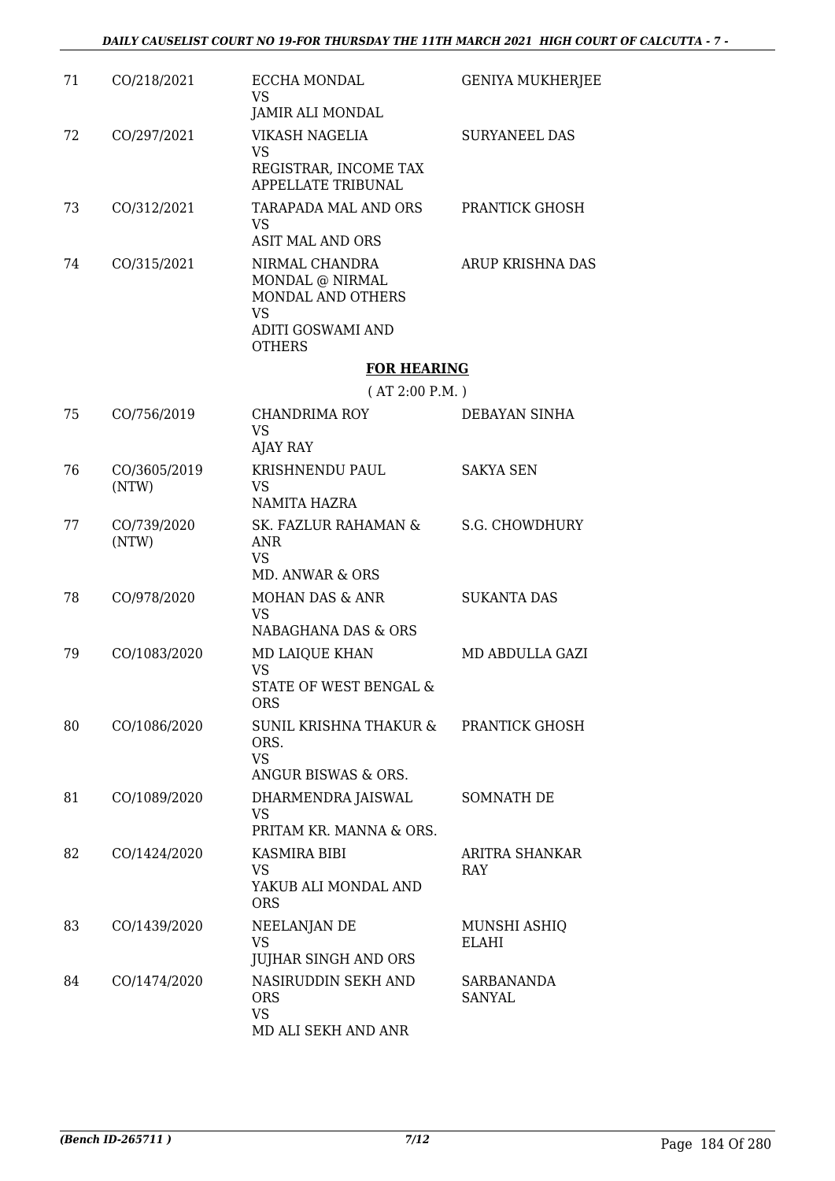| 71 | CO/218/2021 | ECCHA MONDAL<br>VS<br>JAMIR ALI MONDAL | GENIYA MUKHERJEE |
|---|---|---|---|
| 72 | CO/297/2021 | VIKASH NAGELIA<br>VS<br>REGISTRAR, INCOME TAX APPELLATE TRIBUNAL | SURYANEEL DAS |
| 73 | CO/312/2021 | TARAPADA MAL AND ORS<br>VS<br>ASIT MAL AND ORS | PRANTICK GHOSH |
| 74 | CO/315/2021 | NIRMAL CHANDRA MONDAL @ NIRMAL MONDAL AND OTHERS<br>VS<br>ADITI GOSWAMI AND OTHERS | ARUP KRISHNA DAS |

**FOR HEARING**

( AT 2:00 P.M. )

| 75 | CO/756/2019 | CHANDRIMA ROY<br>VS<br>AJAY RAY | DEBAYAN SINHA |
|---|---|---|---|
| 76 | CO/3605/2019 (NTW) | KRISHNENDU PAUL<br>VS<br>NAMITA HAZRA | SAKYA SEN |
| 77 | CO/739/2020 (NTW) | SK. FAZLUR RAHAMAN & ANR<br>VS<br>MD. ANWAR & ORS | S.G. CHOWDHURY |
| 78 | CO/978/2020 | MOHAN DAS & ANR<br>VS<br>NABAGHANA DAS & ORS | SUKANTA DAS |
| 79 | CO/1083/2020 | MD LAIQUE KHAN<br>VS<br>STATE OF WEST BENGAL & ORS | MD ABDULLA GAZI |
| 80 | CO/1086/2020 | SUNIL KRISHNA THAKUR & ORS.<br>VS<br>ANGUR BISWAS & ORS. | PRANTICK GHOSH |
| 81 | CO/1089/2020 | DHARMENDRA JAISWAL<br>VS<br>PRITAM KR. MANNA & ORS. | SOMNATH DE |
| 82 | CO/1424/2020 | KASMIRA BIBI<br>VS<br>YAKUB ALI MONDAL AND ORS | ARITRA SHANKAR RAY |
| 83 | CO/1439/2020 | NEELANJAN DE<br>VS<br>JUJHAR SINGH AND ORS | MUNSHI ASHIQ ELAHI |
| 84 | CO/1474/2020 | NASIRUDDIN SEKH AND ORS<br>VS<br>MD ALI SEKH AND ANR | SARBANANDA SANYAL |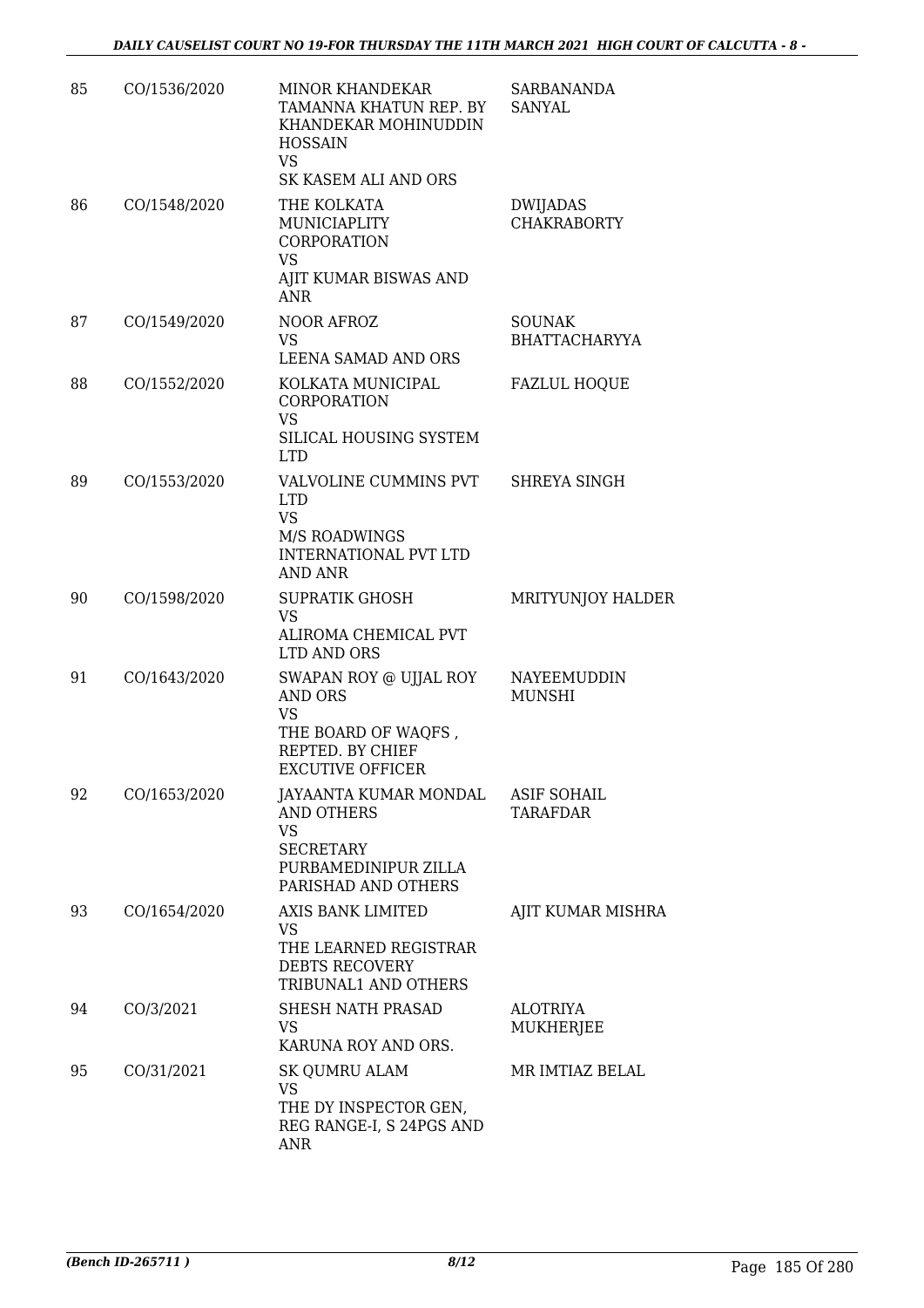| 85 | CO/1536/2020 | MINOR KHANDEKAR TAMANNA KHATUN REP. BY KHANDEKAR MOHINUDDIN HOSSAIN<br>VS<br>SK KASEM ALI AND ORS | SARBANANDA SANYAL |
|---|---|---|---|
| 86 | CO/1548/2020 | THE KOLKATA MUNICIAPLITY CORPORATION<br>VS<br>AJIT KUMAR BISWAS AND ANR | DWIJADAS CHAKRABORTY |
| 87 | CO/1549/2020 | NOOR AFROZ<br>VS<br>LEENA SAMAD AND ORS | SOUNAK BHATTACHARYYA |
| 88 | CO/1552/2020 | KOLKATA MUNICIPAL CORPORATION<br>VS<br>SILICAL HOUSING SYSTEM LTD | FAZLUL HOQUE |
| 89 | CO/1553/2020 | VALVOLINE CUMMINS PVT LTD<br>VS<br>M/S ROADWINGS INTERNATIONAL PVT LTD AND ANR | SHREYA SINGH |
| 90 | CO/1598/2020 | SUPRATIK GHOSH<br>VS<br>ALIROMA CHEMICAL PVT LTD AND ORS | MRITYUNJOY HALDER |
| 91 | CO/1643/2020 | SWAPAN ROY @ UJJAL ROY AND ORS<br>VS<br>THE BOARD OF WAQFS , REPTED. BY CHIEF EXECUTIVE OFFICER | NAYEEMUDDIN MUNSHI |
| 92 | CO/1653/2020 | JAYAANTA KUMAR MONDAL AND OTHERS<br>VS<br>SECRETARY PURBAMEDINIPUR ZILLA PARISHAD AND OTHERS | ASIF SOHAIL TARAFDAR |
| 93 | CO/1654/2020 | AXIS BANK LIMITED<br>VS<br>THE LEARNED REGISTRAR DEBTS RECOVERY TRIBUNAL1 AND OTHERS | AJIT KUMAR MISHRA |
| 94 | CO/3/2021 | SHESH NATH PRASAD<br>VS<br>KARUNA ROY AND ORS. | ALOTRIYA MUKHERJEE |
| 95 | CO/31/2021 | SK QUMRU ALAM<br>VS<br>THE DY INSPECTOR GEN, REG RANGE-I, S 24PGS AND ANR | MR IMTIAZ BELAL |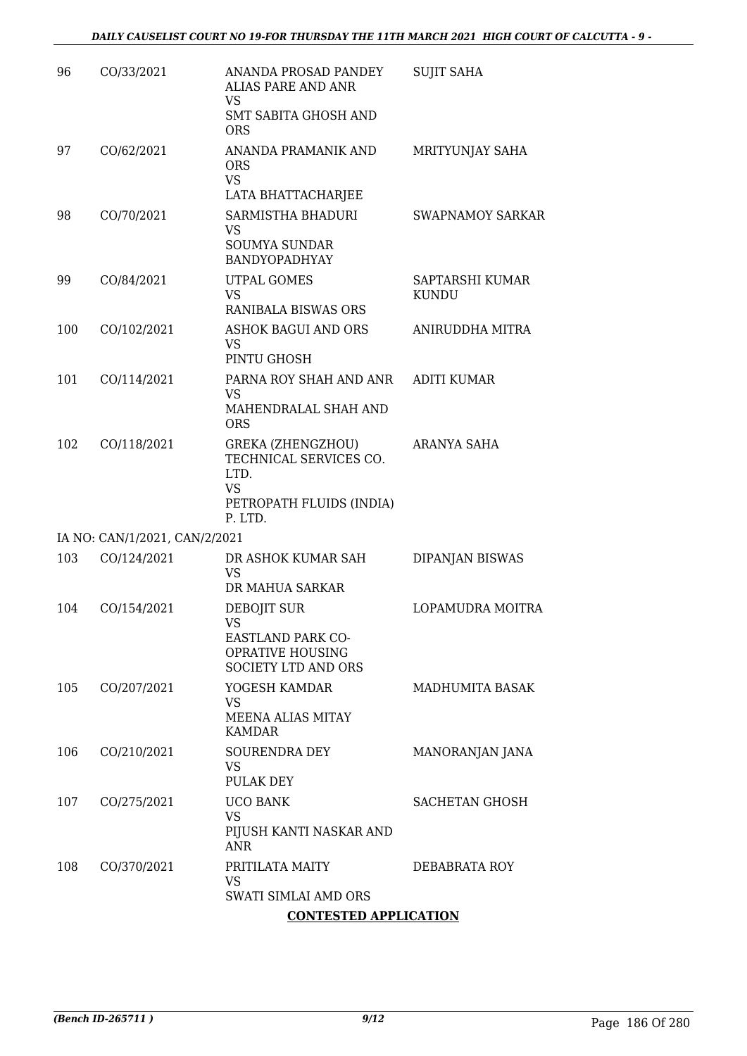| | | | |
|---|---|---|---|
| 96 | CO/33/2021 | ANANDA PROSAD PANDEY ALIAS PARE AND ANR VS SMT SABITA GHOSH AND ORS | SUJIT SAHA |
| 97 | CO/62/2021 | ANANDA PRAMANIK AND ORS VS LATA BHATTACHARJEE | MRITYUNJAY SAHA |
| 98 | CO/70/2021 | SARMISTHA BHADURI VS SOUMYA SUNDAR BANDYOPADHYAY | SWAPNAMOY SARKAR |
| 99 | CO/84/2021 | UTPAL GOMES VS RANIBALA BISWAS ORS | SAPTARSHI KUMAR KUNDU |
| 100 | CO/102/2021 | ASHOK BAGUI AND ORS VS PINTU GHOSH | ANIRUDDHA MITRA |
| 101 | CO/114/2021 | PARNA ROY SHAH AND ANR VS MAHENDRALAL SHAH AND ORS | ADITI KUMAR |
| 102 | CO/118/2021 | GREKA (ZHENGZHOU) TECHNICAL SERVICES CO. LTD. VS PETROPATH FLUIDS (INDIA) P. LTD. | ARANYA SAHA |
| | IA NO: CAN/1/2021, CAN/2/2021 | | |
| 103 | CO/124/2021 | DR ASHOK KUMAR SAH VS DR MAHUA SARKAR | DIPANJAN BISWAS |
| 104 | CO/154/2021 | DEBOJIT SUR VS EASTLAND PARK CO-OPRATIVE HOUSING SOCIETY LTD AND ORS | LOPAMUDRA MOITRA |
| 105 | CO/207/2021 | YOGESH KAMDAR VS MEENA ALIAS MITAY KAMDAR | MADHUMITA BASAK |
| 106 | CO/210/2021 | SOURENDRA DEY VS PULAK DEY | MANORANJAN JANA |
| 107 | CO/275/2021 | UCO BANK VS PIJUSH KANTI NASKAR AND ANR | SACHETAN GHOSH |
| 108 | CO/370/2021 | PRITILATA MAITY VS SWATI SIMLAI AMD ORS | DEBABRATA ROY |

**CONTESTED APPLICATION**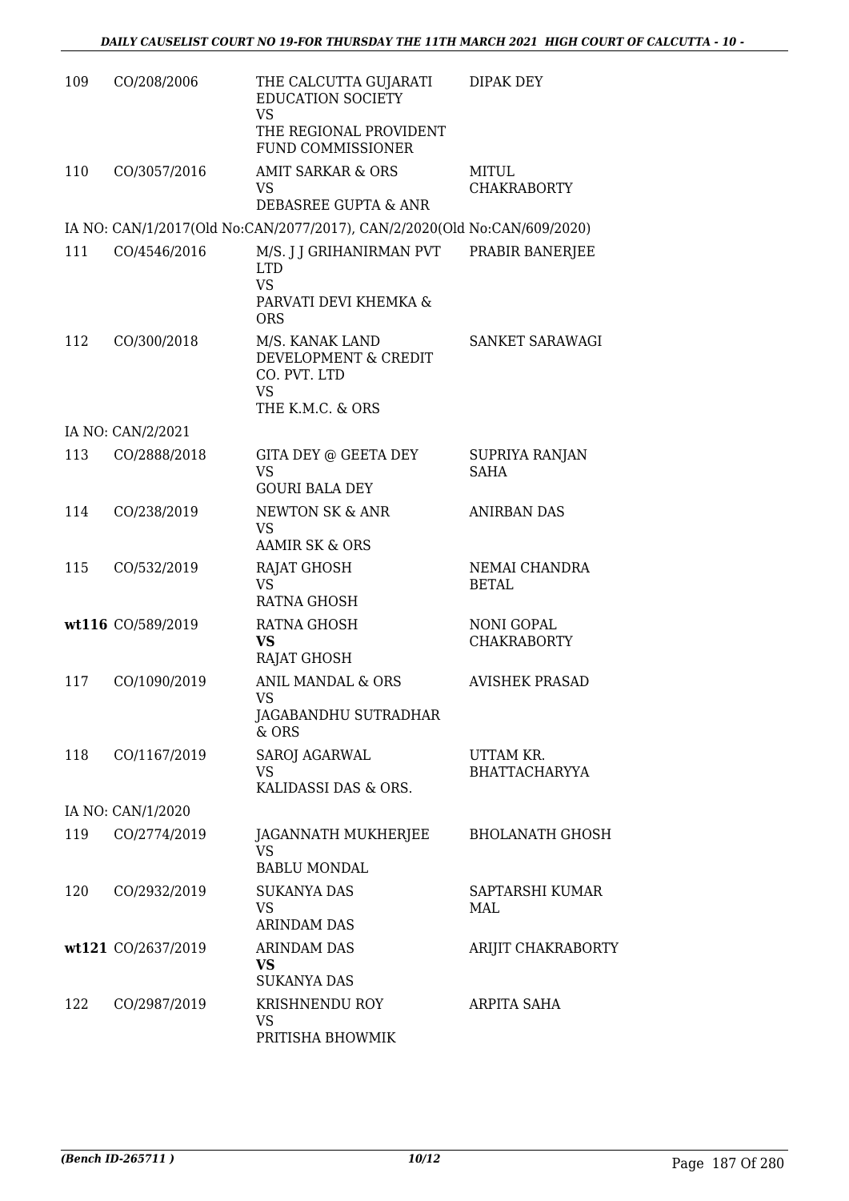| | | | |
|---|---|---|---|
| 109 | CO/208/2006 | THE CALCUTTA GUJARATI EDUCATION SOCIETY<br>VS<br>THE REGIONAL PROVIDENT FUND COMMISSIONER | DIPAK DEY |
| 110 | CO/3057/2016 | AMIT SARKAR & ORS<br>VS<br>DEBASREE GUPTA & ANR | MITUL CHAKRABORTY |
| IA NO: CAN/1/2017(Old No:CAN/2077/2017), CAN/2/2020(Old No:CAN/609/2020) | | | |
| 111 | CO/4546/2016 | M/S. J J GRIHANIRMAN PVT LTD<br>VS<br>PARVATI DEVI KHEMKA & ORS | PRABIR BANERJEE |
| 112 | CO/300/2018 | M/S. KANAK LAND DEVELOPMENT & CREDIT CO. PVT. LTD<br>VS<br>THE K.M.C. & ORS | SANKET SARAWAGI |
| IA NO: CAN/2/2021 | | | |
| 113 | CO/2888/2018 | GITA DEY @ GEETA DEY<br>VS<br>GOURI BALA DEY | SUPRIYA RANJAN SAHA |
| 114 | CO/238/2019 | NEWTON SK & ANR<br>VS<br>AAMIR SK & ORS | ANIRBAN DAS |
| 115 | CO/532/2019 | RAJAT GHOSH<br>VS<br>RATNA GHOSH | NEMAI CHANDRA BETAL |
| **wt116** | CO/589/2019 | RATNA GHOSH<br>**VS**<br>RAJAT GHOSH | NONI GOPAL CHAKRABORTY |
| 117 | CO/1090/2019 | ANIL MANDAL & ORS<br>VS<br>JAGABANDHU SUTRADHAR & ORS | AVISHEK PRASAD |
| 118 | CO/1167/2019 | SAROJ AGARWAL<br>VS<br>KALIDASSI DAS & ORS. | UTTAM KR. BHATTACHARYYA |
| IA NO: CAN/1/2020 | | | |
| 119 | CO/2774/2019 | JAGANNATH MUKHERJEE<br>VS<br>BABLU MONDAL | BHOLANATH GHOSH |
| 120 | CO/2932/2019 | SUKANYA DAS<br>VS<br>ARINDAM DAS | SAPTARSHI KUMAR MAL |
| **wt121** | CO/2637/2019 | ARINDAM DAS<br>**VS**<br>SUKANYA DAS | ARIJIT CHAKRABORTY |
| 122 | CO/2987/2019 | KRISHNENDU ROY<br>VS<br>PRITISHA BHOWMIK | ARPITA SAHA |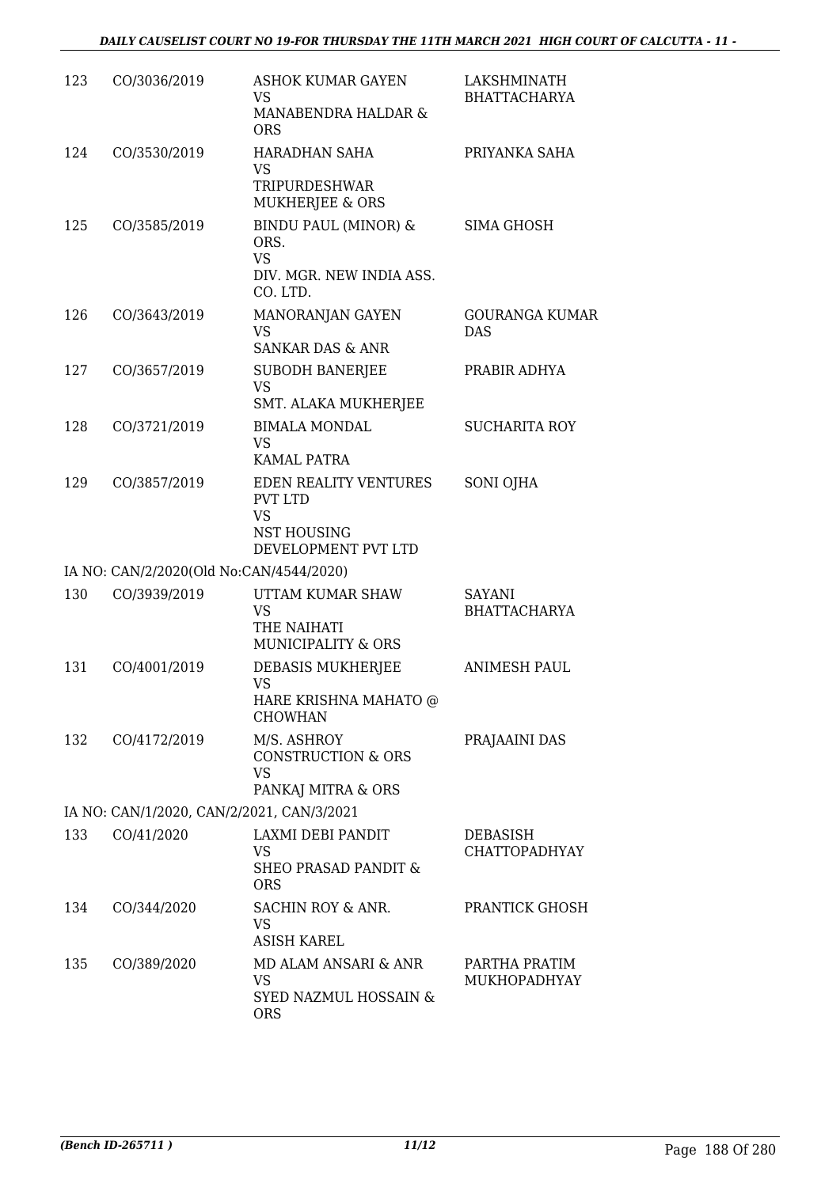| | | | |
|---|---|---|---|
| 123 | CO/3036/2019 | ASHOK KUMAR GAYEN<br>VS<br>MANABENDRA HALDAR & ORS | LAKSHMINATH BHATTACHARYA |
| 124 | CO/3530/2019 | HARADHAN SAHA<br>VS<br>TRIPURDESHWAR MUKHERJEE & ORS | PRIYANKA SAHA |
| 125 | CO/3585/2019 | BINDU PAUL (MINOR) & ORS.<br>VS<br>DIV. MGR. NEW INDIA ASS. CO. LTD. | SIMA GHOSH |
| 126 | CO/3643/2019 | MANORANJAN GAYEN<br>VS<br>SANKAR DAS & ANR | GOURANGA KUMAR DAS |
| 127 | CO/3657/2019 | SUBODH BANERJEE<br>VS<br>SMT. ALAKA MUKHERJEE | PRABIR ADHYA |
| 128 | CO/3721/2019 | BIMALA MONDAL<br>VS<br>KAMAL PATRA | SUCHARITA ROY |
| 129 | CO/3857/2019 | EDEN REALITY VENTURES PVT LTD<br>VS<br>NST HOUSING DEVELOPMENT PVT LTD | SONI OJHA |
| | IA NO: CAN/2/2020(Old No:CAN/4544/2020) | | |
| 130 | CO/3939/2019 | UTTAM KUMAR SHAW<br>VS<br>THE NAIHATI MUNICIPALITY & ORS | SAYANI BHATTACHARYA |
| 131 | CO/4001/2019 | DEBASIS MUKHERJEE<br>VS<br>HARE KRISHNA MAHATO @ CHOWHAN | ANIMESH PAUL |
| 132 | CO/4172/2019 | M/S. ASHROY CONSTRUCTION & ORS<br>VS<br>PANKAJ MITRA & ORS | PRAJAAINI DAS |
| | IA NO: CAN/1/2020, CAN/2/2021, CAN/3/2021 | | |
| 133 | CO/41/2020 | LAXMI DEBI PANDIT<br>VS<br>SHEO PRASAD PANDIT & ORS | DEBASISH CHATTOPADHYAY |
| 134 | CO/344/2020 | SACHIN ROY & ANR.<br>VS<br>ASISH KAREL | PRANTICK GHOSH |
| 135 | CO/389/2020 | MD ALAM ANSARI & ANR<br>VS<br>SYED NAZMUL HOSSAIN & ORS | PARTHA PRATIM MUKHOPADHYAY |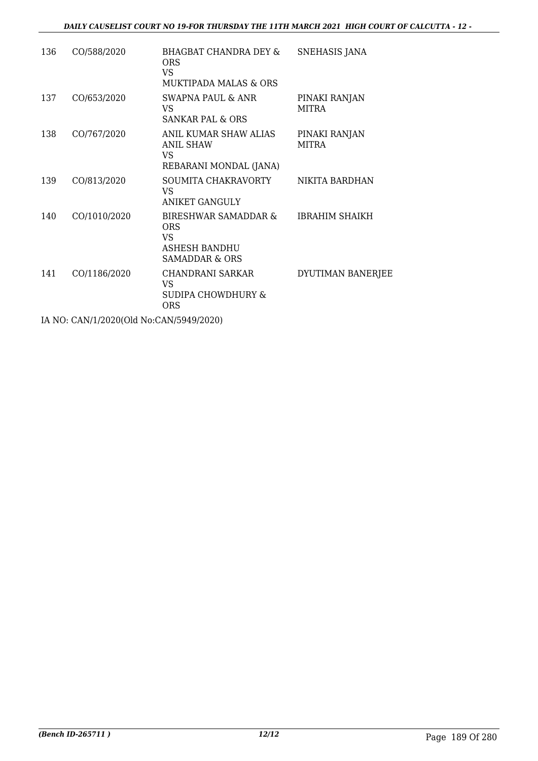| 136 | CO/588/2020 | BHAGBAT CHANDRA DEY & ORS<br>VS<br>MUKTIPADA MALAS & ORS | SNEHASIS JANA |
|---|---|---|---|
| 137 | CO/653/2020 | SWAPNA PAUL & ANR<br>VS<br>SANKAR PAL & ORS | PINAKI RANJAN MITRA |
| 138 | CO/767/2020 | ANIL KUMAR SHAW ALIAS ANIL SHAW<br>VS<br>REBARANI MONDAL (JANA) | PINAKI RANJAN MITRA |
| 139 | CO/813/2020 | SOUMITA CHAKRAVORTY<br>VS<br>ANIKET GANGULY | NIKITA BARDHAN |
| 140 | CO/1010/2020 | BIRESHWAR SAMADDAR & ORS<br>VS<br>ASHESH BANDHU SAMADDAR & ORS | IBRAHIM SHAIKH |
| 141 | CO/1186/2020 | CHANDRANI SARKAR<br>VS<br>SUDIPA CHOWDHURY & ORS | DYUTIMAN BANERJEE |

IA NO: CAN/1/2020(Old No:CAN/5949/2020)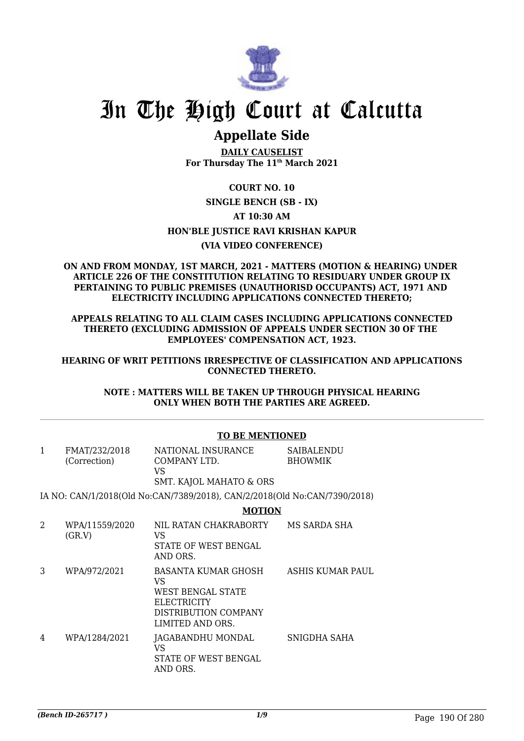# In The High Court at Calcutta

## Appellate Side

**DAILY CAUSELIST**
**For Thursday The 11th March 2021**

**COURT NO. 10**

**SINGLE BENCH (SB - IX)**

**AT 10:30 AM**

**HON'BLE JUSTICE RAVI KRISHAN KAPUR**

**(VIA VIDEO CONFERENCE)**

**ON AND FROM MONDAY, 1ST MARCH, 2021 - MATTERS (MOTION & HEARING) UNDER ARTICLE 226 OF THE CONSTITUTION RELATING TO RESIDUARY UNDER GROUP IX PERTAINING TO PUBLIC PREMISES (UNAUTHORISD OCCUPANTS) ACT, 1971 AND ELECTRICITY INCLUDING APPLICATIONS CONNECTED THERETO;**

**APPEALS RELATING TO ALL CLAIM CASES INCLUDING APPLICATIONS CONNECTED THERETO (EXCLUDING ADMISSION OF APPEALS UNDER SECTION 30 OF THE EMPLOYEES' COMPENSATION ACT, 1923.**

**HEARING OF WRIT PETITIONS IRRESPECTIVE OF CLASSIFICATION AND APPLICATIONS CONNECTED THERETO.**

**NOTE : MATTERS WILL BE TAKEN UP THROUGH PHYSICAL HEARING ONLY WHEN BOTH THE PARTIES ARE AGREED.**

**TO BE MENTIONED**

| | | | |
|---|---|---|---|
| 1 | FMAT/232/2018 (Correction) | NATIONAL INSURANCE COMPANY LTD. VS SMT. KAJOL MAHATO & ORS | SAIBALENDU BHOWMIK |

IA NO: CAN/1/2018(Old No:CAN/7389/2018), CAN/2/2018(Old No:CAN/7390/2018)

**MOTION**

| | | | |
|---|---|---|---|
| 2 | WPA/11559/2020 (GR.V) | NIL RATAN CHAKRABORTY VS STATE OF WEST BENGAL AND ORS. | MS SARDA SHA |
| 3 | WPA/972/2021 | BASANTA KUMAR GHOSH VS WEST BENGAL STATE ELECTRICITY DISTRIBUTION COMPANY LIMITED AND ORS. | ASHIS KUMAR PAUL |
| 4 | WPA/1284/2021 | JAGABANDHU MONDAL VS STATE OF WEST BENGAL AND ORS. | SNIGDHA SAHA |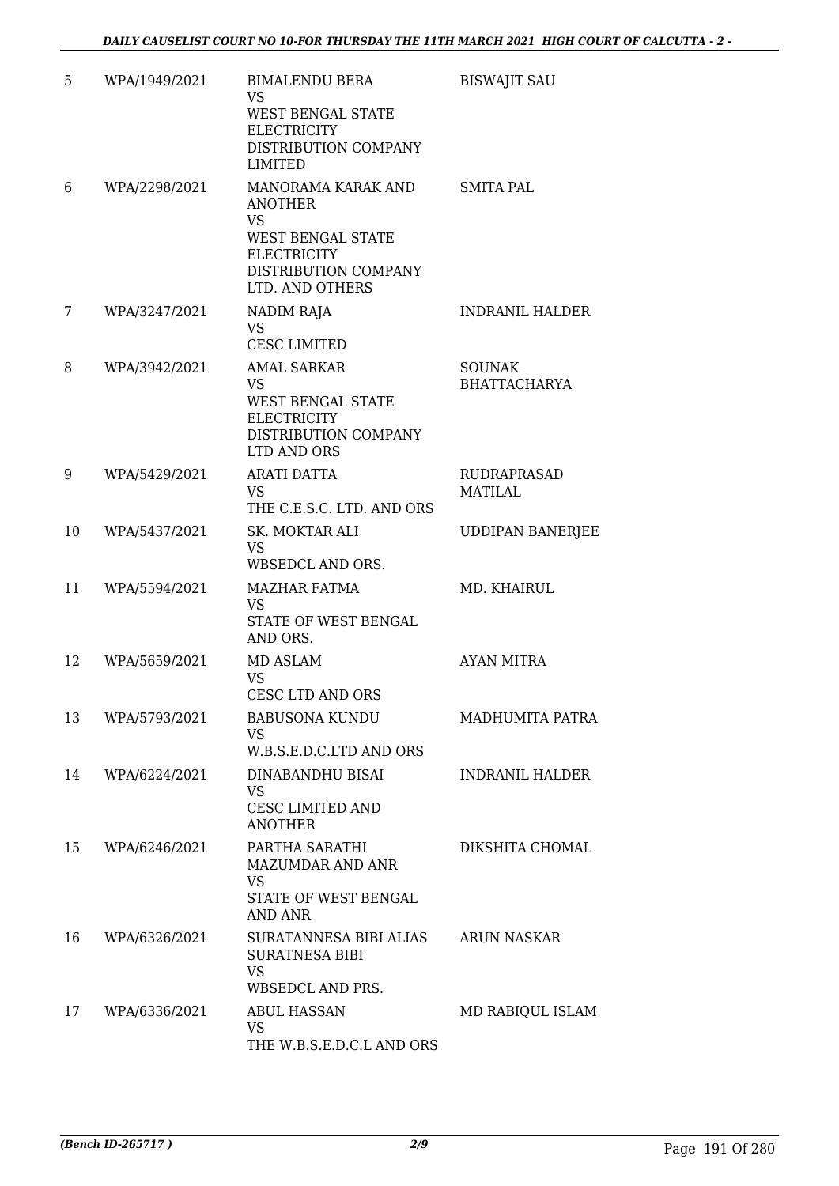| | | | |
|---|---|---|---|
| 5 | WPA/1949/2021 | BIMALENDU BERA<br>VS<br>WEST BENGAL STATE ELECTRICITY DISTRIBUTION COMPANY LIMITED | BISWAJIT SAU |
| 6 | WPA/2298/2021 | MANORAMA KARAK AND ANOTHER<br>VS<br>WEST BENGAL STATE ELECTRICITY DISTRIBUTION COMPANY LTD. AND OTHERS | SMITA PAL |
| 7 | WPA/3247/2021 | NADIM RAJA<br>VS<br>CESC LIMITED | INDRANIL HALDER |
| 8 | WPA/3942/2021 | AMAL SARKAR<br>VS<br>WEST BENGAL STATE ELECTRICITY DISTRIBUTION COMPANY LTD AND ORS | SOUNAK BHATTACHARYA |
| 9 | WPA/5429/2021 | ARATI DATTA<br>VS<br>THE C.E.S.C. LTD. AND ORS | RUDRAPRASAD MATILAL |
| 10 | WPA/5437/2021 | SK. MOKTAR ALI<br>VS<br>WBSEDCL AND ORS. | UDDIPAN BANERJEE |
| 11 | WPA/5594/2021 | MAZHAR FATMA<br>VS<br>STATE OF WEST BENGAL AND ORS. | MD. KHAIRUL |
| 12 | WPA/5659/2021 | MD ASLAM<br>VS<br>CESC LTD AND ORS | AYAN MITRA |
| 13 | WPA/5793/2021 | BABUSONA KUNDU<br>VS<br>W.B.S.E.D.C.LTD AND ORS | MADHUMITA PATRA |
| 14 | WPA/6224/2021 | DINABANDHU BISAI<br>VS<br>CESC LIMITED AND ANOTHER | INDRANIL HALDER |
| 15 | WPA/6246/2021 | PARTHA SARATHI MAZUMDAR AND ANR<br>VS<br>STATE OF WEST BENGAL AND ANR | DIKSHITA CHOMAL |
| 16 | WPA/6326/2021 | SURATANNESA BIBI ALIAS SURATNESA BIBI<br>VS<br>WBSEDCL AND PRS. | ARUN NASKAR |
| 17 | WPA/6336/2021 | ABUL HASSAN<br>VS<br>THE W.B.S.E.D.C.L AND ORS | MD RABIQUL ISLAM |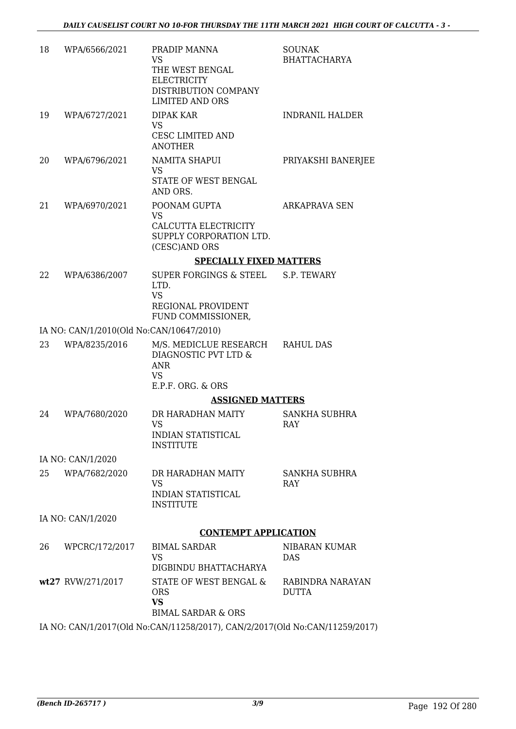| | | | |
|---|---|---|---|
| 18 | WPA/6566/2021 | PRADIP MANNA<br>VS<br>THE WEST BENGAL ELECTRICITY DISTRIBUTION COMPANY LIMITED AND ORS | SOUNAK BHATTACHARYA |
| 19 | WPA/6727/2021 | DIPAK KAR<br>VS<br>CESC LIMITED AND ANOTHER | INDRANIL HALDER |
| 20 | WPA/6796/2021 | NAMITA SHAPUI<br>VS<br>STATE OF WEST BENGAL AND ORS. | PRIYAKSHI BANERJEE |
| 21 | WPA/6970/2021 | POONAM GUPTA<br>VS<br>CALCUTTA ELECTRICITY SUPPLY CORPORATION LTD. (CESC)AND ORS | ARKAPRAVA SEN |

**SPECIALLY FIXED MATTERS**

| | | | |
|---|---|---|---|
| 22 | WPA/6386/2007 | SUPER FORGINGS & STEEL LTD.<br>VS<br>REGIONAL PROVIDENT FUND COMMISSIONER, | S.P. TEWARY |

IA NO: CAN/1/2010(Old No:CAN/10647/2010)

| | | | |
|---|---|---|---|
| 23 | WPA/8235/2016 | M/S. MEDICLUE RESEARCH DIAGNOSTIC PVT LTD & ANR<br>VS<br>E.P.F. ORG. & ORS | RAHUL DAS |

**ASSIGNED MATTERS**

| | | | |
|---|---|---|---|
| 24 | WPA/7680/2020 | DR HARADHAN MAITY<br>VS<br>INDIAN STATISTICAL INSTITUTE | SANKHA SUBHRA RAY |

IA NO: CAN/1/2020

| | | | |
|---|---|---|---|
| 25 | WPA/7682/2020 | DR HARADHAN MAITY<br>VS<br>INDIAN STATISTICAL INSTITUTE | SANKHA SUBHRA RAY |

IA NO: CAN/1/2020

**CONTEMPT APPLICATION**

| | | | |
|---|---|---|---|
| 26 | WPCRC/172/2017 | BIMAL SARDAR<br>VS<br>DIGBINDU BHATTACHARYA | NIBARAN KUMAR DAS |
| wt27 | RVW/271/2017 | STATE OF WEST BENGAL & ORS<br>**VS**<br>BIMAL SARDAR & ORS | RABINDRA NARAYAN DUTTA |

IA NO: CAN/1/2017(Old No:CAN/11258/2017), CAN/2/2017(Old No:CAN/11259/2017)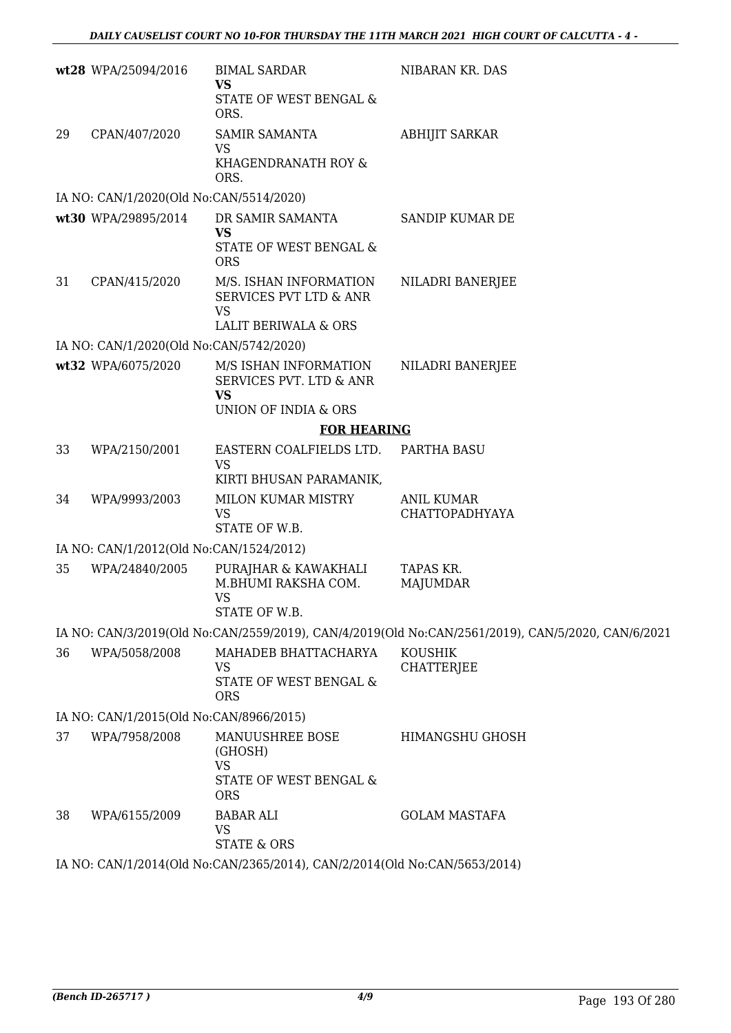| | | | |
|---|---|---|---|
| wt28 | WPA/25094/2016 | BIMAL SARDAR<br>**VS**<br>STATE OF WEST BENGAL & ORS. | NIBARAN KR. DAS |
| 29 | CPAN/407/2020 | SAMIR SAMANTA<br>VS<br>KHAGENDRANATH ROY & ORS. | ABHIJIT SARKAR |
| IA NO: CAN/1/2020(Old No:CAN/5514/2020) | | | |
| wt30 | WPA/29895/2014 | DR SAMIR SAMANTA<br>**VS**<br>STATE OF WEST BENGAL & ORS | SANDIP KUMAR DE |
| 31 | CPAN/415/2020 | M/S. ISHAN INFORMATION SERVICES PVT LTD & ANR<br>VS<br>LALIT BERIWALA & ORS | NILADRI BANERJEE |
| IA NO: CAN/1/2020(Old No:CAN/5742/2020) | | | |
| wt32 | WPA/6075/2020 | M/S ISHAN INFORMATION SERVICES PVT. LTD & ANR<br>**VS**<br>UNION OF INDIA & ORS | NILADRI BANERJEE |

**FOR HEARING**

| | | | |
|---|---|---|---|
| 33 | WPA/2150/2001 | EASTERN COALFIELDS LTD.<br>VS<br>KIRTI BHUSAN PARAMANIK, | PARTHA BASU |
| 34 | WPA/9993/2003 | MILON KUMAR MISTRY<br>VS<br>STATE OF W.B. | ANIL KUMAR CHATTOPADHYAYA |
| IA NO: CAN/1/2012(Old No:CAN/1524/2012) | | | |
| 35 | WPA/24840/2005 | PURAJHAR & KAWAKHALI M.BHUMI RAKSHA COM.<br>VS<br>STATE OF W.B. | TAPAS KR. MAJUMDAR |
| IA NO: CAN/3/2019(Old No:CAN/2559/2019), CAN/4/2019(Old No:CAN/2561/2019), CAN/5/2020, CAN/6/2021 | | | |
| 36 | WPA/5058/2008 | MAHADEB BHATTACHARYA<br>VS<br>STATE OF WEST BENGAL & ORS | KOUSHIK CHATTERJEE |
| IA NO: CAN/1/2015(Old No:CAN/8966/2015) | | | |
| 37 | WPA/7958/2008 | MANUUSHREE BOSE (GHOSH)<br>VS<br>STATE OF WEST BENGAL & ORS | HIMANGSHU GHOSH |
| 38 | WPA/6155/2009 | BABAR ALI<br>VS<br>STATE & ORS | GOLAM MASTAFA |
| IA NO: CAN/1/2014(Old No:CAN/2365/2014), CAN/2/2014(Old No:CAN/5653/2014) | | | |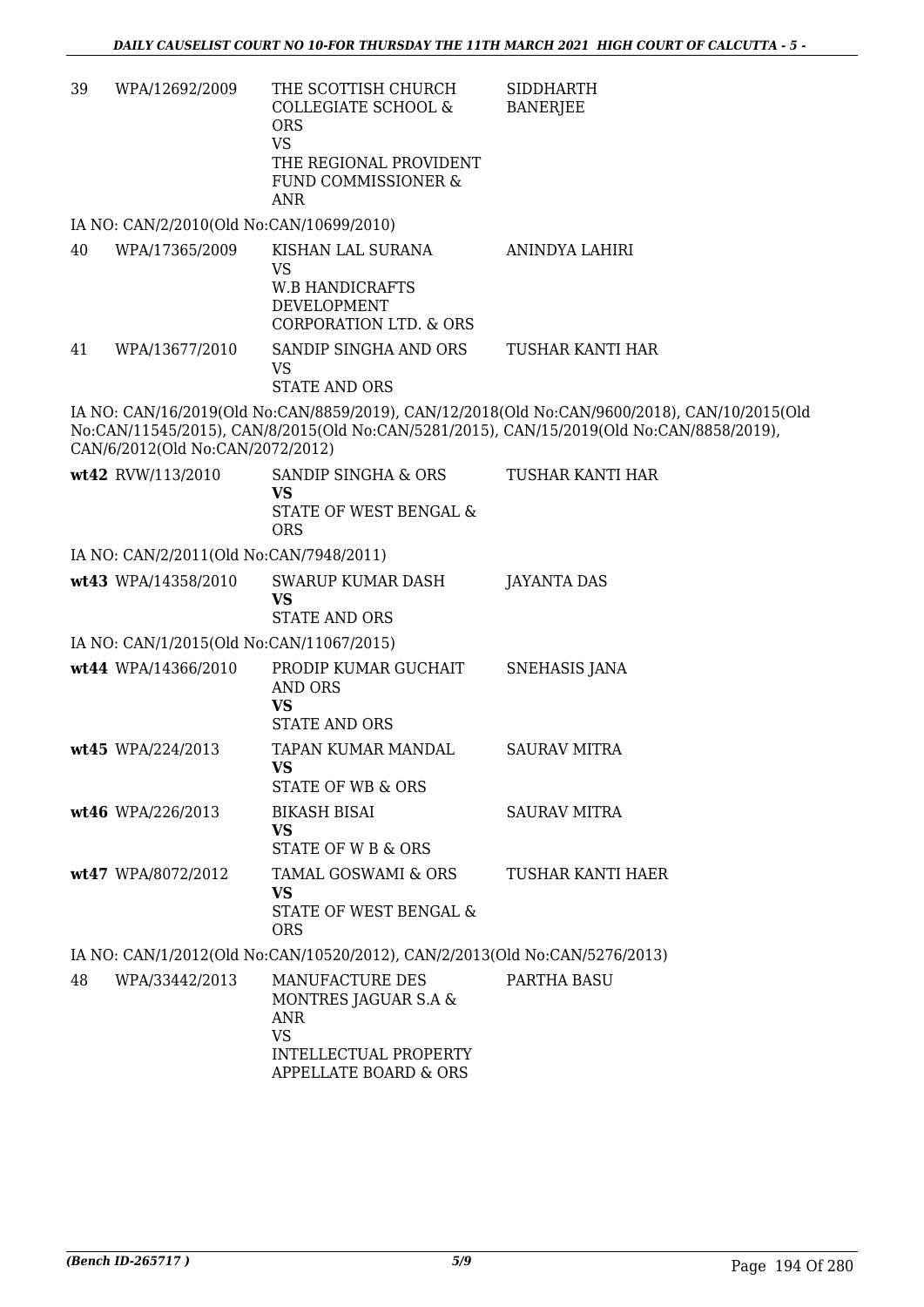| | | | |
|---|---|---|---|
| 39 | WPA/12692/2009 | THE SCOTTISH CHURCH COLLEGIATE SCHOOL & ORS<br>VS<br>THE REGIONAL PROVIDENT FUND COMMISSIONER & ANR | SIDDHARTH BANERJEE |

IA NO: CAN/2/2010(Old No:CAN/10699/2010)

| | | | |
|---|---|---|---|
| 40 | WPA/17365/2009 | KISHAN LAL SURANA<br>VS<br>W.B HANDICRAFTS DEVELOPMENT CORPORATION LTD. & ORS | ANINDYA LAHIRI |
| 41 | WPA/13677/2010 | SANDIP SINGHA AND ORS<br>VS<br>STATE AND ORS | TUSHAR KANTI HAR |

IA NO: CAN/16/2019(Old No:CAN/8859/2019), CAN/12/2018(Old No:CAN/9600/2018), CAN/10/2015(Old No:CAN/11545/2015), CAN/8/2015(Old No:CAN/5281/2015), CAN/15/2019(Old No:CAN/8858/2019), CAN/6/2012(Old No:CAN/2072/2012)

| | | | |
|---|---|---|---|
| **wt42** | RVW/113/2010 | SANDIP SINGHA & ORS<br>**VS**<br>STATE OF WEST BENGAL & ORS | TUSHAR KANTI HAR |

IA NO: CAN/2/2011(Old No:CAN/7948/2011)

| | | | |
|---|---|---|---|
| **wt43** | WPA/14358/2010 | SWARUP KUMAR DASH<br>**VS**<br>STATE AND ORS | JAYANTA DAS |

IA NO: CAN/1/2015(Old No:CAN/11067/2015)

| | | | |
|---|---|---|---|
| **wt44** | WPA/14366/2010 | PRODIP KUMAR GUCHAIT AND ORS<br>**VS**<br>STATE AND ORS | SNEHASIS JANA |
| **wt45** | WPA/224/2013 | TAPAN KUMAR MANDAL<br>**VS**<br>STATE OF WB & ORS | SAURAV MITRA |
| **wt46** | WPA/226/2013 | BIKASH BISAI<br>**VS**<br>STATE OF W B & ORS | SAURAV MITRA |
| **wt47** | WPA/8072/2012 | TAMAL GOSWAMI & ORS<br>**VS**<br>STATE OF WEST BENGAL & ORS | TUSHAR KANTI HAER |

IA NO: CAN/1/2012(Old No:CAN/10520/2012), CAN/2/2013(Old No:CAN/5276/2013)

| | | | |
|---|---|---|---|
| 48 | WPA/33442/2013 | MANUFACTURE DES MONTRES JAGUAR S.A & ANR<br>VS<br>INTELLECTUAL PROPERTY APPELLATE BOARD & ORS | PARTHA BASU |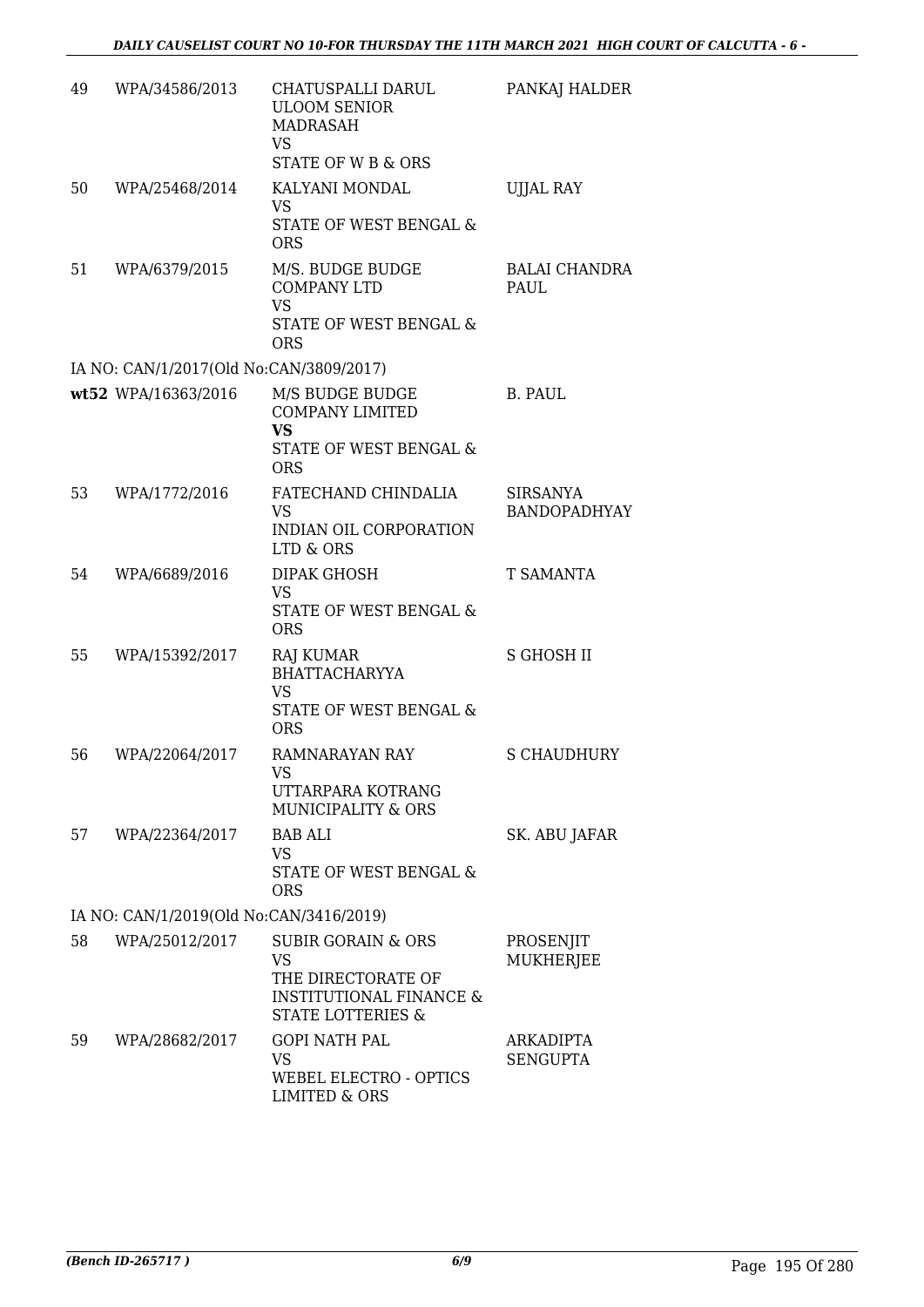| | | | |
|---|---|---|---|
| 49 | WPA/34586/2013 | CHATUSPALLI DARUL ULOOM SENIOR MADRASAH<br>VS<br>STATE OF W B & ORS | PANKAJ HALDER |
| 50 | WPA/25468/2014 | KALYANI MONDAL<br>VS<br>STATE OF WEST BENGAL & ORS | UJJAL RAY |
| 51 | WPA/6379/2015 | M/S. BUDGE BUDGE COMPANY LTD<br>VS<br>STATE OF WEST BENGAL & ORS | BALAI CHANDRA PAUL |
| IA NO: CAN/1/2017(Old No:CAN/3809/2017) | | | |
| **wt52** | WPA/16363/2016 | M/S BUDGE BUDGE COMPANY LIMITED<br>**VS**<br>STATE OF WEST BENGAL & ORS | B. PAUL |
| 53 | WPA/1772/2016 | FATECHAND CHINDALIA<br>VS<br>INDIAN OIL CORPORATION LTD & ORS | SIRSANYA BANDOPADHYAY |
| 54 | WPA/6689/2016 | DIPAK GHOSH<br>VS<br>STATE OF WEST BENGAL & ORS | T SAMANTA |
| 55 | WPA/15392/2017 | RAJ KUMAR BHATTACHARYYA<br>VS<br>STATE OF WEST BENGAL & ORS | S GHOSH II |
| 56 | WPA/22064/2017 | RAMNARAYAN RAY<br>VS<br>UTTARPARA KOTRANG MUNICIPALITY & ORS | S CHAUDHURY |
| 57 | WPA/22364/2017 | BAB ALI<br>VS<br>STATE OF WEST BENGAL & ORS | SK. ABU JAFAR |
| IA NO: CAN/1/2019(Old No:CAN/3416/2019) | | | |
| 58 | WPA/25012/2017 | SUBIR GORAIN & ORS<br>VS<br>THE DIRECTORATE OF INSTITUTIONAL FINANCE & STATE LOTTERIES & | PROSENJIT MUKHERJEE |
| 59 | WPA/28682/2017 | GOPI NATH PAL<br>VS<br>WEBEL ELECTRO - OPTICS LIMITED & ORS | ARKADIPTA SENGUPTA |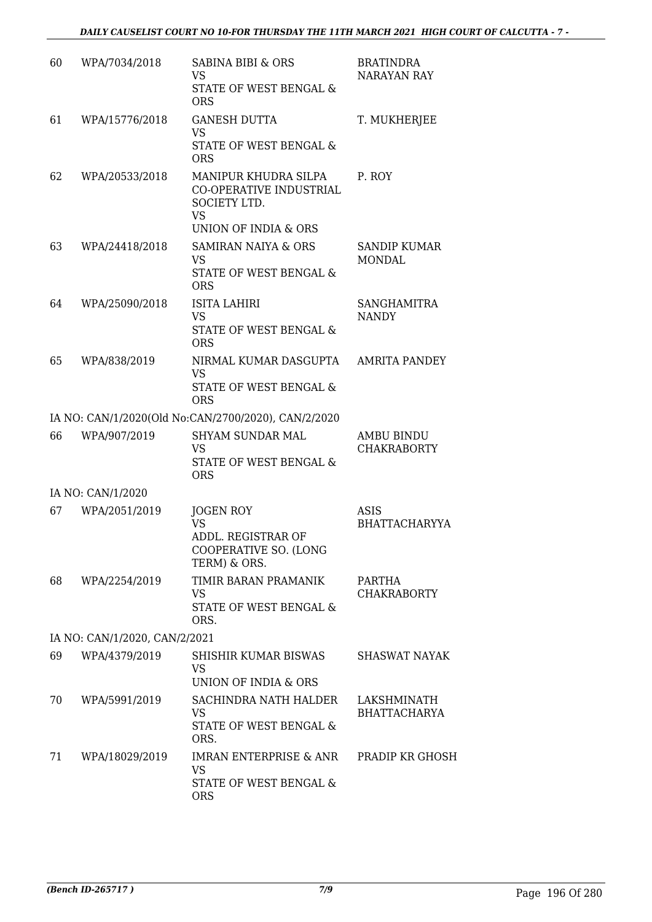| | | | |
|---|---|---|---|
| 60 | WPA/7034/2018 | SABINA BIBI & ORS<br>VS<br>STATE OF WEST BENGAL & ORS | BRATINDRA NARAYAN RAY |
| 61 | WPA/15776/2018 | GANESH DUTTA<br>VS<br>STATE OF WEST BENGAL & ORS | T. MUKHERJEE |
| 62 | WPA/20533/2018 | MANIPUR KHUDRA SILPA CO-OPERATIVE INDUSTRIAL SOCIETY LTD.<br>VS<br>UNION OF INDIA & ORS | P. ROY |
| 63 | WPA/24418/2018 | SAMIRAN NAIYA & ORS<br>VS<br>STATE OF WEST BENGAL & ORS | SANDIP KUMAR MONDAL |
| 64 | WPA/25090/2018 | ISITA LAHIRI<br>VS<br>STATE OF WEST BENGAL & ORS | SANGHAMITRA NANDY |
| 65 | WPA/838/2019 | NIRMAL KUMAR DASGUPTA<br>VS<br>STATE OF WEST BENGAL & ORS | AMRITA PANDEY |
| | IA NO: CAN/1/2020(Old No:CAN/2700/2020), CAN/2/2020 | | |
| 66 | WPA/907/2019 | SHYAM SUNDAR MAL<br>VS<br>STATE OF WEST BENGAL & ORS | AMBU BINDU CHAKRABORTY |
| | IA NO: CAN/1/2020 | | |
| 67 | WPA/2051/2019 | JOGEN ROY<br>VS<br>ADDL. REGISTRAR OF COOPERATIVE SO. (LONG TERM) & ORS. | ASIS BHATTACHARYYA |
| 68 | WPA/2254/2019 | TIMIR BARAN PRAMANIK<br>VS<br>STATE OF WEST BENGAL & ORS. | PARTHA CHAKRABORTY |
| | IA NO: CAN/1/2020, CAN/2/2021 | | |
| 69 | WPA/4379/2019 | SHISHIR KUMAR BISWAS<br>VS<br>UNION OF INDIA & ORS | SHASWAT NAYAK |
| 70 | WPA/5991/2019 | SACHINDRA NATH HALDER<br>VS<br>STATE OF WEST BENGAL & ORS. | LAKSHMINATH BHATTACHARYA |
| 71 | WPA/18029/2019 | IMRAN ENTERPRISE & ANR<br>VS<br>STATE OF WEST BENGAL & ORS | PRADIP KR GHOSH |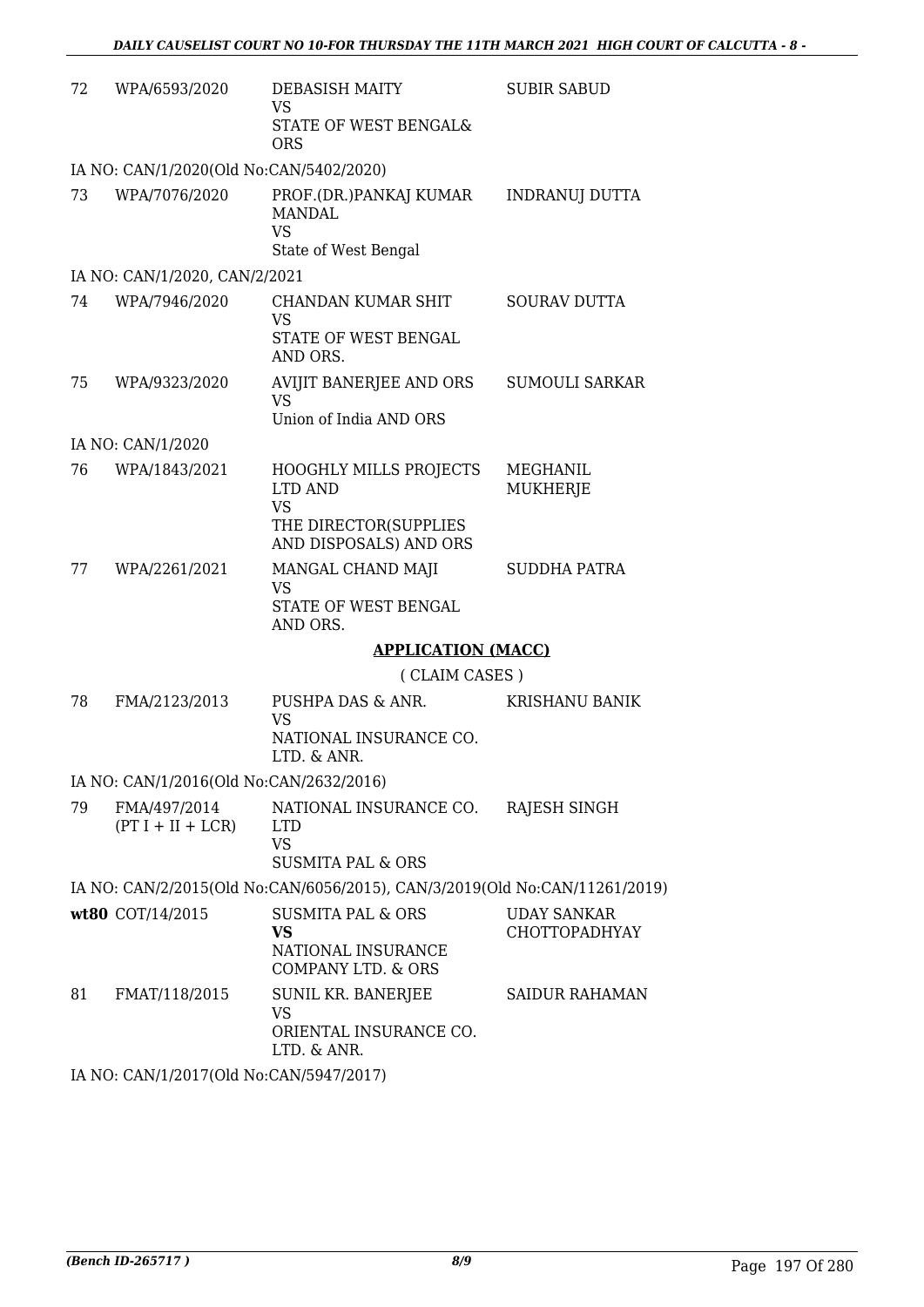| | | | |
|---|---|---|---|
| 72 | WPA/6593/2020 | DEBASISH MAITY<br>VS<br>STATE OF WEST BENGAL& ORS | SUBIR SABUD |

IA NO: CAN/1/2020(Old No:CAN/5402/2020)

| | | | |
|---|---|---|---|
| 73 | WPA/7076/2020 | PROF.(DR.)PANKAJ KUMAR MANDAL<br>VS<br>State of West Bengal | INDRANUJ DUTTA |

IA NO: CAN/1/2020, CAN/2/2021

| | | | |
|---|---|---|---|
| 74 | WPA/7946/2020 | CHANDAN KUMAR SHIT<br>VS<br>STATE OF WEST BENGAL AND ORS. | SOURAV DUTTA |
| 75 | WPA/9323/2020 | AVIJIT BANERJEE AND ORS<br>VS<br>Union of India AND ORS | SUMOULI SARKAR |

IA NO: CAN/1/2020

| | | | |
|---|---|---|---|
| 76 | WPA/1843/2021 | HOOGHLY MILLS PROJECTS LTD AND<br>VS<br>THE DIRECTOR(SUPPLIES AND DISPOSALS) AND ORS | MEGHANIL MUKHERJE |
| 77 | WPA/2261/2021 | MANGAL CHAND MAJI<br>VS<br>STATE OF WEST BENGAL AND ORS. | SUDDHA PATRA |

**APPLICATION (MACC)**

( CLAIM CASES )

| | | | |
|---|---|---|---|
| 78 | FMA/2123/2013 | PUSHPA DAS & ANR.<br>VS<br>NATIONAL INSURANCE CO. LTD. & ANR. | KRISHANU BANIK |

IA NO: CAN/1/2016(Old No:CAN/2632/2016)

| | | | |
|---|---|---|---|
| 79 | FMA/497/2014 (PT I + II + LCR) | NATIONAL INSURANCE CO. LTD<br>VS<br>SUSMITA PAL & ORS | RAJESH SINGH |

IA NO: CAN/2/2015(Old No:CAN/6056/2015), CAN/3/2019(Old No:CAN/11261/2019)

| | | | |
|---|---|---|---|
| **wt80** | COT/14/2015 | SUSMITA PAL & ORS<br>**VS**<br>NATIONAL INSURANCE COMPANY LTD. & ORS | UDAY SANKAR CHOTTOPADHYAY |
| 81 | FMAT/118/2015 | SUNIL KR. BANERJEE<br>VS<br>ORIENTAL INSURANCE CO. LTD. & ANR. | SAIDUR RAHAMAN |

IA NO: CAN/1/2017(Old No:CAN/5947/2017)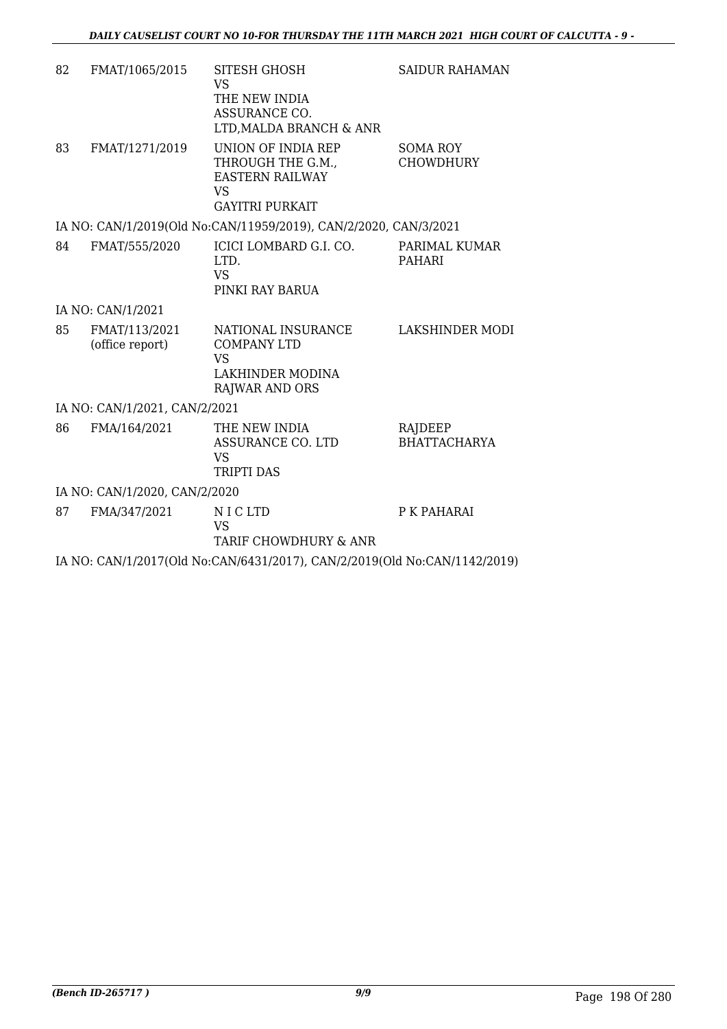| 82 | FMAT/1065/2015 | SITESH GHOSH<br>VS<br>THE NEW INDIA ASSURANCE CO. LTD,MALDA BRANCH & ANR | SAIDUR RAHAMAN |
|---|---|---|---|
| 83 | FMAT/1271/2019 | UNION OF INDIA REP THROUGH THE G.M., EASTERN RAILWAY<br>VS<br>GAYITRI PURKAIT | SOMA ROY CHOWDHURY |
| | IA NO: CAN/1/2019(Old No:CAN/11959/2019), CAN/2/2020, CAN/3/2021 | | |
| 84 | FMAT/555/2020 | ICICI LOMBARD G.I. CO. LTD.<br>VS<br>PINKI RAY BARUA | PARIMAL KUMAR PAHARI |
| | IA NO: CAN/1/2021 | | |
| 85 | FMAT/113/2021 (office report) | NATIONAL INSURANCE COMPANY LTD<br>VS<br>LAKHINDER MODINA RAJWAR AND ORS | LAKSHINDER MODI |
| | IA NO: CAN/1/2021, CAN/2/2021 | | |
| 86 | FMA/164/2021 | THE NEW INDIA ASSURANCE CO. LTD<br>VS<br>TRIPTI DAS | RAJDEEP BHATTACHARYA |
| | IA NO: CAN/1/2020, CAN/2/2020 | | |
| 87 | FMA/347/2021 | N I C LTD<br>VS<br>TARIF CHOWDHURY & ANR | P K PAHARAI |
| | IA NO: CAN/1/2017(Old No:CAN/6431/2017), CAN/2/2019(Old No:CAN/1142/2019) | | |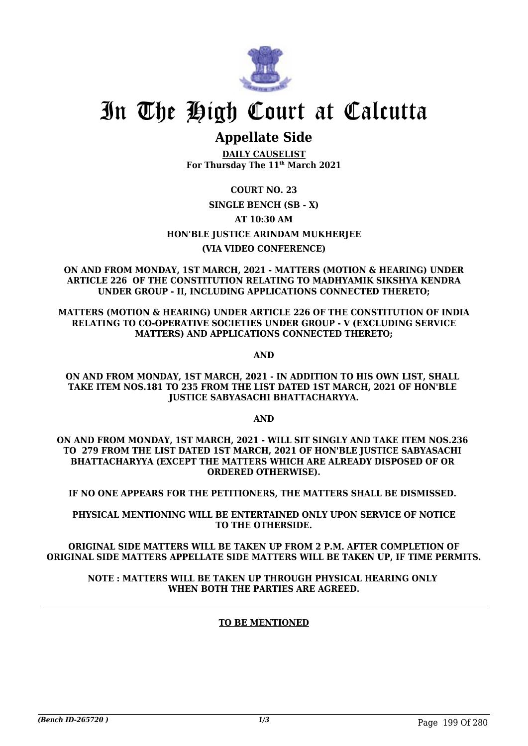# In The High Court at Calcutta

## Appellate Side

**DAILY CAUSELIST**
**For Thursday The 11th March 2021**

**COURT NO. 23**

**SINGLE BENCH (SB - X)**

**AT 10:30 AM**

**HON'BLE JUSTICE ARINDAM MUKHERJEE**

**(VIA VIDEO CONFERENCE)**

**ON AND FROM MONDAY, 1ST MARCH, 2021 - MATTERS (MOTION & HEARING) UNDER ARTICLE 226 OF THE CONSTITUTION RELATING TO MADHYAMIK SIKSHYA KENDRA UNDER GROUP - II, INCLUDING APPLICATIONS CONNECTED THERETO;**

**MATTERS (MOTION & HEARING) UNDER ARTICLE 226 OF THE CONSTITUTION OF INDIA RELATING TO CO-OPERATIVE SOCIETIES UNDER GROUP - V (EXCLUDING SERVICE MATTERS) AND APPLICATIONS CONNECTED THERETO;**

**AND**

**ON AND FROM MONDAY, 1ST MARCH, 2021 - IN ADDITION TO HIS OWN LIST, SHALL TAKE ITEM NOS.181 TO 235 FROM THE LIST DATED 1ST MARCH, 2021 OF HON'BLE JUSTICE SABYASACHI BHATTACHARYYA.**

**AND**

**ON AND FROM MONDAY, 1ST MARCH, 2021 - WILL SIT SINGLY AND TAKE ITEM NOS.236 TO 279 FROM THE LIST DATED 1ST MARCH, 2021 OF HON'BLE JUSTICE SABYASACHI BHATTACHARYYA (EXCEPT THE MATTERS WHICH ARE ALREADY DISPOSED OF OR ORDERED OTHERWISE).**

**IF NO ONE APPEARS FOR THE PETITIONERS, THE MATTERS SHALL BE DISMISSED.**

**PHYSICAL MENTIONING WILL BE ENTERTAINED ONLY UPON SERVICE OF NOTICE TO THE OTHERSIDE.**

**ORIGINAL SIDE MATTERS WILL BE TAKEN UP FROM 2 P.M. AFTER COMPLETION OF ORIGINAL SIDE MATTERS APPELLATE SIDE MATTERS WILL BE TAKEN UP, IF TIME PERMITS.**

**NOTE : MATTERS WILL BE TAKEN UP THROUGH PHYSICAL HEARING ONLY WHEN BOTH THE PARTIES ARE AGREED.**

**TO BE MENTIONED**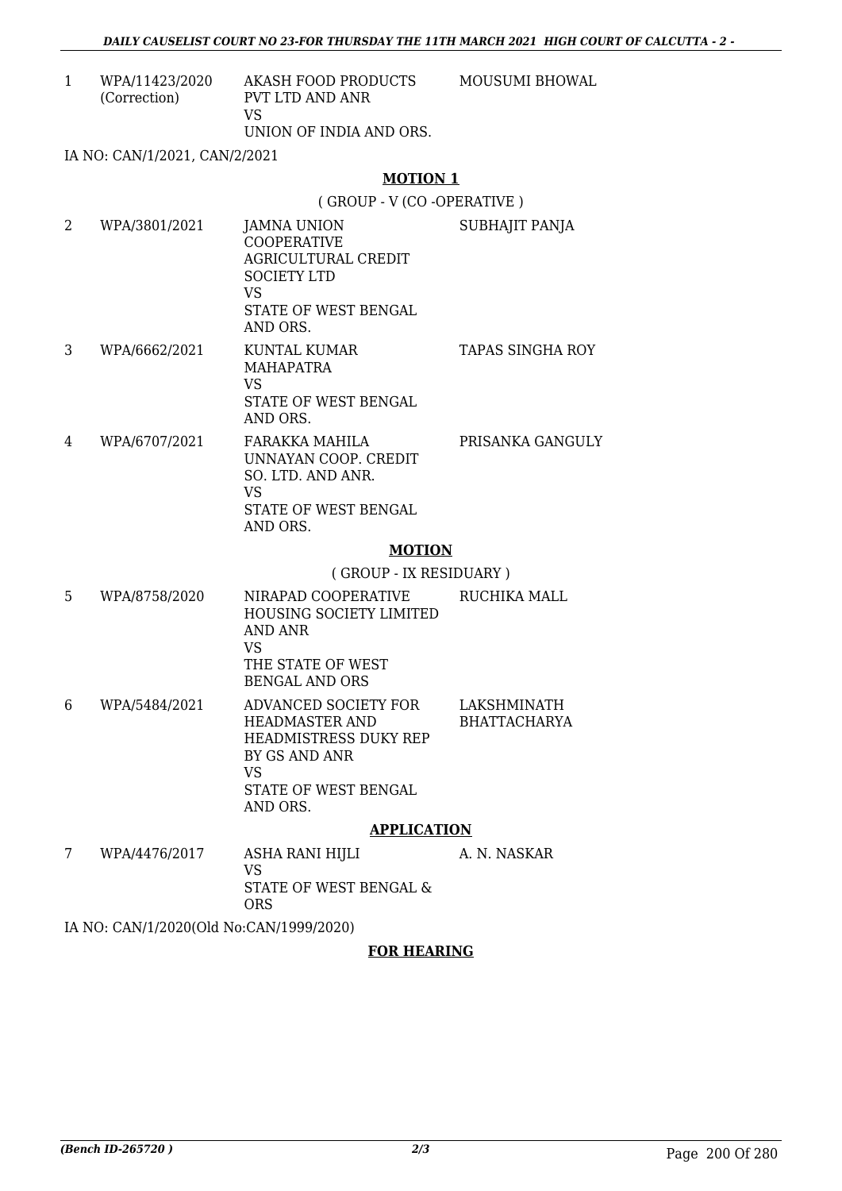| | | | |
|---|---|---|---|
| 1 | WPA/11423/2020 (Correction) | AKASH FOOD PRODUCTS PVT LTD AND ANR<br>VS<br>UNION OF INDIA AND ORS. | MOUSUMI BHOWAL |

IA NO: CAN/1/2021, CAN/2/2021

**MOTION 1**

( GROUP - V (CO -OPERATIVE )

| | | | |
|---|---|---|---|
| 2 | WPA/3801/2021 | JAMNA UNION COOPERATIVE AGRICULTURAL CREDIT SOCIETY LTD<br>VS<br>STATE OF WEST BENGAL AND ORS. | SUBHAJIT PANJA |
| 3 | WPA/6662/2021 | KUNTAL KUMAR MAHAPATRA<br>VS<br>STATE OF WEST BENGAL AND ORS. | TAPAS SINGHA ROY |
| 4 | WPA/6707/2021 | FARAKKA MAHILA UNNAYAN COOP. CREDIT SO. LTD. AND ANR.<br>VS<br>STATE OF WEST BENGAL AND ORS. | PRISANKA GANGULY |

**MOTION**

( GROUP - IX RESIDUARY )

| | | | |
|---|---|---|---|
| 5 | WPA/8758/2020 | NIRAPAD COOPERATIVE HOUSING SOCIETY LIMITED AND ANR<br>VS<br>THE STATE OF WEST BENGAL AND ORS | RUCHIKA MALL |
| 6 | WPA/5484/2021 | ADVANCED SOCIETY FOR HEADMASTER AND HEADMISTRESS DUKY REP BY GS AND ANR<br>VS<br>STATE OF WEST BENGAL AND ORS. | LAKSHMINATH BHATTACHARYA |

**APPLICATION**

| | | | |
|---|---|---|---|
| 7 | WPA/4476/2017 | ASHA RANI HIJLI<br>VS<br>STATE OF WEST BENGAL & ORS | A. N. NASKAR |

IA NO: CAN/1/2020(Old No:CAN/1999/2020)

**FOR HEARING**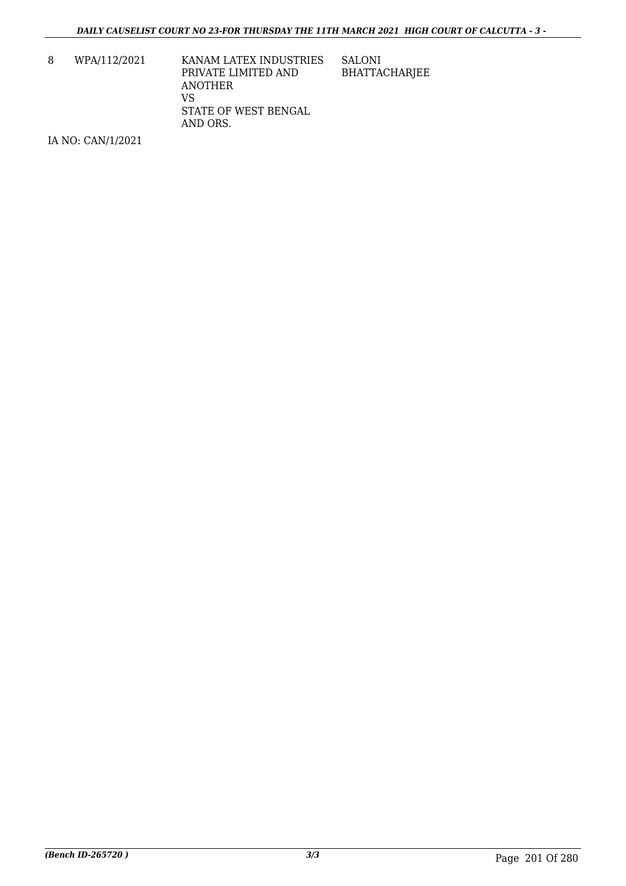| 8 | WPA/112/2021 | KANAM LATEX INDUSTRIES PRIVATE LIMITED AND ANOTHER<br>VS<br>STATE OF WEST BENGAL AND ORS. | SALONI BHATTACHARJEE |
|---|---|---|---|

IA NO: CAN/1/2021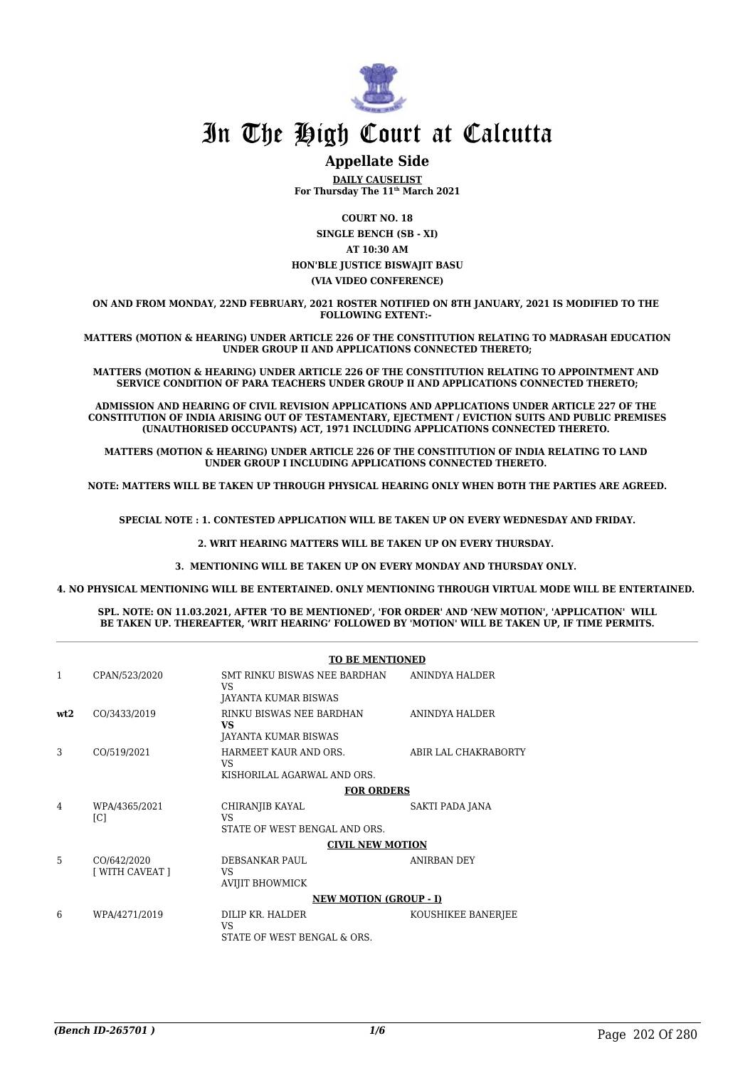# In The High Court at Calcutta

## Appellate Side

**DAILY CAUSELIST**
**For Thursday The 11th March 2021**

**COURT NO. 18**

**SINGLE BENCH (SB - XI)**

**AT 10:30 AM**

**HON'BLE JUSTICE BISWAJIT BASU**

**(VIA VIDEO CONFERENCE)**

**ON AND FROM MONDAY, 22ND FEBRUARY, 2021 ROSTER NOTIFIED ON 8TH JANUARY, 2021 IS MODIFIED TO THE FOLLOWING EXTENT:-**

**MATTERS (MOTION & HEARING) UNDER ARTICLE 226 OF THE CONSTITUTION RELATING TO MADRASAH EDUCATION UNDER GROUP II AND APPLICATIONS CONNECTED THERETO;**

**MATTERS (MOTION & HEARING) UNDER ARTICLE 226 OF THE CONSTITUTION RELATING TO APPOINTMENT AND SERVICE CONDITION OF PARA TEACHERS UNDER GROUP II AND APPLICATIONS CONNECTED THERETO;**

**ADMISSION AND HEARING OF CIVIL REVISION APPLICATIONS AND APPLICATIONS UNDER ARTICLE 227 OF THE CONSTITUTION OF INDIA ARISING OUT OF TESTAMENTARY, EJECTMENT / EVICTION SUITS AND PUBLIC PREMISES (UNAUTHORISED OCCUPANTS) ACT, 1971 INCLUDING APPLICATIONS CONNECTED THERETO.**

**MATTERS (MOTION & HEARING) UNDER ARTICLE 226 OF THE CONSTITUTION OF INDIA RELATING TO LAND UNDER GROUP I INCLUDING APPLICATIONS CONNECTED THERETO.**

**NOTE: MATTERS WILL BE TAKEN UP THROUGH PHYSICAL HEARING ONLY WHEN BOTH THE PARTIES ARE AGREED.**

**SPECIAL NOTE : 1. CONTESTED APPLICATION WILL BE TAKEN UP ON EVERY WEDNESDAY AND FRIDAY.**

**2. WRIT HEARING MATTERS WILL BE TAKEN UP ON EVERY THURSDAY.**

**3. MENTIONING WILL BE TAKEN UP ON EVERY MONDAY AND THURSDAY ONLY.**

**4. NO PHYSICAL MENTIONING WILL BE ENTERTAINED. ONLY MENTIONING THROUGH VIRTUAL MODE WILL BE ENTERTAINED.**

**SPL. NOTE: ON 11.03.2021, AFTER 'TO BE MENTIONED', 'FOR ORDER' AND 'NEW MOTION', 'APPLICATION' WILL BE TAKEN UP. THEREAFTER, 'WRIT HEARING' FOLLOWED BY 'MOTION' WILL BE TAKEN UP, IF TIME PERMITS.**

| | | | |
|---|---|---|---|
| | | **TO BE MENTIONED** | |
| 1 | CPAN/523/2020 | SMT RINKU BISWAS NEE BARDHAN<br>VS<br>JAYANTA KUMAR BISWAS | ANINDYA HALDER |
| **wt2** | CO/3433/2019 | RINKU BISWAS NEE BARDHAN<br>**VS**<br>JAYANTA KUMAR BISWAS | ANINDYA HALDER |
| 3 | CO/519/2021 | HARMEET KAUR AND ORS.<br>VS<br>KISHORILAL AGARWAL AND ORS. | ABIR LAL CHAKRABORTY |
| | | **FOR ORDERS** | |
| 4 | WPA/4365/2021<br>[C] | CHIRANJIB KAYAL<br>VS<br>STATE OF WEST BENGAL AND ORS. | SAKTI PADA JANA |
| | | **CIVIL NEW MOTION** | |
| 5 | CO/642/2020<br>[ WITH CAVEAT ] | DEBSANKAR PAUL<br>VS<br>AVIJIT BHOWMICK | ANIRBAN DEY |
| | | **NEW MOTION (GROUP - I)** | |
| 6 | WPA/4271/2019 | DILIP KR. HALDER<br>VS<br>STATE OF WEST BENGAL & ORS. | KOUSHIKEE BANERJEE |

*(Bench ID-265701 )*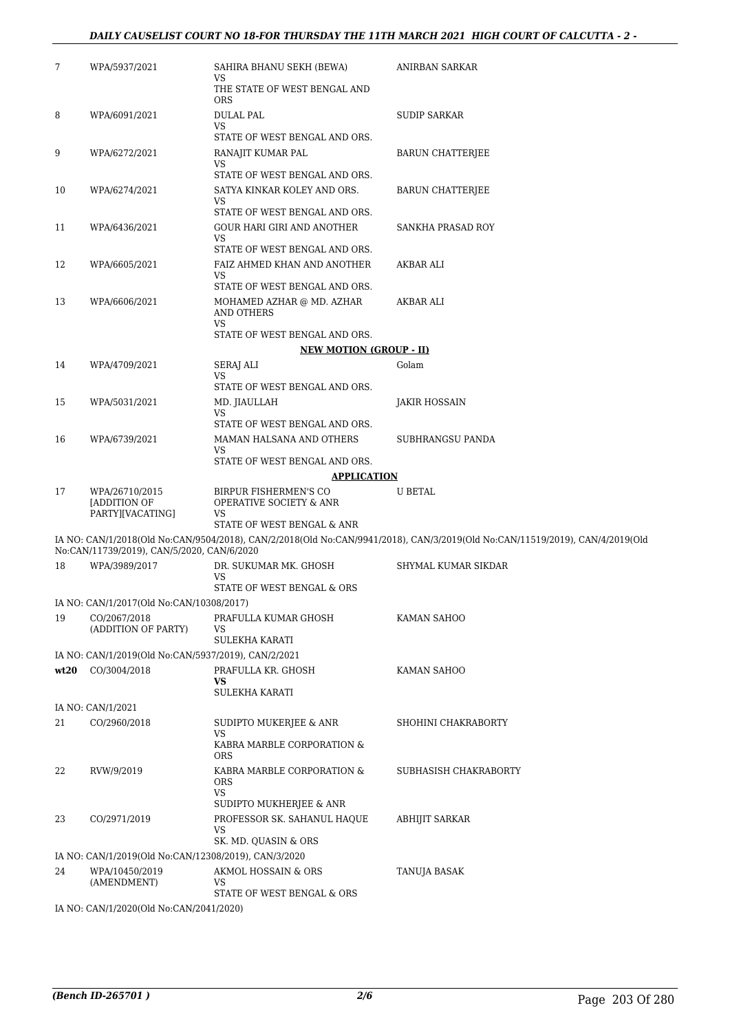| | | | |
|---|---|---|---|
| 7 | WPA/5937/2021 | SAHIRA BHANU SEKH (BEWA)<br>VS<br>THE STATE OF WEST BENGAL AND ORS | ANIRBAN SARKAR |
| 8 | WPA/6091/2021 | DULAL PAL<br>VS<br>STATE OF WEST BENGAL AND ORS. | SUDIP SARKAR |
| 9 | WPA/6272/2021 | RANAJIT KUMAR PAL<br>VS<br>STATE OF WEST BENGAL AND ORS. | BARUN CHATTERJEE |
| 10 | WPA/6274/2021 | SATYA KINKAR KOLEY AND ORS.<br>VS<br>STATE OF WEST BENGAL AND ORS. | BARUN CHATTERJEE |
| 11 | WPA/6436/2021 | GOUR HARI GIRI AND ANOTHER<br>VS<br>STATE OF WEST BENGAL AND ORS. | SANKHA PRASAD ROY |
| 12 | WPA/6605/2021 | FAIZ AHMED KHAN AND ANOTHER<br>VS<br>STATE OF WEST BENGAL AND ORS. | AKBAR ALI |
| 13 | WPA/6606/2021 | MOHAMED AZHAR @ MD. AZHAR AND OTHERS<br>VS<br>STATE OF WEST BENGAL AND ORS. | AKBAR ALI |

**NEW MOTION (GROUP - II)**

| | | | |
|---|---|---|---|
| 14 | WPA/4709/2021 | SERAJ ALI<br>VS<br>STATE OF WEST BENGAL AND ORS. | Golam |
| 15 | WPA/5031/2021 | MD. JIAULLAH<br>VS<br>STATE OF WEST BENGAL AND ORS. | JAKIR HOSSAIN |
| 16 | WPA/6739/2021 | MAMAN HALSANA AND OTHERS<br>VS<br>STATE OF WEST BENGAL AND ORS. | SUBHRANGSU PANDA |

**APPLICATION**

| | | | |
|---|---|---|---|
| 17 | WPA/26710/2015 [ADDITION OF PARTY][VACATING] | BIRPUR FISHERMEN'S CO OPERATIVE SOCIETY & ANR<br>VS<br>STATE OF WEST BENGAL & ANR | U BETAL |

IA NO: CAN/1/2018(Old No:CAN/9504/2018), CAN/2/2018(Old No:CAN/9941/2018), CAN/3/2019(Old No:CAN/11519/2019), CAN/4/2019(Old No:CAN/11739/2019), CAN/5/2020, CAN/6/2020

| | | | |
|---|---|---|---|
| 18 | WPA/3989/2017 | DR. SUKUMAR MK. GHOSH<br>VS<br>STATE OF WEST BENGAL & ORS | SHYMAL KUMAR SIKDAR |

IA NO: CAN/1/2017(Old No:CAN/10308/2017)

| | | | |
|---|---|---|---|
| 19 | CO/2067/2018 (ADDITION OF PARTY) | PRAFULLA KUMAR GHOSH<br>VS<br>SULEKHA KARATI | KAMAN SAHOO |

IA NO: CAN/1/2019(Old No:CAN/5937/2019), CAN/2/2021

| | | | |
|---|---|---|---|
| wt20 | CO/3004/2018 | PRAFULLA KR. GHOSH<br>**VS**<br>SULEKHA KARATI | KAMAN SAHOO |

IA NO: CAN/1/2021

| | | | |
|---|---|---|---|
| 21 | CO/2960/2018 | SUDIPTO MUKERJEE & ANR<br>VS<br>KABRA MARBLE CORPORATION & ORS | SHOHINI CHAKRABORTY |
| 22 | RVW/9/2019 | KABRA MARBLE CORPORATION & ORS<br>VS<br>SUDIPTO MUKHERJEE & ANR | SUBHASISH CHAKRABORTY |
| 23 | CO/2971/2019 | PROFESSOR SK. SAHANUL HAQUE<br>VS<br>SK. MD. QUASIN & ORS | ABHIJIT SARKAR |

IA NO: CAN/1/2019(Old No:CAN/12308/2019), CAN/3/2020

| | | | |
|---|---|---|---|
| 24 | WPA/10450/2019 (AMENDMENT) | AKMOL HOSSAIN & ORS<br>VS<br>STATE OF WEST BENGAL & ORS | TANUJA BASAK |

IA NO: CAN/1/2020(Old No:CAN/2041/2020)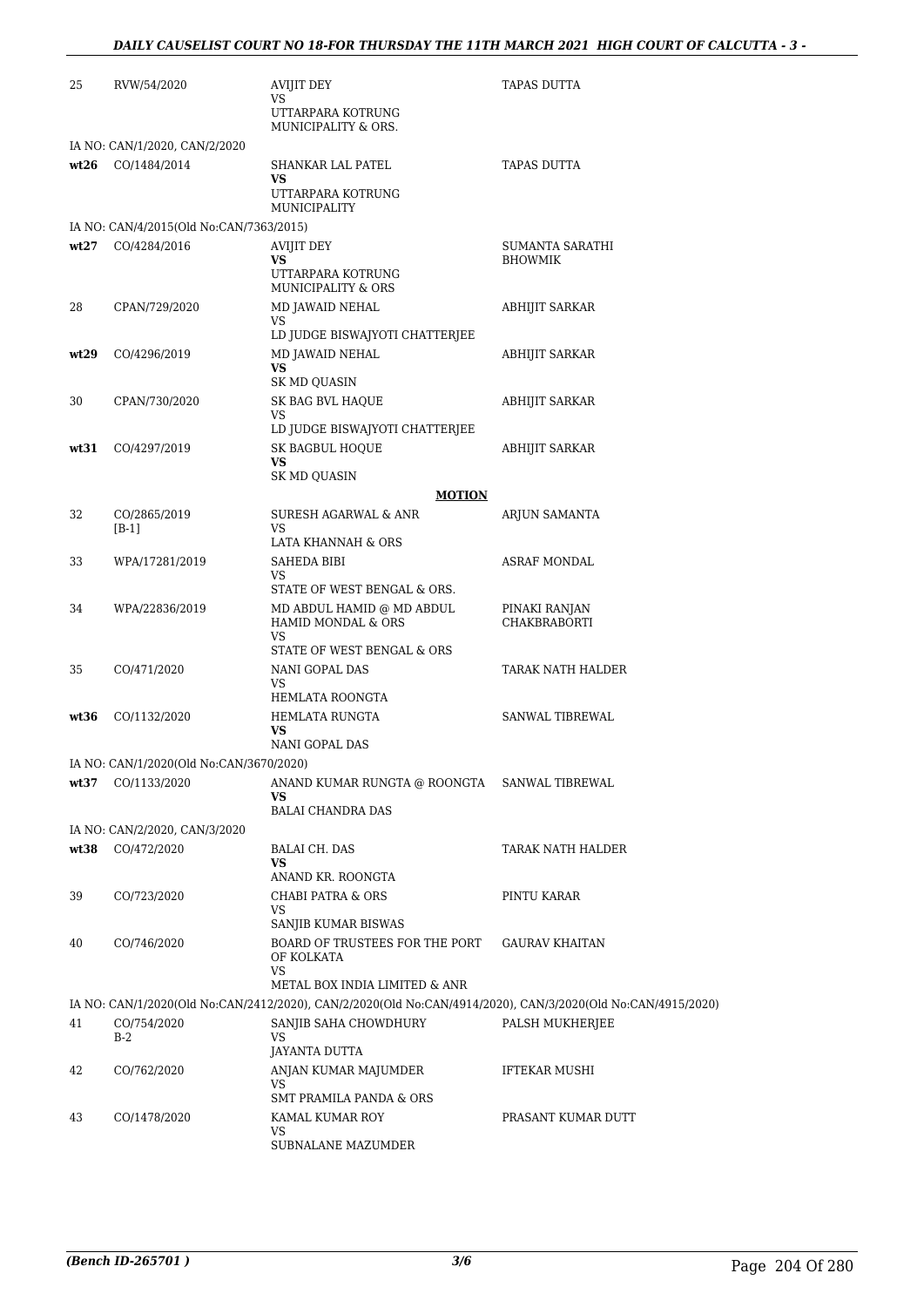| | | | |
|---|---|---|---|
| 25 | RVW/54/2020 | AVIJIT DEY<br>VS<br>UTTARPARA KOTRUNG MUNICIPALITY & ORS. | TAPAS DUTTA |
| | IA NO: CAN/1/2020, CAN/2/2020 | | |
| **wt26** | CO/1484/2014 | SHANKAR LAL PATEL<br>**VS**<br>UTTARPARA KOTRUNG MUNICIPALITY | TAPAS DUTTA |
| | IA NO: CAN/4/2015(Old No:CAN/7363/2015) | | |
| **wt27** | CO/4284/2016 | AVIJIT DEY<br>**VS**<br>UTTARPARA KOTRUNG MUNICIPALITY & ORS | SUMANTA SARATHI BHOWMIK |
| 28 | CPAN/729/2020 | MD JAWAID NEHAL<br>VS<br>LD JUDGE BISWAJYOTI CHATTERJEE | ABHIJIT SARKAR |
| **wt29** | CO/4296/2019 | MD JAWAID NEHAL<br>**VS**<br>SK MD QUASIN | ABHIJIT SARKAR |
| 30 | CPAN/730/2020 | SK BAG BVL HAQUE<br>VS<br>LD JUDGE BISWAJYOTI CHATTERJEE | ABHIJIT SARKAR |
| **wt31** | CO/4297/2019 | SK BAGBUL HOQUE<br>**VS**<br>SK MD QUASIN | ABHIJIT SARKAR |
| | | **MOTION** | |
| 32 | CO/2865/2019<br>[B-1] | SURESH AGARWAL & ANR<br>VS<br>LATA KHANNAH & ORS | ARJUN SAMANTA |
| 33 | WPA/17281/2019 | SAHEDA BIBI<br>VS<br>STATE OF WEST BENGAL & ORS. | ASRAF MONDAL |
| 34 | WPA/22836/2019 | MD ABDUL HAMID @ MD ABDUL HAMID MONDAL & ORS<br>VS<br>STATE OF WEST BENGAL & ORS | PINAKI RANJAN CHAKBRABORTI |
| 35 | CO/471/2020 | NANI GOPAL DAS<br>VS<br>HEMLATA ROONGTA | TARAK NATH HALDER |
| **wt36** | CO/1132/2020 | HEMLATA RUNGTA<br>**VS**<br>NANI GOPAL DAS | SANWAL TIBREWAL |
| | IA NO: CAN/1/2020(Old No:CAN/3670/2020) | | |
| **wt37** | CO/1133/2020 | ANAND KUMAR RUNGTA @ ROONGTA<br>**VS**<br>BALAI CHANDRA DAS | SANWAL TIBREWAL |
| | IA NO: CAN/2/2020, CAN/3/2020 | | |
| **wt38** | CO/472/2020 | BALAI CH. DAS<br>**VS**<br>ANAND KR. ROONGTA | TARAK NATH HALDER |
| 39 | CO/723/2020 | CHABI PATRA & ORS<br>VS<br>SANJIB KUMAR BISWAS | PINTU KARAR |
| 40 | CO/746/2020 | BOARD OF TRUSTEES FOR THE PORT OF KOLKATA<br>VS<br>METAL BOX INDIA LIMITED & ANR | GAURAV KHAITAN |
| | IA NO: CAN/1/2020(Old No:CAN/2412/2020), CAN/2/2020(Old No:CAN/4914/2020), CAN/3/2020(Old No:CAN/4915/2020) | | |
| 41 | CO/754/2020<br>B-2 | SANJIB SAHA CHOWDHURY<br>VS<br>JAYANTA DUTTA | PALSH MUKHERJEE |
| 42 | CO/762/2020 | ANJAN KUMAR MAJUMDER<br>VS<br>SMT PRAMILA PANDA & ORS | IFTEKAR MUSHI |
| 43 | CO/1478/2020 | KAMAL KUMAR ROY<br>VS<br>SUBNALANE MAZUMDER | PRASANT KUMAR DUTT |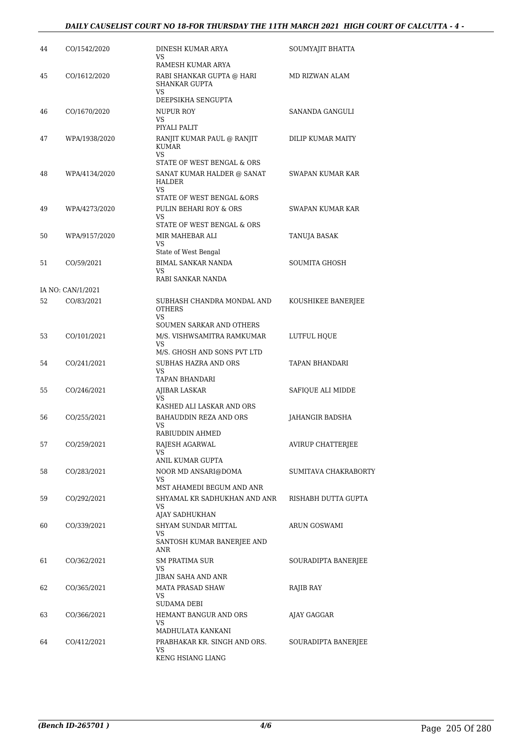| | | | |
|---|---|---|---|
| 44 | CO/1542/2020 | DINESH KUMAR ARYA<br>VS<br>RAMESH KUMAR ARYA | SOUMYAJIT BHATTA |
| 45 | CO/1612/2020 | RABI SHANKAR GUPTA @ HARI SHANKAR GUPTA<br>VS<br>DEEPSIKHA SENGUPTA | MD RIZWAN ALAM |
| 46 | CO/1670/2020 | NUPUR ROY<br>VS<br>PIYALI PALIT | SANANDA GANGULI |
| 47 | WPA/1938/2020 | RANJIT KUMAR PAUL @ RANJIT KUMAR<br>VS<br>STATE OF WEST BENGAL & ORS | DILIP KUMAR MAITY |
| 48 | WPA/4134/2020 | SANAT KUMAR HALDER @ SANAT HALDER<br>VS<br>STATE OF WEST BENGAL &ORS | SWAPAN KUMAR KAR |
| 49 | WPA/4273/2020 | PULIN BEHARI ROY & ORS<br>VS<br>STATE OF WEST BENGAL & ORS | SWAPAN KUMAR KAR |
| 50 | WPA/9157/2020 | MIR MAHEBAR ALI<br>VS<br>State of West Bengal | TANUJA BASAK |
| 51 | CO/59/2021 | BIMAL SANKAR NANDA<br>VS<br>RABI SANKAR NANDA | SOUMITA GHOSH |
| IA NO: CAN/1/2021 | | | |
| 52 | CO/83/2021 | SUBHASH CHANDRA MONDAL AND OTHERS<br>VS<br>SOUMEN SARKAR AND OTHERS | KOUSHIKEE BANERJEE |
| 53 | CO/101/2021 | M/S. VISHWSAMITRA RAMKUMAR<br>VS<br>M/S. GHOSH AND SONS PVT LTD | LUTFUL HQUE |
| 54 | CO/241/2021 | SUBHAS HAZRA AND ORS<br>VS<br>TAPAN BHANDARI | TAPAN BHANDARI |
| 55 | CO/246/2021 | AJIBAR LASKAR<br>VS<br>KASHED ALI LASKAR AND ORS | SAFIQUE ALI MIDDE |
| 56 | CO/255/2021 | BAHAUDDIN REZA AND ORS<br>VS<br>RABIUDDIN AHMED | JAHANGIR BADSHA |
| 57 | CO/259/2021 | RAJESH AGARWAL<br>VS<br>ANIL KUMAR GUPTA | AVIRUP CHATTERJEE |
| 58 | CO/283/2021 | NOOR MD ANSARI@DOMA<br>VS<br>MST AHAMEDI BEGUM AND ANR | SUMITAVA CHAKRABORTY |
| 59 | CO/292/2021 | SHYAMAL KR SADHUKHAN AND ANR<br>VS<br>AJAY SADHUKHAN | RISHABH DUTTA GUPTA |
| 60 | CO/339/2021 | SHYAM SUNDAR MITTAL<br>VS<br>SANTOSH KUMAR BANERJEE AND ANR | ARUN GOSWAMI |
| 61 | CO/362/2021 | SM PRATIMA SUR<br>VS<br>JIBAN SAHA AND ANR | SOURADIPTA BANERJEE |
| 62 | CO/365/2021 | MATA PRASAD SHAW<br>VS<br>SUDAMA DEBI | RAJIB RAY |
| 63 | CO/366/2021 | HEMANT BANGUR AND ORS<br>VS<br>MADHULATA KANKANI | AJAY GAGGAR |
| 64 | CO/412/2021 | PRABHAKAR KR. SINGH AND ORS.<br>VS<br>KENG HSIANG LIANG | SOURADIPTA BANERJEE |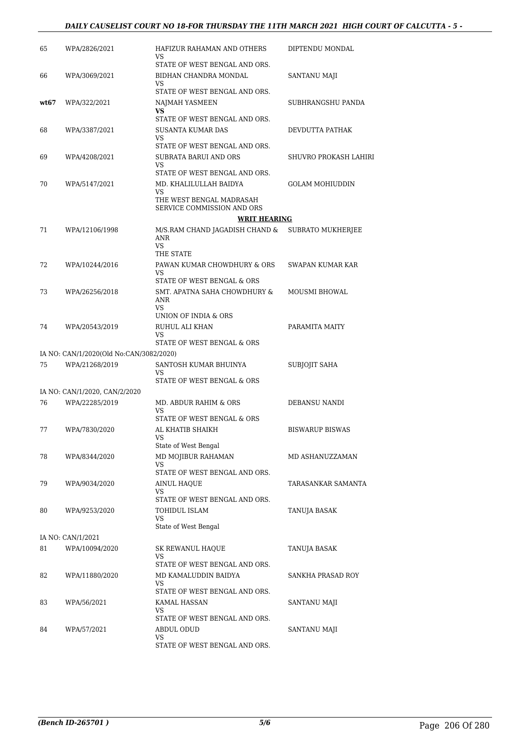| | | | |
|---|---|---|---|
| 65 | WPA/2826/2021 | HAFIZUR RAHAMAN AND OTHERS<br>VS<br>STATE OF WEST BENGAL AND ORS. | DIPTENDU MONDAL |
| 66 | WPA/3069/2021 | BIDHAN CHANDRA MONDAL<br>VS<br>STATE OF WEST BENGAL AND ORS. | SANTANU MAJI |
| **wt67** | WPA/322/2021 | NAJMAH YASMEEN<br>**VS**<br>STATE OF WEST BENGAL AND ORS. | SUBHRANGSHU PANDA |
| 68 | WPA/3387/2021 | SUSANTA KUMAR DAS<br>VS<br>STATE OF WEST BENGAL AND ORS. | DEVDUTTA PATHAK |
| 69 | WPA/4208/2021 | SUBRATA BARUI AND ORS<br>VS<br>STATE OF WEST BENGAL AND ORS. | SHUVRO PROKASH LAHIRI |
| 70 | WPA/5147/2021 | MD. KHALILULLAH BAIDYA<br>VS<br>THE WEST BENGAL MADRASAH SERVICE COMMISSION AND ORS | GOLAM MOHIUDDIN |
| | | **WRIT HEARING** | |
| 71 | WPA/12106/1998 | M/S.RAM CHAND JAGADISH CHAND & ANR<br>VS<br>THE STATE | SUBRATO MUKHERJEE |
| 72 | WPA/10244/2016 | PAWAN KUMAR CHOWDHURY & ORS<br>VS<br>STATE OF WEST BENGAL & ORS | SWAPAN KUMAR KAR |
| 73 | WPA/26256/2018 | SMT. APATNA SAHA CHOWDHURY & ANR<br>VS<br>UNION OF INDIA & ORS | MOUSMI BHOWAL |
| 74 | WPA/20543/2019 | RUHUL ALI KHAN<br>VS<br>STATE OF WEST BENGAL & ORS | PARAMITA MAITY |
| | IA NO: CAN/1/2020(Old No:CAN/3082/2020) | | |
| 75 | WPA/21268/2019 | SANTOSH KUMAR BHUINYA<br>VS<br>STATE OF WEST BENGAL & ORS | SUBJOJIT SAHA |
| | IA NO: CAN/1/2020, CAN/2/2020 | | |
| 76 | WPA/22285/2019 | MD. ABDUR RAHIM & ORS<br>VS<br>STATE OF WEST BENGAL & ORS | DEBANSU NANDI |
| 77 | WPA/7830/2020 | AL KHATIB SHAIKH<br>VS<br>State of West Bengal | BISWARUP BISWAS |
| 78 | WPA/8344/2020 | MD MOJIBUR RAHAMAN<br>VS<br>STATE OF WEST BENGAL AND ORS. | MD ASHANUZZAMAN |
| 79 | WPA/9034/2020 | AINUL HAQUE<br>VS<br>STATE OF WEST BENGAL AND ORS. | TARASANKAR SAMANTA |
| 80 | WPA/9253/2020 | TOHIDUL ISLAM<br>VS<br>State of West Bengal | TANUJA BASAK |
| | IA NO: CAN/1/2021 | | |
| 81 | WPA/10094/2020 | SK REWANUL HAQUE<br>VS<br>STATE OF WEST BENGAL AND ORS. | TANUJA BASAK |
| 82 | WPA/11880/2020 | MD KAMALUDDIN BAIDYA<br>VS<br>STATE OF WEST BENGAL AND ORS. | SANKHA PRASAD ROY |
| 83 | WPA/56/2021 | KAMAL HASSAN<br>VS<br>STATE OF WEST BENGAL AND ORS. | SANTANU MAJI |
| 84 | WPA/57/2021 | ABDUL ODUD<br>VS<br>STATE OF WEST BENGAL AND ORS. | SANTANU MAJI |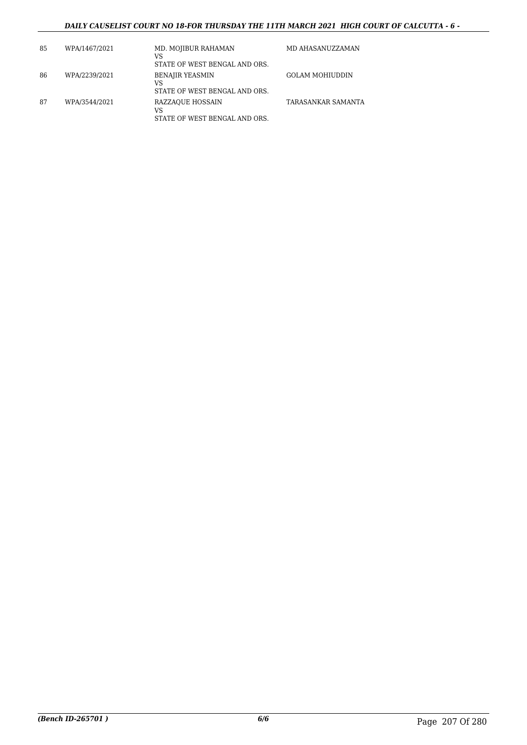| | | | |
|---|---|---|---|
| 85 | WPA/1467/2021 | MD. MOJIBUR RAHAMAN<br>VS<br>STATE OF WEST BENGAL AND ORS. | MD AHASANUZZAMAN |
| 86 | WPA/2239/2021 | BENAJIR YEASMIN<br>VS<br>STATE OF WEST BENGAL AND ORS. | GOLAM MOHIUDDIN |
| 87 | WPA/3544/2021 | RAZZAQUE HOSSAIN<br>VS<br>STATE OF WEST BENGAL AND ORS. | TARASANKAR SAMANTA |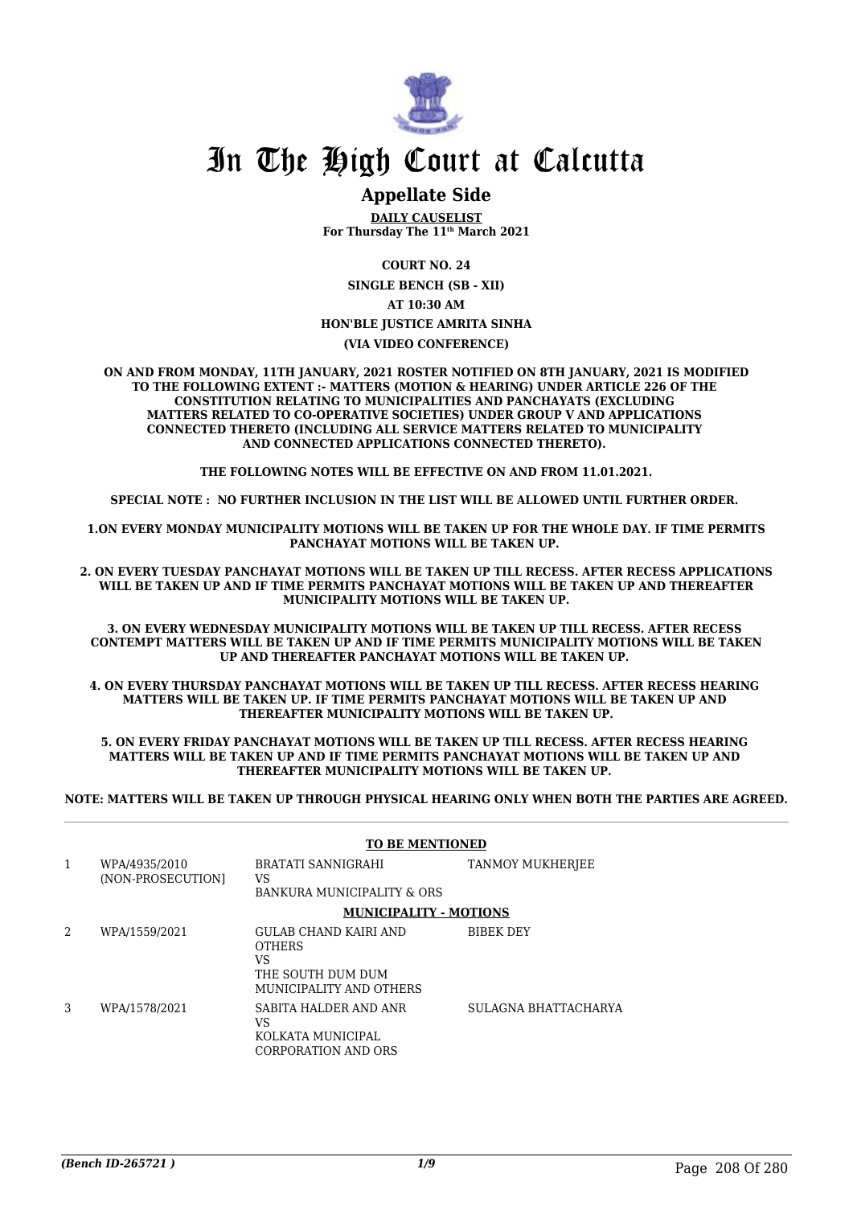# In The High Court at Calcutta

## Appellate Side

**DAILY CAUSELIST**
**For Thursday The 11th March 2021**

**COURT NO. 24**

**SINGLE BENCH (SB - XII)**

**AT 10:30 AM**

**HON'BLE JUSTICE AMRITA SINHA**

**(VIA VIDEO CONFERENCE)**

**ON AND FROM MONDAY, 11TH JANUARY, 2021 ROSTER NOTIFIED ON 8TH JANUARY, 2021 IS MODIFIED TO THE FOLLOWING EXTENT :- MATTERS (MOTION & HEARING) UNDER ARTICLE 226 OF THE CONSTITUTION RELATING TO MUNICIPALITIES AND PANCHAYATS (EXCLUDING MATTERS RELATED TO CO-OPERATIVE SOCIETIES) UNDER GROUP V AND APPLICATIONS CONNECTED THERETO (INCLUDING ALL SERVICE MATTERS RELATED TO MUNICIPALITY AND CONNECTED APPLICATIONS CONNECTED THERETO).**

**THE FOLLOWING NOTES WILL BE EFFECTIVE ON AND FROM 11.01.2021.**

**SPECIAL NOTE : NO FURTHER INCLUSION IN THE LIST WILL BE ALLOWED UNTIL FURTHER ORDER.**

**1.ON EVERY MONDAY MUNICIPALITY MOTIONS WILL BE TAKEN UP FOR THE WHOLE DAY. IF TIME PERMITS PANCHAYAT MOTIONS WILL BE TAKEN UP.**

**2. ON EVERY TUESDAY PANCHAYAT MOTIONS WILL BE TAKEN UP TILL RECESS. AFTER RECESS APPLICATIONS WILL BE TAKEN UP AND IF TIME PERMITS PANCHAYAT MOTIONS WILL BE TAKEN UP AND THEREAFTER MUNICIPALITY MOTIONS WILL BE TAKEN UP.**

**3. ON EVERY WEDNESDAY MUNICIPALITY MOTIONS WILL BE TAKEN UP TILL RECESS. AFTER RECESS CONTEMPT MATTERS WILL BE TAKEN UP AND IF TIME PERMITS MUNICIPALITY MOTIONS WILL BE TAKEN UP AND THEREAFTER PANCHAYAT MOTIONS WILL BE TAKEN UP.**

**4. ON EVERY THURSDAY PANCHAYAT MOTIONS WILL BE TAKEN UP TILL RECESS. AFTER RECESS HEARING MATTERS WILL BE TAKEN UP. IF TIME PERMITS PANCHAYAT MOTIONS WILL BE TAKEN UP AND THEREAFTER MUNICIPALITY MOTIONS WILL BE TAKEN UP.**

**5. ON EVERY FRIDAY PANCHAYAT MOTIONS WILL BE TAKEN UP TILL RECESS. AFTER RECESS HEARING MATTERS WILL BE TAKEN UP AND IF TIME PERMITS PANCHAYAT MOTIONS WILL BE TAKEN UP AND THEREAFTER MUNICIPALITY MOTIONS WILL BE TAKEN UP.**

**NOTE: MATTERS WILL BE TAKEN UP THROUGH PHYSICAL HEARING ONLY WHEN BOTH THE PARTIES ARE AGREED.**

**TO BE MENTIONED**

| | | | |
|---|---|---|---|
| 1 | WPA/4935/2010 (NON-PROSECUTION] | BRATATI SANNIGRAHI VS BANKURA MUNICIPALITY & ORS | TANMOY MUKHERJEE |

**MUNICIPALITY - MOTIONS**

| | | | |
|---|---|---|---|
| 2 | WPA/1559/2021 | GULAB CHAND KAIRI AND OTHERS VS THE SOUTH DUM DUM MUNICIPALITY AND OTHERS | BIBEK DEY |
| 3 | WPA/1578/2021 | SABITA HALDER AND ANR VS KOLKATA MUNICIPAL CORPORATION AND ORS | SULAGNA BHATTACHARYA |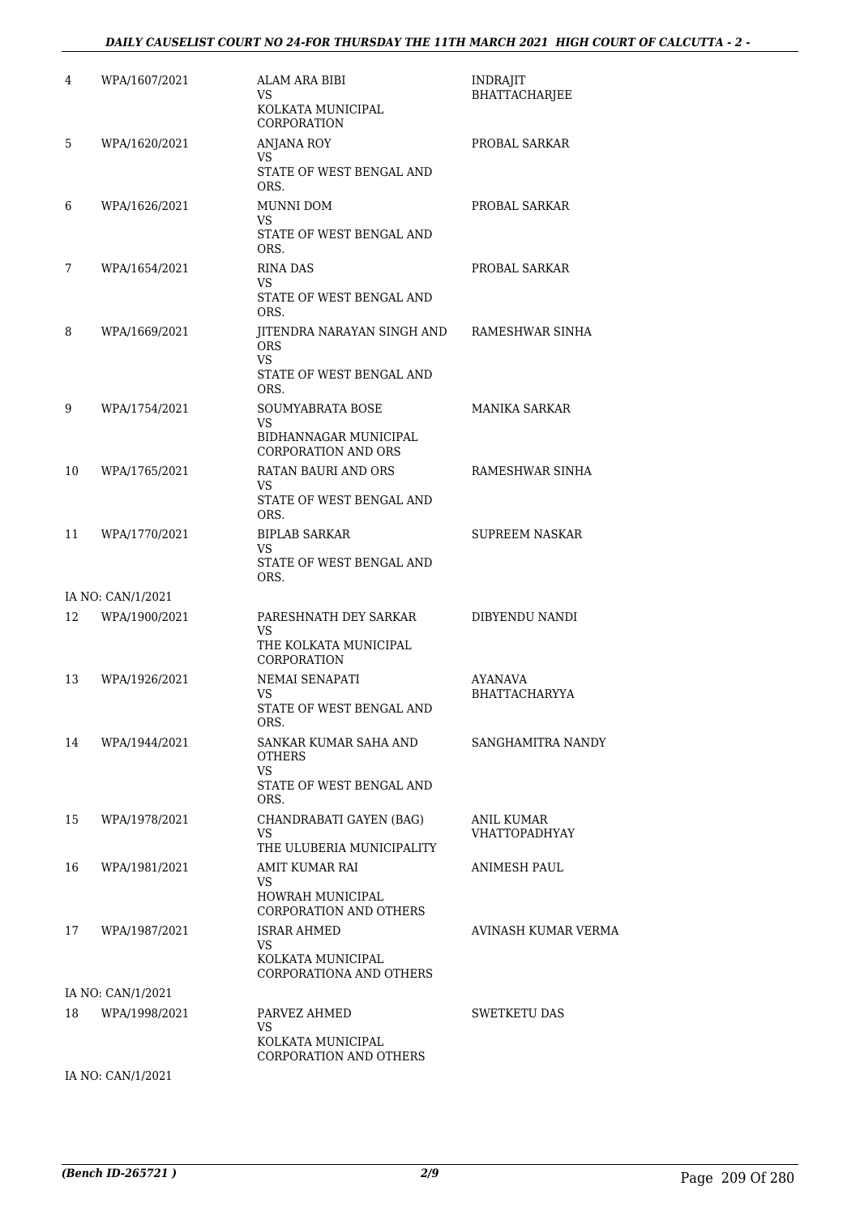| | | | |
|---|---|---|---|
| 4 | WPA/1607/2021 | ALAM ARA BIBI<br>VS<br>KOLKATA MUNICIPAL CORPORATION | INDRAJIT BHATTACHARJEE |
| 5 | WPA/1620/2021 | ANJANA ROY<br>VS<br>STATE OF WEST BENGAL AND ORS. | PROBAL SARKAR |
| 6 | WPA/1626/2021 | MUNNI DOM<br>VS<br>STATE OF WEST BENGAL AND ORS. | PROBAL SARKAR |
| 7 | WPA/1654/2021 | RINA DAS<br>VS<br>STATE OF WEST BENGAL AND ORS. | PROBAL SARKAR |
| 8 | WPA/1669/2021 | JITENDRA NARAYAN SINGH AND ORS<br>VS<br>STATE OF WEST BENGAL AND ORS. | RAMESHWAR SINHA |
| 9 | WPA/1754/2021 | SOUMYABRATA BOSE<br>VS<br>BIDHANNAGAR MUNICIPAL CORPORATION AND ORS | MANIKA SARKAR |
| 10 | WPA/1765/2021 | RATAN BAURI AND ORS<br>VS<br>STATE OF WEST BENGAL AND ORS. | RAMESHWAR SINHA |
| 11 | WPA/1770/2021 | BIPLAB SARKAR<br>VS<br>STATE OF WEST BENGAL AND ORS. | SUPREEM NASKAR |
| | IA NO: CAN/1/2021 | | |
| 12 | WPA/1900/2021 | PARESHNATH DEY SARKAR<br>VS<br>THE KOLKATA MUNICIPAL CORPORATION | DIBYENDU NANDI |
| 13 | WPA/1926/2021 | NEMAI SENAPATI<br>VS<br>STATE OF WEST BENGAL AND ORS. | AYANAVA BHATTACHARYYA |
| 14 | WPA/1944/2021 | SANKAR KUMAR SAHA AND OTHERS<br>VS<br>STATE OF WEST BENGAL AND ORS. | SANGHAMITRA NANDY |
| 15 | WPA/1978/2021 | CHANDRABATI GAYEN (BAG)<br>VS<br>THE ULUBERIA MUNICIPALITY | ANIL KUMAR VHATTOPADHYAY |
| 16 | WPA/1981/2021 | AMIT KUMAR RAI<br>VS<br>HOWRAH MUNICIPAL CORPORATION AND OTHERS | ANIMESH PAUL |
| 17 | WPA/1987/2021 | ISRAR AHMED<br>VS<br>KOLKATA MUNICIPAL CORPORATIONA AND OTHERS | AVINASH KUMAR VERMA |
| | IA NO: CAN/1/2021 | | |
| 18 | WPA/1998/2021 | PARVEZ AHMED<br>VS<br>KOLKATA MUNICIPAL CORPORATION AND OTHERS | SWETKETU DAS |
| | IA NO: CAN/1/2021 | | |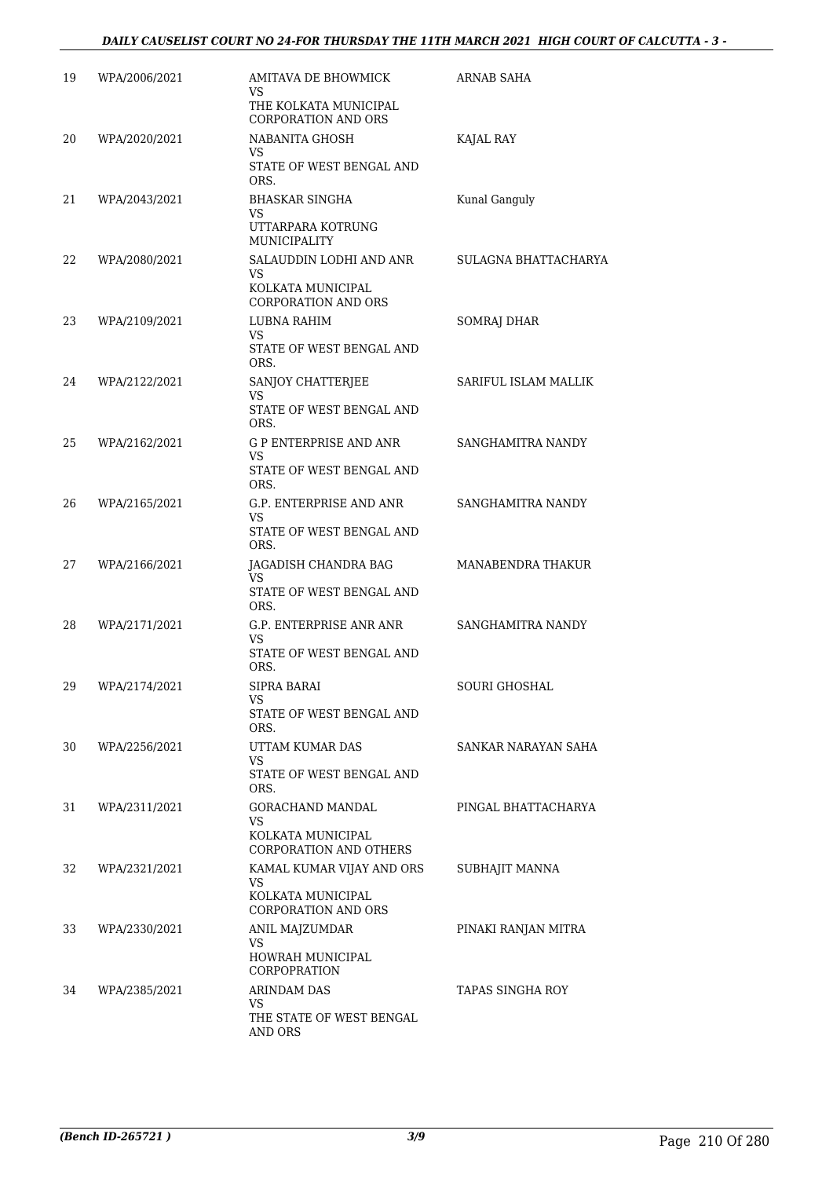| 19 | WPA/2006/2021 | AMITAVA DE BHOWMICK<br>VS<br>THE KOLKATA MUNICIPAL CORPORATION AND ORS | ARNAB SAHA |
|---|---|---|---|
| 20 | WPA/2020/2021 | NABANITA GHOSH<br>VS<br>STATE OF WEST BENGAL AND ORS. | KAJAL RAY |
| 21 | WPA/2043/2021 | BHASKAR SINGHA<br>VS<br>UTTARPARA KOTRUNG MUNICIPALITY | Kunal Ganguly |
| 22 | WPA/2080/2021 | SALAUDDIN LODHI AND ANR<br>VS<br>KOLKATA MUNICIPAL CORPORATION AND ORS | SULAGNA BHATTACHARYA |
| 23 | WPA/2109/2021 | LUBNA RAHIM<br>VS<br>STATE OF WEST BENGAL AND ORS. | SOMRAJ DHAR |
| 24 | WPA/2122/2021 | SANJOY CHATTERJEE<br>VS<br>STATE OF WEST BENGAL AND ORS. | SARIFUL ISLAM MALLIK |
| 25 | WPA/2162/2021 | G P ENTERPRISE AND ANR<br>VS<br>STATE OF WEST BENGAL AND ORS. | SANGHAMITRA NANDY |
| 26 | WPA/2165/2021 | G.P. ENTERPRISE AND ANR<br>VS<br>STATE OF WEST BENGAL AND ORS. | SANGHAMITRA NANDY |
| 27 | WPA/2166/2021 | JAGADISH CHANDRA BAG<br>VS<br>STATE OF WEST BENGAL AND ORS. | MANABENDRA THAKUR |
| 28 | WPA/2171/2021 | G.P. ENTERPRISE ANR ANR<br>VS<br>STATE OF WEST BENGAL AND ORS. | SANGHAMITRA NANDY |
| 29 | WPA/2174/2021 | SIPRA BARAI<br>VS<br>STATE OF WEST BENGAL AND ORS. | SOURI GHOSHAL |
| 30 | WPA/2256/2021 | UTTAM KUMAR DAS<br>VS<br>STATE OF WEST BENGAL AND ORS. | SANKAR NARAYAN SAHA |
| 31 | WPA/2311/2021 | GORACHAND MANDAL<br>VS<br>KOLKATA MUNICIPAL CORPORATION AND OTHERS | PINGAL BHATTACHARYA |
| 32 | WPA/2321/2021 | KAMAL KUMAR VIJAY AND ORS<br>VS<br>KOLKATA MUNICIPAL CORPORATION AND ORS | SUBHAJIT MANNA |
| 33 | WPA/2330/2021 | ANIL MAJZUMDAR<br>VS<br>HOWRAH MUNICIPAL CORPOPRATION | PINAKI RANJAN MITRA |
| 34 | WPA/2385/2021 | ARINDAM DAS<br>VS<br>THE STATE OF WEST BENGAL AND ORS | TAPAS SINGHA ROY |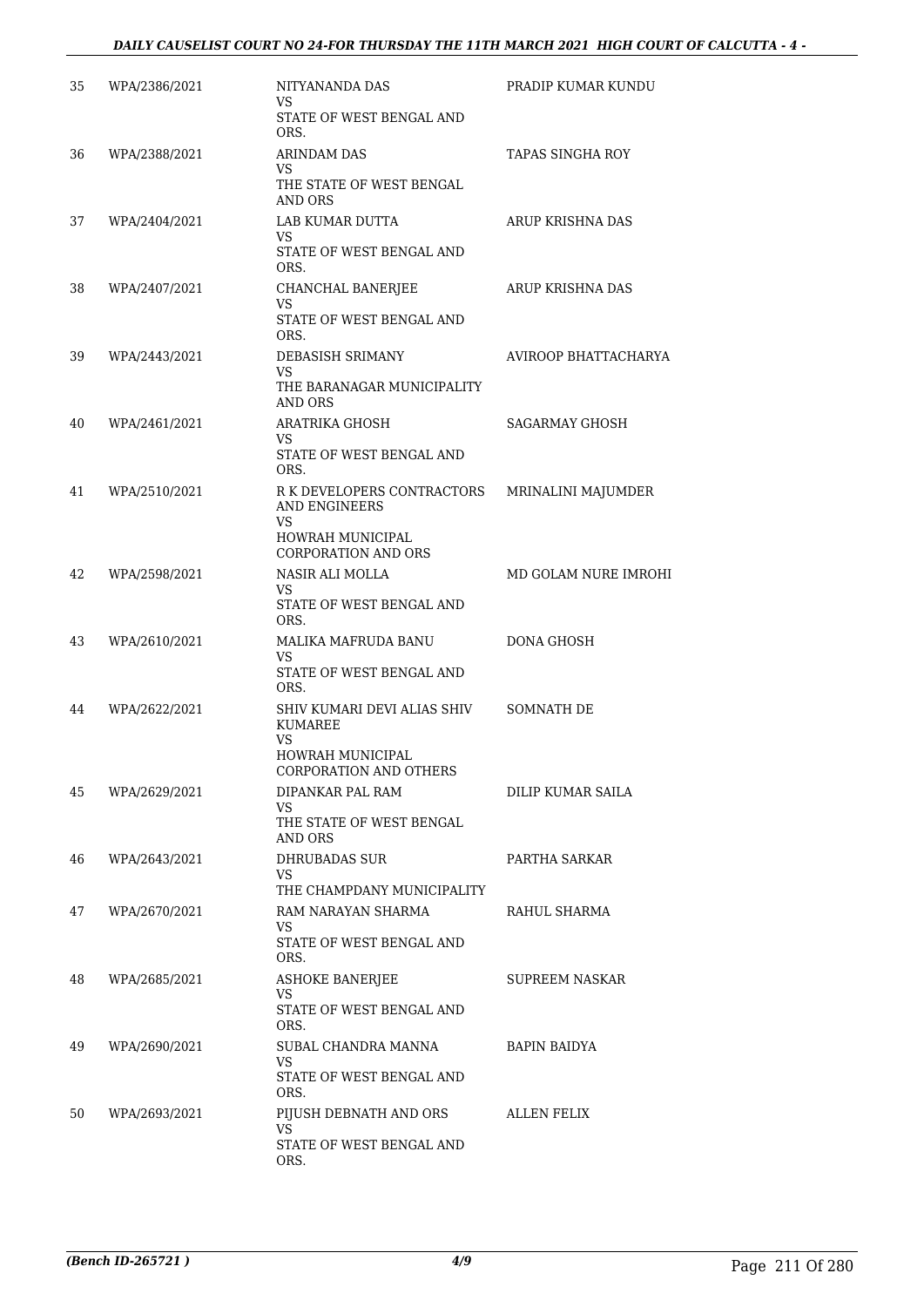| 35 | WPA/2386/2021 | NITYANANDA DAS<br>VS<br>STATE OF WEST BENGAL AND ORS. | PRADIP KUMAR KUNDU |
|---|---|---|---|
| 36 | WPA/2388/2021 | ARINDAM DAS<br>VS<br>THE STATE OF WEST BENGAL AND ORS | TAPAS SINGHA ROY |
| 37 | WPA/2404/2021 | LAB KUMAR DUTTA<br>VS<br>STATE OF WEST BENGAL AND ORS. | ARUP KRISHNA DAS |
| 38 | WPA/2407/2021 | CHANCHAL BANERJEE<br>VS<br>STATE OF WEST BENGAL AND ORS. | ARUP KRISHNA DAS |
| 39 | WPA/2443/2021 | DEBASISH SRIMANY<br>VS<br>THE BARANAGAR MUNICIPALITY AND ORS | AVIROOP BHATTACHARYA |
| 40 | WPA/2461/2021 | ARATRIKA GHOSH<br>VS<br>STATE OF WEST BENGAL AND ORS. | SAGARMAY GHOSH |
| 41 | WPA/2510/2021 | R K DEVELOPERS CONTRACTORS AND ENGINEERS<br>VS<br>HOWRAH MUNICIPAL CORPORATION AND ORS | MRINALINI MAJUMDER |
| 42 | WPA/2598/2021 | NASIR ALI MOLLA<br>VS<br>STATE OF WEST BENGAL AND ORS. | MD GOLAM NURE IMROHI |
| 43 | WPA/2610/2021 | MALIKA MAFRUDA BANU<br>VS<br>STATE OF WEST BENGAL AND ORS. | DONA GHOSH |
| 44 | WPA/2622/2021 | SHIV KUMARI DEVI ALIAS SHIV KUMAREE<br>VS<br>HOWRAH MUNICIPAL CORPORATION AND OTHERS | SOMNATH DE |
| 45 | WPA/2629/2021 | DIPANKAR PAL RAM<br>VS<br>THE STATE OF WEST BENGAL AND ORS | DILIP KUMAR SAILA |
| 46 | WPA/2643/2021 | DHRUBADAS SUR<br>VS<br>THE CHAMPDANY MUNICIPALITY | PARTHA SARKAR |
| 47 | WPA/2670/2021 | RAM NARAYAN SHARMA<br>VS<br>STATE OF WEST BENGAL AND ORS. | RAHUL SHARMA |
| 48 | WPA/2685/2021 | ASHOKE BANERJEE<br>VS<br>STATE OF WEST BENGAL AND ORS. | SUPREEM NASKAR |
| 49 | WPA/2690/2021 | SUBAL CHANDRA MANNA<br>VS<br>STATE OF WEST BENGAL AND ORS. | BAPIN BAIDYA |
| 50 | WPA/2693/2021 | PIJUSH DEBNATH AND ORS<br>VS<br>STATE OF WEST BENGAL AND ORS. | ALLEN FELIX |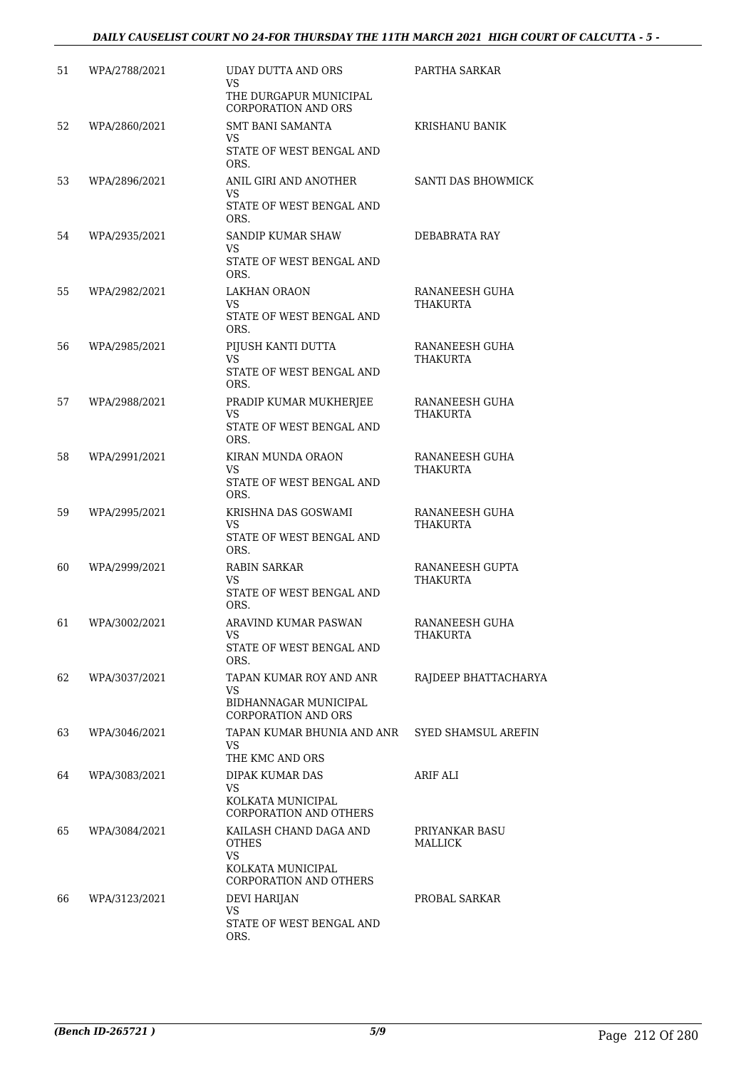| 51 | WPA/2788/2021 | UDAY DUTTA AND ORS<br>VS<br>THE DURGAPUR MUNICIPAL CORPORATION AND ORS | PARTHA SARKAR |
|---|---|---|---|
| 52 | WPA/2860/2021 | SMT BANI SAMANTA<br>VS<br>STATE OF WEST BENGAL AND ORS. | KRISHANU BANIK |
| 53 | WPA/2896/2021 | ANIL GIRI AND ANOTHER<br>VS<br>STATE OF WEST BENGAL AND ORS. | SANTI DAS BHOWMICK |
| 54 | WPA/2935/2021 | SANDIP KUMAR SHAW<br>VS<br>STATE OF WEST BENGAL AND ORS. | DEBABRATA RAY |
| 55 | WPA/2982/2021 | LAKHAN ORAON<br>VS<br>STATE OF WEST BENGAL AND ORS. | RANANEESH GUHA THAKURTA |
| 56 | WPA/2985/2021 | PIJUSH KANTI DUTTA<br>VS<br>STATE OF WEST BENGAL AND ORS. | RANANEESH GUHA THAKURTA |
| 57 | WPA/2988/2021 | PRADIP KUMAR MUKHERJEE<br>VS<br>STATE OF WEST BENGAL AND ORS. | RANANEESH GUHA THAKURTA |
| 58 | WPA/2991/2021 | KIRAN MUNDA ORAON<br>VS<br>STATE OF WEST BENGAL AND ORS. | RANANEESH GUHA THAKURTA |
| 59 | WPA/2995/2021 | KRISHNA DAS GOSWAMI<br>VS<br>STATE OF WEST BENGAL AND ORS. | RANANEESH GUHA THAKURTA |
| 60 | WPA/2999/2021 | RABIN SARKAR<br>VS<br>STATE OF WEST BENGAL AND ORS. | RANANEESH GUPTA THAKURTA |
| 61 | WPA/3002/2021 | ARAVIND KUMAR PASWAN<br>VS<br>STATE OF WEST BENGAL AND ORS. | RANANEESH GUHA THAKURTA |
| 62 | WPA/3037/2021 | TAPAN KUMAR ROY AND ANR<br>VS<br>BIDHANNAGAR MUNICIPAL CORPORATION AND ORS | RAJDEEP BHATTACHARYA |
| 63 | WPA/3046/2021 | TAPAN KUMAR BHUNIA AND ANR<br>VS<br>THE KMC AND ORS | SYED SHAMSUL AREFIN |
| 64 | WPA/3083/2021 | DIPAK KUMAR DAS<br>VS<br>KOLKATA MUNICIPAL CORPORATION AND OTHERS | ARIF ALI |
| 65 | WPA/3084/2021 | KAILASH CHAND DAGA AND OTHES<br>VS<br>KOLKATA MUNICIPAL CORPORATION AND OTHERS | PRIYANKAR BASU MALLICK |
| 66 | WPA/3123/2021 | DEVI HARIJAN<br>VS<br>STATE OF WEST BENGAL AND ORS. | PROBAL SARKAR |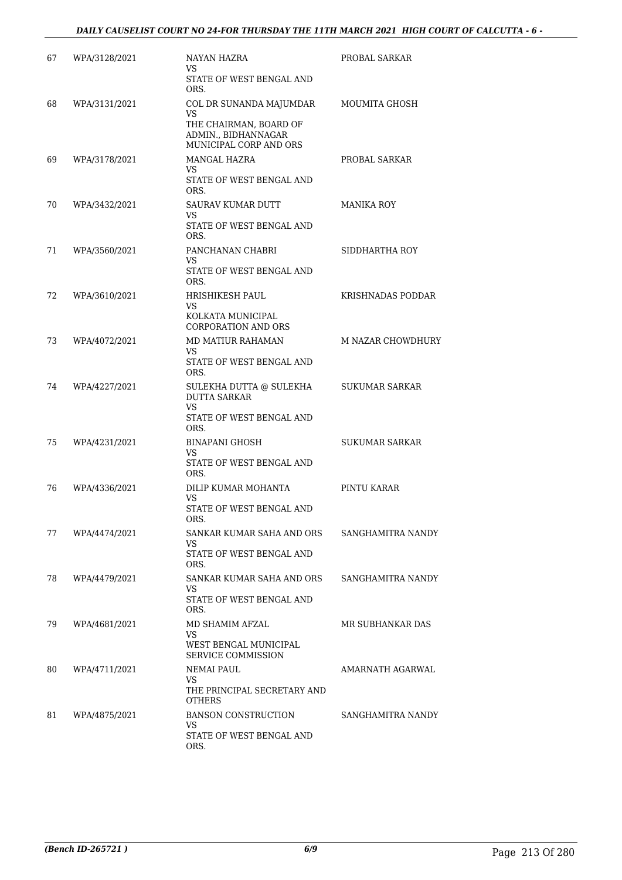| | | | |
|---|---|---|---|
| 67 | WPA/3128/2021 | NAYAN HAZRA<br>VS<br>STATE OF WEST BENGAL AND ORS. | PROBAL SARKAR |
| 68 | WPA/3131/2021 | COL DR SUNANDA MAJUMDAR<br>VS<br>THE CHAIRMAN, BOARD OF ADMIN., BIDHANNAGAR MUNICIPAL CORP AND ORS | MOUMITA GHOSH |
| 69 | WPA/3178/2021 | MANGAL HAZRA<br>VS<br>STATE OF WEST BENGAL AND ORS. | PROBAL SARKAR |
| 70 | WPA/3432/2021 | SAURAV KUMAR DUTT<br>VS<br>STATE OF WEST BENGAL AND ORS. | MANIKA ROY |
| 71 | WPA/3560/2021 | PANCHANAN CHABRI<br>VS<br>STATE OF WEST BENGAL AND ORS. | SIDDHARTHA ROY |
| 72 | WPA/3610/2021 | HRISHIKESH PAUL<br>VS<br>KOLKATA MUNICIPAL CORPORATION AND ORS | KRISHNADAS PODDAR |
| 73 | WPA/4072/2021 | MD MATIUR RAHAMAN<br>VS<br>STATE OF WEST BENGAL AND ORS. | M NAZAR CHOWDHURY |
| 74 | WPA/4227/2021 | SULEKHA DUTTA @ SULEKHA DUTTA SARKAR<br>VS<br>STATE OF WEST BENGAL AND ORS. | SUKUMAR SARKAR |
| 75 | WPA/4231/2021 | BINAPANI GHOSH<br>VS<br>STATE OF WEST BENGAL AND ORS. | SUKUMAR SARKAR |
| 76 | WPA/4336/2021 | DILIP KUMAR MOHANTA<br>VS<br>STATE OF WEST BENGAL AND ORS. | PINTU KARAR |
| 77 | WPA/4474/2021 | SANKAR KUMAR SAHA AND ORS<br>VS<br>STATE OF WEST BENGAL AND ORS. | SANGHAMITRA NANDY |
| 78 | WPA/4479/2021 | SANKAR KUMAR SAHA AND ORS<br>VS<br>STATE OF WEST BENGAL AND ORS. | SANGHAMITRA NANDY |
| 79 | WPA/4681/2021 | MD SHAMIM AFZAL<br>VS<br>WEST BENGAL MUNICIPAL SERVICE COMMISSION | MR SUBHANKAR DAS |
| 80 | WPA/4711/2021 | NEMAI PAUL<br>VS<br>THE PRINCIPAL SECRETARY AND OTHERS | AMARNATH AGARWAL |
| 81 | WPA/4875/2021 | BANSON CONSTRUCTION<br>VS<br>STATE OF WEST BENGAL AND ORS. | SANGHAMITRA NANDY |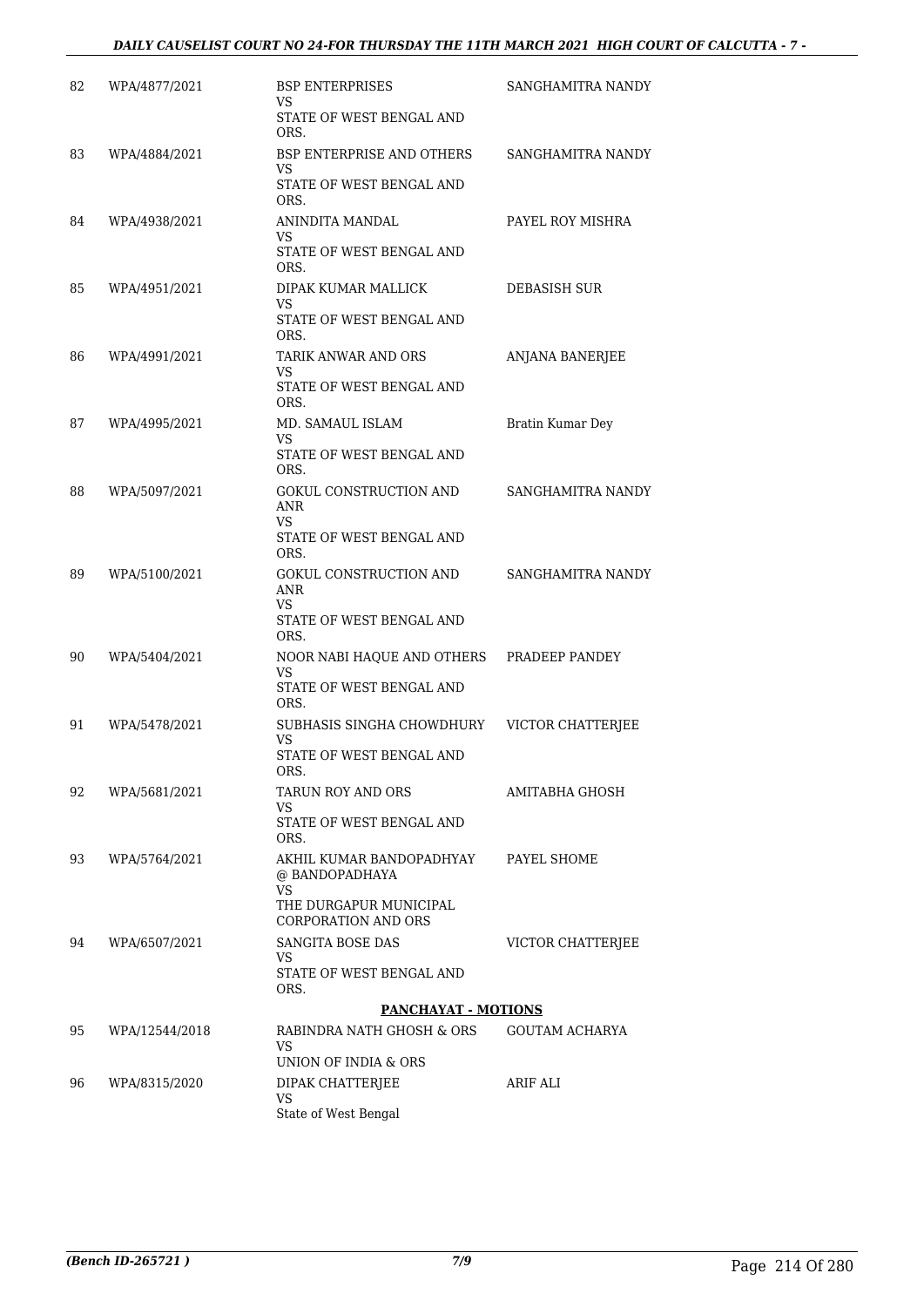| | | | |
|---|---|---|---|
| 82 | WPA/4877/2021 | BSP ENTERPRISES<br>VS<br>STATE OF WEST BENGAL AND ORS. | SANGHAMITRA NANDY |
| 83 | WPA/4884/2021 | BSP ENTERPRISE AND OTHERS<br>VS<br>STATE OF WEST BENGAL AND ORS. | SANGHAMITRA NANDY |
| 84 | WPA/4938/2021 | ANINDITA MANDAL<br>VS<br>STATE OF WEST BENGAL AND ORS. | PAYEL ROY MISHRA |
| 85 | WPA/4951/2021 | DIPAK KUMAR MALLICK<br>VS<br>STATE OF WEST BENGAL AND ORS. | DEBASISH SUR |
| 86 | WPA/4991/2021 | TARIK ANWAR AND ORS<br>VS<br>STATE OF WEST BENGAL AND ORS. | ANJANA BANERJEE |
| 87 | WPA/4995/2021 | MD. SAMAUL ISLAM<br>VS<br>STATE OF WEST BENGAL AND ORS. | Bratin Kumar Dey |
| 88 | WPA/5097/2021 | GOKUL CONSTRUCTION AND ANR<br>VS<br>STATE OF WEST BENGAL AND ORS. | SANGHAMITRA NANDY |
| 89 | WPA/5100/2021 | GOKUL CONSTRUCTION AND ANR<br>VS<br>STATE OF WEST BENGAL AND ORS. | SANGHAMITRA NANDY |
| 90 | WPA/5404/2021 | NOOR NABI HAQUE AND OTHERS<br>VS<br>STATE OF WEST BENGAL AND ORS. | PRADEEP PANDEY |
| 91 | WPA/5478/2021 | SUBHASIS SINGHA CHOWDHURY<br>VS<br>STATE OF WEST BENGAL AND ORS. | VICTOR CHATTERJEE |
| 92 | WPA/5681/2021 | TARUN ROY AND ORS<br>VS<br>STATE OF WEST BENGAL AND ORS. | AMITABHA GHOSH |
| 93 | WPA/5764/2021 | AKHIL KUMAR BANDOPADHYAY @ BANDOPADHAYA<br>VS<br>THE DURGAPUR MUNICIPAL CORPORATION AND ORS | PAYEL SHOME |
| 94 | WPA/6507/2021 | SANGITA BOSE DAS<br>VS<br>STATE OF WEST BENGAL AND ORS. | VICTOR CHATTERJEE |

**PANCHAYAT - MOTIONS**

| | | | |
|---|---|---|---|
| 95 | WPA/12544/2018 | RABINDRA NATH GHOSH & ORS<br>VS<br>UNION OF INDIA & ORS | GOUTAM ACHARYA |
| 96 | WPA/8315/2020 | DIPAK CHATTERJEE<br>VS<br>State of West Bengal | ARIF ALI |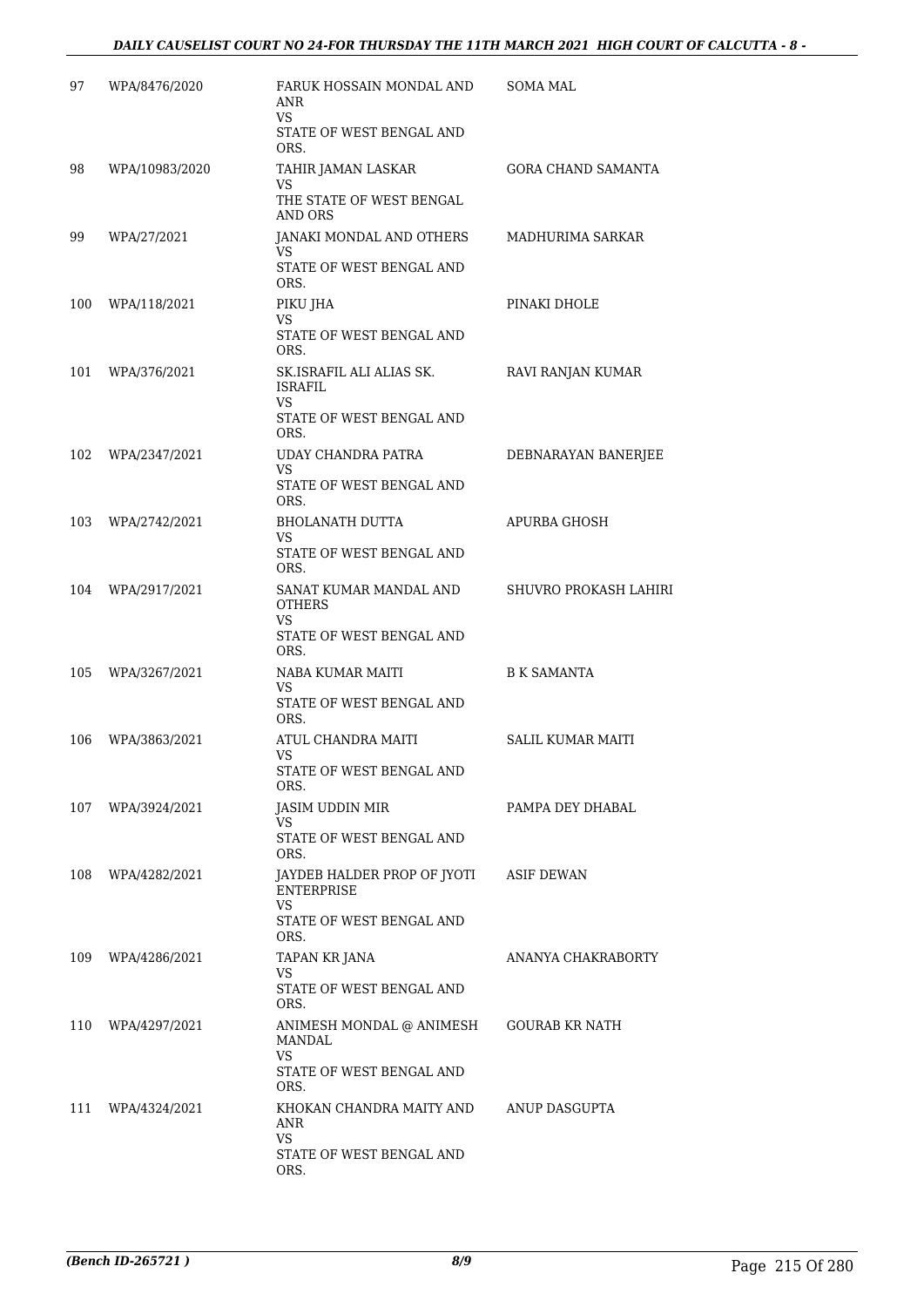| | | | |
|---|---|---|---|
| 97 | WPA/8476/2020 | FARUK HOSSAIN MONDAL AND ANR<br>VS<br>STATE OF WEST BENGAL AND ORS. | SOMA MAL |
| 98 | WPA/10983/2020 | TAHIR JAMAN LASKAR<br>VS<br>THE STATE OF WEST BENGAL AND ORS | GORA CHAND SAMANTA |
| 99 | WPA/27/2021 | JANAKI MONDAL AND OTHERS<br>VS<br>STATE OF WEST BENGAL AND ORS. | MADHURIMA SARKAR |
| 100 | WPA/118/2021 | PIKU JHA<br>VS<br>STATE OF WEST BENGAL AND ORS. | PINAKI DHOLE |
| 101 | WPA/376/2021 | SK.ISRAFIL ALI ALIAS SK. ISRAFIL<br>VS<br>STATE OF WEST BENGAL AND ORS. | RAVI RANJAN KUMAR |
| 102 | WPA/2347/2021 | UDAY CHANDRA PATRA<br>VS<br>STATE OF WEST BENGAL AND ORS. | DEBNARAYAN BANERJEE |
| 103 | WPA/2742/2021 | BHOLANATH DUTTA<br>VS<br>STATE OF WEST BENGAL AND ORS. | APURBA GHOSH |
| 104 | WPA/2917/2021 | SANAT KUMAR MANDAL AND OTHERS<br>VS<br>STATE OF WEST BENGAL AND ORS. | SHUVRO PROKASH LAHIRI |
| 105 | WPA/3267/2021 | NABA KUMAR MAITI<br>VS<br>STATE OF WEST BENGAL AND ORS. | B K SAMANTA |
| 106 | WPA/3863/2021 | ATUL CHANDRA MAITI<br>VS<br>STATE OF WEST BENGAL AND ORS. | SALIL KUMAR MAITI |
| 107 | WPA/3924/2021 | JASIM UDDIN MIR<br>VS<br>STATE OF WEST BENGAL AND ORS. | PAMPA DEY DHABAL |
| 108 | WPA/4282/2021 | JAYDEB HALDER PROP OF JYOTI ENTERPRISE<br>VS<br>STATE OF WEST BENGAL AND ORS. | ASIF DEWAN |
| 109 | WPA/4286/2021 | TAPAN KR JANA<br>VS<br>STATE OF WEST BENGAL AND ORS. | ANANYA CHAKRABORTY |
| 110 | WPA/4297/2021 | ANIMESH MONDAL @ ANIMESH MANDAL<br>VS<br>STATE OF WEST BENGAL AND ORS. | GOURAB KR NATH |
| 111 | WPA/4324/2021 | KHOKAN CHANDRA MAITY AND ANR<br>VS<br>STATE OF WEST BENGAL AND ORS. | ANUP DASGUPTA |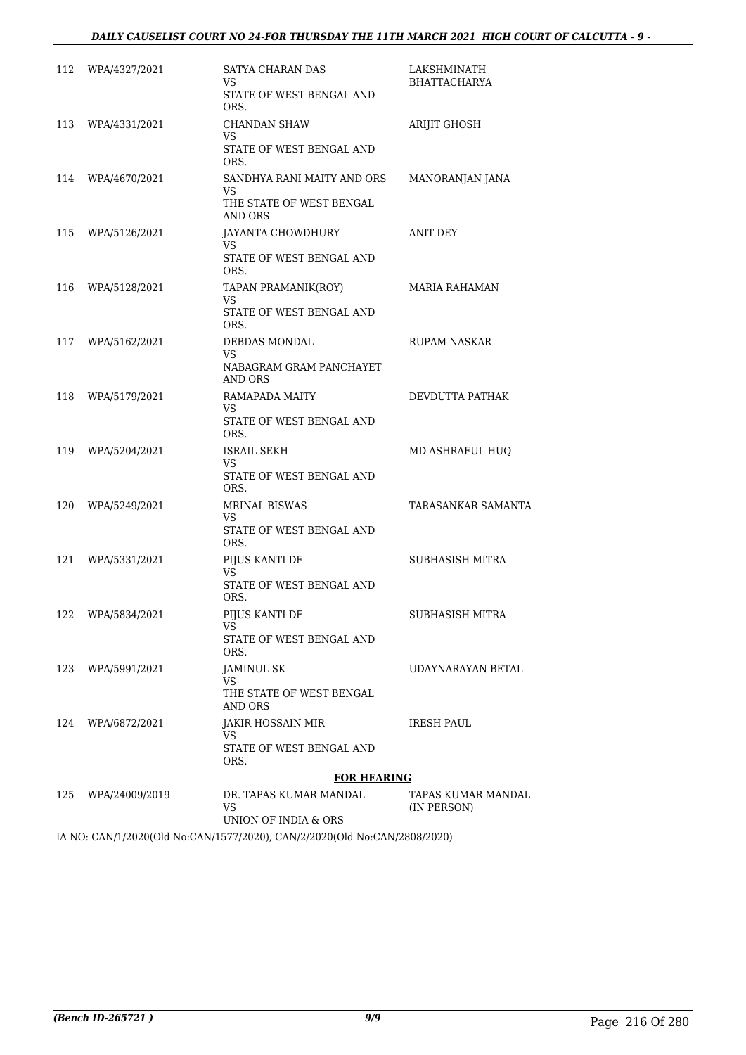| | | | |
|---|---|---|---|
| 112 | WPA/4327/2021 | SATYA CHARAN DAS<br>VS<br>STATE OF WEST BENGAL AND ORS. | LAKSHMINATH BHATTACHARYA |
| 113 | WPA/4331/2021 | CHANDAN SHAW<br>VS<br>STATE OF WEST BENGAL AND ORS. | ARIJIT GHOSH |
| 114 | WPA/4670/2021 | SANDHYA RANI MAITY AND ORS<br>VS<br>THE STATE OF WEST BENGAL AND ORS | MANORANJAN JANA |
| 115 | WPA/5126/2021 | JAYANTA CHOWDHURY<br>VS<br>STATE OF WEST BENGAL AND ORS. | ANIT DEY |
| 116 | WPA/5128/2021 | TAPAN PRAMANIK(ROY)<br>VS<br>STATE OF WEST BENGAL AND ORS. | MARIA RAHAMAN |
| 117 | WPA/5162/2021 | DEBDAS MONDAL<br>VS<br>NABAGRAM GRAM PANCHAYET AND ORS | RUPAM NASKAR |
| 118 | WPA/5179/2021 | RAMAPADA MAITY<br>VS<br>STATE OF WEST BENGAL AND ORS. | DEVDUTTA PATHAK |
| 119 | WPA/5204/2021 | ISRAIL SEKH<br>VS<br>STATE OF WEST BENGAL AND ORS. | MD ASHRAFUL HUQ |
| 120 | WPA/5249/2021 | MRINAL BISWAS<br>VS<br>STATE OF WEST BENGAL AND ORS. | TARASANKAR SAMANTA |
| 121 | WPA/5331/2021 | PIJUS KANTI DE<br>VS<br>STATE OF WEST BENGAL AND ORS. | SUBHASISH MITRA |
| 122 | WPA/5834/2021 | PIJUS KANTI DE<br>VS<br>STATE OF WEST BENGAL AND ORS. | SUBHASISH MITRA |
| 123 | WPA/5991/2021 | JAMINUL SK<br>VS<br>THE STATE OF WEST BENGAL AND ORS | UDAYNARAYAN BETAL |
| 124 | WPA/6872/2021 | JAKIR HOSSAIN MIR<br>VS<br>STATE OF WEST BENGAL AND ORS. | IRESH PAUL |

**FOR HEARING**

| | | | |
|---|---|---|---|
| 125 | WPA/24009/2019 | DR. TAPAS KUMAR MANDAL<br>VS<br>UNION OF INDIA & ORS | TAPAS KUMAR MANDAL (IN PERSON) |

IA NO: CAN/1/2020(Old No:CAN/1577/2020), CAN/2/2020(Old No:CAN/2808/2020)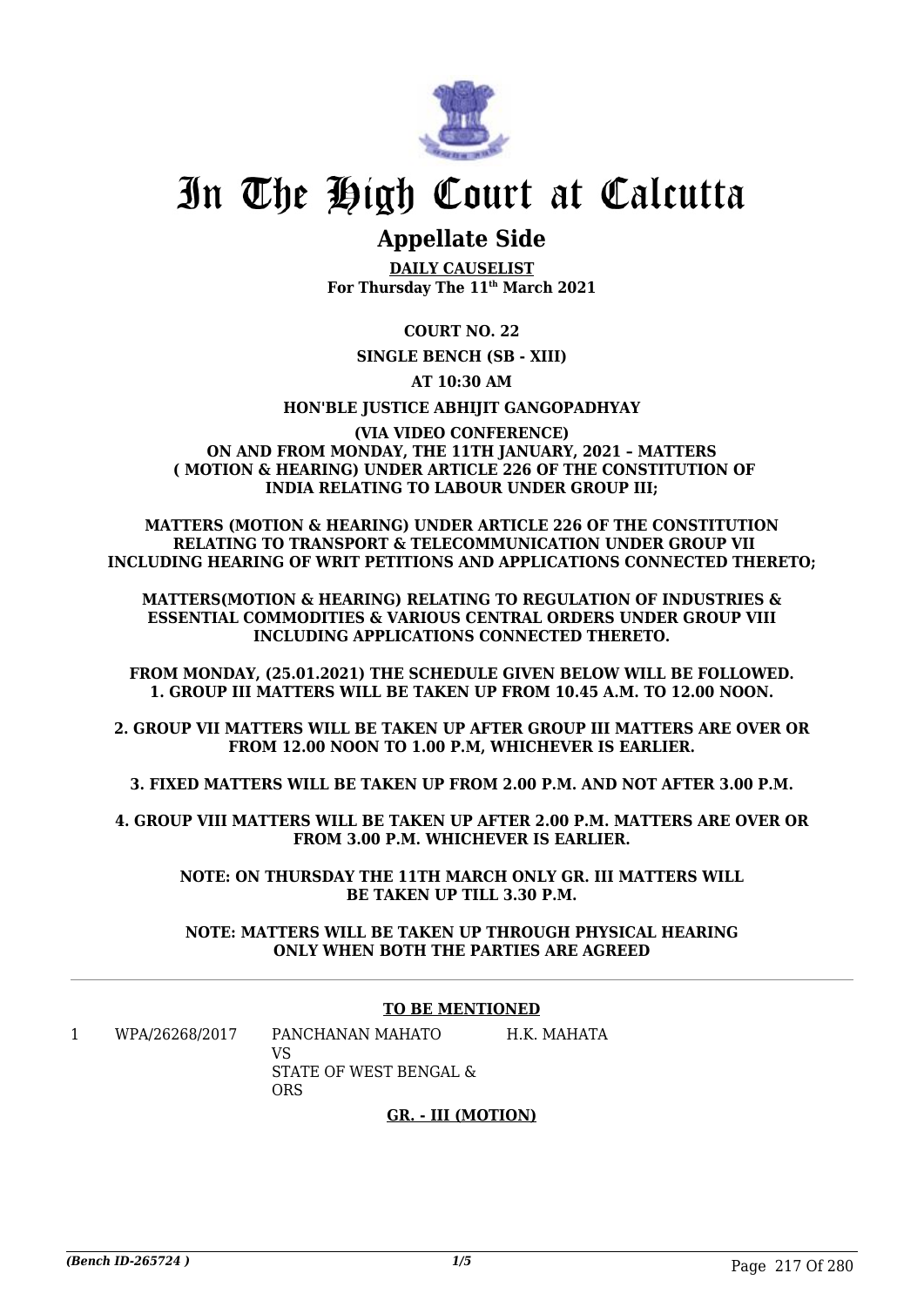# In The High Court at Calcutta

## Appellate Side

**DAILY CAUSELIST**
**For Thursday The 11th March 2021**

**COURT NO. 22**

**SINGLE BENCH (SB - XIII)**

**AT 10:30 AM**

**HON'BLE JUSTICE ABHIJIT GANGOPADHYAY**

**(VIA VIDEO CONFERENCE)**
**ON AND FROM MONDAY, THE 11TH JANUARY, 2021 – MATTERS ( MOTION & HEARING) UNDER ARTICLE 226 OF THE CONSTITUTION OF INDIA RELATING TO LABOUR UNDER GROUP III;**

**MATTERS (MOTION & HEARING) UNDER ARTICLE 226 OF THE CONSTITUTION RELATING TO TRANSPORT & TELECOMMUNICATION UNDER GROUP VII INCLUDING HEARING OF WRIT PETITIONS AND APPLICATIONS CONNECTED THERETO;**

**MATTERS(MOTION & HEARING) RELATING TO REGULATION OF INDUSTRIES & ESSENTIAL COMMODITIES & VARIOUS CENTRAL ORDERS UNDER GROUP VIII INCLUDING APPLICATIONS CONNECTED THERETO.**

**FROM MONDAY, (25.01.2021) THE SCHEDULE GIVEN BELOW WILL BE FOLLOWED.**
**1. GROUP III MATTERS WILL BE TAKEN UP FROM 10.45 A.M. TO 12.00 NOON.**

**2. GROUP VII MATTERS WILL BE TAKEN UP AFTER GROUP III MATTERS ARE OVER OR FROM 12.00 NOON TO 1.00 P.M, WHICHEVER IS EARLIER.**

**3. FIXED MATTERS WILL BE TAKEN UP FROM 2.00 P.M. AND NOT AFTER 3.00 P.M.**

**4. GROUP VIII MATTERS WILL BE TAKEN UP AFTER 2.00 P.M. MATTERS ARE OVER OR FROM 3.00 P.M. WHICHEVER IS EARLIER.**

**NOTE: ON THURSDAY THE 11TH MARCH ONLY GR. III MATTERS WILL BE TAKEN UP TILL 3.30 P.M.**

**NOTE: MATTERS WILL BE TAKEN UP THROUGH PHYSICAL HEARING ONLY WHEN BOTH THE PARTIES ARE AGREED**

---

**TO BE MENTIONED**

| | | | |
|---|---|---|---|
| 1 | WPA/26268/2017 | PANCHANAN MAHATO VS STATE OF WEST BENGAL & ORS | H.K. MAHATA |

**GR. - III (MOTION)**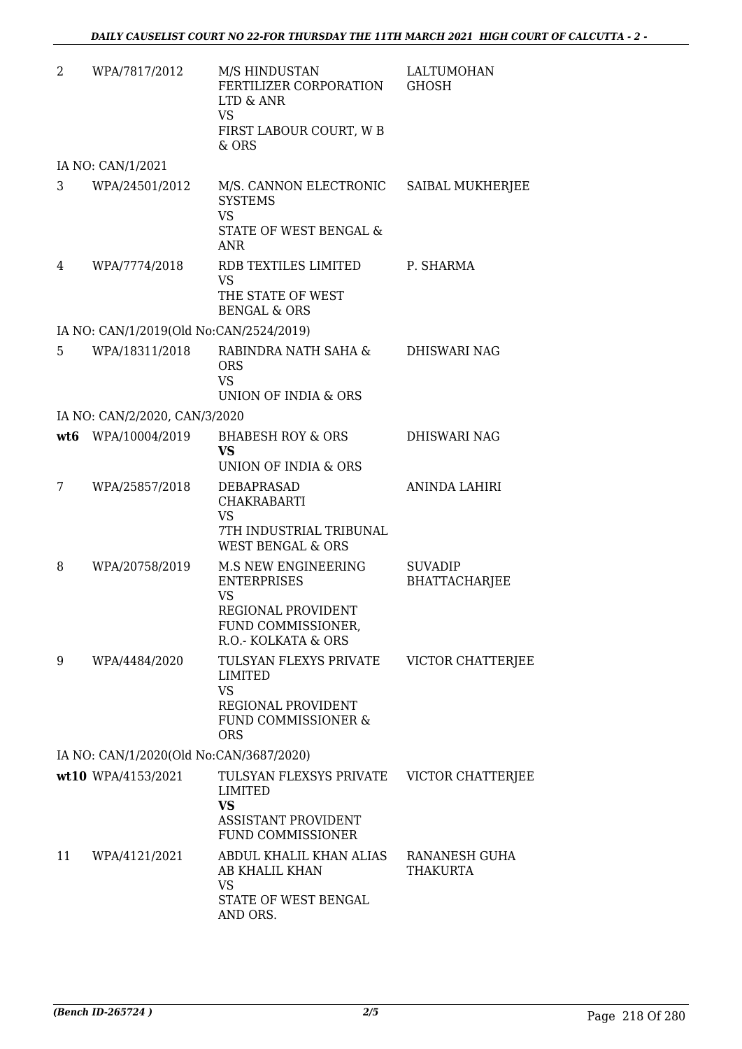| | | | |
|---|---|---|---|
| 2 | WPA/7817/2012 | M/S HINDUSTAN FERTILIZER CORPORATION LTD & ANR<br>VS<br>FIRST LABOUR COURT, W B & ORS | LALTUMOHAN GHOSH |
| | IA NO: CAN/1/2021 | | |
| 3 | WPA/24501/2012 | M/S. CANNON ELECTRONIC SYSTEMS<br>VS<br>STATE OF WEST BENGAL & ANR | SAIBAL MUKHERJEE |
| 4 | WPA/7774/2018 | RDB TEXTILES LIMITED<br>VS<br>THE STATE OF WEST BENGAL & ORS | P. SHARMA |
| | IA NO: CAN/1/2019(Old No:CAN/2524/2019) | | |
| 5 | WPA/18311/2018 | RABINDRA NATH SAHA & ORS<br>VS<br>UNION OF INDIA & ORS | DHISWARI NAG |
| | IA NO: CAN/2/2020, CAN/3/2020 | | |
| **wt6** | WPA/10004/2019 | BHABESH ROY & ORS<br>**VS**<br>UNION OF INDIA & ORS | DHISWARI NAG |
| 7 | WPA/25857/2018 | DEBAPRASAD CHAKRABARTI<br>VS<br>7TH INDUSTRIAL TRIBUNAL WEST BENGAL & ORS | ANINDA LAHIRI |
| 8 | WPA/20758/2019 | M.S NEW ENGINEERING ENTERPRISES<br>VS<br>REGIONAL PROVIDENT FUND COMMISSIONER, R.O.- KOLKATA & ORS | SUVADIP BHATTACHARJEE |
| 9 | WPA/4484/2020 | TULSYAN FLEXYS PRIVATE LIMITED<br>VS<br>REGIONAL PROVIDENT FUND COMMISSIONER & ORS | VICTOR CHATTERJEE |
| | IA NO: CAN/1/2020(Old No:CAN/3687/2020) | | |
| **wt10** | WPA/4153/2021 | TULSYAN FLEXSYS PRIVATE LIMITED<br>**VS**<br>ASSISTANT PROVIDENT FUND COMMISSIONER | VICTOR CHATTERJEE |
| 11 | WPA/4121/2021 | ABDUL KHALIL KHAN ALIAS AB KHALIL KHAN<br>VS<br>STATE OF WEST BENGAL AND ORS. | RANANESH GUHA THAKURTA |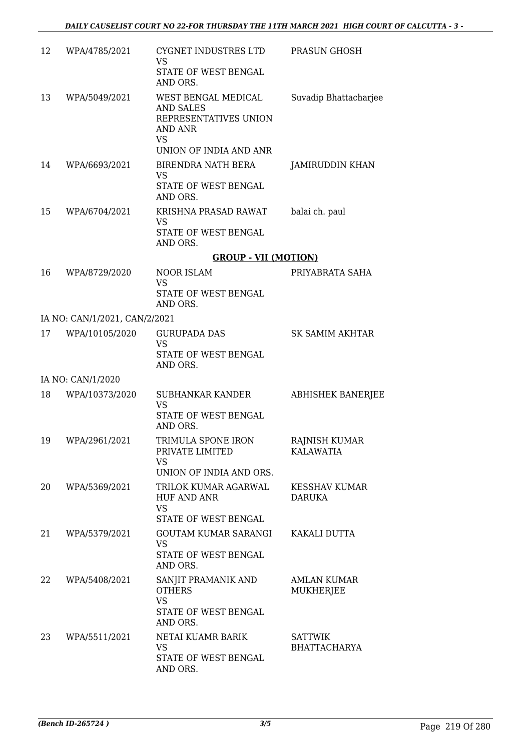| | | | |
|---|---|---|---|
| 12 | WPA/4785/2021 | CYGNET INDUSTRES LTD<br>VS<br>STATE OF WEST BENGAL AND ORS. | PRASUN GHOSH |
| 13 | WPA/5049/2021 | WEST BENGAL MEDICAL AND SALES REPRESENTATIVES UNION AND ANR<br>VS<br>UNION OF INDIA AND ANR | Suvadip Bhattacharjee |
| 14 | WPA/6693/2021 | BIRENDRA NATH BERA<br>VS<br>STATE OF WEST BENGAL AND ORS. | JAMIRUDDIN KHAN |
| 15 | WPA/6704/2021 | KRISHNA PRASAD RAWAT<br>VS<br>STATE OF WEST BENGAL AND ORS. | balai ch. paul |

**GROUP - VII (MOTION)**

| | | | |
|---|---|---|---|
| 16 | WPA/8729/2020 | NOOR ISLAM<br>VS<br>STATE OF WEST BENGAL AND ORS. | PRIYABRATA SAHA |
| | IA NO: CAN/1/2021, CAN/2/2021 | | |
| 17 | WPA/10105/2020 | GURUPADA DAS<br>VS<br>STATE OF WEST BENGAL AND ORS. | SK SAMIM AKHTAR |
| | IA NO: CAN/1/2020 | | |
| 18 | WPA/10373/2020 | SUBHANKAR KANDER<br>VS<br>STATE OF WEST BENGAL AND ORS. | ABHISHEK BANERJEE |
| 19 | WPA/2961/2021 | TRIMULA SPONE IRON PRIVATE LIMITED<br>VS<br>UNION OF INDIA AND ORS. | RAJNISH KUMAR KALAWATIA |
| 20 | WPA/5369/2021 | TRILOK KUMAR AGARWAL HUF AND ANR<br>VS<br>STATE OF WEST BENGAL | KESSHAV KUMAR DARUKA |
| 21 | WPA/5379/2021 | GOUTAM KUMAR SARANGI<br>VS<br>STATE OF WEST BENGAL AND ORS. | KAKALI DUTTA |
| 22 | WPA/5408/2021 | SANJIT PRAMANIK AND OTHERS<br>VS<br>STATE OF WEST BENGAL AND ORS. | AMLAN KUMAR MUKHERJEE |
| 23 | WPA/5511/2021 | NETAI KUAMR BARIK<br>VS<br>STATE OF WEST BENGAL AND ORS. | SATTWIK BHATTACHARYA |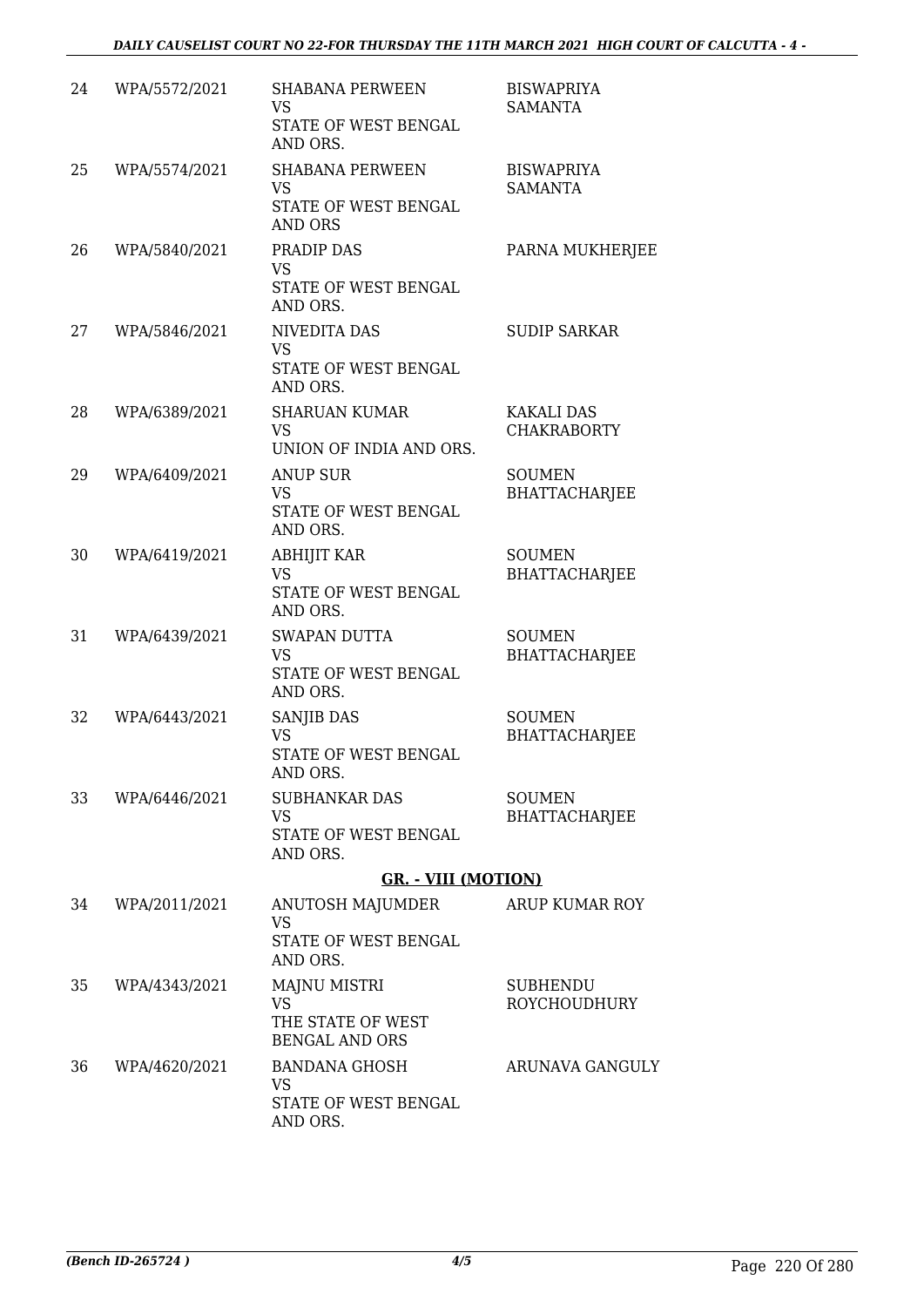| 24 | WPA/5572/2021 | SHABANA PERWEEN<br>VS<br>STATE OF WEST BENGAL AND ORS. | BISWAPRIYA SAMANTA |
|---|---|---|---|
| 25 | WPA/5574/2021 | SHABANA PERWEEN<br>VS<br>STATE OF WEST BENGAL AND ORS | BISWAPRIYA SAMANTA |
| 26 | WPA/5840/2021 | PRADIP DAS<br>VS<br>STATE OF WEST BENGAL AND ORS. | PARNA MUKHERJEE |
| 27 | WPA/5846/2021 | NIVEDITA DAS<br>VS<br>STATE OF WEST BENGAL AND ORS. | SUDIP SARKAR |
| 28 | WPA/6389/2021 | SHARUAN KUMAR<br>VS<br>UNION OF INDIA AND ORS. | KAKALI DAS CHAKRABORTY |
| 29 | WPA/6409/2021 | ANUP SUR<br>VS<br>STATE OF WEST BENGAL AND ORS. | SOUMEN BHATTACHARJEE |
| 30 | WPA/6419/2021 | ABHIJIT KAR<br>VS<br>STATE OF WEST BENGAL AND ORS. | SOUMEN BHATTACHARJEE |
| 31 | WPA/6439/2021 | SWAPAN DUTTA<br>VS<br>STATE OF WEST BENGAL AND ORS. | SOUMEN BHATTACHARJEE |
| 32 | WPA/6443/2021 | SANJIB DAS<br>VS<br>STATE OF WEST BENGAL AND ORS. | SOUMEN BHATTACHARJEE |
| 33 | WPA/6446/2021 | SUBHANKAR DAS<br>VS<br>STATE OF WEST BENGAL AND ORS. | SOUMEN BHATTACHARJEE |

**GR. - VIII (MOTION)**

| 34 | WPA/2011/2021 | ANUTOSH MAJUMDER<br>VS<br>STATE OF WEST BENGAL AND ORS. | ARUP KUMAR ROY |
|---|---|---|---|
| 35 | WPA/4343/2021 | MAJNU MISTRI<br>VS<br>THE STATE OF WEST BENGAL AND ORS | SUBHENDU ROYCHOUDHURY |
| 36 | WPA/4620/2021 | BANDANA GHOSH<br>VS<br>STATE OF WEST BENGAL AND ORS. | ARUNAVA GANGULY |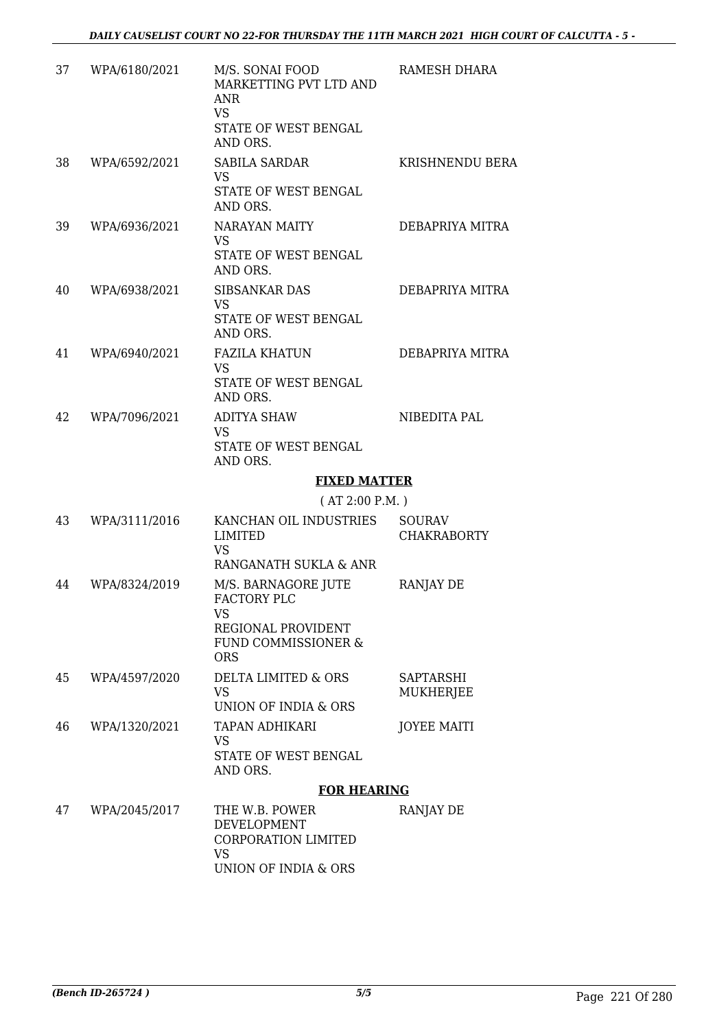| | | | |
|---|---|---|---|
| 37 | WPA/6180/2021 | M/S. SONAI FOOD MARKETTING PVT LTD AND ANR<br>VS<br>STATE OF WEST BENGAL AND ORS. | RAMESH DHARA |
| 38 | WPA/6592/2021 | SABILA SARDAR<br>VS<br>STATE OF WEST BENGAL AND ORS. | KRISHNENDU BERA |
| 39 | WPA/6936/2021 | NARAYAN MAITY<br>VS<br>STATE OF WEST BENGAL AND ORS. | DEBAPRIYA MITRA |
| 40 | WPA/6938/2021 | SIBSANKAR DAS<br>VS<br>STATE OF WEST BENGAL AND ORS. | DEBAPRIYA MITRA |
| 41 | WPA/6940/2021 | FAZILA KHATUN<br>VS<br>STATE OF WEST BENGAL AND ORS. | DEBAPRIYA MITRA |
| 42 | WPA/7096/2021 | ADITYA SHAW<br>VS<br>STATE OF WEST BENGAL AND ORS. | NIBEDITA PAL |

**FIXED MATTER**

( AT 2:00 P.M. )

| | | | |
|---|---|---|---|
| 43 | WPA/3111/2016 | KANCHAN OIL INDUSTRIES LIMITED<br>VS<br>RANGANATH SUKLA & ANR | SOURAV CHAKRABORTY |
| 44 | WPA/8324/2019 | M/S. BARNAGORE JUTE FACTORY PLC<br>VS<br>REGIONAL PROVIDENT FUND COMMISSIONER & ORS | RANJAY DE |
| 45 | WPA/4597/2020 | DELTA LIMITED & ORS<br>VS<br>UNION OF INDIA & ORS | SAPTARSHI MUKHERJEE |
| 46 | WPA/1320/2021 | TAPAN ADHIKARI<br>VS<br>STATE OF WEST BENGAL AND ORS. | JOYEE MAITI |

**FOR HEARING**

| | | | |
|---|---|---|---|
| 47 | WPA/2045/2017 | THE W.B. POWER DEVELOPMENT CORPORATION LIMITED<br>VS<br>UNION OF INDIA & ORS | RANJAY DE |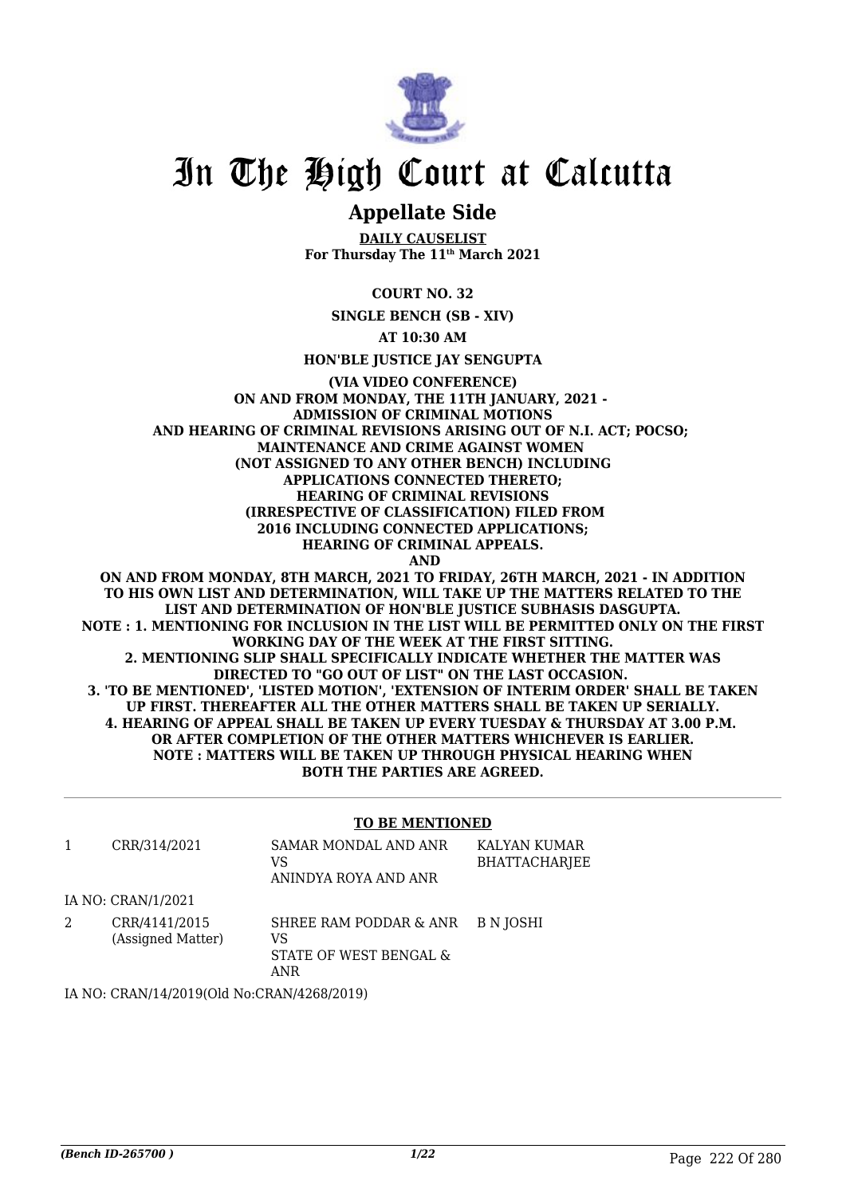# In The High Court at Calcutta

## Appellate Side

**DAILY CAUSELIST**
**For Thursday The 11th March 2021**

**COURT NO. 32**

**SINGLE BENCH (SB - XIV)**

**AT 10:30 AM**

**HON'BLE JUSTICE JAY SENGUPTA**

**(VIA VIDEO CONFERENCE)**
**ON AND FROM MONDAY, THE 11TH JANUARY, 2021 - ADMISSION OF CRIMINAL MOTIONS AND HEARING OF CRIMINAL REVISIONS ARISING OUT OF N.I. ACT; POCSO; MAINTENANCE AND CRIME AGAINST WOMEN (NOT ASSIGNED TO ANY OTHER BENCH) INCLUDING APPLICATIONS CONNECTED THERETO; HEARING OF CRIMINAL REVISIONS (IRRESPECTIVE OF CLASSIFICATION) FILED FROM 2016 INCLUDING CONNECTED APPLICATIONS; HEARING OF CRIMINAL APPEALS.**
**AND**
**ON AND FROM MONDAY, 8TH MARCH, 2021 TO FRIDAY, 26TH MARCH, 2021 - IN ADDITION TO HIS OWN LIST AND DETERMINATION, WILL TAKE UP THE MATTERS RELATED TO THE LIST AND DETERMINATION OF HON'BLE JUSTICE SUBHASIS DASGUPTA.**
**NOTE : 1. MENTIONING FOR INCLUSION IN THE LIST WILL BE PERMITTED ONLY ON THE FIRST WORKING DAY OF THE WEEK AT THE FIRST SITTING.**
**2. MENTIONING SLIP SHALL SPECIFICALLY INDICATE WHETHER THE MATTER WAS DIRECTED TO "GO OUT OF LIST" ON THE LAST OCCASION.**
**3. 'TO BE MENTIONED', 'LISTED MOTION', 'EXTENSION OF INTERIM ORDER' SHALL BE TAKEN UP FIRST. THEREAFTER ALL THE OTHER MATTERS SHALL BE TAKEN UP SERIALLY.**
**4. HEARING OF APPEAL SHALL BE TAKEN UP EVERY TUESDAY & THURSDAY AT 3.00 P.M. OR AFTER COMPLETION OF THE OTHER MATTERS WHICHEVER IS EARLIER.**
**NOTE : MATTERS WILL BE TAKEN UP THROUGH PHYSICAL HEARING WHEN BOTH THE PARTIES ARE AGREED.**

**TO BE MENTIONED**

| | | | |
|---|---|---|---|
| 1 | CRR/314/2021 | SAMAR MONDAL AND ANR<br>VS<br>ANINDYA ROYA AND ANR | KALYAN KUMAR BHATTACHARJEE |

IA NO: CRAN/1/2021

| | | | |
|---|---|---|---|
| 2 | CRR/4141/2015<br>(Assigned Matter) | SHREE RAM PODDAR & ANR<br>VS<br>STATE OF WEST BENGAL & ANR | B N JOSHI |

IA NO: CRAN/14/2019(Old No:CRAN/4268/2019)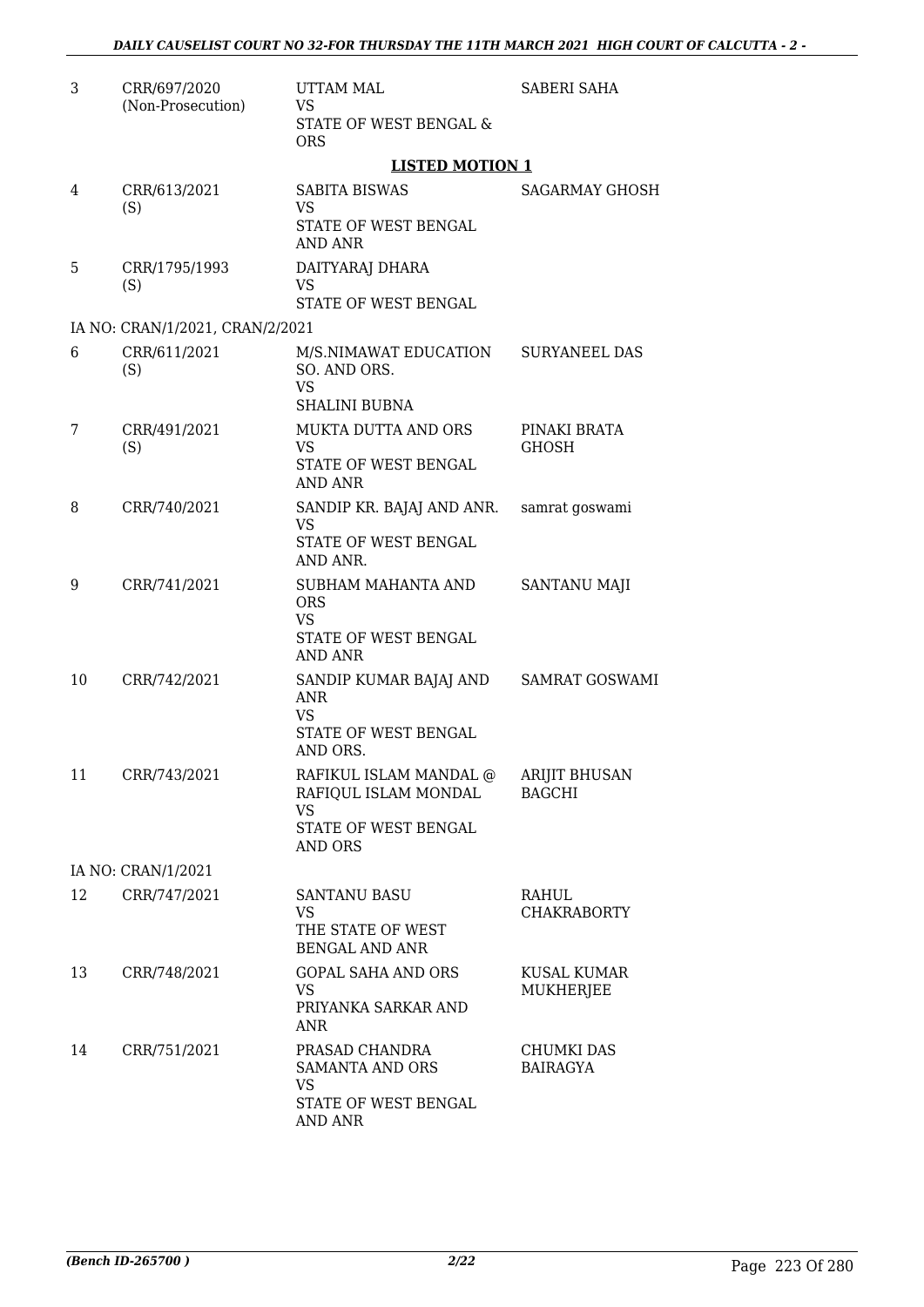| 3 | CRR/697/2020 (Non-Prosecution) | UTTAM MAL VS STATE OF WEST BENGAL & ORS | SABERI SAHA |
|---|---|---|---|

**LISTED MOTION 1**

| 4 | CRR/613/2021 (S) | SABITA BISWAS VS STATE OF WEST BENGAL AND ANR | SAGARMAY GHOSH |
|---|---|---|---|
| 5 | CRR/1795/1993 (S) | DAITYARAJ DHARA VS STATE OF WEST BENGAL | |
| | IA NO: CRAN/1/2021, CRAN/2/2021 | | |
| 6 | CRR/611/2021 (S) | M/S.NIMAWAT EDUCATION SO. AND ORS. VS SHALINI BUBNA | SURYANEEL DAS |
| 7 | CRR/491/2021 (S) | MUKTA DUTTA AND ORS VS STATE OF WEST BENGAL AND ANR | PINAKI BRATA GHOSH |
| 8 | CRR/740/2021 | SANDIP KR. BAJAJ AND ANR. VS STATE OF WEST BENGAL AND ANR. | samrat goswami |
| 9 | CRR/741/2021 | SUBHAM MAHANTA AND ORS VS STATE OF WEST BENGAL AND ANR | SANTANU MAJI |
| 10 | CRR/742/2021 | SANDIP KUMAR BAJAJ AND ANR VS STATE OF WEST BENGAL AND ORS. | SAMRAT GOSWAMI |
| 11 | CRR/743/2021 | RAFIKUL ISLAM MANDAL @ RAFIQUL ISLAM MONDAL VS STATE OF WEST BENGAL AND ORS | ARIJIT BHUSAN BAGCHI |
| | IA NO: CRAN/1/2021 | | |
| 12 | CRR/747/2021 | SANTANU BASU VS THE STATE OF WEST BENGAL AND ANR | RAHUL CHAKRABORTY |
| 13 | CRR/748/2021 | GOPAL SAHA AND ORS VS PRIYANKA SARKAR AND ANR | KUSAL KUMAR MUKHERJEE |
| 14 | CRR/751/2021 | PRASAD CHANDRA SAMANTA AND ORS VS STATE OF WEST BENGAL AND ANR | CHUMKI DAS BAIRAGYA |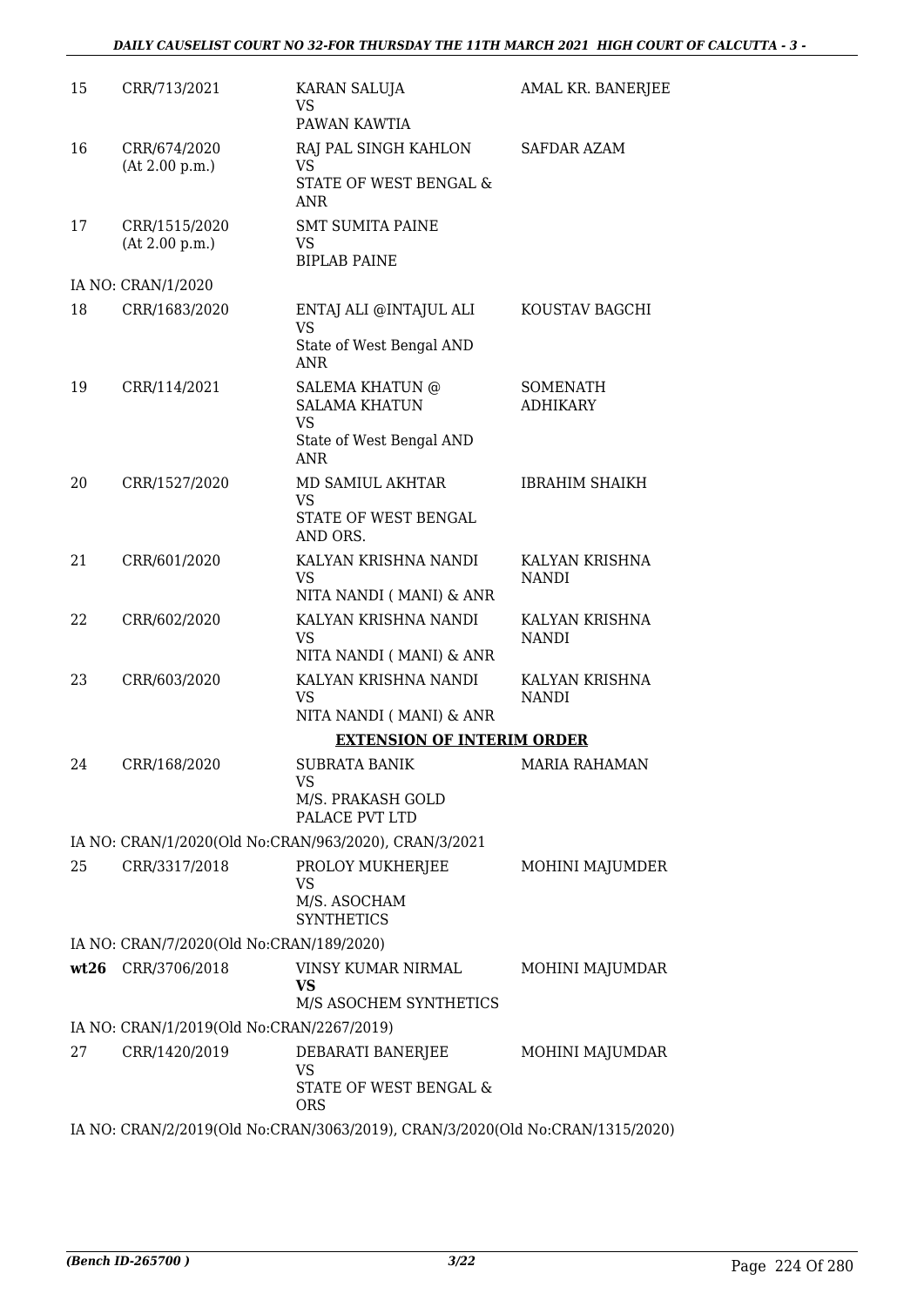| | | | |
|---|---|---|---|
| 15 | CRR/713/2021 | KARAN SALUJA<br>VS<br>PAWAN KAWTIA | AMAL KR. BANERJEE |
| 16 | CRR/674/2020<br>(At 2.00 p.m.) | RAJ PAL SINGH KAHLON<br>VS<br>STATE OF WEST BENGAL & ANR | SAFDAR AZAM |
| 17 | CRR/1515/2020<br>(At 2.00 p.m.) | SMT SUMITA PAINE<br>VS<br>BIPLAB PAINE | |
| | IA NO: CRAN/1/2020 | | |
| 18 | CRR/1683/2020 | ENTAJ ALI @INTAJUL ALI<br>VS<br>State of West Bengal AND ANR | KOUSTAV BAGCHI |
| 19 | CRR/114/2021 | SALEMA KHATUN @ SALAMA KHATUN<br>VS<br>State of West Bengal AND ANR | SOMENATH ADHIKARY |
| 20 | CRR/1527/2020 | MD SAMIUL AKHTAR<br>VS<br>STATE OF WEST BENGAL AND ORS. | IBRAHIM SHAIKH |
| 21 | CRR/601/2020 | KALYAN KRISHNA NANDI<br>VS<br>NITA NANDI ( MANI) & ANR | KALYAN KRISHNA NANDI |
| 22 | CRR/602/2020 | KALYAN KRISHNA NANDI<br>VS<br>NITA NANDI ( MANI) & ANR | KALYAN KRISHNA NANDI |
| 23 | CRR/603/2020 | KALYAN KRISHNA NANDI<br>VS<br>NITA NANDI ( MANI) & ANR | KALYAN KRISHNA NANDI |

**EXTENSION OF INTERIM ORDER**

| | | | |
|---|---|---|---|
| 24 | CRR/168/2020 | SUBRATA BANIK<br>VS<br>M/S. PRAKASH GOLD PALACE PVT LTD | MARIA RAHAMAN |
| | IA NO: CRAN/1/2020(Old No:CRAN/963/2020), CRAN/3/2021 | | |
| 25 | CRR/3317/2018 | PROLOY MUKHERJEE<br>VS<br>M/S. ASOCHAM SYNTHETICS | MOHINI MAJUMDER |
| | IA NO: CRAN/7/2020(Old No:CRAN/189/2020) | | |
| **wt26** | CRR/3706/2018 | VINSY KUMAR NIRMAL<br>**VS**<br>M/S ASOCHEM SYNTHETICS | MOHINI MAJUMDAR |
| | IA NO: CRAN/1/2019(Old No:CRAN/2267/2019) | | |
| 27 | CRR/1420/2019 | DEBARATI BANERJEE<br>VS<br>STATE OF WEST BENGAL & ORS | MOHINI MAJUMDAR |
| | IA NO: CRAN/2/2019(Old No:CRAN/3063/2019), CRAN/3/2020(Old No:CRAN/1315/2020) | | |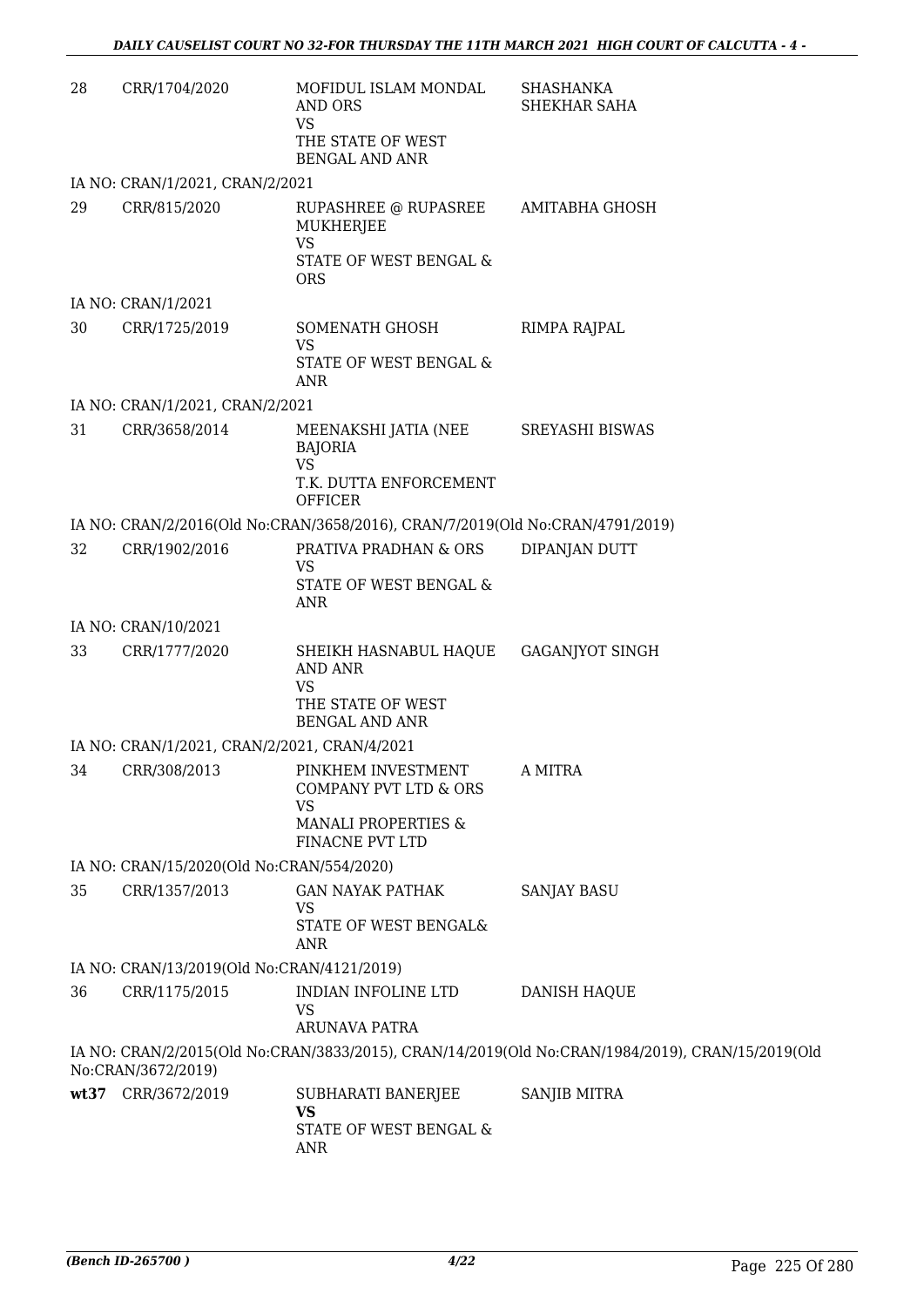| 28 | CRR/1704/2020 | MOFIDUL ISLAM MONDAL AND ORS<br>VS<br>THE STATE OF WEST BENGAL AND ANR | SHASHANKA SHEKHAR SAHA |
|---|---|---|---|
| | IA NO: CRAN/1/2021, CRAN/2/2021 | | |
| 29 | CRR/815/2020 | RUPASHREE @ RUPASREE MUKHERJEE<br>VS<br>STATE OF WEST BENGAL & ORS | AMITABHA GHOSH |
| | IA NO: CRAN/1/2021 | | |
| 30 | CRR/1725/2019 | SOMENATH GHOSH<br>VS<br>STATE OF WEST BENGAL & ANR | RIMPA RAJPAL |
| | IA NO: CRAN/1/2021, CRAN/2/2021 | | |
| 31 | CRR/3658/2014 | MEENAKSHI JATIA (NEE BAJORIA<br>VS<br>T.K. DUTTA ENFORCEMENT OFFICER | SREYASHI BISWAS |
| | IA NO: CRAN/2/2016(Old No:CRAN/3658/2016), CRAN/7/2019(Old No:CRAN/4791/2019) | | |
| 32 | CRR/1902/2016 | PRATIVA PRADHAN & ORS<br>VS<br>STATE OF WEST BENGAL & ANR | DIPANJAN DUTT |
| | IA NO: CRAN/10/2021 | | |
| 33 | CRR/1777/2020 | SHEIKH HASNABUL HAQUE AND ANR<br>VS<br>THE STATE OF WEST BENGAL AND ANR | GAGANJYOT SINGH |
| | IA NO: CRAN/1/2021, CRAN/2/2021, CRAN/4/2021 | | |
| 34 | CRR/308/2013 | PINKHEM INVESTMENT COMPANY PVT LTD & ORS<br>VS<br>MANALI PROPERTIES & FINACNE PVT LTD | A MITRA |
| | IA NO: CRAN/15/2020(Old No:CRAN/554/2020) | | |
| 35 | CRR/1357/2013 | GAN NAYAK PATHAK<br>VS<br>STATE OF WEST BENGAL& ANR | SANJAY BASU |
| | IA NO: CRAN/13/2019(Old No:CRAN/4121/2019) | | |
| 36 | CRR/1175/2015 | INDIAN INFOLINE LTD<br>VS<br>ARUNAVA PATRA | DANISH HAQUE |
| | IA NO: CRAN/2/2015(Old No:CRAN/3833/2015), CRAN/14/2019(Old No:CRAN/1984/2019), CRAN/15/2019(Old No:CRAN/3672/2019) | | |
| **wt37** | CRR/3672/2019 | SUBHARATI BANERJEE<br>**VS**<br>STATE OF WEST BENGAL & ANR | SANJIB MITRA |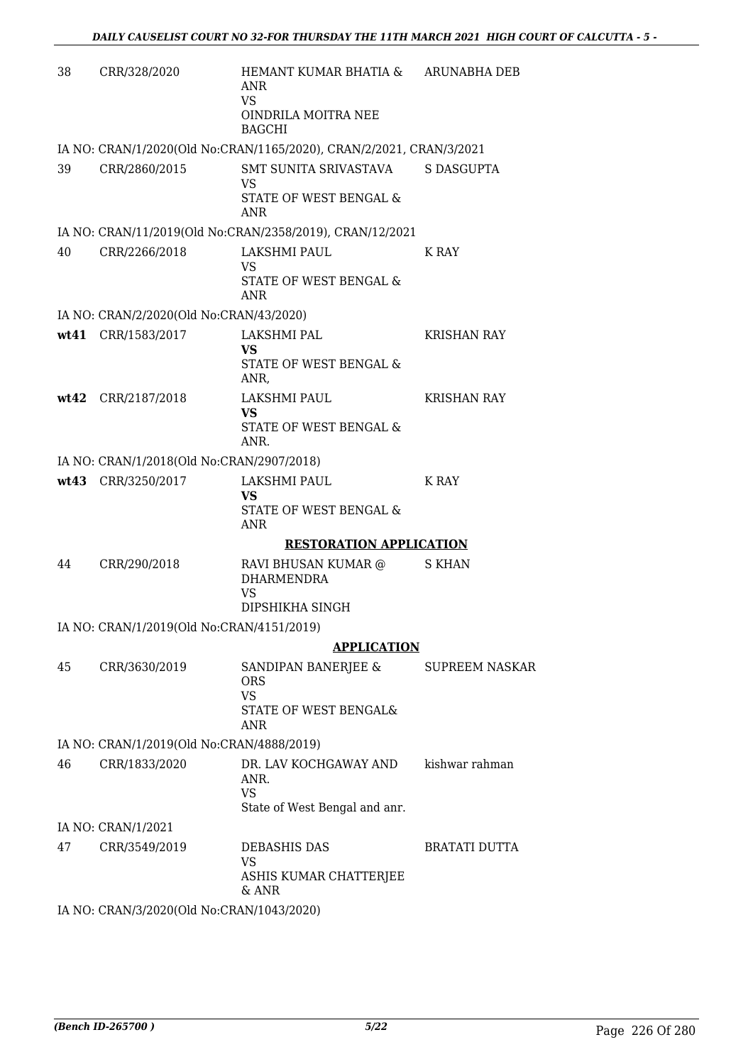| | | | |
|---|---|---|---|
| 38 | CRR/328/2020 | HEMANT KUMAR BHATIA & ANR<br>VS<br>OINDRILA MOITRA NEE BAGCHI | ARUNABHA DEB |

IA NO: CRAN/1/2020(Old No:CRAN/1165/2020), CRAN/2/2021, CRAN/3/2021

| | | | |
|---|---|---|---|
| 39 | CRR/2860/2015 | SMT SUNITA SRIVASTAVA<br>VS<br>STATE OF WEST BENGAL & ANR | S DASGUPTA |

IA NO: CRAN/11/2019(Old No:CRAN/2358/2019), CRAN/12/2021

| | | | |
|---|---|---|---|
| 40 | CRR/2266/2018 | LAKSHMI PAUL<br>VS<br>STATE OF WEST BENGAL & ANR | K RAY |

IA NO: CRAN/2/2020(Old No:CRAN/43/2020)

| | | | |
|---|---|---|---|
| **wt41** | CRR/1583/2017 | LAKSHMI PAL<br>**VS**<br>STATE OF WEST BENGAL & ANR, | KRISHAN RAY |
| **wt42** | CRR/2187/2018 | LAKSHMI PAUL<br>**VS**<br>STATE OF WEST BENGAL & ANR. | KRISHAN RAY |

IA NO: CRAN/1/2018(Old No:CRAN/2907/2018)

| | | | |
|---|---|---|---|
| **wt43** | CRR/3250/2017 | LAKSHMI PAUL<br>**VS**<br>STATE OF WEST BENGAL & ANR | K RAY |

**RESTORATION APPLICATION**

| | | | |
|---|---|---|---|
| 44 | CRR/290/2018 | RAVI BHUSAN KUMAR @ DHARMENDRA<br>VS<br>DIPSHIKHA SINGH | S KHAN |

IA NO: CRAN/1/2019(Old No:CRAN/4151/2019)

**APPLICATION**

| | | | |
|---|---|---|---|
| 45 | CRR/3630/2019 | SANDIPAN BANERJEE & ORS<br>VS<br>STATE OF WEST BENGAL& ANR | SUPREEM NASKAR |

IA NO: CRAN/1/2019(Old No:CRAN/4888/2019)

| | | | |
|---|---|---|---|
| 46 | CRR/1833/2020 | DR. LAV KOCHGAWAY AND ANR.<br>VS<br>State of West Bengal and anr. | kishwar rahman |

IA NO: CRAN/1/2021

| | | | |
|---|---|---|---|
| 47 | CRR/3549/2019 | DEBASHIS DAS<br>VS<br>ASHIS KUMAR CHATTERJEE & ANR | BRATATI DUTTA |

IA NO: CRAN/3/2020(Old No:CRAN/1043/2020)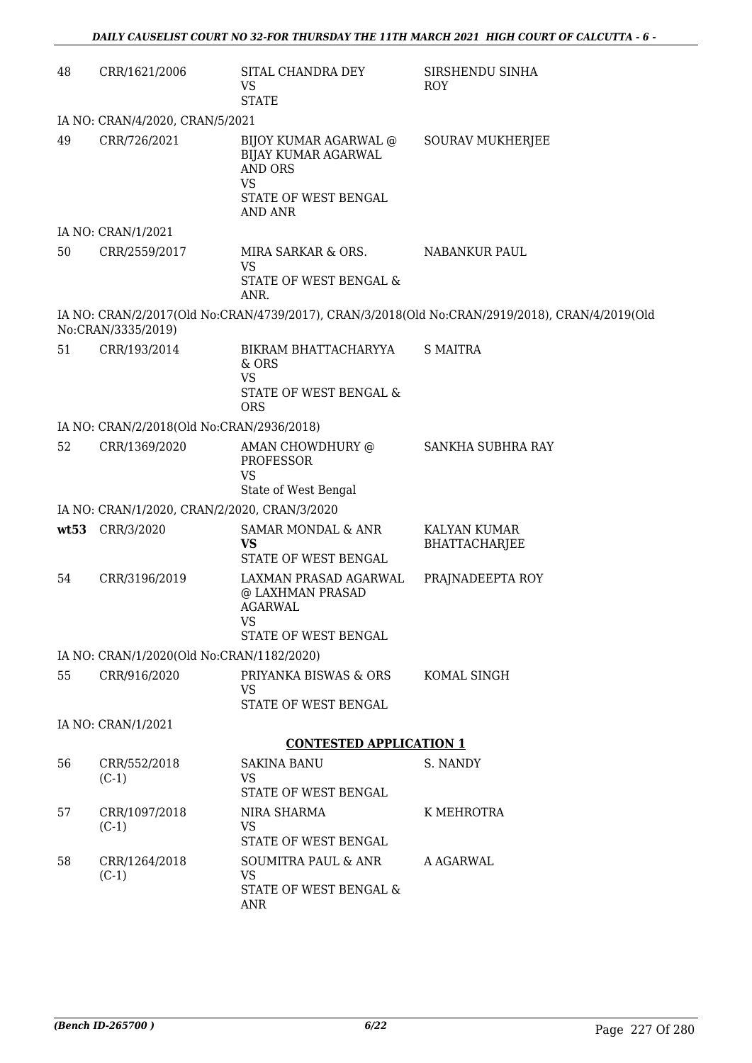| | | | |
|---|---|---|---|
| 48 | CRR/1621/2006 | SITAL CHANDRA DEY<br>VS<br>STATE | SIRSHENDU SINHA ROY |
| IA NO: CRAN/4/2020, CRAN/5/2021 | | | |
| 49 | CRR/726/2021 | BIJOY KUMAR AGARWAL @ BIJAY KUMAR AGARWAL AND ORS<br>VS<br>STATE OF WEST BENGAL AND ANR | SOURAV MUKHERJEE |
| IA NO: CRAN/1/2021 | | | |
| 50 | CRR/2559/2017 | MIRA SARKAR & ORS.<br>VS<br>STATE OF WEST BENGAL & ANR. | NABANKUR PAUL |
| IA NO: CRAN/2/2017(Old No:CRAN/4739/2017), CRAN/3/2018(Old No:CRAN/2919/2018), CRAN/4/2019(Old No:CRAN/3335/2019) | | | |
| 51 | CRR/193/2014 | BIKRAM BHATTACHARYYA & ORS<br>VS<br>STATE OF WEST BENGAL & ORS | S MAITRA |
| IA NO: CRAN/2/2018(Old No:CRAN/2936/2018) | | | |
| 52 | CRR/1369/2020 | AMAN CHOWDHURY @ PROFESSOR<br>VS<br>State of West Bengal | SANKHA SUBHRA RAY |
| IA NO: CRAN/1/2020, CRAN/2/2020, CRAN/3/2020 | | | |
| **wt53** | CRR/3/2020 | SAMAR MONDAL & ANR<br>**VS**<br>STATE OF WEST BENGAL | KALYAN KUMAR BHATTACHARJEE |
| 54 | CRR/3196/2019 | LAXMAN PRASAD AGARWAL @ LAXHMAN PRASAD AGARWAL<br>VS<br>STATE OF WEST BENGAL | PRAJNADEEPTA ROY |
| IA NO: CRAN/1/2020(Old No:CRAN/1182/2020) | | | |
| 55 | CRR/916/2020 | PRIYANKA BISWAS & ORS<br>VS<br>STATE OF WEST BENGAL | KOMAL SINGH |
| IA NO: CRAN/1/2021 | | | |

**CONTESTED APPLICATION 1**

| | | | |
|---|---|---|---|
| 56 | CRR/552/2018 (C-1) | SAKINA BANU<br>VS<br>STATE OF WEST BENGAL | S. NANDY |
| 57 | CRR/1097/2018 (C-1) | NIRA SHARMA<br>VS<br>STATE OF WEST BENGAL | K MEHROTRA |
| 58 | CRR/1264/2018 (C-1) | SOUMITRA PAUL & ANR<br>VS<br>STATE OF WEST BENGAL & ANR | A AGARWAL |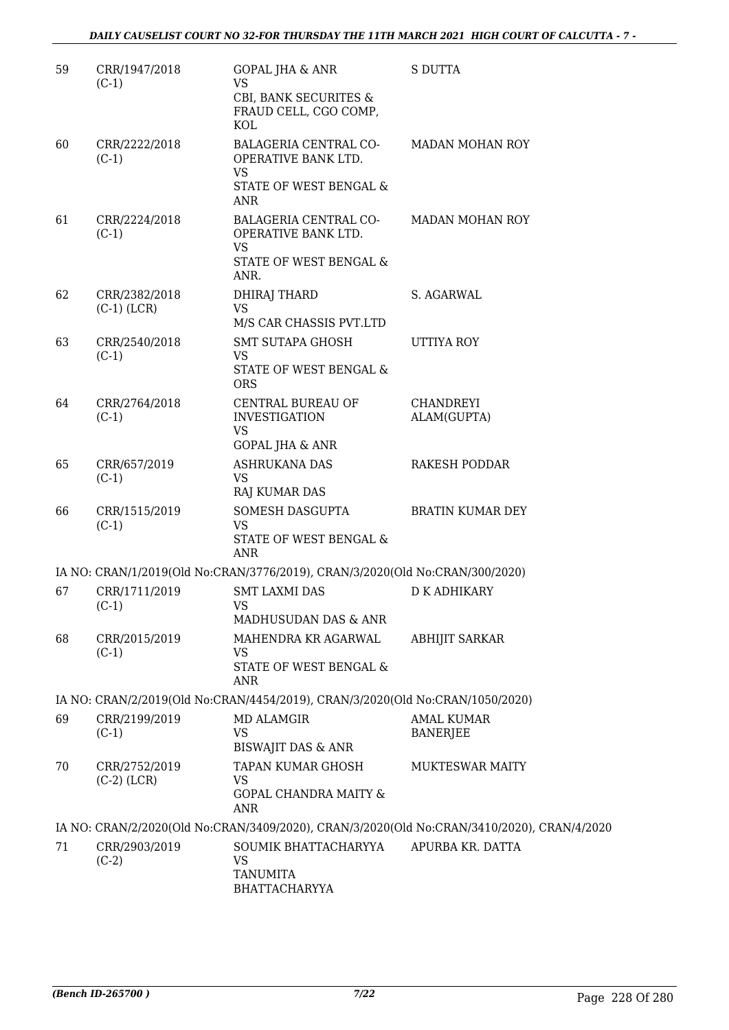| | | | |
|---|---|---|---|
| 59 | CRR/1947/2018 (C-1) | GOPAL JHA & ANR VS CBI, BANK SECURITES & FRAUD CELL, CGO COMP, KOL | S DUTTA |
| 60 | CRR/2222/2018 (C-1) | BALAGERIA CENTRAL CO-OPERATIVE BANK LTD. VS STATE OF WEST BENGAL & ANR | MADAN MOHAN ROY |
| 61 | CRR/2224/2018 (C-1) | BALAGERIA CENTRAL CO-OPERATIVE BANK LTD. VS STATE OF WEST BENGAL & ANR. | MADAN MOHAN ROY |
| 62 | CRR/2382/2018 (C-1) (LCR) | DHIRAJ THARD VS M/S CAR CHASSIS PVT.LTD | S. AGARWAL |
| 63 | CRR/2540/2018 (C-1) | SMT SUTAPA GHOSH VS STATE OF WEST BENGAL & ORS | UTTIYA ROY |
| 64 | CRR/2764/2018 (C-1) | CENTRAL BUREAU OF INVESTIGATION VS GOPAL JHA & ANR | CHANDREYI ALAM(GUPTA) |
| 65 | CRR/657/2019 (C-1) | ASHRUKANA DAS VS RAJ KUMAR DAS | RAKESH PODDAR |
| 66 | CRR/1515/2019 (C-1) | SOMESH DASGUPTA VS STATE OF WEST BENGAL & ANR | BRATIN KUMAR DEY |

IA NO: CRAN/1/2019(Old No:CRAN/3776/2019), CRAN/3/2020(Old No:CRAN/300/2020)

| | | | |
|---|---|---|---|
| 67 | CRR/1711/2019 (C-1) | SMT LAXMI DAS VS MADHUSUDAN DAS & ANR | D K ADHIKARY |
| 68 | CRR/2015/2019 (C-1) | MAHENDRA KR AGARWAL VS STATE OF WEST BENGAL & ANR | ABHIJIT SARKAR |

IA NO: CRAN/2/2019(Old No:CRAN/4454/2019), CRAN/3/2020(Old No:CRAN/1050/2020)

| | | | |
|---|---|---|---|
| 69 | CRR/2199/2019 (C-1) | MD ALAMGIR VS BISWAJIT DAS & ANR | AMAL KUMAR BANERJEE |
| 70 | CRR/2752/2019 (C-2) (LCR) | TAPAN KUMAR GHOSH VS GOPAL CHANDRA MAITY & ANR | MUKTESWAR MAITY |

IA NO: CRAN/2/2020(Old No:CRAN/3409/2020), CRAN/3/2020(Old No:CRAN/3410/2020), CRAN/4/2020

| | | | |
|---|---|---|---|
| 71 | CRR/2903/2019 (C-2) | SOUMIK BHATTACHARYYA VS TANUMITA BHATTACHARYYA | APURBA KR. DATTA |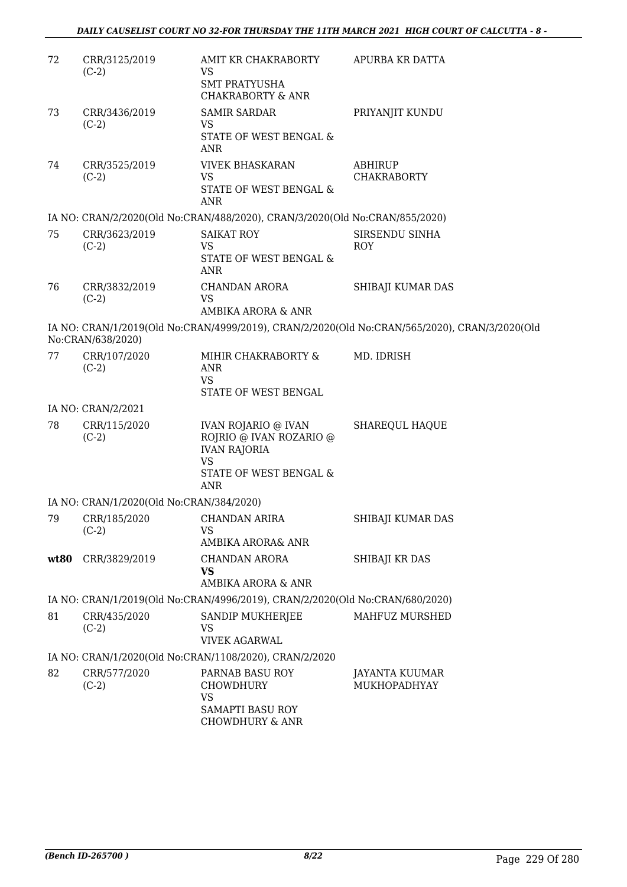| | | | |
|---|---|---|---|
| 72 | CRR/3125/2019 (C-2) | AMIT KR CHAKRABORTY VS SMT PRATYUSHA CHAKRABORTY & ANR | APURBA KR DATTA |
| 73 | CRR/3436/2019 (C-2) | SAMIR SARDAR VS STATE OF WEST BENGAL & ANR | PRIYANJIT KUNDU |
| 74 | CRR/3525/2019 (C-2) | VIVEK BHASKARAN VS STATE OF WEST BENGAL & ANR | ABHIRUP CHAKRABORTY |

IA NO: CRAN/2/2020(Old No:CRAN/488/2020), CRAN/3/2020(Old No:CRAN/855/2020)

| | | | |
|---|---|---|---|
| 75 | CRR/3623/2019 (C-2) | SAIKAT ROY VS STATE OF WEST BENGAL & ANR | SIRSENDU SINHA ROY |
| 76 | CRR/3832/2019 (C-2) | CHANDAN ARORA VS AMBIKA ARORA & ANR | SHIBAJI KUMAR DAS |

IA NO: CRAN/1/2019(Old No:CRAN/4999/2019), CRAN/2/2020(Old No:CRAN/565/2020), CRAN/3/2020(Old No:CRAN/638/2020)

| | | | |
|---|---|---|---|
| 77 | CRR/107/2020 (C-2) | MIHIR CHAKRABORTY & ANR VS STATE OF WEST BENGAL | MD. IDRISH |

IA NO: CRAN/2/2021

| | | | |
|---|---|---|---|
| 78 | CRR/115/2020 (C-2) | IVAN ROJARIO @ IVAN ROJRIO @ IVAN ROZARIO @ IVAN RAJORIA VS STATE OF WEST BENGAL & ANR | SHAREQUL HAQUE |

IA NO: CRAN/1/2020(Old No:CRAN/384/2020)

| | | | |
|---|---|---|---|
| 79 | CRR/185/2020 (C-2) | CHANDAN ARIRA VS AMBIKA ARORA& ANR | SHIBAJI KUMAR DAS |
| **wt80** | CRR/3829/2019 | CHANDAN ARORA **VS** AMBIKA ARORA & ANR | SHIBAJI KR DAS |

IA NO: CRAN/1/2019(Old No:CRAN/4996/2019), CRAN/2/2020(Old No:CRAN/680/2020)

| | | | |
|---|---|---|---|
| 81 | CRR/435/2020 (C-2) | SANDIP MUKHERJEE VS VIVEK AGARWAL | MAHFUZ MURSHED |

IA NO: CRAN/1/2020(Old No:CRAN/1108/2020), CRAN/2/2020

| | | | |
|---|---|---|---|
| 82 | CRR/577/2020 (C-2) | PARNAB BASU ROY CHOWDHURY VS SAMAPTI BASU ROY CHOWDHURY & ANR | JAYANTA KUUMAR MUKHOPADHYAY |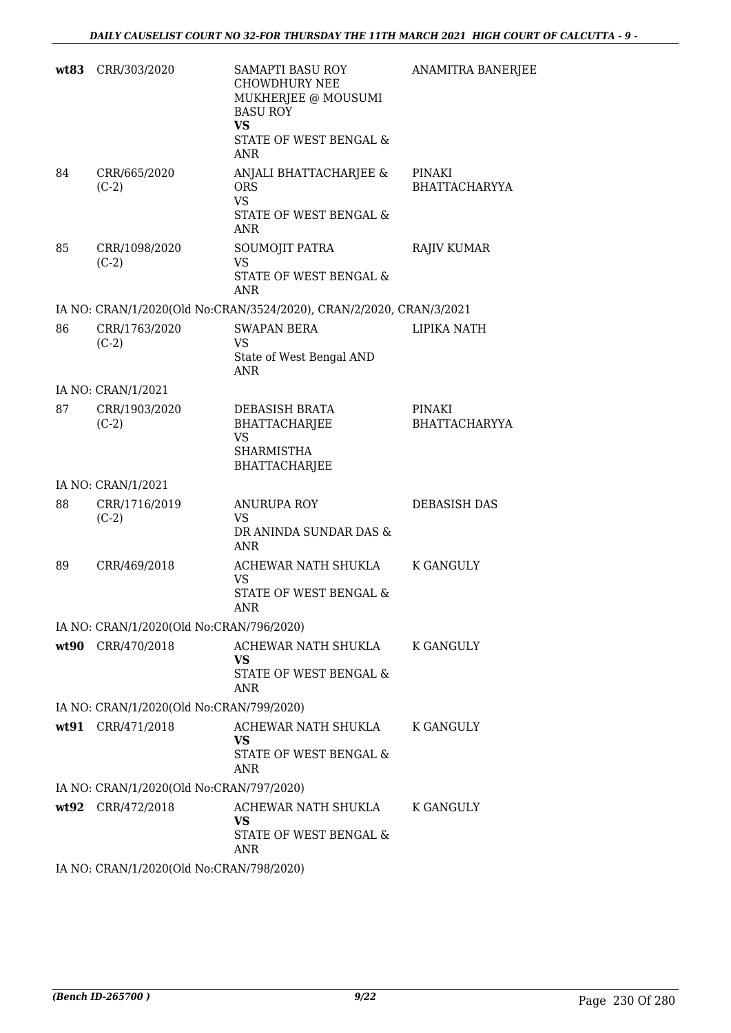| | | | |
|---|---|---|---|
| **wt83** | CRR/303/2020 | SAMAPTI BASU ROY CHOWDHURY NEE MUKHERJEE @ MOUSUMI BASU ROY<br>**VS**<br>STATE OF WEST BENGAL & ANR | ANAMITRA BANERJEE |
| 84 | CRR/665/2020 (C-2) | ANJALI BHATTACHARJEE & ORS<br>VS<br>STATE OF WEST BENGAL & ANR | PINAKI BHATTACHARYYA |
| 85 | CRR/1098/2020 (C-2) | SOUMOJIT PATRA<br>VS<br>STATE OF WEST BENGAL & ANR | RAJIV KUMAR |
| IA NO: CRAN/1/2020(Old No:CRAN/3524/2020), CRAN/2/2020, CRAN/3/2021 | | | |
| 86 | CRR/1763/2020 (C-2) | SWAPAN BERA<br>VS<br>State of West Bengal AND ANR | LIPIKA NATH |
| IA NO: CRAN/1/2021 | | | |
| 87 | CRR/1903/2020 (C-2) | DEBASISH BRATA BHATTACHARJEE<br>VS<br>SHARMISTHA BHATTACHARJEE | PINAKI BHATTACHARYYA |
| IA NO: CRAN/1/2021 | | | |
| 88 | CRR/1716/2019 (C-2) | ANURUPA ROY<br>VS<br>DR ANINDA SUNDAR DAS & ANR | DEBASISH DAS |
| 89 | CRR/469/2018 | ACHEWAR NATH SHUKLA<br>VS<br>STATE OF WEST BENGAL & ANR | K GANGULY |
| IA NO: CRAN/1/2020(Old No:CRAN/796/2020) | | | |
| **wt90** | CRR/470/2018 | ACHEWAR NATH SHUKLA<br>**VS**<br>STATE OF WEST BENGAL & ANR | K GANGULY |
| IA NO: CRAN/1/2020(Old No:CRAN/799/2020) | | | |
| **wt91** | CRR/471/2018 | ACHEWAR NATH SHUKLA<br>**VS**<br>STATE OF WEST BENGAL & ANR | K GANGULY |
| IA NO: CRAN/1/2020(Old No:CRAN/797/2020) | | | |
| **wt92** | CRR/472/2018 | ACHEWAR NATH SHUKLA<br>**VS**<br>STATE OF WEST BENGAL & ANR | K GANGULY |
| IA NO: CRAN/1/2020(Old No:CRAN/798/2020) | | | |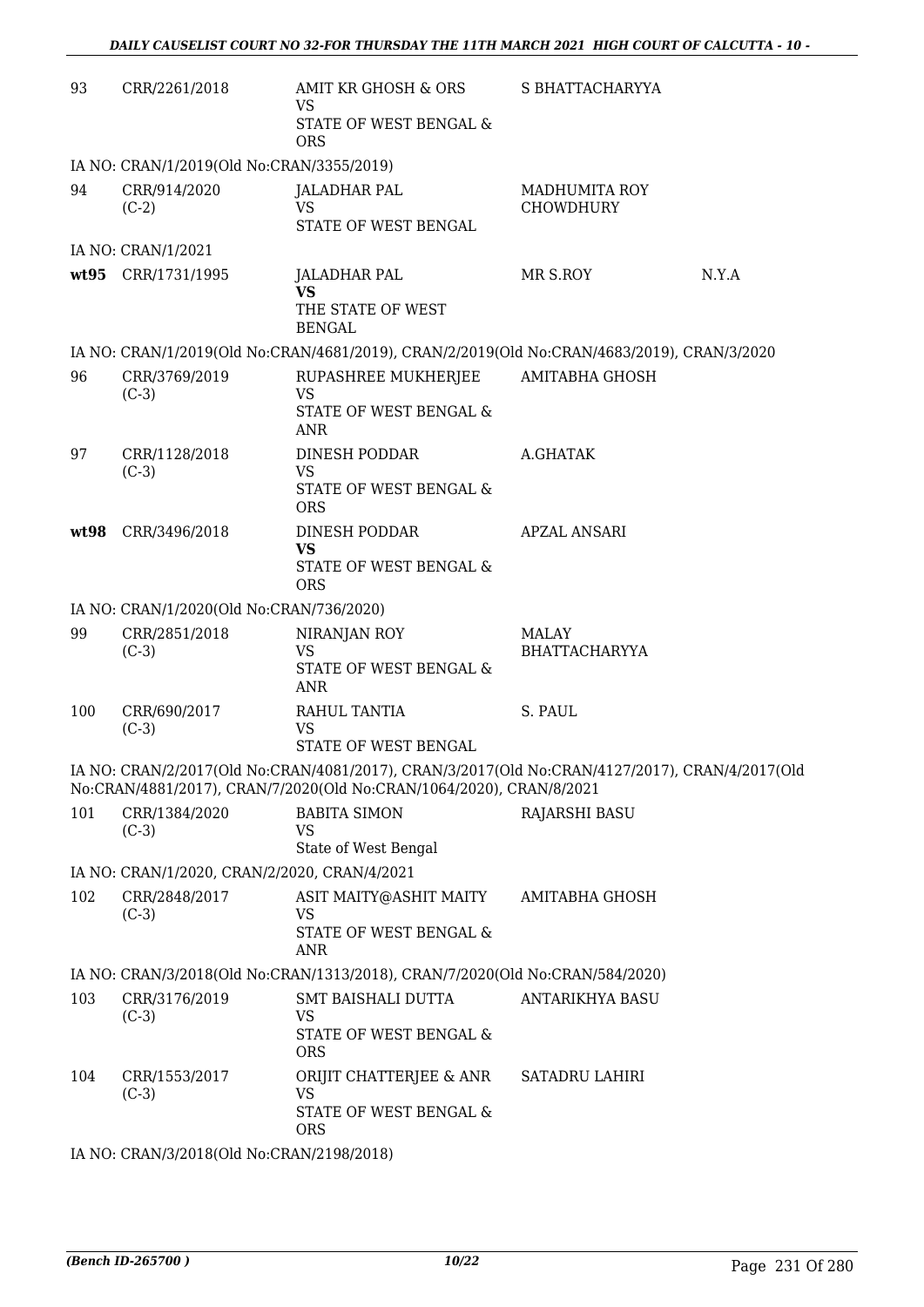| | | | | |
|---|---|---|---|---|
| 93 | CRR/2261/2018 | AMIT KR GHOSH & ORS<br>VS<br>STATE OF WEST BENGAL & ORS | S BHATTACHARYYA | |
| IA NO: CRAN/1/2019(Old No:CRAN/3355/2019) | | | | |
| 94 | CRR/914/2020<br>(C-2) | JALADHAR PAL<br>VS<br>STATE OF WEST BENGAL | MADHUMITA ROY CHOWDHURY | |
| IA NO: CRAN/1/2021 | | | | |
| **wt95** | CRR/1731/1995 | JALADHAR PAL<br>**VS**<br>THE STATE OF WEST BENGAL | MR S.ROY | N.Y.A |
| IA NO: CRAN/1/2019(Old No:CRAN/4681/2019), CRAN/2/2019(Old No:CRAN/4683/2019), CRAN/3/2020 | | | | |
| 96 | CRR/3769/2019<br>(C-3) | RUPASHREE MUKHERJEE<br>VS<br>STATE OF WEST BENGAL & ANR | AMITABHA GHOSH | |
| 97 | CRR/1128/2018<br>(C-3) | DINESH PODDAR<br>VS<br>STATE OF WEST BENGAL & ORS | A.GHATAK | |
| **wt98** | CRR/3496/2018 | DINESH PODDAR<br>**VS**<br>STATE OF WEST BENGAL & ORS | APZAL ANSARI | |
| IA NO: CRAN/1/2020(Old No:CRAN/736/2020) | | | | |
| 99 | CRR/2851/2018<br>(C-3) | NIRANJAN ROY<br>VS<br>STATE OF WEST BENGAL & ANR | MALAY BHATTACHARYYA | |
| 100 | CRR/690/2017<br>(C-3) | RAHUL TANTIA<br>VS<br>STATE OF WEST BENGAL | S. PAUL | |
| IA NO: CRAN/2/2017(Old No:CRAN/4081/2017), CRAN/3/2017(Old No:CRAN/4127/2017), CRAN/4/2017(Old No:CRAN/4881/2017), CRAN/7/2020(Old No:CRAN/1064/2020), CRAN/8/2021 | | | | |
| 101 | CRR/1384/2020<br>(C-3) | BABITA SIMON<br>VS<br>State of West Bengal | RAJARSHI BASU | |
| IA NO: CRAN/1/2020, CRAN/2/2020, CRAN/4/2021 | | | | |
| 102 | CRR/2848/2017<br>(C-3) | ASIT MAITY@ASHIT MAITY<br>VS<br>STATE OF WEST BENGAL & ANR | AMITABHA GHOSH | |
| IA NO: CRAN/3/2018(Old No:CRAN/1313/2018), CRAN/7/2020(Old No:CRAN/584/2020) | | | | |
| 103 | CRR/3176/2019<br>(C-3) | SMT BAISHALI DUTTA<br>VS<br>STATE OF WEST BENGAL & ORS | ANTARIKHYA BASU | |
| 104 | CRR/1553/2017<br>(C-3) | ORIJIT CHATTERJEE & ANR<br>VS<br>STATE OF WEST BENGAL & ORS | SATADRU LAHIRI | |
| IA NO: CRAN/3/2018(Old No:CRAN/2198/2018) | | | | |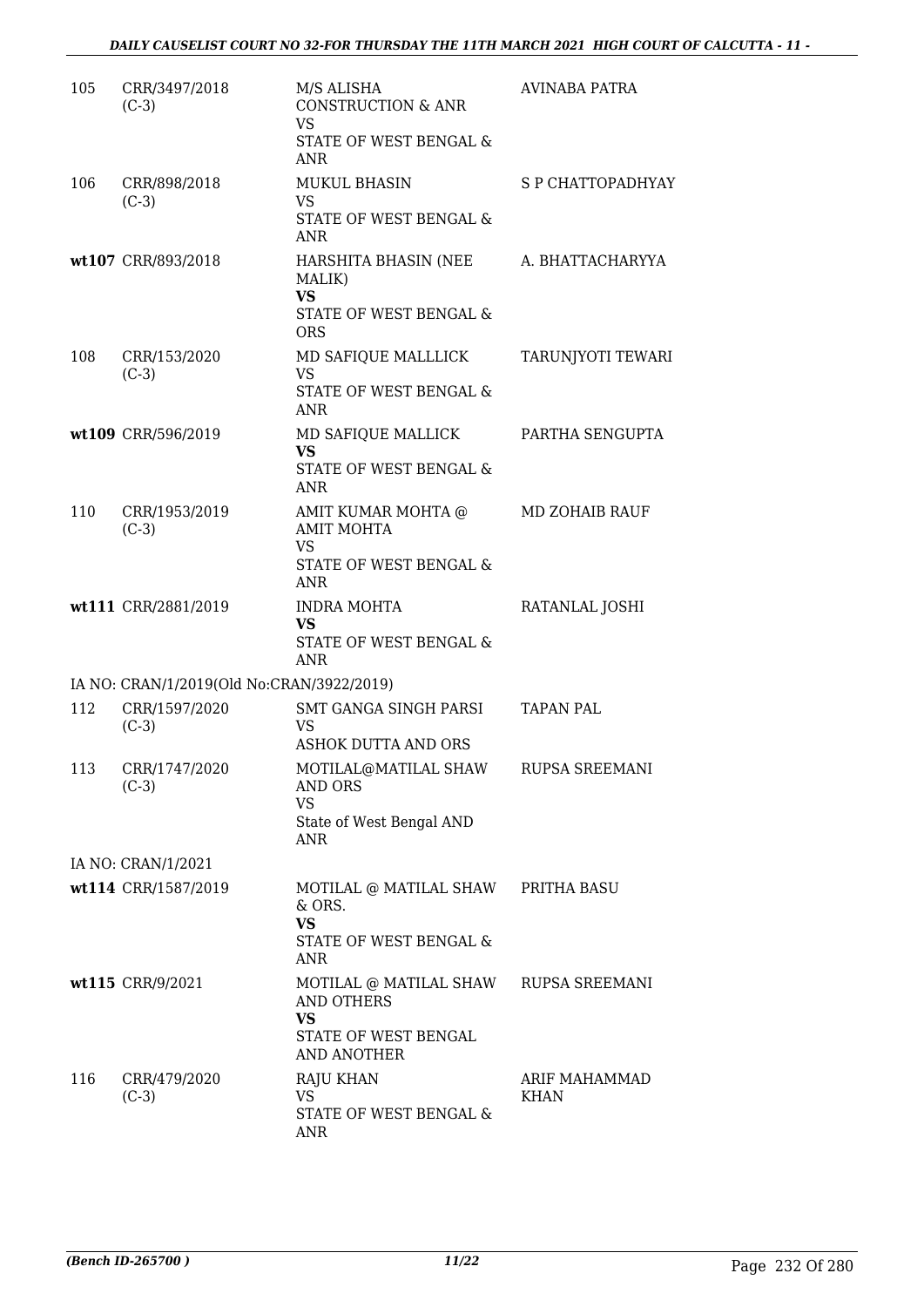| | | | |
|---|---|---|---|
| 105 | CRR/3497/2018 (C-3) | M/S ALISHA CONSTRUCTION & ANR VS STATE OF WEST BENGAL & ANR | AVINABA PATRA |
| 106 | CRR/898/2018 (C-3) | MUKUL BHASIN VS STATE OF WEST BENGAL & ANR | S P CHATTOPADHYAY |
| wt107 | CRR/893/2018 | HARSHITA BHASIN (NEE MALIK) **VS** STATE OF WEST BENGAL & ORS | A. BHATTACHARYYA |
| 108 | CRR/153/2020 (C-3) | MD SAFIQUE MALLLICK VS STATE OF WEST BENGAL & ANR | TARUNJYOTI TEWARI |
| wt109 | CRR/596/2019 | MD SAFIQUE MALLICK **VS** STATE OF WEST BENGAL & ANR | PARTHA SENGUPTA |
| 110 | CRR/1953/2019 (C-3) | AMIT KUMAR MOHTA @ AMIT MOHTA VS STATE OF WEST BENGAL & ANR | MD ZOHAIB RAUF |
| wt111 | CRR/2881/2019 | INDRA MOHTA **VS** STATE OF WEST BENGAL & ANR | RATANLAL JOSHI |
| IA NO: CRAN/1/2019(Old No:CRAN/3922/2019) | | | |
| 112 | CRR/1597/2020 (C-3) | SMT GANGA SINGH PARSI VS ASHOK DUTTA AND ORS | TAPAN PAL |
| 113 | CRR/1747/2020 (C-3) | MOTILAL@MATILAL SHAW AND ORS VS State of West Bengal AND ANR | RUPSA SREEMANI |
| IA NO: CRAN/1/2021 | | | |
| wt114 | CRR/1587/2019 | MOTILAL @ MATILAL SHAW & ORS. **VS** STATE OF WEST BENGAL & ANR | PRITHA BASU |
| wt115 | CRR/9/2021 | MOTILAL @ MATILAL SHAW AND OTHERS **VS** STATE OF WEST BENGAL AND ANOTHER | RUPSA SREEMANI |
| 116 | CRR/479/2020 (C-3) | RAJU KHAN VS STATE OF WEST BENGAL & ANR | ARIF MAHAMMAD KHAN |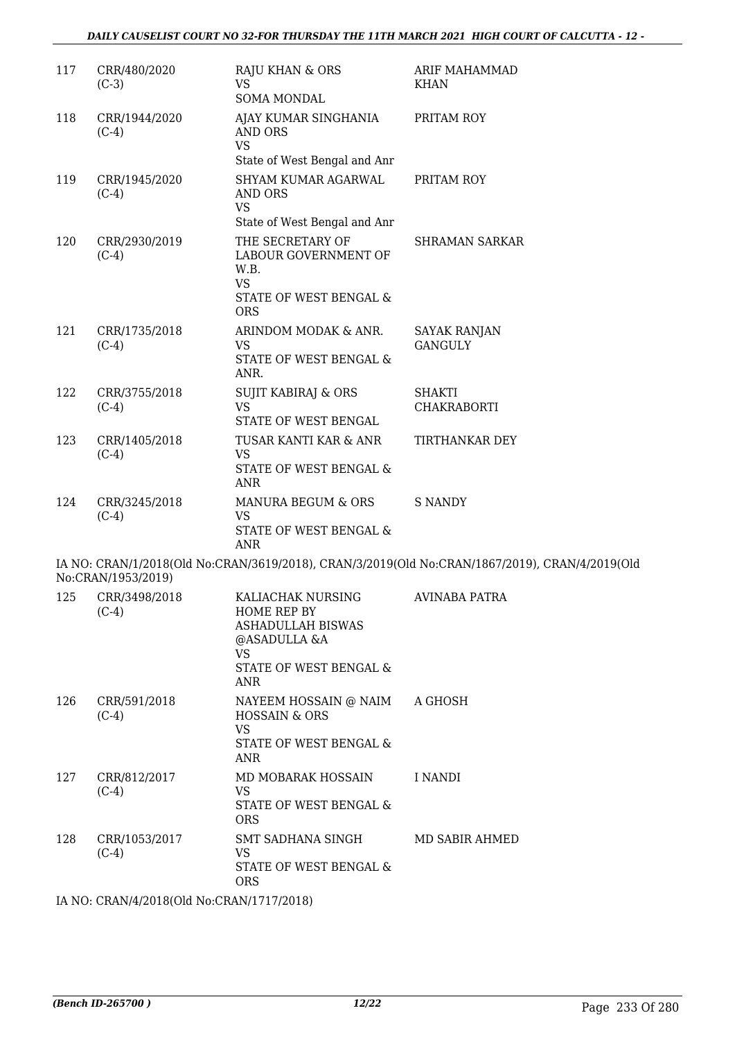| 117 | CRR/480/2020 (C-3) | RAJU KHAN & ORS VS SOMA MONDAL | ARIF MAHAMMAD KHAN |
|---|---|---|---|
| 118 | CRR/1944/2020 (C-4) | AJAY KUMAR SINGHANIA AND ORS VS State of West Bengal and Anr | PRITAM ROY |
| 119 | CRR/1945/2020 (C-4) | SHYAM KUMAR AGARWAL AND ORS VS State of West Bengal and Anr | PRITAM ROY |
| 120 | CRR/2930/2019 (C-4) | THE SECRETARY OF LABOUR GOVERNMENT OF W.B. VS STATE OF WEST BENGAL & ORS | SHRAMAN SARKAR |
| 121 | CRR/1735/2018 (C-4) | ARINDOM MODAK & ANR. VS STATE OF WEST BENGAL & ANR. | SAYAK RANJAN GANGULY |
| 122 | CRR/3755/2018 (C-4) | SUJIT KABIRAJ & ORS VS STATE OF WEST BENGAL | SHAKTI CHAKRABORTI |
| 123 | CRR/1405/2018 (C-4) | TUSAR KANTI KAR & ANR VS STATE OF WEST BENGAL & ANR | TIRTHANKAR DEY |
| 124 | CRR/3245/2018 (C-4) | MANURA BEGUM & ORS VS STATE OF WEST BENGAL & ANR | S NANDY |

IA NO: CRAN/1/2018(Old No:CRAN/3619/2018), CRAN/3/2019(Old No:CRAN/1867/2019), CRAN/4/2019(Old No:CRAN/1953/2019)

| 125 | CRR/3498/2018 (C-4) | KALIACHAK NURSING HOME REP BY ASHADULLAH BISWAS @ASADULLA &A VS STATE OF WEST BENGAL & ANR | AVINABA PATRA |
|---|---|---|---|
| 126 | CRR/591/2018 (C-4) | NAYEEM HOSSAIN @ NAIM HOSSAIN & ORS VS STATE OF WEST BENGAL & ANR | A GHOSH |
| 127 | CRR/812/2017 (C-4) | MD MOBARAK HOSSAIN VS STATE OF WEST BENGAL & ORS | I NANDI |
| 128 | CRR/1053/2017 (C-4) | SMT SADHANA SINGH VS STATE OF WEST BENGAL & ORS | MD SABIR AHMED |

IA NO: CRAN/4/2018(Old No:CRAN/1717/2018)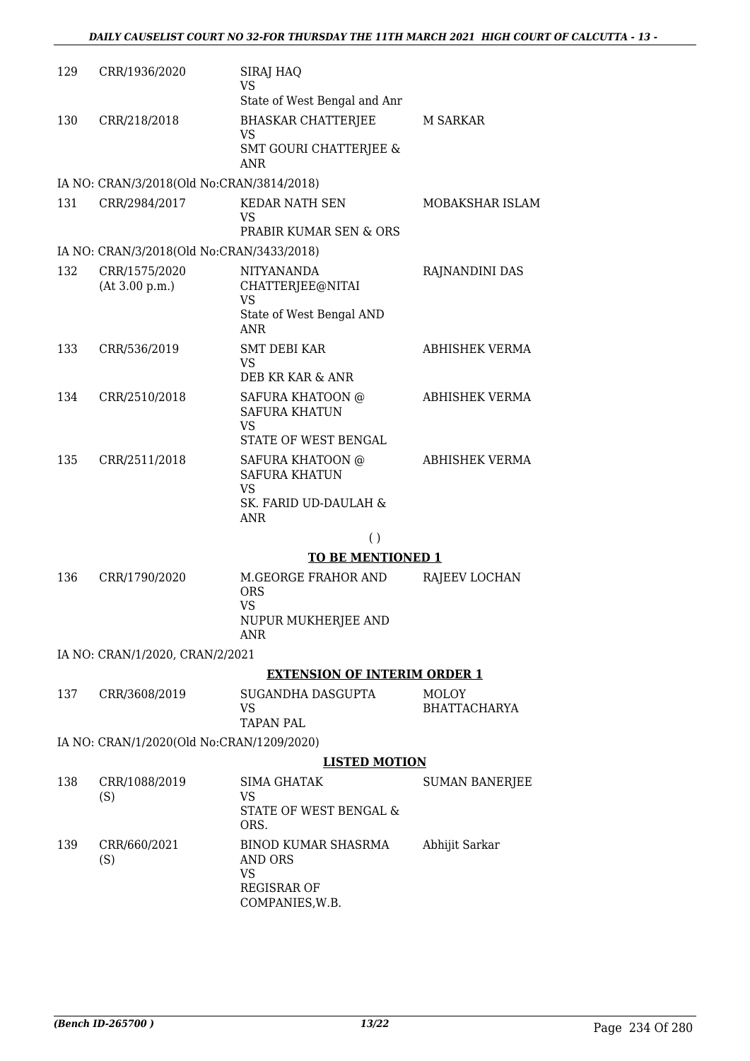| | | | |
|---|---|---|---|
| 129 | CRR/1936/2020 | SIRAJ HAQ<br>VS<br>State of West Bengal and Anr | |
| 130 | CRR/218/2018 | BHASKAR CHATTERJEE<br>VS<br>SMT GOURI CHATTERJEE & ANR | M SARKAR |

IA NO: CRAN/3/2018(Old No:CRAN/3814/2018)

| | | | |
|---|---|---|---|
| 131 | CRR/2984/2017 | KEDAR NATH SEN<br>VS<br>PRABIR KUMAR SEN & ORS | MOBAKSHAR ISLAM |

IA NO: CRAN/3/2018(Old No:CRAN/3433/2018)

| | | | |
|---|---|---|---|
| 132 | CRR/1575/2020<br>(At 3.00 p.m.) | NITYANANDA CHATTERJEE@NITAI<br>VS<br>State of West Bengal AND ANR | RAJNANDINI DAS |
| 133 | CRR/536/2019 | SMT DEBI KAR<br>VS<br>DEB KR KAR & ANR | ABHISHEK VERMA |
| 134 | CRR/2510/2018 | SAFURA KHATOON @ SAFURA KHATUN<br>VS<br>STATE OF WEST BENGAL | ABHISHEK VERMA |
| 135 | CRR/2511/2018 | SAFURA KHATOON @ SAFURA KHATUN<br>VS<br>SK. FARID UD-DAULAH & ANR | ABHISHEK VERMA |

( )

**TO BE MENTIONED 1**

| | | | |
|---|---|---|---|
| 136 | CRR/1790/2020 | M.GEORGE FRAHOR AND ORS<br>VS<br>NUPUR MUKHERJEE AND ANR | RAJEEV LOCHAN |

IA NO: CRAN/1/2020, CRAN/2/2021

**EXTENSION OF INTERIM ORDER 1**

| | | | |
|---|---|---|---|
| 137 | CRR/3608/2019 | SUGANDHA DASGUPTA<br>VS<br>TAPAN PAL | MOLOY BHATTACHARYA |

IA NO: CRAN/1/2020(Old No:CRAN/1209/2020)

**LISTED MOTION**

| | | | |
|---|---|---|---|
| 138 | CRR/1088/2019<br>(S) | SIMA GHATAK<br>VS<br>STATE OF WEST BENGAL & ORS. | SUMAN BANERJEE |
| 139 | CRR/660/2021<br>(S) | BINOD KUMAR SHASRMA AND ORS<br>VS<br>REGISRAR OF COMPANIES,W.B. | Abhijit Sarkar |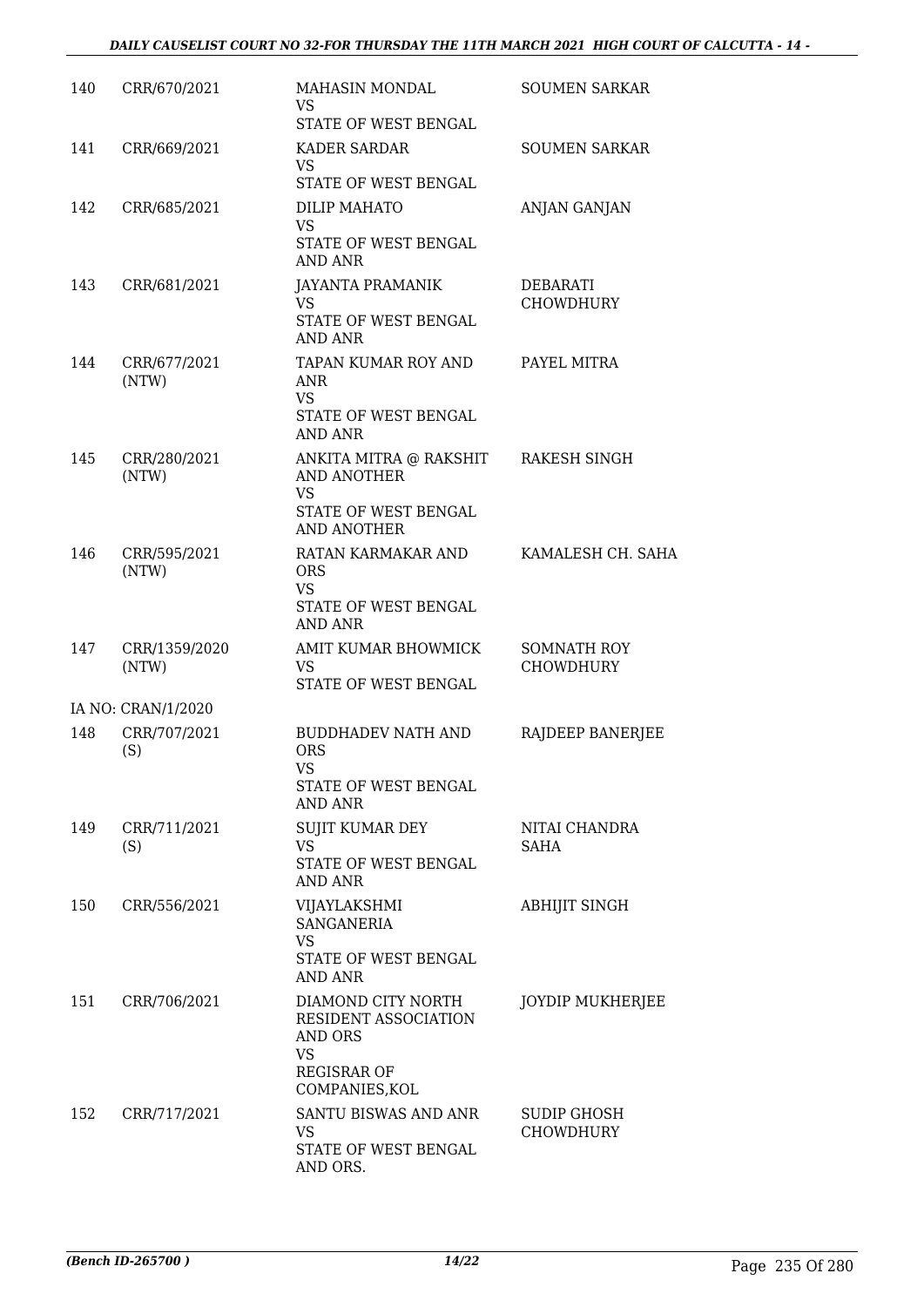| 140 | CRR/670/2021 | MAHASIN MONDAL<br>VS<br>STATE OF WEST BENGAL | SOUMEN SARKAR |
|---|---|---|---|
| 141 | CRR/669/2021 | KADER SARDAR<br>VS<br>STATE OF WEST BENGAL | SOUMEN SARKAR |
| 142 | CRR/685/2021 | DILIP MAHATO<br>VS<br>STATE OF WEST BENGAL AND ANR | ANJAN GANJAN |
| 143 | CRR/681/2021 | JAYANTA PRAMANIK<br>VS<br>STATE OF WEST BENGAL AND ANR | DEBARATI CHOWDHURY |
| 144 | CRR/677/2021 (NTW) | TAPAN KUMAR ROY AND ANR<br>VS<br>STATE OF WEST BENGAL AND ANR | PAYEL MITRA |
| 145 | CRR/280/2021 (NTW) | ANKITA MITRA @ RAKSHIT AND ANOTHER<br>VS<br>STATE OF WEST BENGAL AND ANOTHER | RAKESH SINGH |
| 146 | CRR/595/2021 (NTW) | RATAN KARMAKAR AND ORS<br>VS<br>STATE OF WEST BENGAL AND ANR | KAMALESH CH. SAHA |
| 147 | CRR/1359/2020 (NTW) | AMIT KUMAR BHOWMICK<br>VS<br>STATE OF WEST BENGAL | SOMNATH ROY CHOWDHURY |
| | IA NO: CRAN/1/2020 | | |
| 148 | CRR/707/2021 (S) | BUDDHADEV NATH AND ORS<br>VS<br>STATE OF WEST BENGAL AND ANR | RAJDEEP BANERJEE |
| 149 | CRR/711/2021 (S) | SUJIT KUMAR DEY<br>VS<br>STATE OF WEST BENGAL AND ANR | NITAI CHANDRA SAHA |
| 150 | CRR/556/2021 | VIJAYLAKSHMI SANGANERIA<br>VS<br>STATE OF WEST BENGAL AND ANR | ABHIJIT SINGH |
| 151 | CRR/706/2021 | DIAMOND CITY NORTH RESIDENT ASSOCIATION AND ORS<br>VS<br>REGISRAR OF COMPANIES,KOL | JOYDIP MUKHERJEE |
| 152 | CRR/717/2021 | SANTU BISWAS AND ANR<br>VS<br>STATE OF WEST BENGAL AND ORS. | SUDIP GHOSH CHOWDHURY |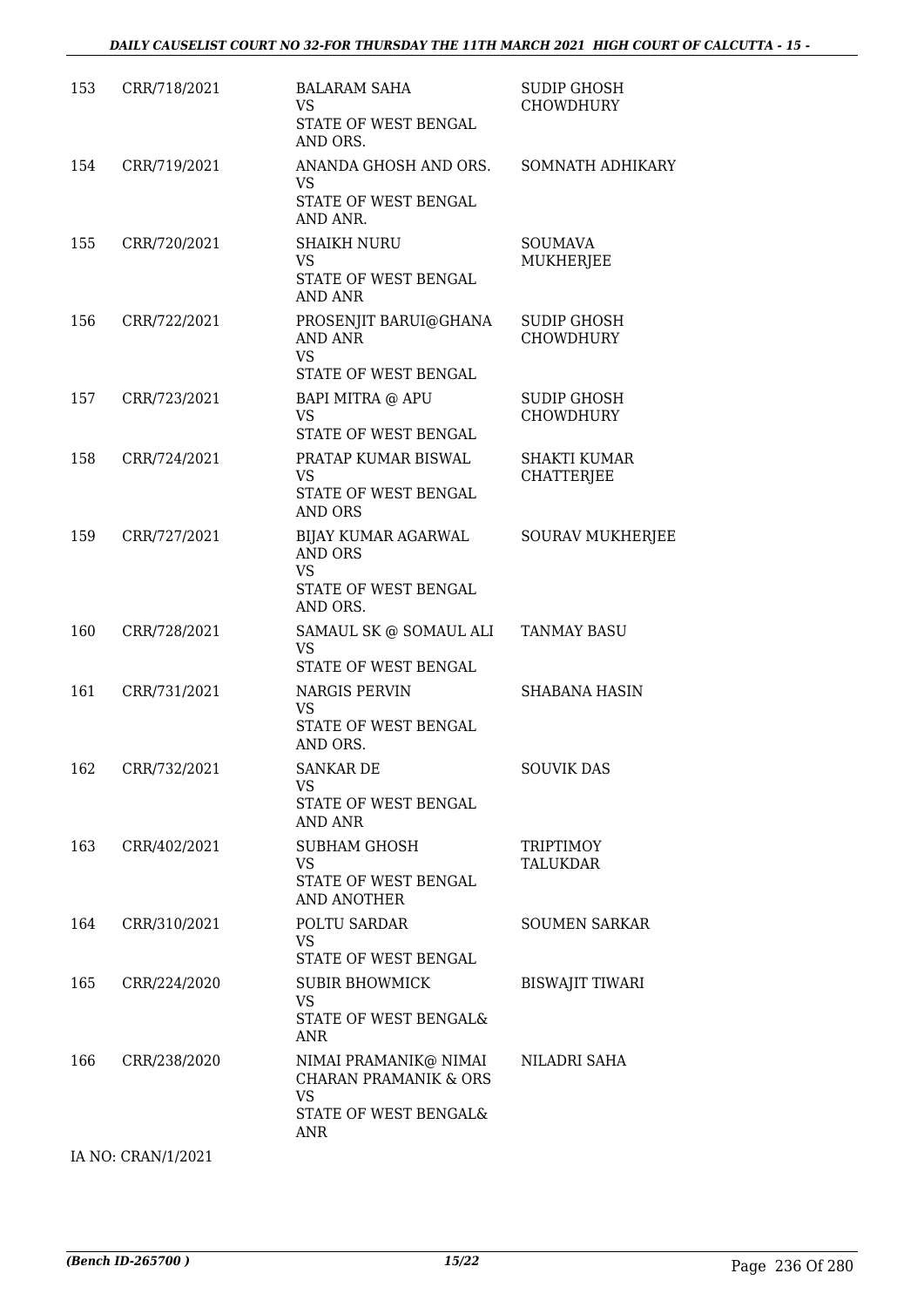| | | | |
|---|---|---|---|
| 153 | CRR/718/2021 | BALARAM SAHA<br>VS<br>STATE OF WEST BENGAL AND ORS. | SUDIP GHOSH CHOWDHURY |
| 154 | CRR/719/2021 | ANANDA GHOSH AND ORS.<br>VS<br>STATE OF WEST BENGAL AND ANR. | SOMNATH ADHIKARY |
| 155 | CRR/720/2021 | SHAIKH NURU<br>VS<br>STATE OF WEST BENGAL AND ANR | SOUMAVA MUKHERJEE |
| 156 | CRR/722/2021 | PROSENJIT BARUI@GHANA AND ANR<br>VS<br>STATE OF WEST BENGAL | SUDIP GHOSH CHOWDHURY |
| 157 | CRR/723/2021 | BAPI MITRA @ APU<br>VS<br>STATE OF WEST BENGAL | SUDIP GHOSH CHOWDHURY |
| 158 | CRR/724/2021 | PRATAP KUMAR BISWAL<br>VS<br>STATE OF WEST BENGAL AND ORS | SHAKTI KUMAR CHATTERJEE |
| 159 | CRR/727/2021 | BIJAY KUMAR AGARWAL AND ORS<br>VS<br>STATE OF WEST BENGAL AND ORS. | SOURAV MUKHERJEE |
| 160 | CRR/728/2021 | SAMAUL SK @ SOMAUL ALI<br>VS<br>STATE OF WEST BENGAL | TANMAY BASU |
| 161 | CRR/731/2021 | NARGIS PERVIN<br>VS<br>STATE OF WEST BENGAL AND ORS. | SHABANA HASIN |
| 162 | CRR/732/2021 | SANKAR DE<br>VS<br>STATE OF WEST BENGAL AND ANR | SOUVIK DAS |
| 163 | CRR/402/2021 | SUBHAM GHOSH<br>VS<br>STATE OF WEST BENGAL AND ANOTHER | TRIPTIMOY TALUKDAR |
| 164 | CRR/310/2021 | POLTU SARDAR<br>VS<br>STATE OF WEST BENGAL | SOUMEN SARKAR |
| 165 | CRR/224/2020 | SUBIR BHOWMICK<br>VS<br>STATE OF WEST BENGAL& ANR | BISWAJIT TIWARI |
| 166 | CRR/238/2020 | NIMAI PRAMANIK@ NIMAI CHARAN PRAMANIK & ORS<br>VS<br>STATE OF WEST BENGAL& ANR | NILADRI SAHA |

IA NO: CRAN/1/2021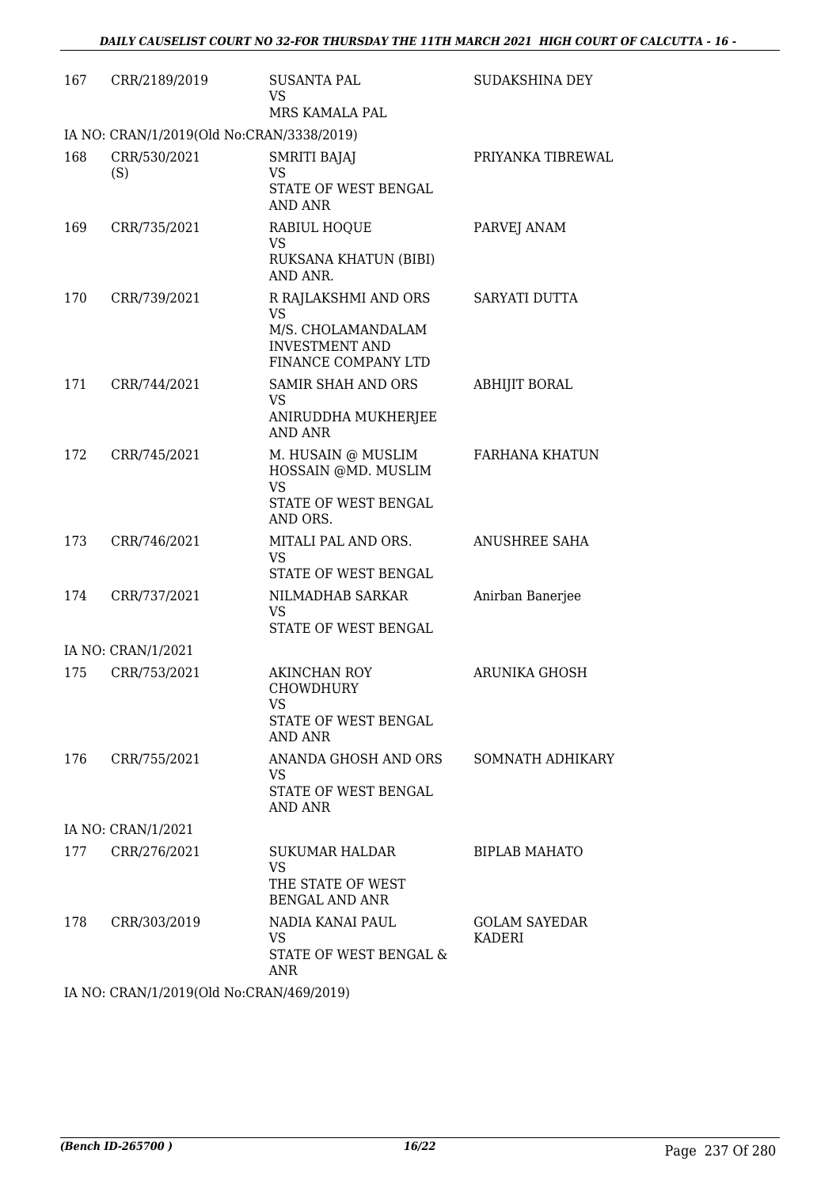| | | | |
|---|---|---|---|
| 167 | CRR/2189/2019 | SUSANTA PAL<br>VS<br>MRS KAMALA PAL | SUDAKSHINA DEY |

IA NO: CRAN/1/2019(Old No:CRAN/3338/2019)

| | | | |
|---|---|---|---|
| 168 | CRR/530/2021<br>(S) | SMRITI BAJAJ<br>VS<br>STATE OF WEST BENGAL AND ANR | PRIYANKA TIBREWAL |
| 169 | CRR/735/2021 | RABIUL HOQUE<br>VS<br>RUKSANA KHATUN (BIBI) AND ANR. | PARVEJ ANAM |
| 170 | CRR/739/2021 | R RAJLAKSHMI AND ORS<br>VS<br>M/S. CHOLAMANDALAM INVESTMENT AND FINANCE COMPANY LTD | SARYATI DUTTA |
| 171 | CRR/744/2021 | SAMIR SHAH AND ORS<br>VS<br>ANIRUDDHA MUKHERJEE AND ANR | ABHIJIT BORAL |
| 172 | CRR/745/2021 | M. HUSAIN @ MUSLIM HOSSAIN @MD. MUSLIM<br>VS<br>STATE OF WEST BENGAL AND ORS. | FARHANA KHATUN |
| 173 | CRR/746/2021 | MITALI PAL AND ORS.<br>VS<br>STATE OF WEST BENGAL | ANUSHREE SAHA |
| 174 | CRR/737/2021 | NILMADHAB SARKAR<br>VS<br>STATE OF WEST BENGAL | Anirban Banerjee |

IA NO: CRAN/1/2021

| | | | |
|---|---|---|---|
| 175 | CRR/753/2021 | AKINCHAN ROY CHOWDHURY<br>VS<br>STATE OF WEST BENGAL AND ANR | ARUNIKA GHOSH |
| 176 | CRR/755/2021 | ANANDA GHOSH AND ORS<br>VS<br>STATE OF WEST BENGAL AND ANR | SOMNATH ADHIKARY |

IA NO: CRAN/1/2021

| | | | |
|---|---|---|---|
| 177 | CRR/276/2021 | SUKUMAR HALDAR<br>VS<br>THE STATE OF WEST BENGAL AND ANR | BIPLAB MAHATO |
| 178 | CRR/303/2019 | NADIA KANAI PAUL<br>VS<br>STATE OF WEST BENGAL & ANR | GOLAM SAYEDAR KADERI |

IA NO: CRAN/1/2019(Old No:CRAN/469/2019)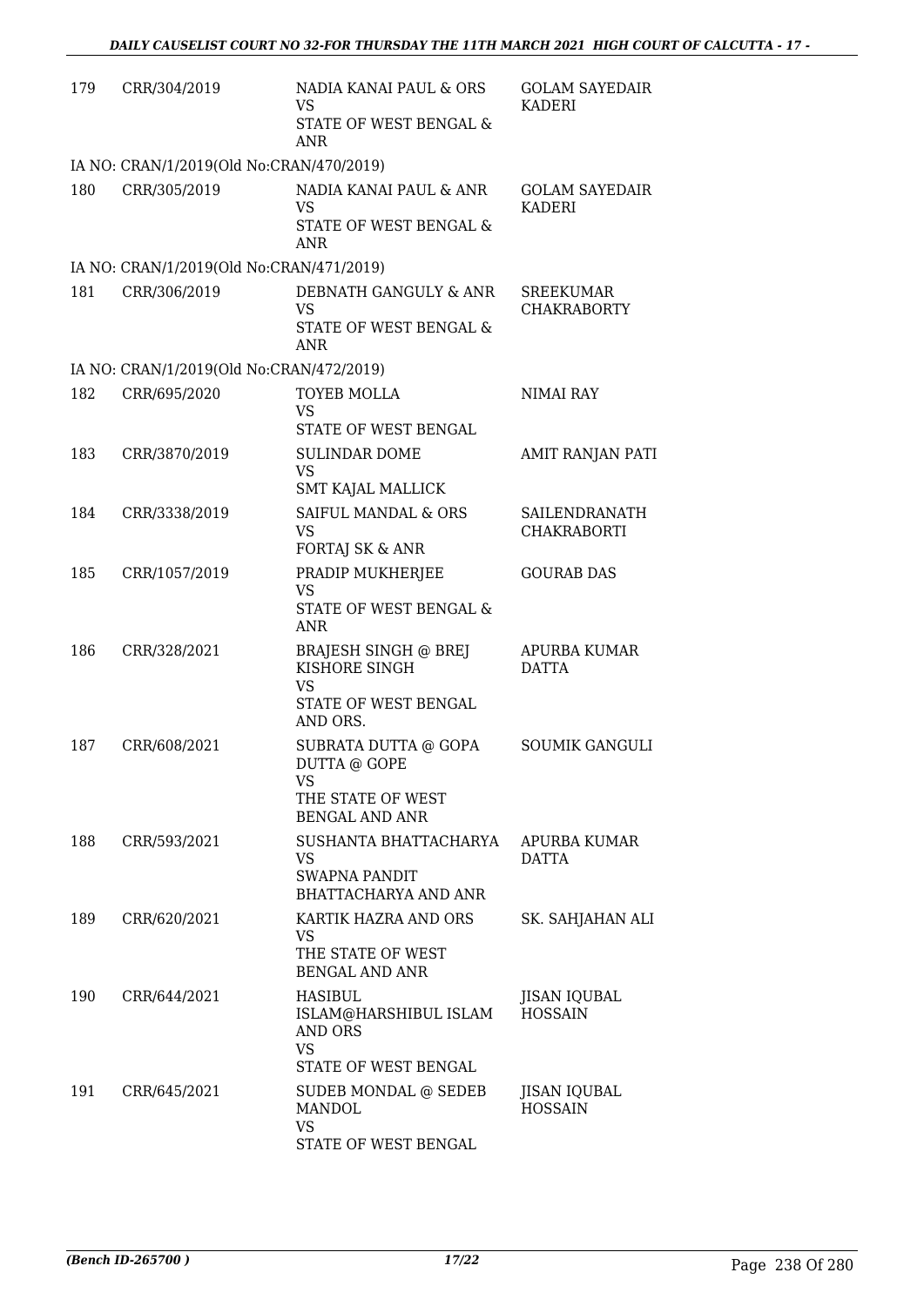| | | | |
|---|---|---|---|
| 179 | CRR/304/2019 | NADIA KANAI PAUL & ORS<br>VS<br>STATE OF WEST BENGAL & ANR | GOLAM SAYEDAIR KADERI |
| IA NO: CRAN/1/2019(Old No:CRAN/470/2019) | | | |
| 180 | CRR/305/2019 | NADIA KANAI PAUL & ANR<br>VS<br>STATE OF WEST BENGAL & ANR | GOLAM SAYEDAIR KADERI |
| IA NO: CRAN/1/2019(Old No:CRAN/471/2019) | | | |
| 181 | CRR/306/2019 | DEBNATH GANGULY & ANR<br>VS<br>STATE OF WEST BENGAL & ANR | SREEKUMAR CHAKRABORTY |
| IA NO: CRAN/1/2019(Old No:CRAN/472/2019) | | | |
| 182 | CRR/695/2020 | TOYEB MOLLA<br>VS<br>STATE OF WEST BENGAL | NIMAI RAY |
| 183 | CRR/3870/2019 | SULINDAR DOME<br>VS<br>SMT KAJAL MALLICK | AMIT RANJAN PATI |
| 184 | CRR/3338/2019 | SAIFUL MANDAL & ORS<br>VS<br>FORTAJ SK & ANR | SAILENDRANATH CHAKRABORTI |
| 185 | CRR/1057/2019 | PRADIP MUKHERJEE<br>VS<br>STATE OF WEST BENGAL & ANR | GOURAB DAS |
| 186 | CRR/328/2021 | BRAJESH SINGH @ BREJ KISHORE SINGH<br>VS<br>STATE OF WEST BENGAL AND ORS. | APURBA KUMAR DATTA |
| 187 | CRR/608/2021 | SUBRATA DUTTA @ GOPA DUTTA @ GOPE<br>VS<br>THE STATE OF WEST BENGAL AND ANR | SOUMIK GANGULI |
| 188 | CRR/593/2021 | SUSHANTA BHATTACHARYA<br>VS<br>SWAPNA PANDIT BHATTACHARYA AND ANR | APURBA KUMAR DATTA |
| 189 | CRR/620/2021 | KARTIK HAZRA AND ORS<br>VS<br>THE STATE OF WEST BENGAL AND ANR | SK. SAHJAHAN ALI |
| 190 | CRR/644/2021 | HASIBUL ISLAM@HARSHIBUL ISLAM AND ORS<br>VS<br>STATE OF WEST BENGAL | JISAN IQUBAL HOSSAIN |
| 191 | CRR/645/2021 | SUDEB MONDAL @ SEDEB MANDOL<br>VS<br>STATE OF WEST BENGAL | JISAN IQUBAL HOSSAIN |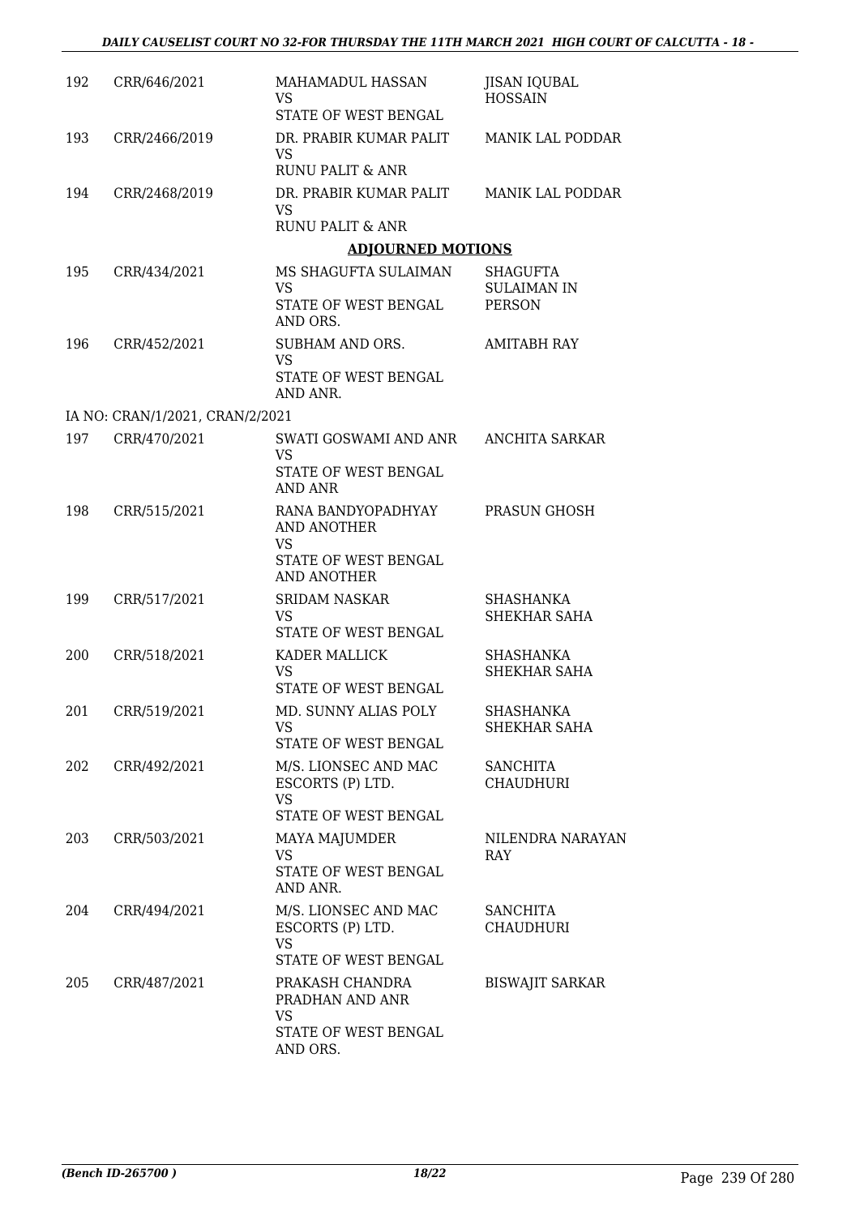| | | | |
|---|---|---|---|
| 192 | CRR/646/2021 | MAHAMADUL HASSAN<br>VS<br>STATE OF WEST BENGAL | JISAN IQUBAL HOSSAIN |
| 193 | CRR/2466/2019 | DR. PRABIR KUMAR PALIT<br>VS<br>RUNU PALIT & ANR | MANIK LAL PODDAR |
| 194 | CRR/2468/2019 | DR. PRABIR KUMAR PALIT<br>VS<br>RUNU PALIT & ANR | MANIK LAL PODDAR |

**ADJOURNED MOTIONS**

| | | | |
|---|---|---|---|
| 195 | CRR/434/2021 | MS SHAGUFTA SULAIMAN<br>VS<br>STATE OF WEST BENGAL AND ORS. | SHAGUFTA SULAIMAN IN PERSON |
| 196 | CRR/452/2021 | SUBHAM AND ORS.<br>VS<br>STATE OF WEST BENGAL AND ANR. | AMITABH RAY |
| | IA NO: CRAN/1/2021, CRAN/2/2021 | | |
| 197 | CRR/470/2021 | SWATI GOSWAMI AND ANR<br>VS<br>STATE OF WEST BENGAL AND ANR | ANCHITA SARKAR |
| 198 | CRR/515/2021 | RANA BANDYOPADHYAY AND ANOTHER<br>VS<br>STATE OF WEST BENGAL AND ANOTHER | PRASUN GHOSH |
| 199 | CRR/517/2021 | SRIDAM NASKAR<br>VS<br>STATE OF WEST BENGAL | SHASHANKA SHEKHAR SAHA |
| 200 | CRR/518/2021 | KADER MALLICK<br>VS<br>STATE OF WEST BENGAL | SHASHANKA SHEKHAR SAHA |
| 201 | CRR/519/2021 | MD. SUNNY ALIAS POLY<br>VS<br>STATE OF WEST BENGAL | SHASHANKA SHEKHAR SAHA |
| 202 | CRR/492/2021 | M/S. LIONSEC AND MAC ESCORTS (P) LTD.<br>VS<br>STATE OF WEST BENGAL | SANCHITA CHAUDHURI |
| 203 | CRR/503/2021 | MAYA MAJUMDER<br>VS<br>STATE OF WEST BENGAL AND ANR. | NILENDRA NARAYAN RAY |
| 204 | CRR/494/2021 | M/S. LIONSEC AND MAC ESCORTS (P) LTD.<br>VS<br>STATE OF WEST BENGAL | SANCHITA CHAUDHURI |
| 205 | CRR/487/2021 | PRAKASH CHANDRA PRADHAN AND ANR<br>VS<br>STATE OF WEST BENGAL AND ORS. | BISWAJIT SARKAR |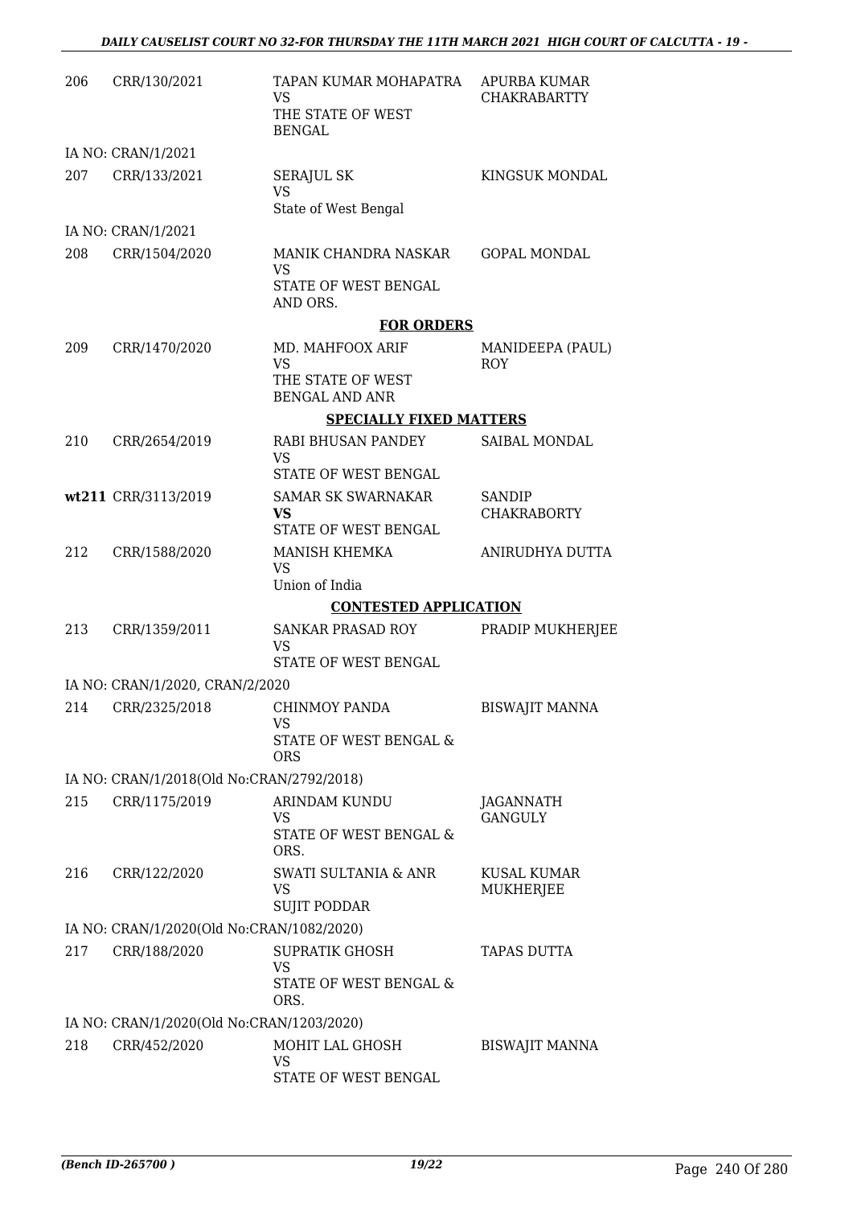| | | | |
|---|---|---|---|
| 206 | CRR/130/2021 | TAPAN KUMAR MOHAPATRA<br>VS<br>THE STATE OF WEST BENGAL | APURBA KUMAR CHAKRABARTTY |
| | IA NO: CRAN/1/2021 | | |
| 207 | CRR/133/2021 | SERAJUL SK<br>VS<br>State of West Bengal | KINGSUK MONDAL |
| | IA NO: CRAN/1/2021 | | |
| 208 | CRR/1504/2020 | MANIK CHANDRA NASKAR<br>VS<br>STATE OF WEST BENGAL AND ORS. | GOPAL MONDAL |
| | | **FOR ORDERS** | |
| 209 | CRR/1470/2020 | MD. MAHFOOX ARIF<br>VS<br>THE STATE OF WEST BENGAL AND ANR | MANIDEEPA (PAUL) ROY |
| | | **SPECIALLY FIXED MATTERS** | |
| 210 | CRR/2654/2019 | RABI BHUSAN PANDEY<br>VS<br>STATE OF WEST BENGAL | SAIBAL MONDAL |
| **wt211** | CRR/3113/2019 | SAMAR SK SWARNAKAR<br>**VS**<br>STATE OF WEST BENGAL | SANDIP CHAKRABORTY |
| 212 | CRR/1588/2020 | MANISH KHEMKA<br>VS<br>Union of India | ANIRUDHYA DUTTA |
| | | **CONTESTED APPLICATION** | |
| 213 | CRR/1359/2011 | SANKAR PRASAD ROY<br>VS<br>STATE OF WEST BENGAL | PRADIP MUKHERJEE |
| | IA NO: CRAN/1/2020, CRAN/2/2020 | | |
| 214 | CRR/2325/2018 | CHINMOY PANDA<br>VS<br>STATE OF WEST BENGAL & ORS | BISWAJIT MANNA |
| | IA NO: CRAN/1/2018(Old No:CRAN/2792/2018) | | |
| 215 | CRR/1175/2019 | ARINDAM KUNDU<br>VS<br>STATE OF WEST BENGAL & ORS. | JAGANNATH GANGULY |
| 216 | CRR/122/2020 | SWATI SULTANIA & ANR<br>VS<br>SUJIT PODDAR | KUSAL KUMAR MUKHERJEE |
| | IA NO: CRAN/1/2020(Old No:CRAN/1082/2020) | | |
| 217 | CRR/188/2020 | SUPRATIK GHOSH<br>VS<br>STATE OF WEST BENGAL & ORS. | TAPAS DUTTA |
| | IA NO: CRAN/1/2020(Old No:CRAN/1203/2020) | | |
| 218 | CRR/452/2020 | MOHIT LAL GHOSH<br>VS<br>STATE OF WEST BENGAL | BISWAJIT MANNA |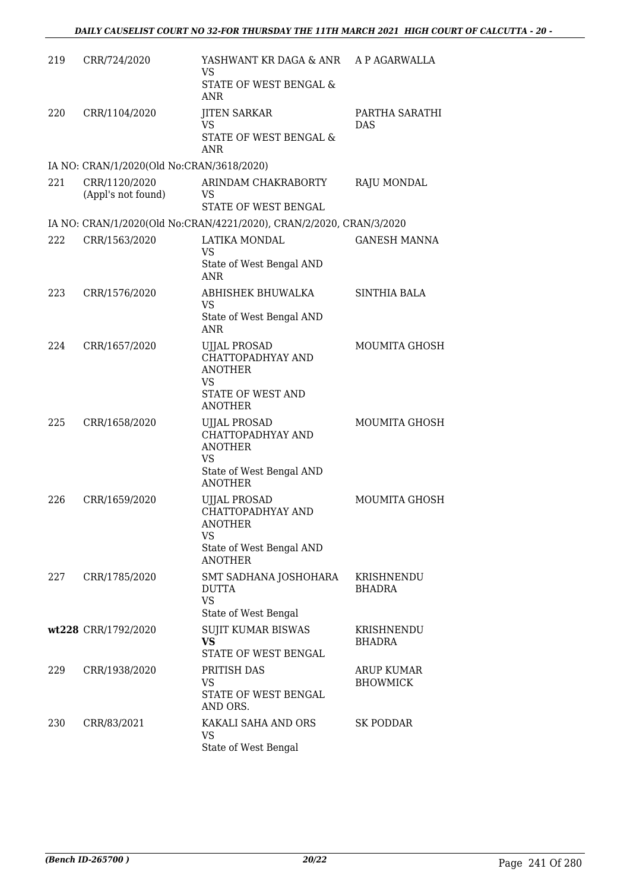| | | | |
|---|---|---|---|
| 219 | CRR/724/2020 | YASHWANT KR DAGA & ANR<br>VS<br>STATE OF WEST BENGAL & ANR | A P AGARWALLA |
| 220 | CRR/1104/2020 | JITEN SARKAR<br>VS<br>STATE OF WEST BENGAL & ANR | PARTHA SARATHI DAS |
| IA NO: CRAN/1/2020(Old No:CRAN/3618/2020) | | | |
| 221 | CRR/1120/2020<br>(Appl's not found) | ARINDAM CHAKRABORTY<br>VS<br>STATE OF WEST BENGAL | RAJU MONDAL |
| IA NO: CRAN/1/2020(Old No:CRAN/4221/2020), CRAN/2/2020, CRAN/3/2020 | | | |
| 222 | CRR/1563/2020 | LATIKA MONDAL<br>VS<br>State of West Bengal AND ANR | GANESH MANNA |
| 223 | CRR/1576/2020 | ABHISHEK BHUWALKA<br>VS<br>State of West Bengal AND ANR | SINTHIA BALA |
| 224 | CRR/1657/2020 | UJJAL PROSAD CHATTOPADHYAY AND ANOTHER<br>VS<br>STATE OF WEST AND ANOTHER | MOUMITA GHOSH |
| 225 | CRR/1658/2020 | UJJAL PROSAD CHATTOPADHYAY AND ANOTHER<br>VS<br>State of West Bengal AND ANOTHER | MOUMITA GHOSH |
| 226 | CRR/1659/2020 | UJJAL PROSAD CHATTOPADHYAY AND ANOTHER<br>VS<br>State of West Bengal AND ANOTHER | MOUMITA GHOSH |
| 227 | CRR/1785/2020 | SMT SADHANA JOSHOHARA DUTTA<br>VS<br>State of West Bengal | KRISHNENDU BHADRA |
| wt228 | CRR/1792/2020 | SUJIT KUMAR BISWAS<br>**VS**<br>STATE OF WEST BENGAL | KRISHNENDU BHADRA |
| 229 | CRR/1938/2020 | PRITISH DAS<br>VS<br>STATE OF WEST BENGAL AND ORS. | ARUP KUMAR BHOWMICK |
| 230 | CRR/83/2021 | KAKALI SAHA AND ORS<br>VS<br>State of West Bengal | SK PODDAR |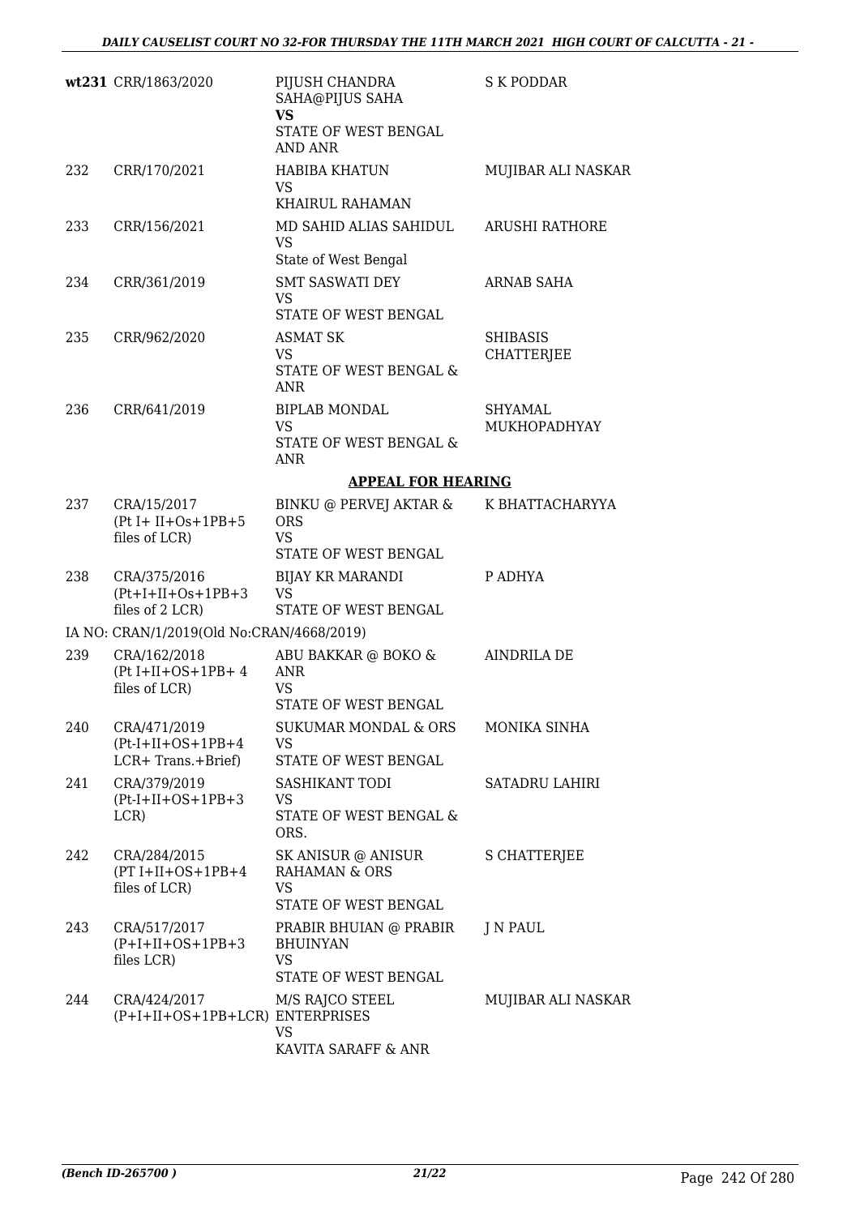| | | | |
|---|---|---|---|
| wt231 | CRR/1863/2020 | PIJUSH CHANDRA SAHA@PIJUS SAHA<br>**VS**<br>STATE OF WEST BENGAL AND ANR | S K PODDAR |
| 232 | CRR/170/2021 | HABIBA KHATUN<br>VS<br>KHAIRUL RAHAMAN | MUJIBAR ALI NASKAR |
| 233 | CRR/156/2021 | MD SAHID ALIAS SAHIDUL<br>VS<br>State of West Bengal | ARUSHI RATHORE |
| 234 | CRR/361/2019 | SMT SASWATI DEY<br>VS<br>STATE OF WEST BENGAL | ARNAB SAHA |
| 235 | CRR/962/2020 | ASMAT SK<br>VS<br>STATE OF WEST BENGAL & ANR | SHIBASIS CHATTERJEE |
| 236 | CRR/641/2019 | BIPLAB MONDAL<br>VS<br>STATE OF WEST BENGAL & ANR | SHYAMAL MUKHOPADHYAY |

**APPEAL FOR HEARING**

| | | | |
|---|---|---|---|
| 237 | CRA/15/2017<br>(Pt I+ II+Os+1PB+5 files of LCR) | BINKU @ PERVEJ AKTAR & ORS<br>VS<br>STATE OF WEST BENGAL | K BHATTACHARYYA |
| 238 | CRA/375/2016<br>(Pt+I+II+Os+1PB+3 files of 2 LCR) | BIJAY KR MARANDI<br>VS<br>STATE OF WEST BENGAL | P ADHYA |
| | IA NO: CRAN/1/2019(Old No:CRAN/4668/2019) | | |
| 239 | CRA/162/2018<br>(Pt I+II+OS+1PB+ 4 files of LCR) | ABU BAKKAR @ BOKO & ANR<br>VS<br>STATE OF WEST BENGAL | AINDRILA DE |
| 240 | CRA/471/2019<br>(Pt-I+II+OS+1PB+4 LCR+ Trans.+Brief) | SUKUMAR MONDAL & ORS<br>VS<br>STATE OF WEST BENGAL | MONIKA SINHA |
| 241 | CRA/379/2019<br>(Pt-I+II+OS+1PB+3 LCR) | SASHIKANT TODI<br>VS<br>STATE OF WEST BENGAL & ORS. | SATADRU LAHIRI |
| 242 | CRA/284/2015<br>(PT I+II+OS+1PB+4 files of LCR) | SK ANISUR @ ANISUR RAHAMAN & ORS<br>VS<br>STATE OF WEST BENGAL | S CHATTERJEE |
| 243 | CRA/517/2017<br>(P+I+II+OS+1PB+3 files LCR) | PRABIR BHUIAN @ PRABIR BHUINYAN<br>VS<br>STATE OF WEST BENGAL | J N PAUL |
| 244 | CRA/424/2017<br>(P+I+II+OS+1PB+LCR) | M/S RAJCO STEEL ENTERPRISES<br>VS<br>KAVITA SARAFF & ANR | MUJIBAR ALI NASKAR |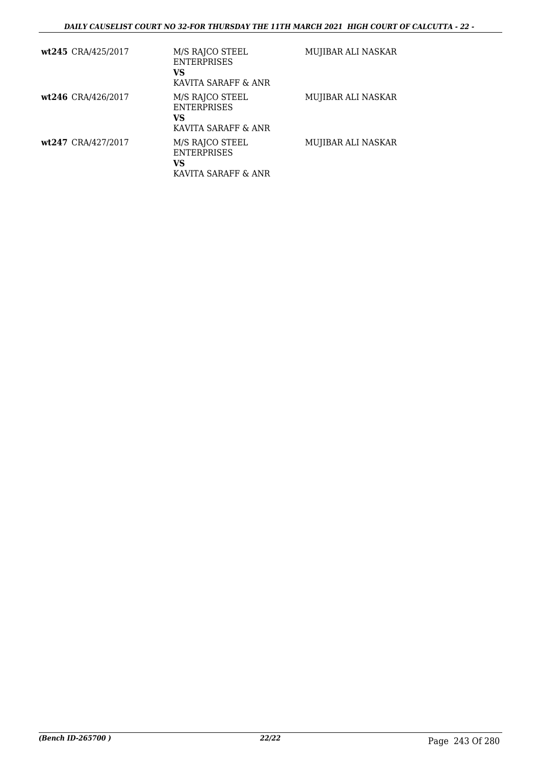| | | |
|---|---|---|
| **wt245** CRA/425/2017 | M/S RAJCO STEEL ENTERPRISES<br>**VS**<br>KAVITA SARAFF & ANR | MUJIBAR ALI NASKAR |
| **wt246** CRA/426/2017 | M/S RAJCO STEEL ENTERPRISES<br>**VS**<br>KAVITA SARAFF & ANR | MUJIBAR ALI NASKAR |
| **wt247** CRA/427/2017 | M/S RAJCO STEEL ENTERPRISES<br>**VS**<br>KAVITA SARAFF & ANR | MUJIBAR ALI NASKAR |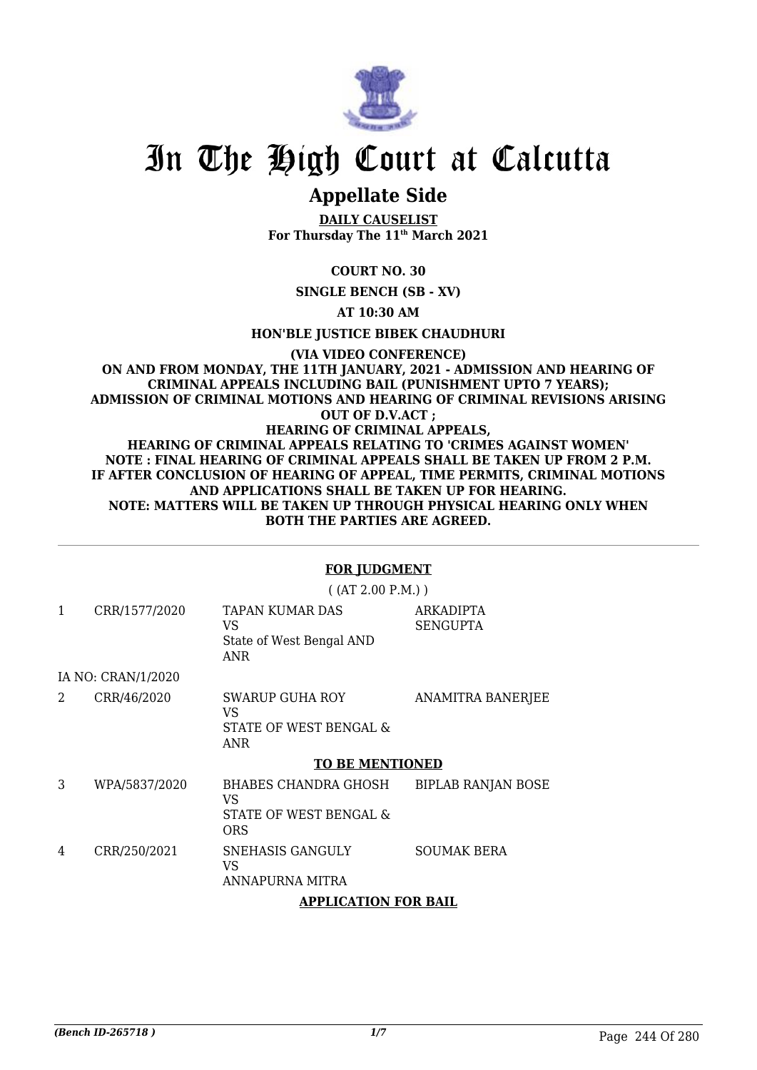# In The High Court at Calcutta

## Appellate Side

**DAILY CAUSELIST**
**For Thursday The 11th March 2021**

**COURT NO. 30**

**SINGLE BENCH (SB - XV)**

**AT 10:30 AM**

**HON'BLE JUSTICE BIBEK CHAUDHURI**

**(VIA VIDEO CONFERENCE)**
**ON AND FROM MONDAY, THE 11TH JANUARY, 2021 - ADMISSION AND HEARING OF CRIMINAL APPEALS INCLUDING BAIL (PUNISHMENT UPTO 7 YEARS); ADMISSION OF CRIMINAL MOTIONS AND HEARING OF CRIMINAL REVISIONS ARISING OUT OF D.V.ACT ;**
**HEARING OF CRIMINAL APPEALS,**
**HEARING OF CRIMINAL APPEALS RELATING TO 'CRIMES AGAINST WOMEN'**
**NOTE : FINAL HEARING OF CRIMINAL APPEALS SHALL BE TAKEN UP FROM 2 P.M.**
**IF AFTER CONCLUSION OF HEARING OF APPEAL, TIME PERMITS, CRIMINAL MOTIONS AND APPLICATIONS SHALL BE TAKEN UP FOR HEARING.**
**NOTE: MATTERS WILL BE TAKEN UP THROUGH PHYSICAL HEARING ONLY WHEN BOTH THE PARTIES ARE AGREED.**

**FOR JUDGMENT**

( (AT 2.00 P.M.) )

| | | | |
|---|---|---|---|
| 1 | CRR/1577/2020 | TAPAN KUMAR DAS<br>VS<br>State of West Bengal AND ANR | ARKADIPTA SENGUPTA |
| | IA NO: CRAN/1/2020 | | |
| 2 | CRR/46/2020 | SWARUP GUHA ROY<br>VS<br>STATE OF WEST BENGAL & ANR | ANAMITRA BANERJEE |

**TO BE MENTIONED**

| | | | |
|---|---|---|---|
| 3 | WPA/5837/2020 | BHABES CHANDRA GHOSH<br>VS<br>STATE OF WEST BENGAL & ORS | BIPLAB RANJAN BOSE |
| 4 | CRR/250/2021 | SNEHASIS GANGULY<br>VS<br>ANNAPURNA MITRA | SOUMAK BERA |

**APPLICATION FOR BAIL**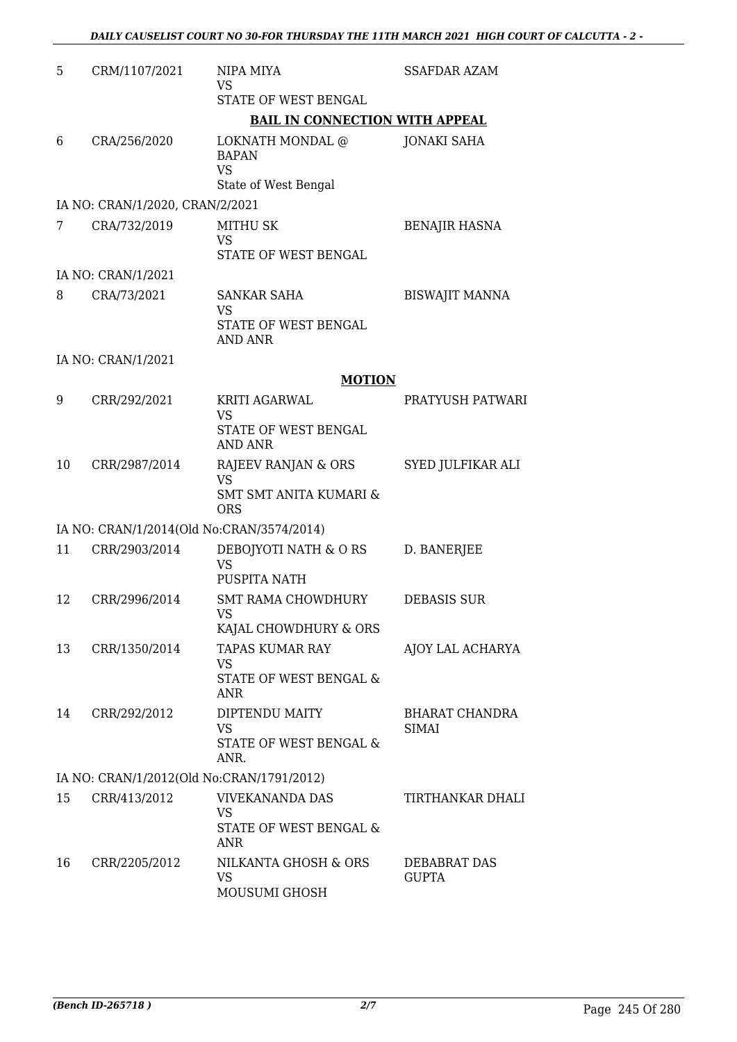| | | | |
|---|---|---|---|
| 5 | CRM/1107/2021 | NIPA MIYA<br>VS<br>STATE OF WEST BENGAL | SSAFDAR AZAM |

**BAIL IN CONNECTION WITH APPEAL**

| | | | |
|---|---|---|---|
| 6 | CRA/256/2020 | LOKNATH MONDAL @ BAPAN<br>VS<br>State of West Bengal | JONAKI SAHA |
| | IA NO: CRAN/1/2020, CRAN/2/2021 | | |
| 7 | CRA/732/2019 | MITHU SK<br>VS<br>STATE OF WEST BENGAL | BENAJIR HASNA |
| | IA NO: CRAN/1/2021 | | |
| 8 | CRA/73/2021 | SANKAR SAHA<br>VS<br>STATE OF WEST BENGAL AND ANR | BISWAJIT MANNA |
| | IA NO: CRAN/1/2021 | | |

**MOTION**

| | | | |
|---|---|---|---|
| 9 | CRR/292/2021 | KRITI AGARWAL<br>VS<br>STATE OF WEST BENGAL AND ANR | PRATYUSH PATWARI |
| 10 | CRR/2987/2014 | RAJEEV RANJAN & ORS<br>VS<br>SMT SMT ANITA KUMARI & ORS | SYED JULFIKAR ALI |
| | IA NO: CRAN/1/2014(Old No:CRAN/3574/2014) | | |
| 11 | CRR/2903/2014 | DEBOJYOTI NATH & O RS<br>VS<br>PUSPITA NATH | D. BANERJEE |
| 12 | CRR/2996/2014 | SMT RAMA CHOWDHURY<br>VS<br>KAJAL CHOWDHURY & ORS | DEBASIS SUR |
| 13 | CRR/1350/2014 | TAPAS KUMAR RAY<br>VS<br>STATE OF WEST BENGAL & ANR | AJOY LAL ACHARYA |
| 14 | CRR/292/2012 | DIPTENDU MAITY<br>VS<br>STATE OF WEST BENGAL & ANR. | BHARAT CHANDRA SIMAI |
| | IA NO: CRAN/1/2012(Old No:CRAN/1791/2012) | | |
| 15 | CRR/413/2012 | VIVEKANANDA DAS<br>VS<br>STATE OF WEST BENGAL & ANR | TIRTHANKAR DHALI |
| 16 | CRR/2205/2012 | NILKANTA GHOSH & ORS<br>VS<br>MOUSUMI GHOSH | DEBABRAT DAS GUPTA |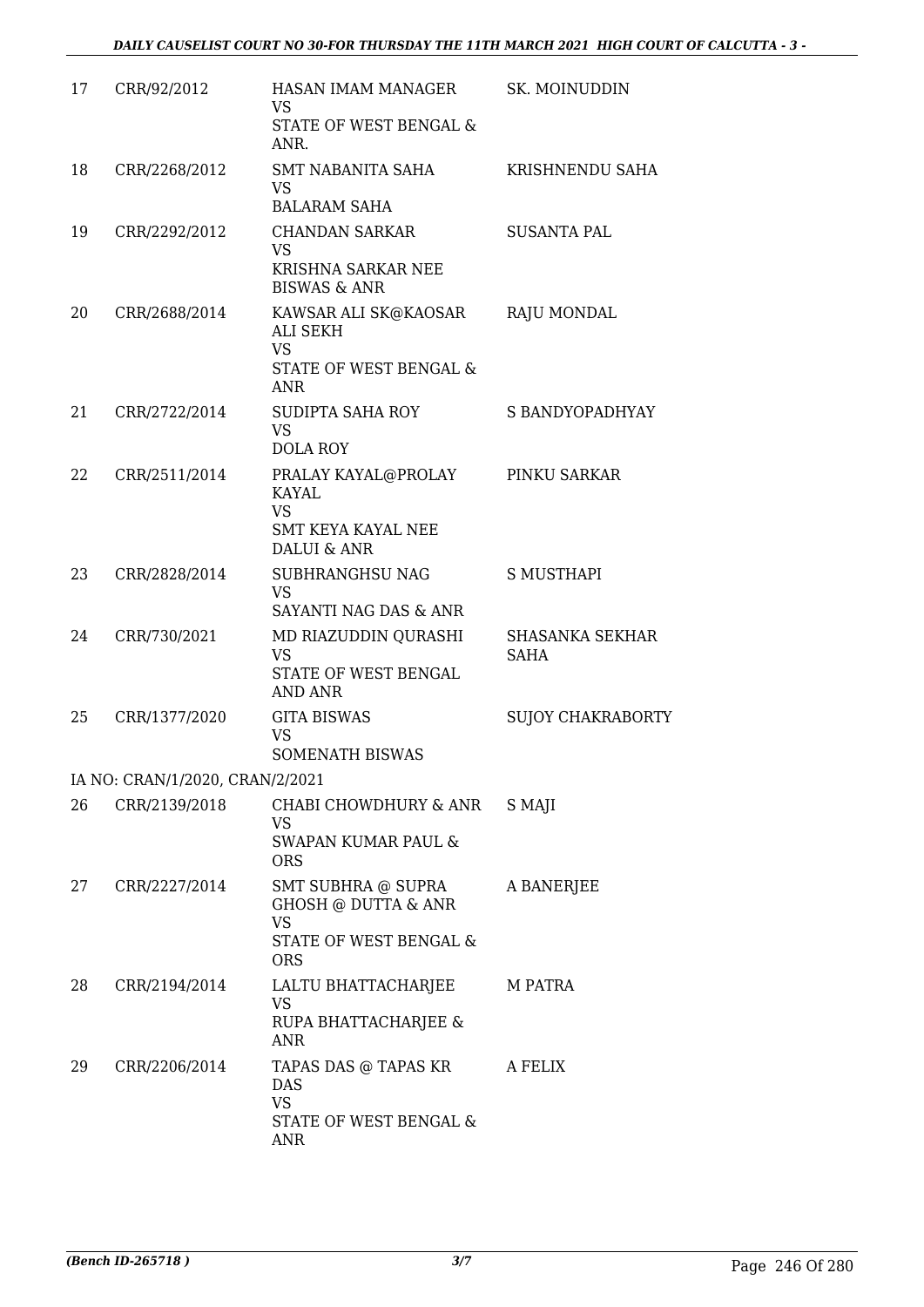| | | | |
|---|---|---|---|
| 17 | CRR/92/2012 | HASAN IMAM MANAGER<br>VS<br>STATE OF WEST BENGAL & ANR. | SK. MOINUDDIN |
| 18 | CRR/2268/2012 | SMT NABANITA SAHA<br>VS<br>BALARAM SAHA | KRISHNENDU SAHA |
| 19 | CRR/2292/2012 | CHANDAN SARKAR<br>VS<br>KRISHNA SARKAR NEE BISWAS & ANR | SUSANTA PAL |
| 20 | CRR/2688/2014 | KAWSAR ALI SK@KAOSAR ALI SEKH<br>VS<br>STATE OF WEST BENGAL & ANR | RAJU MONDAL |
| 21 | CRR/2722/2014 | SUDIPTA SAHA ROY<br>VS<br>DOLA ROY | S BANDYOPADHYAY |
| 22 | CRR/2511/2014 | PRALAY KAYAL@PROLAY KAYAL<br>VS<br>SMT KEYA KAYAL NEE DALUI & ANR | PINKU SARKAR |
| 23 | CRR/2828/2014 | SUBHRANGHSU NAG<br>VS<br>SAYANTI NAG DAS & ANR | S MUSTHAPI |
| 24 | CRR/730/2021 | MD RIAZUDDIN QURASHI<br>VS<br>STATE OF WEST BENGAL AND ANR | SHASANKA SEKHAR SAHA |
| 25 | CRR/1377/2020 | GITA BISWAS<br>VS<br>SOMENATH BISWAS | SUJOY CHAKRABORTY |
| | IA NO: CRAN/1/2020, CRAN/2/2021 | | |
| 26 | CRR/2139/2018 | CHABI CHOWDHURY & ANR<br>VS<br>SWAPAN KUMAR PAUL & ORS | S MAJI |
| 27 | CRR/2227/2014 | SMT SUBHRA @ SUPRA GHOSH @ DUTTA & ANR<br>VS<br>STATE OF WEST BENGAL & ORS | A BANERJEE |
| 28 | CRR/2194/2014 | LALTU BHATTACHARJEE<br>VS<br>RUPA BHATTACHARJEE & ANR | M PATRA |
| 29 | CRR/2206/2014 | TAPAS DAS @ TAPAS KR DAS<br>VS<br>STATE OF WEST BENGAL & ANR | A FELIX |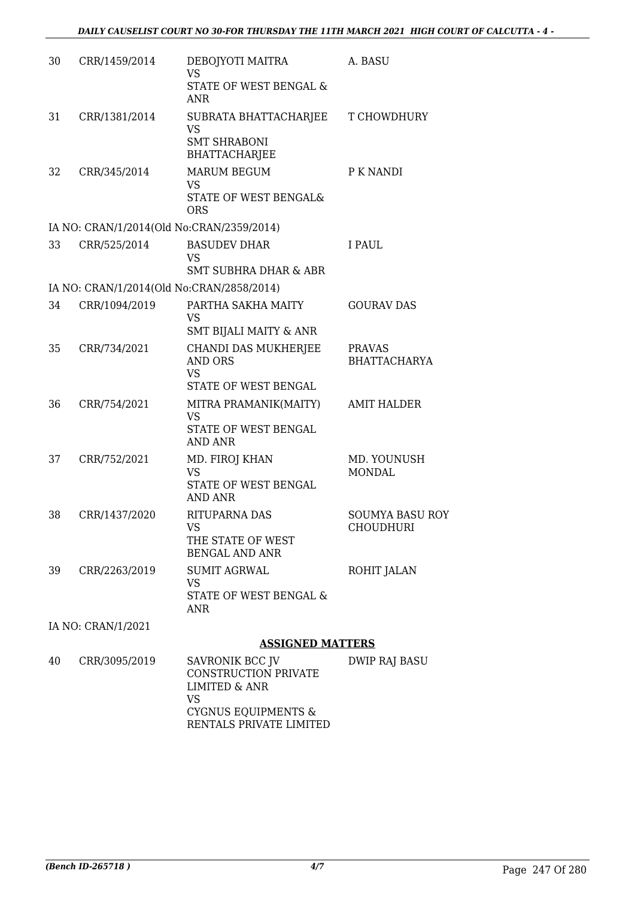| | | | |
|---|---|---|---|
| 30 | CRR/1459/2014 | DEBOJYOTI MAITRA<br>VS<br>STATE OF WEST BENGAL & ANR | A. BASU |
| 31 | CRR/1381/2014 | SUBRATA BHATTACHARJEE<br>VS<br>SMT SHRABONI BHATTACHARJEE | T CHOWDHURY |
| 32 | CRR/345/2014 | MARUM BEGUM<br>VS<br>STATE OF WEST BENGAL& ORS | P K NANDI |
| | IA NO: CRAN/1/2014(Old No:CRAN/2359/2014) | | |
| 33 | CRR/525/2014 | BASUDEV DHAR<br>VS<br>SMT SUBHRA DHAR & ABR | I PAUL |
| | IA NO: CRAN/1/2014(Old No:CRAN/2858/2014) | | |
| 34 | CRR/1094/2019 | PARTHA SAKHA MAITY<br>VS<br>SMT BIJALI MAITY & ANR | GOURAV DAS |
| 35 | CRR/734/2021 | CHANDI DAS MUKHERJEE AND ORS<br>VS<br>STATE OF WEST BENGAL | PRAVAS BHATTACHARYA |
| 36 | CRR/754/2021 | MITRA PRAMANIK(MAITY)<br>VS<br>STATE OF WEST BENGAL AND ANR | AMIT HALDER |
| 37 | CRR/752/2021 | MD. FIROJ KHAN<br>VS<br>STATE OF WEST BENGAL AND ANR | MD. YOUNUSH MONDAL |
| 38 | CRR/1437/2020 | RITUPARNA DAS<br>VS<br>THE STATE OF WEST BENGAL AND ANR | SOUMYA BASU ROY CHOUDHURI |
| 39 | CRR/2263/2019 | SUMIT AGRWAL<br>VS<br>STATE OF WEST BENGAL & ANR | ROHIT JALAN |
| | IA NO: CRAN/1/2021 | | |

## ASSIGNED MATTERS

| | | | |
|---|---|---|---|
| 40 | CRR/3095/2019 | SAVRONIK BCC JV CONSTRUCTION PRIVATE LIMITED & ANR<br>VS<br>CYGNUS EQUIPMENTS & RENTALS PRIVATE LIMITED | DWIP RAJ BASU |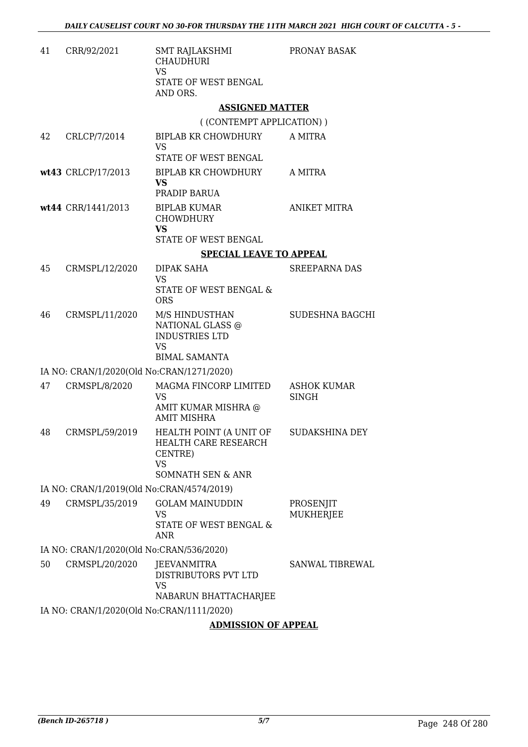| | | | |
|---|---|---|---|
| 41 | CRR/92/2021 | SMT RAJLAKSHMI CHAUDHURI<br>VS<br>STATE OF WEST BENGAL AND ORS. | PRONAY BASAK |

**ASSIGNED MATTER**

( (CONTEMPT APPLICATION) )

| | | | |
|---|---|---|---|
| 42 | CRLCP/7/2014 | BIPLAB KR CHOWDHURY<br>VS<br>STATE OF WEST BENGAL | A MITRA |
| **wt43** | CRLCP/17/2013 | BIPLAB KR CHOWDHURY<br>**VS**<br>PRADIP BARUA | A MITRA |
| **wt44** | CRR/1441/2013 | BIPLAB KUMAR CHOWDHURY<br>**VS**<br>STATE OF WEST BENGAL | ANIKET MITRA |

**SPECIAL LEAVE TO APPEAL**

| | | | |
|---|---|---|---|
| 45 | CRMSPL/12/2020 | DIPAK SAHA<br>VS<br>STATE OF WEST BENGAL & ORS | SREEPARNA DAS |
| 46 | CRMSPL/11/2020 | M/S HINDUSTHAN NATIONAL GLASS @ INDUSTRIES LTD<br>VS<br>BIMAL SAMANTA | SUDESHNA BAGCHI |

IA NO: CRAN/1/2020(Old No:CRAN/1271/2020)

| | | | |
|---|---|---|---|
| 47 | CRMSPL/8/2020 | MAGMA FINCORP LIMITED<br>VS<br>AMIT KUMAR MISHRA @ AMIT MISHRA | ASHOK KUMAR SINGH |
| 48 | CRMSPL/59/2019 | HEALTH POINT (A UNIT OF HEALTH CARE RESEARCH CENTRE)<br>VS<br>SOMNATH SEN & ANR | SUDAKSHINA DEY |

IA NO: CRAN/1/2019(Old No:CRAN/4574/2019)

| | | | |
|---|---|---|---|
| 49 | CRMSPL/35/2019 | GOLAM MAINUDDIN<br>VS<br>STATE OF WEST BENGAL & ANR | PROSENJIT MUKHERJEE |

IA NO: CRAN/1/2020(Old No:CRAN/536/2020)

| | | | |
|---|---|---|---|
| 50 | CRMSPL/20/2020 | JEEVANMITRA DISTRIBUTORS PVT LTD<br>VS<br>NABARUN BHATTACHARJEE | SANWAL TIBREWAL |

IA NO: CRAN/1/2020(Old No:CRAN/1111/2020)

**ADMISSION OF APPEAL**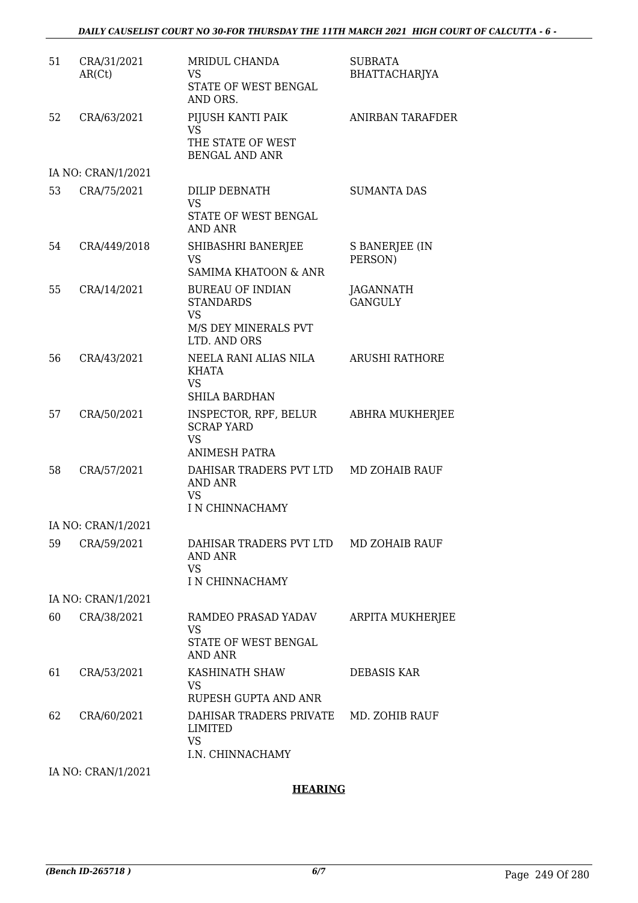| | | | |
|---|---|---|---|
| 51 | CRA/31/2021 AR(Ct) | MRIDUL CHANDA VS STATE OF WEST BENGAL AND ORS. | SUBRATA BHATTACHARJYA |
| 52 | CRA/63/2021 | PIJUSH KANTI PAIK VS THE STATE OF WEST BENGAL AND ANR | ANIRBAN TARAFDER |
| | IA NO: CRAN/1/2021 | | |
| 53 | CRA/75/2021 | DILIP DEBNATH VS STATE OF WEST BENGAL AND ANR | SUMANTA DAS |
| 54 | CRA/449/2018 | SHIBASHRI BANERJEE VS SAMIMA KHATOON & ANR | S BANERJEE (IN PERSON) |
| 55 | CRA/14/2021 | BUREAU OF INDIAN STANDARDS VS M/S DEY MINERALS PVT LTD. AND ORS | JAGANNATH GANGULY |
| 56 | CRA/43/2021 | NEELA RANI ALIAS NILA KHATA VS SHILA BARDHAN | ARUSHI RATHORE |
| 57 | CRA/50/2021 | INSPECTOR, RPF, BELUR SCRAP YARD VS ANIMESH PATRA | ABHRA MUKHERJEE |
| 58 | CRA/57/2021 | DAHISAR TRADERS PVT LTD AND ANR VS I N CHINNACHAMY | MD ZOHAIB RAUF |
| | IA NO: CRAN/1/2021 | | |
| 59 | CRA/59/2021 | DAHISAR TRADERS PVT LTD AND ANR VS I N CHINNACHAMY | MD ZOHAIB RAUF |
| | IA NO: CRAN/1/2021 | | |
| 60 | CRA/38/2021 | RAMDEO PRASAD YADAV VS STATE OF WEST BENGAL AND ANR | ARPITA MUKHERJEE |
| 61 | CRA/53/2021 | KASHINATH SHAW VS RUPESH GUPTA AND ANR | DEBASIS KAR |
| 62 | CRA/60/2021 | DAHISAR TRADERS PRIVATE LIMITED VS I.N. CHINNACHAMY | MD. ZOHIB RAUF |
| | IA NO: CRAN/1/2021 | | |

**HEARING**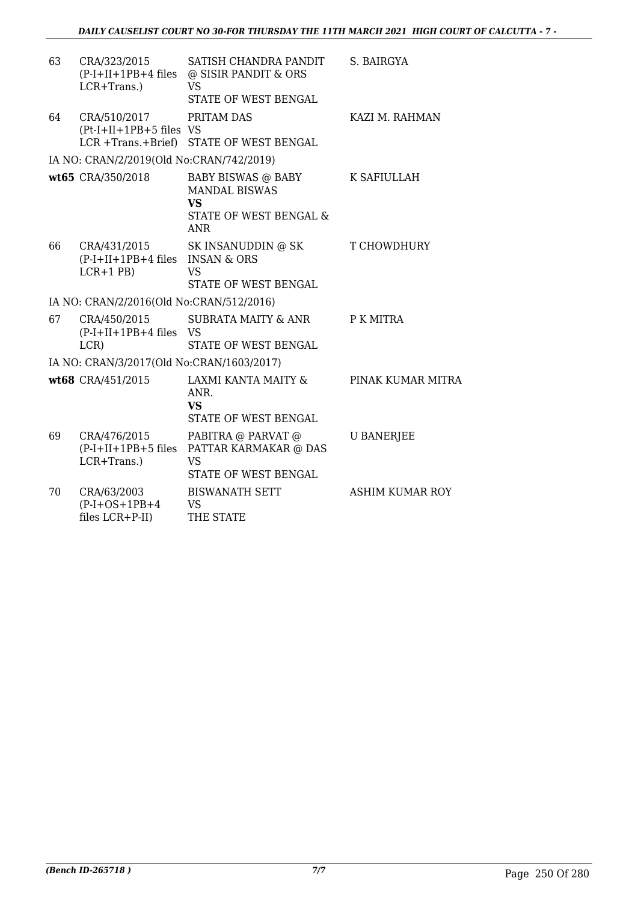| | | | |
|---|---|---|---|
| 63 | CRA/323/2015 (P-I+II+1PB+4 files LCR+Trans.) | SATISH CHANDRA PANDIT @ SISIR PANDIT & ORS VS STATE OF WEST BENGAL | S. BAIRGYA |
| 64 | CRA/510/2017 (Pt-I+II+1PB+5 files LCR +Trans.+Brief) | PRITAM DAS VS STATE OF WEST BENGAL | KAZI M. RAHMAN |
| | IA NO: CRAN/2/2019(Old No:CRAN/742/2019) | | |
| **wt65** | CRA/350/2018 | BABY BISWAS @ BABY MANDAL BISWAS **VS** STATE OF WEST BENGAL & ANR | K SAFIULLAH |
| 66 | CRA/431/2015 (P-I+II+1PB+4 files LCR+1 PB) | SK INSANUDDIN @ SK INSAN & ORS VS STATE OF WEST BENGAL | T CHOWDHURY |
| | IA NO: CRAN/2/2016(Old No:CRAN/512/2016) | | |
| 67 | CRA/450/2015 (P-I+II+1PB+4 files LCR) | SUBRATA MAITY & ANR VS STATE OF WEST BENGAL | P K MITRA |
| | IA NO: CRAN/3/2017(Old No:CRAN/1603/2017) | | |
| **wt68** | CRA/451/2015 | LAXMI KANTA MAITY & ANR. **VS** STATE OF WEST BENGAL | PINAK KUMAR MITRA |
| 69 | CRA/476/2015 (P-I+II+1PB+5 files LCR+Trans.) | PABITRA @ PARVAT @ PATTAR KARMAKAR @ DAS VS STATE OF WEST BENGAL | U BANERJEE |
| 70 | CRA/63/2003 (P-I+OS+1PB+4 files LCR+P-II) | BISWANATH SETT VS THE STATE | ASHIM KUMAR ROY |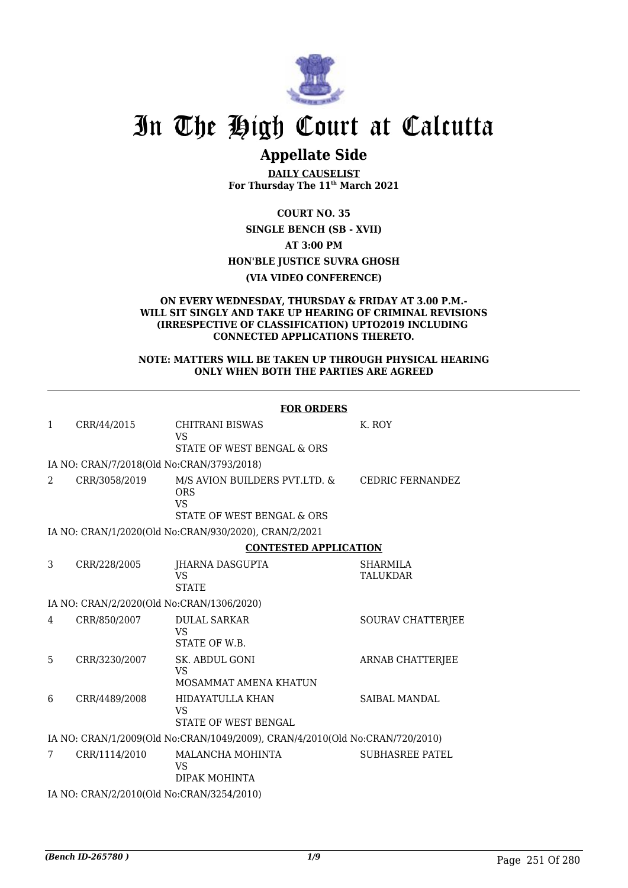# In The High Court at Calcutta

## Appellate Side

**DAILY CAUSELIST**
**For Thursday The 11th March 2021**

**COURT NO. 35**

**SINGLE BENCH (SB - XVII)**

**AT 3:00 PM**

**HON'BLE JUSTICE SUVRA GHOSH**

**(VIA VIDEO CONFERENCE)**

**ON EVERY WEDNESDAY, THURSDAY & FRIDAY AT 3.00 P.M.- WILL SIT SINGLY AND TAKE UP HEARING OF CRIMINAL REVISIONS (IRRESPECTIVE OF CLASSIFICATION) UPTO2019 INCLUDING CONNECTED APPLICATIONS THERETO.**

**NOTE: MATTERS WILL BE TAKEN UP THROUGH PHYSICAL HEARING ONLY WHEN BOTH THE PARTIES ARE AGREED**

**FOR ORDERS**

| | | | |
|---|---|---|---|
| 1 | CRR/44/2015 | CHITRANI BISWAS<br>VS<br>STATE OF WEST BENGAL & ORS | K. ROY |
| IA NO: CRAN/7/2018(Old No:CRAN/3793/2018) | | | |
| 2 | CRR/3058/2019 | M/S AVION BUILDERS PVT.LTD. & ORS<br>VS<br>STATE OF WEST BENGAL & ORS | CEDRIC FERNANDEZ |
| IA NO: CRAN/1/2020(Old No:CRAN/930/2020), CRAN/2/2021 | | | |

**CONTESTED APPLICATION**

| | | | |
|---|---|---|---|
| 3 | CRR/228/2005 | JHARNA DASGUPTA<br>VS<br>STATE | SHARMILA TALUKDAR |
| IA NO: CRAN/2/2020(Old No:CRAN/1306/2020) | | | |
| 4 | CRR/850/2007 | DULAL SARKAR<br>VS<br>STATE OF W.B. | SOURAV CHATTERJEE |
| 5 | CRR/3230/2007 | SK. ABDUL GONI<br>VS<br>MOSAMMAT AMENA KHATUN | ARNAB CHATTERJEE |
| 6 | CRR/4489/2008 | HIDAYATULLA KHAN<br>VS<br>STATE OF WEST BENGAL | SAIBAL MANDAL |
| IA NO: CRAN/1/2009(Old No:CRAN/1049/2009), CRAN/4/2010(Old No:CRAN/720/2010) | | | |
| 7 | CRR/1114/2010 | MALANCHA MOHINTA<br>VS<br>DIPAK MOHINTA | SUBHASREE PATEL |
| IA NO: CRAN/2/2010(Old No:CRAN/3254/2010) | | | |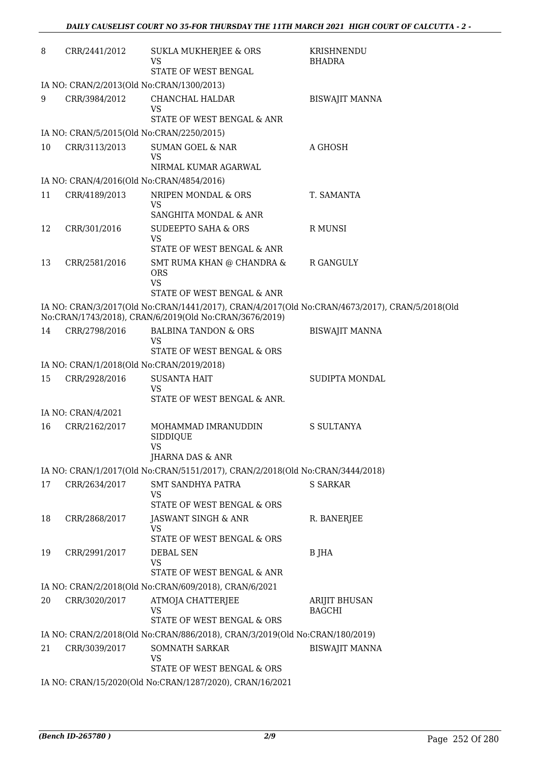| 8 | CRR/2441/2012 | SUKLA MUKHERJEE & ORS<br>VS<br>STATE OF WEST BENGAL | KRISHNENDU BHADRA |
|---|---|---|---|
| | IA NO: CRAN/2/2013(Old No:CRAN/1300/2013) | | |
| 9 | CRR/3984/2012 | CHANCHAL HALDAR<br>VS<br>STATE OF WEST BENGAL & ANR | BISWAJIT MANNA |
| | IA NO: CRAN/5/2015(Old No:CRAN/2250/2015) | | |
| 10 | CRR/3113/2013 | SUMAN GOEL & NAR<br>VS<br>NIRMAL KUMAR AGARWAL | A GHOSH |
| | IA NO: CRAN/4/2016(Old No:CRAN/4854/2016) | | |
| 11 | CRR/4189/2013 | NRIPEN MONDAL & ORS<br>VS<br>SANGHITA MONDAL & ANR | T. SAMANTA |
| 12 | CRR/301/2016 | SUDEEPTO SAHA & ORS<br>VS<br>STATE OF WEST BENGAL & ANR | R MUNSI |
| 13 | CRR/2581/2016 | SMT RUMA KHAN @ CHANDRA & ORS<br>VS<br>STATE OF WEST BENGAL & ANR | R GANGULY |
| | IA NO: CRAN/3/2017(Old No:CRAN/1441/2017), CRAN/4/2017(Old No:CRAN/4673/2017), CRAN/5/2018(Old No:CRAN/1743/2018), CRAN/6/2019(Old No:CRAN/3676/2019) | | |
| 14 | CRR/2798/2016 | BALBINA TANDON & ORS<br>VS<br>STATE OF WEST BENGAL & ORS | BISWAJIT MANNA |
| | IA NO: CRAN/1/2018(Old No:CRAN/2019/2018) | | |
| 15 | CRR/2928/2016 | SUSANTA HAIT<br>VS<br>STATE OF WEST BENGAL & ANR. | SUDIPTA MONDAL |
| | IA NO: CRAN/4/2021 | | |
| 16 | CRR/2162/2017 | MOHAMMAD IMRANUDDIN SIDDIQUE<br>VS<br>JHARNA DAS & ANR | S SULTANYA |
| | IA NO: CRAN/1/2017(Old No:CRAN/5151/2017), CRAN/2/2018(Old No:CRAN/3444/2018) | | |
| 17 | CRR/2634/2017 | SMT SANDHYA PATRA<br>VS<br>STATE OF WEST BENGAL & ORS | S SARKAR |
| 18 | CRR/2868/2017 | JASWANT SINGH & ANR<br>VS<br>STATE OF WEST BENGAL & ORS | R. BANERJEE |
| 19 | CRR/2991/2017 | DEBAL SEN<br>VS<br>STATE OF WEST BENGAL & ANR | B JHA |
| | IA NO: CRAN/2/2018(Old No:CRAN/609/2018), CRAN/6/2021 | | |
| 20 | CRR/3020/2017 | ATMOJA CHATTERJEE<br>VS<br>STATE OF WEST BENGAL & ORS | ARIJIT BHUSAN BAGCHI |
| | IA NO: CRAN/2/2018(Old No:CRAN/886/2018), CRAN/3/2019(Old No:CRAN/180/2019) | | |
| 21 | CRR/3039/2017 | SOMNATH SARKAR<br>VS<br>STATE OF WEST BENGAL & ORS | BISWAJIT MANNA |
| | IA NO: CRAN/15/2020(Old No:CRAN/1287/2020), CRAN/16/2021 | | |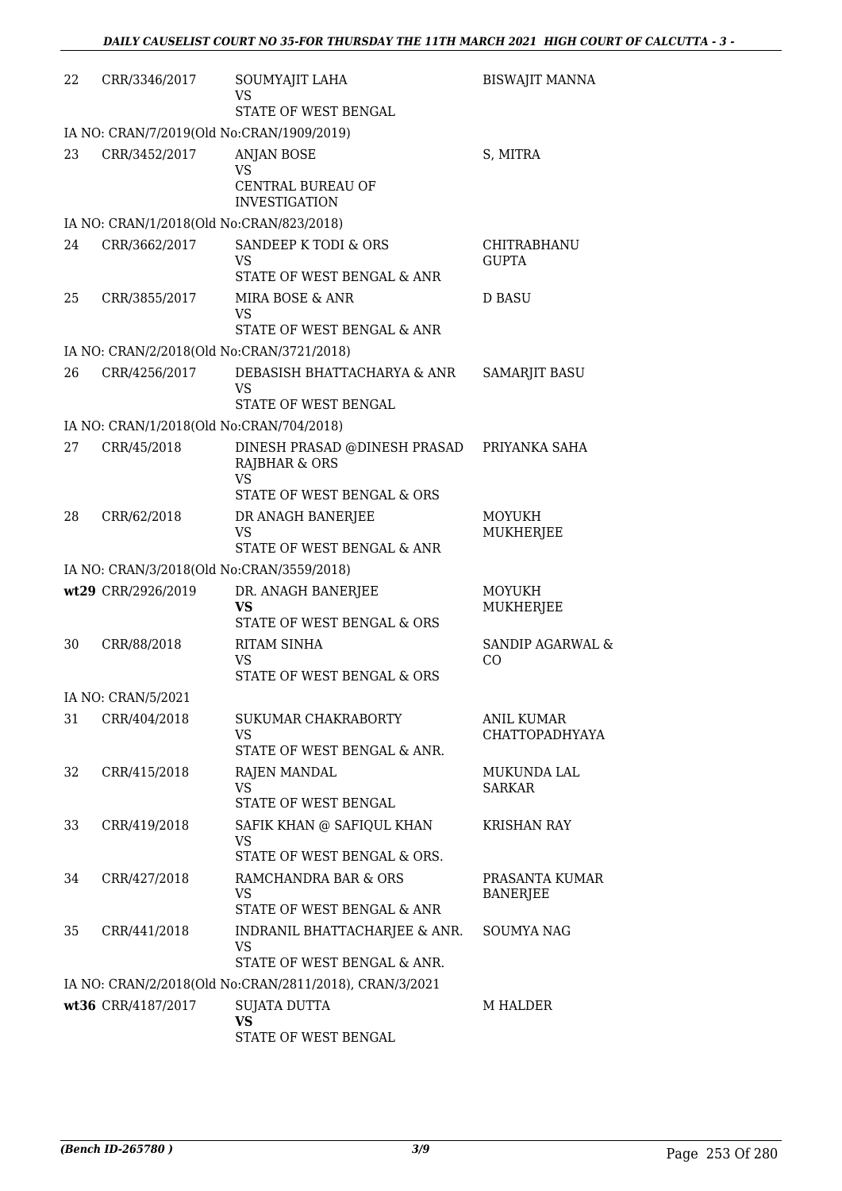| | | | |
|---|---|---|---|
| 22 | CRR/3346/2017 | SOUMYAJIT LAHA<br>VS<br>STATE OF WEST BENGAL | BISWAJIT MANNA |
| IA NO: CRAN/7/2019(Old No:CRAN/1909/2019) | | | |
| 23 | CRR/3452/2017 | ANJAN BOSE<br>VS<br>CENTRAL BUREAU OF INVESTIGATION | S, MITRA |
| IA NO: CRAN/1/2018(Old No:CRAN/823/2018) | | | |
| 24 | CRR/3662/2017 | SANDEEP K TODI & ORS<br>VS<br>STATE OF WEST BENGAL & ANR | CHITRABHANU GUPTA |
| 25 | CRR/3855/2017 | MIRA BOSE & ANR<br>VS<br>STATE OF WEST BENGAL & ANR | D BASU |
| IA NO: CRAN/2/2018(Old No:CRAN/3721/2018) | | | |
| 26 | CRR/4256/2017 | DEBASISH BHATTACHARYA & ANR<br>VS<br>STATE OF WEST BENGAL | SAMARJIT BASU |
| IA NO: CRAN/1/2018(Old No:CRAN/704/2018) | | | |
| 27 | CRR/45/2018 | DINESH PRASAD @DINESH PRASAD RAJBHAR & ORS<br>VS<br>STATE OF WEST BENGAL & ORS | PRIYANKA SAHA |
| 28 | CRR/62/2018 | DR ANAGH BANERJEE<br>VS<br>STATE OF WEST BENGAL & ANR | MOYUKH MUKHERJEE |
| IA NO: CRAN/3/2018(Old No:CRAN/3559/2018) | | | |
| wt29 | CRR/2926/2019 | DR. ANAGH BANERJEE<br>**VS**<br>STATE OF WEST BENGAL & ORS | MOYUKH MUKHERJEE |
| 30 | CRR/88/2018 | RITAM SINHA<br>VS<br>STATE OF WEST BENGAL & ORS | SANDIP AGARWAL & CO |
| IA NO: CRAN/5/2021 | | | |
| 31 | CRR/404/2018 | SUKUMAR CHAKRABORTY<br>VS<br>STATE OF WEST BENGAL & ANR. | ANIL KUMAR CHATTOPADHYAYA |
| 32 | CRR/415/2018 | RAJEN MANDAL<br>VS<br>STATE OF WEST BENGAL | MUKUNDA LAL SARKAR |
| 33 | CRR/419/2018 | SAFIK KHAN @ SAFIQUL KHAN<br>VS<br>STATE OF WEST BENGAL & ORS. | KRISHAN RAY |
| 34 | CRR/427/2018 | RAMCHANDRA BAR & ORS<br>VS<br>STATE OF WEST BENGAL & ANR | PRASANTA KUMAR BANERJEE |
| 35 | CRR/441/2018 | INDRANIL BHATTACHARJEE & ANR.<br>VS<br>STATE OF WEST BENGAL & ANR. | SOUMYA NAG |
| IA NO: CRAN/2/2018(Old No:CRAN/2811/2018), CRAN/3/2021 | | | |
| wt36 | CRR/4187/2017 | SUJATA DUTTA<br>**VS**<br>STATE OF WEST BENGAL | M HALDER |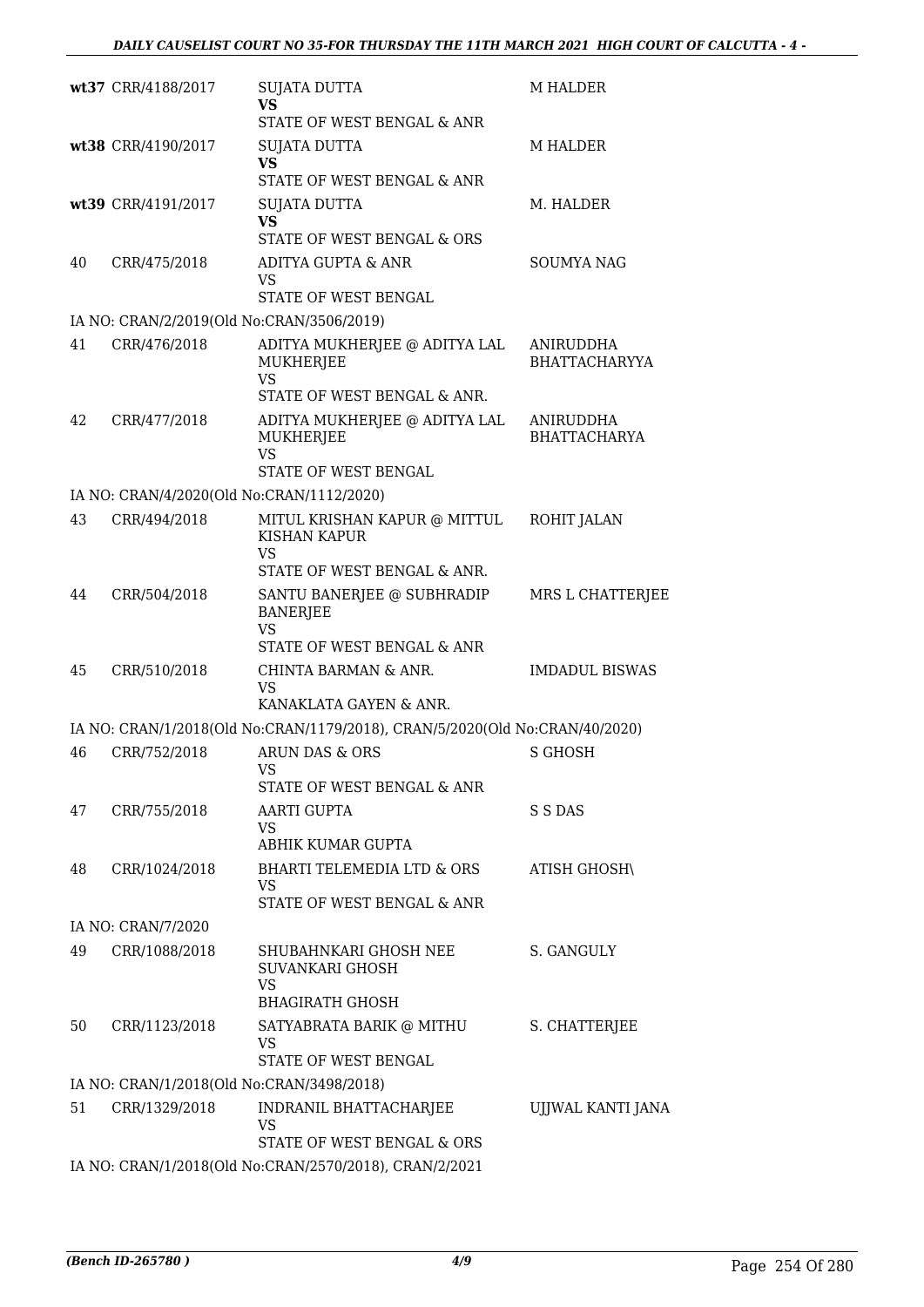| | | | |
|---|---|---|---|
| wt37 | CRR/4188/2017 | SUJATA DUTTA<br>**VS**<br>STATE OF WEST BENGAL & ANR | M HALDER |
| wt38 | CRR/4190/2017 | SUJATA DUTTA<br>**VS**<br>STATE OF WEST BENGAL & ANR | M HALDER |
| wt39 | CRR/4191/2017 | SUJATA DUTTA<br>**VS**<br>STATE OF WEST BENGAL & ORS | M. HALDER |
| 40 | CRR/475/2018 | ADITYA GUPTA & ANR<br>VS<br>STATE OF WEST BENGAL | SOUMYA NAG |
| IA NO: CRAN/2/2019(Old No:CRAN/3506/2019) | | | |
| 41 | CRR/476/2018 | ADITYA MUKHERJEE @ ADITYA LAL MUKHERJEE<br>VS<br>STATE OF WEST BENGAL & ANR. | ANIRUDDHA BHATTACHARYYA |
| 42 | CRR/477/2018 | ADITYA MUKHERJEE @ ADITYA LAL MUKHERJEE<br>VS<br>STATE OF WEST BENGAL | ANIRUDDHA BHATTACHARYA |
| IA NO: CRAN/4/2020(Old No:CRAN/1112/2020) | | | |
| 43 | CRR/494/2018 | MITUL KRISHAN KAPUR @ MITTUL KISHAN KAPUR<br>VS<br>STATE OF WEST BENGAL & ANR. | ROHIT JALAN |
| 44 | CRR/504/2018 | SANTU BANERJEE @ SUBHRADIP BANERJEE<br>VS<br>STATE OF WEST BENGAL & ANR | MRS L CHATTERJEE |
| 45 | CRR/510/2018 | CHINTA BARMAN & ANR.<br>VS<br>KANAKLATA GAYEN & ANR. | IMDADUL BISWAS |
| IA NO: CRAN/1/2018(Old No:CRAN/1179/2018), CRAN/5/2020(Old No:CRAN/40/2020) | | | |
| 46 | CRR/752/2018 | ARUN DAS & ORS<br>VS<br>STATE OF WEST BENGAL & ANR | S GHOSH |
| 47 | CRR/755/2018 | AARTI GUPTA<br>VS<br>ABHIK KUMAR GUPTA | S S DAS |
| 48 | CRR/1024/2018 | BHARTI TELEMEDIA LTD & ORS<br>VS<br>STATE OF WEST BENGAL & ANR | ATISH GHOSH\ |
| IA NO: CRAN/7/2020 | | | |
| 49 | CRR/1088/2018 | SHUBAHNKARI GHOSH NEE SUVANKARI GHOSH<br>VS<br>BHAGIRATH GHOSH | S. GANGULY |
| 50 | CRR/1123/2018 | SATYABRATA BARIK @ MITHU<br>VS<br>STATE OF WEST BENGAL | S. CHATTERJEE |
| IA NO: CRAN/1/2018(Old No:CRAN/3498/2018) | | | |
| 51 | CRR/1329/2018 | INDRANIL BHATTACHARJEE<br>VS<br>STATE OF WEST BENGAL & ORS | UJJWAL KANTI JANA |
| IA NO: CRAN/1/2018(Old No:CRAN/2570/2018), CRAN/2/2021 | | | |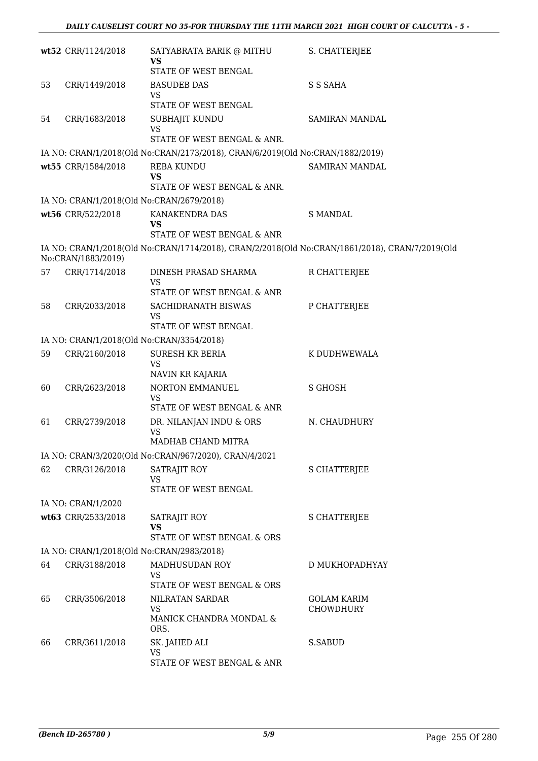| | | | |
|---|---|---|---|
| **wt52** | CRR/1124/2018 | SATYABRATA BARIK @ MITHU<br>**VS**<br>STATE OF WEST BENGAL | S. CHATTERJEE |
| 53 | CRR/1449/2018 | BASUDEB DAS<br>VS<br>STATE OF WEST BENGAL | S S SAHA |
| 54 | CRR/1683/2018 | SUBHAJIT KUNDU<br>VS<br>STATE OF WEST BENGAL & ANR. | SAMIRAN MANDAL |
| | IA NO: CRAN/1/2018(Old No:CRAN/2173/2018), CRAN/6/2019(Old No:CRAN/1882/2019) | | |
| **wt55** | CRR/1584/2018 | REBA KUNDU<br>**VS**<br>STATE OF WEST BENGAL & ANR. | SAMIRAN MANDAL |
| | IA NO: CRAN/1/2018(Old No:CRAN/2679/2018) | | |
| **wt56** | CRR/522/2018 | KANAKENDRA DAS<br>**VS**<br>STATE OF WEST BENGAL & ANR | S MANDAL |
| | IA NO: CRAN/1/2018(Old No:CRAN/1714/2018), CRAN/2/2018(Old No:CRAN/1861/2018), CRAN/7/2019(Old No:CRAN/1883/2019) | | |
| 57 | CRR/1714/2018 | DINESH PRASAD SHARMA<br>VS<br>STATE OF WEST BENGAL & ANR | R CHATTERJEE |
| 58 | CRR/2033/2018 | SACHIDRANATH BISWAS<br>VS<br>STATE OF WEST BENGAL | P CHATTERJEE |
| | IA NO: CRAN/1/2018(Old No:CRAN/3354/2018) | | |
| 59 | CRR/2160/2018 | SURESH KR BERIA<br>VS<br>NAVIN KR KAJARIA | K DUDHWEWALA |
| 60 | CRR/2623/2018 | NORTON EMMANUEL<br>VS<br>STATE OF WEST BENGAL & ANR | S GHOSH |
| 61 | CRR/2739/2018 | DR. NILANJAN INDU & ORS<br>VS<br>MADHAB CHAND MITRA | N. CHAUDHURY |
| | IA NO: CRAN/3/2020(Old No:CRAN/967/2020), CRAN/4/2021 | | |
| 62 | CRR/3126/2018 | SATRAJIT ROY<br>VS<br>STATE OF WEST BENGAL | S CHATTERJEE |
| | IA NO: CRAN/1/2020 | | |
| **wt63** | CRR/2533/2018 | SATRAJIT ROY<br>**VS**<br>STATE OF WEST BENGAL & ORS | S CHATTERJEE |
| | IA NO: CRAN/1/2018(Old No:CRAN/2983/2018) | | |
| 64 | CRR/3188/2018 | MADHUSUDAN ROY<br>VS<br>STATE OF WEST BENGAL & ORS | D MUKHOPADHYAY |
| 65 | CRR/3506/2018 | NILRATAN SARDAR<br>VS<br>MANICK CHANDRA MONDAL & ORS. | GOLAM KARIM CHOWDHURY |
| 66 | CRR/3611/2018 | SK. JAHED ALI<br>VS<br>STATE OF WEST BENGAL & ANR | S.SABUD |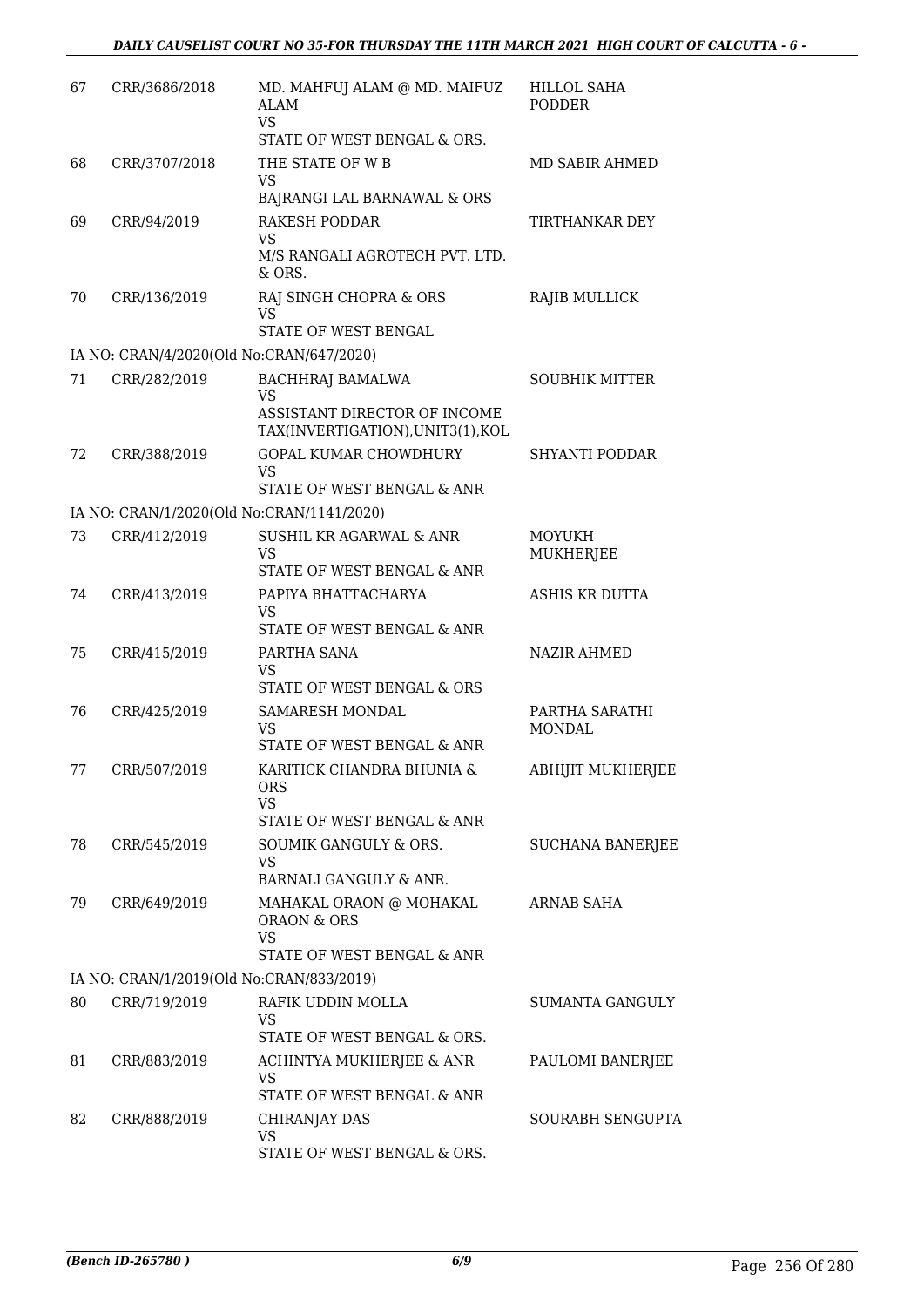| | | | |
|---|---|---|---|
| 67 | CRR/3686/2018 | MD. MAHFUJ ALAM @ MD. MAIFUZ ALAM<br>VS<br>STATE OF WEST BENGAL & ORS. | HILLOL SAHA PODDER |
| 68 | CRR/3707/2018 | THE STATE OF W B<br>VS<br>BAJRANGI LAL BARNAWAL & ORS | MD SABIR AHMED |
| 69 | CRR/94/2019 | RAKESH PODDAR<br>VS<br>M/S RANGALI AGROTECH PVT. LTD. & ORS. | TIRTHANKAR DEY |
| 70 | CRR/136/2019 | RAJ SINGH CHOPRA & ORS<br>VS<br>STATE OF WEST BENGAL | RAJIB MULLICK |
| | IA NO: CRAN/4/2020(Old No:CRAN/647/2020) | | |
| 71 | CRR/282/2019 | BACHHRAJ BAMALWA<br>VS<br>ASSISTANT DIRECTOR OF INCOME TAX(INVERTIGATION),UNIT3(1),KOL | SOUBHIK MITTER |
| 72 | CRR/388/2019 | GOPAL KUMAR CHOWDHURY<br>VS<br>STATE OF WEST BENGAL & ANR | SHYANTI PODDAR |
| | IA NO: CRAN/1/2020(Old No:CRAN/1141/2020) | | |
| 73 | CRR/412/2019 | SUSHIL KR AGARWAL & ANR<br>VS<br>STATE OF WEST BENGAL & ANR | MOYUKH MUKHERJEE |
| 74 | CRR/413/2019 | PAPIYA BHATTACHARYA<br>VS<br>STATE OF WEST BENGAL & ANR | ASHIS KR DUTTA |
| 75 | CRR/415/2019 | PARTHA SANA<br>VS<br>STATE OF WEST BENGAL & ORS | NAZIR AHMED |
| 76 | CRR/425/2019 | SAMARESH MONDAL<br>VS<br>STATE OF WEST BENGAL & ANR | PARTHA SARATHI MONDAL |
| 77 | CRR/507/2019 | KARITICK CHANDRA BHUNIA & ORS<br>VS<br>STATE OF WEST BENGAL & ANR | ABHIJIT MUKHERJEE |
| 78 | CRR/545/2019 | SOUMIK GANGULY & ORS.<br>VS<br>BARNALI GANGULY & ANR. | SUCHANA BANERJEE |
| 79 | CRR/649/2019 | MAHAKAL ORAON @ MOHAKAL ORAON & ORS<br>VS<br>STATE OF WEST BENGAL & ANR | ARNAB SAHA |
| | IA NO: CRAN/1/2019(Old No:CRAN/833/2019) | | |
| 80 | CRR/719/2019 | RAFIK UDDIN MOLLA<br>VS<br>STATE OF WEST BENGAL & ORS. | SUMANTA GANGULY |
| 81 | CRR/883/2019 | ACHINTYA MUKHERJEE & ANR<br>VS<br>STATE OF WEST BENGAL & ANR | PAULOMI BANERJEE |
| 82 | CRR/888/2019 | CHIRANJAY DAS<br>VS<br>STATE OF WEST BENGAL & ORS. | SOURABH SENGUPTA |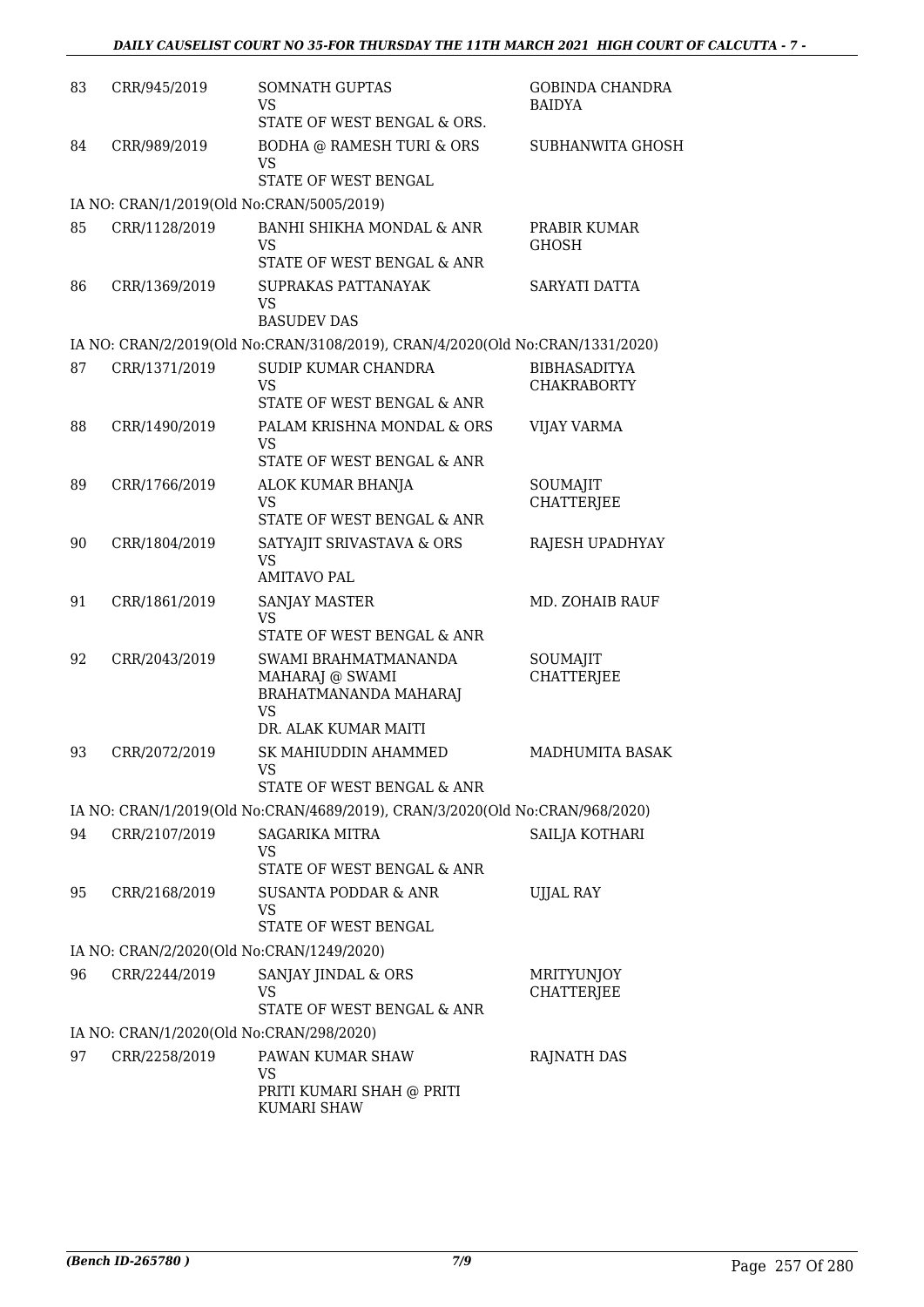| | | | |
|---|---|---|---|
| 83 | CRR/945/2019 | SOMNATH GUPTAS<br>VS<br>STATE OF WEST BENGAL & ORS. | GOBINDA CHANDRA BAIDYA |
| 84 | CRR/989/2019 | BODHA @ RAMESH TURI & ORS<br>VS<br>STATE OF WEST BENGAL | SUBHANWITA GHOSH |
| IA NO: CRAN/1/2019(Old No:CRAN/5005/2019) | | | |
| 85 | CRR/1128/2019 | BANHI SHIKHA MONDAL & ANR<br>VS<br>STATE OF WEST BENGAL & ANR | PRABIR KUMAR GHOSH |
| 86 | CRR/1369/2019 | SUPRAKAS PATTANAYAK<br>VS<br>BASUDEV DAS | SARYATI DATTA |
| IA NO: CRAN/2/2019(Old No:CRAN/3108/2019), CRAN/4/2020(Old No:CRAN/1331/2020) | | | |
| 87 | CRR/1371/2019 | SUDIP KUMAR CHANDRA<br>VS<br>STATE OF WEST BENGAL & ANR | BIBHASADITYA CHAKRABORTY |
| 88 | CRR/1490/2019 | PALAM KRISHNA MONDAL & ORS<br>VS<br>STATE OF WEST BENGAL & ANR | VIJAY VARMA |
| 89 | CRR/1766/2019 | ALOK KUMAR BHANJA<br>VS<br>STATE OF WEST BENGAL & ANR | SOUMAJIT CHATTERJEE |
| 90 | CRR/1804/2019 | SATYAJIT SRIVASTAVA & ORS<br>VS<br>AMITAVO PAL | RAJESH UPADHYAY |
| 91 | CRR/1861/2019 | SANJAY MASTER<br>VS<br>STATE OF WEST BENGAL & ANR | MD. ZOHAIB RAUF |
| 92 | CRR/2043/2019 | SWAMI BRAHMATMANANDA MAHARAJ @ SWAMI BRAHATMANANDA MAHARAJ<br>VS<br>DR. ALAK KUMAR MAITI | SOUMAJIT CHATTERJEE |
| 93 | CRR/2072/2019 | SK MAHIUDDIN AHAMMED<br>VS<br>STATE OF WEST BENGAL & ANR | MADHUMITA BASAK |
| IA NO: CRAN/1/2019(Old No:CRAN/4689/2019), CRAN/3/2020(Old No:CRAN/968/2020) | | | |
| 94 | CRR/2107/2019 | SAGARIKA MITRA<br>VS<br>STATE OF WEST BENGAL & ANR | SAILJA KOTHARI |
| 95 | CRR/2168/2019 | SUSANTA PODDAR & ANR<br>VS<br>STATE OF WEST BENGAL | UJJAL RAY |
| IA NO: CRAN/2/2020(Old No:CRAN/1249/2020) | | | |
| 96 | CRR/2244/2019 | SANJAY JINDAL & ORS<br>VS<br>STATE OF WEST BENGAL & ANR | MRITYUNJOY CHATTERJEE |
| IA NO: CRAN/1/2020(Old No:CRAN/298/2020) | | | |
| 97 | CRR/2258/2019 | PAWAN KUMAR SHAW<br>VS<br>PRITI KUMARI SHAH @ PRITI KUMARI SHAW | RAJNATH DAS |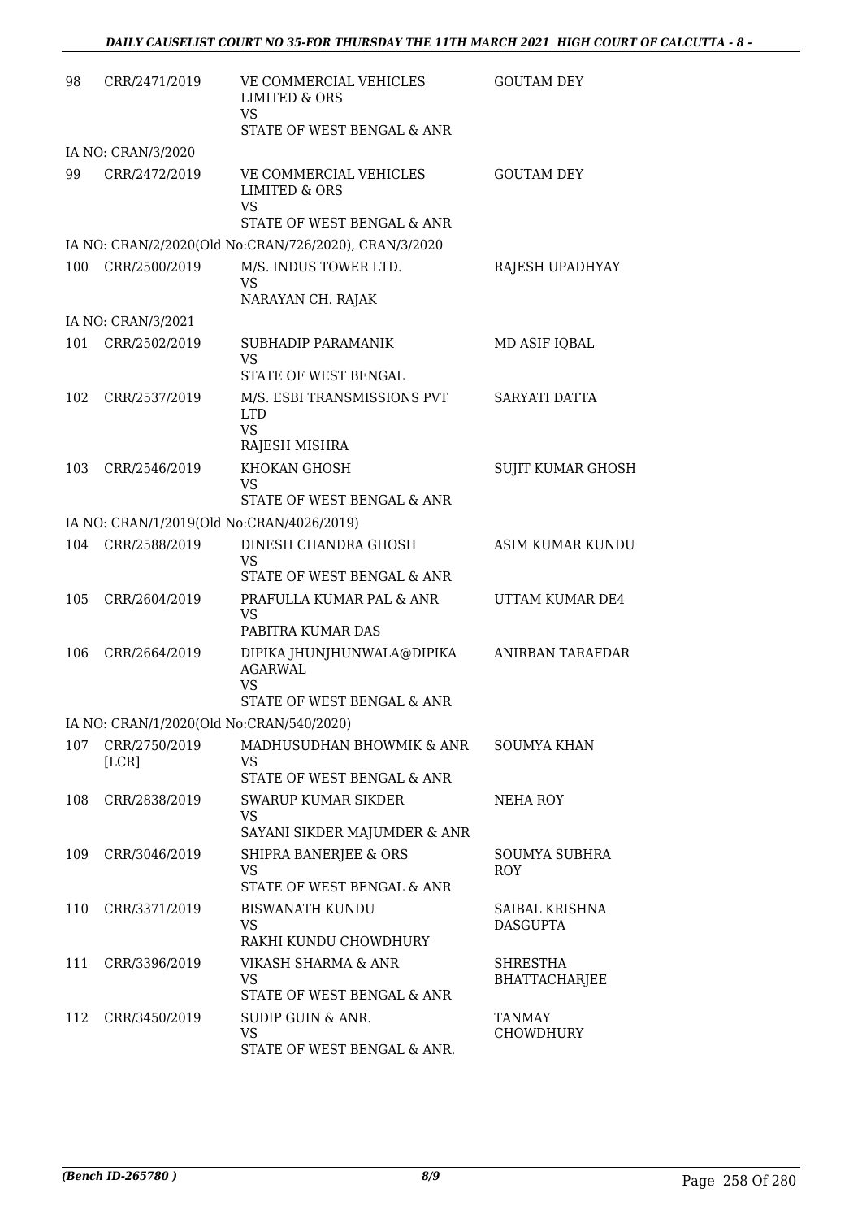| | | | |
|---|---|---|---|
| 98 | CRR/2471/2019 | VE COMMERCIAL VEHICLES LIMITED & ORS<br>VS<br>STATE OF WEST BENGAL & ANR | GOUTAM DEY |
| IA NO: CRAN/3/2020 | | | |
| 99 | CRR/2472/2019 | VE COMMERCIAL VEHICLES LIMITED & ORS<br>VS<br>STATE OF WEST BENGAL & ANR | GOUTAM DEY |
| IA NO: CRAN/2/2020(Old No:CRAN/726/2020), CRAN/3/2020 | | | |
| 100 | CRR/2500/2019 | M/S. INDUS TOWER LTD.<br>VS<br>NARAYAN CH. RAJAK | RAJESH UPADHYAY |
| IA NO: CRAN/3/2021 | | | |
| 101 | CRR/2502/2019 | SUBHADIP PARAMANIK<br>VS<br>STATE OF WEST BENGAL | MD ASIF IQBAL |
| 102 | CRR/2537/2019 | M/S. ESBI TRANSMISSIONS PVT LTD<br>VS<br>RAJESH MISHRA | SARYATI DATTA |
| 103 | CRR/2546/2019 | KHOKAN GHOSH<br>VS<br>STATE OF WEST BENGAL & ANR | SUJIT KUMAR GHOSH |
| IA NO: CRAN/1/2019(Old No:CRAN/4026/2019) | | | |
| 104 | CRR/2588/2019 | DINESH CHANDRA GHOSH<br>VS<br>STATE OF WEST BENGAL & ANR | ASIM KUMAR KUNDU |
| 105 | CRR/2604/2019 | PRAFULLA KUMAR PAL & ANR<br>VS<br>PABITRA KUMAR DAS | UTTAM KUMAR DE4 |
| 106 | CRR/2664/2019 | DIPIKA JHUNJHUNWALA@DIPIKA AGARWAL<br>VS<br>STATE OF WEST BENGAL & ANR | ANIRBAN TARAFDAR |
| IA NO: CRAN/1/2020(Old No:CRAN/540/2020) | | | |
| 107 | CRR/2750/2019 [LCR] | MADHUSUDHAN BHOWMIK & ANR<br>VS<br>STATE OF WEST BENGAL & ANR | SOUMYA KHAN |
| 108 | CRR/2838/2019 | SWARUP KUMAR SIKDER<br>VS<br>SAYANI SIKDER MAJUMDER & ANR | NEHA ROY |
| 109 | CRR/3046/2019 | SHIPRA BANERJEE & ORS<br>VS<br>STATE OF WEST BENGAL & ANR | SOUMYA SUBHRA ROY |
| 110 | CRR/3371/2019 | BISWANATH KUNDU<br>VS<br>RAKHI KUNDU CHOWDHURY | SAIBAL KRISHNA DASGUPTA |
| 111 | CRR/3396/2019 | VIKASH SHARMA & ANR<br>VS<br>STATE OF WEST BENGAL & ANR | SHRESTHA BHATTACHARJEE |
| 112 | CRR/3450/2019 | SUDIP GUIN & ANR.<br>VS<br>STATE OF WEST BENGAL & ANR. | TANMAY CHOWDHURY |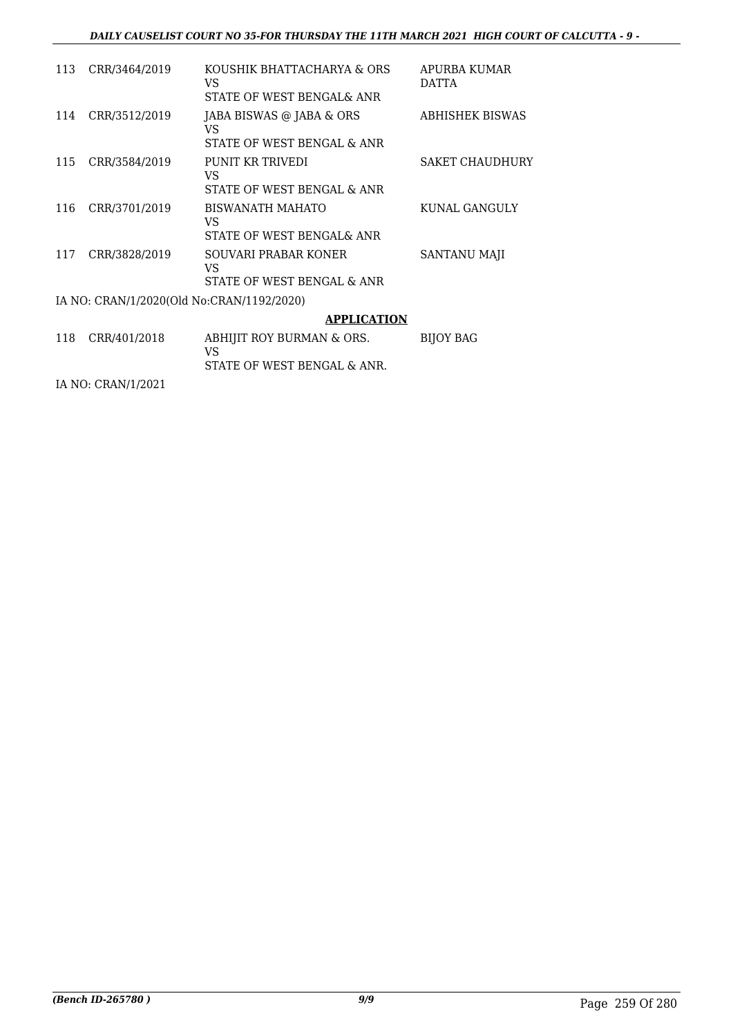| | | | |
|---|---|---|---|
| 113 | CRR/3464/2019 | KOUSHIK BHATTACHARYA & ORS<br>VS<br>STATE OF WEST BENGAL& ANR | APURBA KUMAR DATTA |
| 114 | CRR/3512/2019 | JABA BISWAS @ JABA & ORS<br>VS<br>STATE OF WEST BENGAL & ANR | ABHISHEK BISWAS |
| 115 | CRR/3584/2019 | PUNIT KR TRIVEDI<br>VS<br>STATE OF WEST BENGAL & ANR | SAKET CHAUDHURY |
| 116 | CRR/3701/2019 | BISWANATH MAHATO<br>VS<br>STATE OF WEST BENGAL& ANR | KUNAL GANGULY |
| 117 | CRR/3828/2019 | SOUVARI PRABAR KONER<br>VS<br>STATE OF WEST BENGAL & ANR | SANTANU MAJI |

IA NO: CRAN/1/2020(Old No:CRAN/1192/2020)

**APPLICATION**

| | | | |
|---|---|---|---|
| 118 | CRR/401/2018 | ABHIJIT ROY BURMAN & ORS.<br>VS<br>STATE OF WEST BENGAL & ANR. | BIJOY BAG |

IA NO: CRAN/1/2021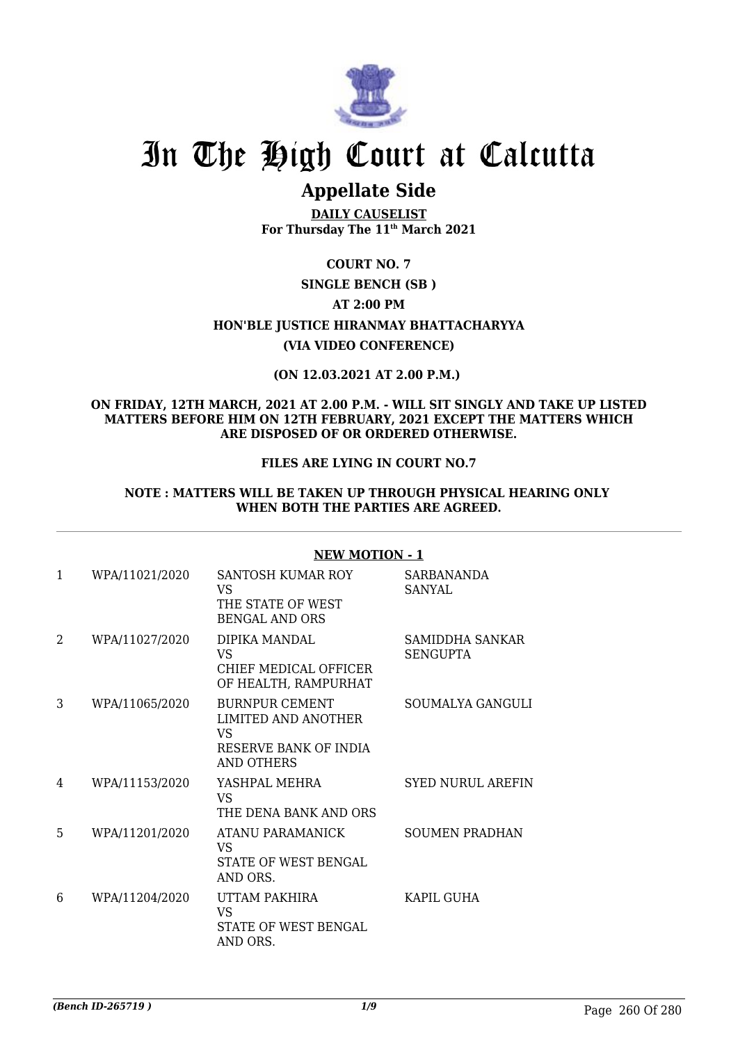# In The High Court at Calcutta

## Appellate Side

**DAILY CAUSELIST**
**For Thursday The 11th March 2021**

**COURT NO. 7**

**SINGLE BENCH (SB )**

**AT 2:00 PM**

**HON'BLE JUSTICE HIRANMAY BHATTACHARYYA**

**(VIA VIDEO CONFERENCE)**

**(ON 12.03.2021 AT 2.00 P.M.)**

**ON FRIDAY, 12TH MARCH, 2021 AT 2.00 P.M. - WILL SIT SINGLY AND TAKE UP LISTED MATTERS BEFORE HIM ON 12TH FEBRUARY, 2021 EXCEPT THE MATTERS WHICH ARE DISPOSED OF OR ORDERED OTHERWISE.**

**FILES ARE LYING IN COURT NO.7**

**NOTE : MATTERS WILL BE TAKEN UP THROUGH PHYSICAL HEARING ONLY WHEN BOTH THE PARTIES ARE AGREED.**

**NEW MOTION - 1**

| No. | Case No. | Parties | Advocate |
|---|---|---|---|
| 1 | WPA/11021/2020 | SANTOSH KUMAR ROY VS THE STATE OF WEST BENGAL AND ORS | SARBANANDA SANYAL |
| 2 | WPA/11027/2020 | DIPIKA MANDAL VS CHIEF MEDICAL OFFICER OF HEALTH, RAMPURHAT | SAMIDDHA SANKAR SENGUPTA |
| 3 | WPA/11065/2020 | BURNPUR CEMENT LIMITED AND ANOTHER VS RESERVE BANK OF INDIA AND OTHERS | SOUMALYA GANGULI |
| 4 | WPA/11153/2020 | YASHPAL MEHRA VS THE DENA BANK AND ORS | SYED NURUL AREFIN |
| 5 | WPA/11201/2020 | ATANU PARAMANICK VS STATE OF WEST BENGAL AND ORS. | SOUMEN PRADHAN |
| 6 | WPA/11204/2020 | UTTAM PAKHIRA VS STATE OF WEST BENGAL AND ORS. | KAPIL GUHA |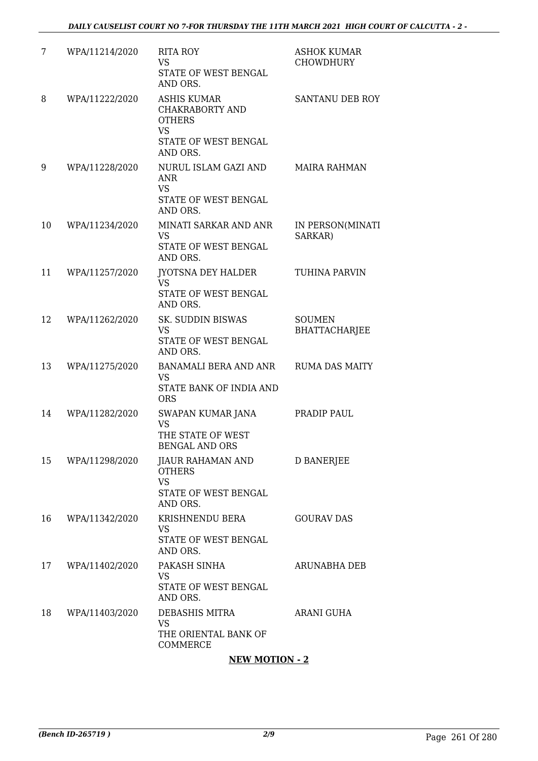| 7 | WPA/11214/2020 | RITA ROY<br>VS<br>STATE OF WEST BENGAL AND ORS. | ASHOK KUMAR CHOWDHURY |
|---|---|---|---|
| 8 | WPA/11222/2020 | ASHIS KUMAR CHAKRABORTY AND OTHERS<br>VS<br>STATE OF WEST BENGAL AND ORS. | SANTANU DEB ROY |
| 9 | WPA/11228/2020 | NURUL ISLAM GAZI AND ANR<br>VS<br>STATE OF WEST BENGAL AND ORS. | MAIRA RAHMAN |
| 10 | WPA/11234/2020 | MINATI SARKAR AND ANR<br>VS<br>STATE OF WEST BENGAL AND ORS. | IN PERSON(MINATI SARKAR) |
| 11 | WPA/11257/2020 | JYOTSNA DEY HALDER<br>VS<br>STATE OF WEST BENGAL AND ORS. | TUHINA PARVIN |
| 12 | WPA/11262/2020 | SK. SUDDIN BISWAS<br>VS<br>STATE OF WEST BENGAL AND ORS. | SOUMEN BHATTACHARJEE |
| 13 | WPA/11275/2020 | BANAMALI BERA AND ANR<br>VS<br>STATE BANK OF INDIA AND ORS | RUMA DAS MAITY |
| 14 | WPA/11282/2020 | SWAPAN KUMAR JANA<br>VS<br>THE STATE OF WEST BENGAL AND ORS | PRADIP PAUL |
| 15 | WPA/11298/2020 | JIAUR RAHAMAN AND OTHERS<br>VS<br>STATE OF WEST BENGAL AND ORS. | D BANERJEE |
| 16 | WPA/11342/2020 | KRISHNENDU BERA<br>VS<br>STATE OF WEST BENGAL AND ORS. | GOURAV DAS |
| 17 | WPA/11402/2020 | PAKASH SINHA<br>VS<br>STATE OF WEST BENGAL AND ORS. | ARUNABHA DEB |
| 18 | WPA/11403/2020 | DEBASHIS MITRA<br>VS<br>THE ORIENTAL BANK OF COMMERCE | ARANI GUHA |

**NEW MOTION - 2**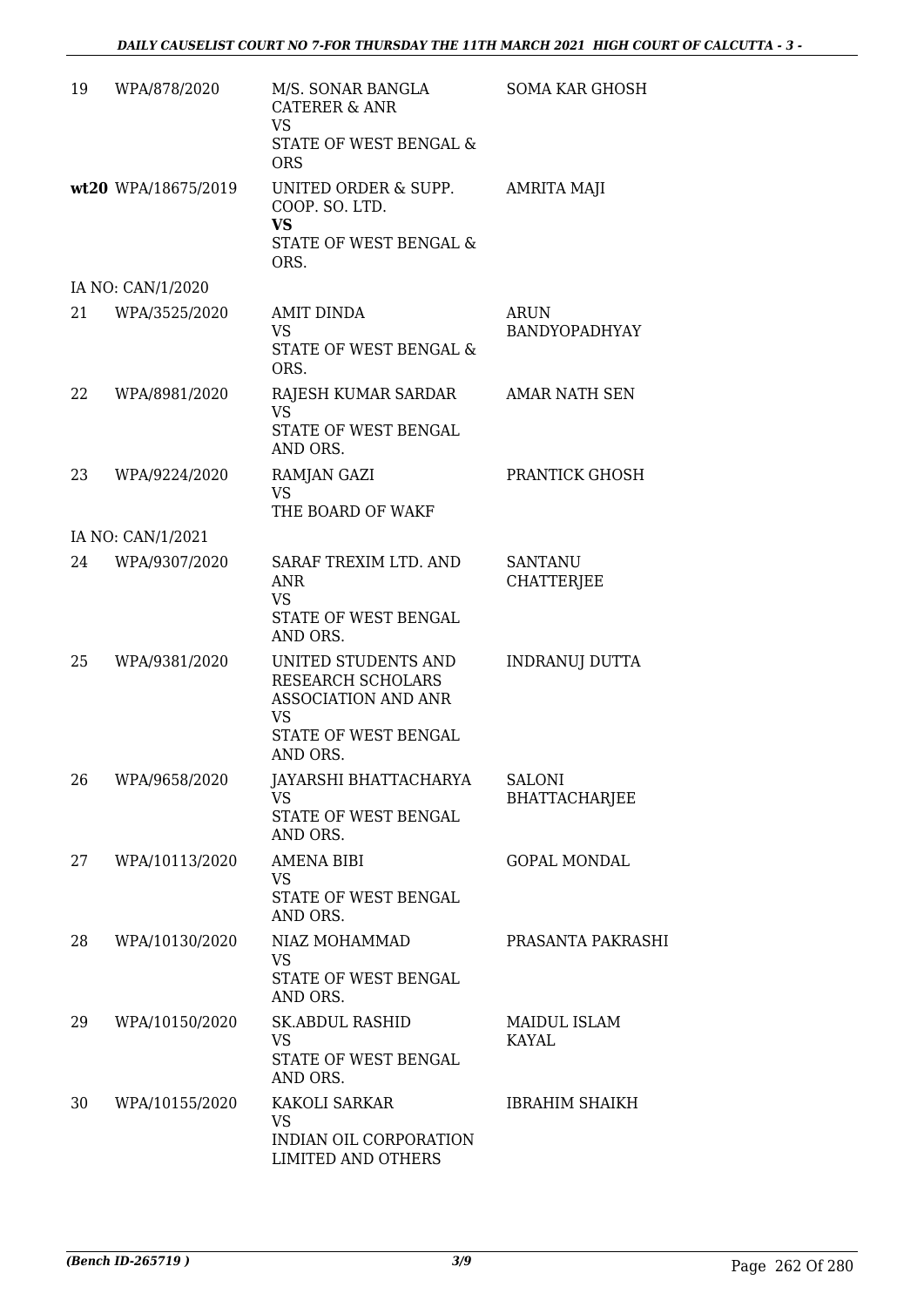| | | | |
|---|---|---|---|
| 19 | WPA/878/2020 | M/S. SONAR BANGLA CATERER & ANR<br>VS<br>STATE OF WEST BENGAL & ORS | SOMA KAR GHOSH |
| **wt20** | WPA/18675/2019 | UNITED ORDER & SUPP. COOP. SO. LTD.<br>**VS**<br>STATE OF WEST BENGAL & ORS. | AMRITA MAJI |
| IA NO: CAN/1/2020 | | | |
| 21 | WPA/3525/2020 | AMIT DINDA<br>VS<br>STATE OF WEST BENGAL & ORS. | ARUN BANDYOPADHYAY |
| 22 | WPA/8981/2020 | RAJESH KUMAR SARDAR<br>VS<br>STATE OF WEST BENGAL AND ORS. | AMAR NATH SEN |
| 23 | WPA/9224/2020 | RAMJAN GAZI<br>VS<br>THE BOARD OF WAKF | PRANTICK GHOSH |
| IA NO: CAN/1/2021 | | | |
| 24 | WPA/9307/2020 | SARAF TREXIM LTD. AND ANR<br>VS<br>STATE OF WEST BENGAL AND ORS. | SANTANU CHATTERJEE |
| 25 | WPA/9381/2020 | UNITED STUDENTS AND RESEARCH SCHOLARS ASSOCIATION AND ANR<br>VS<br>STATE OF WEST BENGAL AND ORS. | INDRANUJ DUTTA |
| 26 | WPA/9658/2020 | JAYARSHI BHATTACHARYA<br>VS<br>STATE OF WEST BENGAL AND ORS. | SALONI BHATTACHARJEE |
| 27 | WPA/10113/2020 | AMENA BIBI<br>VS<br>STATE OF WEST BENGAL AND ORS. | GOPAL MONDAL |
| 28 | WPA/10130/2020 | NIAZ MOHAMMAD<br>VS<br>STATE OF WEST BENGAL AND ORS. | PRASANTA PAKRASHI |
| 29 | WPA/10150/2020 | SK.ABDUL RASHID<br>VS<br>STATE OF WEST BENGAL AND ORS. | MAIDUL ISLAM KAYAL |
| 30 | WPA/10155/2020 | KAKOLI SARKAR<br>VS<br>INDIAN OIL CORPORATION LIMITED AND OTHERS | IBRAHIM SHAIKH |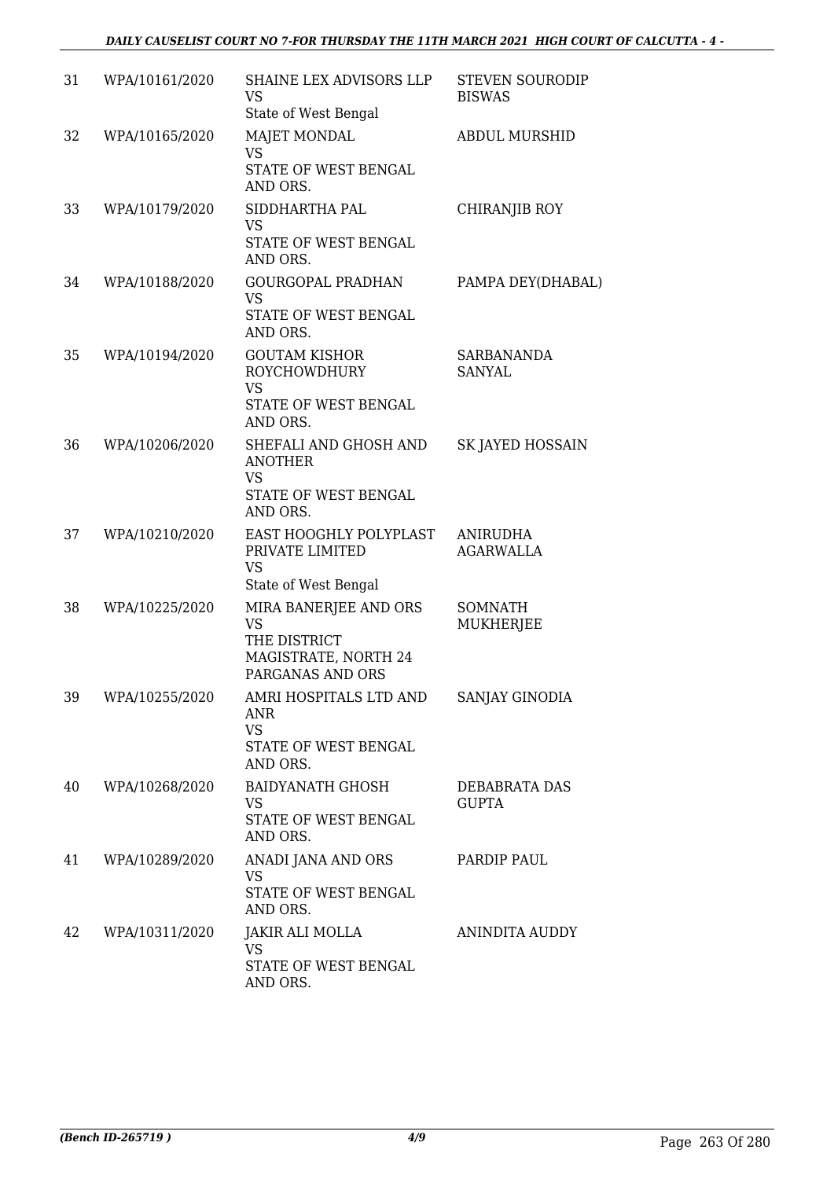| 31 | WPA/10161/2020 | SHAINE LEX ADVISORS LLP<br>VS<br>State of West Bengal | STEVEN SOURODIP BISWAS |
|---|---|---|---|
| 32 | WPA/10165/2020 | MAJET MONDAL<br>VS<br>STATE OF WEST BENGAL AND ORS. | ABDUL MURSHID |
| 33 | WPA/10179/2020 | SIDDHARTHA PAL<br>VS<br>STATE OF WEST BENGAL AND ORS. | CHIRANJIB ROY |
| 34 | WPA/10188/2020 | GOURGOPAL PRADHAN<br>VS<br>STATE OF WEST BENGAL AND ORS. | PAMPA DEY(DHABAL) |
| 35 | WPA/10194/2020 | GOUTAM KISHOR ROYCHOWDHURY<br>VS<br>STATE OF WEST BENGAL AND ORS. | SARBANANDA SANYAL |
| 36 | WPA/10206/2020 | SHEFALI AND GHOSH AND ANOTHER<br>VS<br>STATE OF WEST BENGAL AND ORS. | SK JAYED HOSSAIN |
| 37 | WPA/10210/2020 | EAST HOOGHLY POLYPLAST PRIVATE LIMITED<br>VS<br>State of West Bengal | ANIRUDHA AGARWALLA |
| 38 | WPA/10225/2020 | MIRA BANERJEE AND ORS<br>VS<br>THE DISTRICT MAGISTRATE, NORTH 24 PARGANAS AND ORS | SOMNATH MUKHERJEE |
| 39 | WPA/10255/2020 | AMRI HOSPITALS LTD AND ANR<br>VS<br>STATE OF WEST BENGAL AND ORS. | SANJAY GINODIA |
| 40 | WPA/10268/2020 | BAIDYANATH GHOSH<br>VS<br>STATE OF WEST BENGAL AND ORS. | DEBABRATA DAS GUPTA |
| 41 | WPA/10289/2020 | ANADI JANA AND ORS<br>VS<br>STATE OF WEST BENGAL AND ORS. | PARDIP PAUL |
| 42 | WPA/10311/2020 | JAKIR ALI MOLLA<br>VS<br>STATE OF WEST BENGAL AND ORS. | ANINDITA AUDDY |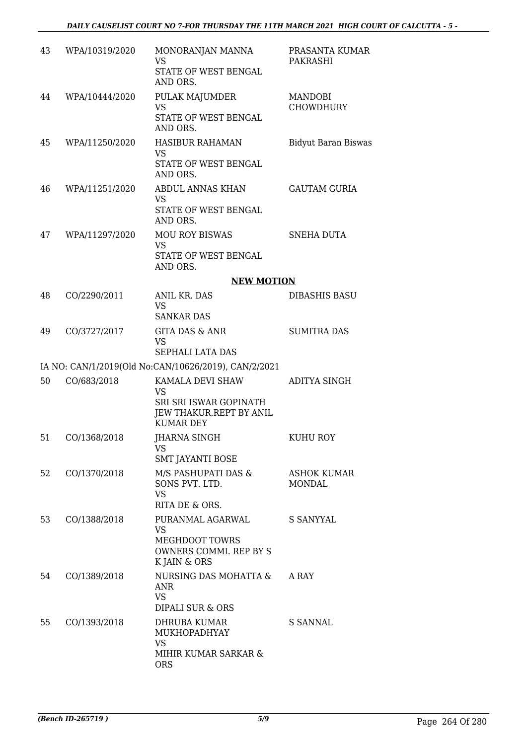| | | | |
|---|---|---|---|
| 43 | WPA/10319/2020 | MONORANJAN MANNA<br>VS<br>STATE OF WEST BENGAL AND ORS. | PRASANTA KUMAR PAKRASHI |
| 44 | WPA/10444/2020 | PULAK MAJUMDER<br>VS<br>STATE OF WEST BENGAL AND ORS. | MANDOBI CHOWDHURY |
| 45 | WPA/11250/2020 | HASIBUR RAHAMAN<br>VS<br>STATE OF WEST BENGAL AND ORS. | Bidyut Baran Biswas |
| 46 | WPA/11251/2020 | ABDUL ANNAS KHAN<br>VS<br>STATE OF WEST BENGAL AND ORS. | GAUTAM GURIA |
| 47 | WPA/11297/2020 | MOU ROY BISWAS<br>VS<br>STATE OF WEST BENGAL AND ORS. | SNEHA DUTA |

**NEW MOTION**

| | | | |
|---|---|---|---|
| 48 | CO/2290/2011 | ANIL KR. DAS<br>VS<br>SANKAR DAS | DIBASHIS BASU |
| 49 | CO/3727/2017 | GITA DAS & ANR<br>VS<br>SEPHALI LATA DAS | SUMITRA DAS |

IA NO: CAN/1/2019(Old No:CAN/10626/2019), CAN/2/2021

| | | | |
|---|---|---|---|
| 50 | CO/683/2018 | KAMALA DEVI SHAW<br>VS<br>SRI SRI ISWAR GOPINATH JEW THAKUR.REPT BY ANIL KUMAR DEY | ADITYA SINGH |
| 51 | CO/1368/2018 | JHARNA SINGH<br>VS<br>SMT JAYANTI BOSE | KUHU ROY |
| 52 | CO/1370/2018 | M/S PASHUPATI DAS & SONS PVT. LTD.<br>VS<br>RITA DE & ORS. | ASHOK KUMAR MONDAL |
| 53 | CO/1388/2018 | PURANMAL AGARWAL<br>VS<br>MEGHDOOT TOWRS OWNERS COMMI. REP BY S K JAIN & ORS | S SANYYAL |
| 54 | CO/1389/2018 | NURSING DAS MOHATTA & ANR<br>VS<br>DIPALI SUR & ORS | A RAY |
| 55 | CO/1393/2018 | DHRUBA KUMAR MUKHOPADHYAY<br>VS<br>MIHIR KUMAR SARKAR & ORS | S SANNAL |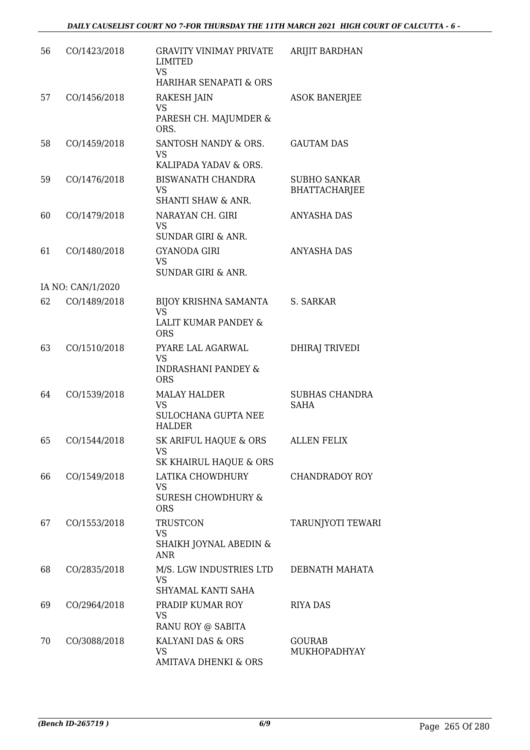| | | | |
|---|---|---|---|
| 56 | CO/1423/2018 | GRAVITY VINIMAY PRIVATE LIMITED<br>VS<br>HARIHAR SENAPATI & ORS | ARIJIT BARDHAN |
| 57 | CO/1456/2018 | RAKESH JAIN<br>VS<br>PARESH CH. MAJUMDER & ORS. | ASOK BANERJEE |
| 58 | CO/1459/2018 | SANTOSH NANDY & ORS.<br>VS<br>KALIPADA YADAV & ORS. | GAUTAM DAS |
| 59 | CO/1476/2018 | BISWANATH CHANDRA<br>VS<br>SHANTI SHAW & ANR. | SUBHO SANKAR BHATTACHARJEE |
| 60 | CO/1479/2018 | NARAYAN CH. GIRI<br>VS<br>SUNDAR GIRI & ANR. | ANYASHA DAS |
| 61 | CO/1480/2018 | GYANODA GIRI<br>VS<br>SUNDAR GIRI & ANR. | ANYASHA DAS |
| | IA NO: CAN/1/2020 | | |
| 62 | CO/1489/2018 | BIJOY KRISHNA SAMANTA<br>VS<br>LALIT KUMAR PANDEY & ORS | S. SARKAR |
| 63 | CO/1510/2018 | PYARE LAL AGARWAL<br>VS<br>INDRASHANI PANDEY & ORS | DHIRAJ TRIVEDI |
| 64 | CO/1539/2018 | MALAY HALDER<br>VS<br>SULOCHANA GUPTA NEE HALDER | SUBHAS CHANDRA SAHA |
| 65 | CO/1544/2018 | SK ARIFUL HAQUE & ORS<br>VS<br>SK KHAIRUL HAQUE & ORS | ALLEN FELIX |
| 66 | CO/1549/2018 | LATIKA CHOWDHURY<br>VS<br>SURESH CHOWDHURY & ORS | CHANDRADOY ROY |
| 67 | CO/1553/2018 | TRUSTCON<br>VS<br>SHAIKH JOYNAL ABEDIN & ANR | TARUNJYOTI TEWARI |
| 68 | CO/2835/2018 | M/S. LGW INDUSTRIES LTD<br>VS<br>SHYAMAL KANTI SAHA | DEBNATH MAHATA |
| 69 | CO/2964/2018 | PRADIP KUMAR ROY<br>VS<br>RANU ROY @ SABITA | RIYA DAS |
| 70 | CO/3088/2018 | KALYANI DAS & ORS<br>VS<br>AMITAVA DHENKI & ORS | GOURAB MUKHOPADHYAY |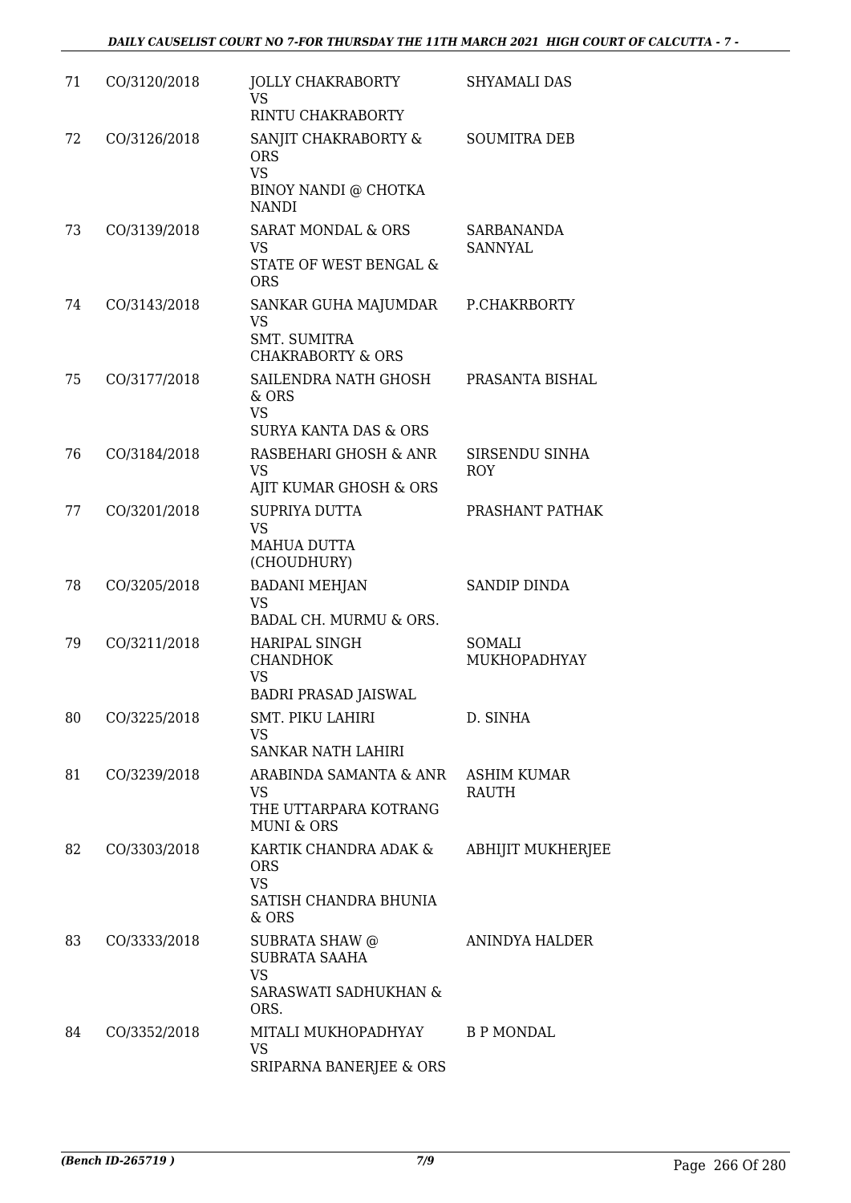| 71 | CO/3120/2018 | JOLLY CHAKRABORTY<br>VS<br>RINTU CHAKRABORTY | SHYAMALI DAS |
|---|---|---|---|
| 72 | CO/3126/2018 | SANJIT CHAKRABORTY & ORS<br>VS<br>BINOY NANDI @ CHOTKA NANDI | SOUMITRA DEB |
| 73 | CO/3139/2018 | SARAT MONDAL & ORS<br>VS<br>STATE OF WEST BENGAL & ORS | SARBANANDA SANNYAL |
| 74 | CO/3143/2018 | SANKAR GUHA MAJUMDAR<br>VS<br>SMT. SUMITRA CHAKRABORTY & ORS | P.CHAKRBORTY |
| 75 | CO/3177/2018 | SAILENDRA NATH GHOSH & ORS<br>VS<br>SURYA KANTA DAS & ORS | PRASANTA BISHAL |
| 76 | CO/3184/2018 | RASBEHARI GHOSH & ANR<br>VS<br>AJIT KUMAR GHOSH & ORS | SIRSENDU SINHA ROY |
| 77 | CO/3201/2018 | SUPRIYA DUTTA<br>VS<br>MAHUA DUTTA (CHOUDHURY) | PRASHANT PATHAK |
| 78 | CO/3205/2018 | BADANI MEHJAN<br>VS<br>BADAL CH. MURMU & ORS. | SANDIP DINDA |
| 79 | CO/3211/2018 | HARIPAL SINGH CHANDHOK<br>VS<br>BADRI PRASAD JAISWAL | SOMALI MUKHOPADHYAY |
| 80 | CO/3225/2018 | SMT. PIKU LAHIRI<br>VS<br>SANKAR NATH LAHIRI | D. SINHA |
| 81 | CO/3239/2018 | ARABINDA SAMANTA & ANR<br>VS<br>THE UTTARPARA KOTRANG MUNI & ORS | ASHIM KUMAR RAUTH |
| 82 | CO/3303/2018 | KARTIK CHANDRA ADAK & ORS<br>VS<br>SATISH CHANDRA BHUNIA & ORS | ABHIJIT MUKHERJEE |
| 83 | CO/3333/2018 | SUBRATA SHAW @ SUBRATA SAAHA<br>VS<br>SARASWATI SADHUKHAN & ORS. | ANINDYA HALDER |
| 84 | CO/3352/2018 | MITALI MUKHOPADHYAY<br>VS<br>SRIPARNA BANERJEE & ORS | B P MONDAL |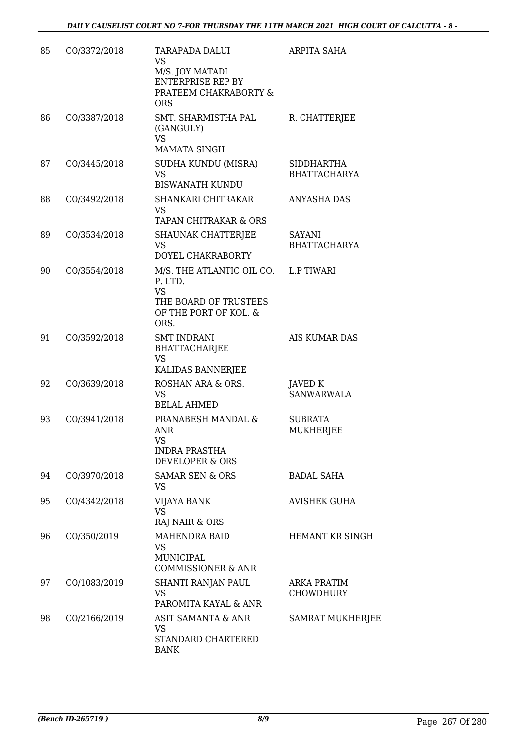| | | | |
|---|---|---|---|
| 85 | CO/3372/2018 | TARAPADA DALUI<br>VS<br>M/S. JOY MATADI ENTERPRISE REP BY PRATEEM CHAKRABORTY & ORS | ARPITA SAHA |
| 86 | CO/3387/2018 | SMT. SHARMISTHA PAL (GANGULY)<br>VS<br>MAMATA SINGH | R. CHATTERJEE |
| 87 | CO/3445/2018 | SUDHA KUNDU (MISRA)<br>VS<br>BISWANATH KUNDU | SIDDHARTHA BHATTACHARYA |
| 88 | CO/3492/2018 | SHANKARI CHITRAKAR<br>VS<br>TAPAN CHITRAKAR & ORS | ANYASHA DAS |
| 89 | CO/3534/2018 | SHAUNAK CHATTERJEE<br>VS<br>DOYEL CHAKRABORTY | SAYANI BHATTACHARYA |
| 90 | CO/3554/2018 | M/S. THE ATLANTIC OIL CO. P. LTD.<br>VS<br>THE BOARD OF TRUSTEES OF THE PORT OF KOL. & ORS. | L.P TIWARI |
| 91 | CO/3592/2018 | SMT INDRANI BHATTACHARJEE<br>VS<br>KALIDAS BANNERJEE | AIS KUMAR DAS |
| 92 | CO/3639/2018 | ROSHAN ARA & ORS.<br>VS<br>BELAL AHMED | JAVED K SANWARWALA |
| 93 | CO/3941/2018 | PRANABESH MANDAL & ANR<br>VS<br>INDRA PRASTHA DEVELOPER & ORS | SUBRATA MUKHERJEE |
| 94 | CO/3970/2018 | SAMAR SEN & ORS<br>VS | BADAL SAHA |
| 95 | CO/4342/2018 | VIJAYA BANK<br>VS<br>RAJ NAIR & ORS | AVISHEK GUHA |
| 96 | CO/350/2019 | MAHENDRA BAID<br>VS<br>MUNICIPAL COMMISSIONER & ANR | HEMANT KR SINGH |
| 97 | CO/1083/2019 | SHANTI RANJAN PAUL<br>VS<br>PAROMITA KAYAL & ANR | ARKA PRATIM CHOWDHURY |
| 98 | CO/2166/2019 | ASIT SAMANTA & ANR<br>VS<br>STANDARD CHARTERED BANK | SAMRAT MUKHERJEE |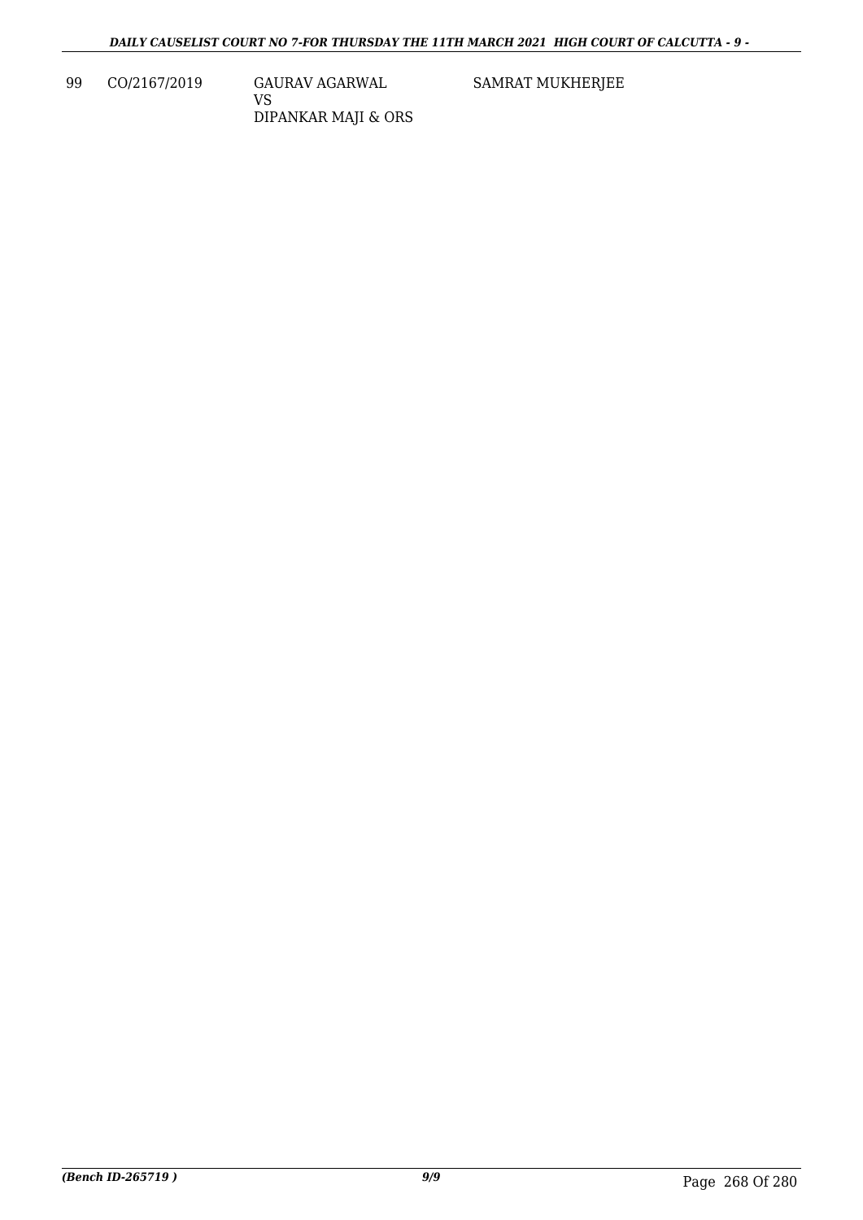| 99 | CO/2167/2019 | GAURAV AGARWAL<br>VS<br>DIPANKAR MAJI & ORS | SAMRAT MUKHERJEE |
|---|---|---|---|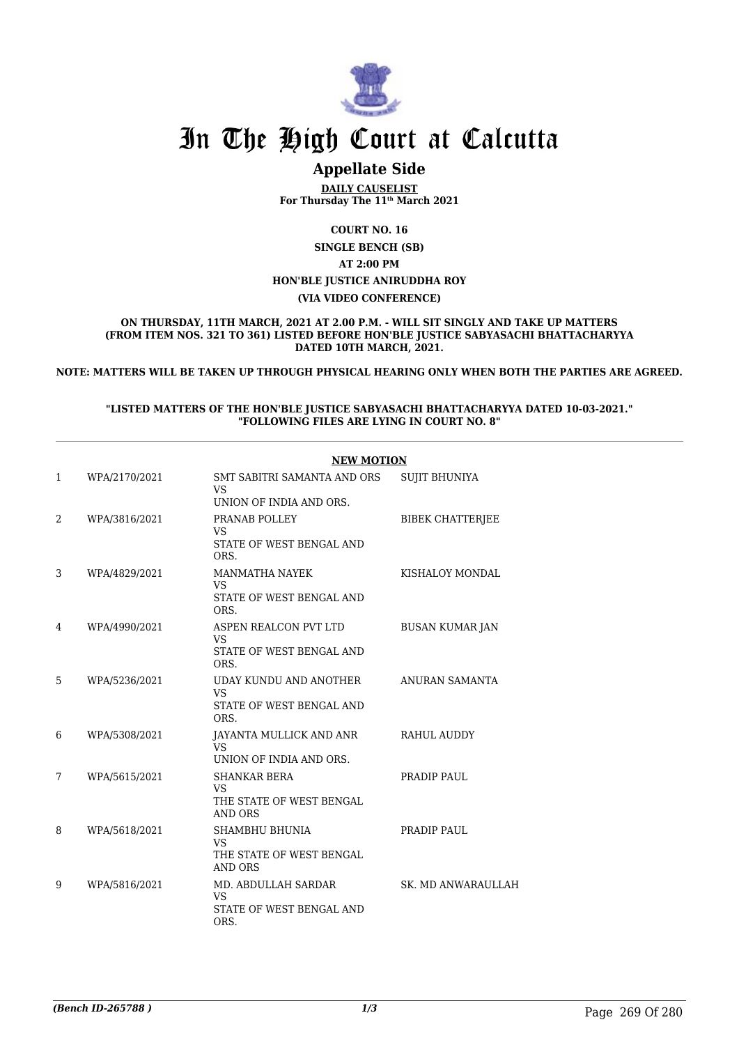# In The High Court at Calcutta

## Appellate Side

**DAILY CAUSELIST**
**For Thursday The 11th March 2021**

**COURT NO. 16**

**SINGLE BENCH (SB)**

**AT 2:00 PM**

**HON'BLE JUSTICE ANIRUDDHA ROY**

**(VIA VIDEO CONFERENCE)**

**ON THURSDAY, 11TH MARCH, 2021 AT 2.00 P.M. - WILL SIT SINGLY AND TAKE UP MATTERS (FROM ITEM NOS. 321 TO 361) LISTED BEFORE HON'BLE JUSTICE SABYASACHI BHATTACHARYYA DATED 10TH MARCH, 2021.**

**NOTE: MATTERS WILL BE TAKEN UP THROUGH PHYSICAL HEARING ONLY WHEN BOTH THE PARTIES ARE AGREED.**

**"LISTED MATTERS OF THE HON'BLE JUSTICE SABYASACHI BHATTACHARYYA DATED 10-03-2021." "FOLLOWING FILES ARE LYING IN COURT NO. 8"**

**NEW MOTION**

| | | | |
|---|---|---|---|
| 1 | WPA/2170/2021 | SMT SABITRI SAMANTA AND ORS VS UNION OF INDIA AND ORS. | SUJIT BHUNIYA |
| 2 | WPA/3816/2021 | PRANAB POLLEY VS STATE OF WEST BENGAL AND ORS. | BIBEK CHATTERJEE |
| 3 | WPA/4829/2021 | MANMATHA NAYEK VS STATE OF WEST BENGAL AND ORS. | KISHALOY MONDAL |
| 4 | WPA/4990/2021 | ASPEN REALCON PVT LTD VS STATE OF WEST BENGAL AND ORS. | BUSAN KUMAR JAN |
| 5 | WPA/5236/2021 | UDAY KUNDU AND ANOTHER VS STATE OF WEST BENGAL AND ORS. | ANURAN SAMANTA |
| 6 | WPA/5308/2021 | JAYANTA MULLICK AND ANR VS UNION OF INDIA AND ORS. | RAHUL AUDDY |
| 7 | WPA/5615/2021 | SHANKAR BERA VS THE STATE OF WEST BENGAL AND ORS | PRADIP PAUL |
| 8 | WPA/5618/2021 | SHAMBHU BHUNIA VS THE STATE OF WEST BENGAL AND ORS | PRADIP PAUL |
| 9 | WPA/5816/2021 | MD. ABDULLAH SARDAR VS STATE OF WEST BENGAL AND ORS. | SK. MD ANWARAULLAH |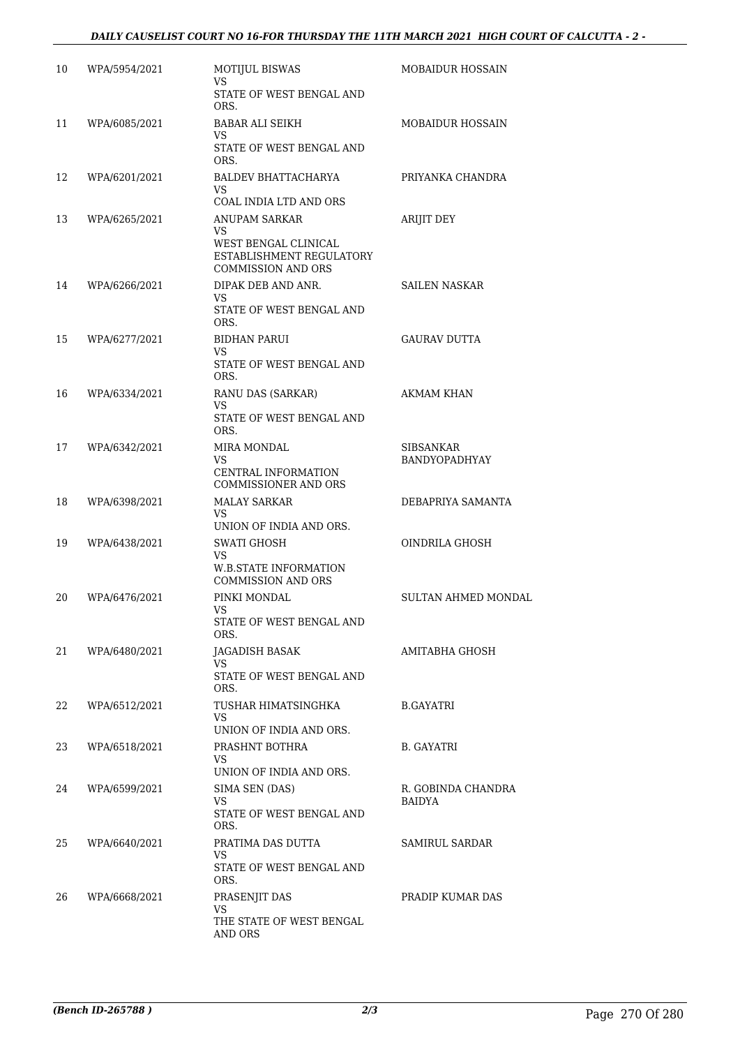| 10 | WPA/5954/2021 | MOTIJUL BISWAS<br>VS<br>STATE OF WEST BENGAL AND ORS. | MOBAIDUR HOSSAIN |
|---|---|---|---|
| 11 | WPA/6085/2021 | BABAR ALI SEIKH<br>VS<br>STATE OF WEST BENGAL AND ORS. | MOBAIDUR HOSSAIN |
| 12 | WPA/6201/2021 | BALDEV BHATTACHARYA<br>VS<br>COAL INDIA LTD AND ORS | PRIYANKA CHANDRA |
| 13 | WPA/6265/2021 | ANUPAM SARKAR<br>VS<br>WEST BENGAL CLINICAL ESTABLISHMENT REGULATORY COMMISSION AND ORS | ARIJIT DEY |
| 14 | WPA/6266/2021 | DIPAK DEB AND ANR.<br>VS<br>STATE OF WEST BENGAL AND ORS. | SAILEN NASKAR |
| 15 | WPA/6277/2021 | BIDHAN PARUI<br>VS<br>STATE OF WEST BENGAL AND ORS. | GAURAV DUTTA |
| 16 | WPA/6334/2021 | RANU DAS (SARKAR)<br>VS<br>STATE OF WEST BENGAL AND ORS. | AKMAM KHAN |
| 17 | WPA/6342/2021 | MIRA MONDAL<br>VS<br>CENTRAL INFORMATION COMMISSIONER AND ORS | SIBSANKAR BANDYOPADHYAY |
| 18 | WPA/6398/2021 | MALAY SARKAR<br>VS<br>UNION OF INDIA AND ORS. | DEBAPRIYA SAMANTA |
| 19 | WPA/6438/2021 | SWATI GHOSH<br>VS<br>W.B.STATE INFORMATION COMMISSION AND ORS | OINDRILA GHOSH |
| 20 | WPA/6476/2021 | PINKI MONDAL<br>VS<br>STATE OF WEST BENGAL AND ORS. | SULTAN AHMED MONDAL |
| 21 | WPA/6480/2021 | JAGADISH BASAK<br>VS<br>STATE OF WEST BENGAL AND ORS. | AMITABHA GHOSH |
| 22 | WPA/6512/2021 | TUSHAR HIMATSINGHKA<br>VS<br>UNION OF INDIA AND ORS. | B.GAYATRI |
| 23 | WPA/6518/2021 | PRASHNT BOTHRA<br>VS<br>UNION OF INDIA AND ORS. | B. GAYATRI |
| 24 | WPA/6599/2021 | SIMA SEN (DAS)<br>VS<br>STATE OF WEST BENGAL AND ORS. | R. GOBINDA CHANDRA BAIDYA |
| 25 | WPA/6640/2021 | PRATIMA DAS DUTTA<br>VS<br>STATE OF WEST BENGAL AND ORS. | SAMIRUL SARDAR |
| 26 | WPA/6668/2021 | PRASENJIT DAS<br>VS<br>THE STATE OF WEST BENGAL AND ORS | PRADIP KUMAR DAS |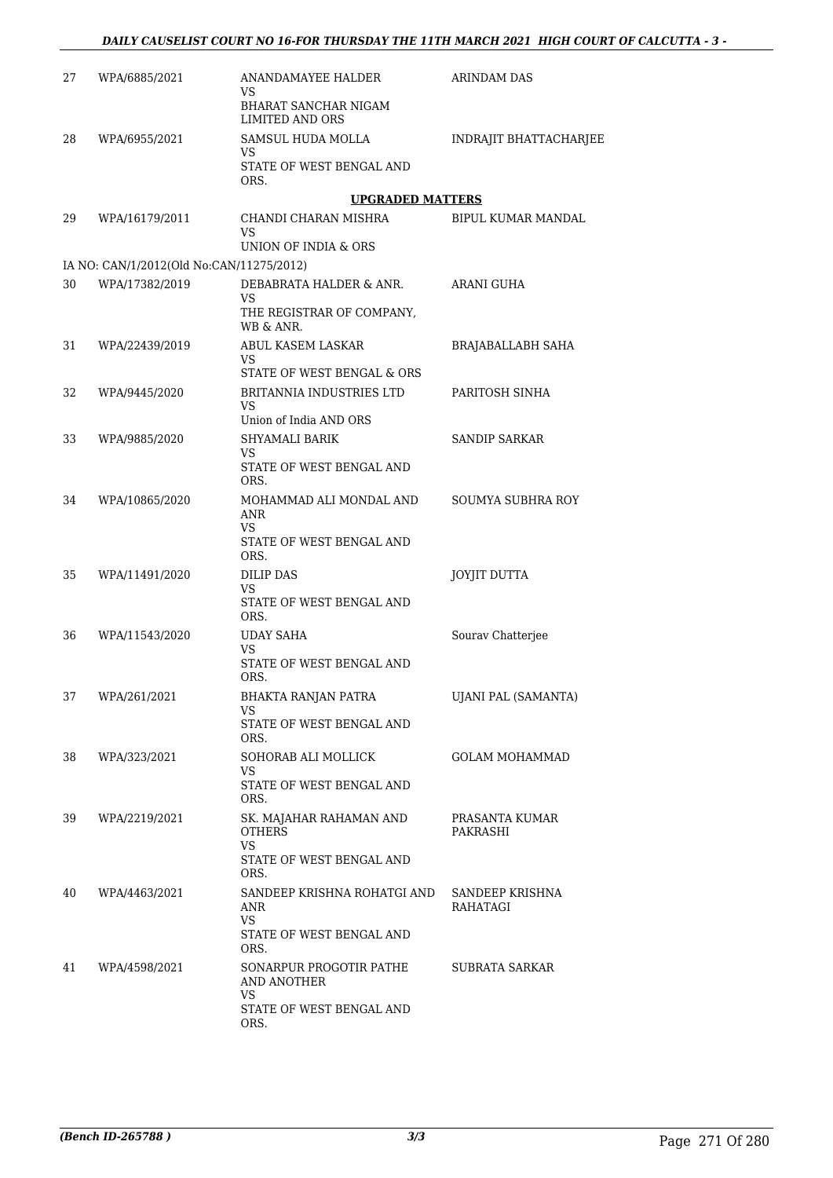| | | | |
|---|---|---|---|
| 27 | WPA/6885/2021 | ANANDAMAYEE HALDER<br>VS<br>BHARAT SANCHAR NIGAM LIMITED AND ORS | ARINDAM DAS |
| 28 | WPA/6955/2021 | SAMSUL HUDA MOLLA<br>VS<br>STATE OF WEST BENGAL AND ORS. | INDRAJIT BHATTACHARJEE |

**UPGRADED MATTERS**

| | | | |
|---|---|---|---|
| 29 | WPA/16179/2011 | CHANDI CHARAN MISHRA<br>VS<br>UNION OF INDIA & ORS | BIPUL KUMAR MANDAL |
| | IA NO: CAN/1/2012(Old No:CAN/11275/2012) | | |
| 30 | WPA/17382/2019 | DEBABRATA HALDER & ANR.<br>VS<br>THE REGISTRAR OF COMPANY, WB & ANR. | ARANI GUHA |
| 31 | WPA/22439/2019 | ABUL KASEM LASKAR<br>VS<br>STATE OF WEST BENGAL & ORS | BRAJABALLABH SAHA |
| 32 | WPA/9445/2020 | BRITANNIA INDUSTRIES LTD<br>VS<br>Union of India AND ORS | PARITOSH SINHA |
| 33 | WPA/9885/2020 | SHYAMALI BARIK<br>VS<br>STATE OF WEST BENGAL AND ORS. | SANDIP SARKAR |
| 34 | WPA/10865/2020 | MOHAMMAD ALI MONDAL AND ANR<br>VS<br>STATE OF WEST BENGAL AND ORS. | SOUMYA SUBHRA ROY |
| 35 | WPA/11491/2020 | DILIP DAS<br>VS<br>STATE OF WEST BENGAL AND ORS. | JOYJIT DUTTA |
| 36 | WPA/11543/2020 | UDAY SAHA<br>VS<br>STATE OF WEST BENGAL AND ORS. | Sourav Chatterjee |
| 37 | WPA/261/2021 | BHAKTA RANJAN PATRA<br>VS<br>STATE OF WEST BENGAL AND ORS. | UJANI PAL (SAMANTA) |
| 38 | WPA/323/2021 | SOHORAB ALI MOLLICK<br>VS<br>STATE OF WEST BENGAL AND ORS. | GOLAM MOHAMMAD |
| 39 | WPA/2219/2021 | SK. MAJAHAR RAHAMAN AND OTHERS<br>VS<br>STATE OF WEST BENGAL AND ORS. | PRASANTA KUMAR PAKRASHI |
| 40 | WPA/4463/2021 | SANDEEP KRISHNA ROHATGI AND ANR<br>VS<br>STATE OF WEST BENGAL AND ORS. | SANDEEP KRISHNA RAHATAGI |
| 41 | WPA/4598/2021 | SONARPUR PROGOTIR PATHE AND ANOTHER<br>VS<br>STATE OF WEST BENGAL AND ORS. | SUBRATA SARKAR |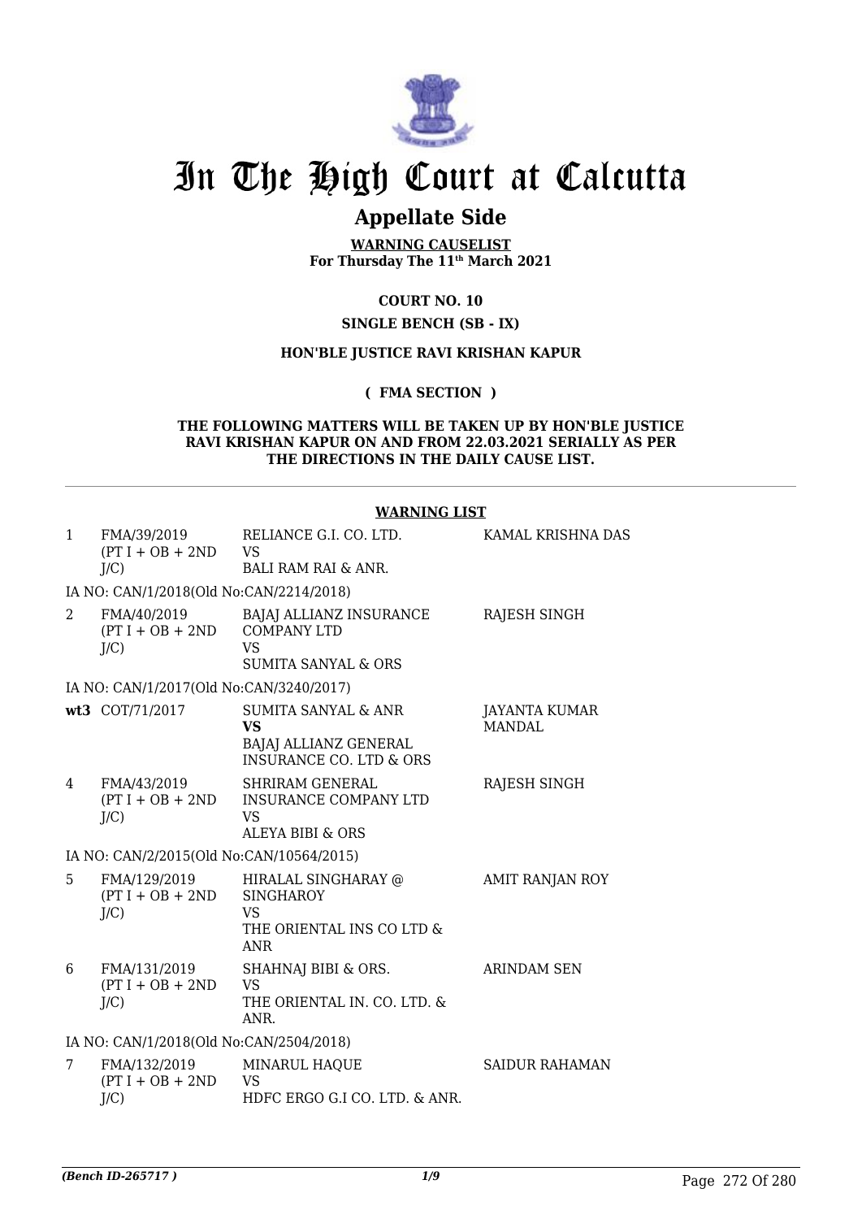# In The High Court at Calcutta

## Appellate Side

**WARNING CAUSELIST**
**For Thursday The 11th March 2021**

**COURT NO. 10**

**SINGLE BENCH (SB - IX)**

**HON'BLE JUSTICE RAVI KRISHAN KAPUR**

**( FMA SECTION )**

**THE FOLLOWING MATTERS WILL BE TAKEN UP BY HON'BLE JUSTICE RAVI KRISHAN KAPUR ON AND FROM 22.03.2021 SERIALLY AS PER THE DIRECTIONS IN THE DAILY CAUSE LIST.**

**WARNING LIST**

| | | | |
|---|---|---|---|
| 1 | FMA/39/2019 (PT I + OB + 2ND J/C) | RELIANCE G.I. CO. LTD. VS BALI RAM RAI & ANR. | KAMAL KRISHNA DAS |
| | IA NO: CAN/1/2018(Old No:CAN/2214/2018) | | |
| 2 | FMA/40/2019 (PT I + OB + 2ND J/C) | BAJAJ ALLIANZ INSURANCE COMPANY LTD VS SUMITA SANYAL & ORS | RAJESH SINGH |
| | IA NO: CAN/1/2017(Old No:CAN/3240/2017) | | |
| **wt3** | COT/71/2017 | SUMITA SANYAL & ANR **VS** BAJAJ ALLIANZ GENERAL INSURANCE CO. LTD & ORS | JAYANTA KUMAR MANDAL |
| 4 | FMA/43/2019 (PT I + OB + 2ND J/C) | SHRIRAM GENERAL INSURANCE COMPANY LTD VS ALEYA BIBI & ORS | RAJESH SINGH |
| | IA NO: CAN/2/2015(Old No:CAN/10564/2015) | | |
| 5 | FMA/129/2019 (PT I + OB + 2ND J/C) | HIRALAL SINGHARAY @ SINGHAROY VS THE ORIENTAL INS CO LTD & ANR | AMIT RANJAN ROY |
| 6 | FMA/131/2019 (PT I + OB + 2ND J/C) | SHAHNAJ BIBI & ORS. VS THE ORIENTAL IN. CO. LTD. & ANR. | ARINDAM SEN |
| | IA NO: CAN/1/2018(Old No:CAN/2504/2018) | | |
| 7 | FMA/132/2019 (PT I + OB + 2ND J/C) | MINARUL HAQUE VS HDFC ERGO G.I CO. LTD. & ANR. | SAIDUR RAHAMAN |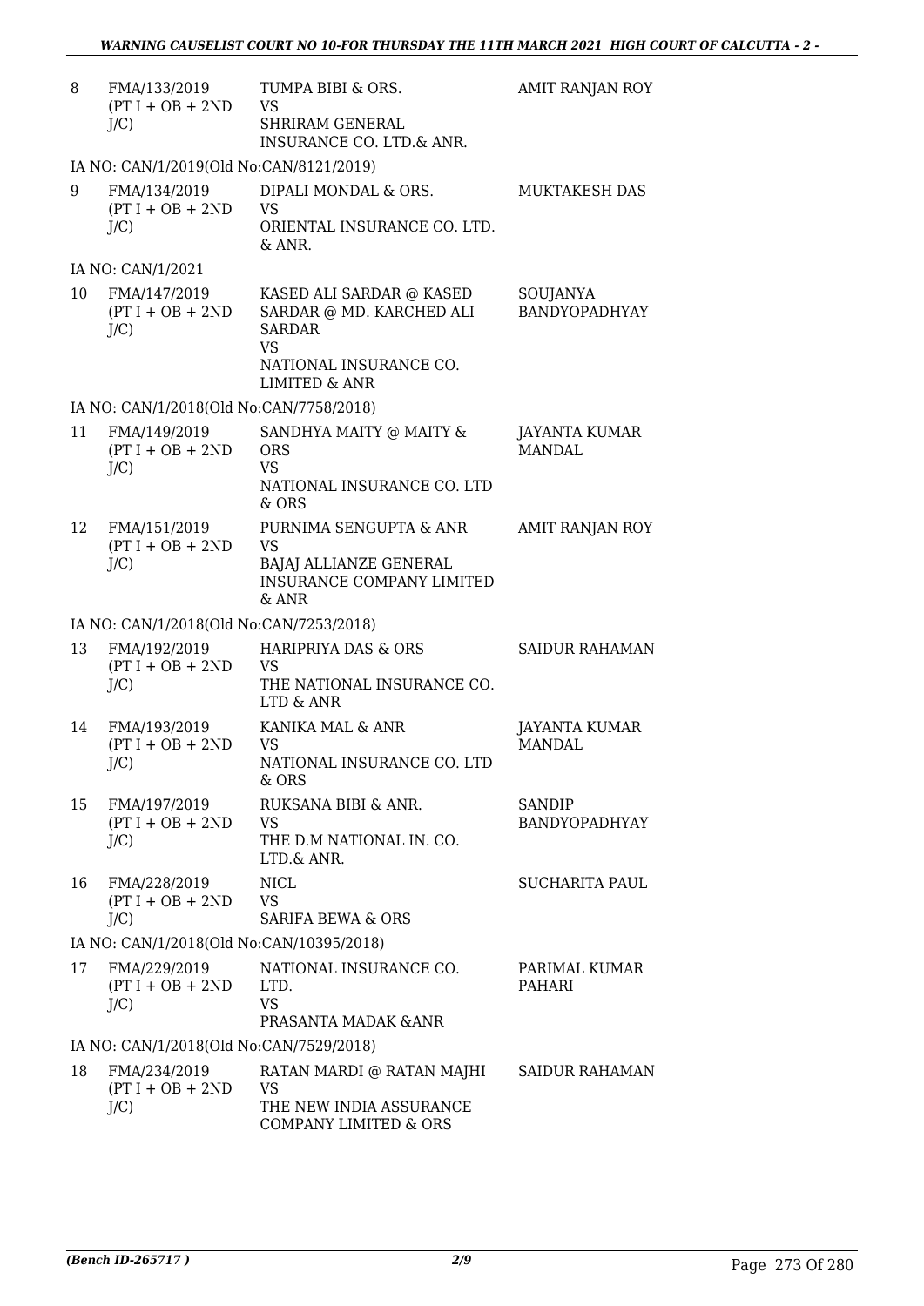| 8 | FMA/133/2019 (PT I + OB + 2ND J/C) | TUMPA BIBI & ORS. VS SHRIRAM GENERAL INSURANCE CO. LTD.& ANR. | AMIT RANJAN ROY |
|---|---|---|---|
| | IA NO: CAN/1/2019(Old No:CAN/8121/2019) | | |
| 9 | FMA/134/2019 (PT I + OB + 2ND J/C) | DIPALI MONDAL & ORS. VS ORIENTAL INSURANCE CO. LTD. & ANR. | MUKTAKESH DAS |
| | IA NO: CAN/1/2021 | | |
| 10 | FMA/147/2019 (PT I + OB + 2ND J/C) | KASED ALI SARDAR @ KASED SARDAR @ MD. KARCHED ALI SARDAR VS NATIONAL INSURANCE CO. LIMITED & ANR | SOUJANYA BANDYOPADHYAY |
| | IA NO: CAN/1/2018(Old No:CAN/7758/2018) | | |
| 11 | FMA/149/2019 (PT I + OB + 2ND J/C) | SANDHYA MAITY @ MAITY & ORS VS NATIONAL INSURANCE CO. LTD & ORS | JAYANTA KUMAR MANDAL |
| 12 | FMA/151/2019 (PT I + OB + 2ND J/C) | PURNIMA SENGUPTA & ANR VS BAJAJ ALLIANZE GENERAL INSURANCE COMPANY LIMITED & ANR | AMIT RANJAN ROY |
| | IA NO: CAN/1/2018(Old No:CAN/7253/2018) | | |
| 13 | FMA/192/2019 (PT I + OB + 2ND J/C) | HARIPRIYA DAS & ORS VS THE NATIONAL INSURANCE CO. LTD & ANR | SAIDUR RAHAMAN |
| 14 | FMA/193/2019 (PT I + OB + 2ND J/C) | KANIKA MAL & ANR VS NATIONAL INSURANCE CO. LTD & ORS | JAYANTA KUMAR MANDAL |
| 15 | FMA/197/2019 (PT I + OB + 2ND J/C) | RUKSANA BIBI & ANR. VS THE D.M NATIONAL IN. CO. LTD.& ANR. | SANDIP BANDYOPADHYAY |
| 16 | FMA/228/2019 (PT I + OB + 2ND J/C) | NICL VS SARIFA BEWA & ORS | SUCHARITA PAUL |
| | IA NO: CAN/1/2018(Old No:CAN/10395/2018) | | |
| 17 | FMA/229/2019 (PT I + OB + 2ND J/C) | NATIONAL INSURANCE CO. LTD. VS PRASANTA MADAK &ANR | PARIMAL KUMAR PAHARI |
| | IA NO: CAN/1/2018(Old No:CAN/7529/2018) | | |
| 18 | FMA/234/2019 (PT I + OB + 2ND J/C) | RATAN MARDI @ RATAN MAJHI VS THE NEW INDIA ASSURANCE COMPANY LIMITED & ORS | SAIDUR RAHAMAN |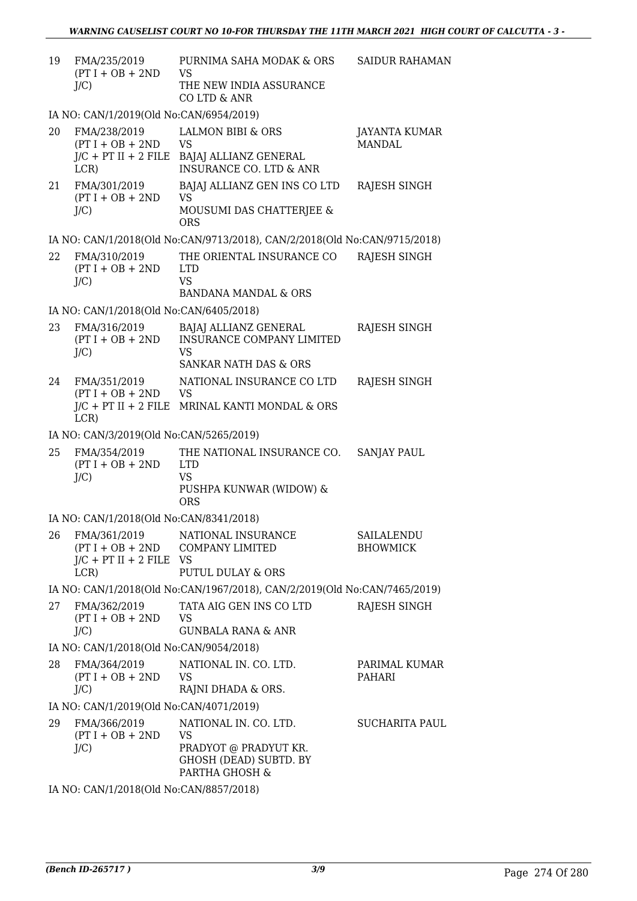| 19 | FMA/235/2019 (PT I + OB + 2ND J/C) | PURNIMA SAHA MODAK & ORS VS THE NEW INDIA ASSURANCE CO LTD & ANR | SAIDUR RAHAMAN |
|---|---|---|---|
| | IA NO: CAN/1/2019(Old No:CAN/6954/2019) | | |
| 20 | FMA/238/2019 (PT I + OB + 2ND J/C + PT II + 2 FILE LCR) | LALMON BIBI & ORS VS BAJAJ ALLIANZ GENERAL INSURANCE CO. LTD & ANR | JAYANTA KUMAR MANDAL |
| 21 | FMA/301/2019 (PT I + OB + 2ND J/C) | BAJAJ ALLIANZ GEN INS CO LTD VS MOUSUMI DAS CHATTERJEE & ORS | RAJESH SINGH |
| | IA NO: CAN/1/2018(Old No:CAN/9713/2018), CAN/2/2018(Old No:CAN/9715/2018) | | |
| 22 | FMA/310/2019 (PT I + OB + 2ND J/C) | THE ORIENTAL INSURANCE CO LTD VS BANDANA MANDAL & ORS | RAJESH SINGH |
| | IA NO: CAN/1/2018(Old No:CAN/6405/2018) | | |
| 23 | FMA/316/2019 (PT I + OB + 2ND J/C) | BAJAJ ALLIANZ GENERAL INSURANCE COMPANY LIMITED VS SANKAR NATH DAS & ORS | RAJESH SINGH |
| 24 | FMA/351/2019 (PT I + OB + 2ND J/C + PT II + 2 FILE LCR) | NATIONAL INSURANCE CO LTD VS MRINAL KANTI MONDAL & ORS | RAJESH SINGH |
| | IA NO: CAN/3/2019(Old No:CAN/5265/2019) | | |
| 25 | FMA/354/2019 (PT I + OB + 2ND J/C) | THE NATIONAL INSURANCE CO. LTD VS PUSHPA KUNWAR (WIDOW) & ORS | SANJAY PAUL |
| | IA NO: CAN/1/2018(Old No:CAN/8341/2018) | | |
| 26 | FMA/361/2019 (PT I + OB + 2ND J/C + PT II + 2 FILE LCR) | NATIONAL INSURANCE COMPANY LIMITED VS PUTUL DULAY & ORS | SAILALENDU BHOWMICK |
| | IA NO: CAN/1/2018(Old No:CAN/1967/2018), CAN/2/2019(Old No:CAN/7465/2019) | | |
| 27 | FMA/362/2019 (PT I + OB + 2ND J/C) | TATA AIG GEN INS CO LTD VS GUNBALA RANA & ANR | RAJESH SINGH |
| | IA NO: CAN/1/2018(Old No:CAN/9054/2018) | | |
| 28 | FMA/364/2019 (PT I + OB + 2ND J/C) | NATIONAL IN. CO. LTD. VS RAJNI DHADA & ORS. | PARIMAL KUMAR PAHARI |
| | IA NO: CAN/1/2019(Old No:CAN/4071/2019) | | |
| 29 | FMA/366/2019 (PT I + OB + 2ND J/C) | NATIONAL IN. CO. LTD. VS PRADYOT @ PRADYUT KR. GHOSH (DEAD) SUBTD. BY PARTHA GHOSH & | SUCHARITA PAUL |
| | IA NO: CAN/1/2018(Old No:CAN/8857/2018) | | |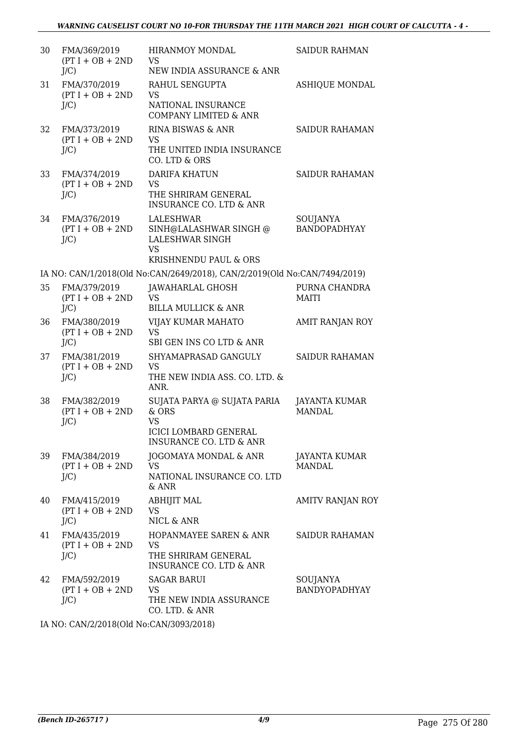| 30 | FMA/369/2019 (PT I + OB + 2ND J/C) | HIRANMOY MONDAL VS NEW INDIA ASSURANCE & ANR | SAIDUR RAHMAN |
|---|---|---|---|
| 31 | FMA/370/2019 (PT I + OB + 2ND J/C) | RAHUL SENGUPTA VS NATIONAL INSURANCE COMPANY LIMITED & ANR | ASHIQUE MONDAL |
| 32 | FMA/373/2019 (PT I + OB + 2ND J/C) | RINA BISWAS & ANR VS THE UNITED INDIA INSURANCE CO. LTD & ORS | SAIDUR RAHAMAN |
| 33 | FMA/374/2019 (PT I + OB + 2ND J/C) | DARIFA KHATUN VS THE SHRIRAM GENERAL INSURANCE CO. LTD & ANR | SAIDUR RAHAMAN |
| 34 | FMA/376/2019 (PT I + OB + 2ND J/C) | LALESHWAR SINH@LALASHWAR SINGH @ LALESHWAR SINGH VS KRISHNENDU PAUL & ORS | SOUJANYA BANDOPADHYAY |

IA NO: CAN/1/2018(Old No:CAN/2649/2018), CAN/2/2019(Old No:CAN/7494/2019)

| 35 | FMA/379/2019 (PT I + OB + 2ND J/C) | JAWAHARLAL GHOSH VS BILLA MULLICK & ANR | PURNA CHANDRA MAITI |
|---|---|---|---|
| 36 | FMA/380/2019 (PT I + OB + 2ND J/C) | VIJAY KUMAR MAHATO VS SBI GEN INS CO LTD & ANR | AMIT RANJAN ROY |
| 37 | FMA/381/2019 (PT I + OB + 2ND J/C) | SHYAMAPRASAD GANGULY VS THE NEW INDIA ASS. CO. LTD. & ANR. | SAIDUR RAHAMAN |
| 38 | FMA/382/2019 (PT I + OB + 2ND J/C) | SUJATA PARYA @ SUJATA PARIA & ORS VS ICICI LOMBARD GENERAL INSURANCE CO. LTD & ANR | JAYANTA KUMAR MANDAL |
| 39 | FMA/384/2019 (PT I + OB + 2ND J/C) | JOGOMAYA MONDAL & ANR VS NATIONAL INSURANCE CO. LTD & ANR | JAYANTA KUMAR MANDAL |
| 40 | FMA/415/2019 (PT I + OB + 2ND J/C) | ABHIJIT MAL VS NICL & ANR | AMITV RANJAN ROY |
| 41 | FMA/435/2019 (PT I + OB + 2ND J/C) | HOPANMAYEE SAREN & ANR VS THE SHRIRAM GENERAL INSURANCE CO. LTD & ANR | SAIDUR RAHAMAN |
| 42 | FMA/592/2019 (PT I + OB + 2ND J/C) | SAGAR BARUI VS THE NEW INDIA ASSURANCE CO. LTD. & ANR | SOUJANYA BANDYOPADHYAY |

IA NO: CAN/2/2018(Old No:CAN/3093/2018)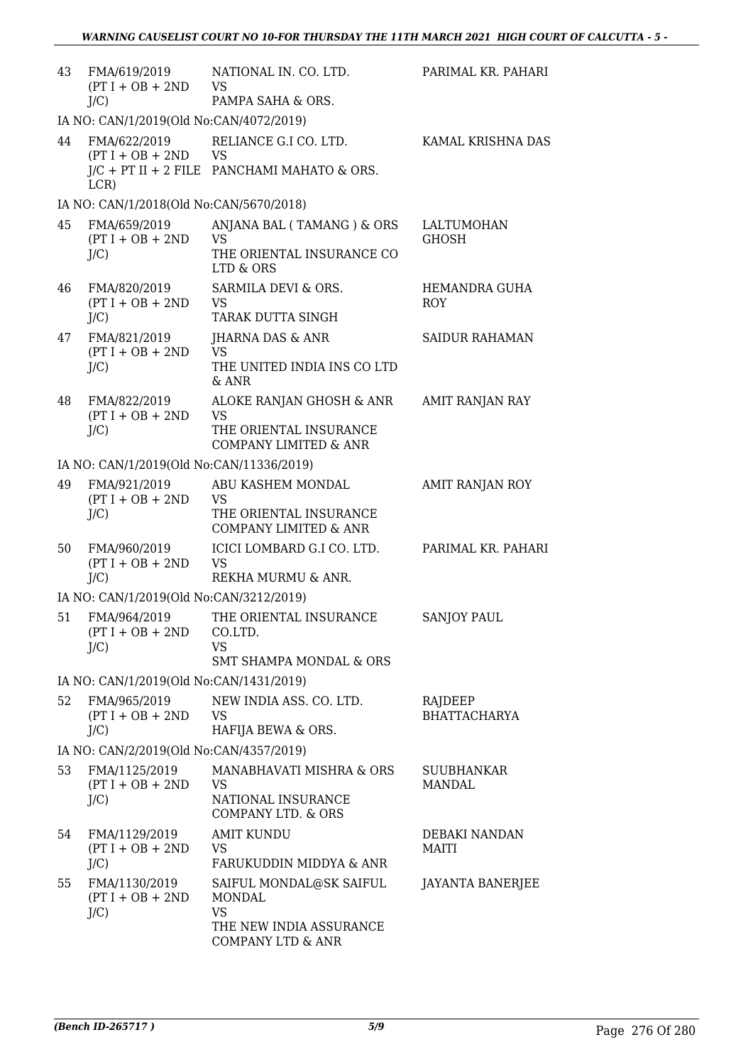| | | | |
|---|---|---|---|
| 43 | FMA/619/2019 (PT I + OB + 2ND J/C) | NATIONAL IN. CO. LTD.<br>VS<br>PAMPA SAHA & ORS. | PARIMAL KR. PAHARI |
| | IA NO: CAN/1/2019(Old No:CAN/4072/2019) | | |
| 44 | FMA/622/2019 (PT I + OB + 2ND J/C + PT II + 2 FILE LCR) | RELIANCE G.I CO. LTD.<br>VS<br>PANCHAMI MAHATO & ORS. | KAMAL KRISHNA DAS |
| | IA NO: CAN/1/2018(Old No:CAN/5670/2018) | | |
| 45 | FMA/659/2019 (PT I + OB + 2ND J/C) | ANJANA BAL ( TAMANG ) & ORS<br>VS<br>THE ORIENTAL INSURANCE CO LTD & ORS | LALTUMOHAN GHOSH |
| 46 | FMA/820/2019 (PT I + OB + 2ND J/C) | SARMILA DEVI & ORS.<br>VS<br>TARAK DUTTA SINGH | HEMANDRA GUHA ROY |
| 47 | FMA/821/2019 (PT I + OB + 2ND J/C) | JHARNA DAS & ANR<br>VS<br>THE UNITED INDIA INS CO LTD & ANR | SAIDUR RAHAMAN |
| 48 | FMA/822/2019 (PT I + OB + 2ND J/C) | ALOKE RANJAN GHOSH & ANR<br>VS<br>THE ORIENTAL INSURANCE COMPANY LIMITED & ANR | AMIT RANJAN RAY |
| | IA NO: CAN/1/2019(Old No:CAN/11336/2019) | | |
| 49 | FMA/921/2019 (PT I + OB + 2ND J/C) | ABU KASHEM MONDAL<br>VS<br>THE ORIENTAL INSURANCE COMPANY LIMITED & ANR | AMIT RANJAN ROY |
| 50 | FMA/960/2019 (PT I + OB + 2ND J/C) | ICICI LOMBARD G.I CO. LTD.<br>VS<br>REKHA MURMU & ANR. | PARIMAL KR. PAHARI |
| | IA NO: CAN/1/2019(Old No:CAN/3212/2019) | | |
| 51 | FMA/964/2019 (PT I + OB + 2ND J/C) | THE ORIENTAL INSURANCE CO.LTD.<br>VS<br>SMT SHAMPA MONDAL & ORS | SANJOY PAUL |
| | IA NO: CAN/1/2019(Old No:CAN/1431/2019) | | |
| 52 | FMA/965/2019 (PT I + OB + 2ND J/C) | NEW INDIA ASS. CO. LTD.<br>VS<br>HAFIJA BEWA & ORS. | RAJDEEP BHATTACHARYA |
| | IA NO: CAN/2/2019(Old No:CAN/4357/2019) | | |
| 53 | FMA/1125/2019 (PT I + OB + 2ND J/C) | MANABHAVATI MISHRA & ORS<br>VS<br>NATIONAL INSURANCE COMPANY LTD. & ORS | SUUBHANKAR MANDAL |
| 54 | FMA/1129/2019 (PT I + OB + 2ND J/C) | AMIT KUNDU<br>VS<br>FARUKUDDIN MIDDYA & ANR | DEBAKI NANDAN MAITI |
| 55 | FMA/1130/2019 (PT I + OB + 2ND J/C) | SAIFUL MONDAL@SK SAIFUL MONDAL<br>VS<br>THE NEW INDIA ASSURANCE COMPANY LTD & ANR | JAYANTA BANERJEE |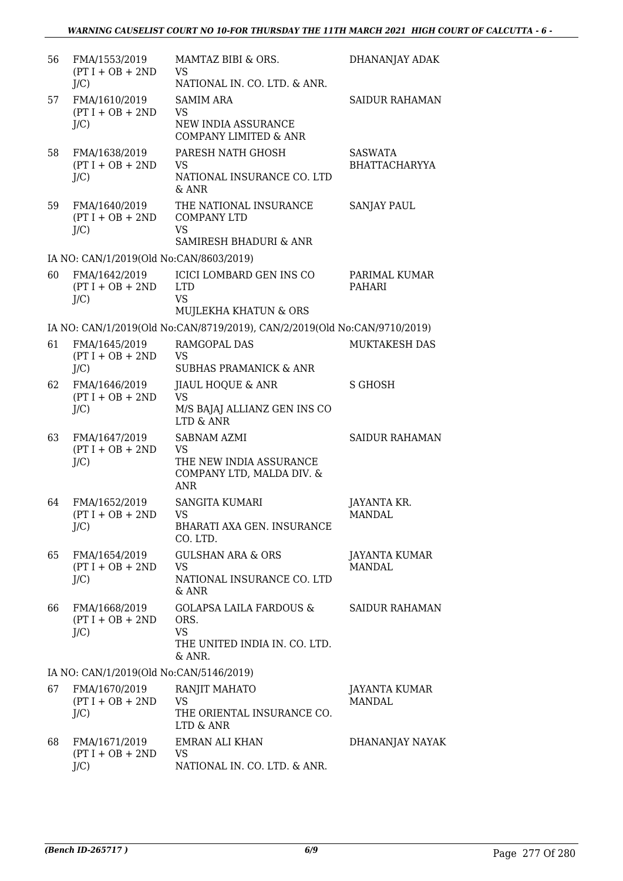| | | | |
|---|---|---|---|
| 56 | FMA/1553/2019 (PT I + OB + 2ND J/C) | MAMTAZ BIBI & ORS. VS NATIONAL IN. CO. LTD. & ANR. | DHANANJAY ADAK |
| 57 | FMA/1610/2019 (PT I + OB + 2ND J/C) | SAMIM ARA VS NEW INDIA ASSURANCE COMPANY LIMITED & ANR | SAIDUR RAHAMAN |
| 58 | FMA/1638/2019 (PT I + OB + 2ND J/C) | PARESH NATH GHOSH VS NATIONAL INSURANCE CO. LTD & ANR | SASWATA BHATTACHARYYA |
| 59 | FMA/1640/2019 (PT I + OB + 2ND J/C) | THE NATIONAL INSURANCE COMPANY LTD VS SAMIRESH BHADURI & ANR | SANJAY PAUL |
| | IA NO: CAN/1/2019(Old No:CAN/8603/2019) | | |
| 60 | FMA/1642/2019 (PT I + OB + 2ND J/C) | ICICI LOMBARD GEN INS CO LTD VS MUJLEKHA KHATUN & ORS | PARIMAL KUMAR PAHARI |
| | IA NO: CAN/1/2019(Old No:CAN/8719/2019), CAN/2/2019(Old No:CAN/9710/2019) | | |
| 61 | FMA/1645/2019 (PT I + OB + 2ND J/C) | RAMGOPAL DAS VS SUBHAS PRAMANICK & ANR | MUKTAKESH DAS |
| 62 | FMA/1646/2019 (PT I + OB + 2ND J/C) | JIAUL HOQUE & ANR VS M/S BAJAJ ALLIANZ GEN INS CO LTD & ANR | S GHOSH |
| 63 | FMA/1647/2019 (PT I + OB + 2ND J/C) | SABNAM AZMI VS THE NEW INDIA ASSURANCE COMPANY LTD, MALDA DIV. & ANR | SAIDUR RAHAMAN |
| 64 | FMA/1652/2019 (PT I + OB + 2ND J/C) | SANGITA KUMARI VS BHARATI AXA GEN. INSURANCE CO. LTD. | JAYANTA KR. MANDAL |
| 65 | FMA/1654/2019 (PT I + OB + 2ND J/C) | GULSHAN ARA & ORS VS NATIONAL INSURANCE CO. LTD & ANR | JAYANTA KUMAR MANDAL |
| 66 | FMA/1668/2019 (PT I + OB + 2ND J/C) | GOLAPSA LAILA FARDOUS & ORS. VS THE UNITED INDIA IN. CO. LTD. & ANR. | SAIDUR RAHAMAN |
| | IA NO: CAN/1/2019(Old No:CAN/5146/2019) | | |
| 67 | FMA/1670/2019 (PT I + OB + 2ND J/C) | RANJIT MAHATO VS THE ORIENTAL INSURANCE CO. LTD & ANR | JAYANTA KUMAR MANDAL |
| 68 | FMA/1671/2019 (PT I + OB + 2ND J/C) | EMRAN ALI KHAN VS NATIONAL IN. CO. LTD. & ANR. | DHANANJAY NAYAK |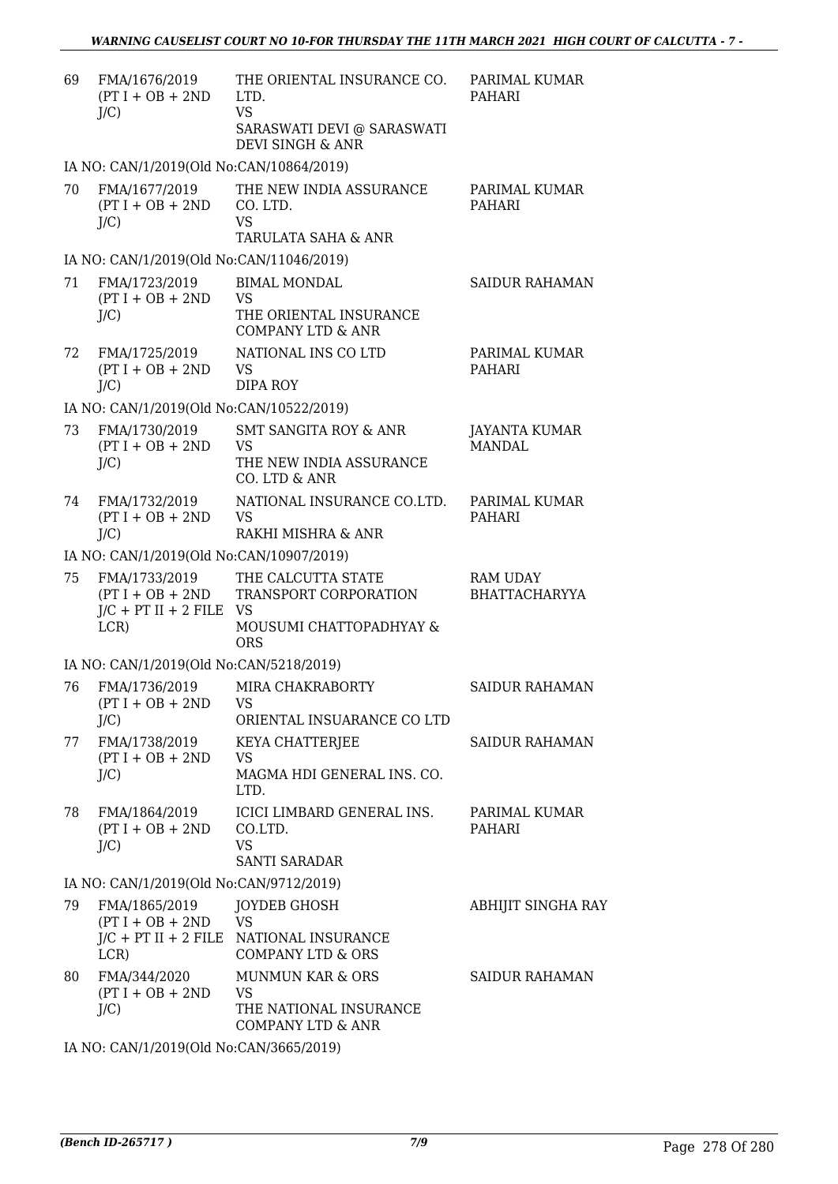| | | | |
|---|---|---|---|
| 69 | FMA/1676/2019 (PT I + OB + 2ND J/C) | THE ORIENTAL INSURANCE CO. LTD. VS SARASWATI DEVI @ SARASWATI DEVI SINGH & ANR | PARIMAL KUMAR PAHARI |
| | IA NO: CAN/1/2019(Old No:CAN/10864/2019) | | |
| 70 | FMA/1677/2019 (PT I + OB + 2ND J/C) | THE NEW INDIA ASSURANCE CO. LTD. VS TARULATA SAHA & ANR | PARIMAL KUMAR PAHARI |
| | IA NO: CAN/1/2019(Old No:CAN/11046/2019) | | |
| 71 | FMA/1723/2019 (PT I + OB + 2ND J/C) | BIMAL MONDAL VS THE ORIENTAL INSURANCE COMPANY LTD & ANR | SAIDUR RAHAMAN |
| 72 | FMA/1725/2019 (PT I + OB + 2ND J/C) | NATIONAL INS CO LTD VS DIPA ROY | PARIMAL KUMAR PAHARI |
| | IA NO: CAN/1/2019(Old No:CAN/10522/2019) | | |
| 73 | FMA/1730/2019 (PT I + OB + 2ND J/C) | SMT SANGITA ROY & ANR VS THE NEW INDIA ASSURANCE CO. LTD & ANR | JAYANTA KUMAR MANDAL |
| 74 | FMA/1732/2019 (PT I + OB + 2ND J/C) | NATIONAL INSURANCE CO.LTD. VS RAKHI MISHRA & ANR | PARIMAL KUMAR PAHARI |
| | IA NO: CAN/1/2019(Old No:CAN/10907/2019) | | |
| 75 | FMA/1733/2019 (PT I + OB + 2ND J/C + PT II + 2 FILE LCR) | THE CALCUTTA STATE TRANSPORT CORPORATION VS MOUSUMI CHATTOPADHYAY & ORS | RAM UDAY BHATTACHARYYA |
| | IA NO: CAN/1/2019(Old No:CAN/5218/2019) | | |
| 76 | FMA/1736/2019 (PT I + OB + 2ND J/C) | MIRA CHAKRABORTY VS ORIENTAL INSUARANCE CO LTD | SAIDUR RAHAMAN |
| 77 | FMA/1738/2019 (PT I + OB + 2ND J/C) | KEYA CHATTERJEE VS MAGMA HDI GENERAL INS. CO. LTD. | SAIDUR RAHAMAN |
| 78 | FMA/1864/2019 (PT I + OB + 2ND J/C) | ICICI LIMBARD GENERAL INS. CO.LTD. VS SANTI SARADAR | PARIMAL KUMAR PAHARI |
| | IA NO: CAN/1/2019(Old No:CAN/9712/2019) | | |
| 79 | FMA/1865/2019 (PT I + OB + 2ND J/C + PT II + 2 FILE LCR) | JOYDEB GHOSH VS NATIONAL INSURANCE COMPANY LTD & ORS | ABHIJIT SINGHA RAY |
| 80 | FMA/344/2020 (PT I + OB + 2ND J/C) | MUNMUN KAR & ORS VS THE NATIONAL INSURANCE COMPANY LTD & ANR | SAIDUR RAHAMAN |
| | IA NO: CAN/1/2019(Old No:CAN/3665/2019) | | |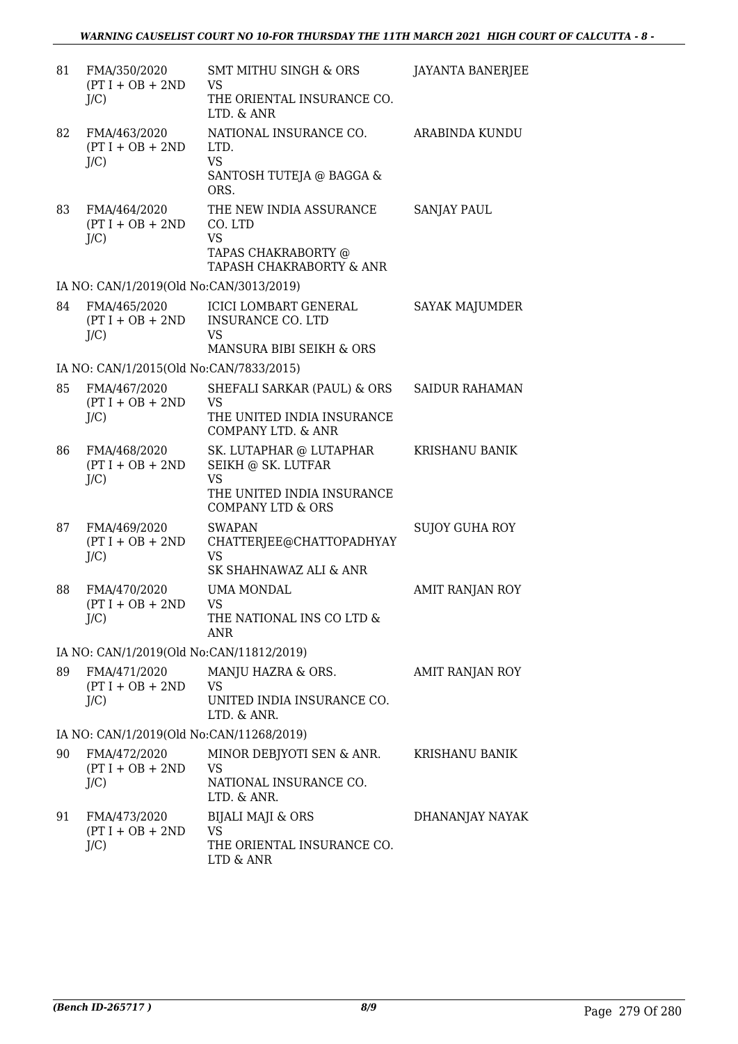| | | | |
|---|---|---|---|
| 81 | FMA/350/2020 (PT I + OB + 2ND J/C) | SMT MITHU SINGH & ORS VS THE ORIENTAL INSURANCE CO. LTD. & ANR | JAYANTA BANERJEE |
| 82 | FMA/463/2020 (PT I + OB + 2ND J/C) | NATIONAL INSURANCE CO. LTD. VS SANTOSH TUTEJA @ BAGGA & ORS. | ARABINDA KUNDU |
| 83 | FMA/464/2020 (PT I + OB + 2ND J/C) | THE NEW INDIA ASSURANCE CO. LTD VS TAPAS CHAKRABORTY @ TAPASH CHAKRABORTY & ANR | SANJAY PAUL |
| | IA NO: CAN/1/2019(Old No:CAN/3013/2019) | | |
| 84 | FMA/465/2020 (PT I + OB + 2ND J/C) | ICICI LOMBART GENERAL INSURANCE CO. LTD VS MANSURA BIBI SEIKH & ORS | SAYAK MAJUMDER |
| | IA NO: CAN/1/2015(Old No:CAN/7833/2015) | | |
| 85 | FMA/467/2020 (PT I + OB + 2ND J/C) | SHEFALI SARKAR (PAUL) & ORS VS THE UNITED INDIA INSURANCE COMPANY LTD. & ANR | SAIDUR RAHAMAN |
| 86 | FMA/468/2020 (PT I + OB + 2ND J/C) | SK. LUTAPHAR @ LUTAPHAR SEIKH @ SK. LUTFAR VS THE UNITED INDIA INSURANCE COMPANY LTD & ORS | KRISHANU BANIK |
| 87 | FMA/469/2020 (PT I + OB + 2ND J/C) | SWAPAN CHATTERJEE@CHATTOPADHYAY VS SK SHAHNAWAZ ALI & ANR | SUJOY GUHA ROY |
| 88 | FMA/470/2020 (PT I + OB + 2ND J/C) | UMA MONDAL VS THE NATIONAL INS CO LTD & ANR | AMIT RANJAN ROY |
| | IA NO: CAN/1/2019(Old No:CAN/11812/2019) | | |
| 89 | FMA/471/2020 (PT I + OB + 2ND J/C) | MANJU HAZRA & ORS. VS UNITED INDIA INSURANCE CO. LTD. & ANR. | AMIT RANJAN ROY |
| | IA NO: CAN/1/2019(Old No:CAN/11268/2019) | | |
| 90 | FMA/472/2020 (PT I + OB + 2ND J/C) | MINOR DEBJYOTI SEN & ANR. VS NATIONAL INSURANCE CO. LTD. & ANR. | KRISHANU BANIK |
| 91 | FMA/473/2020 (PT I + OB + 2ND J/C) | BIJALI MAJI & ORS VS THE ORIENTAL INSURANCE CO. LTD & ANR | DHANANJAY NAYAK |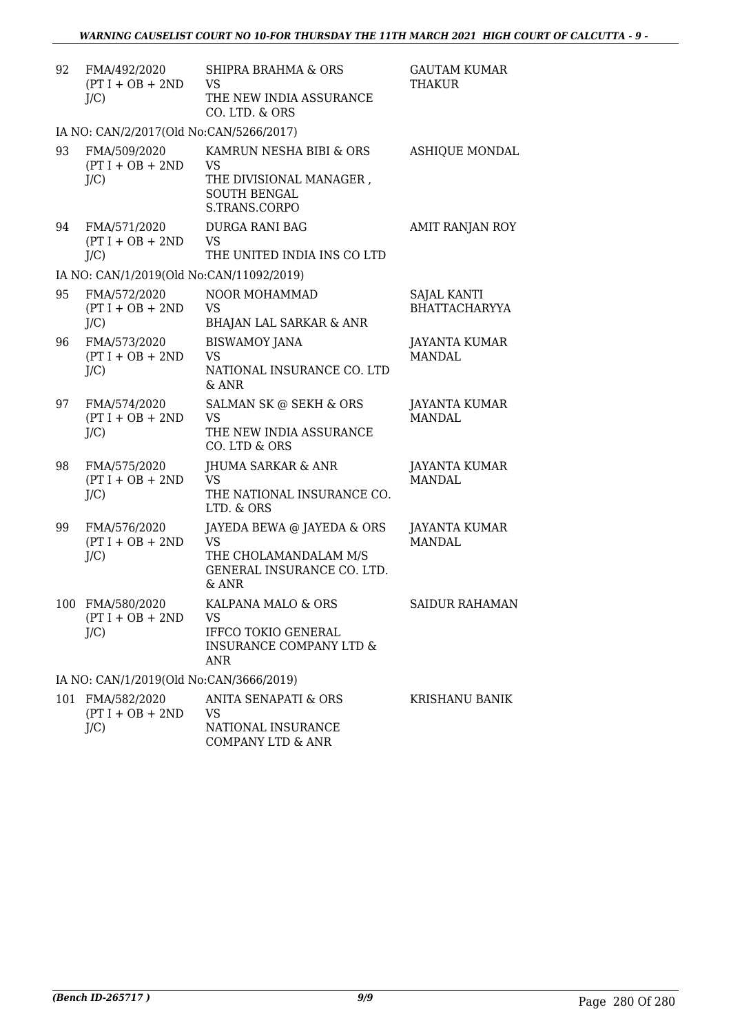| | | | |
|---|---|---|---|
| 92 | FMA/492/2020 (PT I + OB + 2ND J/C) | SHIPRA BRAHMA & ORS VS THE NEW INDIA ASSURANCE CO. LTD. & ORS | GAUTAM KUMAR THAKUR |

IA NO: CAN/2/2017(Old No:CAN/5266/2017)

| | | | |
|---|---|---|---|
| 93 | FMA/509/2020 (PT I + OB + 2ND J/C) | KAMRUN NESHA BIBI & ORS VS THE DIVISIONAL MANAGER , SOUTH BENGAL S.TRANS.CORPO | ASHIQUE MONDAL |
| 94 | FMA/571/2020 (PT I + OB + 2ND J/C) | DURGA RANI BAG VS THE UNITED INDIA INS CO LTD | AMIT RANJAN ROY |

IA NO: CAN/1/2019(Old No:CAN/11092/2019)

| | | | |
|---|---|---|---|
| 95 | FMA/572/2020 (PT I + OB + 2ND J/C) | NOOR MOHAMMAD VS BHAJAN LAL SARKAR & ANR | SAJAL KANTI BHATTACHARYYA |
| 96 | FMA/573/2020 (PT I + OB + 2ND J/C) | BISWAMOY JANA VS NATIONAL INSURANCE CO. LTD & ANR | JAYANTA KUMAR MANDAL |
| 97 | FMA/574/2020 (PT I + OB + 2ND J/C) | SALMAN SK @ SEKH & ORS VS THE NEW INDIA ASSURANCE CO. LTD & ORS | JAYANTA KUMAR MANDAL |
| 98 | FMA/575/2020 (PT I + OB + 2ND J/C) | JHUMA SARKAR & ANR VS THE NATIONAL INSURANCE CO. LTD. & ORS | JAYANTA KUMAR MANDAL |
| 99 | FMA/576/2020 (PT I + OB + 2ND J/C) | JAYEDA BEWA @ JAYEDA & ORS VS THE CHOLAMANDALAM M/S GENERAL INSURANCE CO. LTD. & ANR | JAYANTA KUMAR MANDAL |
| 100 | FMA/580/2020 (PT I + OB + 2ND J/C) | KALPANA MALO & ORS VS IFFCO TOKIO GENERAL INSURANCE COMPANY LTD & ANR | SAIDUR RAHAMAN |

IA NO: CAN/1/2019(Old No:CAN/3666/2019)

| | | | |
|---|---|---|---|
| 101 | FMA/582/2020 (PT I + OB + 2ND J/C) | ANITA SENAPATI & ORS VS NATIONAL INSURANCE COMPANY LTD & ANR | KRISHANU BANIK |